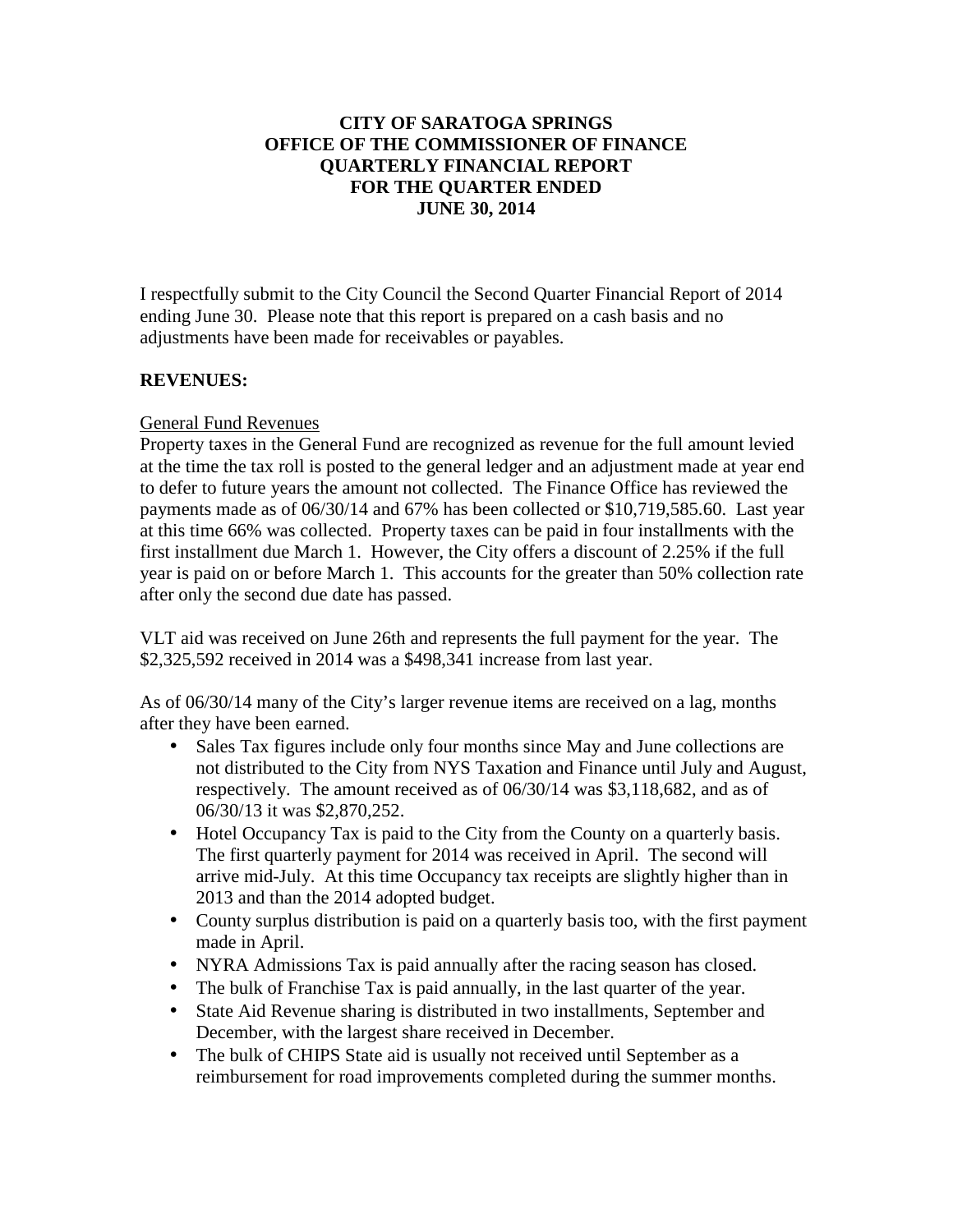# CITY OF SARATOGA SPRINGS
# OFFICE OF THE COMMISSIONER OF FINANCE
# QUARTERLY FINANCIAL REPORT
# FOR THE QUARTER ENDED
# JUNE 30, 2014

I respectfully submit to the City Council the Second Quarter Financial Report of 2014 ending June 30. Please note that this report is prepared on a cash basis and no adjustments have been made for receivables or payables.

## REVENUES:

### General Fund Revenues

Property taxes in the General Fund are recognized as revenue for the full amount levied at the time the tax roll is posted to the general ledger and an adjustment made at year end to defer to future years the amount not collected. The Finance Office has reviewed the payments made as of 06/30/14 and 67% has been collected or $10,719,585.60. Last year at this time 66% was collected. Property taxes can be paid in four installments with the first installment due March 1. However, the City offers a discount of 2.25% if the full year is paid on or before March 1. This accounts for the greater than 50% collection rate after only the second due date has passed.

VLT aid was received on June 26th and represents the full payment for the year. The $2,325,592 received in 2014 was a $498,341 increase from last year.

As of 06/30/14 many of the City's larger revenue items are received on a lag, months after they have been earned.

- Sales Tax figures include only four months since May and June collections are not distributed to the City from NYS Taxation and Finance until July and August, respectively. The amount received as of 06/30/14 was $3,118,682, and as of 06/30/13 it was $2,870,252.
- Hotel Occupancy Tax is paid to the City from the County on a quarterly basis. The first quarterly payment for 2014 was received in April. The second will arrive mid-July. At this time Occupancy tax receipts are slightly higher than in 2013 and than the 2014 adopted budget.
- County surplus distribution is paid on a quarterly basis too, with the first payment made in April.
- NYRA Admissions Tax is paid annually after the racing season has closed.
- The bulk of Franchise Tax is paid annually, in the last quarter of the year.
- State Aid Revenue sharing is distributed in two installments, September and December, with the largest share received in December.
- The bulk of CHIPS State aid is usually not received until September as a reimbursement for road improvements completed during the summer months.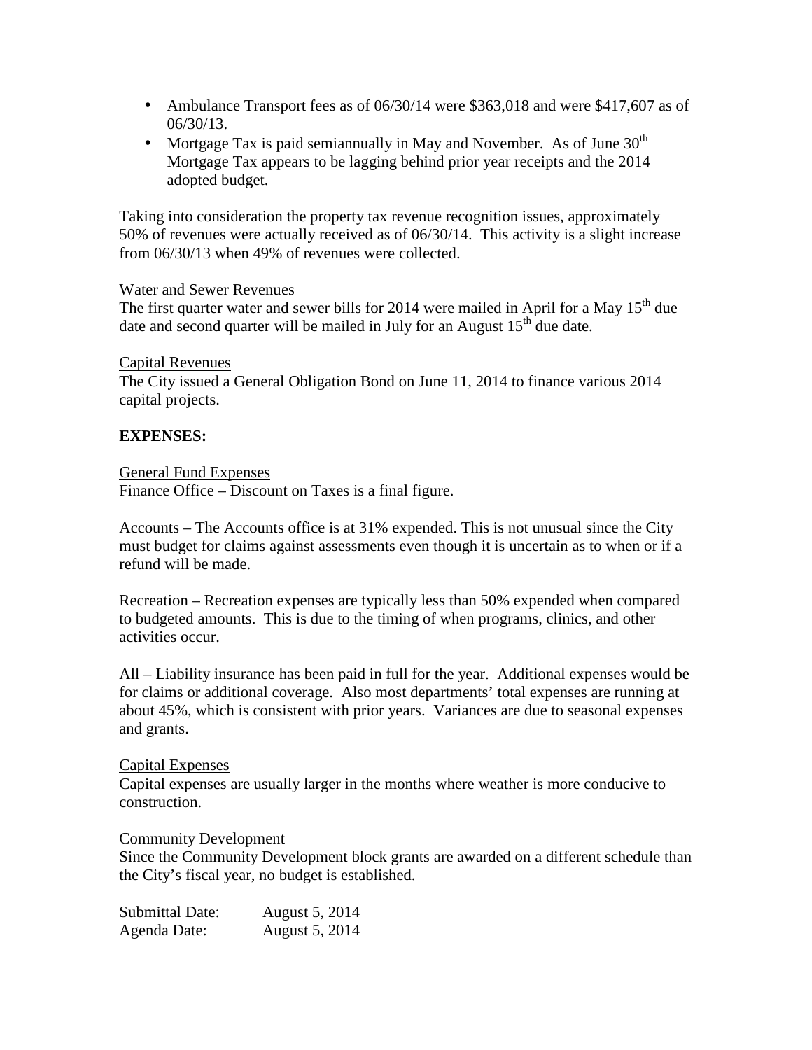- Ambulance Transport fees as of 06/30/14 were $363,018 and were $417,607 as of 06/30/13.
- Mortgage Tax is paid semiannually in May and November. As of June 30th Mortgage Tax appears to be lagging behind prior year receipts and the 2014 adopted budget.

Taking into consideration the property tax revenue recognition issues, approximately 50% of revenues were actually received as of 06/30/14. This activity is a slight increase from 06/30/13 when 49% of revenues were collected.

Water and Sewer Revenues
The first quarter water and sewer bills for 2014 were mailed in April for a May 15th due date and second quarter will be mailed in July for an August 15th due date.

Capital Revenues
The City issued a General Obligation Bond on June 11, 2014 to finance various 2014 capital projects.

**EXPENSES:**

General Fund Expenses
Finance Office – Discount on Taxes is a final figure.

Accounts – The Accounts office is at 31% expended. This is not unusual since the City must budget for claims against assessments even though it is uncertain as to when or if a refund will be made.

Recreation – Recreation expenses are typically less than 50% expended when compared to budgeted amounts. This is due to the timing of when programs, clinics, and other activities occur.

All – Liability insurance has been paid in full for the year. Additional expenses would be for claims or additional coverage. Also most departments' total expenses are running at about 45%, which is consistent with prior years. Variances are due to seasonal expenses and grants.

Capital Expenses
Capital expenses are usually larger in the months where weather is more conducive to construction.

Community Development
Since the Community Development block grants are awarded on a different schedule than the City's fiscal year, no budget is established.

Submittal Date: August 5, 2014
Agenda Date: August 5, 2014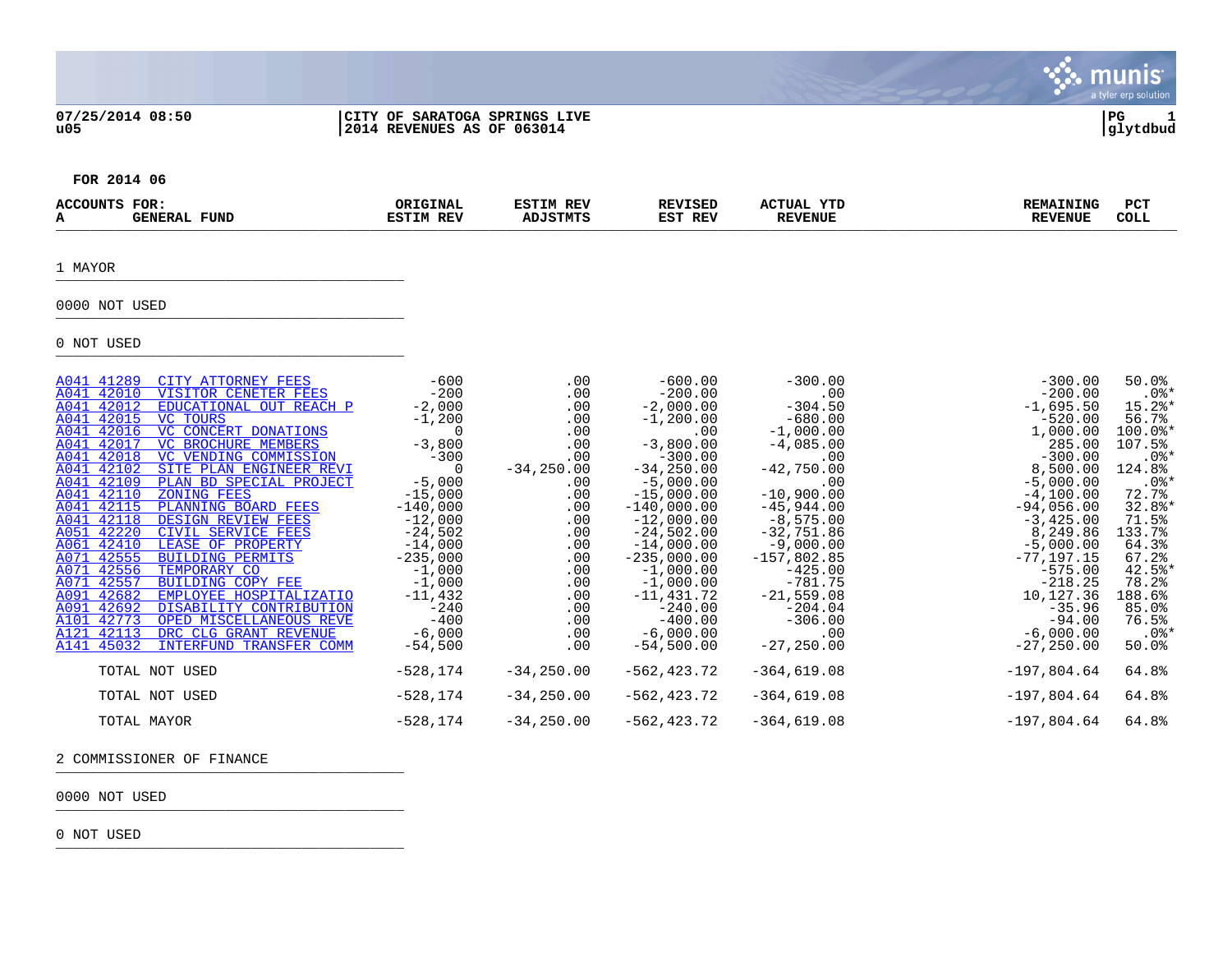07/25/2014 08:50 | CITY OF SARATOGA SPRINGS LIVE
u05 | 2014 REVENUES AS OF 063014 | glytdbud

**FOR 2014 06**

| ACCOUNTS FOR: A GENERAL FUND | ORIGINAL ESTIM REV | ESTIM REV ADJSTMTS | REVISED EST REV | ACTUAL YTD REVENUE | REMAINING REVENUE | PCT COLL |
|---|---|---|---|---|---|---|
| **1 MAYOR** | | | | | | |
| **0000 NOT USED** | | | | | | |
| **0 NOT USED** | | | | | | |
| A041 41289 CITY ATTORNEY FEES | -600 | .00 | -600.00 | -300.00 | -300.00 | 50.0% |
| A041 42010 VISITOR CENETER FEES | -200 | .00 | -200.00 | .00 | -200.00 | .0%* |
| A041 42012 EDUCATIONAL OUT REACH P | -2,000 | .00 | -2,000.00 | -304.50 | -1,695.50 | 15.2%* |
| A041 42015 VC TOURS | -1,200 | .00 | -1,200.00 | -680.00 | -520.00 | 56.7% |
| A041 42016 VC CONCERT DONATIONS | 0 | .00 | .00 | -1,000.00 | 1,000.00 | 100.0%* |
| A041 42017 VC BROCHURE MEMBERS | -3,800 | .00 | -3,800.00 | -4,085.00 | 285.00 | 107.5% |
| A041 42018 VC VENDING COMMISSION | -300 | .00 | -300.00 | .00 | -300.00 | .0%* |
| A041 42102 SITE PLAN ENGINEER REVI | 0 | -34,250.00 | -34,250.00 | -42,750.00 | 8,500.00 | 124.8% |
| A041 42109 PLAN BD SPECIAL PROJECT | -5,000 | .00 | -5,000.00 | .00 | -5,000.00 | .0%* |
| A041 42110 ZONING FEES | -15,000 | .00 | -15,000.00 | -10,900.00 | -4,100.00 | 72.7% |
| A041 42115 PLANNING BOARD FEES | -140,000 | .00 | -140,000.00 | -45,944.00 | -94,056.00 | 32.8%* |
| A041 42118 DESIGN REVIEW FEES | -12,000 | .00 | -12,000.00 | -8,575.00 | -3,425.00 | 71.5% |
| A051 42220 CIVIL SERVICE FEES | -24,502 | .00 | -24,502.00 | -32,751.86 | 8,249.86 | 133.7% |
| A061 42410 LEASE OF PROPERTY | -14,000 | .00 | -14,000.00 | -9,000.00 | -5,000.00 | 64.3% |
| A071 42555 BUILDING PERMITS | -235,000 | .00 | -235,000.00 | -157,802.85 | -77,197.15 | 67.2% |
| A071 42556 TEMPORARY CO | -1,000 | .00 | -1,000.00 | -425.00 | -575.00 | 42.5%* |
| A071 42557 BUILDING COPY FEE | -1,000 | .00 | -1,000.00 | -781.75 | -218.25 | 78.2% |
| A091 42682 EMPLOYEE HOSPITALIZATIO | -11,432 | .00 | -11,431.72 | -21,559.08 | 10,127.36 | 188.6% |
| A091 42692 DISABILITY CONTRIBUTION | -240 | .00 | -240.00 | -204.04 | -35.96 | 85.0% |
| A101 42773 OPED MISCELLANEOUS REVE | -400 | .00 | -400.00 | -306.00 | -94.00 | 76.5% |
| A121 42113 DRC CLG GRANT REVENUE | -6,000 | .00 | -6,000.00 | .00 | -6,000.00 | .0%* |
| A141 45032 INTERFUND TRANSFER COMM | -54,500 | .00 | -54,500.00 | -27,250.00 | -27,250.00 | 50.0% |
| TOTAL NOT USED | -528,174 | -34,250.00 | -562,423.72 | -364,619.08 | -197,804.64 | 64.8% |
| TOTAL NOT USED | -528,174 | -34,250.00 | -562,423.72 | -364,619.08 | -197,804.64 | 64.8% |
| TOTAL MAYOR | -528,174 | -34,250.00 | -562,423.72 | -364,619.08 | -197,804.64 | 64.8% |

2 COMMISSIONER OF FINANCE

0000 NOT USED

0 NOT USED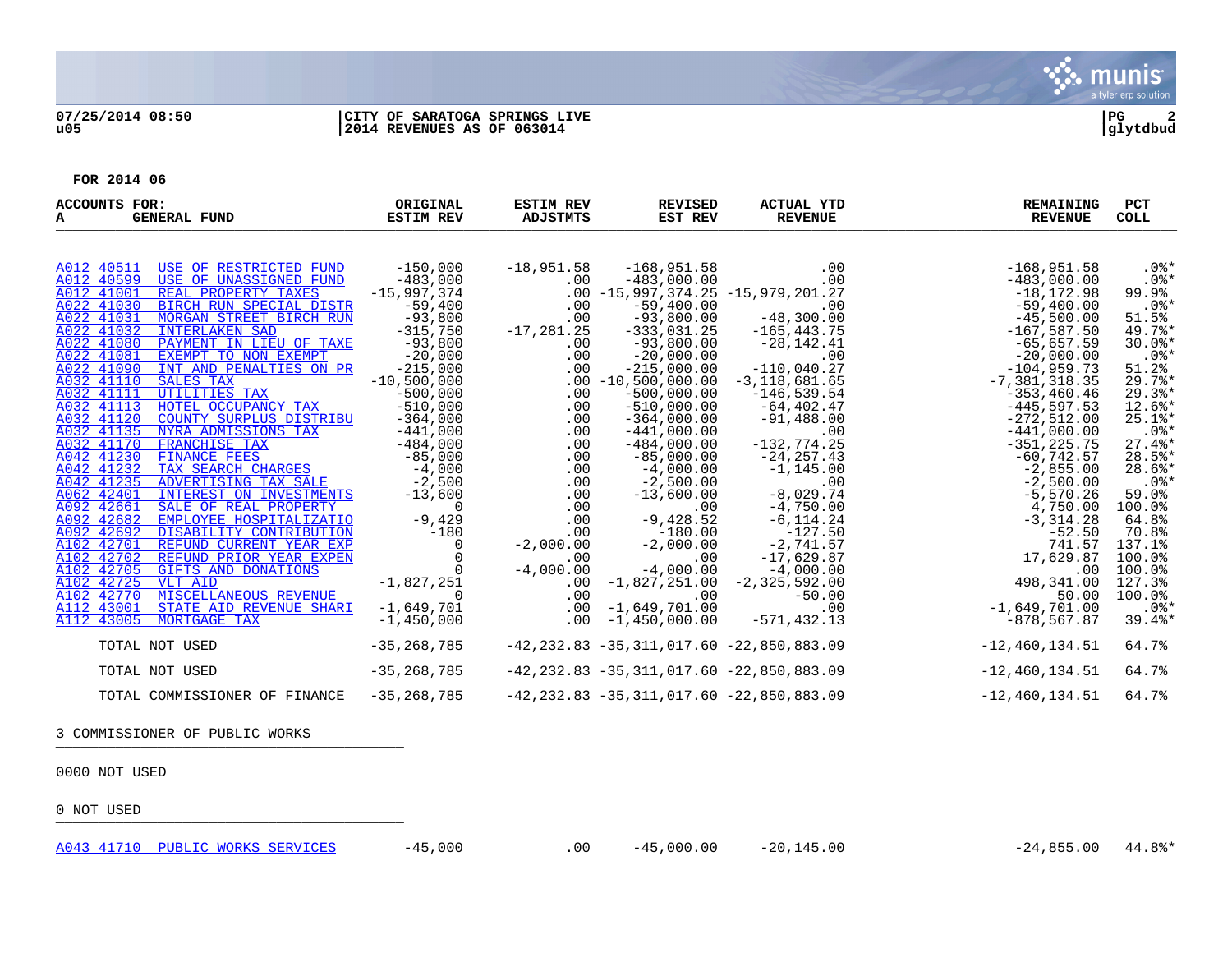07/25/2014 08:50 | CITY OF SARATOGA SPRINGS LIVE | PG 2
u05 | 2014 REVENUES AS OF 063014 | glytdbud

**FOR 2014 06**

| ACCOUNTS FOR: A GENERAL FUND | ORIGINAL ESTIM REV | ESTIM REV ADJSTMTS | REVISED EST REV | ACTUAL YTD REVENUE | REMAINING REVENUE | PCT COLL |
|---|---|---|---|---|---|---|
| A012 40511 USE OF RESTRICTED FUND | -150,000 | -18,951.58 | -168,951.58 | .00 | -168,951.58 | .0%* |
| A012 40599 USE OF UNASSIGNED FUND | -483,000 | .00 | -483,000.00 | .00 | -483,000.00 | .0%* |
| A012 41001 REAL PROPERTY TAXES | -15,997,374 | .00 | -15,997,374.25 | -15,979,201.27 | -18,172.98 | 99.9% |
| A022 41030 BIRCH RUN SPECIAL DISTR | -59,400 | .00 | -59,400.00 | .00 | -59,400.00 | .0%* |
| A022 41031 MORGAN STREET BIRCH RUN | -93,800 | .00 | -93,800.00 | -48,300.00 | -45,500.00 | 51.5% |
| A022 41032 INTERLAKEN SAD | -315,750 | -17,281.25 | -333,031.25 | -165,443.75 | -167,587.50 | 49.7%* |
| A022 41080 PAYMENT IN LIEU OF TAXE | -93,800 | .00 | -93,800.00 | -28,142.41 | -65,657.59 | 30.0%* |
| A022 41081 EXEMPT TO NON EXEMPT | -20,000 | .00 | -20,000.00 | .00 | -20,000.00 | .0%* |
| A022 41090 INT AND PENALTIES ON PR | -215,000 | .00 | -215,000.00 | -110,040.27 | -104,959.73 | 51.2% |
| A032 41110 SALES TAX | -10,500,000 | .00 | -10,500,000.00 | -3,118,681.65 | -7,381,318.35 | 29.7%* |
| A032 41111 UTILITIES TAX | -500,000 | .00 | -500,000.00 | -146,539.54 | -353,460.46 | 29.3%* |
| A032 41113 HOTEL OCCUPANCY TAX | -510,000 | .00 | -510,000.00 | -64,402.47 | -445,597.53 | 12.6%* |
| A032 41120 COUNTY SURPLUS DISTRIBU | -364,000 | .00 | -364,000.00 | -91,488.00 | -272,512.00 | 25.1%* |
| A032 41135 NYRA ADMISSIONS TAX | -441,000 | .00 | -441,000.00 | .00 | -441,000.00 | .0%* |
| A032 41170 FRANCHISE TAX | -484,000 | .00 | -484,000.00 | -132,774.25 | -351,225.75 | 27.4%* |
| A042 41230 FINANCE FEES | -85,000 | .00 | -85,000.00 | -24,257.43 | -60,742.57 | 28.5%* |
| A042 41232 TAX SEARCH CHARGES | -4,000 | .00 | -4,000.00 | -1,145.00 | -2,855.00 | 28.6%* |
| A042 41235 ADVERTISING TAX SALE | -2,500 | .00 | -2,500.00 | .00 | -2,500.00 | .0%* |
| A062 42401 INTEREST ON INVESTMENTS | -13,600 | .00 | -13,600.00 | -8,029.74 | -5,570.26 | 59.0% |
| A092 42661 SALE OF REAL PROPERTY | 0 | .00 | .00 | -4,750.00 | 4,750.00 | 100.0% |
| A092 42682 EMPLOYEE HOSPITALIZATIO | -9,429 | .00 | -9,428.52 | -6,114.24 | -3,314.28 | 64.8% |
| A092 42692 DISABILITY CONTRIBUTION | -180 | .00 | -180.00 | -127.50 | -52.50 | 70.8% |
| A102 42701 REFUND CURRENT YEAR EXP | 0 | -2,000.00 | -2,000.00 | -2,741.57 | 741.57 | 137.1% |
| A102 42702 REFUND PRIOR YEAR EXPEN | 0 | .00 | .00 | -17,629.87 | 17,629.87 | 100.0% |
| A102 42705 GIFTS AND DONATIONS | 0 | -4,000.00 | -4,000.00 | -4,000.00 | .00 | 100.0% |
| A102 42725 VLT AID | -1,827,251 | .00 | -1,827,251.00 | -2,325,592.00 | 498,341.00 | 127.3% |
| A102 42770 MISCELLANEOUS REVENUE | 0 | .00 | .00 | -50.00 | 50.00 | 100.0% |
| A112 43001 STATE AID REVENUE SHARI | -1,649,701 | .00 | -1,649,701.00 | .00 | -1,649,701.00 | .0%* |
| A112 43005 MORTGAGE TAX | -1,450,000 | .00 | -1,450,000.00 | -571,432.13 | -878,567.87 | 39.4%* |
| TOTAL NOT USED | -35,268,785 | -42,232.83 | -35,311,017.60 | -22,850,883.09 | -12,460,134.51 | 64.7% |
| TOTAL NOT USED | -35,268,785 | -42,232.83 | -35,311,017.60 | -22,850,883.09 | -12,460,134.51 | 64.7% |
| TOTAL COMMISSIONER OF FINANCE | -35,268,785 | -42,232.83 | -35,311,017.60 | -22,850,883.09 | -12,460,134.51 | 64.7% |

3 COMMISSIONER OF PUBLIC WORKS

0000 NOT USED

0 NOT USED

| ACCOUNT | ORIGINAL ESTIM REV | ESTIM REV ADJSTMTS | REVISED EST REV | ACTUAL YTD REVENUE | REMAINING REVENUE | PCT COLL |
|---|---|---|---|---|---|---|
| A043 41710 PUBLIC WORKS SERVICES | -45,000 | .00 | -45,000.00 | -20,145.00 | -24,855.00 | 44.8%* |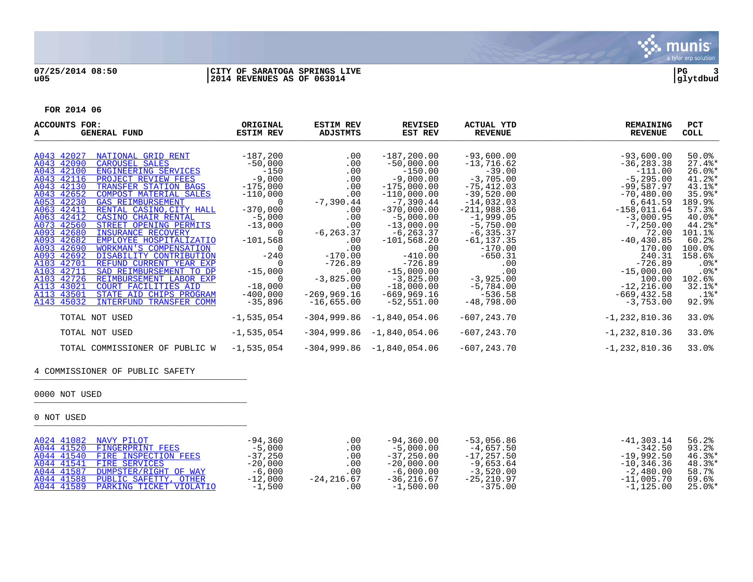07/25/2014 08:50 | CITY OF SARATOGA SPRINGS LIVE | PG 3
u05 | 2014 REVENUES AS OF 063014 | glytdbud

FOR 2014 06

| ACCOUNTS FOR: A GENERAL FUND | | ORIGINAL ESTIM REV | ESTIM REV ADJSTMTS | REVISED EST REV | ACTUAL YTD REVENUE | REMAINING REVENUE | PCT COLL |
|---|---|---|---|---|---|---|---|
| A043 42027 | NATIONAL GRID RENT | -187,200 | .00 | -187,200.00 | -93,600.00 | -93,600.00 | 50.0% |
| A043 42090 | CAROUSEL SALES | -50,000 | .00 | -50,000.00 | -13,716.62 | -36,283.38 | 27.4%* |
| A043 42100 | ENGINEERING SERVICES | -150 | .00 | -150.00 | -39.00 | -111.00 | 26.0%* |
| A043 42116 | PROJECT REVIEW FEES | -9,000 | .00 | -9,000.00 | -3,705.00 | -5,295.00 | 41.2%* |
| A043 42130 | TRANSFER STATION BAGS | -175,000 | .00 | -175,000.00 | -75,412.03 | -99,587.97 | 43.1%* |
| A043 42652 | COMPOST MATERIAL SALES | -110,000 | .00 | -110,000.00 | -39,520.00 | -70,480.00 | 35.9%* |
| A053 42230 | GAS REIMBURSEMENT | 0 | -7,390.44 | -7,390.44 | -14,032.03 | 6,641.59 | 189.9% |
| A063 42411 | RENTAL CASINO,CITY HALL | -370,000 | .00 | -370,000.00 | -211,988.36 | -158,011.64 | 57.3% |
| A063 42412 | CASINO CHAIR RENTAL | -5,000 | .00 | -5,000.00 | -1,999.05 | -3,000.95 | 40.0%* |
| A073 42560 | STREET OPENING PERMITS | -13,000 | .00 | -13,000.00 | -5,750.00 | -7,250.00 | 44.2%* |
| A093 42680 | INSURANCE RECOVERY | 0 | -6,263.37 | -6,263.37 | -6,335.37 | 72.00 | 101.1% |
| A093 42682 | EMPLOYEE HOSPITALIZATIO | -101,568 | .00 | -101,568.20 | -61,137.35 | -40,430.85 | 60.2% |
| A093 42690 | WORKMAN'S COMPENSATION | 0 | .00 | .00 | -170.00 | 170.00 | 100.0% |
| A093 42692 | DISABILITY CONTRIBUTION | -240 | -170.00 | -410.00 | -650.31 | 240.31 | 158.6% |
| A103 42701 | REFUND CURRENT YEAR EXP | 0 | -726.89 | -726.89 | .00 | -726.89 | .0%* |
| A103 42711 | SAD REIMBURSEMENT TO DP | -15,000 | .00 | -15,000.00 | .00 | -15,000.00 | .0%* |
| A103 42726 | REIMBURSEMENT LABOR EXP | 0 | -3,825.00 | -3,825.00 | -3,925.00 | 100.00 | 102.6% |
| A113 43021 | COURT FACILITIES AID | -18,000 | .00 | -18,000.00 | -5,784.00 | -12,216.00 | 32.1%* |
| A113 43501 | STATE AID CHIPS PROGRAM | -400,000 | -269,969.16 | -669,969.16 | -536.58 | -669,432.58 | .1%* |
| A143 45032 | INTERFUND TRANSFER COMM | -35,896 | -16,655.00 | -52,551.00 | -48,798.00 | -3,753.00 | 92.9% |
| | TOTAL NOT USED | -1,535,054 | -304,999.86 | -1,840,054.06 | -607,243.70 | -1,232,810.36 | 33.0% |
| | TOTAL NOT USED | -1,535,054 | -304,999.86 | -1,840,054.06 | -607,243.70 | -1,232,810.36 | 33.0% |
| | TOTAL COMMISSIONER OF PUBLIC W | -1,535,054 | -304,999.86 | -1,840,054.06 | -607,243.70 | -1,232,810.36 | 33.0% |

4 COMMISSIONER OF PUBLIC SAFETY

0000 NOT USED

0 NOT USED

| ACCOUNTS | | ORIGINAL ESTIM REV | ESTIM REV ADJSTMTS | REVISED EST REV | ACTUAL YTD REVENUE | REMAINING REVENUE | PCT COLL |
|---|---|---|---|---|---|---|---|
| A024 41082 | NAVY PILOT | -94,360 | .00 | -94,360.00 | -53,056.86 | -41,303.14 | 56.2% |
| A044 41520 | FINGERPRINT FEES | -5,000 | .00 | -5,000.00 | -4,657.50 | -342.50 | 93.2% |
| A044 41540 | FIRE INSPECTION FEES | -37,250 | .00 | -37,250.00 | -17,257.50 | -19,992.50 | 46.3%* |
| A044 41541 | FIRE SERVICES | -20,000 | .00 | -20,000.00 | -9,653.64 | -10,346.36 | 48.3%* |
| A044 41587 | DUMPSTER/RIGHT OF WAY | -6,000 | .00 | -6,000.00 | -3,520.00 | -2,480.00 | 58.7% |
| A044 41588 | PUBLIC SAFETTY, OTHER | -12,000 | -24,216.67 | -36,216.67 | -25,210.97 | -11,005.70 | 69.6% |
| A044 41589 | PARKING TICKET VIOLATIO | -1,500 | .00 | -1,500.00 | -375.00 | -1,125.00 | 25.0%* |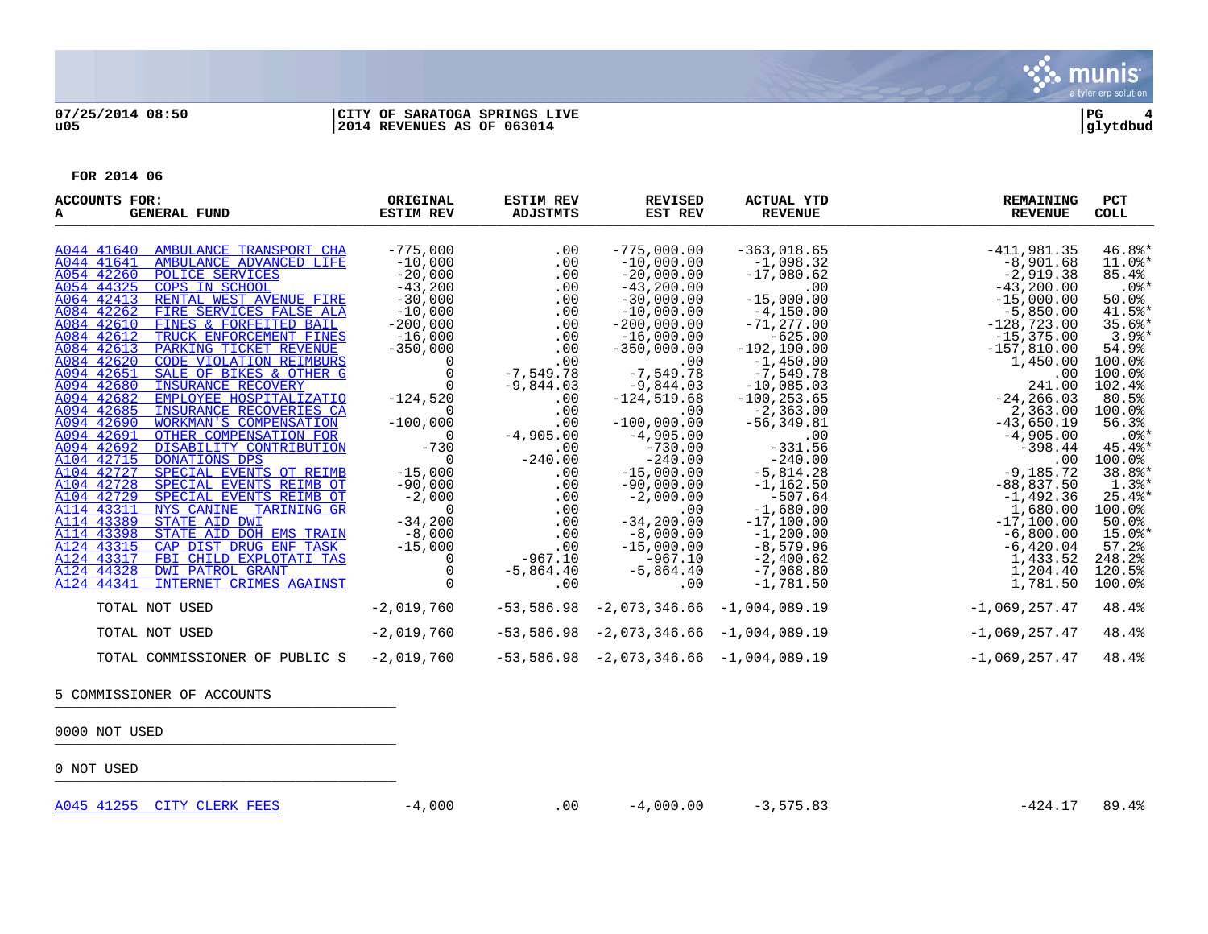07/25/2014 08:50 | CITY OF SARATOGA SPRINGS LIVE | PG 4
u05 | 2014 REVENUES AS OF 063014 | glytdbud

FOR 2014 06

| ACCOUNTS FOR: A GENERAL FUND | ORIGINAL ESTIM REV | ESTIM REV ADJSTMTS | REVISED EST REV | ACTUAL YTD REVENUE | REMAINING REVENUE | PCT COLL |
|---|---|---|---|---|---|---|
| A044 41640 AMBULANCE TRANSPORT CHA | -775,000 | .00 | -775,000.00 | -363,018.65 | -411,981.35 | 46.8%* |
| A044 41641 AMBULANCE ADVANCED LIFE | -10,000 | .00 | -10,000.00 | -1,098.32 | -8,901.68 | 11.0%* |
| A054 42260 POLICE SERVICES | -20,000 | .00 | -20,000.00 | -17,080.62 | -2,919.38 | 85.4% |
| A054 44325 COPS IN SCHOOL | -43,200 | .00 | -43,200.00 | .00 | -43,200.00 | .0%* |
| A064 42413 RENTAL WEST AVENUE FIRE | -30,000 | .00 | -30,000.00 | -15,000.00 | -15,000.00 | 50.0% |
| A084 42262 FIRE SERVICES FALSE ALA | -10,000 | .00 | -10,000.00 | -4,150.00 | -5,850.00 | 41.5%* |
| A084 42610 FINES & FORFEITED BAIL | -200,000 | .00 | -200,000.00 | -71,277.00 | -128,723.00 | 35.6%* |
| A084 42612 TRUCK ENFORCEMENT FINES | -16,000 | .00 | -16,000.00 | -625.00 | -15,375.00 | 3.9%* |
| A084 42613 PARKING TICKET REVENUE | -350,000 | .00 | -350,000.00 | -192,190.00 | -157,810.00 | 54.9% |
| A084 42620 CODE VIOLATION REIMBURS | 0 | .00 | .00 | -1,450.00 | 1,450.00 | 100.0% |
| A094 42651 SALE OF BIKES & OTHER G | 0 | -7,549.78 | -7,549.78 | -7,549.78 | .00 | 100.0% |
| A094 42680 INSURANCE RECOVERY | 0 | -9,844.03 | -9,844.03 | -10,085.03 | 241.00 | 102.4% |
| A094 42682 EMPLOYEE HOSPITALIZATIO | -124,520 | .00 | -124,519.68 | -100,253.65 | -24,266.03 | 80.5% |
| A094 42685 INSURANCE RECOVERIES CA | 0 | .00 | .00 | -2,363.00 | 2,363.00 | 100.0% |
| A094 42690 WORKMAN'S COMPENSATION | -100,000 | .00 | -100,000.00 | -56,349.81 | -43,650.19 | 56.3% |
| A094 42691 OTHER COMPENSATION FOR | 0 | -4,905.00 | -4,905.00 | .00 | -4,905.00 | .0%* |
| A094 42692 DISABILITY CONTRIBUTION | -730 | .00 | -730.00 | -331.56 | -398.44 | 45.4%* |
| A104 42715 DONATIONS DPS | 0 | -240.00 | -240.00 | -240.00 | .00 | 100.0% |
| A104 42727 SPECIAL EVENTS OT REIMB | -15,000 | .00 | -15,000.00 | -5,814.28 | -9,185.72 | 38.8%* |
| A104 42728 SPECIAL EVENTS REIMB OT | -90,000 | .00 | -90,000.00 | -1,162.50 | -88,837.50 | 1.3%* |
| A104 42729 SPECIAL EVENTS REIMB OT | -2,000 | .00 | -2,000.00 | -507.64 | -1,492.36 | 25.4%* |
| A114 43311 NYS CANINE TARINING GR | 0 | .00 | .00 | -1,680.00 | 1,680.00 | 100.0% |
| A114 43389 STATE AID DWI | -34,200 | .00 | -34,200.00 | -17,100.00 | -17,100.00 | 50.0% |
| A114 43398 STATE AID DOH EMS TRAIN | -8,000 | .00 | -8,000.00 | -1,200.00 | -6,800.00 | 15.0%* |
| A124 43315 CAP DIST DRUG ENF TASK | -15,000 | .00 | -15,000.00 | -8,579.96 | -6,420.04 | 57.2% |
| A124 43317 FBI CHILD EXPLOTATI TAS | 0 | -967.10 | -967.10 | -2,400.62 | 1,433.52 | 248.2% |
| A124 44328 DWI PATROL GRANT | 0 | -5,864.40 | -5,864.40 | -7,068.80 | 1,204.40 | 120.5% |
| A124 44341 INTERNET CRIMES AGAINST | 0 | .00 | .00 | -1,781.50 | 1,781.50 | 100.0% |
| TOTAL NOT USED | -2,019,760 | -53,586.98 | -2,073,346.66 | -1,004,089.19 | -1,069,257.47 | 48.4% |
| TOTAL NOT USED | -2,019,760 | -53,586.98 | -2,073,346.66 | -1,004,089.19 | -1,069,257.47 | 48.4% |
| TOTAL COMMISSIONER OF PUBLIC S | -2,019,760 | -53,586.98 | -2,073,346.66 | -1,004,089.19 | -1,069,257.47 | 48.4% |

5 COMMISSIONER OF ACCOUNTS

0000 NOT USED

0 NOT USED

| ACCOUNT | ORIGINAL ESTIM REV | ESTIM REV ADJSTMTS | REVISED EST REV | ACTUAL YTD REVENUE | REMAINING REVENUE | PCT COLL |
|---|---|---|---|---|---|---|
| A045 41255 CITY CLERK FEES | -4,000 | .00 | -4,000.00 | -3,575.83 | -424.17 | 89.4% |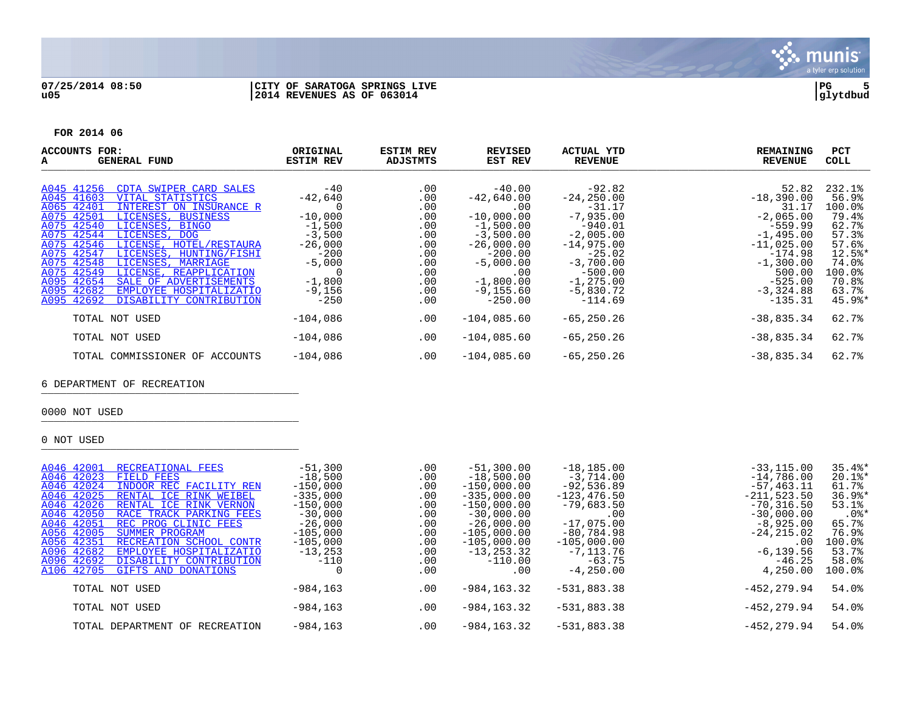07/25/2014 08:50 | CITY OF SARATOGA SPRINGS LIVE | PG 5
u05 | 2014 REVENUES AS OF 063014 | glytdbud

FOR 2014 06

| ACCOUNTS FOR: A GENERAL FUND | ORIGINAL ESTIM REV | ESTIM REV ADJSTMTS | REVISED EST REV | ACTUAL YTD REVENUE | REMAINING REVENUE | PCT COLL |
|---|---|---|---|---|---|---|
| A045 41256 CDTA SWIPER CARD SALES | -40 | .00 | -40.00 | -92.82 | 52.82 | 232.1% |
| A045 41603 VITAL STATISTICS | -42,640 | .00 | -42,640.00 | -24,250.00 | -18,390.00 | 56.9% |
| A065 42401 INTEREST ON INSURANCE R | 0 | .00 | .00 | -31.17 | 31.17 | 100.0% |
| A075 42501 LICENSES, BUSINESS | -10,000 | .00 | -10,000.00 | -7,935.00 | -2,065.00 | 79.4% |
| A075 42540 LICENSES, BINGO | -1,500 | .00 | -1,500.00 | -940.01 | -559.99 | 62.7% |
| A075 42544 LICENSES, DOG | -3,500 | .00 | -3,500.00 | -2,005.00 | -1,495.00 | 57.3% |
| A075 42546 LICENSE, HOTEL/RESTAURA | -26,000 | .00 | -26,000.00 | -14,975.00 | -11,025.00 | 57.6% |
| A075 42547 LICENSES, HUNTING/FISHI | -200 | .00 | -200.00 | -25.02 | -174.98 | 12.5%* |
| A075 42548 LICENSES, MARRIAGE | -5,000 | .00 | -5,000.00 | -3,700.00 | -1,300.00 | 74.0% |
| A075 42549 LICENSE, REAPPLICATION | 0 | .00 | .00 | -500.00 | 500.00 | 100.0% |
| A095 42654 SALE OF ADVERTISEMENTS | -1,800 | .00 | -1,800.00 | -1,275.00 | -525.00 | 70.8% |
| A095 42682 EMPLOYEE HOSPITALIZATIO | -9,156 | .00 | -9,155.60 | -5,830.72 | -3,324.88 | 63.7% |
| A095 42692 DISABILITY CONTRIBUTION | -250 | .00 | -250.00 | -114.69 | -135.31 | 45.9%* |
| TOTAL NOT USED | -104,086 | .00 | -104,085.60 | -65,250.26 | -38,835.34 | 62.7% |
| TOTAL NOT USED | -104,086 | .00 | -104,085.60 | -65,250.26 | -38,835.34 | 62.7% |
| TOTAL COMMISSIONER OF ACCOUNTS | -104,086 | .00 | -104,085.60 | -65,250.26 | -38,835.34 | 62.7% |

6 DEPARTMENT OF RECREATION

0000 NOT USED

0 NOT USED

| ACCOUNTS FOR: A GENERAL FUND | ORIGINAL ESTIM REV | ESTIM REV ADJSTMTS | REVISED EST REV | ACTUAL YTD REVENUE | REMAINING REVENUE | PCT COLL |
|---|---|---|---|---|---|---|
| A046 42001 RECREATIONAL FEES | -51,300 | .00 | -51,300.00 | -18,185.00 | -33,115.00 | 35.4%* |
| A046 42023 FIELD FEES | -18,500 | .00 | -18,500.00 | -3,714.00 | -14,786.00 | 20.1%* |
| A046 42024 INDOOR REC FACILITY REN | -150,000 | .00 | -150,000.00 | -92,536.89 | -57,463.11 | 61.7% |
| A046 42025 RENTAL ICE RINK WEIBEL | -335,000 | .00 | -335,000.00 | -123,476.50 | -211,523.50 | 36.9%* |
| A046 42026 RENTAL ICE RINK VERNON | -150,000 | .00 | -150,000.00 | -79,683.50 | -70,316.50 | 53.1% |
| A046 42050 RACE TRACK PARKING FEES | -30,000 | .00 | -30,000.00 | .00 | -30,000.00 | .0%* |
| A046 42051 REC PROG CLINIC FEES | -26,000 | .00 | -26,000.00 | -17,075.00 | -8,925.00 | 65.7% |
| A056 42005 SUMMER PROGRAM | -105,000 | .00 | -105,000.00 | -80,784.98 | -24,215.02 | 76.9% |
| A056 42351 RECREATION SCHOOL CONTR | -105,000 | .00 | -105,000.00 | -105,000.00 | .00 | 100.0% |
| A096 42682 EMPLOYEE HOSPITALIZATIO | -13,253 | .00 | -13,253.32 | -7,113.76 | -6,139.56 | 53.7% |
| A096 42692 DISABILITY CONTRIBUTION | -110 | .00 | -110.00 | -63.75 | -46.25 | 58.0% |
| A106 42705 GIFTS AND DONATIONS | 0 | .00 | .00 | -4,250.00 | 4,250.00 | 100.0% |
| TOTAL NOT USED | -984,163 | .00 | -984,163.32 | -531,883.38 | -452,279.94 | 54.0% |
| TOTAL NOT USED | -984,163 | .00 | -984,163.32 | -531,883.38 | -452,279.94 | 54.0% |
| TOTAL DEPARTMENT OF RECREATION | -984,163 | .00 | -984,163.32 | -531,883.38 | -452,279.94 | 54.0% |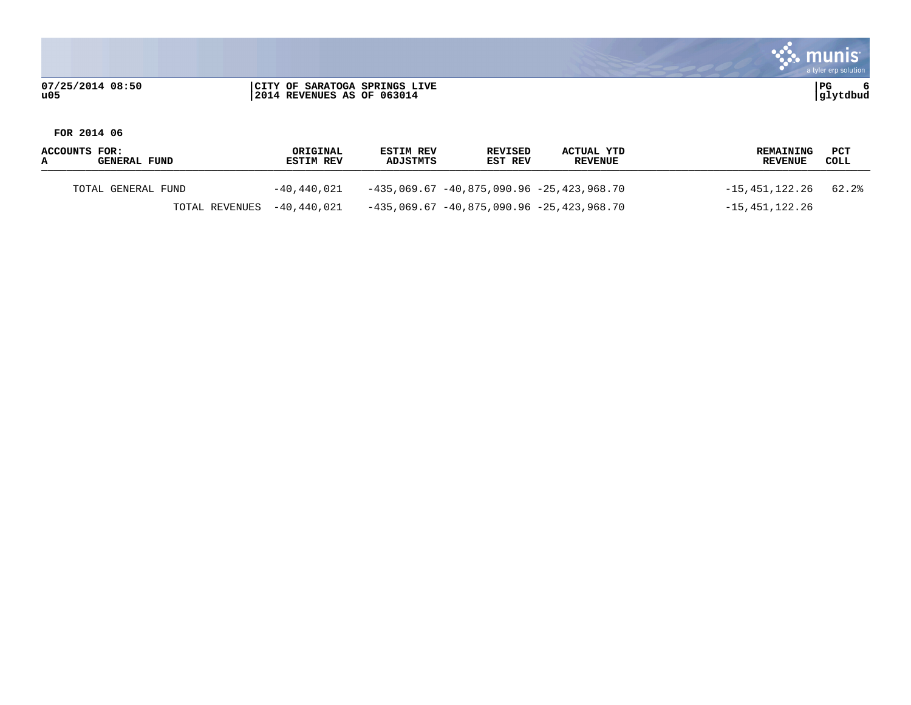07/25/2014 08:50 | CITY OF SARATOGA SPRINGS LIVE | PG 6
u05 | 2014 REVENUES AS OF 063014 | glytdbud

**FOR 2014 06**

| ACCOUNTS FOR: A GENERAL FUND | ORIGINAL ESTIM REV | ESTIM REV ADJSTMTS | REVISED EST REV | ACTUAL YTD REVENUE | REMAINING REVENUE | PCT COLL |
|---|---|---|---|---|---|---|
| TOTAL GENERAL FUND | -40,440,021 | -435,069.67 | -40,875,090.96 | -25,423,968.70 | -15,451,122.26 | 62.2% |
| TOTAL REVENUES | -40,440,021 | -435,069.67 | -40,875,090.96 | -25,423,968.70 | -15,451,122.26 | |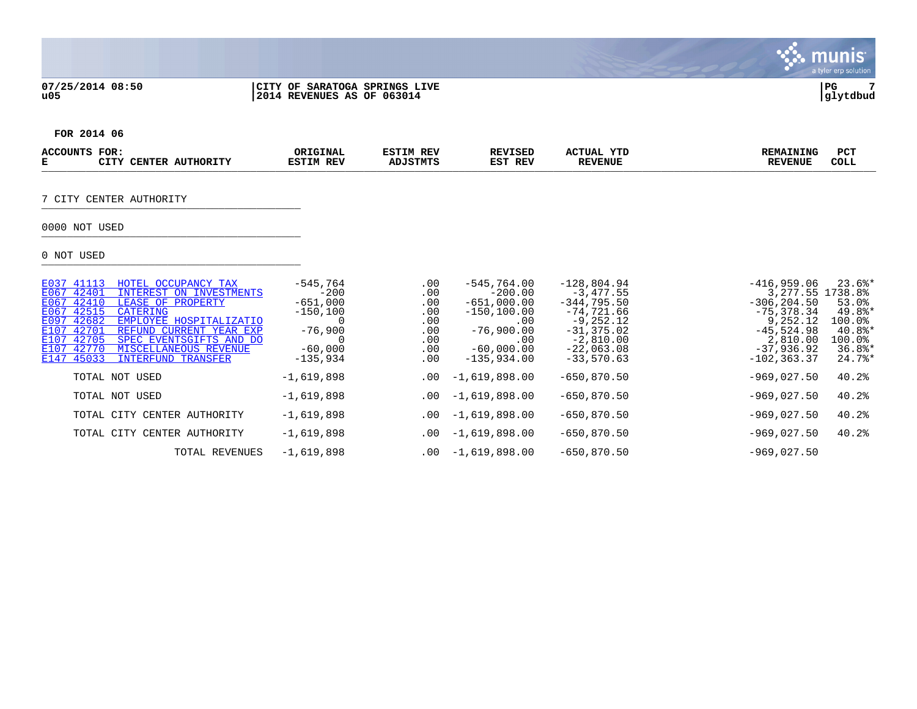**07/25/2014 08:50**
**u05**

**CITY OF SARATOGA SPRINGS LIVE**
**2014 REVENUES AS OF 063014**

**PG 7**
**glytdbud**

**FOR 2014 06**

| ACCOUNTS FOR: E | CITY CENTER AUTHORITY | ORIGINAL ESTIM REV | ESTIM REV ADJSTMTS | REVISED EST REV | ACTUAL YTD REVENUE | REMAINING REVENUE | PCT COLL |
|---|---|---|---|---|---|---|---|
| **7 CITY CENTER AUTHORITY** | | | | | | | |
| **0000 NOT USED** | | | | | | | |
| **0 NOT USED** | | | | | | | |
| E037 41113 | HOTEL OCCUPANCY TAX | -545,764 | .00 | -545,764.00 | -128,804.94 | -416,959.06 | 23.6%* |
| E067 42401 | INTEREST ON INVESTMENTS | -200 | .00 | -200.00 | -3,477.55 | 3,277.55 | 1738.8% |
| E067 42410 | LEASE OF PROPERTY | -651,000 | .00 | -651,000.00 | -344,795.50 | -306,204.50 | 53.0% |
| E067 42515 | CATERING | -150,100 | .00 | -150,100.00 | -74,721.66 | -75,378.34 | 49.8%* |
| E097 42682 | EMPLOYEE HOSPITALIZATIO | 0 | .00 | .00 | -9,252.12 | 9,252.12 | 100.0% |
| E107 42701 | REFUND CURRENT YEAR EXP | -76,900 | .00 | -76,900.00 | -31,375.02 | -45,524.98 | 40.8%* |
| E107 42705 | SPEC EVENTSGIFTS AND DO | 0 | .00 | .00 | -2,810.00 | 2,810.00 | 100.0% |
| E107 42770 | MISCELLANEOUS REVENUE | -60,000 | .00 | -60,000.00 | -22,063.08 | -37,936.92 | 36.8%* |
| E147 45033 | INTERFUND TRANSFER | -135,934 | .00 | -135,934.00 | -33,570.63 | -102,363.37 | 24.7%* |
| | TOTAL NOT USED | -1,619,898 | .00 | -1,619,898.00 | -650,870.50 | -969,027.50 | 40.2% |
| | TOTAL NOT USED | -1,619,898 | .00 | -1,619,898.00 | -650,870.50 | -969,027.50 | 40.2% |
| | TOTAL CITY CENTER AUTHORITY | -1,619,898 | .00 | -1,619,898.00 | -650,870.50 | -969,027.50 | 40.2% |
| | TOTAL CITY CENTER AUTHORITY | -1,619,898 | .00 | -1,619,898.00 | -650,870.50 | -969,027.50 | 40.2% |
| | TOTAL REVENUES | -1,619,898 | .00 | -1,619,898.00 | -650,870.50 | -969,027.50 | |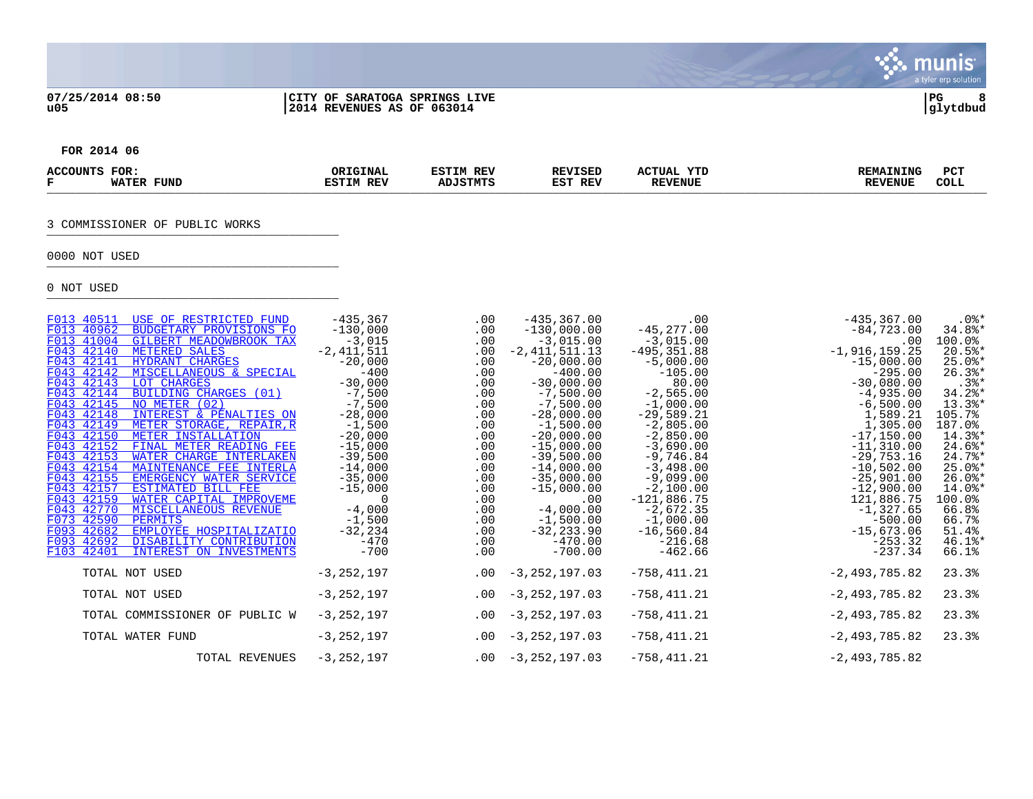07/25/2014 08:50 | CITY OF SARATOGA SPRINGS LIVE | PG 8
u05 | 2014 REVENUES AS OF 063014 | glytdbud

FOR 2014 06

| ACCOUNTS FOR: F WATER FUND | | ORIGINAL ESTIM REV | ESTIM REV ADJSTMTS | REVISED EST REV | ACTUAL YTD REVENUE | REMAINING REVENUE | PCT COLL |
|---|---|---|---|---|---|---|---|

3 COMMISSIONER OF PUBLIC WORKS

0000 NOT USED

0 NOT USED

| Account | Description | ORIGINAL ESTIM REV | ESTIM REV ADJSTMTS | REVISED EST REV | ACTUAL YTD REVENUE | REMAINING REVENUE | PCT COLL |
|---|---|---|---|---|---|---|---|
| F013 40511 | USE OF RESTRICTED FUND | -435,367 | .00 | -435,367.00 | .00 | -435,367.00 | .0%* |
| F013 40962 | BUDGETARY PROVISIONS FO | -130,000 | .00 | -130,000.00 | -45,277.00 | -84,723.00 | 34.8%* |
| F013 41004 | GILBERT MEADOWBROOK TAX | -3,015 | .00 | -3,015.00 | -3,015.00 | .00 | 100.0% |
| F043 42140 | METERED SALES | -2,411,511 | .00 | -2,411,511.13 | -495,351.88 | -1,916,159.25 | 20.5%* |
| F043 42141 | HYDRANT CHARGES | -20,000 | .00 | -20,000.00 | -5,000.00 | -15,000.00 | 25.0%* |
| F043 42142 | MISCELLANEOUS & SPECIAL | -400 | .00 | -400.00 | -105.00 | -295.00 | 26.3%* |
| F043 42143 | LOT CHARGES | -30,000 | .00 | -30,000.00 | 80.00 | -30,080.00 | .3%* |
| F043 42144 | BUILDING CHARGES (01) | -7,500 | .00 | -7,500.00 | -2,565.00 | -4,935.00 | 34.2%* |
| F043 42145 | NO METER (02) | -7,500 | .00 | -7,500.00 | -1,000.00 | -6,500.00 | 13.3%* |
| F043 42148 | INTEREST & PENALTIES ON | -28,000 | .00 | -28,000.00 | -29,589.21 | 1,589.21 | 105.7% |
| F043 42149 | METER STORAGE, REPAIR,R | -1,500 | .00 | -1,500.00 | -2,805.00 | 1,305.00 | 187.0% |
| F043 42150 | METER INSTALLATION | -20,000 | .00 | -20,000.00 | -2,850.00 | -17,150.00 | 14.3%* |
| F043 42152 | FINAL METER READING FEE | -15,000 | .00 | -15,000.00 | -3,690.00 | -11,310.00 | 24.6%* |
| F043 42153 | WATER CHARGE INTERLAKEN | -39,500 | .00 | -39,500.00 | -9,746.84 | -29,753.16 | 24.7%* |
| F043 42154 | MAINTENANCE FEE INTERLA | -14,000 | .00 | -14,000.00 | -3,498.00 | -10,502.00 | 25.0%* |
| F043 42155 | EMERGENCY WATER SERVICE | -35,000 | .00 | -35,000.00 | -9,099.00 | -25,901.00 | 26.0%* |
| F043 42157 | ESTIMATED BILL FEE | -15,000 | .00 | -15,000.00 | -2,100.00 | -12,900.00 | 14.0%* |
| F043 42159 | WATER CAPITAL IMPROVEME | 0 | .00 | .00 | -121,886.75 | 121,886.75 | 100.0% |
| F043 42770 | MISCELLANEOUS REVENUE | -4,000 | .00 | -4,000.00 | -2,672.35 | -1,327.65 | 66.8% |
| F073 42590 | PERMITS | -1,500 | .00 | -1,500.00 | -1,000.00 | -500.00 | 66.7% |
| F093 42682 | EMPLOYEE HOSPITALIZATIO | -32,234 | .00 | -32,233.90 | -16,560.84 | -15,673.06 | 51.4% |
| F093 42692 | DISABILITY CONTRIBUTION | -470 | .00 | -470.00 | -216.68 | -253.32 | 46.1%* |
| F103 42401 | INTEREST ON INVESTMENTS | -700 | .00 | -700.00 | -462.66 | -237.34 | 66.1% |
| | TOTAL NOT USED | -3,252,197 | .00 | -3,252,197.03 | -758,411.21 | -2,493,785.82 | 23.3% |
| | TOTAL NOT USED | -3,252,197 | .00 | -3,252,197.03 | -758,411.21 | -2,493,785.82 | 23.3% |
| | TOTAL COMMISSIONER OF PUBLIC W | -3,252,197 | .00 | -3,252,197.03 | -758,411.21 | -2,493,785.82 | 23.3% |
| | TOTAL WATER FUND | -3,252,197 | .00 | -3,252,197.03 | -758,411.21 | -2,493,785.82 | 23.3% |
| | TOTAL REVENUES | -3,252,197 | .00 | -3,252,197.03 | -758,411.21 | -2,493,785.82 | |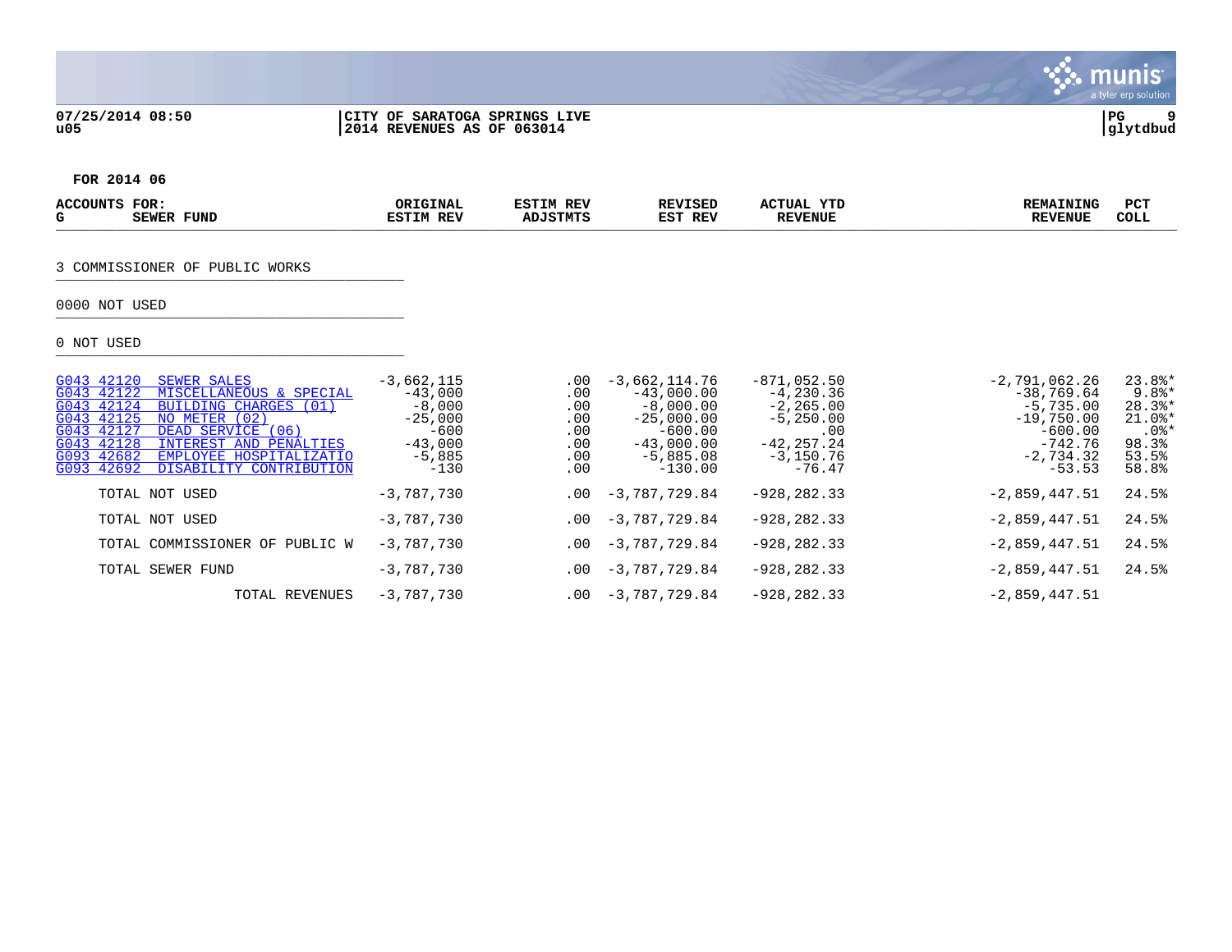07/25/2014 08:50 | CITY OF SARATOGA SPRINGS LIVE
u05 | 2014 REVENUES AS OF 063014

glytdbud

FOR 2014 06

| ACCOUNTS FOR: G SEWER FUND | | ORIGINAL ESTIM REV | ESTIM REV ADJSTMTS | REVISED EST REV | ACTUAL YTD REVENUE | REMAINING REVENUE | PCT COLL |
|---|---|---|---|---|---|---|---|
| **3 COMMISSIONER OF PUBLIC WORKS** | | | | | | | |
| **0000 NOT USED** | | | | | | | |
| **0 NOT USED** | | | | | | | |
| G043 42120 | SEWER SALES | -3,662,115 | .00 | -3,662,114.76 | -871,052.50 | -2,791,062.26 | 23.8%* |
| G043 42122 | MISCELLANEOUS & SPECIAL | -43,000 | .00 | -43,000.00 | -4,230.36 | -38,769.64 | 9.8%* |
| G043 42124 | BUILDING CHARGES (01) | -8,000 | .00 | -8,000.00 | -2,265.00 | -5,735.00 | 28.3%* |
| G043 42125 | NO METER (02) | -25,000 | .00 | -25,000.00 | -5,250.00 | -19,750.00 | 21.0%* |
| G043 42127 | DEAD SERVICE (06) | -600 | .00 | -600.00 | .00 | -600.00 | .0%* |
| G043 42128 | INTEREST AND PENALTIES | -43,000 | .00 | -43,000.00 | -42,257.24 | -742.76 | 98.3% |
| G093 42682 | EMPLOYEE HOSPITALIZATIO | -5,885 | .00 | -5,885.08 | -3,150.76 | -2,734.32 | 53.5% |
| G093 42692 | DISABILITY CONTRIBUTION | -130 | .00 | -130.00 | -76.47 | -53.53 | 58.8% |
| | TOTAL NOT USED | -3,787,730 | .00 | -3,787,729.84 | -928,282.33 | -2,859,447.51 | 24.5% |
| | TOTAL NOT USED | -3,787,730 | .00 | -3,787,729.84 | -928,282.33 | -2,859,447.51 | 24.5% |
| | TOTAL COMMISSIONER OF PUBLIC W | -3,787,730 | .00 | -3,787,729.84 | -928,282.33 | -2,859,447.51 | 24.5% |
| | TOTAL SEWER FUND | -3,787,730 | .00 | -3,787,729.84 | -928,282.33 | -2,859,447.51 | 24.5% |
| | TOTAL REVENUES | -3,787,730 | .00 | -3,787,729.84 | -928,282.33 | -2,859,447.51 | |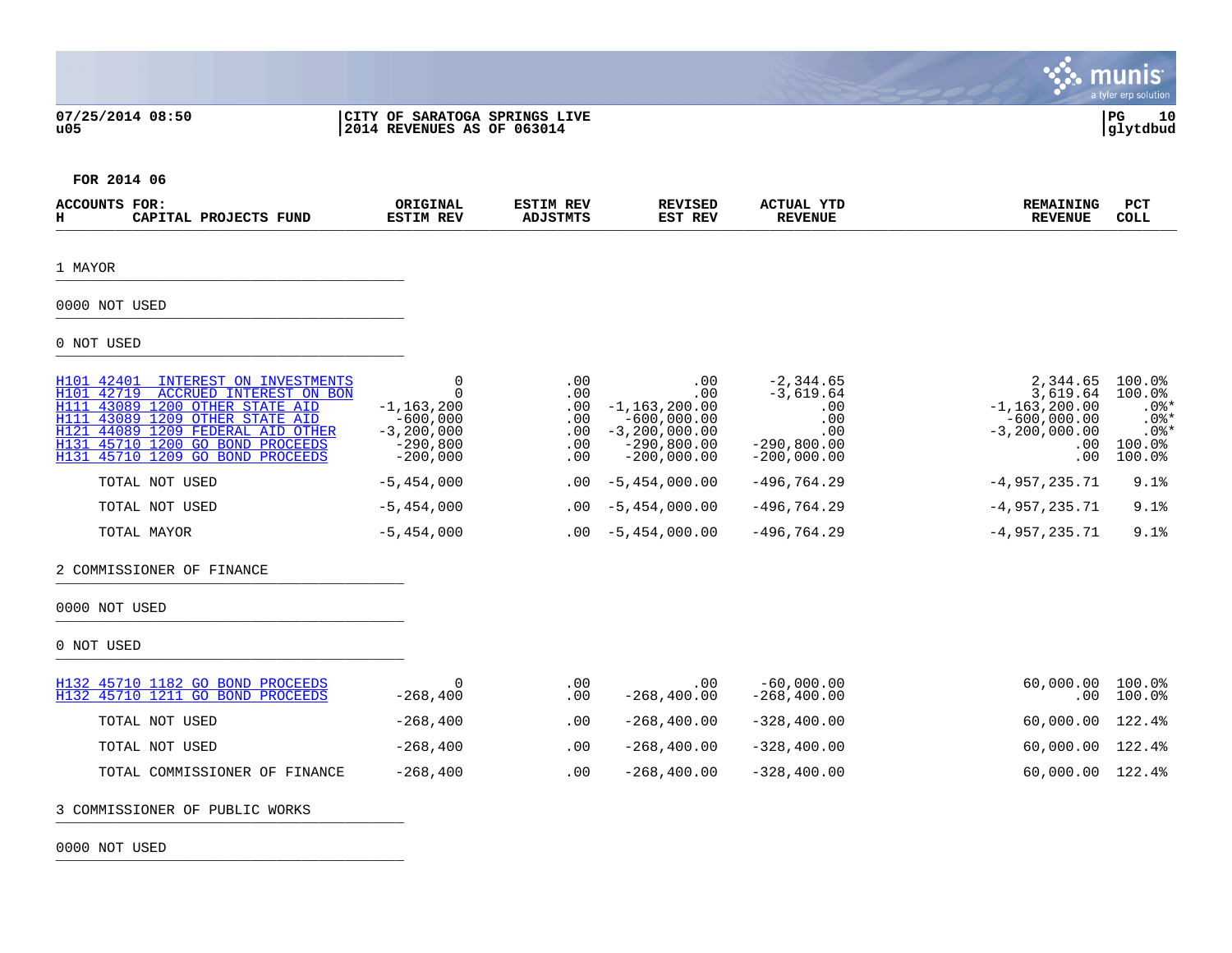07/25/2014 08:50 | CITY OF SARATOGA SPRINGS LIVE | PG 10
u05 | 2014 REVENUES AS OF 063014 | glytdbud

FOR 2014 06

| ACCOUNTS FOR: H CAPITAL PROJECTS FUND | ORIGINAL ESTIM REV | ESTIM REV ADJSTMTS | REVISED EST REV | ACTUAL YTD REVENUE | REMAINING REVENUE | PCT COLL |
|---|---|---|---|---|---|---|
| 1 MAYOR | | | | | | |
| 0000 NOT USED | | | | | | |
| 0 NOT USED | | | | | | |
| H101 42401 INTEREST ON INVESTMENTS | 0 | .00 | .00 | -2,344.65 | 2,344.65 | 100.0% |
| H101 42719 ACCRUED INTEREST ON BON | 0 | .00 | .00 | -3,619.64 | 3,619.64 | 100.0% |
| H111 43089 1200 OTHER STATE AID | -1,163,200 | .00 | -1,163,200.00 | .00 | -1,163,200.00 | .0%* |
| H111 43089 1209 OTHER STATE AID | -600,000 | .00 | -600,000.00 | .00 | -600,000.00 | .0%* |
| H121 44089 1209 FEDERAL AID OTHER | -3,200,000 | .00 | -3,200,000.00 | .00 | -3,200,000.00 | .0%* |
| H131 45710 1200 GO BOND PROCEEDS | -290,800 | .00 | -290,800.00 | -290,800.00 | .00 | 100.0% |
| H131 45710 1209 GO BOND PROCEEDS | -200,000 | .00 | -200,000.00 | -200,000.00 | .00 | 100.0% |
| TOTAL NOT USED | -5,454,000 | .00 | -5,454,000.00 | -496,764.29 | -4,957,235.71 | 9.1% |
| TOTAL NOT USED | -5,454,000 | .00 | -5,454,000.00 | -496,764.29 | -4,957,235.71 | 9.1% |
| TOTAL MAYOR | -5,454,000 | .00 | -5,454,000.00 | -496,764.29 | -4,957,235.71 | 9.1% |
| 2 COMMISSIONER OF FINANCE | | | | | | |
| 0000 NOT USED | | | | | | |
| 0 NOT USED | | | | | | |
| H132 45710 1182 GO BOND PROCEEDS | 0 | .00 | .00 | -60,000.00 | 60,000.00 | 100.0% |
| H132 45710 1211 GO BOND PROCEEDS | -268,400 | .00 | -268,400.00 | -268,400.00 | .00 | 100.0% |
| TOTAL NOT USED | -268,400 | .00 | -268,400.00 | -328,400.00 | 60,000.00 | 122.4% |
| TOTAL NOT USED | -268,400 | .00 | -268,400.00 | -328,400.00 | 60,000.00 | 122.4% |
| TOTAL COMMISSIONER OF FINANCE | -268,400 | .00 | -268,400.00 | -328,400.00 | 60,000.00 | 122.4% |
| 3 COMMISSIONER OF PUBLIC WORKS | | | | | | |
| 0000 NOT USED | | | | | | |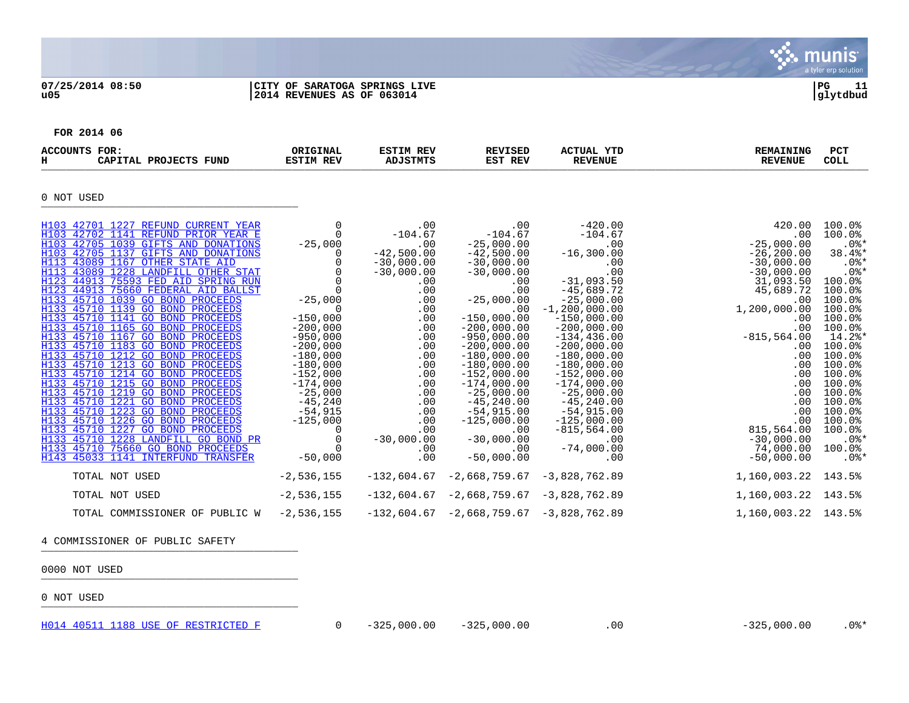07/25/2014 08:50 | CITY OF SARATOGA SPRINGS LIVE | PG 11
u05 | 2014 REVENUES AS OF 063014 | glytdbud

**FOR 2014 06**

| ACCOUNTS FOR: H CAPITAL PROJECTS FUND | ORIGINAL ESTIM REV | ESTIM REV ADJSTMTS | REVISED EST REV | ACTUAL YTD REVENUE | REMAINING REVENUE | PCT COLL |
|---|---|---|---|---|---|---|
| **0 NOT USED** | | | | | | |
| H103 42701 1227 REFUND CURRENT YEAR | 0 | .00 | .00 | -420.00 | 420.00 | 100.0% |
| H103 42702 1141 REFUND PRIOR YEAR E | 0 | -104.67 | -104.67 | -104.67 | .00 | 100.0% |
| H103 42705 1039 GIFTS AND DONATIONS | -25,000 | .00 | -25,000.00 | .00 | -25,000.00 | .0%* |
| H103 42705 1137 GIFTS AND DONATIONS | 0 | -42,500.00 | -42,500.00 | -16,300.00 | -26,200.00 | 38.4%* |
| H113 43089 1167 OTHER STATE AID | 0 | -30,000.00 | -30,000.00 | .00 | -30,000.00 | .0%* |
| H113 43089 1228 LANDFILL OTHER STAT | 0 | -30,000.00 | -30,000.00 | .00 | -30,000.00 | .0%* |
| H123 44913 75593 FED AID SPRING RUN | 0 | .00 | .00 | -31,093.50 | 31,093.50 | 100.0% |
| H123 44913 75660 FEDERAL AID BALLST | 0 | .00 | .00 | -45,689.72 | 45,689.72 | 100.0% |
| H133 45710 1039 GO BOND PROCEEDS | -25,000 | .00 | -25,000.00 | -25,000.00 | .00 | 100.0% |
| H133 45710 1139 GO BOND PROCEEDS | 0 | .00 | .00 | -1,200,000.00 | 1,200,000.00 | 100.0% |
| H133 45710 1141 GO BOND PROCEEDS | -150,000 | .00 | -150,000.00 | -150,000.00 | .00 | 100.0% |
| H133 45710 1165 GO BOND PROCEEDS | -200,000 | .00 | -200,000.00 | -200,000.00 | .00 | 100.0% |
| H133 45710 1167 GO BOND PROCEEDS | -950,000 | .00 | -950,000.00 | -134,436.00 | -815,564.00 | 14.2%* |
| H133 45710 1183 GO BOND PROCEEDS | -200,000 | .00 | -200,000.00 | -200,000.00 | .00 | 100.0% |
| H133 45710 1212 GO BOND PROCEEDS | -180,000 | .00 | -180,000.00 | -180,000.00 | .00 | 100.0% |
| H133 45710 1213 GO BOND PROCEEDS | -180,000 | .00 | -180,000.00 | -180,000.00 | .00 | 100.0% |
| H133 45710 1214 GO BOND PROCEEDS | -152,000 | .00 | -152,000.00 | -152,000.00 | .00 | 100.0% |
| H133 45710 1215 GO BOND PROCEEDS | -174,000 | .00 | -174,000.00 | -174,000.00 | .00 | 100.0% |
| H133 45710 1219 GO BOND PROCEEDS | -25,000 | .00 | -25,000.00 | -25,000.00 | .00 | 100.0% |
| H133 45710 1221 GO BOND PROCEEDS | -45,240 | .00 | -45,240.00 | -45,240.00 | .00 | 100.0% |
| H133 45710 1223 GO BOND PROCEEDS | -54,915 | .00 | -54,915.00 | -54,915.00 | .00 | 100.0% |
| H133 45710 1226 GO BOND PROCEEDS | -125,000 | .00 | -125,000.00 | -125,000.00 | .00 | 100.0% |
| H133 45710 1227 GO BOND PROCEEDS | 0 | .00 | .00 | -815,564.00 | 815,564.00 | 100.0% |
| H133 45710 1228 LANDFILL GO BOND PR | 0 | -30,000.00 | -30,000.00 | .00 | -30,000.00 | .0%* |
| H133 45710 75660 GO BOND PROCEEDS | 0 | .00 | .00 | -74,000.00 | 74,000.00 | 100.0% |
| H143 45033 1141 INTERFUND TRANSFER | -50,000 | .00 | -50,000.00 | .00 | -50,000.00 | .0%* |
| TOTAL NOT USED | -2,536,155 | -132,604.67 | -2,668,759.67 | -3,828,762.89 | 1,160,003.22 | 143.5% |
| TOTAL NOT USED | -2,536,155 | -132,604.67 | -2,668,759.67 | -3,828,762.89 | 1,160,003.22 | 143.5% |
| TOTAL COMMISSIONER OF PUBLIC W | -2,536,155 | -132,604.67 | -2,668,759.67 | -3,828,762.89 | 1,160,003.22 | 143.5% |
| **4 COMMISSIONER OF PUBLIC SAFETY** | | | | | | |
| **0000 NOT USED** | | | | | | |
| **0 NOT USED** | | | | | | |
| H014 40511 1188 USE OF RESTRICTED F | 0 | -325,000.00 | -325,000.00 | .00 | -325,000.00 | .0%* |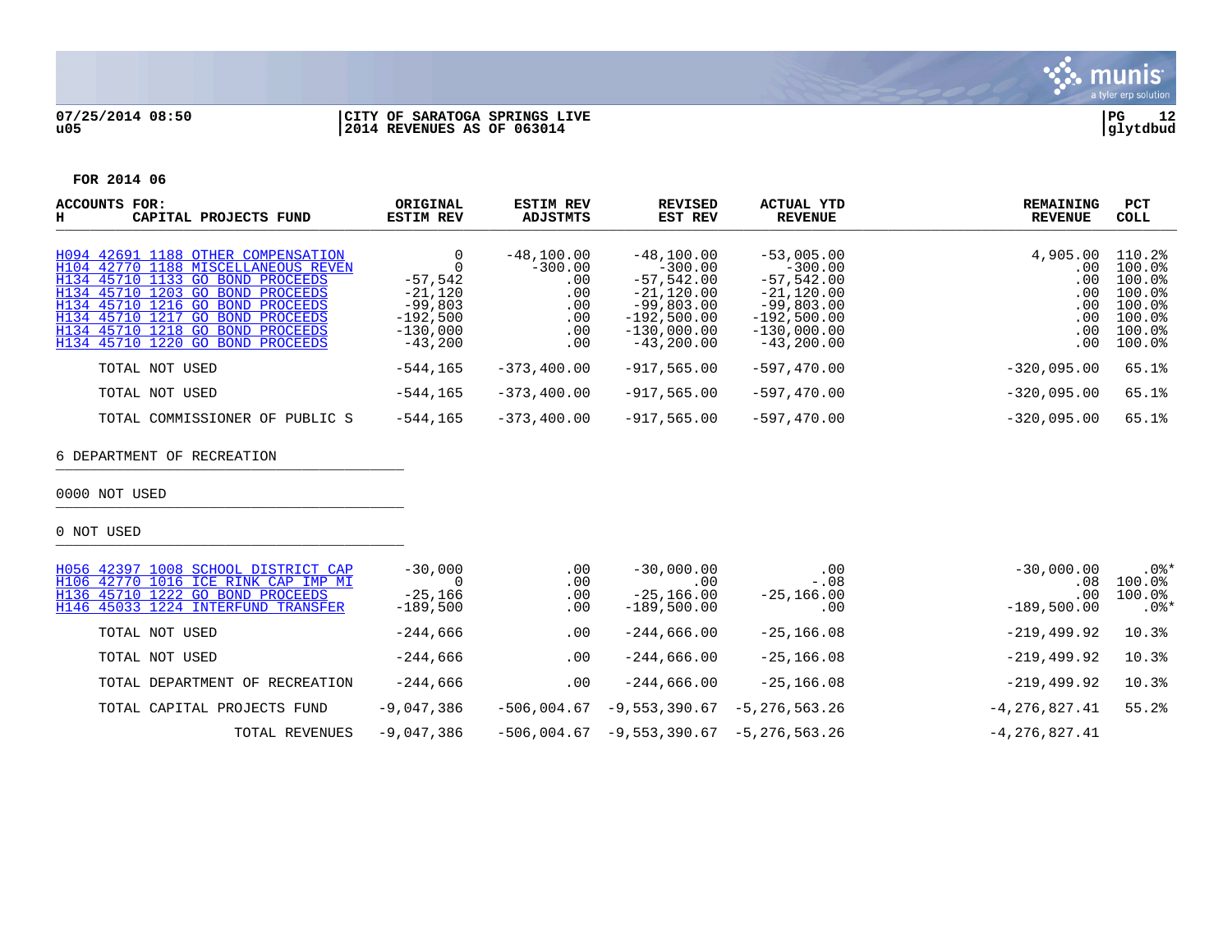**CITY OF SARATOGA SPRINGS LIVE**
**2014 REVENUES AS OF 063014**

**FOR 2014 06**

| ACCOUNTS FOR: H CAPITAL PROJECTS FUND | ORIGINAL ESTIM REV | ESTIM REV ADJSTMTS | REVISED EST REV | ACTUAL YTD REVENUE | REMAINING REVENUE | PCT COLL |
|---|---|---|---|---|---|---|
| H094 42691 1188 OTHER COMPENSATION | 0 | -48,100.00 | -48,100.00 | -53,005.00 | 4,905.00 | 110.2% |
| H104 42770 1188 MISCELLANEOUS REVEN | 0 | -300.00 | -300.00 | -300.00 | .00 | 100.0% |
| H134 45710 1133 GO BOND PROCEEDS | -57,542 | .00 | -57,542.00 | -57,542.00 | .00 | 100.0% |
| H134 45710 1203 GO BOND PROCEEDS | -21,120 | .00 | -21,120.00 | -21,120.00 | .00 | 100.0% |
| H134 45710 1216 GO BOND PROCEEDS | -99,803 | .00 | -99,803.00 | -99,803.00 | .00 | 100.0% |
| H134 45710 1217 GO BOND PROCEEDS | -192,500 | .00 | -192,500.00 | -192,500.00 | .00 | 100.0% |
| H134 45710 1218 GO BOND PROCEEDS | -130,000 | .00 | -130,000.00 | -130,000.00 | .00 | 100.0% |
| H134 45710 1220 GO BOND PROCEEDS | -43,200 | .00 | -43,200.00 | -43,200.00 | .00 | 100.0% |
| TOTAL NOT USED | -544,165 | -373,400.00 | -917,565.00 | -597,470.00 | -320,095.00 | 65.1% |
| TOTAL NOT USED | -544,165 | -373,400.00 | -917,565.00 | -597,470.00 | -320,095.00 | 65.1% |
| TOTAL COMMISSIONER OF PUBLIC S | -544,165 | -373,400.00 | -917,565.00 | -597,470.00 | -320,095.00 | 65.1% |

6 DEPARTMENT OF RECREATION

0000 NOT USED

0 NOT USED

| ACCOUNTS | ORIGINAL ESTIM REV | ESTIM REV ADJSTMTS | REVISED EST REV | ACTUAL YTD REVENUE | REMAINING REVENUE | PCT COLL |
|---|---|---|---|---|---|---|
| H056 42397 1008 SCHOOL DISTRICT CAP | -30,000 | .00 | -30,000.00 | .00 | -30,000.00 | .0%* |
| H106 42770 1016 ICE RINK CAP IMP MI | 0 | .00 | .00 | -.08 | .08 | 100.0% |
| H136 45710 1222 GO BOND PROCEEDS | -25,166 | .00 | -25,166.00 | -25,166.00 | .00 | 100.0% |
| H146 45033 1224 INTERFUND TRANSFER | -189,500 | .00 | -189,500.00 | .00 | -189,500.00 | .0%* |
| TOTAL NOT USED | -244,666 | .00 | -244,666.00 | -25,166.08 | -219,499.92 | 10.3% |
| TOTAL NOT USED | -244,666 | .00 | -244,666.00 | -25,166.08 | -219,499.92 | 10.3% |
| TOTAL DEPARTMENT OF RECREATION | -244,666 | .00 | -244,666.00 | -25,166.08 | -219,499.92 | 10.3% |
| TOTAL CAPITAL PROJECTS FUND | -9,047,386 | -506,004.67 | -9,553,390.67 | -5,276,563.26 | -4,276,827.41 | 55.2% |
| TOTAL REVENUES | -9,047,386 | -506,004.67 | -9,553,390.67 | -5,276,563.26 | -4,276,827.41 | |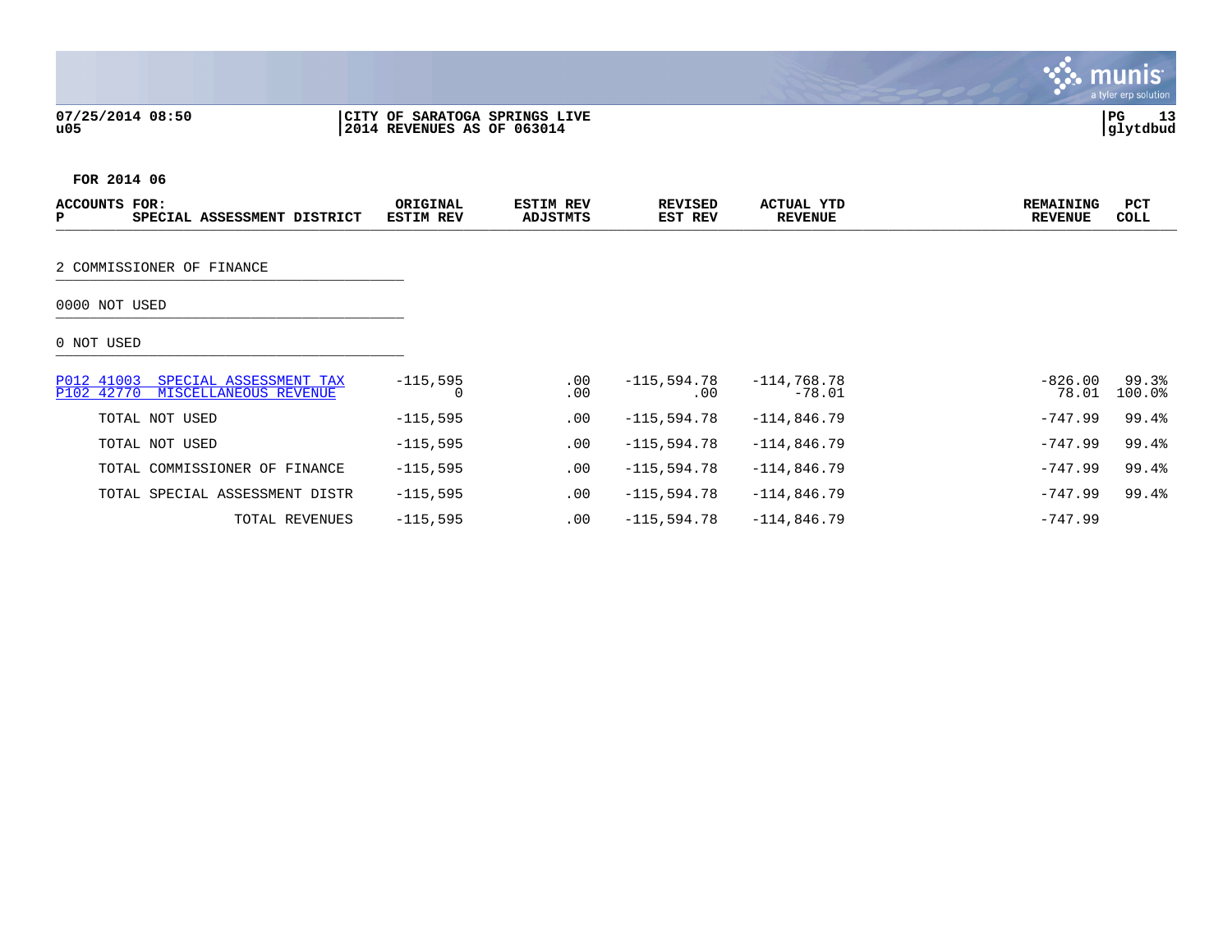07/25/2014 08:50 | CITY OF SARATOGA SPRINGS LIVE
u05 | 2014 REVENUES AS OF 063014

FOR 2014 06

| ACCOUNTS FOR: P SPECIAL ASSESSMENT DISTRICT | ORIGINAL ESTIM REV | ESTIM REV ADJSTMTS | REVISED EST REV | ACTUAL YTD REVENUE | REMAINING REVENUE | PCT COLL |
|---|---|---|---|---|---|---|
| 2 COMMISSIONER OF FINANCE | | | | | | |
| 0000 NOT USED | | | | | | |
| 0 NOT USED | | | | | | |
| P012 41003 SPECIAL ASSESSMENT TAX | -115,595 | .00 | -115,594.78 | -114,768.78 | -826.00 | 99.3% |
| P102 42770 MISCELLANEOUS REVENUE | 0 | .00 | .00 | -78.01 | 78.01 | 100.0% |
| TOTAL NOT USED | -115,595 | .00 | -115,594.78 | -114,846.79 | -747.99 | 99.4% |
| TOTAL NOT USED | -115,595 | .00 | -115,594.78 | -114,846.79 | -747.99 | 99.4% |
| TOTAL COMMISSIONER OF FINANCE | -115,595 | .00 | -115,594.78 | -114,846.79 | -747.99 | 99.4% |
| TOTAL SPECIAL ASSESSMENT DISTR | -115,595 | .00 | -115,594.78 | -114,846.79 | -747.99 | 99.4% |
| TOTAL REVENUES | -115,595 | .00 | -115,594.78 | -114,846.79 | -747.99 | |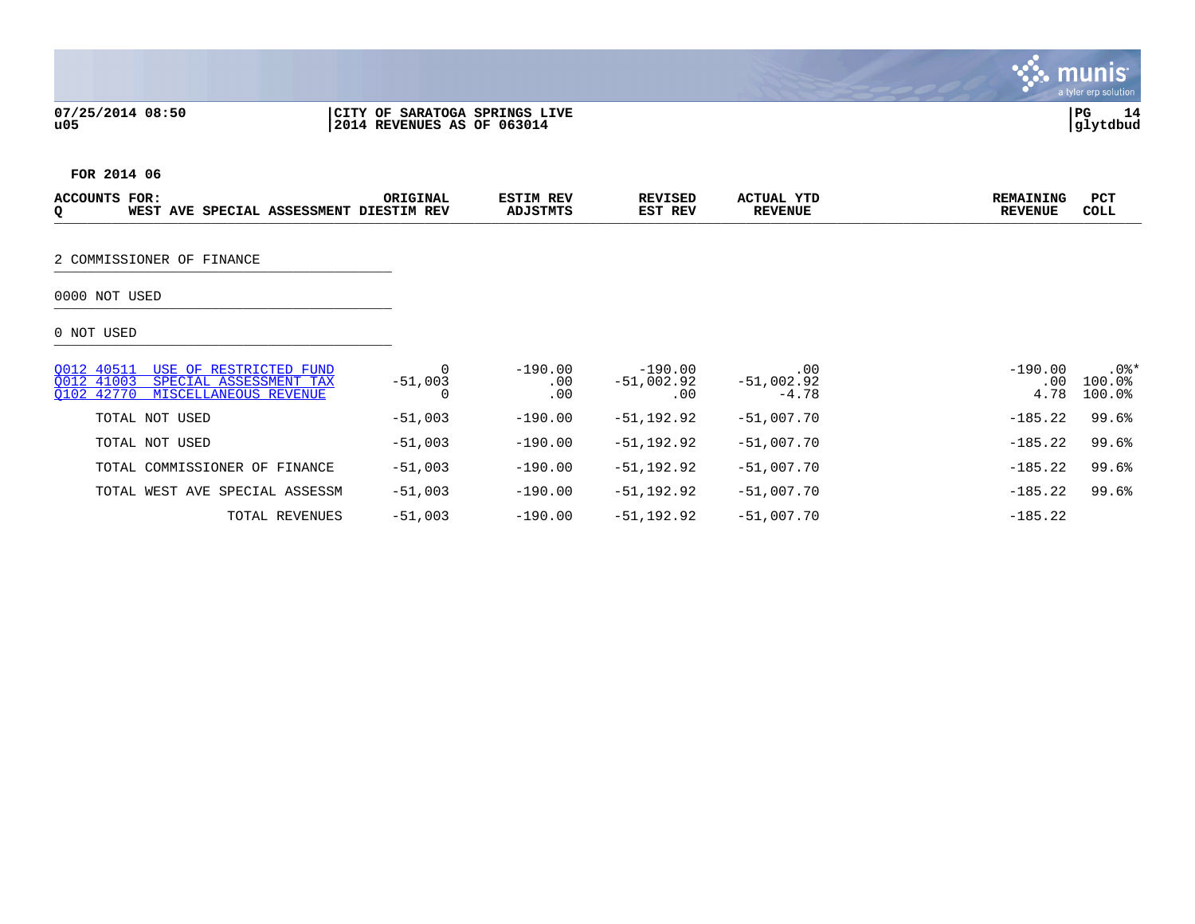07/25/2014 08:50
u05

CITY OF SARATOGA SPRINGS LIVE
2014 REVENUES AS OF 063014

PG 14
glytdbud

FOR 2014 06

| ACCOUNTS FOR: Q WEST AVE SPECIAL ASSESSMENT DI | ORIGINAL ESTIM REV | ESTIM REV ADJSTMTS | REVISED EST REV | ACTUAL YTD REVENUE | REMAINING REVENUE | PCT COLL |
|---|---|---|---|---|---|---|
| **2 COMMISSIONER OF FINANCE** | | | | | | |
| **0000 NOT USED** | | | | | | |
| **0 NOT USED** | | | | | | |
| Q012 40511 USE OF RESTRICTED FUND | 0 | -190.00 | -190.00 | .00 | -190.00 | .0%* |
| Q012 41003 SPECIAL ASSESSMENT TAX | -51,003 | .00 | -51,002.92 | -51,002.92 | .00 | 100.0% |
| Q102 42770 MISCELLANEOUS REVENUE | 0 | .00 | .00 | -4.78 | 4.78 | 100.0% |
| TOTAL NOT USED | -51,003 | -190.00 | -51,192.92 | -51,007.70 | -185.22 | 99.6% |
| TOTAL NOT USED | -51,003 | -190.00 | -51,192.92 | -51,007.70 | -185.22 | 99.6% |
| TOTAL COMMISSIONER OF FINANCE | -51,003 | -190.00 | -51,192.92 | -51,007.70 | -185.22 | 99.6% |
| TOTAL WEST AVE SPECIAL ASSESSM | -51,003 | -190.00 | -51,192.92 | -51,007.70 | -185.22 | 99.6% |
| TOTAL REVENUES | -51,003 | -190.00 | -51,192.92 | -51,007.70 | -185.22 | |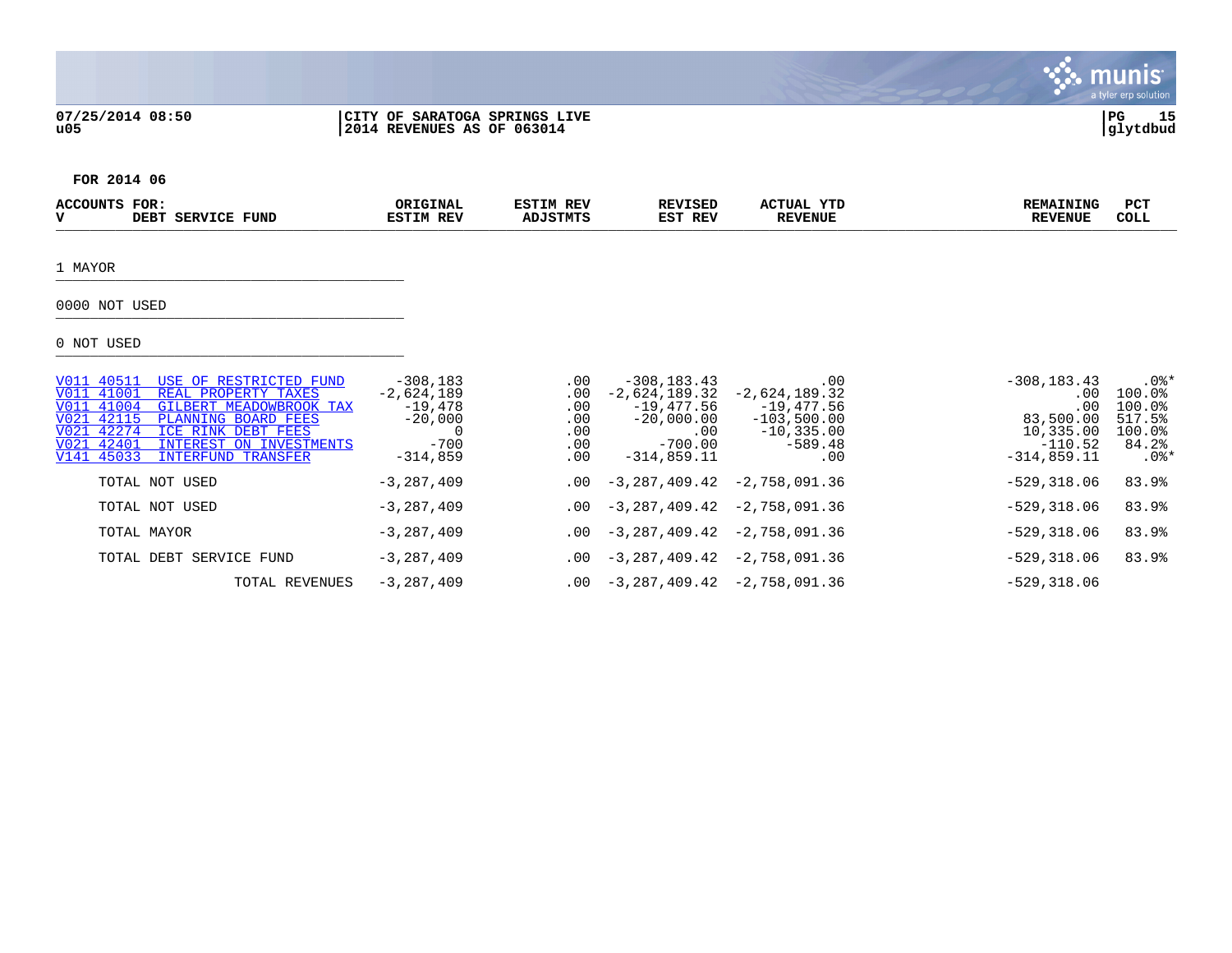07/25/2014 08:50
u05

CITY OF SARATOGA SPRINGS LIVE
2014 REVENUES AS OF 063014

glytdbud

FOR 2014 06

| ACCOUNTS FOR: V DEBT SERVICE FUND | ORIGINAL ESTIM REV | ESTIM REV ADJSTMTS | REVISED EST REV | ACTUAL YTD REVENUE | REMAINING REVENUE | PCT COLL |
|---|---|---|---|---|---|---|
| **1 MAYOR** | | | | | | |
| **0000 NOT USED** | | | | | | |
| **0 NOT USED** | | | | | | |
| V011 40511 USE OF RESTRICTED FUND | -308,183 | .00 | -308,183.43 | .00 | -308,183.43 | .0%* |
| V011 41001 REAL PROPERTY TAXES | -2,624,189 | .00 | -2,624,189.32 | -2,624,189.32 | .00 | 100.0% |
| V011 41004 GILBERT MEADOWBROOK TAX | -19,478 | .00 | -19,477.56 | -19,477.56 | .00 | 100.0% |
| V021 42115 PLANNING BOARD FEES | -20,000 | .00 | -20,000.00 | -103,500.00 | 83,500.00 | 517.5% |
| V021 42274 ICE RINK DEBT FEES | 0 | .00 | .00 | -10,335.00 | 10,335.00 | 100.0% |
| V021 42401 INTEREST ON INVESTMENTS | -700 | .00 | -700.00 | -589.48 | -110.52 | 84.2% |
| V141 45033 INTERFUND TRANSFER | -314,859 | .00 | -314,859.11 | .00 | -314,859.11 | .0%* |
| TOTAL NOT USED | -3,287,409 | .00 | -3,287,409.42 | -2,758,091.36 | -529,318.06 | 83.9% |
| TOTAL NOT USED | -3,287,409 | .00 | -3,287,409.42 | -2,758,091.36 | -529,318.06 | 83.9% |
| TOTAL MAYOR | -3,287,409 | .00 | -3,287,409.42 | -2,758,091.36 | -529,318.06 | 83.9% |
| TOTAL DEBT SERVICE FUND | -3,287,409 | .00 | -3,287,409.42 | -2,758,091.36 | -529,318.06 | 83.9% |
| TOTAL REVENUES | -3,287,409 | .00 | -3,287,409.42 | -2,758,091.36 | -529,318.06 | |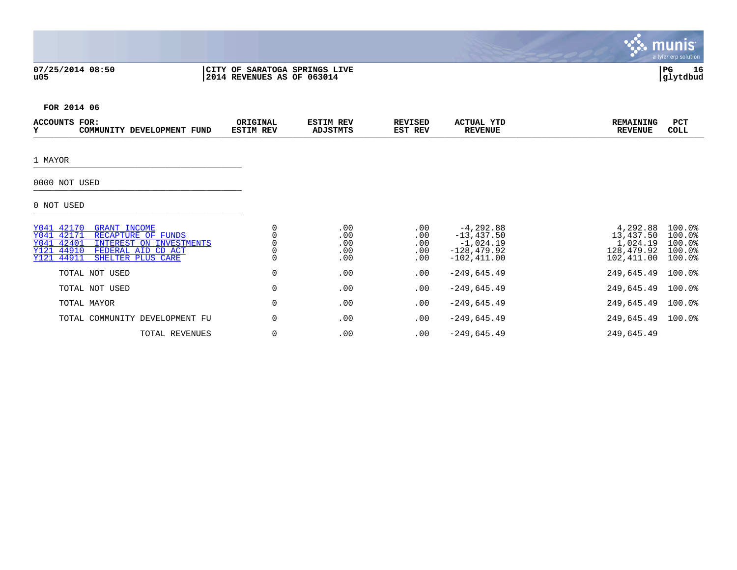07/25/2014 08:50 | CITY OF SARATOGA SPRINGS LIVE
u05 | 2014 REVENUES AS OF 063014

PG 16
glytdbud

**FOR 2014 06**

| ACCOUNTS FOR: Y COMMUNITY DEVELOPMENT FUND | ORIGINAL ESTIM REV | ESTIM REV ADJSTMTS | REVISED EST REV | ACTUAL YTD REVENUE | REMAINING REVENUE | PCT COLL |
|---|---|---|---|---|---|---|
| 1 MAYOR | | | | | | |
| 0000 NOT USED | | | | | | |
| 0 NOT USED | | | | | | |
| Y041 42170 GRANT INCOME | 0 | .00 | .00 | -4,292.88 | 4,292.88 | 100.0% |
| Y041 42171 RECAPTURE OF FUNDS | 0 | .00 | .00 | -13,437.50 | 13,437.50 | 100.0% |
| Y041 42401 INTEREST ON INVESTMENTS | 0 | .00 | .00 | -1,024.19 | 1,024.19 | 100.0% |
| Y121 44910 FEDERAL AID CD ACT | 0 | .00 | .00 | -128,479.92 | 128,479.92 | 100.0% |
| Y121 44911 SHELTER PLUS CARE | 0 | .00 | .00 | -102,411.00 | 102,411.00 | 100.0% |
| TOTAL NOT USED | 0 | .00 | .00 | -249,645.49 | 249,645.49 | 100.0% |
| TOTAL NOT USED | 0 | .00 | .00 | -249,645.49 | 249,645.49 | 100.0% |
| TOTAL MAYOR | 0 | .00 | .00 | -249,645.49 | 249,645.49 | 100.0% |
| TOTAL COMMUNITY DEVELOPMENT FU | 0 | .00 | .00 | -249,645.49 | 249,645.49 | 100.0% |
| TOTAL REVENUES | 0 | .00 | .00 | -249,645.49 | 249,645.49 | |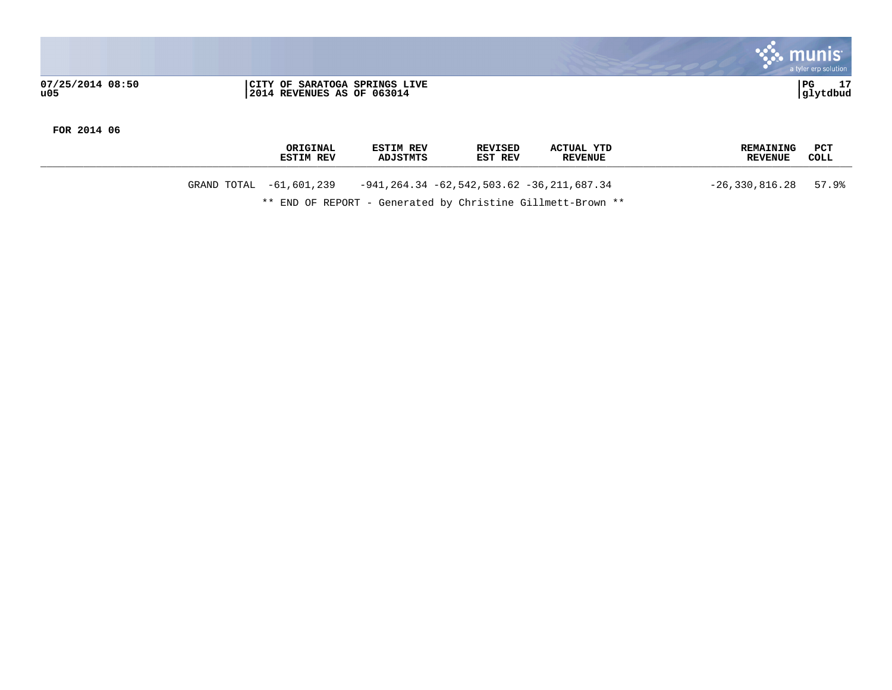**CITY OF SARATOGA SPRINGS LIVE**
**2014 REVENUES AS OF 063014**

**FOR 2014 06**

| | ORIGINAL ESTIM REV | ESTIM REV ADJSTMTS | REVISED EST REV | ACTUAL YTD REVENUE | REMAINING REVENUE | PCT COLL |
|---|---|---|---|---|---|---|
| GRAND TOTAL | -61,601,239 | -941,264.34 | -62,542,503.62 | -36,211,687.34 | -26,330,816.28 | 57.9% |

** END OF REPORT - Generated by Christine Gillmett-Brown **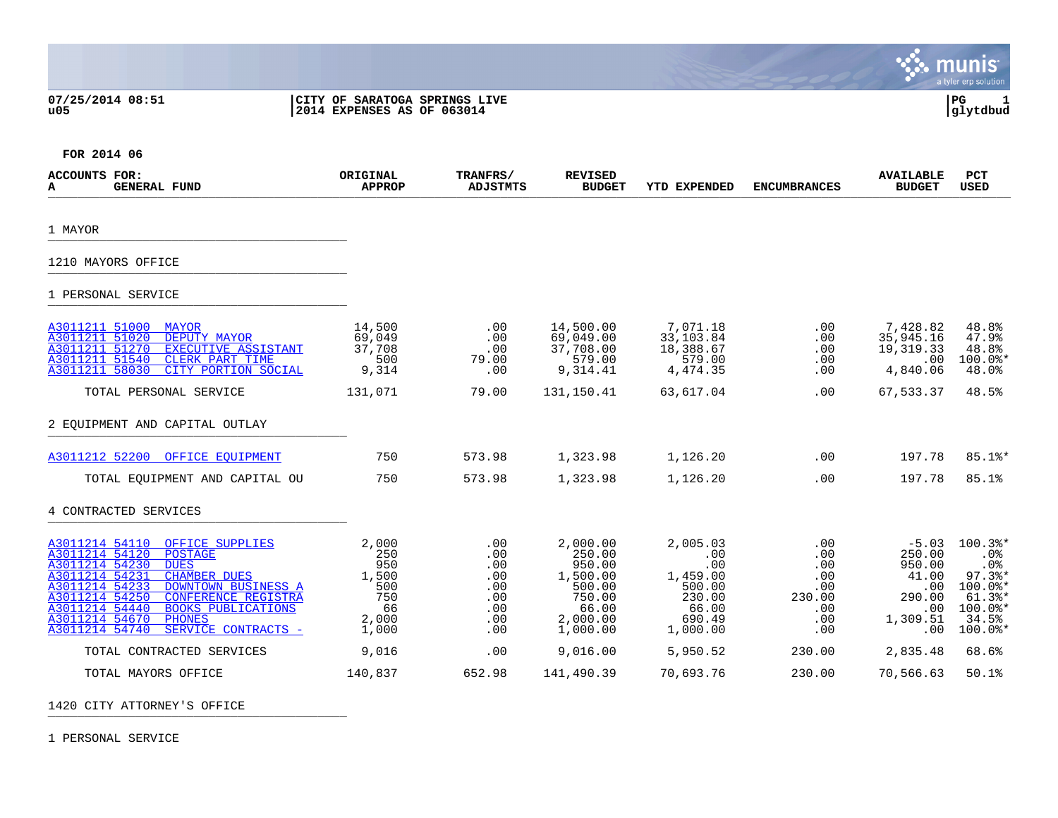07/25/2014 08:51
u05

CITY OF SARATOGA SPRINGS LIVE
2014 EXPENSES AS OF 063014

PG 1
glytdbud

FOR 2014 06

| ACCOUNTS FOR: A GENERAL FUND | ORIGINAL APPROP | TRANFRS/ ADJSTMTS | REVISED BUDGET | YTD EXPENDED | ENCUMBRANCES | AVAILABLE BUDGET | PCT USED |
|---|---|---|---|---|---|---|---|
| **1 MAYOR** | | | | | | | |
| **1210 MAYORS OFFICE** | | | | | | | |
| **1 PERSONAL SERVICE** | | | | | | | |
| A3011211 51000 MAYOR | 14,500 | .00 | 14,500.00 | 7,071.18 | .00 | 7,428.82 | 48.8% |
| A3011211 51020 DEPUTY MAYOR | 69,049 | .00 | 69,049.00 | 33,103.84 | .00 | 35,945.16 | 47.9% |
| A3011211 51270 EXECUTIVE ASSISTANT | 37,708 | .00 | 37,708.00 | 18,388.67 | .00 | 19,319.33 | 48.8% |
| A3011211 51540 CLERK PART TIME | 500 | 79.00 | 579.00 | 579.00 | .00 | .00 | 100.0%* |
| A3011211 58030 CITY PORTION SOCIAL | 9,314 | .00 | 9,314.41 | 4,474.35 | .00 | 4,840.06 | 48.0% |
| TOTAL PERSONAL SERVICE | 131,071 | 79.00 | 131,150.41 | 63,617.04 | .00 | 67,533.37 | 48.5% |
| **2 EQUIPMENT AND CAPITAL OUTLAY** | | | | | | | |
| A3011212 52200 OFFICE EQUIPMENT | 750 | 573.98 | 1,323.98 | 1,126.20 | .00 | 197.78 | 85.1%* |
| TOTAL EQUIPMENT AND CAPITAL OU | 750 | 573.98 | 1,323.98 | 1,126.20 | .00 | 197.78 | 85.1% |
| **4 CONTRACTED SERVICES** | | | | | | | |
| A3011214 54110 OFFICE SUPPLIES | 2,000 | .00 | 2,000.00 | 2,005.03 | .00 | -5.03 | 100.3%* |
| A3011214 54120 POSTAGE | 250 | .00 | 250.00 | .00 | .00 | 250.00 | .0% |
| A3011214 54230 DUES | 950 | .00 | 950.00 | .00 | .00 | 950.00 | .0% |
| A3011214 54231 CHAMBER DUES | 1,500 | .00 | 1,500.00 | 1,459.00 | .00 | 41.00 | 97.3%* |
| A3011214 54233 DOWNTOWN BUSINESS A | 500 | .00 | 500.00 | 500.00 | .00 | .00 | 100.0%* |
| A3011214 54250 CONFERENCE REGISTRA | 750 | .00 | 750.00 | 230.00 | 230.00 | 290.00 | 61.3%* |
| A3011214 54440 BOOKS PUBLICATIONS | 66 | .00 | 66.00 | 66.00 | .00 | .00 | 100.0%* |
| A3011214 54670 PHONES | 2,000 | .00 | 2,000.00 | 690.49 | .00 | 1,309.51 | 34.5% |
| A3011214 54740 SERVICE CONTRACTS - | 1,000 | .00 | 1,000.00 | 1,000.00 | .00 | .00 | 100.0%* |
| TOTAL CONTRACTED SERVICES | 9,016 | .00 | 9,016.00 | 5,950.52 | 230.00 | 2,835.48 | 68.6% |
| TOTAL MAYORS OFFICE | 140,837 | 652.98 | 141,490.39 | 70,693.76 | 230.00 | 70,566.63 | 50.1% |
| **1420 CITY ATTORNEY'S OFFICE** | | | | | | | |
| **1 PERSONAL SERVICE** | | | | | | | |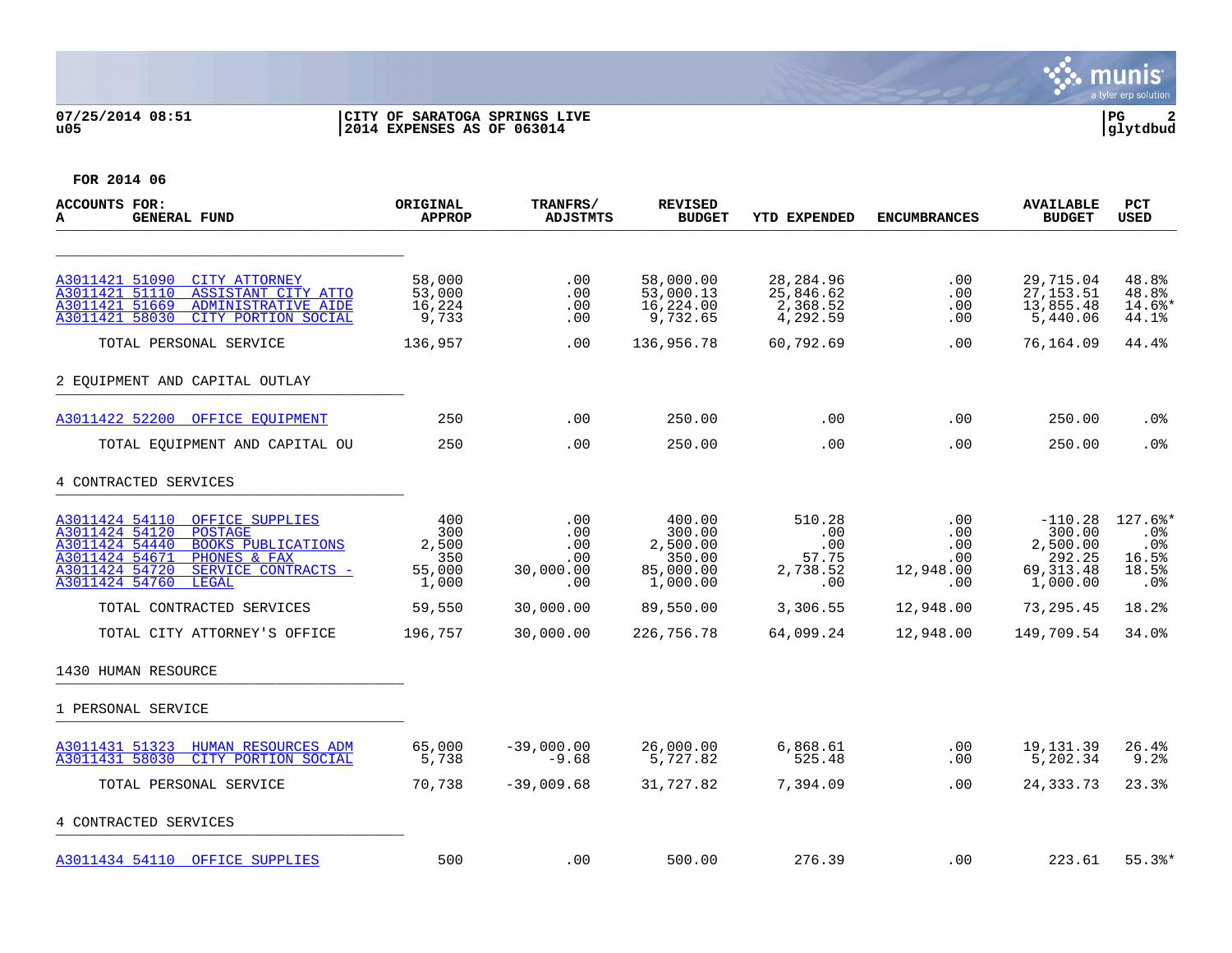**CITY OF SARATOGA SPRINGS LIVE**
**2014 EXPENSES AS OF 063014**

07/25/2014 08:51
u05

glytdbud

**FOR 2014 06**

| ACCOUNTS FOR: A GENERAL FUND | ORIGINAL APPROP | TRANFRS/ ADJSTMTS | REVISED BUDGET | YTD EXPENDED | ENCUMBRANCES | AVAILABLE BUDGET | PCT USED |
|---|---|---|---|---|---|---|---|
| A3011421 51090 CITY ATTORNEY | 58,000 | .00 | 58,000.00 | 28,284.96 | .00 | 29,715.04 | 48.8% |
| A3011421 51110 ASSISTANT CITY ATTO | 53,000 | .00 | 53,000.13 | 25,846.62 | .00 | 27,153.51 | 48.8% |
| A3011421 51669 ADMINISTRATIVE AIDE | 16,224 | .00 | 16,224.00 | 2,368.52 | .00 | 13,855.48 | 14.6%* |
| A3011421 58030 CITY PORTION SOCIAL | 9,733 | .00 | 9,732.65 | 4,292.59 | .00 | 5,440.06 | 44.1% |
| TOTAL PERSONAL SERVICE | 136,957 | .00 | 136,956.78 | 60,792.69 | .00 | 76,164.09 | 44.4% |
| **2 EQUIPMENT AND CAPITAL OUTLAY** | | | | | | | |
| A3011422 52200 OFFICE EQUIPMENT | 250 | .00 | 250.00 | .00 | .00 | 250.00 | .0% |
| TOTAL EQUIPMENT AND CAPITAL OU | 250 | .00 | 250.00 | .00 | .00 | 250.00 | .0% |
| **4 CONTRACTED SERVICES** | | | | | | | |
| A3011424 54110 OFFICE SUPPLIES | 400 | .00 | 400.00 | 510.28 | .00 | -110.28 | 127.6%* |
| A3011424 54120 POSTAGE | 300 | .00 | 300.00 | .00 | .00 | 300.00 | .0% |
| A3011424 54440 BOOKS PUBLICATIONS | 2,500 | .00 | 2,500.00 | .00 | .00 | 2,500.00 | .0% |
| A3011424 54671 PHONES & FAX | 350 | .00 | 350.00 | 57.75 | .00 | 292.25 | 16.5% |
| A3011424 54720 SERVICE CONTRACTS - | 55,000 | 30,000.00 | 85,000.00 | 2,738.52 | 12,948.00 | 69,313.48 | 18.5% |
| A3011424 54760 LEGAL | 1,000 | .00 | 1,000.00 | .00 | .00 | 1,000.00 | .0% |
| TOTAL CONTRACTED SERVICES | 59,550 | 30,000.00 | 89,550.00 | 3,306.55 | 12,948.00 | 73,295.45 | 18.2% |
| TOTAL CITY ATTORNEY'S OFFICE | 196,757 | 30,000.00 | 226,756.78 | 64,099.24 | 12,948.00 | 149,709.54 | 34.0% |
| **1430 HUMAN RESOURCE** | | | | | | | |
| **1 PERSONAL SERVICE** | | | | | | | |
| A3011431 51323 HUMAN RESOURCES ADM | 65,000 | -39,000.00 | 26,000.00 | 6,868.61 | .00 | 19,131.39 | 26.4% |
| A3011431 58030 CITY PORTION SOCIAL | 5,738 | -9.68 | 5,727.82 | 525.48 | .00 | 5,202.34 | 9.2% |
| TOTAL PERSONAL SERVICE | 70,738 | -39,009.68 | 31,727.82 | 7,394.09 | .00 | 24,333.73 | 23.3% |
| **4 CONTRACTED SERVICES** | | | | | | | |
| A3011434 54110 OFFICE SUPPLIES | 500 | .00 | 500.00 | 276.39 | .00 | 223.61 | 55.3%* |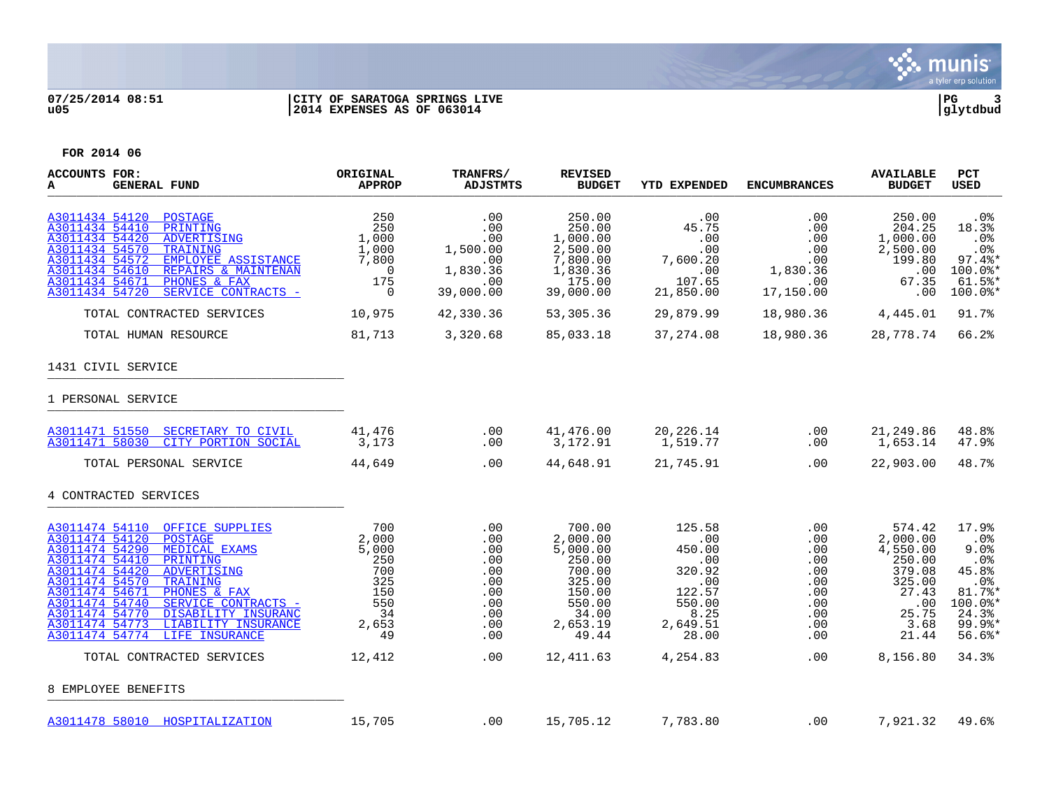07/25/2014 08:51
u05

CITY OF SARATOGA SPRINGS LIVE
2014 EXPENSES AS OF 063014

glytdbud

FOR 2014 06

| ACCOUNTS FOR: A GENERAL FUND | ORIGINAL APPROP | TRANFRS/ ADJSTMTS | REVISED BUDGET | YTD EXPENDED | ENCUMBRANCES | AVAILABLE BUDGET | PCT USED |
|---|---|---|---|---|---|---|---|
| A3011434 54120 POSTAGE | 250 | .00 | 250.00 | .00 | .00 | 250.00 | .0% |
| A3011434 54410 PRINTING | 250 | .00 | 250.00 | 45.75 | .00 | 204.25 | 18.3% |
| A3011434 54420 ADVERTISING | 1,000 | .00 | 1,000.00 | .00 | .00 | 1,000.00 | .0% |
| A3011434 54570 TRAINING | 1,000 | 1,500.00 | 2,500.00 | .00 | .00 | 2,500.00 | .0% |
| A3011434 54572 EMPLOYEE ASSISTANCE | 7,800 | .00 | 7,800.00 | 7,600.20 | .00 | 199.80 | 97.4%* |
| A3011434 54610 REPAIRS & MAINTENAN | 0 | 1,830.36 | 1,830.36 | .00 | 1,830.36 | .00 | 100.0%* |
| A3011434 54671 PHONES & FAX | 175 | .00 | 175.00 | 107.65 | .00 | 67.35 | 61.5%* |
| A3011434 54720 SERVICE CONTRACTS - | 0 | 39,000.00 | 39,000.00 | 21,850.00 | 17,150.00 | .00 | 100.0%* |
| TOTAL CONTRACTED SERVICES | 10,975 | 42,330.36 | 53,305.36 | 29,879.99 | 18,980.36 | 4,445.01 | 91.7% |
| TOTAL HUMAN RESOURCE | 81,713 | 3,320.68 | 85,033.18 | 37,274.08 | 18,980.36 | 28,778.74 | 66.2% |
| **1431 CIVIL SERVICE** | | | | | | | |
| **1 PERSONAL SERVICE** | | | | | | | |
| A3011471 51550 SECRETARY TO CIVIL | 41,476 | .00 | 41,476.00 | 20,226.14 | .00 | 21,249.86 | 48.8% |
| A3011471 58030 CITY PORTION SOCIAL | 3,173 | .00 | 3,172.91 | 1,519.77 | .00 | 1,653.14 | 47.9% |
| TOTAL PERSONAL SERVICE | 44,649 | .00 | 44,648.91 | 21,745.91 | .00 | 22,903.00 | 48.7% |
| **4 CONTRACTED SERVICES** | | | | | | | |
| A3011474 54110 OFFICE SUPPLIES | 700 | .00 | 700.00 | 125.58 | .00 | 574.42 | 17.9% |
| A3011474 54120 POSTAGE | 2,000 | .00 | 2,000.00 | .00 | .00 | 2,000.00 | .0% |
| A3011474 54290 MEDICAL EXAMS | 5,000 | .00 | 5,000.00 | 450.00 | .00 | 4,550.00 | 9.0% |
| A3011474 54410 PRINTING | 250 | .00 | 250.00 | .00 | .00 | 250.00 | .0% |
| A3011474 54420 ADVERTISING | 700 | .00 | 700.00 | 320.92 | .00 | 379.08 | 45.8% |
| A3011474 54570 TRAINING | 325 | .00 | 325.00 | .00 | .00 | 325.00 | .0% |
| A3011474 54671 PHONES & FAX | 150 | .00 | 150.00 | 122.57 | .00 | 27.43 | 81.7%* |
| A3011474 54740 SERVICE CONTRACTS - | 550 | .00 | 550.00 | 550.00 | .00 | .00 | 100.0%* |
| A3011474 54770 DISABILITY INSURANC | 34 | .00 | 34.00 | 8.25 | .00 | 25.75 | 24.3% |
| A3011474 54773 LIABILITY INSURANCE | 2,653 | .00 | 2,653.19 | 2,649.51 | .00 | 3.68 | 99.9%* |
| A3011474 54774 LIFE INSURANCE | 49 | .00 | 49.44 | 28.00 | .00 | 21.44 | 56.6%* |
| TOTAL CONTRACTED SERVICES | 12,412 | .00 | 12,411.63 | 4,254.83 | .00 | 8,156.80 | 34.3% |
| **8 EMPLOYEE BENEFITS** | | | | | | | |
| A3011478 58010 HOSPITALIZATION | 15,705 | .00 | 15,705.12 | 7,783.80 | .00 | 7,921.32 | 49.6% |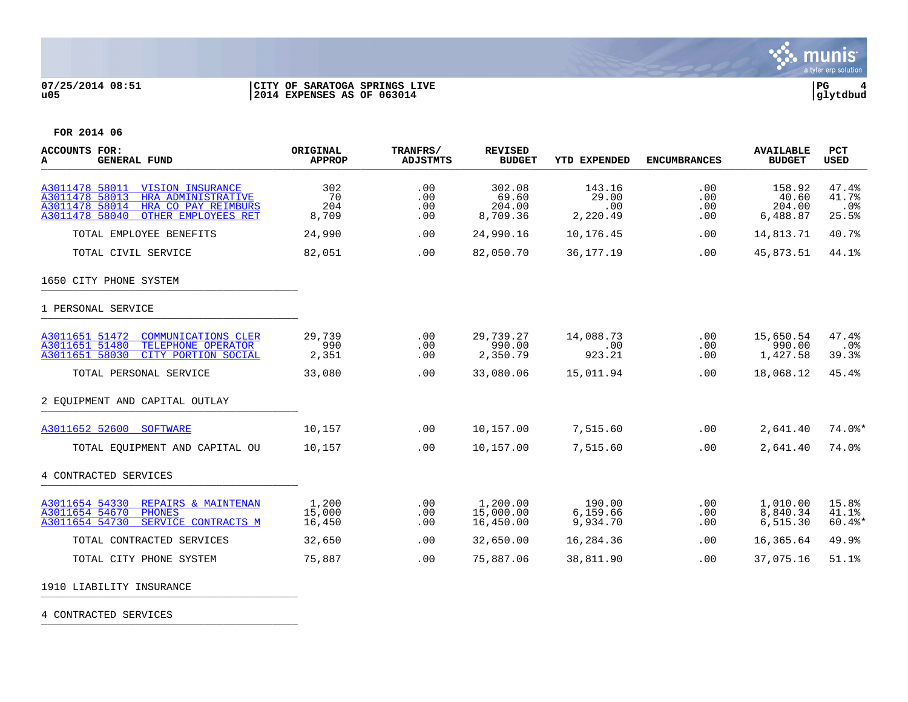07/25/2014 08:51 | CITY OF SARATOGA SPRINGS LIVE
u05 | 2014 EXPENSES AS OF 063014

**FOR 2014 06**

| ACCOUNTS FOR: A GENERAL FUND | ORIGINAL APPROP | TRANFRS/ ADJSTMTS | REVISED BUDGET | YTD EXPENDED | ENCUMBRANCES | AVAILABLE BUDGET | PCT USED |
|---|---|---|---|---|---|---|---|
| A3011478 58011 VISION INSURANCE | 302 | .00 | 302.08 | 143.16 | .00 | 158.92 | 47.4% |
| A3011478 58013 HRA ADMINISTRATIVE | 70 | .00 | 69.60 | 29.00 | .00 | 40.60 | 41.7% |
| A3011478 58014 HRA CO PAY REIMBURS | 204 | .00 | 204.00 | .00 | .00 | 204.00 | .0% |
| A3011478 58040 OTHER EMPLOYEES RET | 8,709 | .00 | 8,709.36 | 2,220.49 | .00 | 6,488.87 | 25.5% |
| TOTAL EMPLOYEE BENEFITS | 24,990 | .00 | 24,990.16 | 10,176.45 | .00 | 14,813.71 | 40.7% |
| TOTAL CIVIL SERVICE | 82,051 | .00 | 82,050.70 | 36,177.19 | .00 | 45,873.51 | 44.1% |
| **1650 CITY PHONE SYSTEM** | | | | | | | |
| **1 PERSONAL SERVICE** | | | | | | | |
| A3011651 51472 COMMUNICATIONS CLER | 29,739 | .00 | 29,739.27 | 14,088.73 | .00 | 15,650.54 | 47.4% |
| A3011651 51480 TELEPHONE OPERATOR | 990 | .00 | 990.00 | .00 | .00 | 990.00 | .0% |
| A3011651 58030 CITY PORTION SOCIAL | 2,351 | .00 | 2,350.79 | 923.21 | .00 | 1,427.58 | 39.3% |
| TOTAL PERSONAL SERVICE | 33,080 | .00 | 33,080.06 | 15,011.94 | .00 | 18,068.12 | 45.4% |
| **2 EQUIPMENT AND CAPITAL OUTLAY** | | | | | | | |
| A3011652 52600 SOFTWARE | 10,157 | .00 | 10,157.00 | 7,515.60 | .00 | 2,641.40 | 74.0%* |
| TOTAL EQUIPMENT AND CAPITAL OU | 10,157 | .00 | 10,157.00 | 7,515.60 | .00 | 2,641.40 | 74.0% |
| **4 CONTRACTED SERVICES** | | | | | | | |
| A3011654 54330 REPAIRS & MAINTENAN | 1,200 | .00 | 1,200.00 | 190.00 | .00 | 1,010.00 | 15.8% |
| A3011654 54670 PHONES | 15,000 | .00 | 15,000.00 | 6,159.66 | .00 | 8,840.34 | 41.1% |
| A3011654 54730 SERVICE CONTRACTS M | 16,450 | .00 | 16,450.00 | 9,934.70 | .00 | 6,515.30 | 60.4%* |
| TOTAL CONTRACTED SERVICES | 32,650 | .00 | 32,650.00 | 16,284.36 | .00 | 16,365.64 | 49.9% |
| TOTAL CITY PHONE SYSTEM | 75,887 | .00 | 75,887.06 | 38,811.90 | .00 | 37,075.16 | 51.1% |
| **1910 LIABILITY INSURANCE** | | | | | | | |
| **4 CONTRACTED SERVICES** | | | | | | | |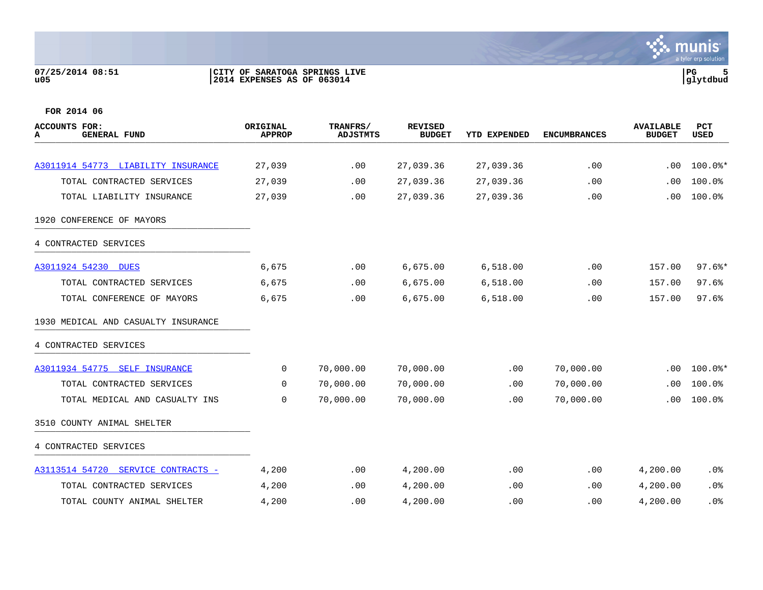07/25/2014 08:51 | CITY OF SARATOGA SPRINGS LIVE
u05 | 2014 EXPENSES AS OF 063014

PG 5 glytdbud

**FOR 2014 06**

| ACCOUNTS FOR: A GENERAL FUND | ORIGINAL APPROP | TRANFRS/ ADJSTMTS | REVISED BUDGET | YTD EXPENDED | ENCUMBRANCES | AVAILABLE BUDGET | PCT USED |
|---|---|---|---|---|---|---|---|
| A3011914 54773 LIABILITY INSURANCE | 27,039 | .00 | 27,039.36 | 27,039.36 | .00 | .00 | 100.0%* |
| TOTAL CONTRACTED SERVICES | 27,039 | .00 | 27,039.36 | 27,039.36 | .00 | .00 | 100.0% |
| TOTAL LIABILITY INSURANCE | 27,039 | .00 | 27,039.36 | 27,039.36 | .00 | .00 | 100.0% |
| 1920 CONFERENCE OF MAYORS | | | | | | | |
| 4 CONTRACTED SERVICES | | | | | | | |
| A3011924 54230 DUES | 6,675 | .00 | 6,675.00 | 6,518.00 | .00 | 157.00 | 97.6%* |
| TOTAL CONTRACTED SERVICES | 6,675 | .00 | 6,675.00 | 6,518.00 | .00 | 157.00 | 97.6% |
| TOTAL CONFERENCE OF MAYORS | 6,675 | .00 | 6,675.00 | 6,518.00 | .00 | 157.00 | 97.6% |
| 1930 MEDICAL AND CASUALTY INSURANCE | | | | | | | |
| 4 CONTRACTED SERVICES | | | | | | | |
| A3011934 54775 SELF INSURANCE | 0 | 70,000.00 | 70,000.00 | .00 | 70,000.00 | .00 | 100.0%* |
| TOTAL CONTRACTED SERVICES | 0 | 70,000.00 | 70,000.00 | .00 | 70,000.00 | .00 | 100.0% |
| TOTAL MEDICAL AND CASUALTY INS | 0 | 70,000.00 | 70,000.00 | .00 | 70,000.00 | .00 | 100.0% |
| 3510 COUNTY ANIMAL SHELTER | | | | | | | |
| 4 CONTRACTED SERVICES | | | | | | | |
| A3113514 54720 SERVICE CONTRACTS - | 4,200 | .00 | 4,200.00 | .00 | .00 | 4,200.00 | .0% |
| TOTAL CONTRACTED SERVICES | 4,200 | .00 | 4,200.00 | .00 | .00 | 4,200.00 | .0% |
| TOTAL COUNTY ANIMAL SHELTER | 4,200 | .00 | 4,200.00 | .00 | .00 | 4,200.00 | .0% |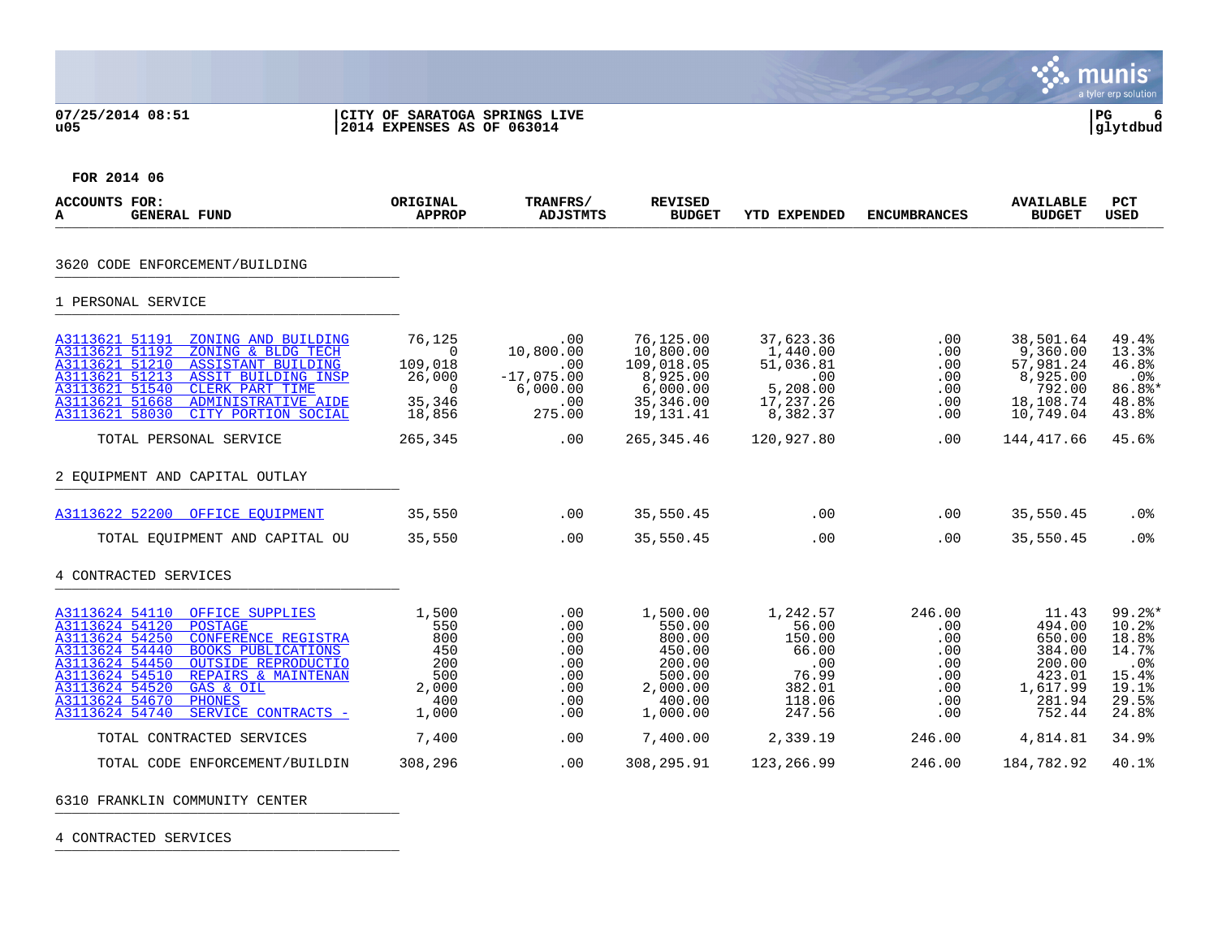07/25/2014 08:51 | CITY OF SARATOGA SPRINGS LIVE
u05 | 2014 EXPENSES AS OF 063014 | glytdbud

FOR 2014 06

| ACCOUNTS FOR: A GENERAL FUND | ORIGINAL APPROP | TRANFRS/ ADJSTMTS | REVISED BUDGET | YTD EXPENDED | ENCUMBRANCES | AVAILABLE BUDGET | PCT USED |
|---|---|---|---|---|---|---|---|
| **3620 CODE ENFORCEMENT/BUILDING** | | | | | | | |
| **1 PERSONAL SERVICE** | | | | | | | |
| A3113621 51191 ZONING AND BUILDING | 76,125 | .00 | 76,125.00 | 37,623.36 | .00 | 38,501.64 | 49.4% |
| A3113621 51192 ZONING & BLDG TECH | 0 | 10,800.00 | 10,800.00 | 1,440.00 | .00 | 9,360.00 | 13.3% |
| A3113621 51210 ASSISTANT BUILDING | 109,018 | .00 | 109,018.05 | 51,036.81 | .00 | 57,981.24 | 46.8% |
| A3113621 51213 ASSIT BUILDING INSP | 26,000 | -17,075.00 | 8,925.00 | .00 | .00 | 8,925.00 | .0% |
| A3113621 51540 CLERK PART TIME | 0 | 6,000.00 | 6,000.00 | 5,208.00 | .00 | 792.00 | 86.8%* |
| A3113621 51668 ADMINISTRATIVE AIDE | 35,346 | .00 | 35,346.00 | 17,237.26 | .00 | 18,108.74 | 48.8% |
| A3113621 58030 CITY PORTION SOCIAL | 18,856 | 275.00 | 19,131.41 | 8,382.37 | .00 | 10,749.04 | 43.8% |
| TOTAL PERSONAL SERVICE | 265,345 | .00 | 265,345.46 | 120,927.80 | .00 | 144,417.66 | 45.6% |
| **2 EQUIPMENT AND CAPITAL OUTLAY** | | | | | | | |
| A3113622 52200 OFFICE EQUIPMENT | 35,550 | .00 | 35,550.45 | .00 | .00 | 35,550.45 | .0% |
| TOTAL EQUIPMENT AND CAPITAL OU | 35,550 | .00 | 35,550.45 | .00 | .00 | 35,550.45 | .0% |
| **4 CONTRACTED SERVICES** | | | | | | | |
| A3113624 54110 OFFICE SUPPLIES | 1,500 | .00 | 1,500.00 | 1,242.57 | 246.00 | 11.43 | 99.2%* |
| A3113624 54120 POSTAGE | 550 | .00 | 550.00 | 56.00 | .00 | 494.00 | 10.2% |
| A3113624 54250 CONFERENCE REGISTRA | 800 | .00 | 800.00 | 150.00 | .00 | 650.00 | 18.8% |
| A3113624 54440 BOOKS PUBLICATIONS | 450 | .00 | 450.00 | 66.00 | .00 | 384.00 | 14.7% |
| A3113624 54450 OUTSIDE REPRODUCTIO | 200 | .00 | 200.00 | .00 | .00 | 200.00 | .0% |
| A3113624 54510 REPAIRS & MAINTENAN | 500 | .00 | 500.00 | 76.99 | .00 | 423.01 | 15.4% |
| A3113624 54520 GAS & OIL | 2,000 | .00 | 2,000.00 | 382.01 | .00 | 1,617.99 | 19.1% |
| A3113624 54670 PHONES | 400 | .00 | 400.00 | 118.06 | .00 | 281.94 | 29.5% |
| A3113624 54740 SERVICE CONTRACTS - | 1,000 | .00 | 1,000.00 | 247.56 | .00 | 752.44 | 24.8% |
| TOTAL CONTRACTED SERVICES | 7,400 | .00 | 7,400.00 | 2,339.19 | 246.00 | 4,814.81 | 34.9% |
| TOTAL CODE ENFORCEMENT/BUILDIN | 308,296 | .00 | 308,295.91 | 123,266.99 | 246.00 | 184,782.92 | 40.1% |
| **6310 FRANKLIN COMMUNITY CENTER** | | | | | | | |
| **4 CONTRACTED SERVICES** | | | | | | | |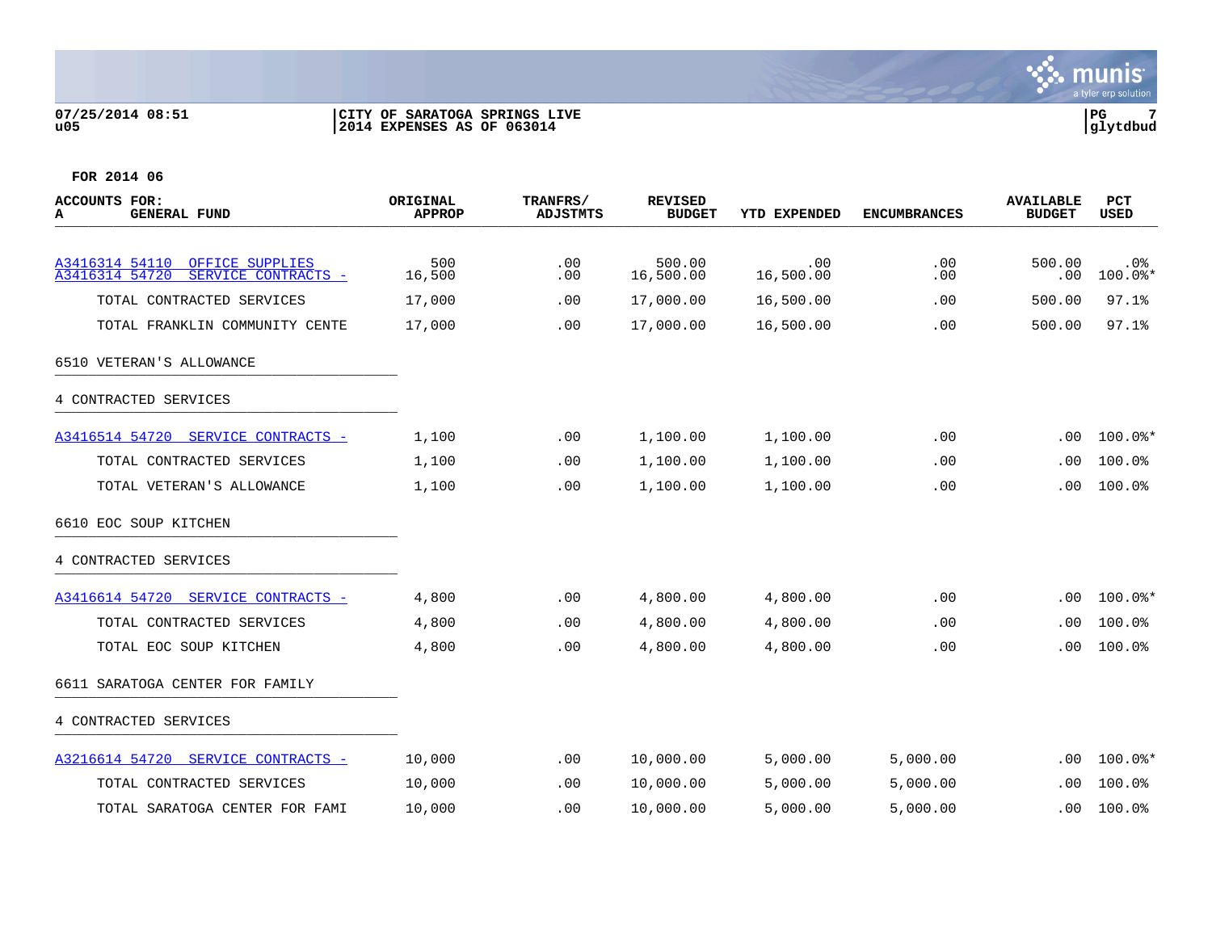07/25/2014 08:51
u05

CITY OF SARATOGA SPRINGS LIVE
2014 EXPENSES AS OF 063014

PG 7
glytdbud

FOR 2014 06

| ACCOUNTS FOR: A GENERAL FUND | ORIGINAL APPROP | TRANFRS/ ADJSTMTS | REVISED BUDGET | YTD EXPENDED | ENCUMBRANCES | AVAILABLE BUDGET | PCT USED |
|---|---|---|---|---|---|---|---|
| A3416314 54110 OFFICE SUPPLIES | 500 | .00 | 500.00 | .00 | .00 | 500.00 | .0% |
| A3416314 54720 SERVICE CONTRACTS - | 16,500 | .00 | 16,500.00 | 16,500.00 | .00 | .00 | 100.0%* |
| TOTAL CONTRACTED SERVICES | 17,000 | .00 | 17,000.00 | 16,500.00 | .00 | 500.00 | 97.1% |
| TOTAL FRANKLIN COMMUNITY CENTE | 17,000 | .00 | 17,000.00 | 16,500.00 | .00 | 500.00 | 97.1% |
| 6510 VETERAN'S ALLOWANCE | | | | | | | |
| 4 CONTRACTED SERVICES | | | | | | | |
| A3416514 54720 SERVICE CONTRACTS - | 1,100 | .00 | 1,100.00 | 1,100.00 | .00 | .00 | 100.0%* |
| TOTAL CONTRACTED SERVICES | 1,100 | .00 | 1,100.00 | 1,100.00 | .00 | .00 | 100.0% |
| TOTAL VETERAN'S ALLOWANCE | 1,100 | .00 | 1,100.00 | 1,100.00 | .00 | .00 | 100.0% |
| 6610 EOC SOUP KITCHEN | | | | | | | |
| 4 CONTRACTED SERVICES | | | | | | | |
| A3416614 54720 SERVICE CONTRACTS - | 4,800 | .00 | 4,800.00 | 4,800.00 | .00 | .00 | 100.0%* |
| TOTAL CONTRACTED SERVICES | 4,800 | .00 | 4,800.00 | 4,800.00 | .00 | .00 | 100.0% |
| TOTAL EOC SOUP KITCHEN | 4,800 | .00 | 4,800.00 | 4,800.00 | .00 | .00 | 100.0% |
| 6611 SARATOGA CENTER FOR FAMILY | | | | | | | |
| 4 CONTRACTED SERVICES | | | | | | | |
| A3216614 54720 SERVICE CONTRACTS - | 10,000 | .00 | 10,000.00 | 5,000.00 | 5,000.00 | .00 | 100.0%* |
| TOTAL CONTRACTED SERVICES | 10,000 | .00 | 10,000.00 | 5,000.00 | 5,000.00 | .00 | 100.0% |
| TOTAL SARATOGA CENTER FOR FAMI | 10,000 | .00 | 10,000.00 | 5,000.00 | 5,000.00 | .00 | 100.0% |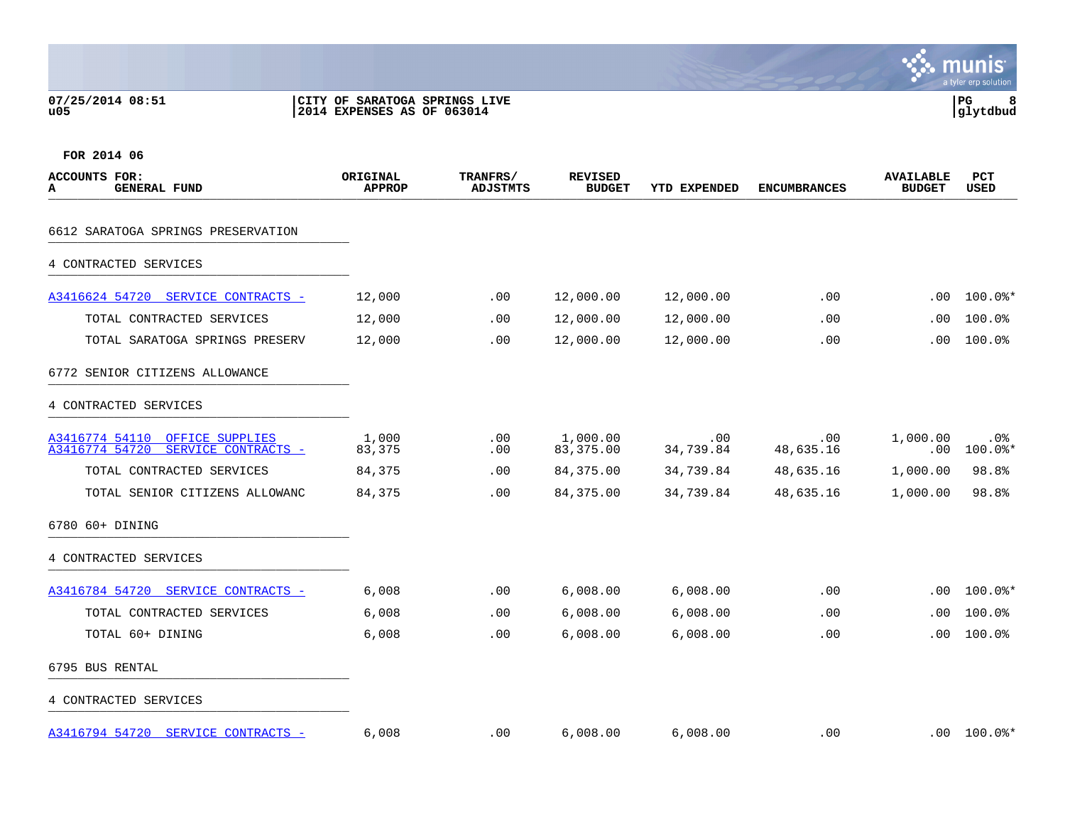07/25/2014 08:51
u05

CITY OF SARATOGA SPRINGS LIVE
2014 EXPENSES AS OF 063014

FOR 2014 06

| ACCOUNTS FOR: A GENERAL FUND | ORIGINAL APPROP | TRANFRS/ ADJSTMTS | REVISED BUDGET | YTD EXPENDED | ENCUMBRANCES | AVAILABLE BUDGET | PCT USED |
|---|---|---|---|---|---|---|---|
| **6612 SARATOGA SPRINGS PRESERVATION** | | | | | | | |
| **4 CONTRACTED SERVICES** | | | | | | | |
| A3416624 54720 SERVICE CONTRACTS - | 12,000 | .00 | 12,000.00 | 12,000.00 | .00 | .00 | 100.0%* |
| TOTAL CONTRACTED SERVICES | 12,000 | .00 | 12,000.00 | 12,000.00 | .00 | .00 | 100.0% |
| TOTAL SARATOGA SPRINGS PRESERV | 12,000 | .00 | 12,000.00 | 12,000.00 | .00 | .00 | 100.0% |
| **6772 SENIOR CITIZENS ALLOWANCE** | | | | | | | |
| **4 CONTRACTED SERVICES** | | | | | | | |
| A3416774 54110 OFFICE SUPPLIES | 1,000 | .00 | 1,000.00 | .00 | .00 | 1,000.00 | .0% |
| A3416774 54720 SERVICE CONTRACTS - | 83,375 | .00 | 83,375.00 | 34,739.84 | 48,635.16 | .00 | 100.0%* |
| TOTAL CONTRACTED SERVICES | 84,375 | .00 | 84,375.00 | 34,739.84 | 48,635.16 | 1,000.00 | 98.8% |
| TOTAL SENIOR CITIZENS ALLOWANC | 84,375 | .00 | 84,375.00 | 34,739.84 | 48,635.16 | 1,000.00 | 98.8% |
| **6780 60+ DINING** | | | | | | | |
| **4 CONTRACTED SERVICES** | | | | | | | |
| A3416784 54720 SERVICE CONTRACTS - | 6,008 | .00 | 6,008.00 | 6,008.00 | .00 | .00 | 100.0%* |
| TOTAL CONTRACTED SERVICES | 6,008 | .00 | 6,008.00 | 6,008.00 | .00 | .00 | 100.0% |
| TOTAL 60+ DINING | 6,008 | .00 | 6,008.00 | 6,008.00 | .00 | .00 | 100.0% |
| **6795 BUS RENTAL** | | | | | | | |
| **4 CONTRACTED SERVICES** | | | | | | | |
| A3416794 54720 SERVICE CONTRACTS - | 6,008 | .00 | 6,008.00 | 6,008.00 | .00 | .00 | 100.0%* |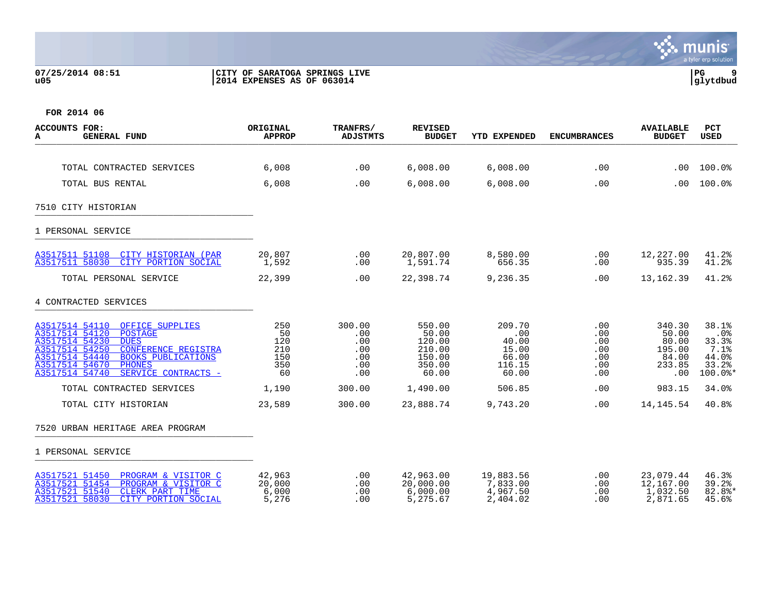07/25/2014 08:51 | CITY OF SARATOGA SPRINGS LIVE
u05 | 2014 EXPENSES AS OF 063014

FOR 2014 06

| ACCOUNTS FOR: A GENERAL FUND | ORIGINAL APPROP | TRANFRS/ ADJSTMTS | REVISED BUDGET | YTD EXPENDED | ENCUMBRANCES | AVAILABLE BUDGET | PCT USED |
|---|---|---|---|---|---|---|---|
| TOTAL CONTRACTED SERVICES | 6,008 | .00 | 6,008.00 | 6,008.00 | .00 | .00 | 100.0% |
| TOTAL BUS RENTAL | 6,008 | .00 | 6,008.00 | 6,008.00 | .00 | .00 | 100.0% |
| **7510 CITY HISTORIAN** | | | | | | | |
| **1 PERSONAL SERVICE** | | | | | | | |
| A3517511 51108 CITY HISTORIAN (PAR | 20,807 | .00 | 20,807.00 | 8,580.00 | .00 | 12,227.00 | 41.2% |
| A3517511 58030 CITY PORTION SOCIAL | 1,592 | .00 | 1,591.74 | 656.35 | .00 | 935.39 | 41.2% |
| TOTAL PERSONAL SERVICE | 22,399 | .00 | 22,398.74 | 9,236.35 | .00 | 13,162.39 | 41.2% |
| **4 CONTRACTED SERVICES** | | | | | | | |
| A3517514 54110 OFFICE SUPPLIES | 250 | 300.00 | 550.00 | 209.70 | .00 | 340.30 | 38.1% |
| A3517514 54120 POSTAGE | 50 | .00 | 50.00 | .00 | .00 | 50.00 | .0% |
| A3517514 54230 DUES | 120 | .00 | 120.00 | 40.00 | .00 | 80.00 | 33.3% |
| A3517514 54250 CONFERENCE REGISTRA | 210 | .00 | 210.00 | 15.00 | .00 | 195.00 | 7.1% |
| A3517514 54440 BOOKS PUBLICATIONS | 150 | .00 | 150.00 | 66.00 | .00 | 84.00 | 44.0% |
| A3517514 54670 PHONES | 350 | .00 | 350.00 | 116.15 | .00 | 233.85 | 33.2% |
| A3517514 54740 SERVICE CONTRACTS - | 60 | .00 | 60.00 | 60.00 | .00 | .00 | 100.0%* |
| TOTAL CONTRACTED SERVICES | 1,190 | 300.00 | 1,490.00 | 506.85 | .00 | 983.15 | 34.0% |
| TOTAL CITY HISTORIAN | 23,589 | 300.00 | 23,888.74 | 9,743.20 | .00 | 14,145.54 | 40.8% |
| **7520 URBAN HERITAGE AREA PROGRAM** | | | | | | | |
| **1 PERSONAL SERVICE** | | | | | | | |
| A3517521 51450 PROGRAM & VISITOR C | 42,963 | .00 | 42,963.00 | 19,883.56 | .00 | 23,079.44 | 46.3% |
| A3517521 51454 PROGRAM & VISITOR C | 20,000 | .00 | 20,000.00 | 7,833.00 | .00 | 12,167.00 | 39.2% |
| A3517521 51540 CLERK PART TIME | 6,000 | .00 | 6,000.00 | 4,967.50 | .00 | 1,032.50 | 82.8%* |
| A3517521 58030 CITY PORTION SOCIAL | 5,276 | .00 | 5,275.67 | 2,404.02 | .00 | 2,871.65 | 45.6% |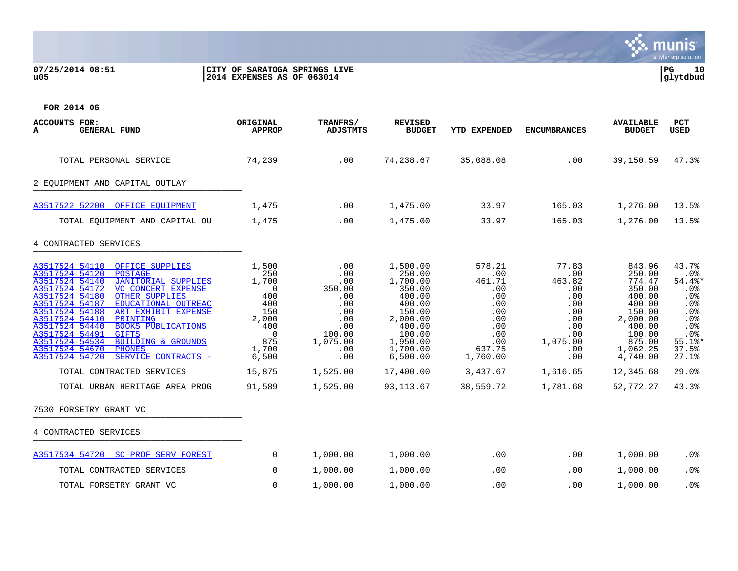07/25/2014 08:51
u05

CITY OF SARATOGA SPRINGS LIVE
2014 EXPENSES AS OF 063014

FOR 2014 06

| ACCOUNTS FOR: A GENERAL FUND | ORIGINAL APPROP | TRANFRS/ ADJSTMTS | REVISED BUDGET | YTD EXPENDED | ENCUMBRANCES | AVAILABLE BUDGET | PCT USED |
|---|---|---|---|---|---|---|---|
| TOTAL PERSONAL SERVICE | 74,239 | .00 | 74,238.67 | 35,088.08 | .00 | 39,150.59 | 47.3% |
| **2 EQUIPMENT AND CAPITAL OUTLAY** | | | | | | | |
| A3517522 52200 OFFICE EQUIPMENT | 1,475 | .00 | 1,475.00 | 33.97 | 165.03 | 1,276.00 | 13.5% |
| TOTAL EQUIPMENT AND CAPITAL OU | 1,475 | .00 | 1,475.00 | 33.97 | 165.03 | 1,276.00 | 13.5% |
| **4 CONTRACTED SERVICES** | | | | | | | |
| A3517524 54110 OFFICE SUPPLIES | 1,500 | .00 | 1,500.00 | 578.21 | 77.83 | 843.96 | 43.7% |
| A3517524 54120 POSTAGE | 250 | .00 | 250.00 | .00 | .00 | 250.00 | .0% |
| A3517524 54140 JANITORIAL SUPPLIES | 1,700 | .00 | 1,700.00 | 461.71 | 463.82 | 774.47 | 54.4%* |
| A3517524 54172 VC CONCERT EXPENSE | 0 | 350.00 | 350.00 | .00 | .00 | 350.00 | .0% |
| A3517524 54180 OTHER SUPPLIES | 400 | .00 | 400.00 | .00 | .00 | 400.00 | .0% |
| A3517524 54187 EDUCATIONAL OUTREAC | 400 | .00 | 400.00 | .00 | .00 | 400.00 | .0% |
| A3517524 54188 ART EXHIBIT EXPENSE | 150 | .00 | 150.00 | .00 | .00 | 150.00 | .0% |
| A3517524 54410 PRINTING | 2,000 | .00 | 2,000.00 | .00 | .00 | 2,000.00 | .0% |
| A3517524 54440 BOOKS PUBLICATIONS | 400 | .00 | 400.00 | .00 | .00 | 400.00 | .0% |
| A3517524 54491 GIFTS | 0 | 100.00 | 100.00 | .00 | .00 | 100.00 | .0% |
| A3517524 54534 BUILDING & GROUNDS | 875 | 1,075.00 | 1,950.00 | .00 | 1,075.00 | 875.00 | 55.1%* |
| A3517524 54670 PHONES | 1,700 | .00 | 1,700.00 | 637.75 | .00 | 1,062.25 | 37.5% |
| A3517524 54720 SERVICE CONTRACTS - | 6,500 | .00 | 6,500.00 | 1,760.00 | .00 | 4,740.00 | 27.1% |
| TOTAL CONTRACTED SERVICES | 15,875 | 1,525.00 | 17,400.00 | 3,437.67 | 1,616.65 | 12,345.68 | 29.0% |
| TOTAL URBAN HERITAGE AREA PROG | 91,589 | 1,525.00 | 93,113.67 | 38,559.72 | 1,781.68 | 52,772.27 | 43.3% |
| **7530 FORSETRY GRANT VC** | | | | | | | |
| **4 CONTRACTED SERVICES** | | | | | | | |
| A3517534 54720 SC PROF SERV FOREST | 0 | 1,000.00 | 1,000.00 | .00 | .00 | 1,000.00 | .0% |
| TOTAL CONTRACTED SERVICES | 0 | 1,000.00 | 1,000.00 | .00 | .00 | 1,000.00 | .0% |
| TOTAL FORSETRY GRANT VC | 0 | 1,000.00 | 1,000.00 | .00 | .00 | 1,000.00 | .0% |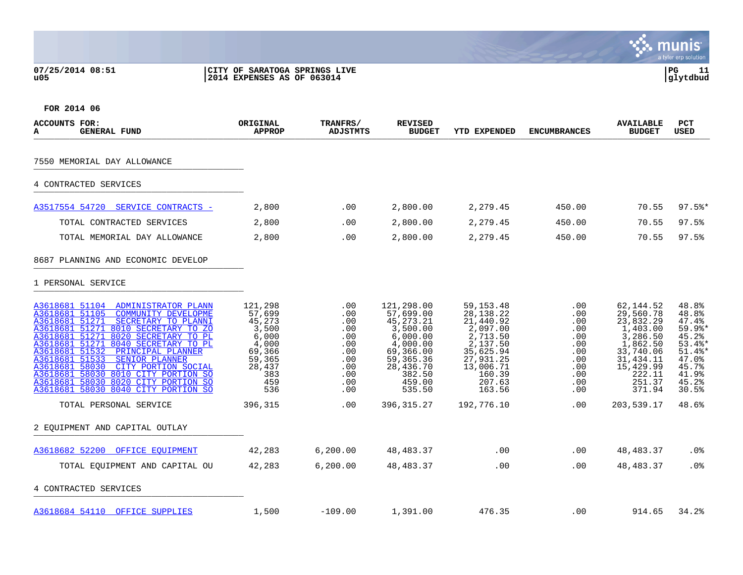07/25/2014 08:51 | CITY OF SARATOGA SPRINGS LIVE
u05 | 2014 EXPENSES AS OF 063014

FOR 2014 06

| ACCOUNTS FOR: A GENERAL FUND | ORIGINAL APPROP | TRANFRS/ ADJSTMTS | REVISED BUDGET | YTD EXPENDED | ENCUMBRANCES | AVAILABLE BUDGET | PCT USED |
|---|---|---|---|---|---|---|---|
| **7550 MEMORIAL DAY ALLOWANCE** | | | | | | | |
| **4 CONTRACTED SERVICES** | | | | | | | |
| A3517554 54720 SERVICE CONTRACTS - | 2,800 | .00 | 2,800.00 | 2,279.45 | 450.00 | 70.55 | 97.5%* |
| TOTAL CONTRACTED SERVICES | 2,800 | .00 | 2,800.00 | 2,279.45 | 450.00 | 70.55 | 97.5% |
| TOTAL MEMORIAL DAY ALLOWANCE | 2,800 | .00 | 2,800.00 | 2,279.45 | 450.00 | 70.55 | 97.5% |
| **8687 PLANNING AND ECONOMIC DEVELOP** | | | | | | | |
| **1 PERSONAL SERVICE** | | | | | | | |
| A3618681 51104 ADMINISTRATOR PLANN | 121,298 | .00 | 121,298.00 | 59,153.48 | .00 | 62,144.52 | 48.8% |
| A3618681 51105 COMMUNITY DEVELOPME | 57,699 | .00 | 57,699.00 | 28,138.22 | .00 | 29,560.78 | 48.8% |
| A3618681 51271 SECRETARY TO PLANNI | 45,273 | .00 | 45,273.21 | 21,440.92 | .00 | 23,832.29 | 47.4% |
| A3618681 51271 8010 SECRETARY TO ZO | 3,500 | .00 | 3,500.00 | 2,097.00 | .00 | 1,403.00 | 59.9%* |
| A3618681 51271 8020 SECRETARY TO PL | 6,000 | .00 | 6,000.00 | 2,713.50 | .00 | 3,286.50 | 45.2% |
| A3618681 51271 8040 SECRETARY TO PL | 4,000 | .00 | 4,000.00 | 2,137.50 | .00 | 1,862.50 | 53.4%* |
| A3618681 51532 PRINCIPAL PLANNER | 69,366 | .00 | 69,366.00 | 35,625.94 | .00 | 33,740.06 | 51.4%* |
| A3618681 51533 SENIOR PLANNER | 59,365 | .00 | 59,365.36 | 27,931.25 | .00 | 31,434.11 | 47.0% |
| A3618681 58030 CITY PORTION SOCIAL | 28,437 | .00 | 28,436.70 | 13,006.71 | .00 | 15,429.99 | 45.7% |
| A3618681 58030 8010 CITY PORTION SO | 383 | .00 | 382.50 | 160.39 | .00 | 222.11 | 41.9% |
| A3618681 58030 8020 CITY PORTION SO | 459 | .00 | 459.00 | 207.63 | .00 | 251.37 | 45.2% |
| A3618681 58030 8040 CITY PORTION SO | 536 | .00 | 535.50 | 163.56 | .00 | 371.94 | 30.5% |
| TOTAL PERSONAL SERVICE | 396,315 | .00 | 396,315.27 | 192,776.10 | .00 | 203,539.17 | 48.6% |
| **2 EQUIPMENT AND CAPITAL OUTLAY** | | | | | | | |
| A3618682 52200 OFFICE EQUIPMENT | 42,283 | 6,200.00 | 48,483.37 | .00 | .00 | 48,483.37 | .0% |
| TOTAL EQUIPMENT AND CAPITAL OU | 42,283 | 6,200.00 | 48,483.37 | .00 | .00 | 48,483.37 | .0% |
| **4 CONTRACTED SERVICES** | | | | | | | |
| A3618684 54110 OFFICE SUPPLIES | 1,500 | -109.00 | 1,391.00 | 476.35 | .00 | 914.65 | 34.2% |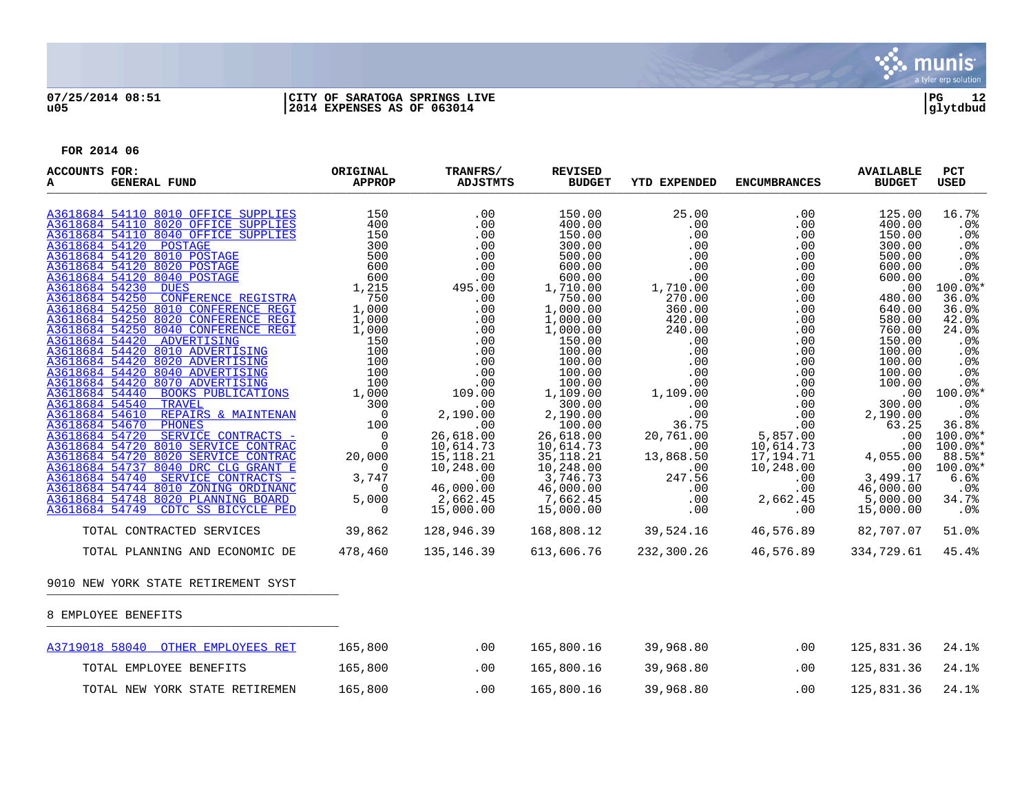07/25/2014 08:51 | CITY OF SARATOGA SPRINGS LIVE | PG 12
u05 | 2014 EXPENSES AS OF 063014 | glytdbud

FOR 2014 06

| ACCOUNTS FOR: A GENERAL FUND | ORIGINAL APPROP | TRANFRS/ ADJSTMTS | REVISED BUDGET | YTD EXPENDED | ENCUMBRANCES | AVAILABLE BUDGET | PCT USED |
|---|---|---|---|---|---|---|---|
| A3618684 54110 8010 OFFICE SUPPLIES | 150 | .00 | 150.00 | 25.00 | .00 | 125.00 | 16.7% |
| A3618684 54110 8020 OFFICE SUPPLIES | 400 | .00 | 400.00 | .00 | .00 | 400.00 | .0% |
| A3618684 54110 8040 OFFICE SUPPLIES | 150 | .00 | 150.00 | .00 | .00 | 150.00 | .0% |
| A3618684 54120 POSTAGE | 300 | .00 | 300.00 | .00 | .00 | 300.00 | .0% |
| A3618684 54120 8010 POSTAGE | 500 | .00 | 500.00 | .00 | .00 | 500.00 | .0% |
| A3618684 54120 8020 POSTAGE | 600 | .00 | 600.00 | .00 | .00 | 600.00 | .0% |
| A3618684 54120 8040 POSTAGE | 600 | .00 | 600.00 | .00 | .00 | 600.00 | .0% |
| A3618684 54230 DUES | 1,215 | 495.00 | 1,710.00 | 1,710.00 | .00 | .00 | 100.0%* |
| A3618684 54250 CONFERENCE REGISTRA | 750 | .00 | 750.00 | 270.00 | .00 | 480.00 | 36.0% |
| A3618684 54250 8010 CONFERENCE REGI | 1,000 | .00 | 1,000.00 | 360.00 | .00 | 640.00 | 36.0% |
| A3618684 54250 8020 CONFERENCE REGI | 1,000 | .00 | 1,000.00 | 420.00 | .00 | 580.00 | 42.0% |
| A3618684 54250 8040 CONFERENCE REGI | 1,000 | .00 | 1,000.00 | 240.00 | .00 | 760.00 | 24.0% |
| A3618684 54420 ADVERTISING | 150 | .00 | 150.00 | .00 | .00 | 150.00 | .0% |
| A3618684 54420 8010 ADVERTISING | 100 | .00 | 100.00 | .00 | .00 | 100.00 | .0% |
| A3618684 54420 8020 ADVERTISING | 100 | .00 | 100.00 | .00 | .00 | 100.00 | .0% |
| A3618684 54420 8040 ADVERTISING | 100 | .00 | 100.00 | .00 | .00 | 100.00 | .0% |
| A3618684 54420 8070 ADVERTISING | 100 | .00 | 100.00 | .00 | .00 | 100.00 | .0% |
| A3618684 54440 BOOKS PUBLICATIONS | 1,000 | 109.00 | 1,109.00 | 1,109.00 | .00 | .00 | 100.0%* |
| A3618684 54540 TRAVEL | 300 | .00 | 300.00 | .00 | .00 | 300.00 | .0% |
| A3618684 54610 REPAIRS & MAINTENAN | 0 | 2,190.00 | 2,190.00 | .00 | .00 | 2,190.00 | .0% |
| A3618684 54670 PHONES | 100 | .00 | 100.00 | 36.75 | .00 | 63.25 | 36.8% |
| A3618684 54720 SERVICE CONTRACTS - | 0 | 26,618.00 | 26,618.00 | 20,761.00 | 5,857.00 | .00 | 100.0%* |
| A3618684 54720 8010 SERVICE CONTRAC | 0 | 10,614.73 | 10,614.73 | .00 | 10,614.73 | .00 | 100.0%* |
| A3618684 54720 8020 SERVICE CONTRAC | 20,000 | 15,118.21 | 35,118.21 | 13,868.50 | 17,194.71 | 4,055.00 | 88.5%* |
| A3618684 54737 8040 DRC CLG GRANT E | 0 | 10,248.00 | 10,248.00 | .00 | 10,248.00 | .00 | 100.0%* |
| A3618684 54740 SERVICE CONTRACTS - | 3,747 | .00 | 3,746.73 | 247.56 | .00 | 3,499.17 | 6.6% |
| A3618684 54744 8010 ZONING ORDINANC | 0 | 46,000.00 | 46,000.00 | .00 | .00 | 46,000.00 | .0% |
| A3618684 54748 8020 PLANNING BOARD | 5,000 | 2,662.45 | 7,662.45 | .00 | 2,662.45 | 5,000.00 | 34.7% |
| A3618684 54749 CDTC SS BICYCLE PED | 0 | 15,000.00 | 15,000.00 | .00 | .00 | 15,000.00 | .0% |
| TOTAL CONTRACTED SERVICES | 39,862 | 128,946.39 | 168,808.12 | 39,524.16 | 46,576.89 | 82,707.07 | 51.0% |
| TOTAL PLANNING AND ECONOMIC DE | 478,460 | 135,146.39 | 613,606.76 | 232,300.26 | 46,576.89 | 334,729.61 | 45.4% |

9010 NEW YORK STATE RETIREMENT SYST

8 EMPLOYEE BENEFITS

| ACCOUNT | ORIGINAL APPROP | TRANFRS/ ADJSTMTS | REVISED BUDGET | YTD EXPENDED | ENCUMBRANCES | AVAILABLE BUDGET | PCT USED |
|---|---|---|---|---|---|---|---|
| A3719018 58040 OTHER EMPLOYEES RET | 165,800 | .00 | 165,800.16 | 39,968.80 | .00 | 125,831.36 | 24.1% |
| TOTAL EMPLOYEE BENEFITS | 165,800 | .00 | 165,800.16 | 39,968.80 | .00 | 125,831.36 | 24.1% |
| TOTAL NEW YORK STATE RETIREMEN | 165,800 | .00 | 165,800.16 | 39,968.80 | .00 | 125,831.36 | 24.1% |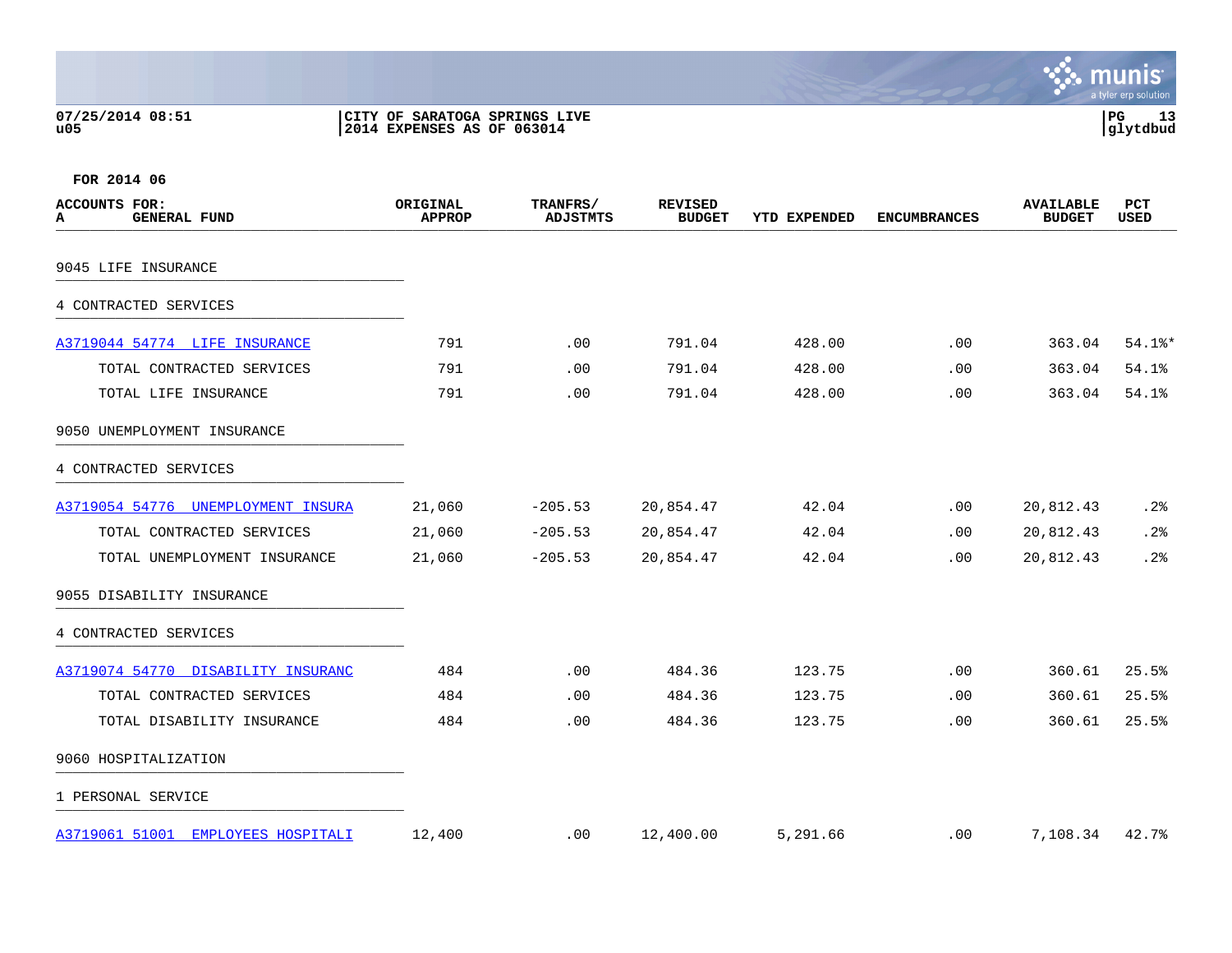FOR 2014 06

| ACCOUNTS FOR: A GENERAL FUND | ORIGINAL APPROP | TRANFRS/ ADJSTMTS | REVISED BUDGET | YTD EXPENDED | ENCUMBRANCES | AVAILABLE BUDGET | PCT USED |
|---|---|---|---|---|---|---|---|
| 9045 LIFE INSURANCE | | | | | | | |
| 4 CONTRACTED SERVICES | | | | | | | |
| A3719044 54774 LIFE INSURANCE | 791 | .00 | 791.04 | 428.00 | .00 | 363.04 | 54.1%* |
| TOTAL CONTRACTED SERVICES | 791 | .00 | 791.04 | 428.00 | .00 | 363.04 | 54.1% |
| TOTAL LIFE INSURANCE | 791 | .00 | 791.04 | 428.00 | .00 | 363.04 | 54.1% |
| 9050 UNEMPLOYMENT INSURANCE | | | | | | | |
| 4 CONTRACTED SERVICES | | | | | | | |
| A3719054 54776 UNEMPLOYMENT INSURA | 21,060 | -205.53 | 20,854.47 | 42.04 | .00 | 20,812.43 | .2% |
| TOTAL CONTRACTED SERVICES | 21,060 | -205.53 | 20,854.47 | 42.04 | .00 | 20,812.43 | .2% |
| TOTAL UNEMPLOYMENT INSURANCE | 21,060 | -205.53 | 20,854.47 | 42.04 | .00 | 20,812.43 | .2% |
| 9055 DISABILITY INSURANCE | | | | | | | |
| 4 CONTRACTED SERVICES | | | | | | | |
| A3719074 54770 DISABILITY INSURANC | 484 | .00 | 484.36 | 123.75 | .00 | 360.61 | 25.5% |
| TOTAL CONTRACTED SERVICES | 484 | .00 | 484.36 | 123.75 | .00 | 360.61 | 25.5% |
| TOTAL DISABILITY INSURANCE | 484 | .00 | 484.36 | 123.75 | .00 | 360.61 | 25.5% |
| 9060 HOSPITALIZATION | | | | | | | |
| 1 PERSONAL SERVICE | | | | | | | |
| A3719061 51001 EMPLOYEES HOSPITALI | 12,400 | .00 | 12,400.00 | 5,291.66 | .00 | 7,108.34 | 42.7% |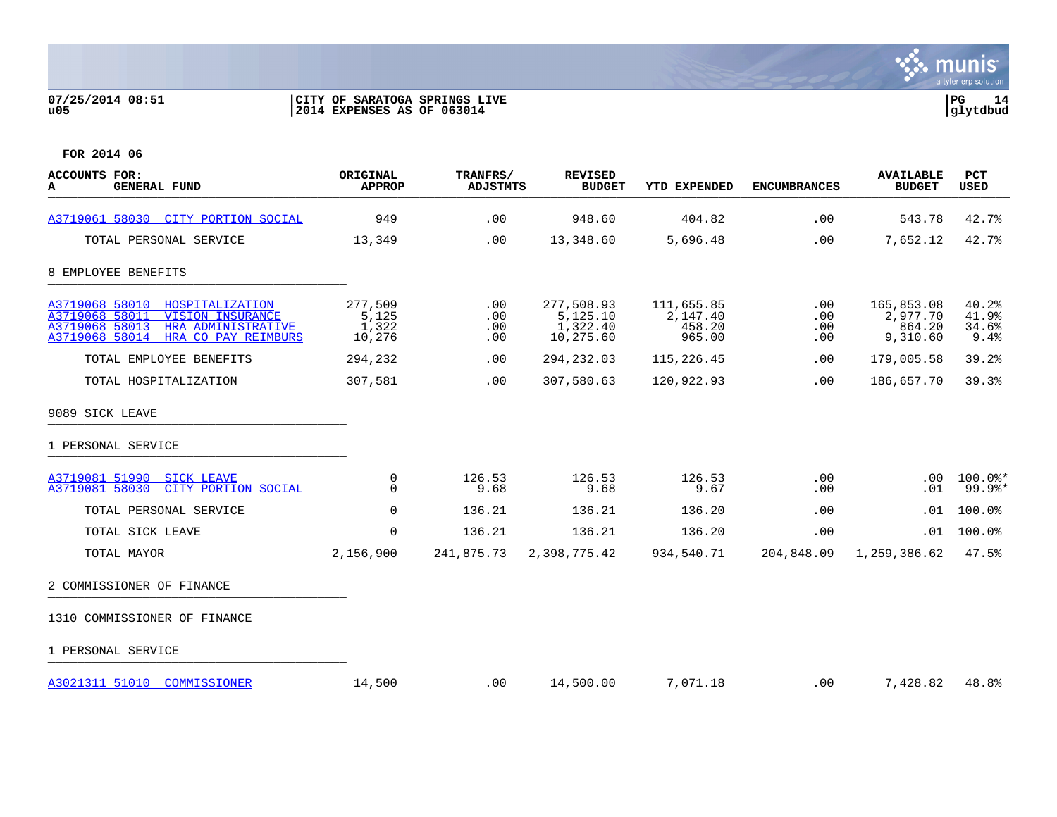**FOR 2014 06**

| ACCOUNTS FOR: A GENERAL FUND | ORIGINAL APPROP | TRANFRS/ ADJSTMTS | REVISED BUDGET | YTD EXPENDED | ENCUMBRANCES | AVAILABLE BUDGET | PCT USED |
|---|---|---|---|---|---|---|---|
| A3719061 58030 CITY PORTION SOCIAL | 949 | .00 | 948.60 | 404.82 | .00 | 543.78 | 42.7% |
| TOTAL PERSONAL SERVICE | 13,349 | .00 | 13,348.60 | 5,696.48 | .00 | 7,652.12 | 42.7% |
| **8 EMPLOYEE BENEFITS** | | | | | | | |
| A3719068 58010 HOSPITALIZATION | 277,509 | .00 | 277,508.93 | 111,655.85 | .00 | 165,853.08 | 40.2% |
| A3719068 58011 VISION INSURANCE | 5,125 | .00 | 5,125.10 | 2,147.40 | .00 | 2,977.70 | 41.9% |
| A3719068 58013 HRA ADMINISTRATIVE | 1,322 | .00 | 1,322.40 | 458.20 | .00 | 864.20 | 34.6% |
| A3719068 58014 HRA CO PAY REIMBURS | 10,276 | .00 | 10,275.60 | 965.00 | .00 | 9,310.60 | 9.4% |
| TOTAL EMPLOYEE BENEFITS | 294,232 | .00 | 294,232.03 | 115,226.45 | .00 | 179,005.58 | 39.2% |
| TOTAL HOSPITALIZATION | 307,581 | .00 | 307,580.63 | 120,922.93 | .00 | 186,657.70 | 39.3% |
| **9089 SICK LEAVE** | | | | | | | |
| **1 PERSONAL SERVICE** | | | | | | | |
| A3719081 51990 SICK LEAVE | 0 | 126.53 | 126.53 | 126.53 | .00 | .00 | 100.0%* |
| A3719081 58030 CITY PORTION SOCIAL | 0 | 9.68 | 9.68 | 9.67 | .00 | .01 | 99.9%* |
| TOTAL PERSONAL SERVICE | 0 | 136.21 | 136.21 | 136.20 | .00 | .01 | 100.0% |
| TOTAL SICK LEAVE | 0 | 136.21 | 136.21 | 136.20 | .00 | .01 | 100.0% |
| TOTAL MAYOR | 2,156,900 | 241,875.73 | 2,398,775.42 | 934,540.71 | 204,848.09 | 1,259,386.62 | 47.5% |
| **2 COMMISSIONER OF FINANCE** | | | | | | | |
| **1310 COMMISSIONER OF FINANCE** | | | | | | | |
| **1 PERSONAL SERVICE** | | | | | | | |
| A3021311 51010 COMMISSIONER | 14,500 | .00 | 14,500.00 | 7,071.18 | .00 | 7,428.82 | 48.8% |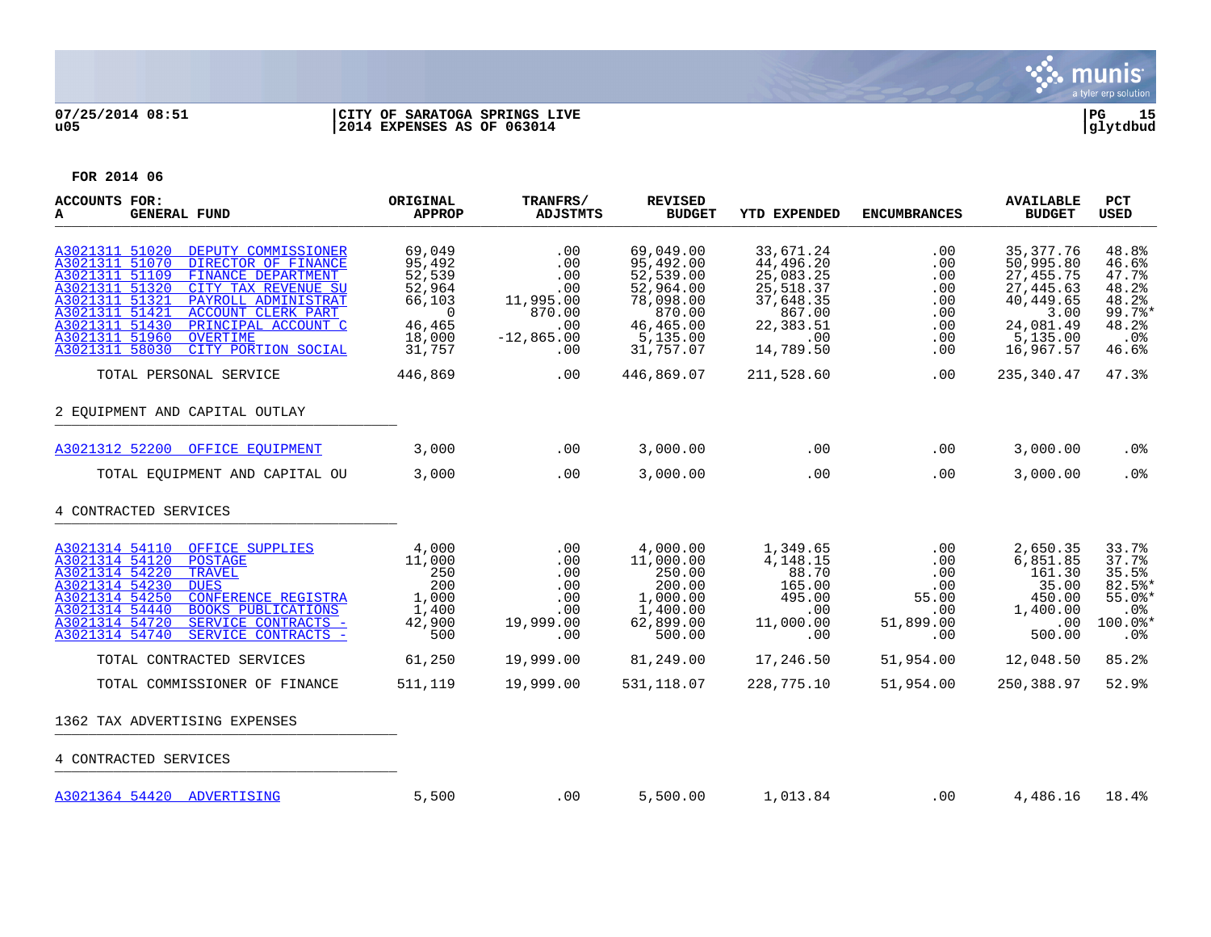07/25/2014 08:51 | CITY OF SARATOGA SPRINGS LIVE
u05 | 2014 EXPENSES AS OF 063014

glytdbud

**FOR 2014 06**

| ACCOUNTS FOR: A GENERAL FUND | ORIGINAL APPROP | TRANFRS/ ADJSTMTS | REVISED BUDGET | YTD EXPENDED | ENCUMBRANCES | AVAILABLE BUDGET | PCT USED |
|---|---|---|---|---|---|---|---|
| A3021311 51020 DEPUTY COMMISSIONER | 69,049 | .00 | 69,049.00 | 33,671.24 | .00 | 35,377.76 | 48.8% |
| A3021311 51070 DIRECTOR OF FINANCE | 95,492 | .00 | 95,492.00 | 44,496.20 | .00 | 50,995.80 | 46.6% |
| A3021311 51109 FINANCE DEPARTMENT | 52,539 | .00 | 52,539.00 | 25,083.25 | .00 | 27,455.75 | 47.7% |
| A3021311 51320 CITY TAX REVENUE SU | 52,964 | .00 | 52,964.00 | 25,518.37 | .00 | 27,445.63 | 48.2% |
| A3021311 51321 PAYROLL ADMINISTRAT | 66,103 | 11,995.00 | 78,098.00 | 37,648.35 | .00 | 40,449.65 | 48.2% |
| A3021311 51421 ACCOUNT CLERK PART | 0 | 870.00 | 870.00 | 867.00 | .00 | 3.00 | 99.7%* |
| A3021311 51430 PRINCIPAL ACCOUNT C | 46,465 | .00 | 46,465.00 | 22,383.51 | .00 | 24,081.49 | 48.2% |
| A3021311 51960 OVERTIME | 18,000 | -12,865.00 | 5,135.00 | .00 | .00 | 5,135.00 | .0% |
| A3021311 58030 CITY PORTION SOCIAL | 31,757 | .00 | 31,757.07 | 14,789.50 | .00 | 16,967.57 | 46.6% |
| TOTAL PERSONAL SERVICE | 446,869 | .00 | 446,869.07 | 211,528.60 | .00 | 235,340.47 | 47.3% |
| **2 EQUIPMENT AND CAPITAL OUTLAY** | | | | | | | |
| A3021312 52200 OFFICE EQUIPMENT | 3,000 | .00 | 3,000.00 | .00 | .00 | 3,000.00 | .0% |
| TOTAL EQUIPMENT AND CAPITAL OU | 3,000 | .00 | 3,000.00 | .00 | .00 | 3,000.00 | .0% |
| **4 CONTRACTED SERVICES** | | | | | | | |
| A3021314 54110 OFFICE SUPPLIES | 4,000 | .00 | 4,000.00 | 1,349.65 | .00 | 2,650.35 | 33.7% |
| A3021314 54120 POSTAGE | 11,000 | .00 | 11,000.00 | 4,148.15 | .00 | 6,851.85 | 37.7% |
| A3021314 54220 TRAVEL | 250 | .00 | 250.00 | 88.70 | .00 | 161.30 | 35.5% |
| A3021314 54230 DUES | 200 | .00 | 200.00 | 165.00 | .00 | 35.00 | 82.5%* |
| A3021314 54250 CONFERENCE REGISTRA | 1,000 | .00 | 1,000.00 | 495.00 | 55.00 | 450.00 | 55.0%* |
| A3021314 54440 BOOKS PUBLICATIONS | 1,400 | .00 | 1,400.00 | .00 | .00 | 1,400.00 | .0% |
| A3021314 54720 SERVICE CONTRACTS - | 42,900 | 19,999.00 | 62,899.00 | 11,000.00 | 51,899.00 | .00 | 100.0%* |
| A3021314 54740 SERVICE CONTRACTS - | 500 | .00 | 500.00 | .00 | .00 | 500.00 | .0% |
| TOTAL CONTRACTED SERVICES | 61,250 | 19,999.00 | 81,249.00 | 17,246.50 | 51,954.00 | 12,048.50 | 85.2% |
| TOTAL COMMISSIONER OF FINANCE | 511,119 | 19,999.00 | 531,118.07 | 228,775.10 | 51,954.00 | 250,388.97 | 52.9% |
| **1362 TAX ADVERTISING EXPENSES** | | | | | | | |
| **4 CONTRACTED SERVICES** | | | | | | | |
| A3021364 54420 ADVERTISING | 5,500 | .00 | 5,500.00 | 1,013.84 | .00 | 4,486.16 | 18.4% |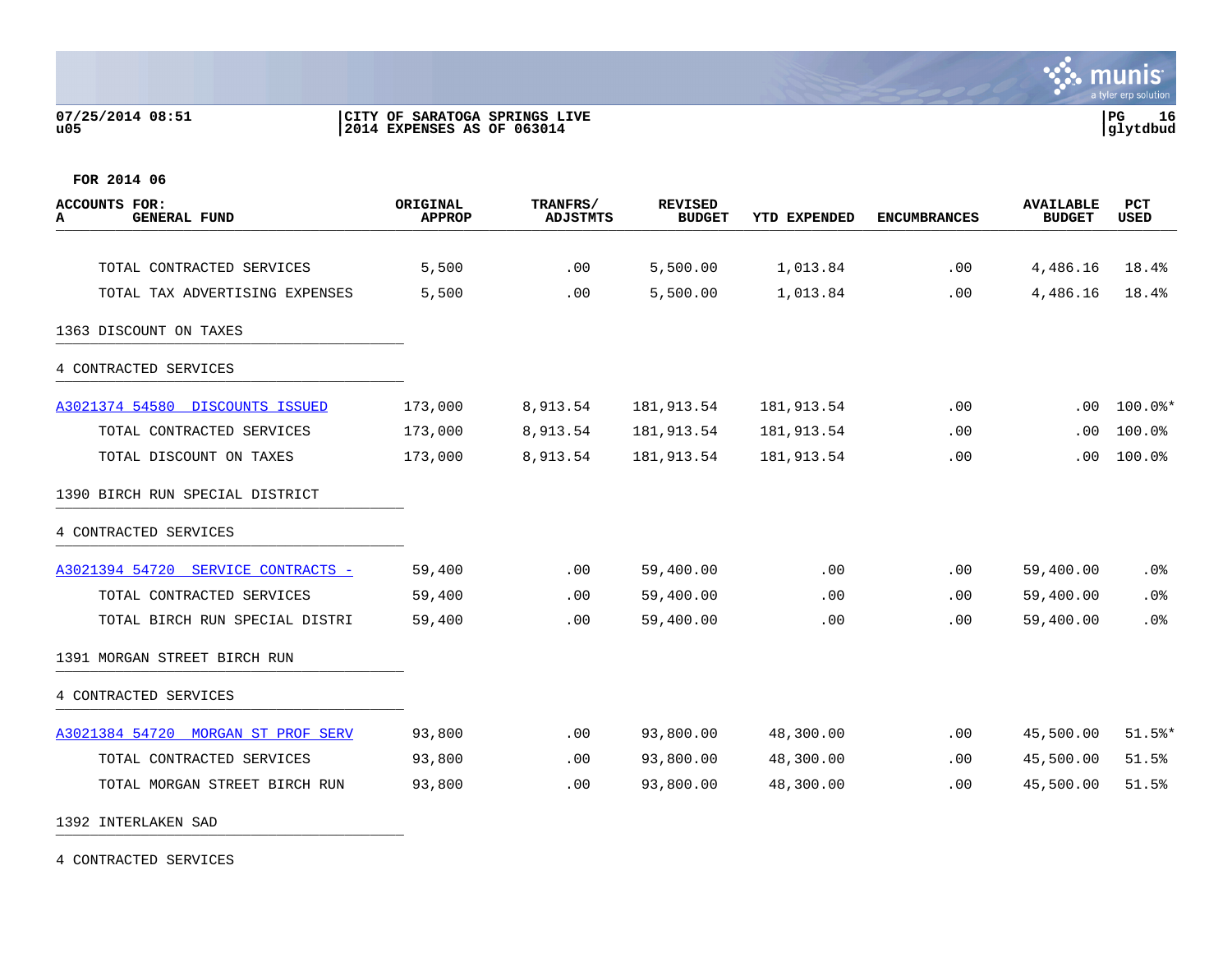**CITY OF SARATOGA SPRINGS LIVE**
**2014 EXPENSES AS OF 063014**

**FOR 2014 06**

| ACCOUNTS FOR: A GENERAL FUND | ORIGINAL APPROP | TRANFRS/ ADJSTMTS | REVISED BUDGET | YTD EXPENDED | ENCUMBRANCES | AVAILABLE BUDGET | PCT USED |
|---|---|---|---|---|---|---|---|
| TOTAL CONTRACTED SERVICES | 5,500 | .00 | 5,500.00 | 1,013.84 | .00 | 4,486.16 | 18.4% |
| TOTAL TAX ADVERTISING EXPENSES | 5,500 | .00 | 5,500.00 | 1,013.84 | .00 | 4,486.16 | 18.4% |
| 1363 DISCOUNT ON TAXES | | | | | | | |
| 4 CONTRACTED SERVICES | | | | | | | |
| A3021374 54580 DISCOUNTS ISSUED | 173,000 | 8,913.54 | 181,913.54 | 181,913.54 | .00 | .00 | 100.0%* |
| TOTAL CONTRACTED SERVICES | 173,000 | 8,913.54 | 181,913.54 | 181,913.54 | .00 | .00 | 100.0% |
| TOTAL DISCOUNT ON TAXES | 173,000 | 8,913.54 | 181,913.54 | 181,913.54 | .00 | .00 | 100.0% |
| 1390 BIRCH RUN SPECIAL DISTRICT | | | | | | | |
| 4 CONTRACTED SERVICES | | | | | | | |
| A3021394 54720 SERVICE CONTRACTS - | 59,400 | .00 | 59,400.00 | .00 | .00 | 59,400.00 | .0% |
| TOTAL CONTRACTED SERVICES | 59,400 | .00 | 59,400.00 | .00 | .00 | 59,400.00 | .0% |
| TOTAL BIRCH RUN SPECIAL DISTRI | 59,400 | .00 | 59,400.00 | .00 | .00 | 59,400.00 | .0% |
| 1391 MORGAN STREET BIRCH RUN | | | | | | | |
| 4 CONTRACTED SERVICES | | | | | | | |
| A3021384 54720 MORGAN ST PROF SERV | 93,800 | .00 | 93,800.00 | 48,300.00 | .00 | 45,500.00 | 51.5%* |
| TOTAL CONTRACTED SERVICES | 93,800 | .00 | 93,800.00 | 48,300.00 | .00 | 45,500.00 | 51.5% |
| TOTAL MORGAN STREET BIRCH RUN | 93,800 | .00 | 93,800.00 | 48,300.00 | .00 | 45,500.00 | 51.5% |
| 1392 INTERLAKEN SAD | | | | | | | |
| 4 CONTRACTED SERVICES | | | | | | | |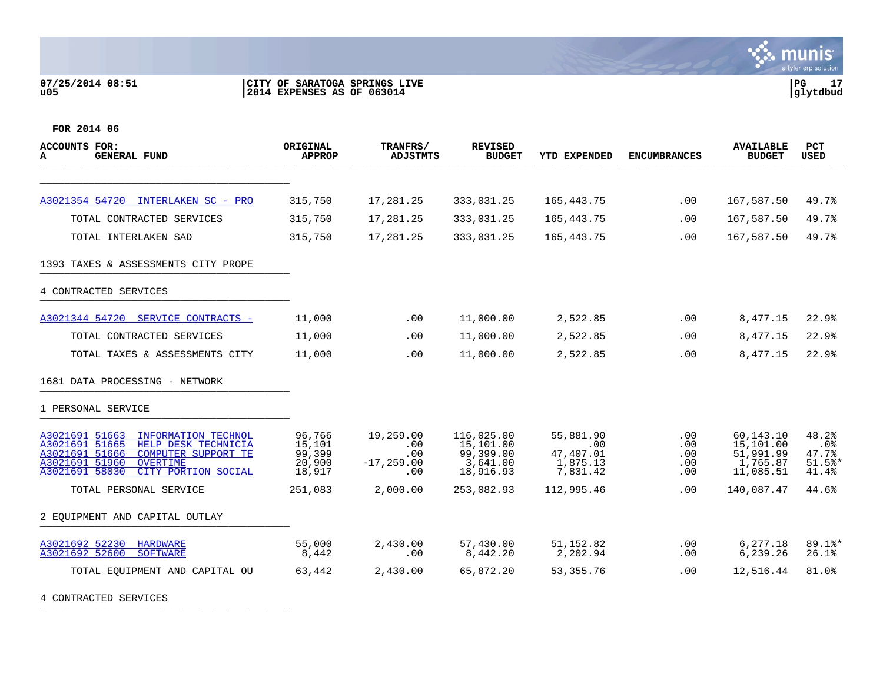07/25/2014 08:51 | CITY OF SARATOGA SPRINGS LIVE
u05 | 2014 EXPENSES AS OF 063014

glytdbud

**FOR 2014 06**

| ACCOUNTS FOR: A GENERAL FUND | ORIGINAL APPROP | TRANFRS/ ADJSTMTS | REVISED BUDGET | YTD EXPENDED | ENCUMBRANCES | AVAILABLE BUDGET | PCT USED |
|---|---|---|---|---|---|---|---|
| A3021354 54720 INTERLAKEN SC - PRO | 315,750 | 17,281.25 | 333,031.25 | 165,443.75 | .00 | 167,587.50 | 49.7% |
| TOTAL CONTRACTED SERVICES | 315,750 | 17,281.25 | 333,031.25 | 165,443.75 | .00 | 167,587.50 | 49.7% |
| TOTAL INTERLAKEN SAD | 315,750 | 17,281.25 | 333,031.25 | 165,443.75 | .00 | 167,587.50 | 49.7% |
| **1393 TAXES & ASSESSMENTS CITY PROPE** | | | | | | | |
| **4 CONTRACTED SERVICES** | | | | | | | |
| A3021344 54720 SERVICE CONTRACTS - | 11,000 | .00 | 11,000.00 | 2,522.85 | .00 | 8,477.15 | 22.9% |
| TOTAL CONTRACTED SERVICES | 11,000 | .00 | 11,000.00 | 2,522.85 | .00 | 8,477.15 | 22.9% |
| TOTAL TAXES & ASSESSMENTS CITY | 11,000 | .00 | 11,000.00 | 2,522.85 | .00 | 8,477.15 | 22.9% |
| **1681 DATA PROCESSING - NETWORK** | | | | | | | |
| **1 PERSONAL SERVICE** | | | | | | | |
| A3021691 51663 INFORMATION TECHNOL | 96,766 | 19,259.00 | 116,025.00 | 55,881.90 | .00 | 60,143.10 | 48.2% |
| A3021691 51665 HELP DESK TECHNICIA | 15,101 | .00 | 15,101.00 | .00 | .00 | 15,101.00 | .0% |
| A3021691 51666 COMPUTER SUPPORT TE | 99,399 | .00 | 99,399.00 | 47,407.01 | .00 | 51,991.99 | 47.7% |
| A3021691 51960 OVERTIME | 20,900 | -17,259.00 | 3,641.00 | 1,875.13 | .00 | 1,765.87 | 51.5%* |
| A3021691 58030 CITY PORTION SOCIAL | 18,917 | .00 | 18,916.93 | 7,831.42 | .00 | 11,085.51 | 41.4% |
| TOTAL PERSONAL SERVICE | 251,083 | 2,000.00 | 253,082.93 | 112,995.46 | .00 | 140,087.47 | 44.6% |
| **2 EQUIPMENT AND CAPITAL OUTLAY** | | | | | | | |
| A3021692 52230 HARDWARE | 55,000 | 2,430.00 | 57,430.00 | 51,152.82 | .00 | 6,277.18 | 89.1%* |
| A3021692 52600 SOFTWARE | 8,442 | .00 | 8,442.20 | 2,202.94 | .00 | 6,239.26 | 26.1% |
| TOTAL EQUIPMENT AND CAPITAL OU | 63,442 | 2,430.00 | 65,872.20 | 53,355.76 | .00 | 12,516.44 | 81.0% |
| **4 CONTRACTED SERVICES** | | | | | | | |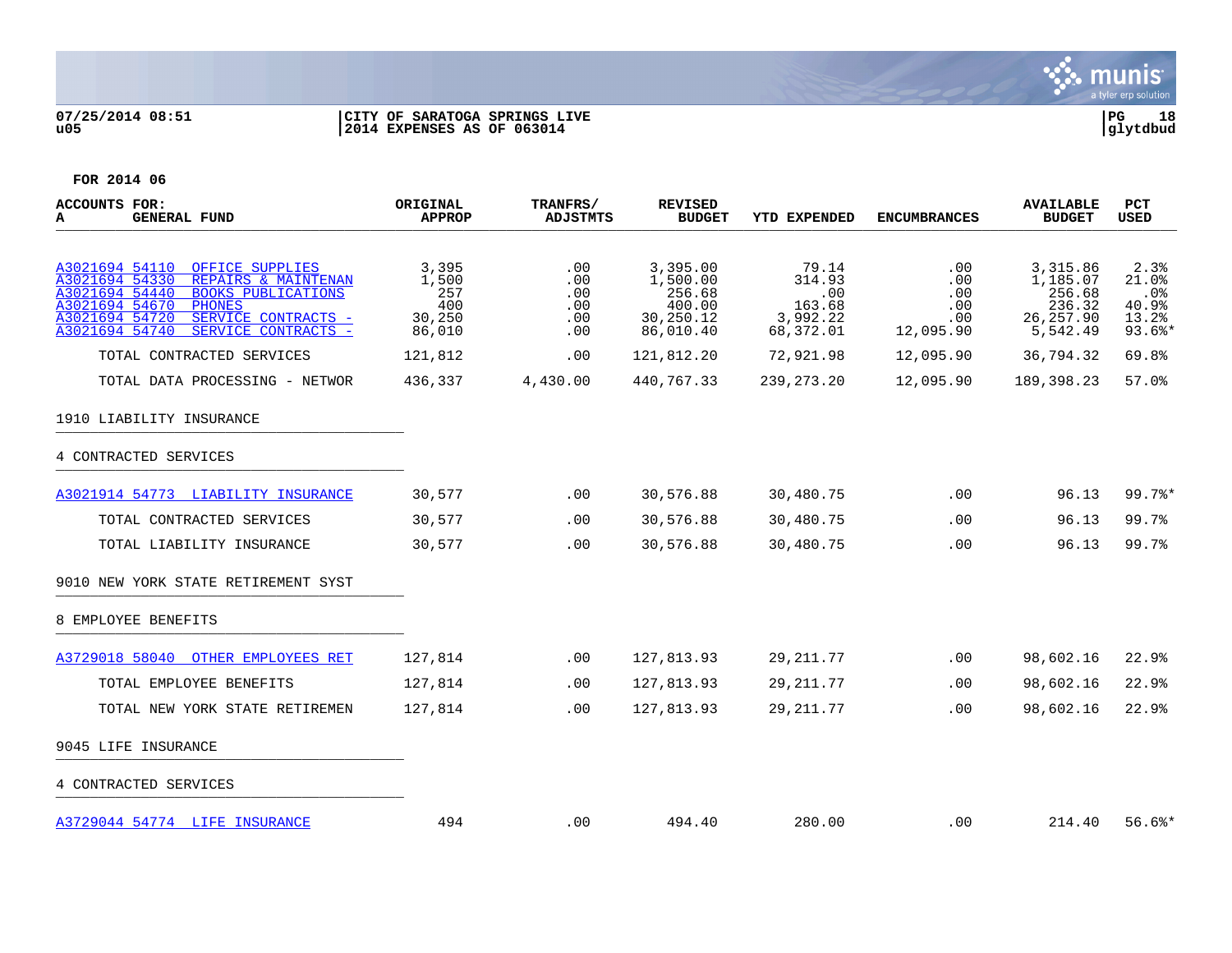07/25/2014 08:51 | CITY OF SARATOGA SPRINGS LIVE
u05 | 2014 EXPENSES AS OF 063014 | PG 18 | glytdbud

**FOR 2014 06**

| ACCOUNTS FOR: A GENERAL FUND | ORIGINAL APPROP | TRANFRS/ ADJSTMTS | REVISED BUDGET | YTD EXPENDED | ENCUMBRANCES | AVAILABLE BUDGET | PCT USED |
|---|---|---|---|---|---|---|---|
| A3021694 54110 OFFICE SUPPLIES | 3,395 | .00 | 3,395.00 | 79.14 | .00 | 3,315.86 | 2.3% |
| A3021694 54330 REPAIRS & MAINTENAN | 1,500 | .00 | 1,500.00 | 314.93 | .00 | 1,185.07 | 21.0% |
| A3021694 54440 BOOKS PUBLICATIONS | 257 | .00 | 256.68 | .00 | .00 | 256.68 | .0% |
| A3021694 54670 PHONES | 400 | .00 | 400.00 | 163.68 | .00 | 236.32 | 40.9% |
| A3021694 54720 SERVICE CONTRACTS - | 30,250 | .00 | 30,250.12 | 3,992.22 | .00 | 26,257.90 | 13.2% |
| A3021694 54740 SERVICE CONTRACTS - | 86,010 | .00 | 86,010.40 | 68,372.01 | 12,095.90 | 5,542.49 | 93.6%* |
| TOTAL CONTRACTED SERVICES | 121,812 | .00 | 121,812.20 | 72,921.98 | 12,095.90 | 36,794.32 | 69.8% |
| TOTAL DATA PROCESSING - NETWOR | 436,337 | 4,430.00 | 440,767.33 | 239,273.20 | 12,095.90 | 189,398.23 | 57.0% |
| 1910 LIABILITY INSURANCE | | | | | | | |
| 4 CONTRACTED SERVICES | | | | | | | |
| A3021914 54773 LIABILITY INSURANCE | 30,577 | .00 | 30,576.88 | 30,480.75 | .00 | 96.13 | 99.7%* |
| TOTAL CONTRACTED SERVICES | 30,577 | .00 | 30,576.88 | 30,480.75 | .00 | 96.13 | 99.7% |
| TOTAL LIABILITY INSURANCE | 30,577 | .00 | 30,576.88 | 30,480.75 | .00 | 96.13 | 99.7% |
| 9010 NEW YORK STATE RETIREMENT SYST | | | | | | | |
| 8 EMPLOYEE BENEFITS | | | | | | | |
| A3729018 58040 OTHER EMPLOYEES RET | 127,814 | .00 | 127,813.93 | 29,211.77 | .00 | 98,602.16 | 22.9% |
| TOTAL EMPLOYEE BENEFITS | 127,814 | .00 | 127,813.93 | 29,211.77 | .00 | 98,602.16 | 22.9% |
| TOTAL NEW YORK STATE RETIREMEN | 127,814 | .00 | 127,813.93 | 29,211.77 | .00 | 98,602.16 | 22.9% |
| 9045 LIFE INSURANCE | | | | | | | |
| 4 CONTRACTED SERVICES | | | | | | | |
| A3729044 54774 LIFE INSURANCE | 494 | .00 | 494.40 | 280.00 | .00 | 214.40 | 56.6%* |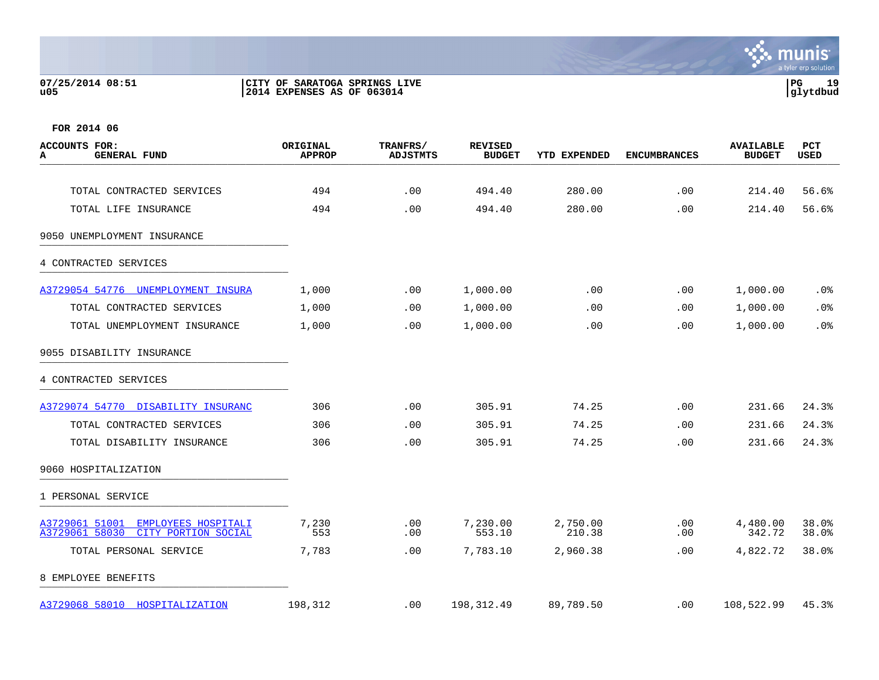**CITY OF SARATOGA SPRINGS LIVE**
**2014 EXPENSES AS OF 063014**

07/25/2014 08:51
u05

**FOR 2014 06**

| ACCOUNTS FOR: A GENERAL FUND | ORIGINAL APPROP | TRANFRS/ ADJSTMTS | REVISED BUDGET | YTD EXPENDED | ENCUMBRANCES | AVAILABLE BUDGET | PCT USED |
|---|---|---|---|---|---|---|---|
| TOTAL CONTRACTED SERVICES | 494 | .00 | 494.40 | 280.00 | .00 | 214.40 | 56.6% |
| TOTAL LIFE INSURANCE | 494 | .00 | 494.40 | 280.00 | .00 | 214.40 | 56.6% |
| **9050 UNEMPLOYMENT INSURANCE** | | | | | | | |
| **4 CONTRACTED SERVICES** | | | | | | | |
| A3729054 54776 UNEMPLOYMENT INSURA | 1,000 | .00 | 1,000.00 | .00 | .00 | 1,000.00 | .0% |
| TOTAL CONTRACTED SERVICES | 1,000 | .00 | 1,000.00 | .00 | .00 | 1,000.00 | .0% |
| TOTAL UNEMPLOYMENT INSURANCE | 1,000 | .00 | 1,000.00 | .00 | .00 | 1,000.00 | .0% |
| **9055 DISABILITY INSURANCE** | | | | | | | |
| **4 CONTRACTED SERVICES** | | | | | | | |
| A3729074 54770 DISABILITY INSURANC | 306 | .00 | 305.91 | 74.25 | .00 | 231.66 | 24.3% |
| TOTAL CONTRACTED SERVICES | 306 | .00 | 305.91 | 74.25 | .00 | 231.66 | 24.3% |
| TOTAL DISABILITY INSURANCE | 306 | .00 | 305.91 | 74.25 | .00 | 231.66 | 24.3% |
| **9060 HOSPITALIZATION** | | | | | | | |
| **1 PERSONAL SERVICE** | | | | | | | |
| A3729061 51001 EMPLOYEES HOSPITALI | 7,230 | .00 | 7,230.00 | 2,750.00 | .00 | 4,480.00 | 38.0% |
| A3729061 58030 CITY PORTION SOCIAL | 553 | .00 | 553.10 | 210.38 | .00 | 342.72 | 38.0% |
| TOTAL PERSONAL SERVICE | 7,783 | .00 | 7,783.10 | 2,960.38 | .00 | 4,822.72 | 38.0% |
| **8 EMPLOYEE BENEFITS** | | | | | | | |
| A3729068 58010 HOSPITALIZATION | 198,312 | .00 | 198,312.49 | 89,789.50 | .00 | 108,522.99 | 45.3% |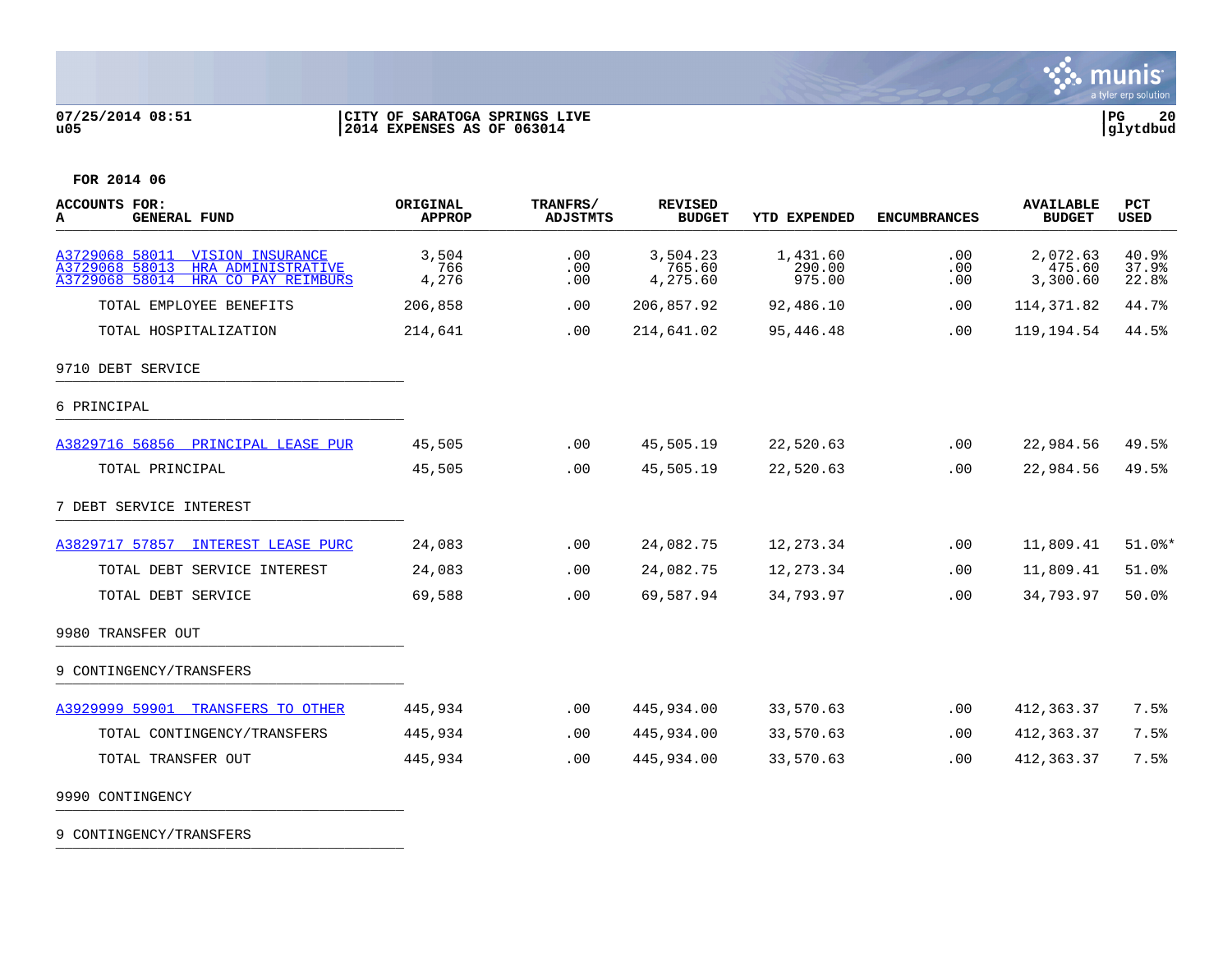07/25/2014 08:51 | CITY OF SARATOGA SPRINGS LIVE | PG 20
u05 | 2014 EXPENSES AS OF 063014 | glytdbud

**FOR 2014 06**

| ACCOUNTS FOR: A GENERAL FUND | ORIGINAL APPROP | TRANFRS/ ADJSTMTS | REVISED BUDGET | YTD EXPENDED | ENCUMBRANCES | AVAILABLE BUDGET | PCT USED |
|---|---|---|---|---|---|---|---|
| A3729068 58011 VISION INSURANCE | 3,504 | .00 | 3,504.23 | 1,431.60 | .00 | 2,072.63 | 40.9% |
| A3729068 58013 HRA ADMINISTRATIVE | 766 | .00 | 765.60 | 290.00 | .00 | 475.60 | 37.9% |
| A3729068 58014 HRA CO PAY REIMBURS | 4,276 | .00 | 4,275.60 | 975.00 | .00 | 3,300.60 | 22.8% |
| TOTAL EMPLOYEE BENEFITS | 206,858 | .00 | 206,857.92 | 92,486.10 | .00 | 114,371.82 | 44.7% |
| TOTAL HOSPITALIZATION | 214,641 | .00 | 214,641.02 | 95,446.48 | .00 | 119,194.54 | 44.5% |
| 9710 DEBT SERVICE | | | | | | | |
| 6 PRINCIPAL | | | | | | | |
| A3829716 56856 PRINCIPAL LEASE PUR | 45,505 | .00 | 45,505.19 | 22,520.63 | .00 | 22,984.56 | 49.5% |
| TOTAL PRINCIPAL | 45,505 | .00 | 45,505.19 | 22,520.63 | .00 | 22,984.56 | 49.5% |
| 7 DEBT SERVICE INTEREST | | | | | | | |
| A3829717 57857 INTEREST LEASE PURC | 24,083 | .00 | 24,082.75 | 12,273.34 | .00 | 11,809.41 | 51.0%* |
| TOTAL DEBT SERVICE INTEREST | 24,083 | .00 | 24,082.75 | 12,273.34 | .00 | 11,809.41 | 51.0% |
| TOTAL DEBT SERVICE | 69,588 | .00 | 69,587.94 | 34,793.97 | .00 | 34,793.97 | 50.0% |
| 9980 TRANSFER OUT | | | | | | | |
| 9 CONTINGENCY/TRANSFERS | | | | | | | |
| A3929999 59901 TRANSFERS TO OTHER | 445,934 | .00 | 445,934.00 | 33,570.63 | .00 | 412,363.37 | 7.5% |
| TOTAL CONTINGENCY/TRANSFERS | 445,934 | .00 | 445,934.00 | 33,570.63 | .00 | 412,363.37 | 7.5% |
| TOTAL TRANSFER OUT | 445,934 | .00 | 445,934.00 | 33,570.63 | .00 | 412,363.37 | 7.5% |
| 9990 CONTINGENCY | | | | | | | |
| 9 CONTINGENCY/TRANSFERS | | | | | | | |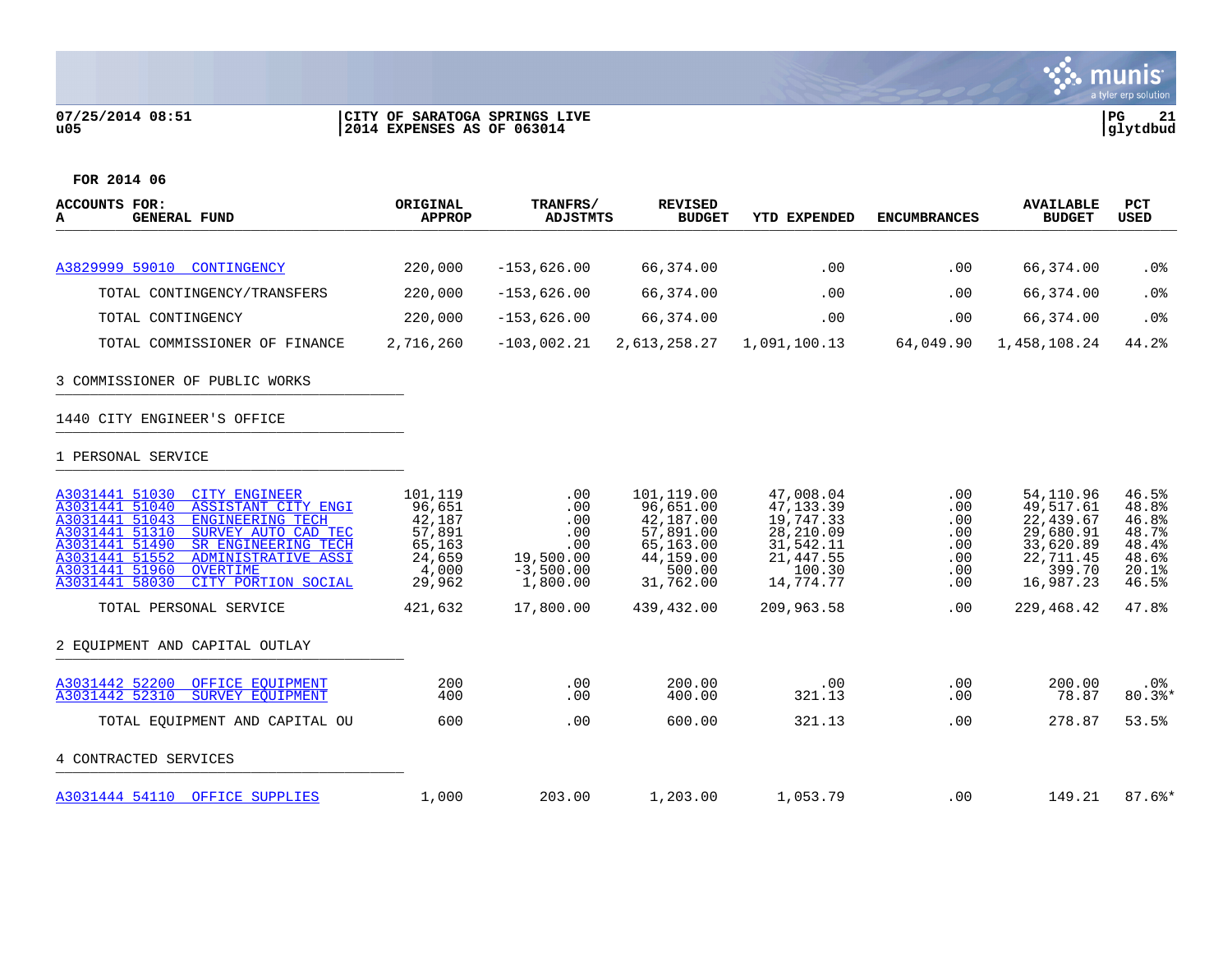07/25/2014 08:51 | CITY OF SARATOGA SPRINGS LIVE
u05 | 2014 EXPENSES AS OF 063014

**FOR 2014 06**

| ACCOUNTS FOR: A GENERAL FUND | ORIGINAL APPROP | TRANFRS/ ADJSTMTS | REVISED BUDGET | YTD EXPENDED | ENCUMBRANCES | AVAILABLE BUDGET | PCT USED |
|---|---|---|---|---|---|---|---|
| A3829999 59010 CONTINGENCY | 220,000 | -153,626.00 | 66,374.00 | .00 | .00 | 66,374.00 | .0% |
| TOTAL CONTINGENCY/TRANSFERS | 220,000 | -153,626.00 | 66,374.00 | .00 | .00 | 66,374.00 | .0% |
| TOTAL CONTINGENCY | 220,000 | -153,626.00 | 66,374.00 | .00 | .00 | 66,374.00 | .0% |
| TOTAL COMMISSIONER OF FINANCE | 2,716,260 | -103,002.21 | 2,613,258.27 | 1,091,100.13 | 64,049.90 | 1,458,108.24 | 44.2% |
| **3 COMMISSIONER OF PUBLIC WORKS** | | | | | | | |
| **1440 CITY ENGINEER'S OFFICE** | | | | | | | |
| **1 PERSONAL SERVICE** | | | | | | | |
| A3031441 51030 CITY ENGINEER | 101,119 | .00 | 101,119.00 | 47,008.04 | .00 | 54,110.96 | 46.5% |
| A3031441 51040 ASSISTANT CITY ENGI | 96,651 | .00 | 96,651.00 | 47,133.39 | .00 | 49,517.61 | 48.8% |
| A3031441 51043 ENGINEERING TECH | 42,187 | .00 | 42,187.00 | 19,747.33 | .00 | 22,439.67 | 46.8% |
| A3031441 51310 SURVEY AUTO CAD TEC | 57,891 | .00 | 57,891.00 | 28,210.09 | .00 | 29,680.91 | 48.7% |
| A3031441 51490 SR ENGINEERING TECH | 65,163 | .00 | 65,163.00 | 31,542.11 | .00 | 33,620.89 | 48.4% |
| A3031441 51552 ADMINISTRATIVE ASSI | 24,659 | 19,500.00 | 44,159.00 | 21,447.55 | .00 | 22,711.45 | 48.6% |
| A3031441 51960 OVERTIME | 4,000 | -3,500.00 | 500.00 | 100.30 | .00 | 399.70 | 20.1% |
| A3031441 58030 CITY PORTION SOCIAL | 29,962 | 1,800.00 | 31,762.00 | 14,774.77 | .00 | 16,987.23 | 46.5% |
| TOTAL PERSONAL SERVICE | 421,632 | 17,800.00 | 439,432.00 | 209,963.58 | .00 | 229,468.42 | 47.8% |
| **2 EQUIPMENT AND CAPITAL OUTLAY** | | | | | | | |
| A3031442 52200 OFFICE EQUIPMENT | 200 | .00 | 200.00 | .00 | .00 | 200.00 | .0% |
| A3031442 52310 SURVEY EQUIPMENT | 400 | .00 | 400.00 | 321.13 | .00 | 78.87 | 80.3%* |
| TOTAL EQUIPMENT AND CAPITAL OU | 600 | .00 | 600.00 | 321.13 | .00 | 278.87 | 53.5% |
| **4 CONTRACTED SERVICES** | | | | | | | |
| A3031444 54110 OFFICE SUPPLIES | 1,000 | 203.00 | 1,203.00 | 1,053.79 | .00 | 149.21 | 87.6%* |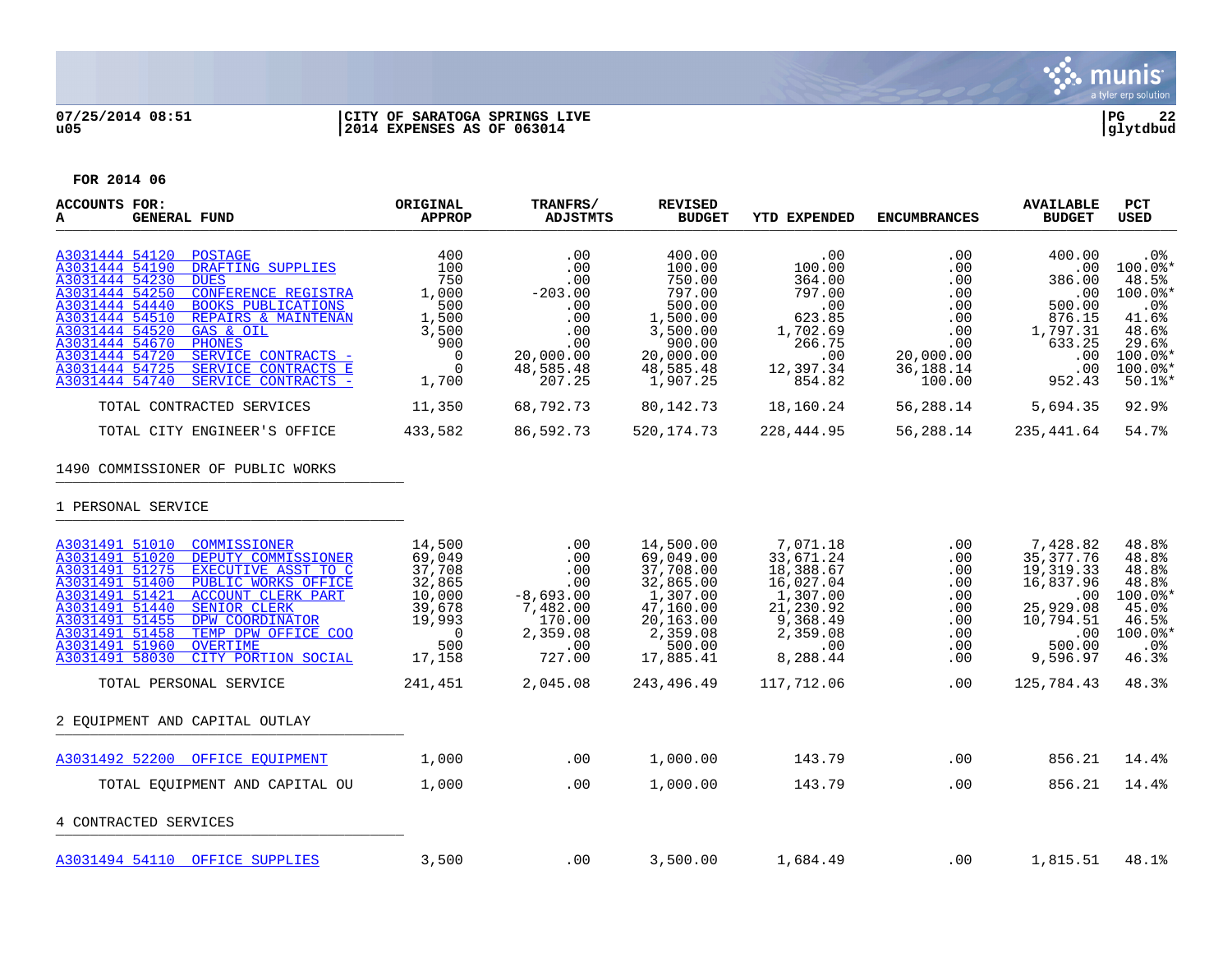**07/25/2014 08:51**
**u05**

**CITY OF SARATOGA SPRINGS LIVE**
**2014 EXPENSES AS OF 063014**

**PG 22**
**glytdbud**

**FOR 2014 06**

| ACCOUNTS FOR: A GENERAL FUND | ORIGINAL APPROP | TRANFRS/ ADJSTMTS | REVISED BUDGET | YTD EXPENDED | ENCUMBRANCES | AVAILABLE BUDGET | PCT USED |
|---|---|---|---|---|---|---|---|
| A3031444 54120 POSTAGE | 400 | .00 | 400.00 | .00 | .00 | 400.00 | .0% |
| A3031444 54190 DRAFTING SUPPLIES | 100 | .00 | 100.00 | 100.00 | .00 | .00 | 100.0%* |
| A3031444 54230 DUES | 750 | .00 | 750.00 | 364.00 | .00 | 386.00 | 48.5% |
| A3031444 54250 CONFERENCE REGISTRA | 1,000 | -203.00 | 797.00 | 797.00 | .00 | .00 | 100.0%* |
| A3031444 54440 BOOKS PUBLICATIONS | 500 | .00 | 500.00 | .00 | .00 | 500.00 | .0% |
| A3031444 54510 REPAIRS & MAINTENAN | 1,500 | .00 | 1,500.00 | 623.85 | .00 | 876.15 | 41.6% |
| A3031444 54520 GAS & OIL | 3,500 | .00 | 3,500.00 | 1,702.69 | .00 | 1,797.31 | 48.6% |
| A3031444 54670 PHONES | 900 | .00 | 900.00 | 266.75 | .00 | 633.25 | 29.6% |
| A3031444 54720 SERVICE CONTRACTS - | 0 | 20,000.00 | 20,000.00 | .00 | 20,000.00 | .00 | 100.0%* |
| A3031444 54725 SERVICE CONTRACTS E | 0 | 48,585.48 | 48,585.48 | 12,397.34 | 36,188.14 | .00 | 100.0%* |
| A3031444 54740 SERVICE CONTRACTS - | 1,700 | 207.25 | 1,907.25 | 854.82 | 100.00 | 952.43 | 50.1%* |
| TOTAL CONTRACTED SERVICES | 11,350 | 68,792.73 | 80,142.73 | 18,160.24 | 56,288.14 | 5,694.35 | 92.9% |
| TOTAL CITY ENGINEER'S OFFICE | 433,582 | 86,592.73 | 520,174.73 | 228,444.95 | 56,288.14 | 235,441.64 | 54.7% |
| **1490 COMMISSIONER OF PUBLIC WORKS** | | | | | | | |
| **1 PERSONAL SERVICE** | | | | | | | |
| A3031491 51010 COMMISSIONER | 14,500 | .00 | 14,500.00 | 7,071.18 | .00 | 7,428.82 | 48.8% |
| A3031491 51020 DEPUTY COMMISSIONER | 69,049 | .00 | 69,049.00 | 33,671.24 | .00 | 35,377.76 | 48.8% |
| A3031491 51275 EXECUTIVE ASST TO C | 37,708 | .00 | 37,708.00 | 18,388.67 | .00 | 19,319.33 | 48.8% |
| A3031491 51400 PUBLIC WORKS OFFICE | 32,865 | .00 | 32,865.00 | 16,027.04 | .00 | 16,837.96 | 48.8% |
| A3031491 51421 ACCOUNT CLERK PART | 10,000 | -8,693.00 | 1,307.00 | 1,307.00 | .00 | .00 | 100.0%* |
| A3031491 51440 SENIOR CLERK | 39,678 | 7,482.00 | 47,160.00 | 21,230.92 | .00 | 25,929.08 | 45.0% |
| A3031491 51455 DPW COORDINATOR | 19,993 | 170.00 | 20,163.00 | 9,368.49 | .00 | 10,794.51 | 46.5% |
| A3031491 51458 TEMP DPW OFFICE COO | 0 | 2,359.08 | 2,359.08 | 2,359.08 | .00 | .00 | 100.0%* |
| A3031491 51960 OVERTIME | 500 | .00 | 500.00 | .00 | .00 | 500.00 | .0% |
| A3031491 58030 CITY PORTION SOCIAL | 17,158 | 727.00 | 17,885.41 | 8,288.44 | .00 | 9,596.97 | 46.3% |
| TOTAL PERSONAL SERVICE | 241,451 | 2,045.08 | 243,496.49 | 117,712.06 | .00 | 125,784.43 | 48.3% |
| **2 EQUIPMENT AND CAPITAL OUTLAY** | | | | | | | |
| A3031492 52200 OFFICE EQUIPMENT | 1,000 | .00 | 1,000.00 | 143.79 | .00 | 856.21 | 14.4% |
| TOTAL EQUIPMENT AND CAPITAL OU | 1,000 | .00 | 1,000.00 | 143.79 | .00 | 856.21 | 14.4% |
| **4 CONTRACTED SERVICES** | | | | | | | |
| A3031494 54110 OFFICE SUPPLIES | 3,500 | .00 | 3,500.00 | 1,684.49 | .00 | 1,815.51 | 48.1% |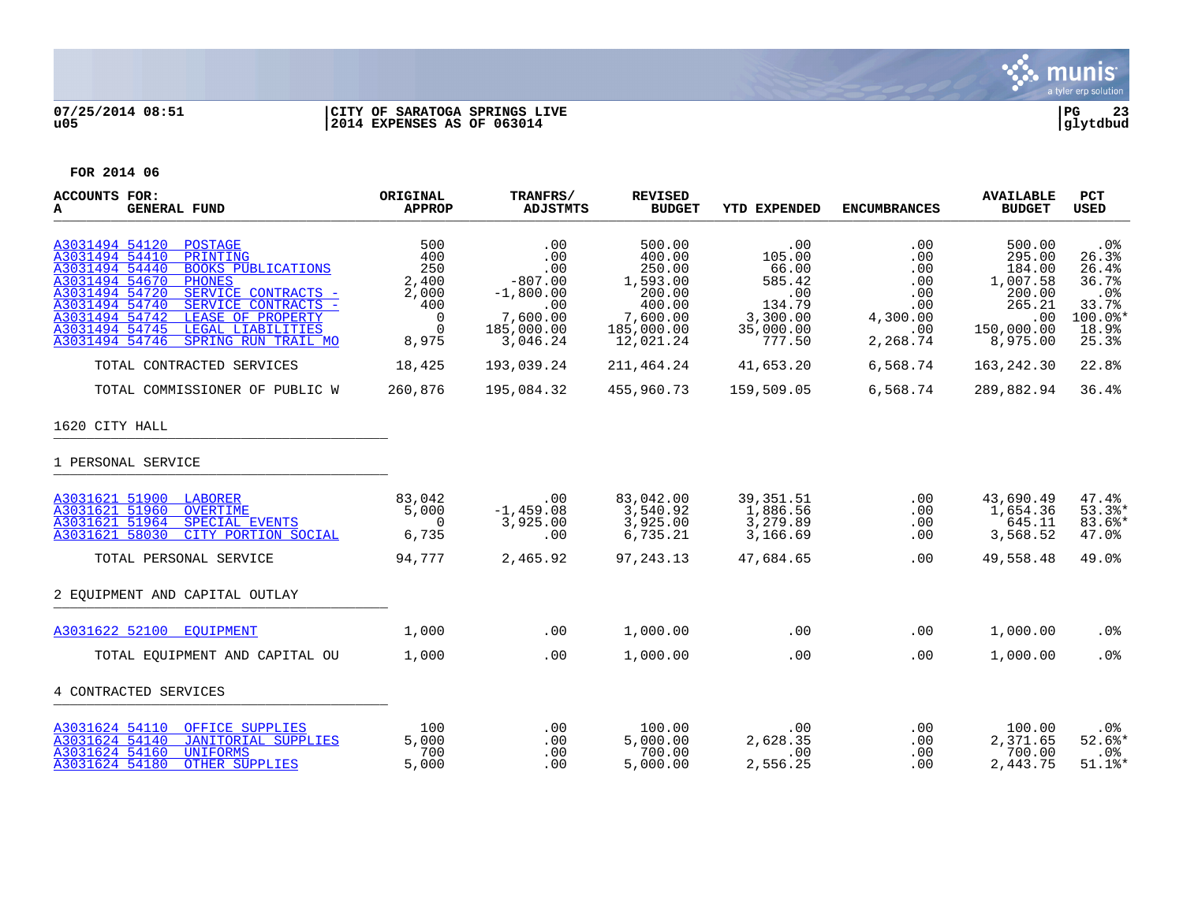**CITY OF SARATOGA SPRINGS LIVE**
**2014 EXPENSES AS OF 063014**

**FOR 2014 06**

| ACCOUNTS FOR: A GENERAL FUND | | ORIGINAL APPROP | TRANFRS/ ADJSTMTS | REVISED BUDGET | YTD EXPENDED | ENCUMBRANCES | AVAILABLE BUDGET | PCT USED |
|---|---|---|---|---|---|---|---|---|
| A3031494 54120 | POSTAGE | 500 | .00 | 500.00 | .00 | .00 | 500.00 | .0% |
| A3031494 54410 | PRINTING | 400 | .00 | 400.00 | 105.00 | .00 | 295.00 | 26.3% |
| A3031494 54440 | BOOKS PUBLICATIONS | 250 | .00 | 250.00 | 66.00 | .00 | 184.00 | 26.4% |
| A3031494 54670 | PHONES | 2,400 | -807.00 | 1,593.00 | 585.42 | .00 | 1,007.58 | 36.7% |
| A3031494 54720 | SERVICE CONTRACTS - | 2,000 | -1,800.00 | 200.00 | .00 | .00 | 200.00 | .0% |
| A3031494 54740 | SERVICE CONTRACTS - | 400 | .00 | 400.00 | 134.79 | .00 | 265.21 | 33.7% |
| A3031494 54742 | LEASE OF PROPERTY | 0 | 7,600.00 | 7,600.00 | 3,300.00 | 4,300.00 | .00 | 100.0%* |
| A3031494 54745 | LEGAL LIABILITIES | 0 | 185,000.00 | 185,000.00 | 35,000.00 | .00 | 150,000.00 | 18.9% |
| A3031494 54746 | SPRING RUN TRAIL MO | 8,975 | 3,046.24 | 12,021.24 | 777.50 | 2,268.74 | 8,975.00 | 25.3% |
| TOTAL CONTRACTED SERVICES | | 18,425 | 193,039.24 | 211,464.24 | 41,653.20 | 6,568.74 | 163,242.30 | 22.8% |
| TOTAL COMMISSIONER OF PUBLIC W | | 260,876 | 195,084.32 | 455,960.73 | 159,509.05 | 6,568.74 | 289,882.94 | 36.4% |
| **1620 CITY HALL** | | | | | | | | |
| **1 PERSONAL SERVICE** | | | | | | | | |
| A3031621 51900 | LABORER | 83,042 | .00 | 83,042.00 | 39,351.51 | .00 | 43,690.49 | 47.4% |
| A3031621 51960 | OVERTIME | 5,000 | -1,459.08 | 3,540.92 | 1,886.56 | .00 | 1,654.36 | 53.3%* |
| A3031621 51964 | SPECIAL EVENTS | 0 | 3,925.00 | 3,925.00 | 3,279.89 | .00 | 645.11 | 83.6%* |
| A3031621 58030 | CITY PORTION SOCIAL | 6,735 | .00 | 6,735.21 | 3,166.69 | .00 | 3,568.52 | 47.0% |
| TOTAL PERSONAL SERVICE | | 94,777 | 2,465.92 | 97,243.13 | 47,684.65 | .00 | 49,558.48 | 49.0% |
| **2 EQUIPMENT AND CAPITAL OUTLAY** | | | | | | | | |
| A3031622 52100 | EQUIPMENT | 1,000 | .00 | 1,000.00 | .00 | .00 | 1,000.00 | .0% |
| TOTAL EQUIPMENT AND CAPITAL OU | | 1,000 | .00 | 1,000.00 | .00 | .00 | 1,000.00 | .0% |
| **4 CONTRACTED SERVICES** | | | | | | | | |
| A3031624 54110 | OFFICE SUPPLIES | 100 | .00 | 100.00 | .00 | .00 | 100.00 | .0% |
| A3031624 54140 | JANITORIAL SUPPLIES | 5,000 | .00 | 5,000.00 | 2,628.35 | .00 | 2,371.65 | 52.6%* |
| A3031624 54160 | UNIFORMS | 700 | .00 | 700.00 | .00 | .00 | 700.00 | .0% |
| A3031624 54180 | OTHER SUPPLIES | 5,000 | .00 | 5,000.00 | 2,556.25 | .00 | 2,443.75 | 51.1%* |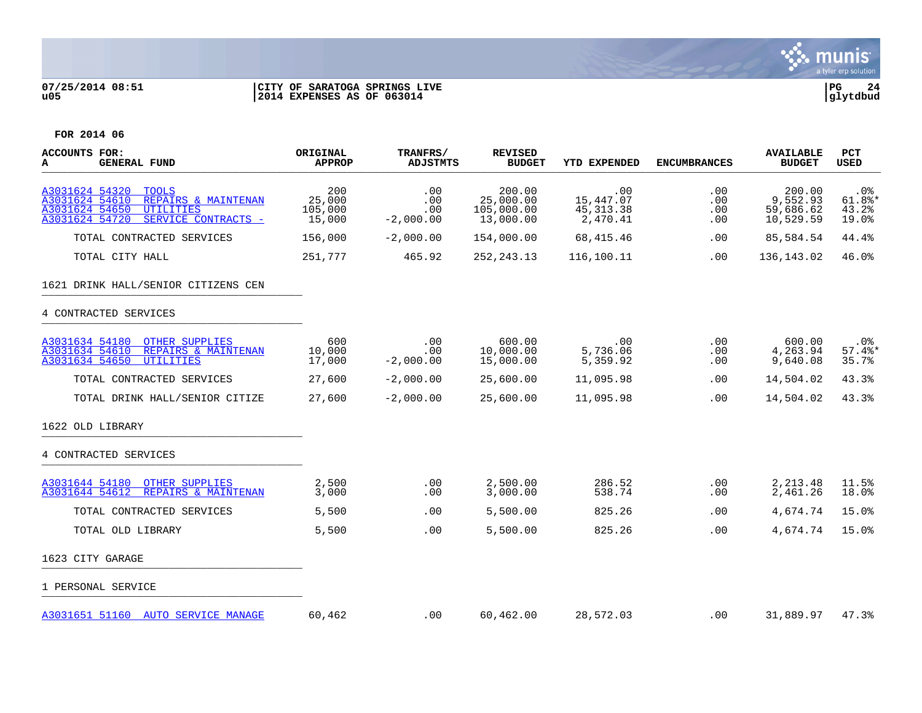07/25/2014 08:51 | CITY OF SARATOGA SPRINGS LIVE | PG 24
u05 | 2014 EXPENSES AS OF 063014 | glytdbud

**FOR 2014 06**

| ACCOUNTS FOR: A GENERAL FUND | ORIGINAL APPROP | TRANFRS/ ADJSTMTS | REVISED BUDGET | YTD EXPENDED | ENCUMBRANCES | AVAILABLE BUDGET | PCT USED |
|---|---|---|---|---|---|---|---|
| A3031624 54320 TOOLS | 200 | .00 | 200.00 | .00 | .00 | 200.00 | .0% |
| A3031624 54610 REPAIRS & MAINTENAN | 25,000 | .00 | 25,000.00 | 15,447.07 | .00 | 9,552.93 | 61.8%* |
| A3031624 54650 UTILITIES | 105,000 | .00 | 105,000.00 | 45,313.38 | .00 | 59,686.62 | 43.2% |
| A3031624 54720 SERVICE CONTRACTS - | 15,000 | -2,000.00 | 13,000.00 | 2,470.41 | .00 | 10,529.59 | 19.0% |
| TOTAL CONTRACTED SERVICES | 156,000 | -2,000.00 | 154,000.00 | 68,415.46 | .00 | 85,584.54 | 44.4% |
| TOTAL CITY HALL | 251,777 | 465.92 | 252,243.13 | 116,100.11 | .00 | 136,143.02 | 46.0% |
| **1621 DRINK HALL/SENIOR CITIZENS CEN** | | | | | | | |
| **4 CONTRACTED SERVICES** | | | | | | | |
| A3031634 54180 OTHER SUPPLIES | 600 | .00 | 600.00 | .00 | .00 | 600.00 | .0% |
| A3031634 54610 REPAIRS & MAINTENAN | 10,000 | .00 | 10,000.00 | 5,736.06 | .00 | 4,263.94 | 57.4%* |
| A3031634 54650 UTILITIES | 17,000 | -2,000.00 | 15,000.00 | 5,359.92 | .00 | 9,640.08 | 35.7% |
| TOTAL CONTRACTED SERVICES | 27,600 | -2,000.00 | 25,600.00 | 11,095.98 | .00 | 14,504.02 | 43.3% |
| TOTAL DRINK HALL/SENIOR CITIZE | 27,600 | -2,000.00 | 25,600.00 | 11,095.98 | .00 | 14,504.02 | 43.3% |
| **1622 OLD LIBRARY** | | | | | | | |
| **4 CONTRACTED SERVICES** | | | | | | | |
| A3031644 54180 OTHER SUPPLIES | 2,500 | .00 | 2,500.00 | 286.52 | .00 | 2,213.48 | 11.5% |
| A3031644 54612 REPAIRS & MAINTENAN | 3,000 | .00 | 3,000.00 | 538.74 | .00 | 2,461.26 | 18.0% |
| TOTAL CONTRACTED SERVICES | 5,500 | .00 | 5,500.00 | 825.26 | .00 | 4,674.74 | 15.0% |
| TOTAL OLD LIBRARY | 5,500 | .00 | 5,500.00 | 825.26 | .00 | 4,674.74 | 15.0% |
| **1623 CITY GARAGE** | | | | | | | |
| **1 PERSONAL SERVICE** | | | | | | | |
| A3031651 51160 AUTO SERVICE MANAGE | 60,462 | .00 | 60,462.00 | 28,572.03 | .00 | 31,889.97 | 47.3% |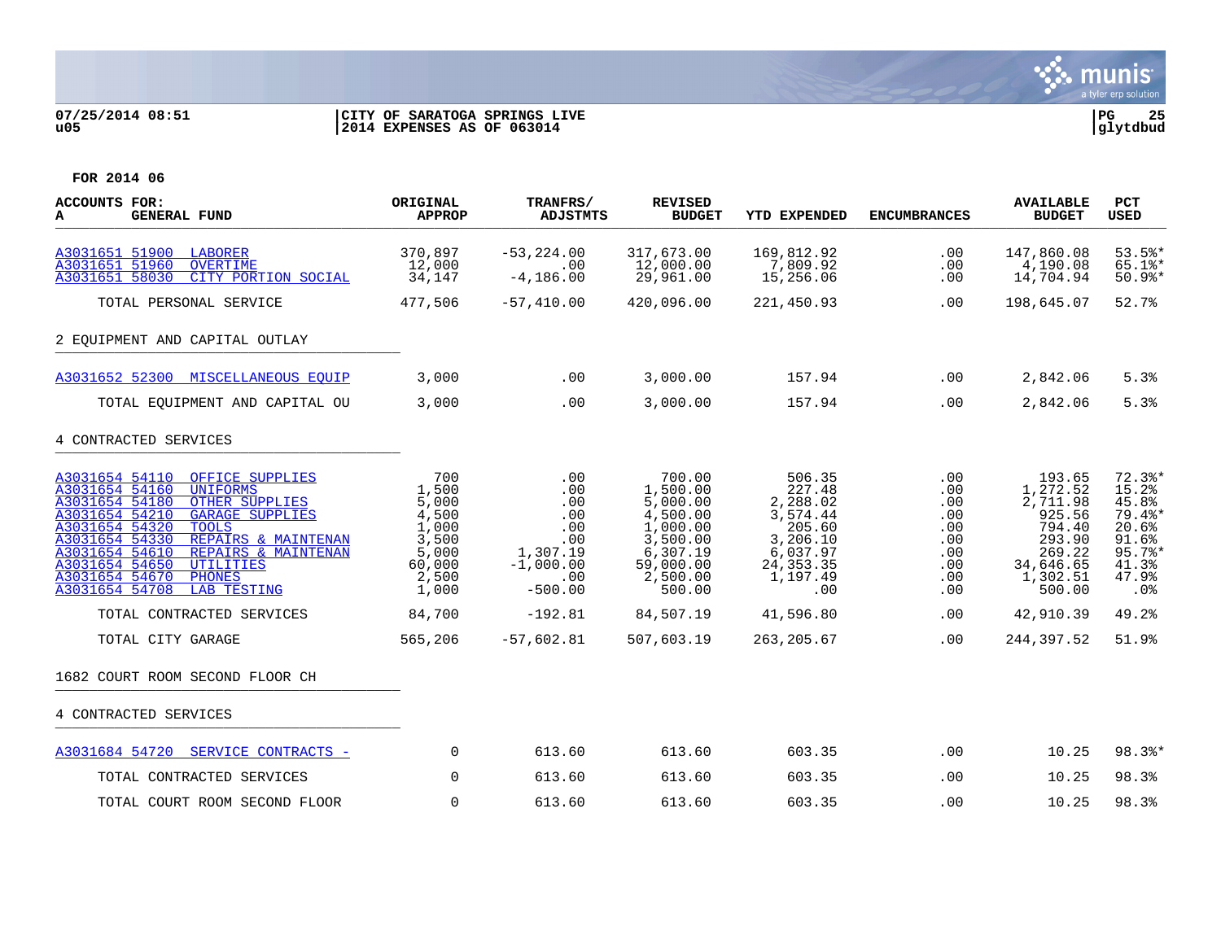07/25/2014 08:51 | CITY OF SARATOGA SPRINGS LIVE | PG 25
u05 | 2014 EXPENSES AS OF 063014 | glytdbud

**FOR 2014 06**

| ACCOUNTS FOR: A GENERAL FUND | ORIGINAL APPROP | TRANFRS/ ADJSTMTS | REVISED BUDGET | YTD EXPENDED | ENCUMBRANCES | AVAILABLE BUDGET | PCT USED |
|---|---|---|---|---|---|---|---|
| A3031651 51900 LABORER | 370,897 | -53,224.00 | 317,673.00 | 169,812.92 | .00 | 147,860.08 | 53.5%* |
| A3031651 51960 OVERTIME | 12,000 | .00 | 12,000.00 | 7,809.92 | .00 | 4,190.08 | 65.1%* |
| A3031651 58030 CITY PORTION SOCIAL | 34,147 | -4,186.00 | 29,961.00 | 15,256.06 | .00 | 14,704.94 | 50.9%* |
| TOTAL PERSONAL SERVICE | 477,506 | -57,410.00 | 420,096.00 | 221,450.93 | .00 | 198,645.07 | 52.7% |
| 2 EQUIPMENT AND CAPITAL OUTLAY | | | | | | | |
| A3031652 52300 MISCELLANEOUS EQUIP | 3,000 | .00 | 3,000.00 | 157.94 | .00 | 2,842.06 | 5.3% |
| TOTAL EQUIPMENT AND CAPITAL OU | 3,000 | .00 | 3,000.00 | 157.94 | .00 | 2,842.06 | 5.3% |
| 4 CONTRACTED SERVICES | | | | | | | |
| A3031654 54110 OFFICE SUPPLIES | 700 | .00 | 700.00 | 506.35 | .00 | 193.65 | 72.3%* |
| A3031654 54160 UNIFORMS | 1,500 | .00 | 1,500.00 | 227.48 | .00 | 1,272.52 | 15.2% |
| A3031654 54180 OTHER SUPPLIES | 5,000 | .00 | 5,000.00 | 2,288.02 | .00 | 2,711.98 | 45.8% |
| A3031654 54210 GARAGE SUPPLIES | 4,500 | .00 | 4,500.00 | 3,574.44 | .00 | 925.56 | 79.4%* |
| A3031654 54320 TOOLS | 1,000 | .00 | 1,000.00 | 205.60 | .00 | 794.40 | 20.6% |
| A3031654 54330 REPAIRS & MAINTENAN | 3,500 | .00 | 3,500.00 | 3,206.10 | .00 | 293.90 | 91.6% |
| A3031654 54610 REPAIRS & MAINTENAN | 5,000 | 1,307.19 | 6,307.19 | 6,037.97 | .00 | 269.22 | 95.7%* |
| A3031654 54650 UTILITIES | 60,000 | -1,000.00 | 59,000.00 | 24,353.35 | .00 | 34,646.65 | 41.3% |
| A3031654 54670 PHONES | 2,500 | .00 | 2,500.00 | 1,197.49 | .00 | 1,302.51 | 47.9% |
| A3031654 54708 LAB TESTING | 1,000 | -500.00 | 500.00 | .00 | .00 | 500.00 | .0% |
| TOTAL CONTRACTED SERVICES | 84,700 | -192.81 | 84,507.19 | 41,596.80 | .00 | 42,910.39 | 49.2% |
| TOTAL CITY GARAGE | 565,206 | -57,602.81 | 507,603.19 | 263,205.67 | .00 | 244,397.52 | 51.9% |
| 1682 COURT ROOM SECOND FLOOR CH | | | | | | | |
| 4 CONTRACTED SERVICES | | | | | | | |
| A3031684 54720 SERVICE CONTRACTS - | 0 | 613.60 | 613.60 | 603.35 | .00 | 10.25 | 98.3%* |
| TOTAL CONTRACTED SERVICES | 0 | 613.60 | 613.60 | 603.35 | .00 | 10.25 | 98.3% |
| TOTAL COURT ROOM SECOND FLOOR | 0 | 613.60 | 613.60 | 603.35 | .00 | 10.25 | 98.3% |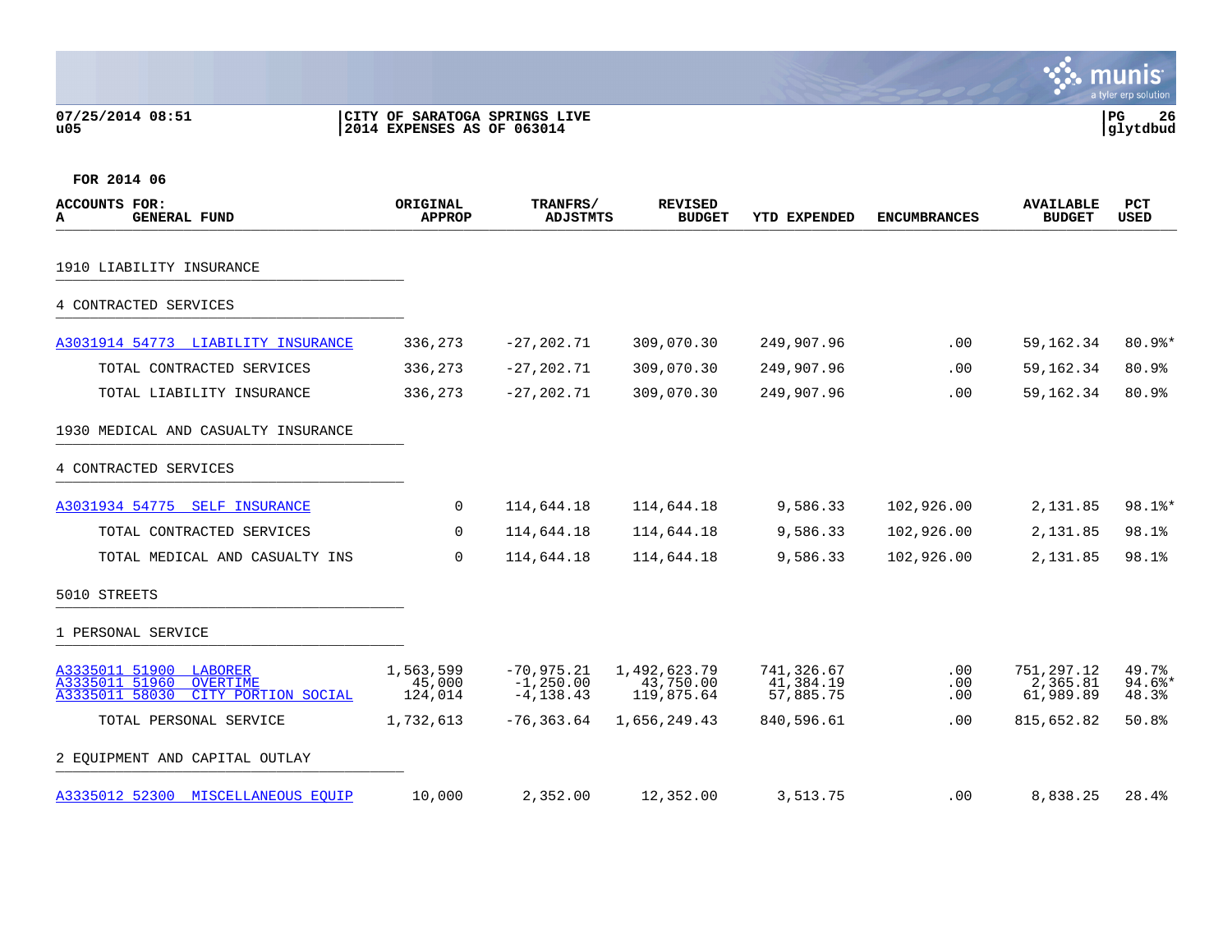07/25/2014 08:51
u05

CITY OF SARATOGA SPRINGS LIVE
2014 EXPENSES AS OF 063014

PG 26
glytdbud

FOR 2014 06

| ACCOUNTS FOR: A GENERAL FUND | ORIGINAL APPROP | TRANFRS/ ADJSTMTS | REVISED BUDGET | YTD EXPENDED | ENCUMBRANCES | AVAILABLE BUDGET | PCT USED |
|---|---|---|---|---|---|---|---|
| **1910 LIABILITY INSURANCE** | | | | | | | |
| **4 CONTRACTED SERVICES** | | | | | | | |
| A3031914 54773 LIABILITY INSURANCE | 336,273 | -27,202.71 | 309,070.30 | 249,907.96 | .00 | 59,162.34 | 80.9%* |
| TOTAL CONTRACTED SERVICES | 336,273 | -27,202.71 | 309,070.30 | 249,907.96 | .00 | 59,162.34 | 80.9% |
| TOTAL LIABILITY INSURANCE | 336,273 | -27,202.71 | 309,070.30 | 249,907.96 | .00 | 59,162.34 | 80.9% |
| **1930 MEDICAL AND CASUALTY INSURANCE** | | | | | | | |
| **4 CONTRACTED SERVICES** | | | | | | | |
| A3031934 54775 SELF INSURANCE | 0 | 114,644.18 | 114,644.18 | 9,586.33 | 102,926.00 | 2,131.85 | 98.1%* |
| TOTAL CONTRACTED SERVICES | 0 | 114,644.18 | 114,644.18 | 9,586.33 | 102,926.00 | 2,131.85 | 98.1% |
| TOTAL MEDICAL AND CASUALTY INS | 0 | 114,644.18 | 114,644.18 | 9,586.33 | 102,926.00 | 2,131.85 | 98.1% |
| **5010 STREETS** | | | | | | | |
| **1 PERSONAL SERVICE** | | | | | | | |
| A3335011 51900 LABORER | 1,563,599 | -70,975.21 | 1,492,623.79 | 741,326.67 | .00 | 751,297.12 | 49.7% |
| A3335011 51960 OVERTIME | 45,000 | -1,250.00 | 43,750.00 | 41,384.19 | .00 | 2,365.81 | 94.6%* |
| A3335011 58030 CITY PORTION SOCIAL | 124,014 | -4,138.43 | 119,875.64 | 57,885.75 | .00 | 61,989.89 | 48.3% |
| TOTAL PERSONAL SERVICE | 1,732,613 | -76,363.64 | 1,656,249.43 | 840,596.61 | .00 | 815,652.82 | 50.8% |
| **2 EQUIPMENT AND CAPITAL OUTLAY** | | | | | | | |
| A3335012 52300 MISCELLANEOUS EQUIP | 10,000 | 2,352.00 | 12,352.00 | 3,513.75 | .00 | 8,838.25 | 28.4% |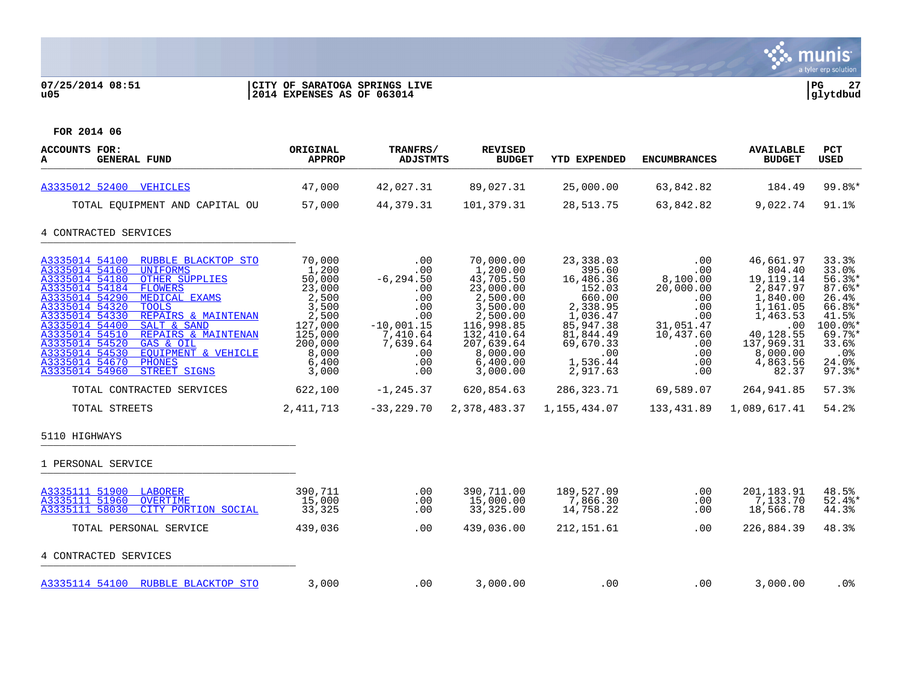07/25/2014 08:51
u05

CITY OF SARATOGA SPRINGS LIVE
2014 EXPENSES AS OF 063014

PG 27
glytdbud

FOR 2014 06

| ACCOUNTS FOR: A GENERAL FUND | ORIGINAL APPROP | TRANFRS/ ADJSTMTS | REVISED BUDGET | YTD EXPENDED | ENCUMBRANCES | AVAILABLE BUDGET | PCT USED |
|---|---|---|---|---|---|---|---|
| A3335012 52400 VEHICLES | 47,000 | 42,027.31 | 89,027.31 | 25,000.00 | 63,842.82 | 184.49 | 99.8%* |
| TOTAL EQUIPMENT AND CAPITAL OU | 57,000 | 44,379.31 | 101,379.31 | 28,513.75 | 63,842.82 | 9,022.74 | 91.1% |
| **4 CONTRACTED SERVICES** | | | | | | | |
| A3335014 54100 RUBBLE BLACKTOP STO | 70,000 | .00 | 70,000.00 | 23,338.03 | .00 | 46,661.97 | 33.3% |
| A3335014 54160 UNIFORMS | 1,200 | .00 | 1,200.00 | 395.60 | .00 | 804.40 | 33.0% |
| A3335014 54180 OTHER SUPPLIES | 50,000 | -6,294.50 | 43,705.50 | 16,486.36 | 8,100.00 | 19,119.14 | 56.3%* |
| A3335014 54184 FLOWERS | 23,000 | .00 | 23,000.00 | 152.03 | 20,000.00 | 2,847.97 | 87.6%* |
| A3335014 54290 MEDICAL EXAMS | 2,500 | .00 | 2,500.00 | 660.00 | .00 | 1,840.00 | 26.4% |
| A3335014 54320 TOOLS | 3,500 | .00 | 3,500.00 | 2,338.95 | .00 | 1,161.05 | 66.8%* |
| A3335014 54330 REPAIRS & MAINTENAN | 2,500 | .00 | 2,500.00 | 1,036.47 | .00 | 1,463.53 | 41.5% |
| A3335014 54400 SALT & SAND | 127,000 | -10,001.15 | 116,998.85 | 85,947.38 | 31,051.47 | .00 | 100.0%* |
| A3335014 54510 REPAIRS & MAINTENAN | 125,000 | 7,410.64 | 132,410.64 | 81,844.49 | 10,437.60 | 40,128.55 | 69.7%* |
| A3335014 54520 GAS & OIL | 200,000 | 7,639.64 | 207,639.64 | 69,670.33 | .00 | 137,969.31 | 33.6% |
| A3335014 54530 EQUIPMENT & VEHICLE | 8,000 | .00 | 8,000.00 | .00 | .00 | 8,000.00 | .0% |
| A3335014 54670 PHONES | 6,400 | .00 | 6,400.00 | 1,536.44 | .00 | 4,863.56 | 24.0% |
| A3335014 54960 STREET SIGNS | 3,000 | .00 | 3,000.00 | 2,917.63 | .00 | 82.37 | 97.3%* |
| TOTAL CONTRACTED SERVICES | 622,100 | -1,245.37 | 620,854.63 | 286,323.71 | 69,589.07 | 264,941.85 | 57.3% |
| TOTAL STREETS | 2,411,713 | -33,229.70 | 2,378,483.37 | 1,155,434.07 | 133,431.89 | 1,089,617.41 | 54.2% |
| **5110 HIGHWAYS** | | | | | | | |
| **1 PERSONAL SERVICE** | | | | | | | |
| A3335111 51900 LABORER | 390,711 | .00 | 390,711.00 | 189,527.09 | .00 | 201,183.91 | 48.5% |
| A3335111 51960 OVERTIME | 15,000 | .00 | 15,000.00 | 7,866.30 | .00 | 7,133.70 | 52.4%* |
| A3335111 58030 CITY PORTION SOCIAL | 33,325 | .00 | 33,325.00 | 14,758.22 | .00 | 18,566.78 | 44.3% |
| TOTAL PERSONAL SERVICE | 439,036 | .00 | 439,036.00 | 212,151.61 | .00 | 226,884.39 | 48.3% |
| **4 CONTRACTED SERVICES** | | | | | | | |
| A3335114 54100 RUBBLE BLACKTOP STO | 3,000 | .00 | 3,000.00 | .00 | .00 | 3,000.00 | .0% |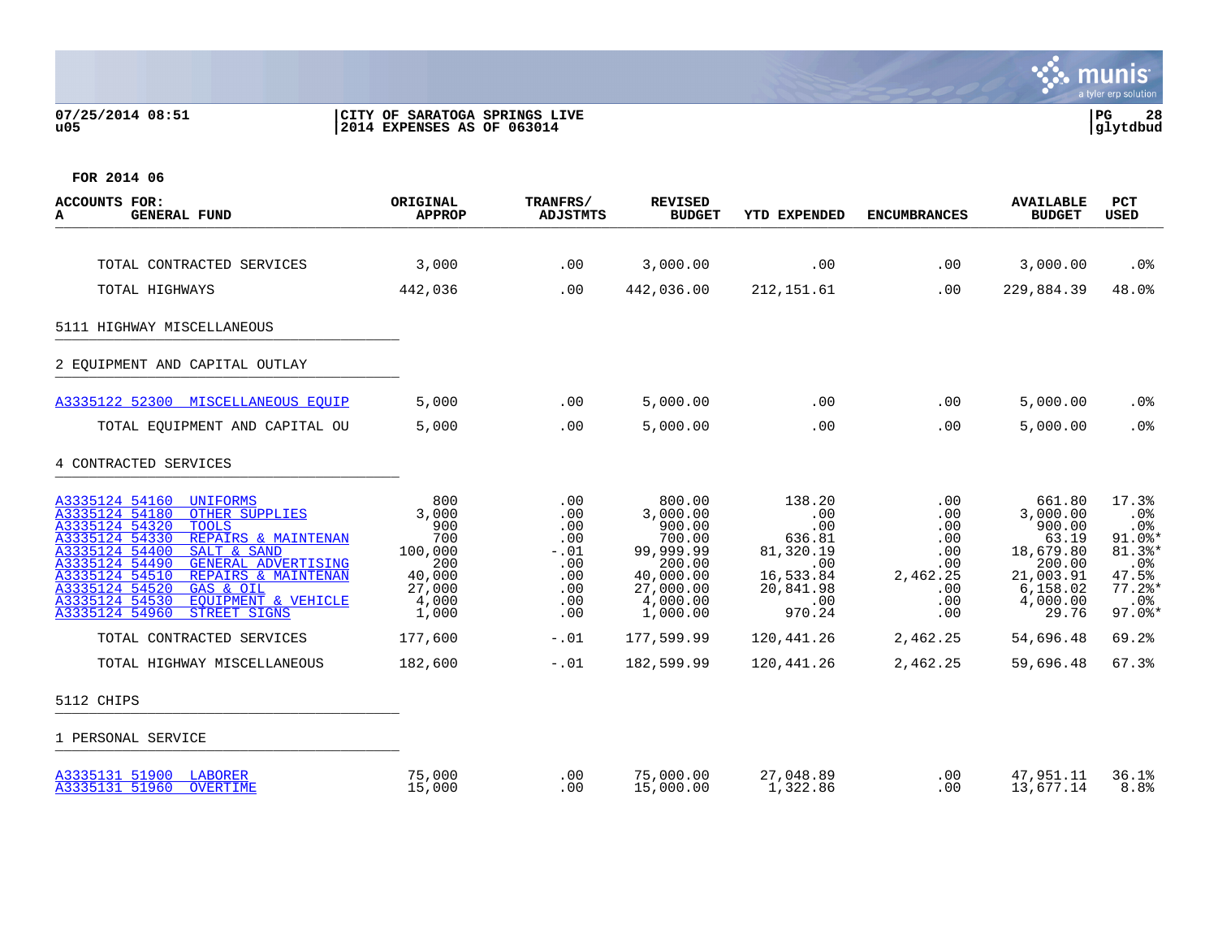FOR 2014 06

| ACCOUNTS FOR: A GENERAL FUND | ORIGINAL APPROP | TRANFRS/ ADJSTMTS | REVISED BUDGET | YTD EXPENDED | ENCUMBRANCES | AVAILABLE BUDGET | PCT USED |
|---|---|---|---|---|---|---|---|
| TOTAL CONTRACTED SERVICES | 3,000 | .00 | 3,000.00 | .00 | .00 | 3,000.00 | .0% |
| TOTAL HIGHWAYS | 442,036 | .00 | 442,036.00 | 212,151.61 | .00 | 229,884.39 | 48.0% |
| 5111 HIGHWAY MISCELLANEOUS | | | | | | | |
| 2 EQUIPMENT AND CAPITAL OUTLAY | | | | | | | |
| A3335122 52300 MISCELLANEOUS EQUIP | 5,000 | .00 | 5,000.00 | .00 | .00 | 5,000.00 | .0% |
| TOTAL EQUIPMENT AND CAPITAL OU | 5,000 | .00 | 5,000.00 | .00 | .00 | 5,000.00 | .0% |
| 4 CONTRACTED SERVICES | | | | | | | |
| A3335124 54160 UNIFORMS | 800 | .00 | 800.00 | 138.20 | .00 | 661.80 | 17.3% |
| A3335124 54180 OTHER SUPPLIES | 3,000 | .00 | 3,000.00 | .00 | .00 | 3,000.00 | .0% |
| A3335124 54320 TOOLS | 900 | .00 | 900.00 | .00 | .00 | 900.00 | .0% |
| A3335124 54330 REPAIRS & MAINTENAN | 700 | .00 | 700.00 | 636.81 | .00 | 63.19 | 91.0%* |
| A3335124 54400 SALT & SAND | 100,000 | -.01 | 99,999.99 | 81,320.19 | .00 | 18,679.80 | 81.3%* |
| A3335124 54490 GENERAL ADVERTISING | 200 | .00 | 200.00 | .00 | .00 | 200.00 | .0% |
| A3335124 54510 REPAIRS & MAINTENAN | 40,000 | .00 | 40,000.00 | 16,533.84 | 2,462.25 | 21,003.91 | 47.5% |
| A3335124 54520 GAS & OIL | 27,000 | .00 | 27,000.00 | 20,841.98 | .00 | 6,158.02 | 77.2%* |
| A3335124 54530 EQUIPMENT & VEHICLE | 4,000 | .00 | 4,000.00 | .00 | .00 | 4,000.00 | .0% |
| A3335124 54960 STREET SIGNS | 1,000 | .00 | 1,000.00 | 970.24 | .00 | 29.76 | 97.0%* |
| TOTAL CONTRACTED SERVICES | 177,600 | -.01 | 177,599.99 | 120,441.26 | 2,462.25 | 54,696.48 | 69.2% |
| TOTAL HIGHWAY MISCELLANEOUS | 182,600 | -.01 | 182,599.99 | 120,441.26 | 2,462.25 | 59,696.48 | 67.3% |
| 5112 CHIPS | | | | | | | |
| 1 PERSONAL SERVICE | | | | | | | |
| A3335131 51900 LABORER | 75,000 | .00 | 75,000.00 | 27,048.89 | .00 | 47,951.11 | 36.1% |
| A3335131 51960 OVERTIME | 15,000 | .00 | 15,000.00 | 1,322.86 | .00 | 13,677.14 | 8.8% |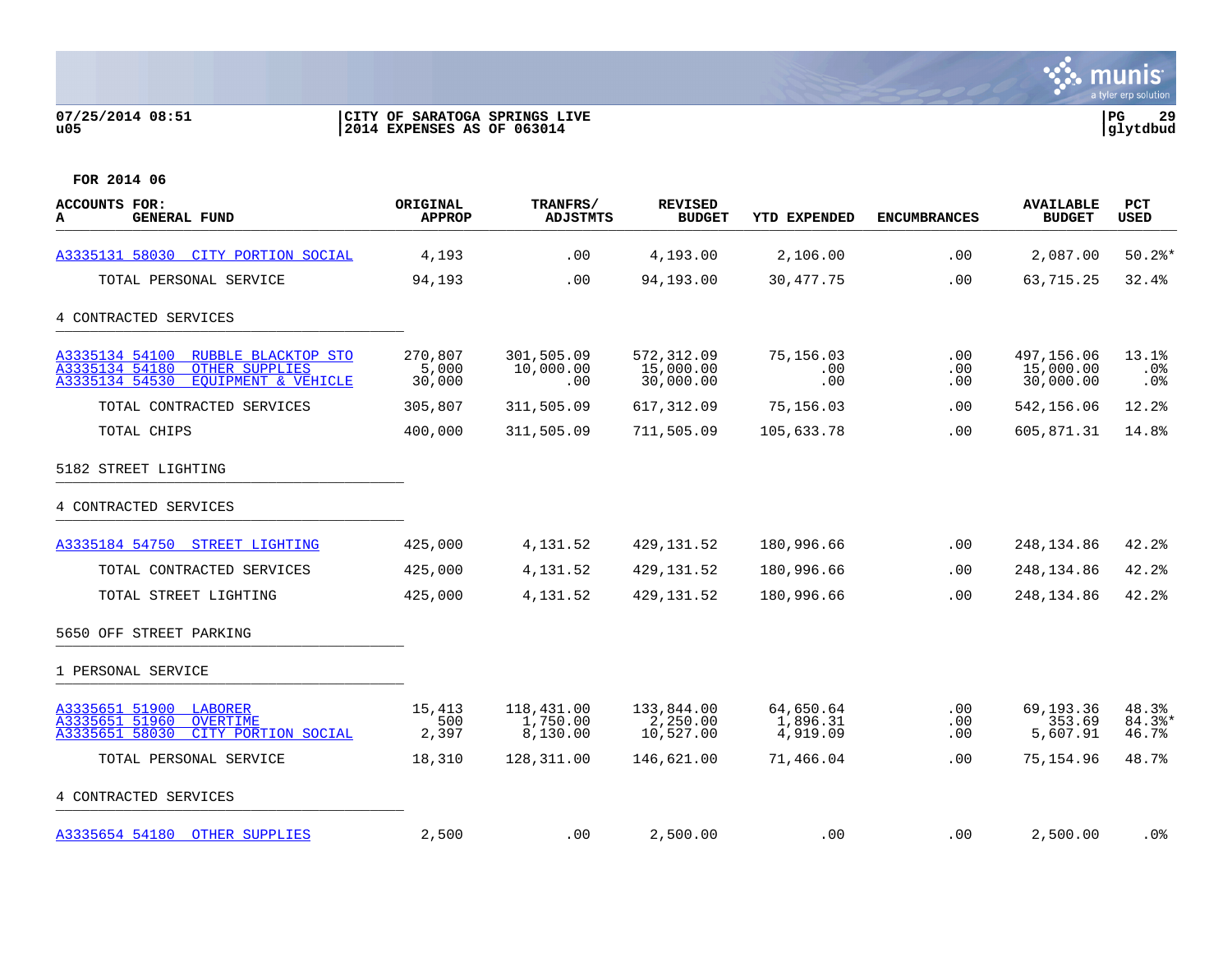07/25/2014 08:51 | CITY OF SARATOGA SPRINGS LIVE
u05 | 2014 EXPENSES AS OF 063014

FOR 2014 06

| ACCOUNTS FOR: A GENERAL FUND | ORIGINAL APPROP | TRANFRS/ ADJSTMTS | REVISED BUDGET | YTD EXPENDED | ENCUMBRANCES | AVAILABLE BUDGET | PCT USED |
|---|---|---|---|---|---|---|---|
| A3335131 58030 CITY PORTION SOCIAL | 4,193 | .00 | 4,193.00 | 2,106.00 | .00 | 2,087.00 | 50.2%* |
| TOTAL PERSONAL SERVICE | 94,193 | .00 | 94,193.00 | 30,477.75 | .00 | 63,715.25 | 32.4% |
| **4 CONTRACTED SERVICES** | | | | | | | |
| A3335134 54100 RUBBLE BLACKTOP STO | 270,807 | 301,505.09 | 572,312.09 | 75,156.03 | .00 | 497,156.06 | 13.1% |
| A3335134 54180 OTHER SUPPLIES | 5,000 | 10,000.00 | 15,000.00 | .00 | .00 | 15,000.00 | .0% |
| A3335134 54530 EQUIPMENT & VEHICLE | 30,000 | .00 | 30,000.00 | .00 | .00 | 30,000.00 | .0% |
| TOTAL CONTRACTED SERVICES | 305,807 | 311,505.09 | 617,312.09 | 75,156.03 | .00 | 542,156.06 | 12.2% |
| TOTAL CHIPS | 400,000 | 311,505.09 | 711,505.09 | 105,633.78 | .00 | 605,871.31 | 14.8% |
| **5182 STREET LIGHTING** | | | | | | | |
| **4 CONTRACTED SERVICES** | | | | | | | |
| A3335184 54750 STREET LIGHTING | 425,000 | 4,131.52 | 429,131.52 | 180,996.66 | .00 | 248,134.86 | 42.2% |
| TOTAL CONTRACTED SERVICES | 425,000 | 4,131.52 | 429,131.52 | 180,996.66 | .00 | 248,134.86 | 42.2% |
| TOTAL STREET LIGHTING | 425,000 | 4,131.52 | 429,131.52 | 180,996.66 | .00 | 248,134.86 | 42.2% |
| **5650 OFF STREET PARKING** | | | | | | | |
| **1 PERSONAL SERVICE** | | | | | | | |
| A3335651 51900 LABORER | 15,413 | 118,431.00 | 133,844.00 | 64,650.64 | .00 | 69,193.36 | 48.3% |
| A3335651 51960 OVERTIME | 500 | 1,750.00 | 2,250.00 | 1,896.31 | .00 | 353.69 | 84.3%* |
| A3335651 58030 CITY PORTION SOCIAL | 2,397 | 8,130.00 | 10,527.00 | 4,919.09 | .00 | 5,607.91 | 46.7% |
| TOTAL PERSONAL SERVICE | 18,310 | 128,311.00 | 146,621.00 | 71,466.04 | .00 | 75,154.96 | 48.7% |
| **4 CONTRACTED SERVICES** | | | | | | | |
| A3335654 54180 OTHER SUPPLIES | 2,500 | .00 | 2,500.00 | .00 | .00 | 2,500.00 | .0% |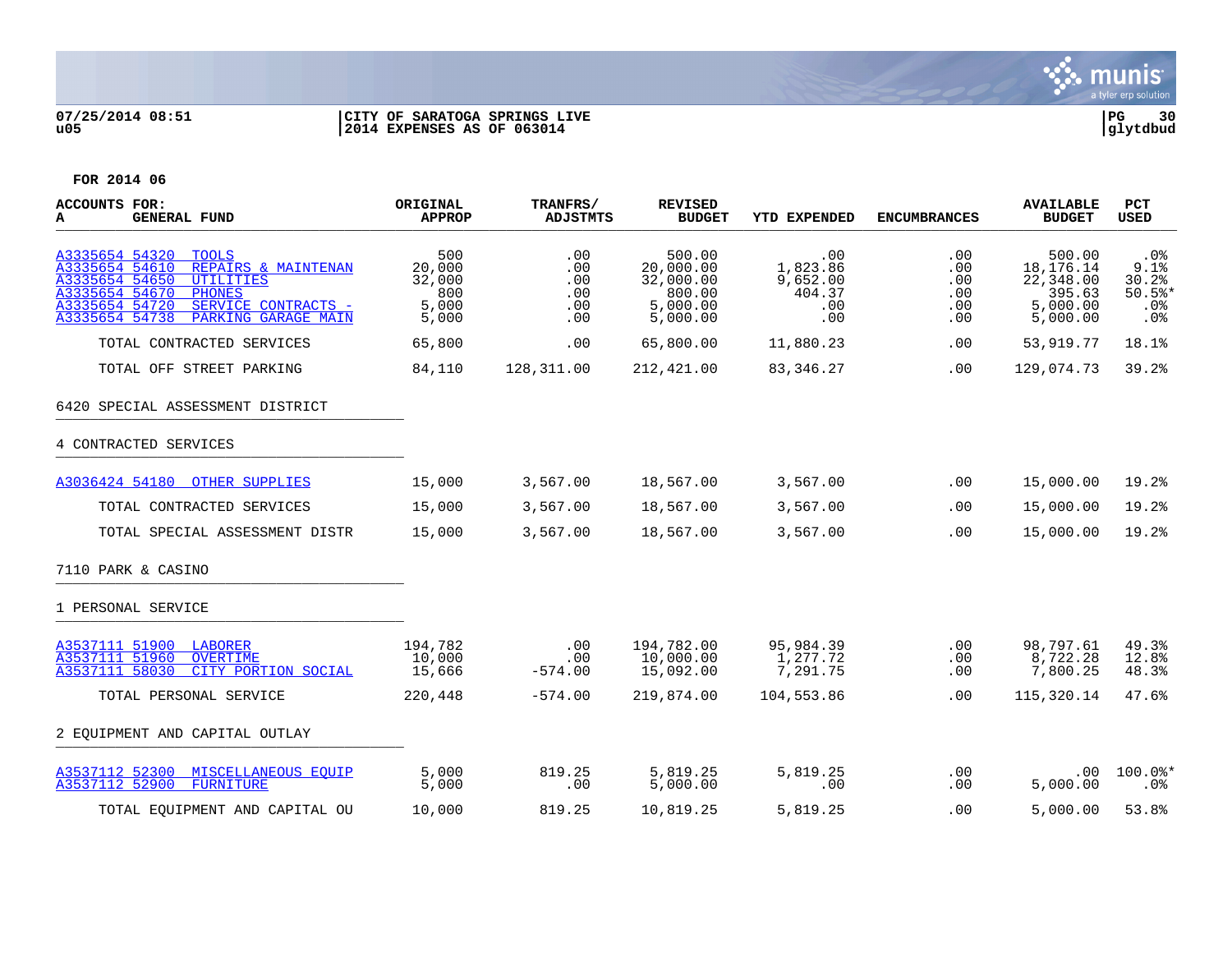**FOR 2014 06**

| ACCOUNTS FOR: A GENERAL FUND | ORIGINAL APPROP | TRANFRS/ ADJSTMTS | REVISED BUDGET | YTD EXPENDED | ENCUMBRANCES | AVAILABLE BUDGET | PCT USED |
|---|---|---|---|---|---|---|---|
| A3335654 54320 TOOLS | 500 | .00 | 500.00 | .00 | .00 | 500.00 | .0% |
| A3335654 54610 REPAIRS & MAINTENAN | 20,000 | .00 | 20,000.00 | 1,823.86 | .00 | 18,176.14 | 9.1% |
| A3335654 54650 UTILITIES | 32,000 | .00 | 32,000.00 | 9,652.00 | .00 | 22,348.00 | 30.2% |
| A3335654 54670 PHONES | 800 | .00 | 800.00 | 404.37 | .00 | 395.63 | 50.5%* |
| A3335654 54720 SERVICE CONTRACTS - | 5,000 | .00 | 5,000.00 | .00 | .00 | 5,000.00 | .0% |
| A3335654 54738 PARKING GARAGE MAIN | 5,000 | .00 | 5,000.00 | .00 | .00 | 5,000.00 | .0% |
| TOTAL CONTRACTED SERVICES | 65,800 | .00 | 65,800.00 | 11,880.23 | .00 | 53,919.77 | 18.1% |
| TOTAL OFF STREET PARKING | 84,110 | 128,311.00 | 212,421.00 | 83,346.27 | .00 | 129,074.73 | 39.2% |
| **6420 SPECIAL ASSESSMENT DISTRICT** | | | | | | | |
| **4 CONTRACTED SERVICES** | | | | | | | |
| A3036424 54180 OTHER SUPPLIES | 15,000 | 3,567.00 | 18,567.00 | 3,567.00 | .00 | 15,000.00 | 19.2% |
| TOTAL CONTRACTED SERVICES | 15,000 | 3,567.00 | 18,567.00 | 3,567.00 | .00 | 15,000.00 | 19.2% |
| TOTAL SPECIAL ASSESSMENT DISTR | 15,000 | 3,567.00 | 18,567.00 | 3,567.00 | .00 | 15,000.00 | 19.2% |
| **7110 PARK & CASINO** | | | | | | | |
| **1 PERSONAL SERVICE** | | | | | | | |
| A3537111 51900 LABORER | 194,782 | .00 | 194,782.00 | 95,984.39 | .00 | 98,797.61 | 49.3% |
| A3537111 51960 OVERTIME | 10,000 | .00 | 10,000.00 | 1,277.72 | .00 | 8,722.28 | 12.8% |
| A3537111 58030 CITY PORTION SOCIAL | 15,666 | -574.00 | 15,092.00 | 7,291.75 | .00 | 7,800.25 | 48.3% |
| TOTAL PERSONAL SERVICE | 220,448 | -574.00 | 219,874.00 | 104,553.86 | .00 | 115,320.14 | 47.6% |
| **2 EQUIPMENT AND CAPITAL OUTLAY** | | | | | | | |
| A3537112 52300 MISCELLANEOUS EQUIP | 5,000 | 819.25 | 5,819.25 | 5,819.25 | .00 | .00 | 100.0%* |
| A3537112 52900 FURNITURE | 5,000 | .00 | 5,000.00 | .00 | .00 | 5,000.00 | .0% |
| TOTAL EQUIPMENT AND CAPITAL OU | 10,000 | 819.25 | 10,819.25 | 5,819.25 | .00 | 5,000.00 | 53.8% |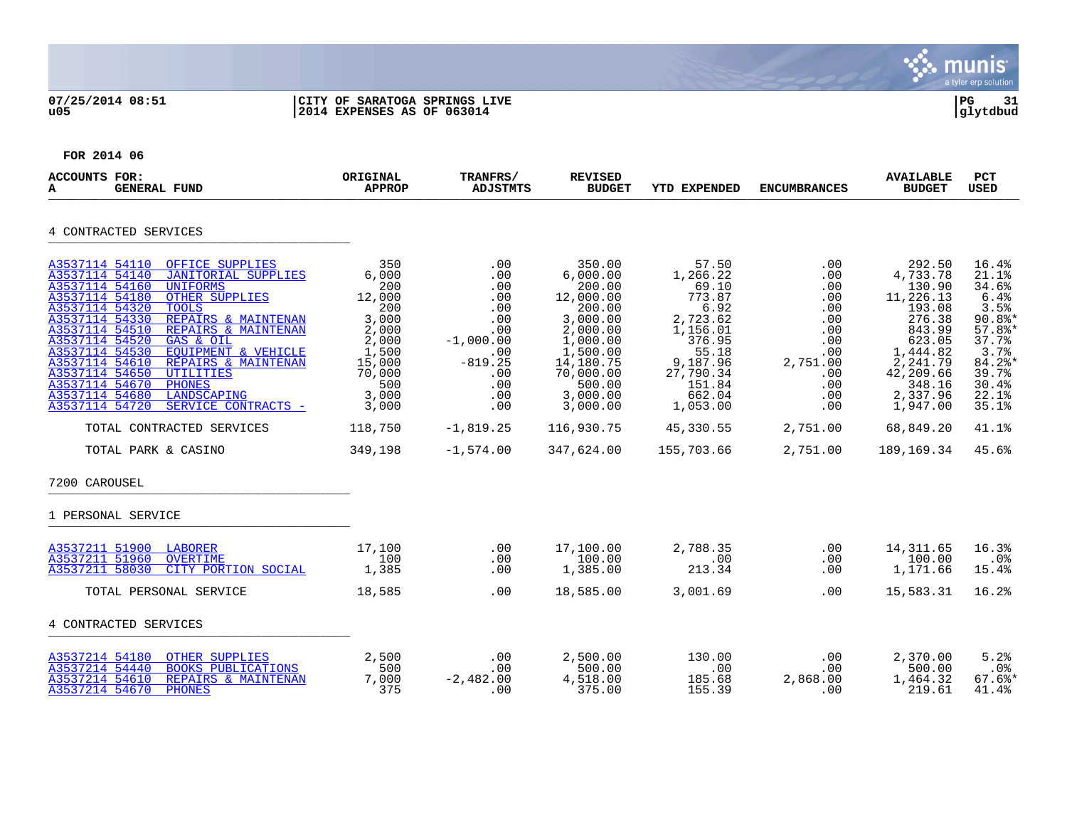**CITY OF SARATOGA SPRINGS LIVE**
**2014 EXPENSES AS OF 063014**

**FOR 2014 06**

| ACCOUNTS FOR: A GENERAL FUND | | ORIGINAL APPROP | TRANFRS/ ADJSTMTS | REVISED BUDGET | YTD EXPENDED | ENCUMBRANCES | AVAILABLE BUDGET | PCT USED |
|---|---|---|---|---|---|---|---|---|
| **4 CONTRACTED SERVICES** | | | | | | | | |
| A3537114 54110 | OFFICE SUPPLIES | 350 | .00 | 350.00 | 57.50 | .00 | 292.50 | 16.4% |
| A3537114 54140 | JANITORIAL SUPPLIES | 6,000 | .00 | 6,000.00 | 1,266.22 | .00 | 4,733.78 | 21.1% |
| A3537114 54160 | UNIFORMS | 200 | .00 | 200.00 | 69.10 | .00 | 130.90 | 34.6% |
| A3537114 54180 | OTHER SUPPLIES | 12,000 | .00 | 12,000.00 | 773.87 | .00 | 11,226.13 | 6.4% |
| A3537114 54320 | TOOLS | 200 | .00 | 200.00 | 6.92 | .00 | 193.08 | 3.5% |
| A3537114 54330 | REPAIRS & MAINTENAN | 3,000 | .00 | 3,000.00 | 2,723.62 | .00 | 276.38 | 90.8%* |
| A3537114 54510 | REPAIRS & MAINTENAN | 2,000 | .00 | 2,000.00 | 1,156.01 | .00 | 843.99 | 57.8%* |
| A3537114 54520 | GAS & OIL | 2,000 | -1,000.00 | 1,000.00 | 376.95 | .00 | 623.05 | 37.7% |
| A3537114 54530 | EQUIPMENT & VEHICLE | 1,500 | .00 | 1,500.00 | 55.18 | .00 | 1,444.82 | 3.7% |
| A3537114 54610 | REPAIRS & MAINTENAN | 15,000 | -819.25 | 14,180.75 | 9,187.96 | 2,751.00 | 2,241.79 | 84.2%* |
| A3537114 54650 | UTILITIES | 70,000 | .00 | 70,000.00 | 27,790.34 | .00 | 42,209.66 | 39.7% |
| A3537114 54670 | PHONES | 500 | .00 | 500.00 | 151.84 | .00 | 348.16 | 30.4% |
| A3537114 54680 | LANDSCAPING | 3,000 | .00 | 3,000.00 | 662.04 | .00 | 2,337.96 | 22.1% |
| A3537114 54720 | SERVICE CONTRACTS - | 3,000 | .00 | 3,000.00 | 1,053.00 | .00 | 1,947.00 | 35.1% |
| | TOTAL CONTRACTED SERVICES | 118,750 | -1,819.25 | 116,930.75 | 45,330.55 | 2,751.00 | 68,849.20 | 41.1% |
| | TOTAL PARK & CASINO | 349,198 | -1,574.00 | 347,624.00 | 155,703.66 | 2,751.00 | 189,169.34 | 45.6% |
| **7200 CAROUSEL** | | | | | | | | |
| **1 PERSONAL SERVICE** | | | | | | | | |
| A3537211 51900 | LABORER | 17,100 | .00 | 17,100.00 | 2,788.35 | .00 | 14,311.65 | 16.3% |
| A3537211 51960 | OVERTIME | 100 | .00 | 100.00 | .00 | .00 | 100.00 | .0% |
| A3537211 58030 | CITY PORTION SOCIAL | 1,385 | .00 | 1,385.00 | 213.34 | .00 | 1,171.66 | 15.4% |
| | TOTAL PERSONAL SERVICE | 18,585 | .00 | 18,585.00 | 3,001.69 | .00 | 15,583.31 | 16.2% |
| **4 CONTRACTED SERVICES** | | | | | | | | |
| A3537214 54180 | OTHER SUPPLIES | 2,500 | .00 | 2,500.00 | 130.00 | .00 | 2,370.00 | 5.2% |
| A3537214 54440 | BOOKS PUBLICATIONS | 500 | .00 | 500.00 | .00 | .00 | 500.00 | .0% |
| A3537214 54610 | REPAIRS & MAINTENAN | 7,000 | -2,482.00 | 4,518.00 | 185.68 | 2,868.00 | 1,464.32 | 67.6%* |
| A3537214 54670 | PHONES | 375 | .00 | 375.00 | 155.39 | .00 | 219.61 | 41.4% |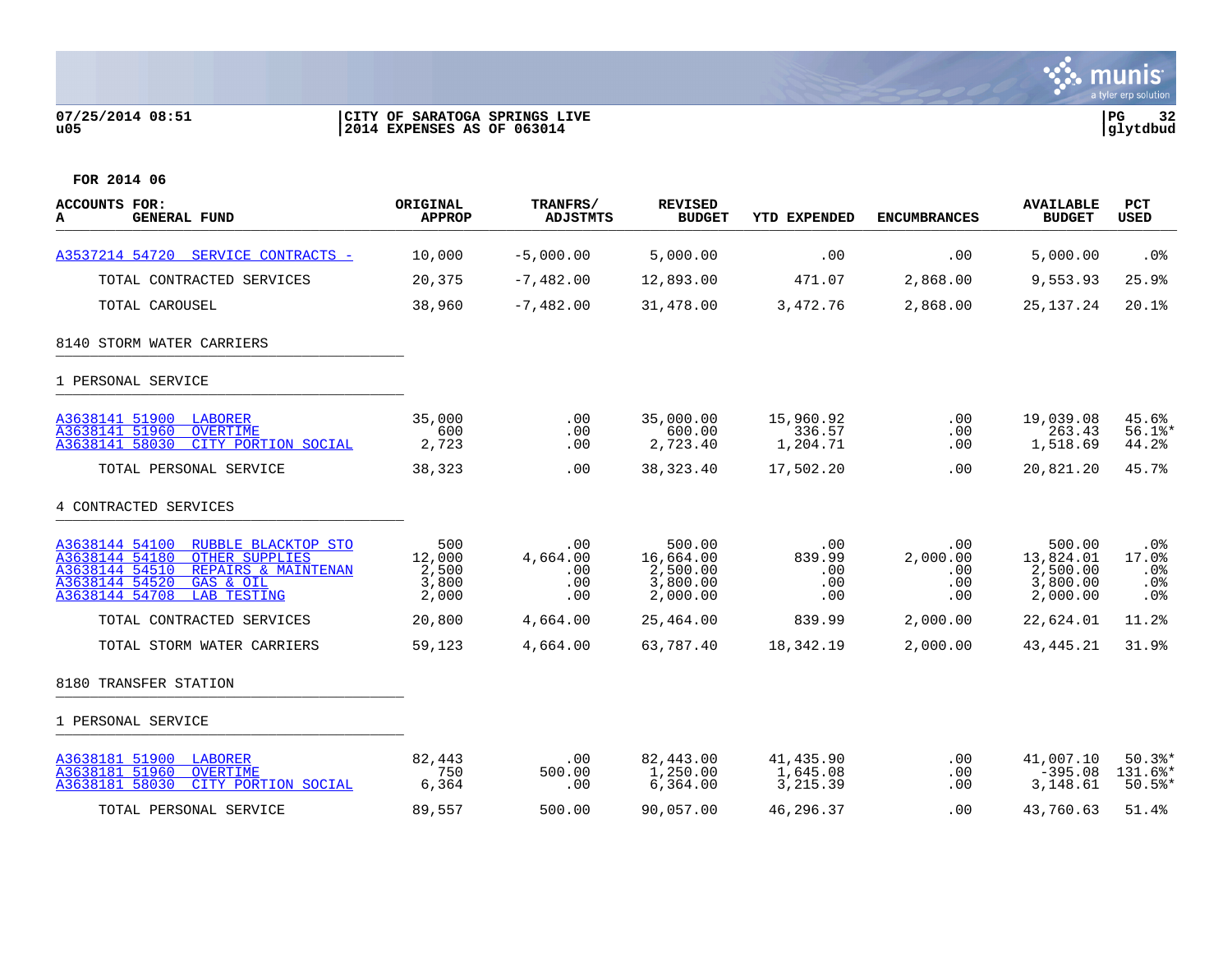**07/25/2014 08:51**
**u05**

**CITY OF SARATOGA SPRINGS LIVE**
**2014 EXPENSES AS OF 063014**

**PG 32**
**glytdbud**

**FOR 2014 06**

| ACCOUNTS FOR: A GENERAL FUND | ORIGINAL APPROP | TRANFRS/ ADJSTMTS | REVISED BUDGET | YTD EXPENDED | ENCUMBRANCES | AVAILABLE BUDGET | PCT USED |
|---|---|---|---|---|---|---|---|
| A3537214 54720 SERVICE CONTRACTS - | 10,000 | -5,000.00 | 5,000.00 | .00 | .00 | 5,000.00 | .0% |
| TOTAL CONTRACTED SERVICES | 20,375 | -7,482.00 | 12,893.00 | 471.07 | 2,868.00 | 9,553.93 | 25.9% |
| TOTAL CAROUSEL | 38,960 | -7,482.00 | 31,478.00 | 3,472.76 | 2,868.00 | 25,137.24 | 20.1% |
| 8140 STORM WATER CARRIERS | | | | | | | |
| 1 PERSONAL SERVICE | | | | | | | |
| A3638141 51900 LABORER | 35,000 | .00 | 35,000.00 | 15,960.92 | .00 | 19,039.08 | 45.6% |
| A3638141 51960 OVERTIME | 600 | .00 | 600.00 | 336.57 | .00 | 263.43 | 56.1%* |
| A3638141 58030 CITY PORTION SOCIAL | 2,723 | .00 | 2,723.40 | 1,204.71 | .00 | 1,518.69 | 44.2% |
| TOTAL PERSONAL SERVICE | 38,323 | .00 | 38,323.40 | 17,502.20 | .00 | 20,821.20 | 45.7% |
| 4 CONTRACTED SERVICES | | | | | | | |
| A3638144 54100 RUBBLE BLACKTOP STO | 500 | .00 | 500.00 | .00 | .00 | 500.00 | .0% |
| A3638144 54180 OTHER SUPPLIES | 12,000 | 4,664.00 | 16,664.00 | 839.99 | 2,000.00 | 13,824.01 | 17.0% |
| A3638144 54510 REPAIRS & MAINTENAN | 2,500 | .00 | 2,500.00 | .00 | .00 | 2,500.00 | .0% |
| A3638144 54520 GAS & OIL | 3,800 | .00 | 3,800.00 | .00 | .00 | 3,800.00 | .0% |
| A3638144 54708 LAB TESTING | 2,000 | .00 | 2,000.00 | .00 | .00 | 2,000.00 | .0% |
| TOTAL CONTRACTED SERVICES | 20,800 | 4,664.00 | 25,464.00 | 839.99 | 2,000.00 | 22,624.01 | 11.2% |
| TOTAL STORM WATER CARRIERS | 59,123 | 4,664.00 | 63,787.40 | 18,342.19 | 2,000.00 | 43,445.21 | 31.9% |
| 8180 TRANSFER STATION | | | | | | | |
| 1 PERSONAL SERVICE | | | | | | | |
| A3638181 51900 LABORER | 82,443 | .00 | 82,443.00 | 41,435.90 | .00 | 41,007.10 | 50.3%* |
| A3638181 51960 OVERTIME | 750 | 500.00 | 1,250.00 | 1,645.08 | .00 | -395.08 | 131.6%* |
| A3638181 58030 CITY PORTION SOCIAL | 6,364 | .00 | 6,364.00 | 3,215.39 | .00 | 3,148.61 | 50.5%* |
| TOTAL PERSONAL SERVICE | 89,557 | 500.00 | 90,057.00 | 46,296.37 | .00 | 43,760.63 | 51.4% |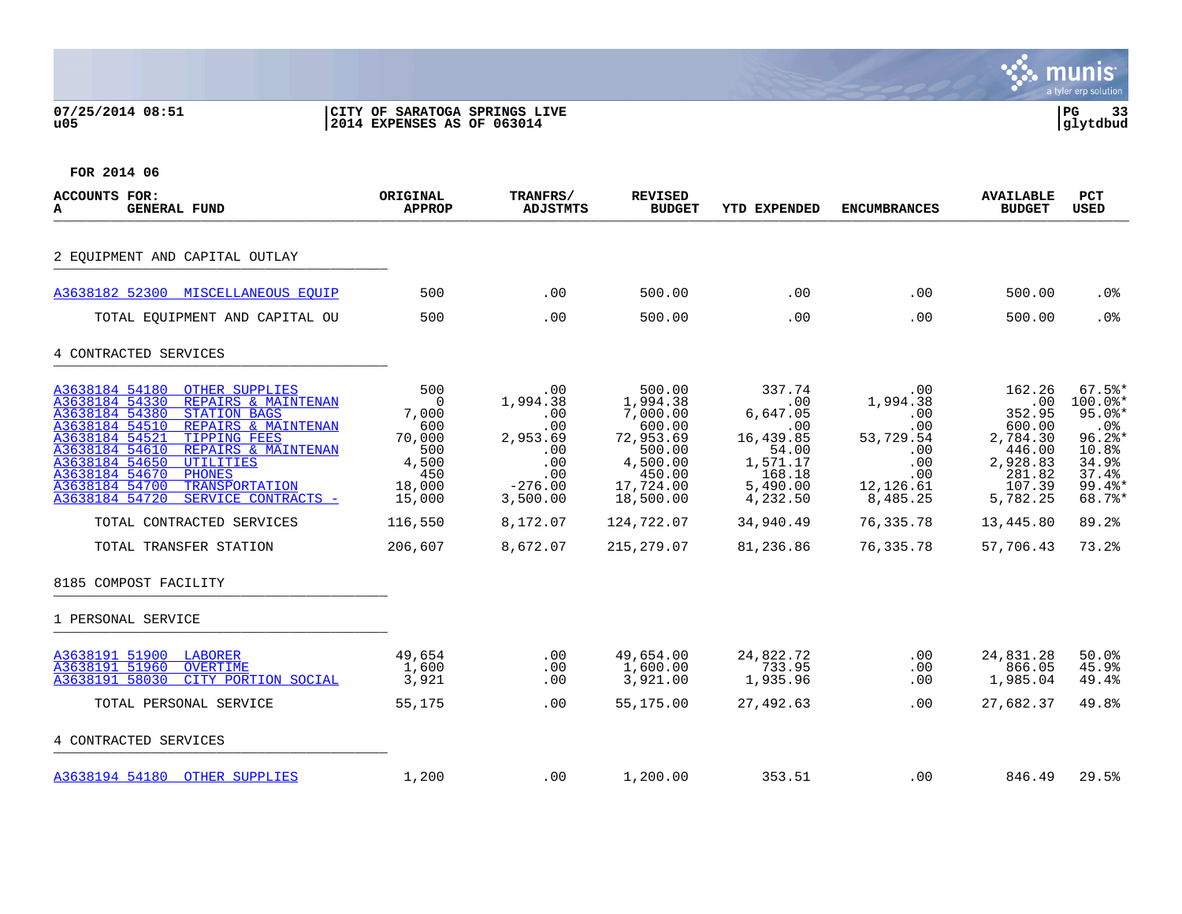07/25/2014 08:51 | CITY OF SARATOGA SPRINGS LIVE | PG 33
u05 | 2014 EXPENSES AS OF 063014 | glytdbud

FOR 2014 06

| ACCOUNTS FOR: A GENERAL FUND | ORIGINAL APPROP | TRANFRS/ ADJSTMTS | REVISED BUDGET | YTD EXPENDED | ENCUMBRANCES | AVAILABLE BUDGET | PCT USED |
|---|---|---|---|---|---|---|---|
| **2 EQUIPMENT AND CAPITAL OUTLAY** | | | | | | | |
| A3638182 52300 MISCELLANEOUS EQUIP | 500 | .00 | 500.00 | .00 | .00 | 500.00 | .0% |
| TOTAL EQUIPMENT AND CAPITAL OU | 500 | .00 | 500.00 | .00 | .00 | 500.00 | .0% |
| **4 CONTRACTED SERVICES** | | | | | | | |
| A3638184 54180 OTHER SUPPLIES | 500 | .00 | 500.00 | 337.74 | .00 | 162.26 | 67.5%* |
| A3638184 54330 REPAIRS & MAINTENAN | 0 | 1,994.38 | 1,994.38 | .00 | 1,994.38 | .00 | 100.0%* |
| A3638184 54380 STATION BAGS | 7,000 | .00 | 7,000.00 | 6,647.05 | .00 | 352.95 | 95.0%* |
| A3638184 54510 REPAIRS & MAINTENAN | 600 | .00 | 600.00 | .00 | .00 | 600.00 | .0% |
| A3638184 54521 TIPPING FEES | 70,000 | 2,953.69 | 72,953.69 | 16,439.85 | 53,729.54 | 2,784.30 | 96.2%* |
| A3638184 54610 REPAIRS & MAINTENAN | 500 | .00 | 500.00 | 54.00 | .00 | 446.00 | 10.8% |
| A3638184 54650 UTILITIES | 4,500 | .00 | 4,500.00 | 1,571.17 | .00 | 2,928.83 | 34.9% |
| A3638184 54670 PHONES | 450 | .00 | 450.00 | 168.18 | .00 | 281.82 | 37.4% |
| A3638184 54700 TRANSPORTATION | 18,000 | -276.00 | 17,724.00 | 5,490.00 | 12,126.61 | 107.39 | 99.4%* |
| A3638184 54720 SERVICE CONTRACTS - | 15,000 | 3,500.00 | 18,500.00 | 4,232.50 | 8,485.25 | 5,782.25 | 68.7%* |
| TOTAL CONTRACTED SERVICES | 116,550 | 8,172.07 | 124,722.07 | 34,940.49 | 76,335.78 | 13,445.80 | 89.2% |
| TOTAL TRANSFER STATION | 206,607 | 8,672.07 | 215,279.07 | 81,236.86 | 76,335.78 | 57,706.43 | 73.2% |
| **8185 COMPOST FACILITY** | | | | | | | |
| **1 PERSONAL SERVICE** | | | | | | | |
| A3638191 51900 LABORER | 49,654 | .00 | 49,654.00 | 24,822.72 | .00 | 24,831.28 | 50.0% |
| A3638191 51960 OVERTIME | 1,600 | .00 | 1,600.00 | 733.95 | .00 | 866.05 | 45.9% |
| A3638191 58030 CITY PORTION SOCIAL | 3,921 | .00 | 3,921.00 | 1,935.96 | .00 | 1,985.04 | 49.4% |
| TOTAL PERSONAL SERVICE | 55,175 | .00 | 55,175.00 | 27,492.63 | .00 | 27,682.37 | 49.8% |
| **4 CONTRACTED SERVICES** | | | | | | | |
| A3638194 54180 OTHER SUPPLIES | 1,200 | .00 | 1,200.00 | 353.51 | .00 | 846.49 | 29.5% |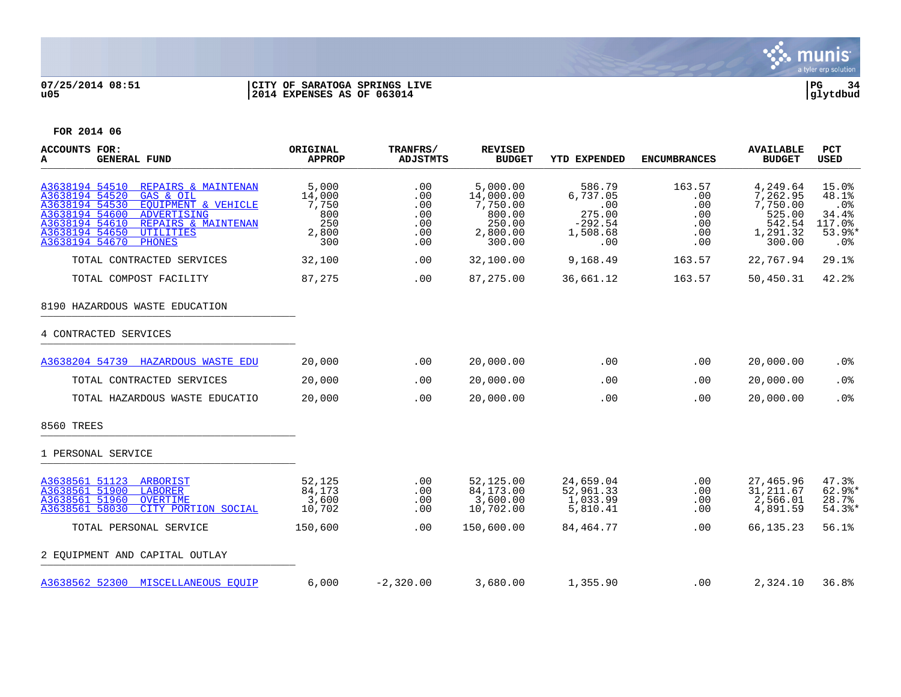**07/25/2014 08:51** | **CITY OF SARATOGA SPRINGS LIVE**
**u05** | **2014 EXPENSES AS OF 063014**

**FOR 2014 06**

| ACCOUNTS FOR: A GENERAL FUND | ORIGINAL APPROP | TRANFRS/ ADJSTMTS | REVISED BUDGET | YTD EXPENDED | ENCUMBRANCES | AVAILABLE BUDGET | PCT USED |
|---|---|---|---|---|---|---|---|
| A3638194 54510 REPAIRS & MAINTENAN | 5,000 | .00 | 5,000.00 | 586.79 | 163.57 | 4,249.64 | 15.0% |
| A3638194 54520 GAS & OIL | 14,000 | .00 | 14,000.00 | 6,737.05 | .00 | 7,262.95 | 48.1% |
| A3638194 54530 EQUIPMENT & VEHICLE | 7,750 | .00 | 7,750.00 | .00 | .00 | 7,750.00 | .0% |
| A3638194 54600 ADVERTISING | 800 | .00 | 800.00 | 275.00 | .00 | 525.00 | 34.4% |
| A3638194 54610 REPAIRS & MAINTENAN | 250 | .00 | 250.00 | -292.54 | .00 | 542.54 | 117.0% |
| A3638194 54650 UTILITIES | 2,800 | .00 | 2,800.00 | 1,508.68 | .00 | 1,291.32 | 53.9%* |
| A3638194 54670 PHONES | 300 | .00 | 300.00 | .00 | .00 | 300.00 | .0% |
| TOTAL CONTRACTED SERVICES | 32,100 | .00 | 32,100.00 | 9,168.49 | 163.57 | 22,767.94 | 29.1% |
| TOTAL COMPOST FACILITY | 87,275 | .00 | 87,275.00 | 36,661.12 | 163.57 | 50,450.31 | 42.2% |
| **8190 HAZARDOUS WASTE EDUCATION** | | | | | | | |
| **4 CONTRACTED SERVICES** | | | | | | | |
| A3638204 54739 HAZARDOUS WASTE EDU | 20,000 | .00 | 20,000.00 | .00 | .00 | 20,000.00 | .0% |
| TOTAL CONTRACTED SERVICES | 20,000 | .00 | 20,000.00 | .00 | .00 | 20,000.00 | .0% |
| TOTAL HAZARDOUS WASTE EDUCATIO | 20,000 | .00 | 20,000.00 | .00 | .00 | 20,000.00 | .0% |
| **8560 TREES** | | | | | | | |
| **1 PERSONAL SERVICE** | | | | | | | |
| A3638561 51123 ARBORIST | 52,125 | .00 | 52,125.00 | 24,659.04 | .00 | 27,465.96 | 47.3% |
| A3638561 51900 LABORER | 84,173 | .00 | 84,173.00 | 52,961.33 | .00 | 31,211.67 | 62.9%* |
| A3638561 51960 OVERTIME | 3,600 | .00 | 3,600.00 | 1,033.99 | .00 | 2,566.01 | 28.7% |
| A3638561 58030 CITY PORTION SOCIAL | 10,702 | .00 | 10,702.00 | 5,810.41 | .00 | 4,891.59 | 54.3%* |
| TOTAL PERSONAL SERVICE | 150,600 | .00 | 150,600.00 | 84,464.77 | .00 | 66,135.23 | 56.1% |
| **2 EQUIPMENT AND CAPITAL OUTLAY** | | | | | | | |
| A3638562 52300 MISCELLANEOUS EQUIP | 6,000 | -2,320.00 | 3,680.00 | 1,355.90 | .00 | 2,324.10 | 36.8% |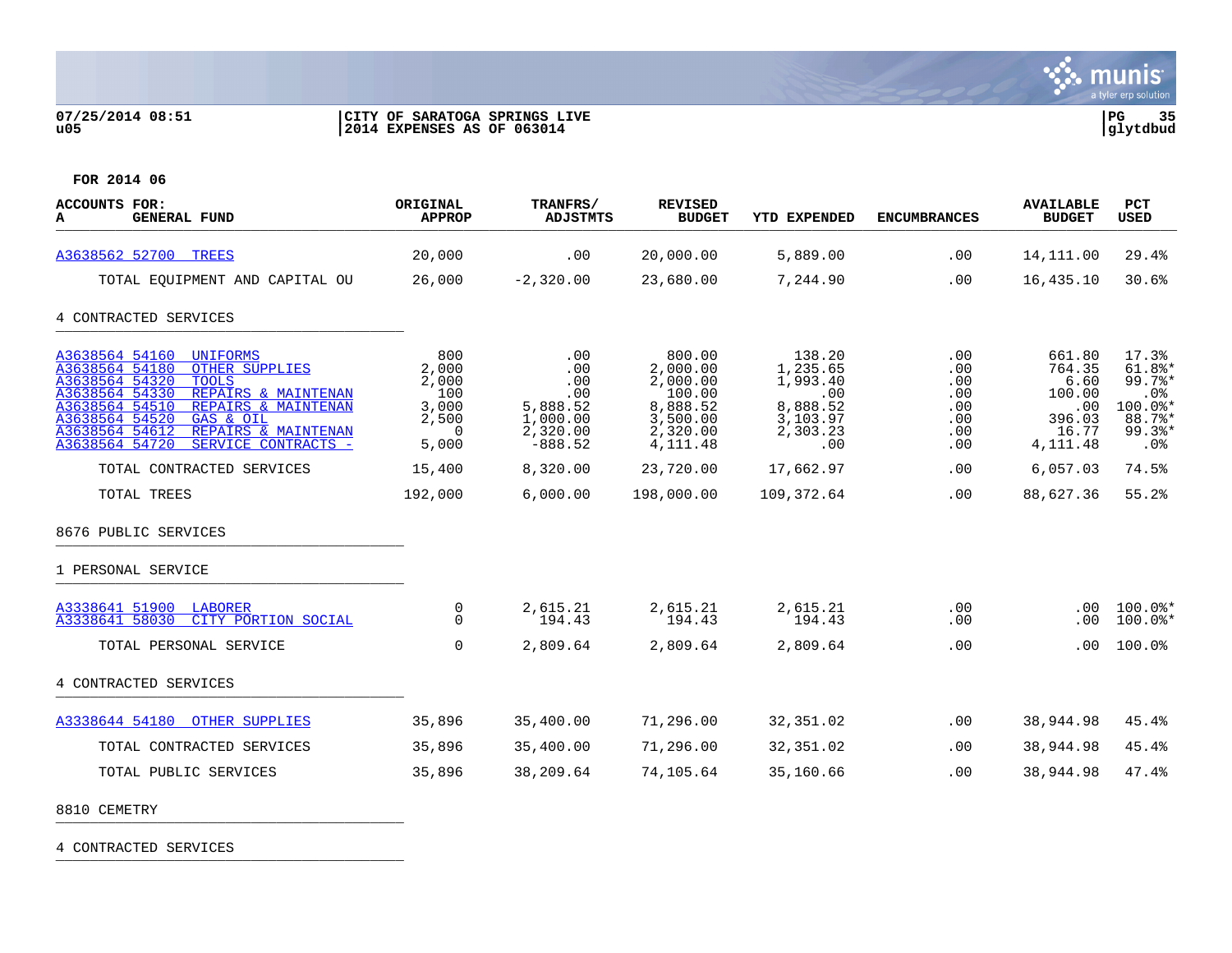CITY OF SARATOGA SPRINGS LIVE
2014 EXPENSES AS OF 063014

07/25/2014 08:51
u05

glytdbud

**FOR 2014 06**

| ACCOUNTS FOR: A GENERAL FUND | ORIGINAL APPROP | TRANFRS/ ADJSTMTS | REVISED BUDGET | YTD EXPENDED | ENCUMBRANCES | AVAILABLE BUDGET | PCT USED |
|---|---|---|---|---|---|---|---|
| A3638562 52700 TREES | 20,000 | .00 | 20,000.00 | 5,889.00 | .00 | 14,111.00 | 29.4% |
| TOTAL EQUIPMENT AND CAPITAL OU | 26,000 | -2,320.00 | 23,680.00 | 7,244.90 | .00 | 16,435.10 | 30.6% |
| **4 CONTRACTED SERVICES** | | | | | | | |
| A3638564 54160 UNIFORMS | 800 | .00 | 800.00 | 138.20 | .00 | 661.80 | 17.3% |
| A3638564 54180 OTHER SUPPLIES | 2,000 | .00 | 2,000.00 | 1,235.65 | .00 | 764.35 | 61.8%* |
| A3638564 54320 TOOLS | 2,000 | .00 | 2,000.00 | 1,993.40 | .00 | 6.60 | 99.7%* |
| A3638564 54330 REPAIRS & MAINTENAN | 100 | .00 | 100.00 | .00 | .00 | 100.00 | .0% |
| A3638564 54510 REPAIRS & MAINTENAN | 3,000 | 5,888.52 | 8,888.52 | 8,888.52 | .00 | .00 | 100.0%* |
| A3638564 54520 GAS & OIL | 2,500 | 1,000.00 | 3,500.00 | 3,103.97 | .00 | 396.03 | 88.7%* |
| A3638564 54612 REPAIRS & MAINTENAN | 0 | 2,320.00 | 2,320.00 | 2,303.23 | .00 | 16.77 | 99.3%* |
| A3638564 54720 SERVICE CONTRACTS - | 5,000 | -888.52 | 4,111.48 | .00 | .00 | 4,111.48 | .0% |
| TOTAL CONTRACTED SERVICES | 15,400 | 8,320.00 | 23,720.00 | 17,662.97 | .00 | 6,057.03 | 74.5% |
| TOTAL TREES | 192,000 | 6,000.00 | 198,000.00 | 109,372.64 | .00 | 88,627.36 | 55.2% |
| **8676 PUBLIC SERVICES** | | | | | | | |
| **1 PERSONAL SERVICE** | | | | | | | |
| A3338641 51900 LABORER | 0 | 2,615.21 | 2,615.21 | 2,615.21 | .00 | .00 | 100.0%* |
| A3338641 58030 CITY PORTION SOCIAL | 0 | 194.43 | 194.43 | 194.43 | .00 | .00 | 100.0%* |
| TOTAL PERSONAL SERVICE | 0 | 2,809.64 | 2,809.64 | 2,809.64 | .00 | .00 | 100.0% |
| **4 CONTRACTED SERVICES** | | | | | | | |
| A3338644 54180 OTHER SUPPLIES | 35,896 | 35,400.00 | 71,296.00 | 32,351.02 | .00 | 38,944.98 | 45.4% |
| TOTAL CONTRACTED SERVICES | 35,896 | 35,400.00 | 71,296.00 | 32,351.02 | .00 | 38,944.98 | 45.4% |
| TOTAL PUBLIC SERVICES | 35,896 | 38,209.64 | 74,105.64 | 35,160.66 | .00 | 38,944.98 | 47.4% |
| **8810 CEMETRY** | | | | | | | |
| **4 CONTRACTED SERVICES** | | | | | | | |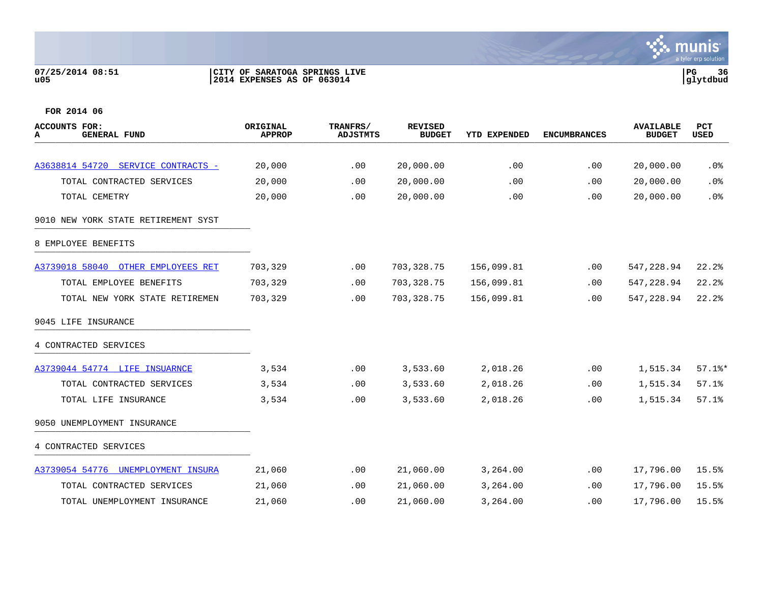FOR 2014 06

| ACCOUNTS FOR: A GENERAL FUND | ORIGINAL APPROP | TRANFRS/ ADJSTMTS | REVISED BUDGET | YTD EXPENDED | ENCUMBRANCES | AVAILABLE BUDGET | PCT USED |
|---|---|---|---|---|---|---|---|
| A3638814 54720 SERVICE CONTRACTS - | 20,000 | .00 | 20,000.00 | .00 | .00 | 20,000.00 | .0% |
| TOTAL CONTRACTED SERVICES | 20,000 | .00 | 20,000.00 | .00 | .00 | 20,000.00 | .0% |
| TOTAL CEMETRY | 20,000 | .00 | 20,000.00 | .00 | .00 | 20,000.00 | .0% |
| 9010 NEW YORK STATE RETIREMENT SYST | | | | | | | |
| 8 EMPLOYEE BENEFITS | | | | | | | |
| A3739018 58040 OTHER EMPLOYEES RET | 703,329 | .00 | 703,328.75 | 156,099.81 | .00 | 547,228.94 | 22.2% |
| TOTAL EMPLOYEE BENEFITS | 703,329 | .00 | 703,328.75 | 156,099.81 | .00 | 547,228.94 | 22.2% |
| TOTAL NEW YORK STATE RETIREMEN | 703,329 | .00 | 703,328.75 | 156,099.81 | .00 | 547,228.94 | 22.2% |
| 9045 LIFE INSURANCE | | | | | | | |
| 4 CONTRACTED SERVICES | | | | | | | |
| A3739044 54774 LIFE INSUARNCE | 3,534 | .00 | 3,533.60 | 2,018.26 | .00 | 1,515.34 | 57.1%* |
| TOTAL CONTRACTED SERVICES | 3,534 | .00 | 3,533.60 | 2,018.26 | .00 | 1,515.34 | 57.1% |
| TOTAL LIFE INSURANCE | 3,534 | .00 | 3,533.60 | 2,018.26 | .00 | 1,515.34 | 57.1% |
| 9050 UNEMPLOYMENT INSURANCE | | | | | | | |
| 4 CONTRACTED SERVICES | | | | | | | |
| A3739054 54776 UNEMPLOYMENT INSURA | 21,060 | .00 | 21,060.00 | 3,264.00 | .00 | 17,796.00 | 15.5% |
| TOTAL CONTRACTED SERVICES | 21,060 | .00 | 21,060.00 | 3,264.00 | .00 | 17,796.00 | 15.5% |
| TOTAL UNEMPLOYMENT INSURANCE | 21,060 | .00 | 21,060.00 | 3,264.00 | .00 | 17,796.00 | 15.5% |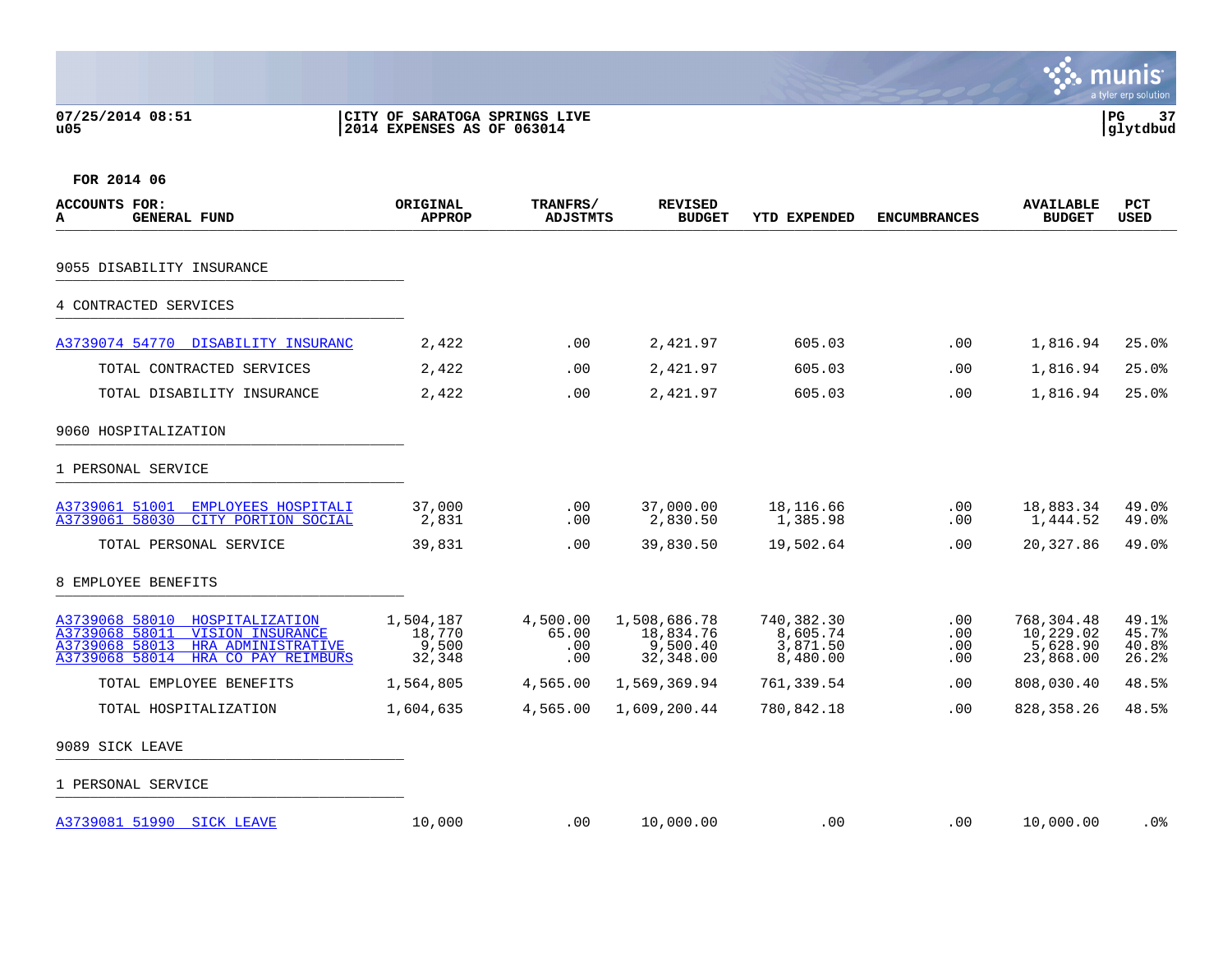**FOR 2014 06**

| ACCOUNTS FOR: A GENERAL FUND | ORIGINAL APPROP | TRANFRS/ ADJSTMTS | REVISED BUDGET | YTD EXPENDED | ENCUMBRANCES | AVAILABLE BUDGET | PCT USED |
|---|---|---|---|---|---|---|---|
| **9055 DISABILITY INSURANCE** | | | | | | | |
| **4 CONTRACTED SERVICES** | | | | | | | |
| A3739074 54770 DISABILITY INSURANC | 2,422 | .00 | 2,421.97 | 605.03 | .00 | 1,816.94 | 25.0% |
| TOTAL CONTRACTED SERVICES | 2,422 | .00 | 2,421.97 | 605.03 | .00 | 1,816.94 | 25.0% |
| TOTAL DISABILITY INSURANCE | 2,422 | .00 | 2,421.97 | 605.03 | .00 | 1,816.94 | 25.0% |
| **9060 HOSPITALIZATION** | | | | | | | |
| **1 PERSONAL SERVICE** | | | | | | | |
| A3739061 51001 EMPLOYEES HOSPITALI | 37,000 | .00 | 37,000.00 | 18,116.66 | .00 | 18,883.34 | 49.0% |
| A3739061 58030 CITY PORTION SOCIAL | 2,831 | .00 | 2,830.50 | 1,385.98 | .00 | 1,444.52 | 49.0% |
| TOTAL PERSONAL SERVICE | 39,831 | .00 | 39,830.50 | 19,502.64 | .00 | 20,327.86 | 49.0% |
| **8 EMPLOYEE BENEFITS** | | | | | | | |
| A3739068 58010 HOSPITALIZATION | 1,504,187 | 4,500.00 | 1,508,686.78 | 740,382.30 | .00 | 768,304.48 | 49.1% |
| A3739068 58011 VISION INSURANCE | 18,770 | 65.00 | 18,834.76 | 8,605.74 | .00 | 10,229.02 | 45.7% |
| A3739068 58013 HRA ADMINISTRATIVE | 9,500 | .00 | 9,500.40 | 3,871.50 | .00 | 5,628.90 | 40.8% |
| A3739068 58014 HRA CO PAY REIMBURS | 32,348 | .00 | 32,348.00 | 8,480.00 | .00 | 23,868.00 | 26.2% |
| TOTAL EMPLOYEE BENEFITS | 1,564,805 | 4,565.00 | 1,569,369.94 | 761,339.54 | .00 | 808,030.40 | 48.5% |
| TOTAL HOSPITALIZATION | 1,604,635 | 4,565.00 | 1,609,200.44 | 780,842.18 | .00 | 828,358.26 | 48.5% |
| **9089 SICK LEAVE** | | | | | | | |
| **1 PERSONAL SERVICE** | | | | | | | |
| A3739081 51990 SICK LEAVE | 10,000 | .00 | 10,000.00 | .00 | .00 | 10,000.00 | .0% |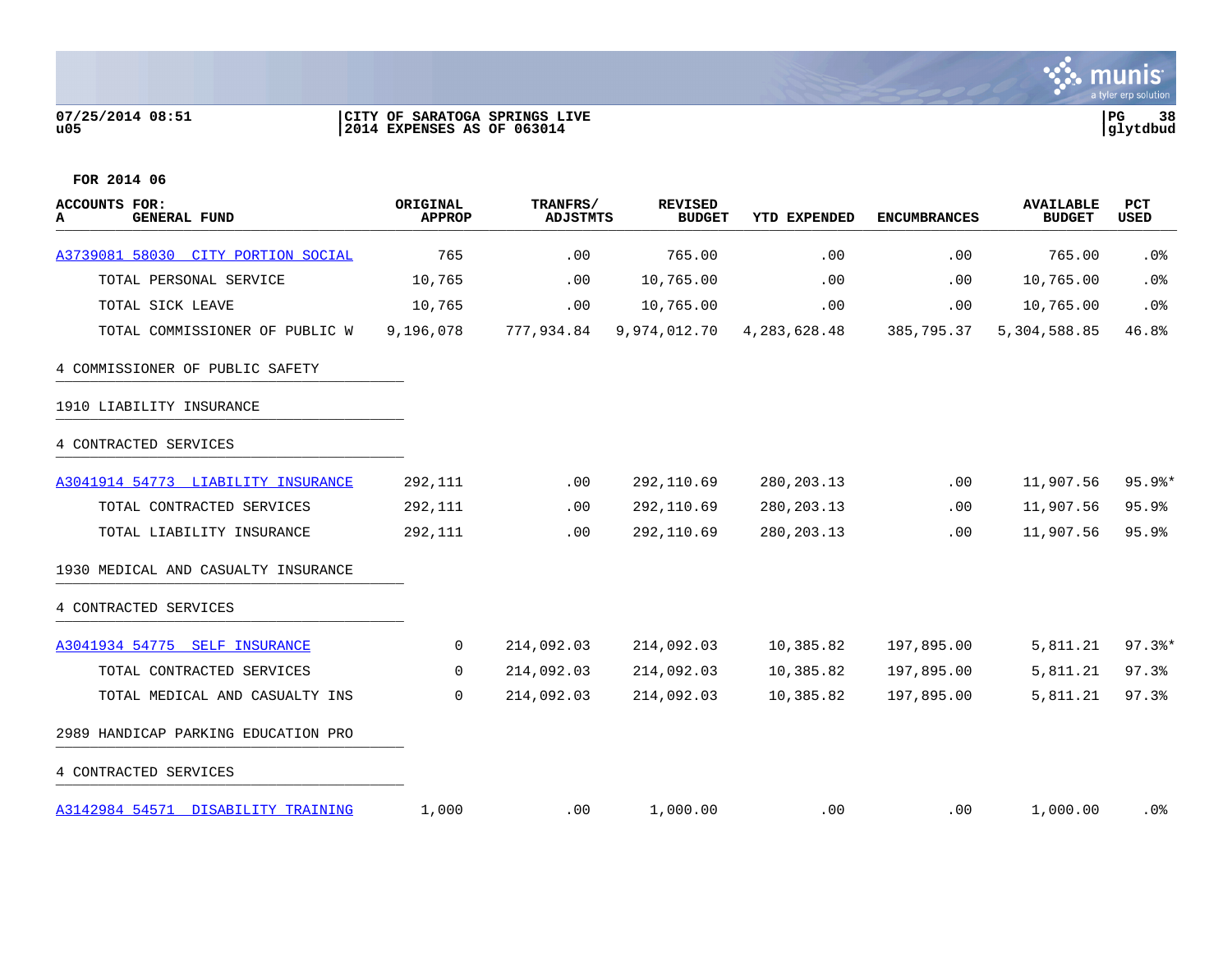**FOR 2014 06**

| ACCOUNTS FOR: A GENERAL FUND | ORIGINAL APPROP | TRANFRS/ ADJSTMTS | REVISED BUDGET | YTD EXPENDED | ENCUMBRANCES | AVAILABLE BUDGET | PCT USED |
|---|---|---|---|---|---|---|---|
| A3739081 58030 CITY PORTION SOCIAL | 765 | .00 | 765.00 | .00 | .00 | 765.00 | .0% |
| TOTAL PERSONAL SERVICE | 10,765 | .00 | 10,765.00 | .00 | .00 | 10,765.00 | .0% |
| TOTAL SICK LEAVE | 10,765 | .00 | 10,765.00 | .00 | .00 | 10,765.00 | .0% |
| TOTAL COMMISSIONER OF PUBLIC W | 9,196,078 | 777,934.84 | 9,974,012.70 | 4,283,628.48 | 385,795.37 | 5,304,588.85 | 46.8% |
| 4 COMMISSIONER OF PUBLIC SAFETY | | | | | | | |
| 1910 LIABILITY INSURANCE | | | | | | | |
| 4 CONTRACTED SERVICES | | | | | | | |
| A3041914 54773 LIABILITY INSURANCE | 292,111 | .00 | 292,110.69 | 280,203.13 | .00 | 11,907.56 | 95.9%* |
| TOTAL CONTRACTED SERVICES | 292,111 | .00 | 292,110.69 | 280,203.13 | .00 | 11,907.56 | 95.9% |
| TOTAL LIABILITY INSURANCE | 292,111 | .00 | 292,110.69 | 280,203.13 | .00 | 11,907.56 | 95.9% |
| 1930 MEDICAL AND CASUALTY INSURANCE | | | | | | | |
| 4 CONTRACTED SERVICES | | | | | | | |
| A3041934 54775 SELF INSURANCE | 0 | 214,092.03 | 214,092.03 | 10,385.82 | 197,895.00 | 5,811.21 | 97.3%* |
| TOTAL CONTRACTED SERVICES | 0 | 214,092.03 | 214,092.03 | 10,385.82 | 197,895.00 | 5,811.21 | 97.3% |
| TOTAL MEDICAL AND CASUALTY INS | 0 | 214,092.03 | 214,092.03 | 10,385.82 | 197,895.00 | 5,811.21 | 97.3% |
| 2989 HANDICAP PARKING EDUCATION PRO | | | | | | | |
| 4 CONTRACTED SERVICES | | | | | | | |
| A3142984 54571 DISABILITY TRAINING | 1,000 | .00 | 1,000.00 | .00 | .00 | 1,000.00 | .0% |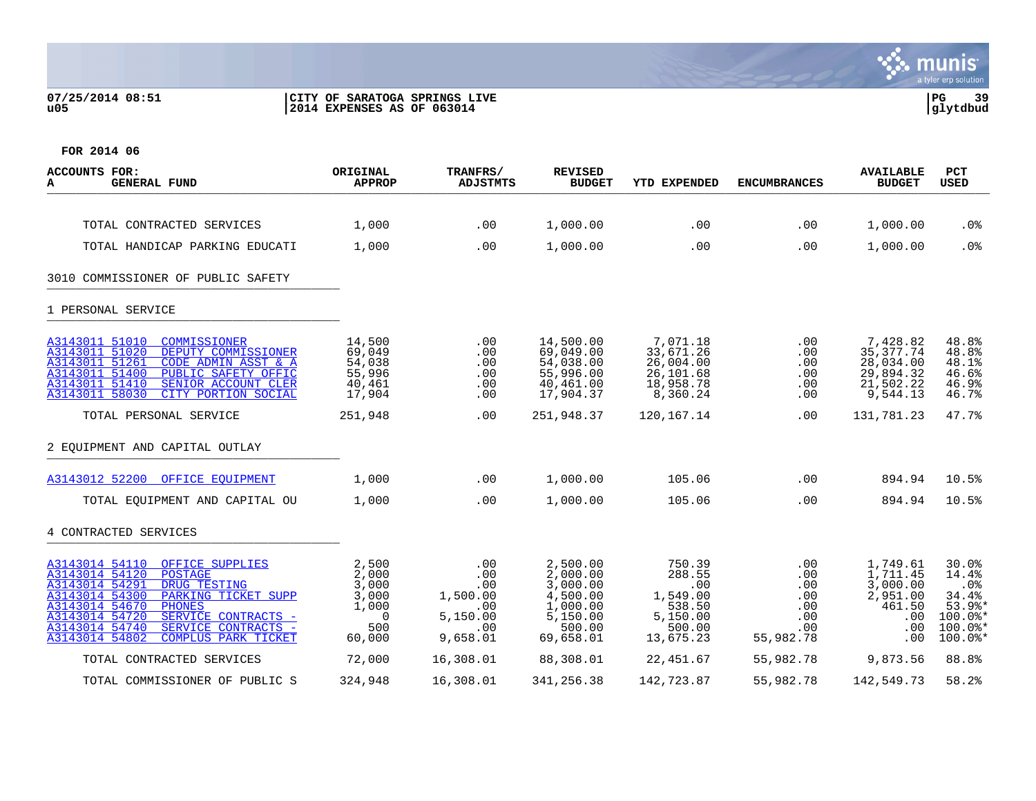07/25/2014 08:51 | CITY OF SARATOGA SPRINGS LIVE
u05 | 2014 EXPENSES AS OF 063014

glytdbud

FOR 2014 06

| ACCOUNTS FOR: A GENERAL FUND | ORIGINAL APPROP | TRANFRS/ ADJSTMTS | REVISED BUDGET | YTD EXPENDED | ENCUMBRANCES | AVAILABLE BUDGET | PCT USED |
|---|---|---|---|---|---|---|---|
| TOTAL CONTRACTED SERVICES | 1,000 | .00 | 1,000.00 | .00 | .00 | 1,000.00 | .0% |
| TOTAL HANDICAP PARKING EDUCATI | 1,000 | .00 | 1,000.00 | .00 | .00 | 1,000.00 | .0% |
| **3010 COMMISSIONER OF PUBLIC SAFETY** | | | | | | | |
| **1 PERSONAL SERVICE** | | | | | | | |
| A3143011 51010 COMMISSIONER | 14,500 | .00 | 14,500.00 | 7,071.18 | .00 | 7,428.82 | 48.8% |
| A3143011 51020 DEPUTY COMMISSIONER | 69,049 | .00 | 69,049.00 | 33,671.26 | .00 | 35,377.74 | 48.8% |
| A3143011 51261 CODE ADMIN ASST & A | 54,038 | .00 | 54,038.00 | 26,004.00 | .00 | 28,034.00 | 48.1% |
| A3143011 51400 PUBLIC SAFETY OFFIC | 55,996 | .00 | 55,996.00 | 26,101.68 | .00 | 29,894.32 | 46.6% |
| A3143011 51410 SENIOR ACCOUNT CLER | 40,461 | .00 | 40,461.00 | 18,958.78 | .00 | 21,502.22 | 46.9% |
| A3143011 58030 CITY PORTION SOCIAL | 17,904 | .00 | 17,904.37 | 8,360.24 | .00 | 9,544.13 | 46.7% |
| TOTAL PERSONAL SERVICE | 251,948 | .00 | 251,948.37 | 120,167.14 | .00 | 131,781.23 | 47.7% |
| **2 EQUIPMENT AND CAPITAL OUTLAY** | | | | | | | |
| A3143012 52200 OFFICE EQUIPMENT | 1,000 | .00 | 1,000.00 | 105.06 | .00 | 894.94 | 10.5% |
| TOTAL EQUIPMENT AND CAPITAL OU | 1,000 | .00 | 1,000.00 | 105.06 | .00 | 894.94 | 10.5% |
| **4 CONTRACTED SERVICES** | | | | | | | |
| A3143014 54110 OFFICE SUPPLIES | 2,500 | .00 | 2,500.00 | 750.39 | .00 | 1,749.61 | 30.0% |
| A3143014 54120 POSTAGE | 2,000 | .00 | 2,000.00 | 288.55 | .00 | 1,711.45 | 14.4% |
| A3143014 54291 DRUG TESTING | 3,000 | .00 | 3,000.00 | .00 | .00 | 3,000.00 | .0% |
| A3143014 54300 PARKING TICKET SUPP | 3,000 | 1,500.00 | 4,500.00 | 1,549.00 | .00 | 2,951.00 | 34.4% |
| A3143014 54670 PHONES | 1,000 | .00 | 1,000.00 | 538.50 | .00 | 461.50 | 53.9%* |
| A3143014 54720 SERVICE CONTRACTS - | 0 | 5,150.00 | 5,150.00 | 5,150.00 | .00 | .00 | 100.0%* |
| A3143014 54740 SERVICE CONTRACTS - | 500 | .00 | 500.00 | 500.00 | .00 | .00 | 100.0%* |
| A3143014 54802 COMPLUS PARK TICKET | 60,000 | 9,658.01 | 69,658.01 | 13,675.23 | 55,982.78 | .00 | 100.0%* |
| TOTAL CONTRACTED SERVICES | 72,000 | 16,308.01 | 88,308.01 | 22,451.67 | 55,982.78 | 9,873.56 | 88.8% |
| TOTAL COMMISSIONER OF PUBLIC S | 324,948 | 16,308.01 | 341,256.38 | 142,723.87 | 55,982.78 | 142,549.73 | 58.2% |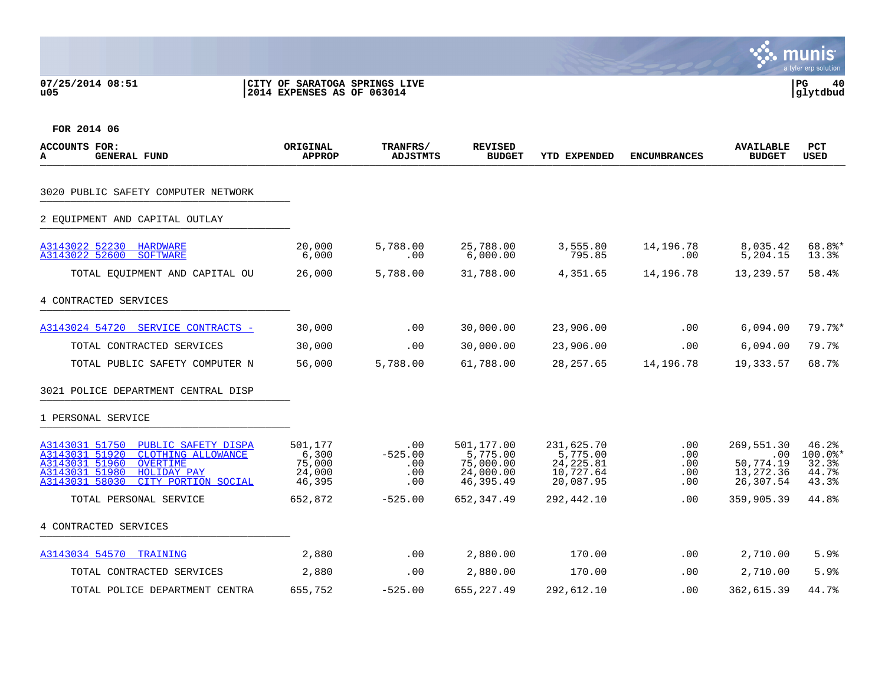**CITY OF SARATOGA SPRINGS LIVE**
**2014 EXPENSES AS OF 063014**

**FOR 2014 06**

| ACCOUNTS FOR: A GENERAL FUND | ORIGINAL APPROP | TRANFRS/ ADJSTMTS | REVISED BUDGET | YTD EXPENDED | ENCUMBRANCES | AVAILABLE BUDGET | PCT USED |
|---|---|---|---|---|---|---|---|
| **3020 PUBLIC SAFETY COMPUTER NETWORK** | | | | | | | |
| **2 EQUIPMENT AND CAPITAL OUTLAY** | | | | | | | |
| A3143022 52230 HARDWARE | 20,000 | 5,788.00 | 25,788.00 | 3,555.80 | 14,196.78 | 8,035.42 | 68.8%* |
| A3143022 52600 SOFTWARE | 6,000 | .00 | 6,000.00 | 795.85 | .00 | 5,204.15 | 13.3% |
| TOTAL EQUIPMENT AND CAPITAL OU | 26,000 | 5,788.00 | 31,788.00 | 4,351.65 | 14,196.78 | 13,239.57 | 58.4% |
| **4 CONTRACTED SERVICES** | | | | | | | |
| A3143024 54720 SERVICE CONTRACTS - | 30,000 | .00 | 30,000.00 | 23,906.00 | .00 | 6,094.00 | 79.7%* |
| TOTAL CONTRACTED SERVICES | 30,000 | .00 | 30,000.00 | 23,906.00 | .00 | 6,094.00 | 79.7% |
| TOTAL PUBLIC SAFETY COMPUTER N | 56,000 | 5,788.00 | 61,788.00 | 28,257.65 | 14,196.78 | 19,333.57 | 68.7% |
| **3021 POLICE DEPARTMENT CENTRAL DISP** | | | | | | | |
| **1 PERSONAL SERVICE** | | | | | | | |
| A3143031 51750 PUBLIC SAFETY DISPA | 501,177 | .00 | 501,177.00 | 231,625.70 | .00 | 269,551.30 | 46.2% |
| A3143031 51920 CLOTHING ALLOWANCE | 6,300 | -525.00 | 5,775.00 | 5,775.00 | .00 | .00 | 100.0%* |
| A3143031 51960 OVERTIME | 75,000 | .00 | 75,000.00 | 24,225.81 | .00 | 50,774.19 | 32.3% |
| A3143031 51980 HOLIDAY PAY | 24,000 | .00 | 24,000.00 | 10,727.64 | .00 | 13,272.36 | 44.7% |
| A3143031 58030 CITY PORTION SOCIAL | 46,395 | .00 | 46,395.49 | 20,087.95 | .00 | 26,307.54 | 43.3% |
| TOTAL PERSONAL SERVICE | 652,872 | -525.00 | 652,347.49 | 292,442.10 | .00 | 359,905.39 | 44.8% |
| **4 CONTRACTED SERVICES** | | | | | | | |
| A3143034 54570 TRAINING | 2,880 | .00 | 2,880.00 | 170.00 | .00 | 2,710.00 | 5.9% |
| TOTAL CONTRACTED SERVICES | 2,880 | .00 | 2,880.00 | 170.00 | .00 | 2,710.00 | 5.9% |
| TOTAL POLICE DEPARTMENT CENTRA | 655,752 | -525.00 | 655,227.49 | 292,612.10 | .00 | 362,615.39 | 44.7% |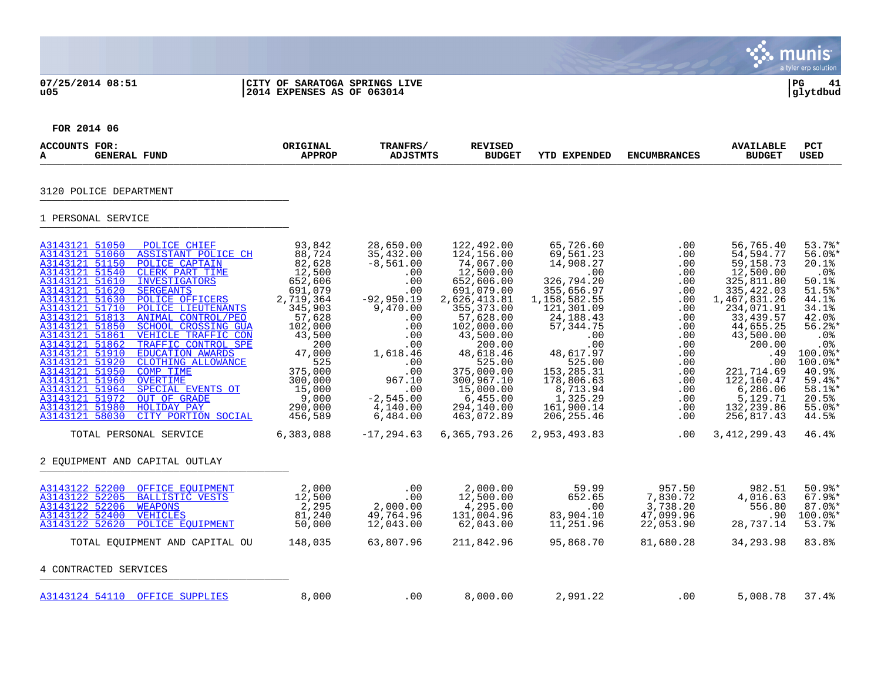07/25/2014 08:51 | CITY OF SARATOGA SPRINGS LIVE | PG 41
u05 | 2014 EXPENSES AS OF 063014 | glytdbud

FOR 2014 06

| ACCOUNTS FOR: A GENERAL FUND | ORIGINAL APPROP | TRANFRS/ ADJSTMTS | REVISED BUDGET | YTD EXPENDED | ENCUMBRANCES | AVAILABLE BUDGET | PCT USED |
|---|---|---|---|---|---|---|---|
| **3120 POLICE DEPARTMENT** | | | | | | | |
| **1 PERSONAL SERVICE** | | | | | | | |
| A3143121 51050 POLICE CHIEF | 93,842 | 28,650.00 | 122,492.00 | 65,726.60 | .00 | 56,765.40 | 53.7%* |
| A3143121 51060 ASSISTANT POLICE CH | 88,724 | 35,432.00 | 124,156.00 | 69,561.23 | .00 | 54,594.77 | 56.0%* |
| A3143121 51150 POLICE CAPTAIN | 82,628 | -8,561.00 | 74,067.00 | 14,908.27 | .00 | 59,158.73 | 20.1% |
| A3143121 51540 CLERK PART TIME | 12,500 | .00 | 12,500.00 | .00 | .00 | 12,500.00 | .0% |
| A3143121 51610 INVESTIGATORS | 652,606 | .00 | 652,606.00 | 326,794.20 | .00 | 325,811.80 | 50.1% |
| A3143121 51620 SERGEANTS | 691,079 | .00 | 691,079.00 | 355,656.97 | .00 | 335,422.03 | 51.5%* |
| A3143121 51630 POLICE OFFICERS | 2,719,364 | -92,950.19 | 2,626,413.81 | 1,158,582.55 | .00 | 1,467,831.26 | 44.1% |
| A3143121 51710 POLICE LIEUTENANTS | 345,903 | 9,470.00 | 355,373.00 | 121,301.09 | .00 | 234,071.91 | 34.1% |
| A3143121 51813 ANIMAL CONTROL/PEO | 57,628 | .00 | 57,628.00 | 24,188.43 | .00 | 33,439.57 | 42.0% |
| A3143121 51850 SCHOOL CROSSING GUA | 102,000 | .00 | 102,000.00 | 57,344.75 | .00 | 44,655.25 | 56.2%* |
| A3143121 51861 VEHICLE TRAFFIC CON | 43,500 | .00 | 43,500.00 | .00 | .00 | 43,500.00 | .0% |
| A3143121 51862 TRAFFIC CONTROL SPE | 200 | .00 | 200.00 | .00 | .00 | 200.00 | .0% |
| A3143121 51910 EDUCATION AWARDS | 47,000 | 1,618.46 | 48,618.46 | 48,617.97 | .00 | .49 | 100.0%* |
| A3143121 51920 CLOTHING ALLOWANCE | 525 | .00 | 525.00 | 525.00 | .00 | .00 | 100.0%* |
| A3143121 51950 COMP TIME | 375,000 | .00 | 375,000.00 | 153,285.31 | .00 | 221,714.69 | 40.9% |
| A3143121 51960 OVERTIME | 300,000 | 967.10 | 300,967.10 | 178,806.63 | .00 | 122,160.47 | 59.4%* |
| A3143121 51964 SPECIAL EVENTS OT | 15,000 | .00 | 15,000.00 | 8,713.94 | .00 | 6,286.06 | 58.1%* |
| A3143121 51972 OUT OF GRADE | 9,000 | -2,545.00 | 6,455.00 | 1,325.29 | .00 | 5,129.71 | 20.5% |
| A3143121 51980 HOLIDAY PAY | 290,000 | 4,140.00 | 294,140.00 | 161,900.14 | .00 | 132,239.86 | 55.0%* |
| A3143121 58030 CITY PORTION SOCIAL | 456,589 | 6,484.00 | 463,072.89 | 206,255.46 | .00 | 256,817.43 | 44.5% |
| TOTAL PERSONAL SERVICE | 6,383,088 | -17,294.63 | 6,365,793.26 | 2,953,493.83 | .00 | 3,412,299.43 | 46.4% |
| **2 EQUIPMENT AND CAPITAL OUTLAY** | | | | | | | |
| A3143122 52200 OFFICE EQUIPMENT | 2,000 | .00 | 2,000.00 | 59.99 | 957.50 | 982.51 | 50.9%* |
| A3143122 52205 BALLISTIC VESTS | 12,500 | .00 | 12,500.00 | 652.65 | 7,830.72 | 4,016.63 | 67.9%* |
| A3143122 52206 WEAPONS | 2,295 | 2,000.00 | 4,295.00 | .00 | 3,738.20 | 556.80 | 87.0%* |
| A3143122 52400 VEHICLES | 81,240 | 49,764.96 | 131,004.96 | 83,904.10 | 47,099.96 | .90 | 100.0%* |
| A3143122 52620 POLICE EQUIPMENT | 50,000 | 12,043.00 | 62,043.00 | 11,251.96 | 22,053.90 | 28,737.14 | 53.7% |
| TOTAL EQUIPMENT AND CAPITAL OU | 148,035 | 63,807.96 | 211,842.96 | 95,868.70 | 81,680.28 | 34,293.98 | 83.8% |
| **4 CONTRACTED SERVICES** | | | | | | | |
| A3143124 54110 OFFICE SUPPLIES | 8,000 | .00 | 8,000.00 | 2,991.22 | .00 | 5,008.78 | 37.4% |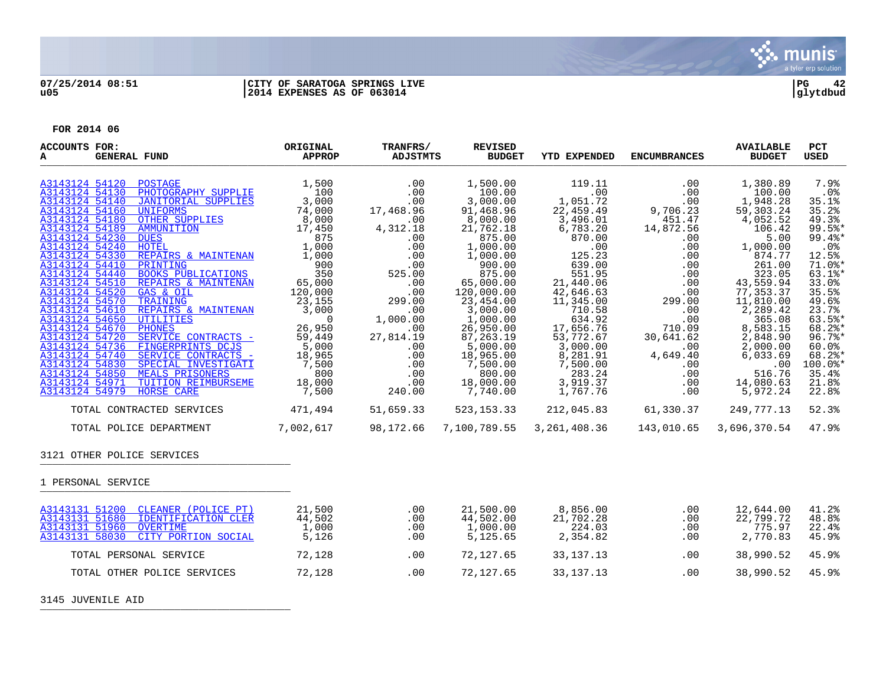FOR 2014 06

| ACCOUNTS FOR: A GENERAL FUND | ORIGINAL APPROP | TRANFRS/ ADJSTMTS | REVISED BUDGET | YTD EXPENDED | ENCUMBRANCES | AVAILABLE BUDGET | PCT USED |
|---|---|---|---|---|---|---|---|
| A3143124 54120 POSTAGE | 1,500 | .00 | 1,500.00 | 119.11 | .00 | 1,380.89 | 7.9% |
| A3143124 54130 PHOTOGRAPHY SUPPLIE | 100 | .00 | 100.00 | .00 | .00 | 100.00 | .0% |
| A3143124 54140 JANITORIAL SUPPLIES | 3,000 | .00 | 3,000.00 | 1,051.72 | .00 | 1,948.28 | 35.1% |
| A3143124 54160 UNIFORMS | 74,000 | 17,468.96 | 91,468.96 | 22,459.49 | 9,706.23 | 59,303.24 | 35.2% |
| A3143124 54180 OTHER SUPPLIES | 8,000 | .00 | 8,000.00 | 3,496.01 | 451.47 | 4,052.52 | 49.3% |
| A3143124 54189 AMMUNITION | 17,450 | 4,312.18 | 21,762.18 | 6,783.20 | 14,872.56 | 106.42 | 99.5%* |
| A3143124 54230 DUES | 875 | .00 | 875.00 | 870.00 | .00 | 5.00 | 99.4%* |
| A3143124 54240 HOTEL | 1,000 | .00 | 1,000.00 | .00 | .00 | 1,000.00 | .0% |
| A3143124 54330 REPAIRS & MAINTENAN | 1,000 | .00 | 1,000.00 | 125.23 | .00 | 874.77 | 12.5% |
| A3143124 54410 PRINTING | 900 | .00 | 900.00 | 639.00 | .00 | 261.00 | 71.0%* |
| A3143124 54440 BOOKS PUBLICATIONS | 350 | 525.00 | 875.00 | 551.95 | .00 | 323.05 | 63.1%* |
| A3143124 54510 REPAIRS & MAINTENAN | 65,000 | .00 | 65,000.00 | 21,440.06 | .00 | 43,559.94 | 33.0% |
| A3143124 54520 GAS & OIL | 120,000 | .00 | 120,000.00 | 42,646.63 | .00 | 77,353.37 | 35.5% |
| A3143124 54570 TRAINING | 23,155 | 299.00 | 23,454.00 | 11,345.00 | 299.00 | 11,810.00 | 49.6% |
| A3143124 54610 REPAIRS & MAINTENAN | 3,000 | .00 | 3,000.00 | 710.58 | .00 | 2,289.42 | 23.7% |
| A3143124 54650 UTILITIES | 0 | 1,000.00 | 1,000.00 | 634.92 | .00 | 365.08 | 63.5%* |
| A3143124 54670 PHONES | 26,950 | .00 | 26,950.00 | 17,656.76 | 710.09 | 8,583.15 | 68.2%* |
| A3143124 54720 SERVICE CONTRACTS - | 59,449 | 27,814.19 | 87,263.19 | 53,772.67 | 30,641.62 | 2,848.90 | 96.7%* |
| A3143124 54736 FINGERPRINTS DCJS | 5,000 | .00 | 5,000.00 | 3,000.00 | .00 | 2,000.00 | 60.0% |
| A3143124 54740 SERVICE CONTRACTS - | 18,965 | .00 | 18,965.00 | 8,281.91 | 4,649.40 | 6,033.69 | 68.2%* |
| A3143124 54830 SPECIAL INVESTIGATI | 7,500 | .00 | 7,500.00 | 7,500.00 | .00 | .00 | 100.0%* |
| A3143124 54850 MEALS PRISONERS | 800 | .00 | 800.00 | 283.24 | .00 | 516.76 | 35.4% |
| A3143124 54971 TUITION REIMBURSEME | 18,000 | .00 | 18,000.00 | 3,919.37 | .00 | 14,080.63 | 21.8% |
| A3143124 54979 HORSE CARE | 7,500 | 240.00 | 7,740.00 | 1,767.76 | .00 | 5,972.24 | 22.8% |
| TOTAL CONTRACTED SERVICES | 471,494 | 51,659.33 | 523,153.33 | 212,045.83 | 61,330.37 | 249,777.13 | 52.3% |
| TOTAL POLICE DEPARTMENT | 7,002,617 | 98,172.66 | 7,100,789.55 | 3,261,408.36 | 143,010.65 | 3,696,370.54 | 47.9% |

3121 OTHER POLICE SERVICES

1 PERSONAL SERVICE

| ACCOUNTS FOR: A GENERAL FUND | ORIGINAL APPROP | TRANFRS/ ADJSTMTS | REVISED BUDGET | YTD EXPENDED | ENCUMBRANCES | AVAILABLE BUDGET | PCT USED |
|---|---|---|---|---|---|---|---|
| A3143131 51200 CLEANER (POLICE PT) | 21,500 | .00 | 21,500.00 | 8,856.00 | .00 | 12,644.00 | 41.2% |
| A3143131 51680 IDENTIFICATION CLER | 44,502 | .00 | 44,502.00 | 21,702.28 | .00 | 22,799.72 | 48.8% |
| A3143131 51960 OVERTIME | 1,000 | .00 | 1,000.00 | 224.03 | .00 | 775.97 | 22.4% |
| A3143131 58030 CITY PORTION SOCIAL | 5,126 | .00 | 5,125.65 | 2,354.82 | .00 | 2,770.83 | 45.9% |
| TOTAL PERSONAL SERVICE | 72,128 | .00 | 72,127.65 | 33,137.13 | .00 | 38,990.52 | 45.9% |
| TOTAL OTHER POLICE SERVICES | 72,128 | .00 | 72,127.65 | 33,137.13 | .00 | 38,990.52 | 45.9% |

3145 JUVENILE AID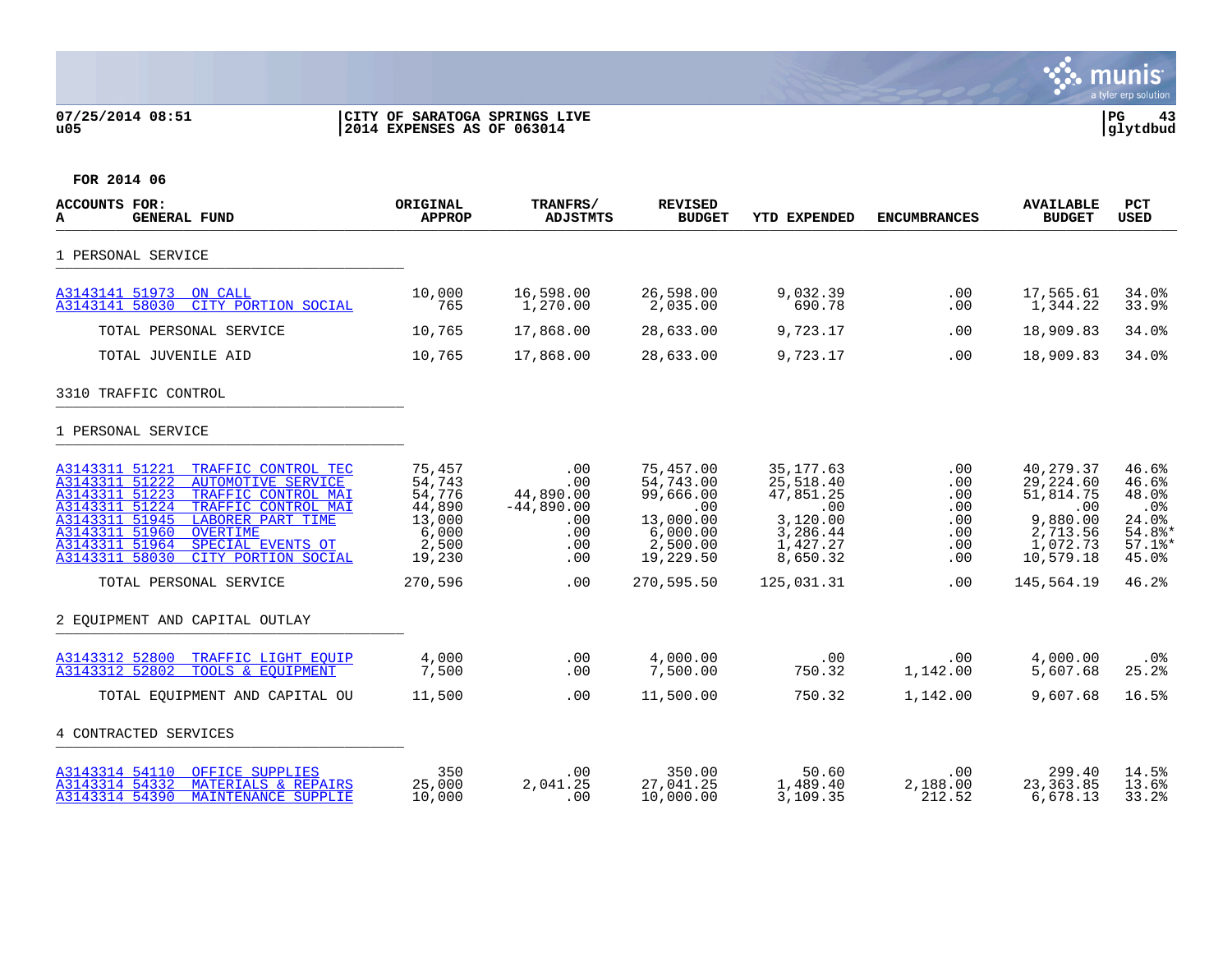07/25/2014 08:51 | CITY OF SARATOGA SPRINGS LIVE | PG 43
u05 | 2014 EXPENSES AS OF 063014 | glytdbud

FOR 2014 06

| ACCOUNTS FOR: A GENERAL FUND | ORIGINAL APPROP | TRANFRS/ ADJSTMTS | REVISED BUDGET | YTD EXPENDED | ENCUMBRANCES | AVAILABLE BUDGET | PCT USED |
|---|---|---|---|---|---|---|---|
| 1 PERSONAL SERVICE | | | | | | | |
| A3143141 51973 ON CALL | 10,000 | 16,598.00 | 26,598.00 | 9,032.39 | .00 | 17,565.61 | 34.0% |
| A3143141 58030 CITY PORTION SOCIAL | 765 | 1,270.00 | 2,035.00 | 690.78 | .00 | 1,344.22 | 33.9% |
| TOTAL PERSONAL SERVICE | 10,765 | 17,868.00 | 28,633.00 | 9,723.17 | .00 | 18,909.83 | 34.0% |
| TOTAL JUVENILE AID | 10,765 | 17,868.00 | 28,633.00 | 9,723.17 | .00 | 18,909.83 | 34.0% |
| 3310 TRAFFIC CONTROL | | | | | | | |
| 1 PERSONAL SERVICE | | | | | | | |
| A3143311 51221 TRAFFIC CONTROL TEC | 75,457 | .00 | 75,457.00 | 35,177.63 | .00 | 40,279.37 | 46.6% |
| A3143311 51222 AUTOMOTIVE SERVICE | 54,743 | .00 | 54,743.00 | 25,518.40 | .00 | 29,224.60 | 46.6% |
| A3143311 51223 TRAFFIC CONTROL MAI | 54,776 | 44,890.00 | 99,666.00 | 47,851.25 | .00 | 51,814.75 | 48.0% |
| A3143311 51224 TRAFFIC CONTROL MAI | 44,890 | -44,890.00 | .00 | .00 | .00 | .00 | .0% |
| A3143311 51945 LABORER PART TIME | 13,000 | .00 | 13,000.00 | 3,120.00 | .00 | 9,880.00 | 24.0% |
| A3143311 51960 OVERTIME | 6,000 | .00 | 6,000.00 | 3,286.44 | .00 | 2,713.56 | 54.8%* |
| A3143311 51964 SPECIAL EVENTS OT | 2,500 | .00 | 2,500.00 | 1,427.27 | .00 | 1,072.73 | 57.1%* |
| A3143311 58030 CITY PORTION SOCIAL | 19,230 | .00 | 19,229.50 | 8,650.32 | .00 | 10,579.18 | 45.0% |
| TOTAL PERSONAL SERVICE | 270,596 | .00 | 270,595.50 | 125,031.31 | .00 | 145,564.19 | 46.2% |
| 2 EQUIPMENT AND CAPITAL OUTLAY | | | | | | | |
| A3143312 52800 TRAFFIC LIGHT EQUIP | 4,000 | .00 | 4,000.00 | .00 | .00 | 4,000.00 | .0% |
| A3143312 52802 TOOLS & EQUIPMENT | 7,500 | .00 | 7,500.00 | 750.32 | 1,142.00 | 5,607.68 | 25.2% |
| TOTAL EQUIPMENT AND CAPITAL OU | 11,500 | .00 | 11,500.00 | 750.32 | 1,142.00 | 9,607.68 | 16.5% |
| 4 CONTRACTED SERVICES | | | | | | | |
| A3143314 54110 OFFICE SUPPLIES | 350 | .00 | 350.00 | 50.60 | .00 | 299.40 | 14.5% |
| A3143314 54332 MATERIALS & REPAIRS | 25,000 | 2,041.25 | 27,041.25 | 1,489.40 | 2,188.00 | 23,363.85 | 13.6% |
| A3143314 54390 MAINTENANCE SUPPLIE | 10,000 | .00 | 10,000.00 | 3,109.35 | 212.52 | 6,678.13 | 33.2% |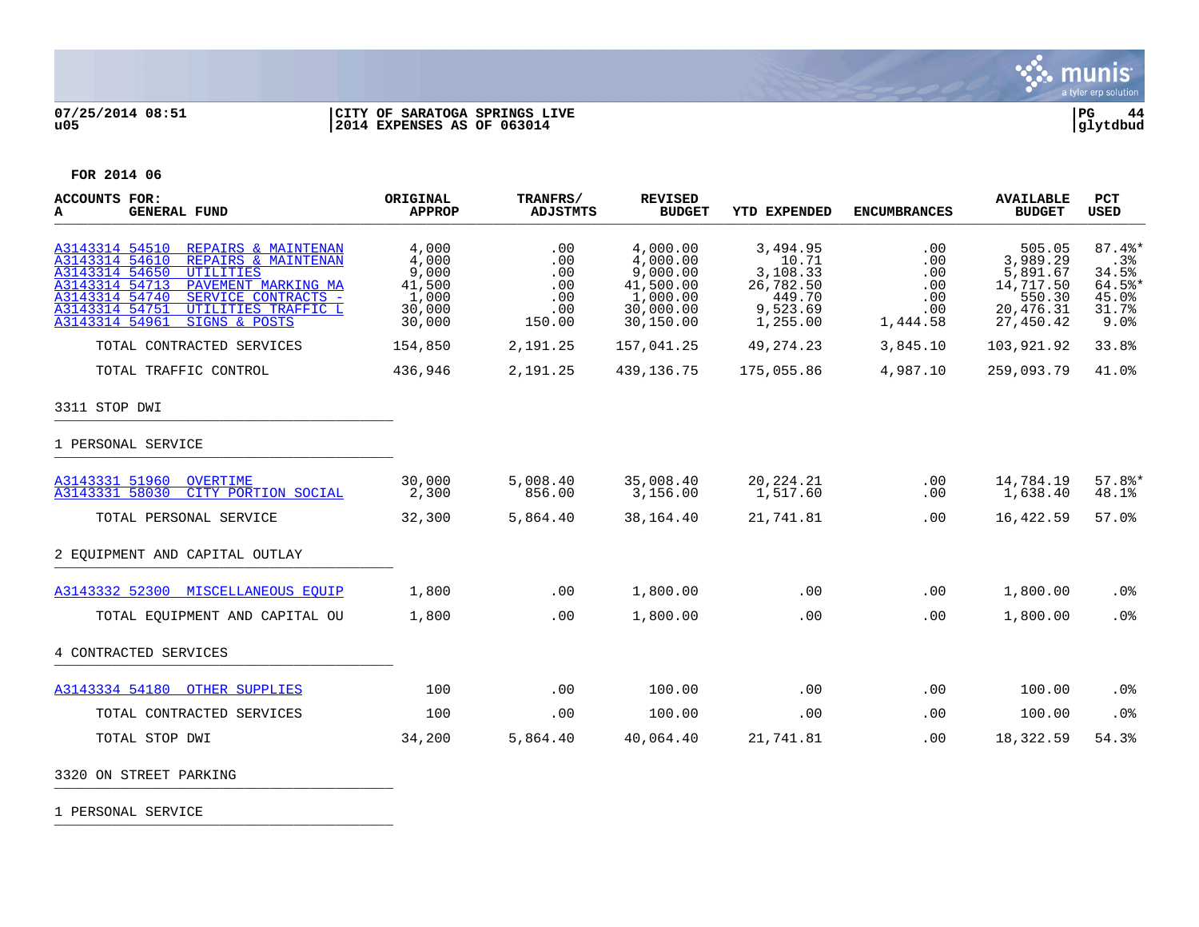07/25/2014 08:51 | CITY OF SARATOGA SPRINGS LIVE | PG 44
u05 | 2014 EXPENSES AS OF 063014 | glytdbud

**FOR 2014 06**

| ACCOUNTS FOR: A GENERAL FUND | ORIGINAL APPROP | TRANFRS/ ADJSTMTS | REVISED BUDGET | YTD EXPENDED | ENCUMBRANCES | AVAILABLE BUDGET | PCT USED |
|---|---|---|---|---|---|---|---|
| A3143314 54510 REPAIRS & MAINTENAN | 4,000 | .00 | 4,000.00 | 3,494.95 | .00 | 505.05 | 87.4%* |
| A3143314 54610 REPAIRS & MAINTENAN | 4,000 | .00 | 4,000.00 | 10.71 | .00 | 3,989.29 | .3% |
| A3143314 54650 UTILITIES | 9,000 | .00 | 9,000.00 | 3,108.33 | .00 | 5,891.67 | 34.5% |
| A3143314 54713 PAVEMENT MARKING MA | 41,500 | .00 | 41,500.00 | 26,782.50 | .00 | 14,717.50 | 64.5%* |
| A3143314 54740 SERVICE CONTRACTS - | 1,000 | .00 | 1,000.00 | 449.70 | .00 | 550.30 | 45.0% |
| A3143314 54751 UTILITIES TRAFFIC L | 30,000 | .00 | 30,000.00 | 9,523.69 | .00 | 20,476.31 | 31.7% |
| A3143314 54961 SIGNS & POSTS | 30,000 | 150.00 | 30,150.00 | 1,255.00 | 1,444.58 | 27,450.42 | 9.0% |
| TOTAL CONTRACTED SERVICES | 154,850 | 2,191.25 | 157,041.25 | 49,274.23 | 3,845.10 | 103,921.92 | 33.8% |
| TOTAL TRAFFIC CONTROL | 436,946 | 2,191.25 | 439,136.75 | 175,055.86 | 4,987.10 | 259,093.79 | 41.0% |
| **3311 STOP DWI** | | | | | | | |
| **1 PERSONAL SERVICE** | | | | | | | |
| A3143331 51960 OVERTIME | 30,000 | 5,008.40 | 35,008.40 | 20,224.21 | .00 | 14,784.19 | 57.8%* |
| A3143331 58030 CITY PORTION SOCIAL | 2,300 | 856.00 | 3,156.00 | 1,517.60 | .00 | 1,638.40 | 48.1% |
| TOTAL PERSONAL SERVICE | 32,300 | 5,864.40 | 38,164.40 | 21,741.81 | .00 | 16,422.59 | 57.0% |
| **2 EQUIPMENT AND CAPITAL OUTLAY** | | | | | | | |
| A3143332 52300 MISCELLANEOUS EQUIP | 1,800 | .00 | 1,800.00 | .00 | .00 | 1,800.00 | .0% |
| TOTAL EQUIPMENT AND CAPITAL OU | 1,800 | .00 | 1,800.00 | .00 | .00 | 1,800.00 | .0% |
| **4 CONTRACTED SERVICES** | | | | | | | |
| A3143334 54180 OTHER SUPPLIES | 100 | .00 | 100.00 | .00 | .00 | 100.00 | .0% |
| TOTAL CONTRACTED SERVICES | 100 | .00 | 100.00 | .00 | .00 | 100.00 | .0% |
| TOTAL STOP DWI | 34,200 | 5,864.40 | 40,064.40 | 21,741.81 | .00 | 18,322.59 | 54.3% |
| **3320 ON STREET PARKING** | | | | | | | |
| **1 PERSONAL SERVICE** | | | | | | | |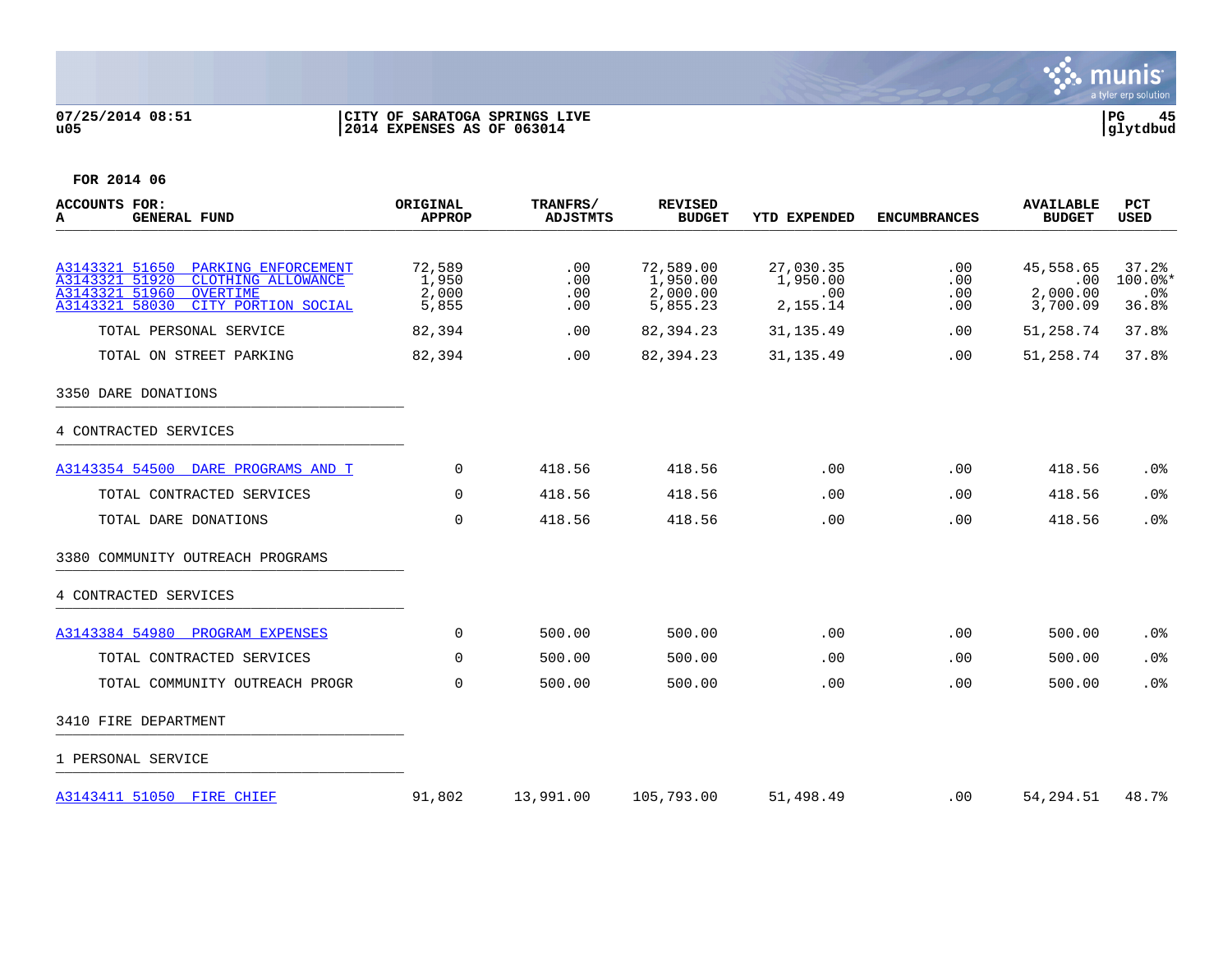07/25/2014 08:51
u05

CITY OF SARATOGA SPRINGS LIVE
2014 EXPENSES AS OF 063014

PG 45
glytdbud

**FOR 2014 06**

| ACCOUNTS FOR: A GENERAL FUND | ORIGINAL APPROP | TRANFRS/ ADJSTMTS | REVISED BUDGET | YTD EXPENDED | ENCUMBRANCES | AVAILABLE BUDGET | PCT USED |
|---|---|---|---|---|---|---|---|
| A3143321 51650 PARKING ENFORCEMENT | 72,589 | .00 | 72,589.00 | 27,030.35 | .00 | 45,558.65 | 37.2% |
| A3143321 51920 CLOTHING ALLOWANCE | 1,950 | .00 | 1,950.00 | 1,950.00 | .00 | .00 | 100.0%* |
| A3143321 51960 OVERTIME | 2,000 | .00 | 2,000.00 | .00 | .00 | 2,000.00 | .0% |
| A3143321 58030 CITY PORTION SOCIAL | 5,855 | .00 | 5,855.23 | 2,155.14 | .00 | 3,700.09 | 36.8% |
| TOTAL PERSONAL SERVICE | 82,394 | .00 | 82,394.23 | 31,135.49 | .00 | 51,258.74 | 37.8% |
| TOTAL ON STREET PARKING | 82,394 | .00 | 82,394.23 | 31,135.49 | .00 | 51,258.74 | 37.8% |
| 3350 DARE DONATIONS | | | | | | | |
| 4 CONTRACTED SERVICES | | | | | | | |
| A3143354 54500 DARE PROGRAMS AND T | 0 | 418.56 | 418.56 | .00 | .00 | 418.56 | .0% |
| TOTAL CONTRACTED SERVICES | 0 | 418.56 | 418.56 | .00 | .00 | 418.56 | .0% |
| TOTAL DARE DONATIONS | 0 | 418.56 | 418.56 | .00 | .00 | 418.56 | .0% |
| 3380 COMMUNITY OUTREACH PROGRAMS | | | | | | | |
| 4 CONTRACTED SERVICES | | | | | | | |
| A3143384 54980 PROGRAM EXPENSES | 0 | 500.00 | 500.00 | .00 | .00 | 500.00 | .0% |
| TOTAL CONTRACTED SERVICES | 0 | 500.00 | 500.00 | .00 | .00 | 500.00 | .0% |
| TOTAL COMMUNITY OUTREACH PROGR | 0 | 500.00 | 500.00 | .00 | .00 | 500.00 | .0% |
| 3410 FIRE DEPARTMENT | | | | | | | |
| 1 PERSONAL SERVICE | | | | | | | |
| A3143411 51050 FIRE CHIEF | 91,802 | 13,991.00 | 105,793.00 | 51,498.49 | .00 | 54,294.51 | 48.7% |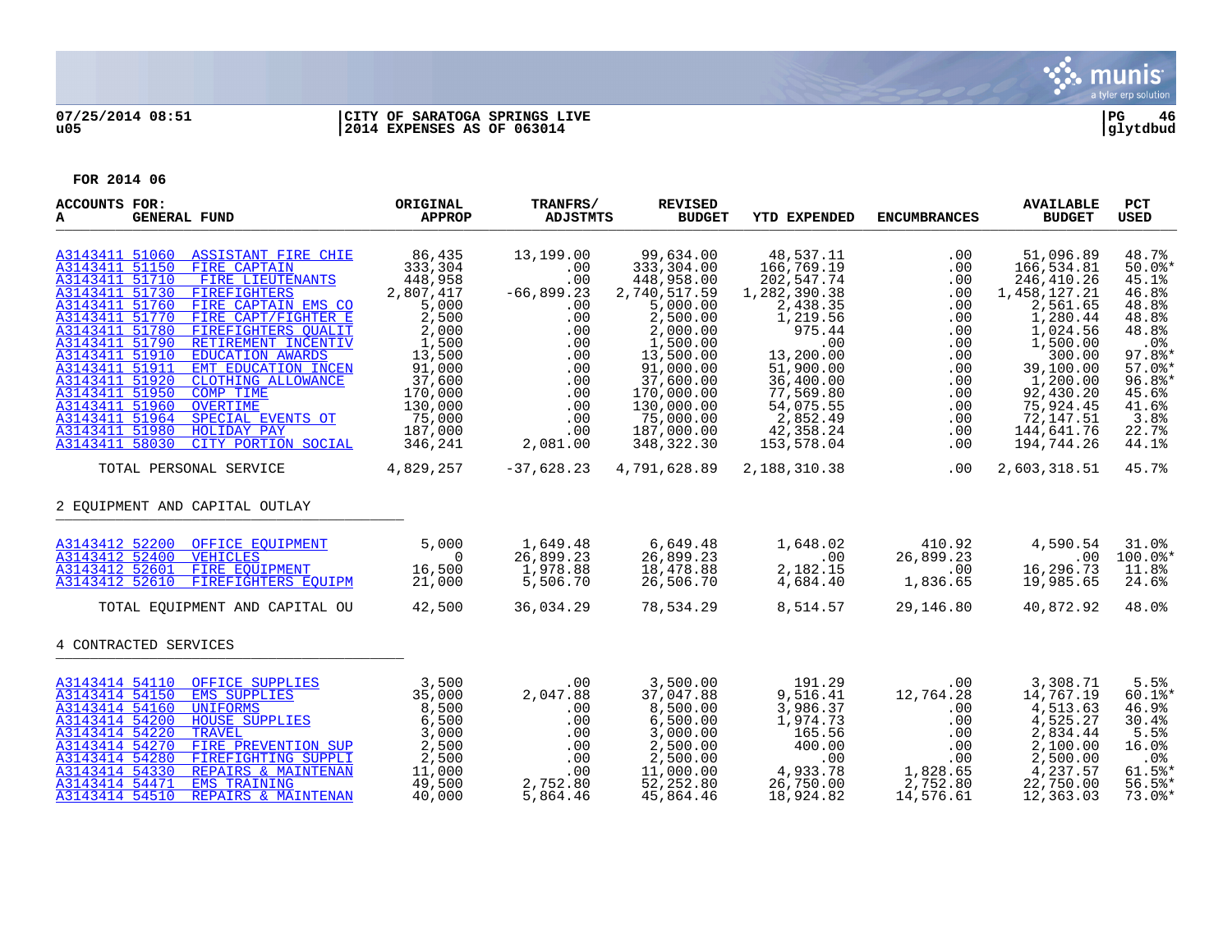07/25/2014 08:51 | CITY OF SARATOGA SPRINGS LIVE | PG 46
u05 | 2014 EXPENSES AS OF 063014 | glytdbud

FOR 2014 06

| ACCOUNTS FOR: A GENERAL FUND | ORIGINAL APPROP | TRANFRS/ ADJSTMTS | REVISED BUDGET | YTD EXPENDED | ENCUMBRANCES | AVAILABLE BUDGET | PCT USED |
|---|---|---|---|---|---|---|---|
| A3143411 51060 ASSISTANT FIRE CHIE | 86,435 | 13,199.00 | 99,634.00 | 48,537.11 | .00 | 51,096.89 | 48.7% |
| A3143411 51150 FIRE CAPTAIN | 333,304 | .00 | 333,304.00 | 166,769.19 | .00 | 166,534.81 | 50.0%* |
| A3143411 51710 FIRE LIEUTENANTS | 448,958 | .00 | 448,958.00 | 202,547.74 | .00 | 246,410.26 | 45.1% |
| A3143411 51730 FIREFIGHTERS | 2,807,417 | -66,899.23 | 2,740,517.59 | 1,282,390.38 | .00 | 1,458,127.21 | 46.8% |
| A3143411 51760 FIRE CAPTAIN EMS CO | 5,000 | .00 | 5,000.00 | 2,438.35 | .00 | 2,561.65 | 48.8% |
| A3143411 51770 FIRE CAPT/FIGHTER E | 2,500 | .00 | 2,500.00 | 1,219.56 | .00 | 1,280.44 | 48.8% |
| A3143411 51780 FIREFIGHTERS QUALIT | 2,000 | .00 | 2,000.00 | 975.44 | .00 | 1,024.56 | 48.8% |
| A3143411 51790 RETIREMENT INCENTIV | 1,500 | .00 | 1,500.00 | .00 | .00 | 1,500.00 | .0% |
| A3143411 51910 EDUCATION AWARDS | 13,500 | .00 | 13,500.00 | 13,200.00 | .00 | 300.00 | 97.8%* |
| A3143411 51911 EMT EDUCATION INCEN | 91,000 | .00 | 91,000.00 | 51,900.00 | .00 | 39,100.00 | 57.0%* |
| A3143411 51920 CLOTHING ALLOWANCE | 37,600 | .00 | 37,600.00 | 36,400.00 | .00 | 1,200.00 | 96.8%* |
| A3143411 51950 COMP TIME | 170,000 | .00 | 170,000.00 | 77,569.80 | .00 | 92,430.20 | 45.6% |
| A3143411 51960 OVERTIME | 130,000 | .00 | 130,000.00 | 54,075.55 | .00 | 75,924.45 | 41.6% |
| A3143411 51964 SPECIAL EVENTS OT | 75,000 | .00 | 75,000.00 | 2,852.49 | .00 | 72,147.51 | 3.8% |
| A3143411 51980 HOLIDAY PAY | 187,000 | .00 | 187,000.00 | 42,358.24 | .00 | 144,641.76 | 22.7% |
| A3143411 58030 CITY PORTION SOCIAL | 346,241 | 2,081.00 | 348,322.30 | 153,578.04 | .00 | 194,744.26 | 44.1% |
| TOTAL PERSONAL SERVICE | 4,829,257 | -37,628.23 | 4,791,628.89 | 2,188,310.38 | .00 | 2,603,318.51 | 45.7% |
| **2 EQUIPMENT AND CAPITAL OUTLAY** | | | | | | | |
| A3143412 52200 OFFICE EQUIPMENT | 5,000 | 1,649.48 | 6,649.48 | 1,648.02 | 410.92 | 4,590.54 | 31.0% |
| A3143412 52400 VEHICLES | 0 | 26,899.23 | 26,899.23 | .00 | 26,899.23 | .00 | 100.0%* |
| A3143412 52601 FIRE EQUIPMENT | 16,500 | 1,978.88 | 18,478.88 | 2,182.15 | .00 | 16,296.73 | 11.8% |
| A3143412 52610 FIREFIGHTERS EQUIPM | 21,000 | 5,506.70 | 26,506.70 | 4,684.40 | 1,836.65 | 19,985.65 | 24.6% |
| TOTAL EQUIPMENT AND CAPITAL OU | 42,500 | 36,034.29 | 78,534.29 | 8,514.57 | 29,146.80 | 40,872.92 | 48.0% |
| **4 CONTRACTED SERVICES** | | | | | | | |
| A3143414 54110 OFFICE SUPPLIES | 3,500 | .00 | 3,500.00 | 191.29 | .00 | 3,308.71 | 5.5% |
| A3143414 54150 EMS SUPPLIES | 35,000 | 2,047.88 | 37,047.88 | 9,516.41 | 12,764.28 | 14,767.19 | 60.1%* |
| A3143414 54160 UNIFORMS | 8,500 | .00 | 8,500.00 | 3,986.37 | .00 | 4,513.63 | 46.9% |
| A3143414 54200 HOUSE SUPPLIES | 6,500 | .00 | 6,500.00 | 1,974.73 | .00 | 4,525.27 | 30.4% |
| A3143414 54220 TRAVEL | 3,000 | .00 | 3,000.00 | 165.56 | .00 | 2,834.44 | 5.5% |
| A3143414 54270 FIRE PREVENTION SUP | 2,500 | .00 | 2,500.00 | 400.00 | .00 | 2,100.00 | 16.0% |
| A3143414 54280 FIREFIGHTING SUPPLI | 2,500 | .00 | 2,500.00 | .00 | .00 | 2,500.00 | .0% |
| A3143414 54330 REPAIRS & MAINTENAN | 11,000 | .00 | 11,000.00 | 4,933.78 | 1,828.65 | 4,237.57 | 61.5%* |
| A3143414 54471 EMS TRAINING | 49,500 | 2,752.80 | 52,252.80 | 26,750.00 | 2,752.80 | 22,750.00 | 56.5%* |
| A3143414 54510 REPAIRS & MAINTENAN | 40,000 | 5,864.46 | 45,864.46 | 18,924.82 | 14,576.61 | 12,363.03 | 73.0%* |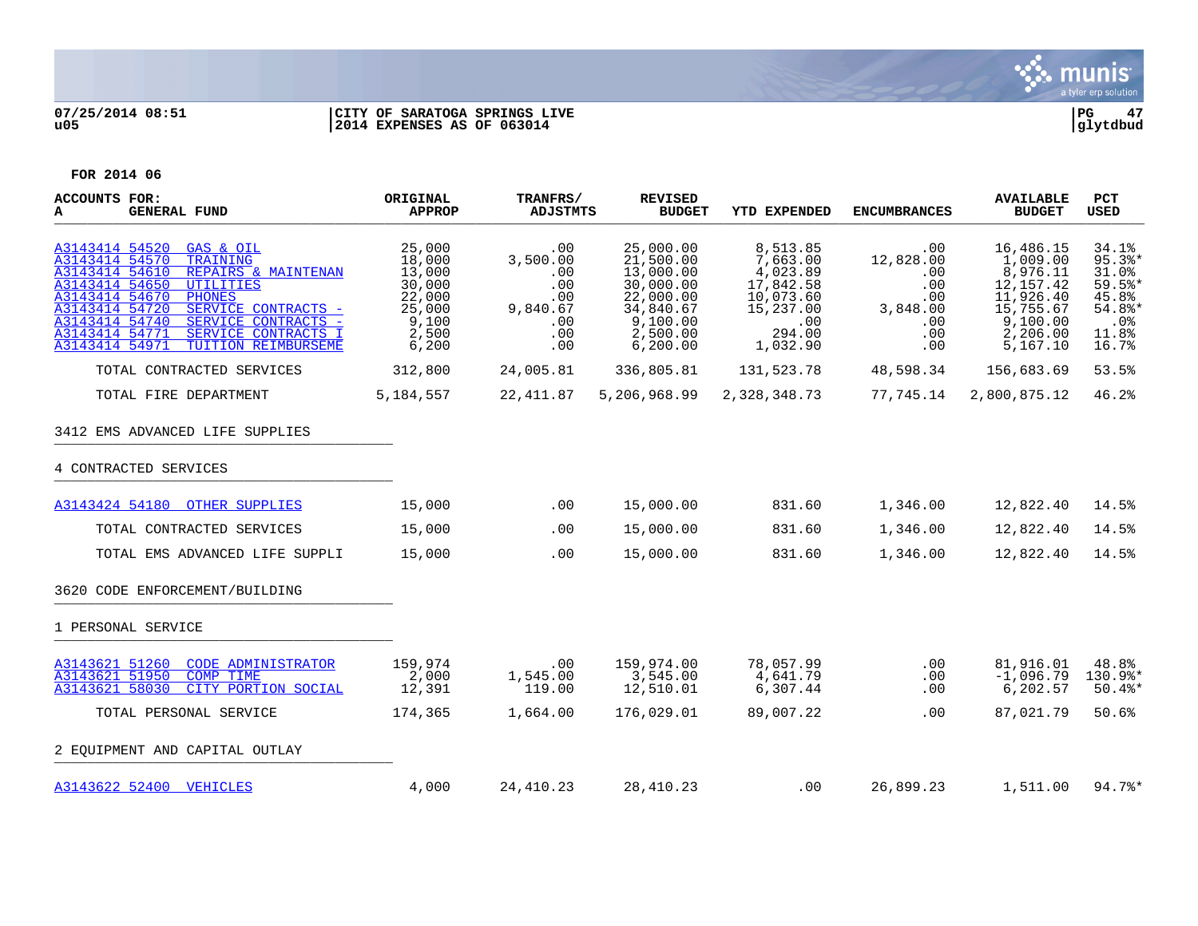07/25/2014 08:51
u05

CITY OF SARATOGA SPRINGS LIVE
2014 EXPENSES AS OF 063014

glytdbud

FOR 2014 06

| ACCOUNTS FOR: A GENERAL FUND | ORIGINAL APPROP | TRANFRS/ ADJSTMTS | REVISED BUDGET | YTD EXPENDED | ENCUMBRANCES | AVAILABLE BUDGET | PCT USED |
|---|---|---|---|---|---|---|---|
| A3143414 54520 GAS & OIL | 25,000 | .00 | 25,000.00 | 8,513.85 | .00 | 16,486.15 | 34.1% |
| A3143414 54570 TRAINING | 18,000 | 3,500.00 | 21,500.00 | 7,663.00 | 12,828.00 | 1,009.00 | 95.3%* |
| A3143414 54610 REPAIRS & MAINTENAN | 13,000 | .00 | 13,000.00 | 4,023.89 | .00 | 8,976.11 | 31.0% |
| A3143414 54650 UTILITIES | 30,000 | .00 | 30,000.00 | 17,842.58 | .00 | 12,157.42 | 59.5%* |
| A3143414 54670 PHONES | 22,000 | .00 | 22,000.00 | 10,073.60 | .00 | 11,926.40 | 45.8% |
| A3143414 54720 SERVICE CONTRACTS - | 25,000 | 9,840.67 | 34,840.67 | 15,237.00 | 3,848.00 | 15,755.67 | 54.8%* |
| A3143414 54740 SERVICE CONTRACTS - | 9,100 | .00 | 9,100.00 | .00 | .00 | 9,100.00 | .0% |
| A3143414 54771 SERVICE CONTRACTS I | 2,500 | .00 | 2,500.00 | 294.00 | .00 | 2,206.00 | 11.8% |
| A3143414 54971 TUITION REIMBURSEME | 6,200 | .00 | 6,200.00 | 1,032.90 | .00 | 5,167.10 | 16.7% |
| TOTAL CONTRACTED SERVICES | 312,800 | 24,005.81 | 336,805.81 | 131,523.78 | 48,598.34 | 156,683.69 | 53.5% |
| TOTAL FIRE DEPARTMENT | 5,184,557 | 22,411.87 | 5,206,968.99 | 2,328,348.73 | 77,745.14 | 2,800,875.12 | 46.2% |
| 3412 EMS ADVANCED LIFE SUPPLIES | | | | | | | |
| 4 CONTRACTED SERVICES | | | | | | | |
| A3143424 54180 OTHER SUPPLIES | 15,000 | .00 | 15,000.00 | 831.60 | 1,346.00 | 12,822.40 | 14.5% |
| TOTAL CONTRACTED SERVICES | 15,000 | .00 | 15,000.00 | 831.60 | 1,346.00 | 12,822.40 | 14.5% |
| TOTAL EMS ADVANCED LIFE SUPPLI | 15,000 | .00 | 15,000.00 | 831.60 | 1,346.00 | 12,822.40 | 14.5% |
| 3620 CODE ENFORCEMENT/BUILDING | | | | | | | |
| 1 PERSONAL SERVICE | | | | | | | |
| A3143621 51260 CODE ADMINISTRATOR | 159,974 | .00 | 159,974.00 | 78,057.99 | .00 | 81,916.01 | 48.8% |
| A3143621 51950 COMP TIME | 2,000 | 1,545.00 | 3,545.00 | 4,641.79 | .00 | -1,096.79 | 130.9%* |
| A3143621 58030 CITY PORTION SOCIAL | 12,391 | 119.00 | 12,510.01 | 6,307.44 | .00 | 6,202.57 | 50.4%* |
| TOTAL PERSONAL SERVICE | 174,365 | 1,664.00 | 176,029.01 | 89,007.22 | .00 | 87,021.79 | 50.6% |
| 2 EQUIPMENT AND CAPITAL OUTLAY | | | | | | | |
| A3143622 52400 VEHICLES | 4,000 | 24,410.23 | 28,410.23 | .00 | 26,899.23 | 1,511.00 | 94.7%* |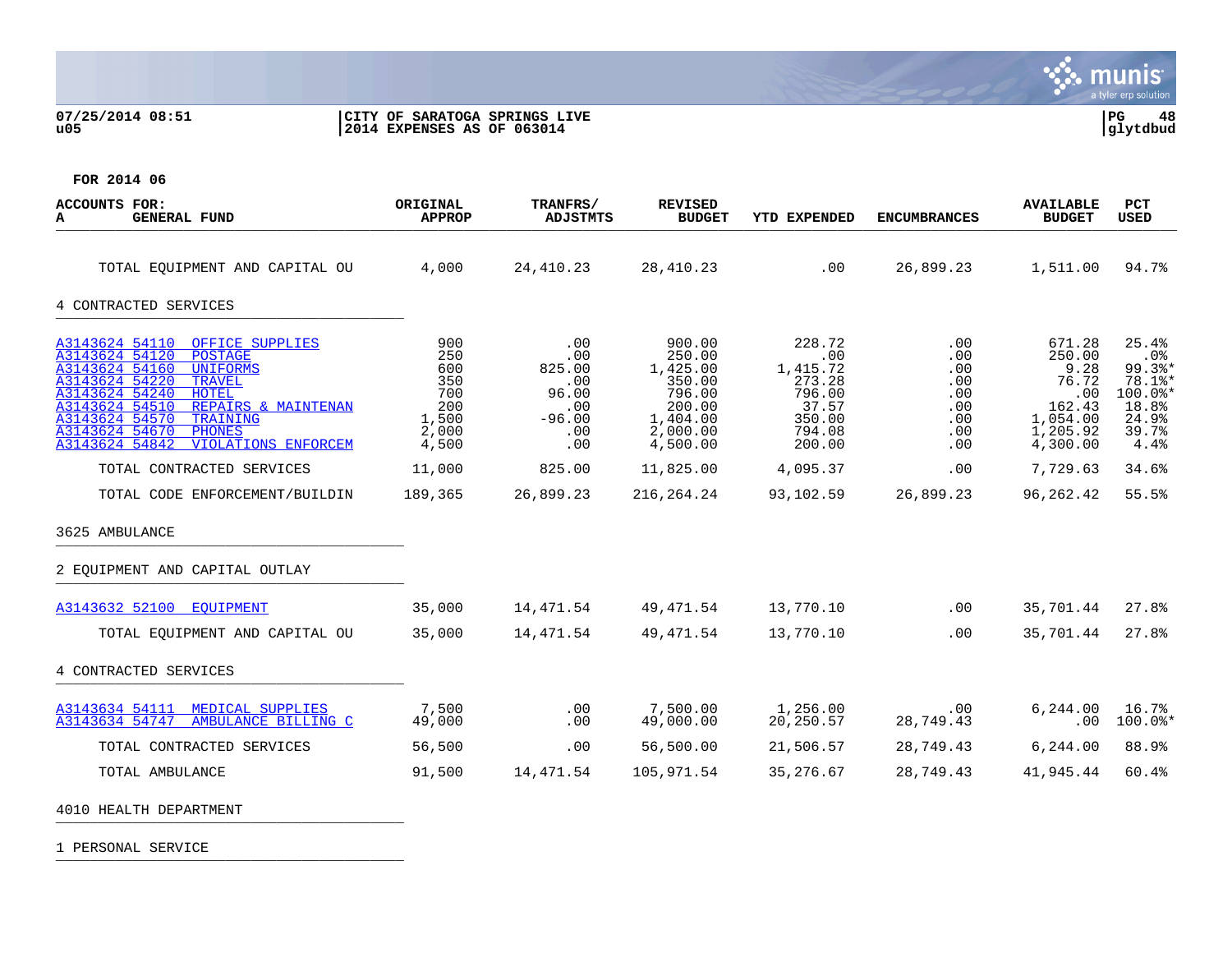07/25/2014 08:51 | CITY OF SARATOGA SPRINGS LIVE | PG 48
u05 | 2014 EXPENSES AS OF 063014 | glytdbud

FOR 2014 06

| ACCOUNTS FOR: A GENERAL FUND | ORIGINAL APPROP | TRANFRS/ ADJSTMTS | REVISED BUDGET | YTD EXPENDED | ENCUMBRANCES | AVAILABLE BUDGET | PCT USED |
|---|---|---|---|---|---|---|---|
| TOTAL EQUIPMENT AND CAPITAL OU | 4,000 | 24,410.23 | 28,410.23 | .00 | 26,899.23 | 1,511.00 | 94.7% |
| **4 CONTRACTED SERVICES** | | | | | | | |
| A3143624 54110 OFFICE SUPPLIES | 900 | .00 | 900.00 | 228.72 | .00 | 671.28 | 25.4% |
| A3143624 54120 POSTAGE | 250 | .00 | 250.00 | .00 | .00 | 250.00 | .0% |
| A3143624 54160 UNIFORMS | 600 | 825.00 | 1,425.00 | 1,415.72 | .00 | 9.28 | 99.3%* |
| A3143624 54220 TRAVEL | 350 | .00 | 350.00 | 273.28 | .00 | 76.72 | 78.1%* |
| A3143624 54240 HOTEL | 700 | 96.00 | 796.00 | 796.00 | .00 | .00 | 100.0%* |
| A3143624 54510 REPAIRS & MAINTENAN | 200 | .00 | 200.00 | 37.57 | .00 | 162.43 | 18.8% |
| A3143624 54570 TRAINING | 1,500 | -96.00 | 1,404.00 | 350.00 | .00 | 1,054.00 | 24.9% |
| A3143624 54670 PHONES | 2,000 | .00 | 2,000.00 | 794.08 | .00 | 1,205.92 | 39.7% |
| A3143624 54842 VIOLATIONS ENFORCEM | 4,500 | .00 | 4,500.00 | 200.00 | .00 | 4,300.00 | 4.4% |
| TOTAL CONTRACTED SERVICES | 11,000 | 825.00 | 11,825.00 | 4,095.37 | .00 | 7,729.63 | 34.6% |
| TOTAL CODE ENFORCEMENT/BUILDIN | 189,365 | 26,899.23 | 216,264.24 | 93,102.59 | 26,899.23 | 96,262.42 | 55.5% |
| **3625 AMBULANCE** | | | | | | | |
| **2 EQUIPMENT AND CAPITAL OUTLAY** | | | | | | | |
| A3143632 52100 EQUIPMENT | 35,000 | 14,471.54 | 49,471.54 | 13,770.10 | .00 | 35,701.44 | 27.8% |
| TOTAL EQUIPMENT AND CAPITAL OU | 35,000 | 14,471.54 | 49,471.54 | 13,770.10 | .00 | 35,701.44 | 27.8% |
| **4 CONTRACTED SERVICES** | | | | | | | |
| A3143634 54111 MEDICAL SUPPLIES | 7,500 | .00 | 7,500.00 | 1,256.00 | .00 | 6,244.00 | 16.7% |
| A3143634 54747 AMBULANCE BILLING C | 49,000 | .00 | 49,000.00 | 20,250.57 | 28,749.43 | .00 | 100.0%* |
| TOTAL CONTRACTED SERVICES | 56,500 | .00 | 56,500.00 | 21,506.57 | 28,749.43 | 6,244.00 | 88.9% |
| TOTAL AMBULANCE | 91,500 | 14,471.54 | 105,971.54 | 35,276.67 | 28,749.43 | 41,945.44 | 60.4% |
| **4010 HEALTH DEPARTMENT** | | | | | | | |
| **1 PERSONAL SERVICE** | | | | | | | |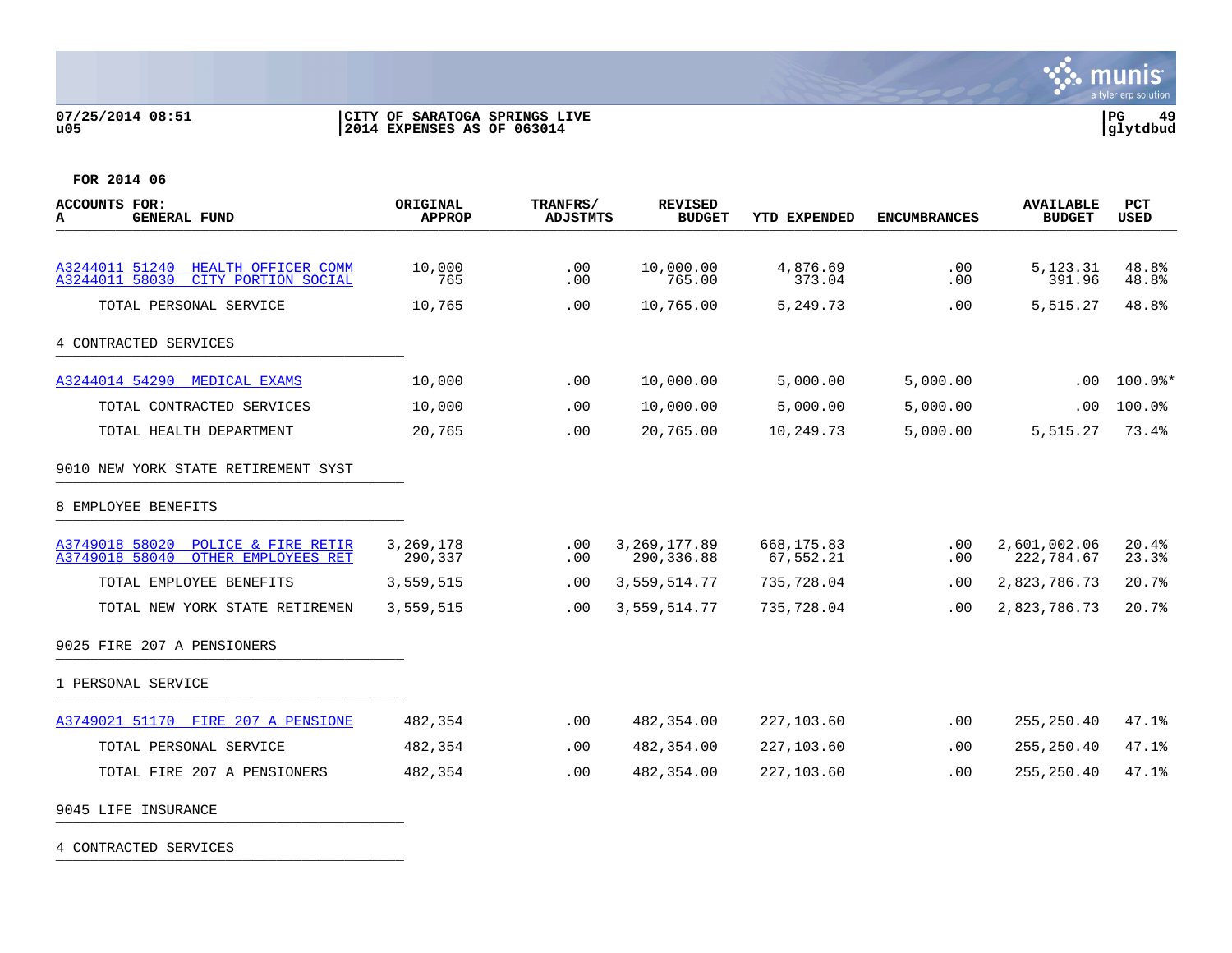07/25/2014 08:51 | CITY OF SARATOGA SPRINGS LIVE | PG 49
u05 | 2014 EXPENSES AS OF 063014 | glytdbud

**FOR 2014 06**

| ACCOUNTS FOR: A GENERAL FUND | ORIGINAL APPROP | TRANFRS/ ADJSTMTS | REVISED BUDGET | YTD EXPENDED | ENCUMBRANCES | AVAILABLE BUDGET | PCT USED |
|---|---|---|---|---|---|---|---|
| A3244011 51240 HEALTH OFFICER COMM | 10,000 | .00 | 10,000.00 | 4,876.69 | .00 | 5,123.31 | 48.8% |
| A3244011 58030 CITY PORTION SOCIAL | 765 | .00 | 765.00 | 373.04 | .00 | 391.96 | 48.8% |
| TOTAL PERSONAL SERVICE | 10,765 | .00 | 10,765.00 | 5,249.73 | .00 | 5,515.27 | 48.8% |
| 4 CONTRACTED SERVICES | | | | | | | |
| A3244014 54290 MEDICAL EXAMS | 10,000 | .00 | 10,000.00 | 5,000.00 | 5,000.00 | .00 | 100.0%* |
| TOTAL CONTRACTED SERVICES | 10,000 | .00 | 10,000.00 | 5,000.00 | 5,000.00 | .00 | 100.0% |
| TOTAL HEALTH DEPARTMENT | 20,765 | .00 | 20,765.00 | 10,249.73 | 5,000.00 | 5,515.27 | 73.4% |
| 9010 NEW YORK STATE RETIREMENT SYST | | | | | | | |
| 8 EMPLOYEE BENEFITS | | | | | | | |
| A3749018 58020 POLICE & FIRE RETIR | 3,269,178 | .00 | 3,269,177.89 | 668,175.83 | .00 | 2,601,002.06 | 20.4% |
| A3749018 58040 OTHER EMPLOYEES RET | 290,337 | .00 | 290,336.88 | 67,552.21 | .00 | 222,784.67 | 23.3% |
| TOTAL EMPLOYEE BENEFITS | 3,559,515 | .00 | 3,559,514.77 | 735,728.04 | .00 | 2,823,786.73 | 20.7% |
| TOTAL NEW YORK STATE RETIREMEN | 3,559,515 | .00 | 3,559,514.77 | 735,728.04 | .00 | 2,823,786.73 | 20.7% |
| 9025 FIRE 207 A PENSIONERS | | | | | | | |
| 1 PERSONAL SERVICE | | | | | | | |
| A3749021 51170 FIRE 207 A PENSIONE | 482,354 | .00 | 482,354.00 | 227,103.60 | .00 | 255,250.40 | 47.1% |
| TOTAL PERSONAL SERVICE | 482,354 | .00 | 482,354.00 | 227,103.60 | .00 | 255,250.40 | 47.1% |
| TOTAL FIRE 207 A PENSIONERS | 482,354 | .00 | 482,354.00 | 227,103.60 | .00 | 255,250.40 | 47.1% |
| 9045 LIFE INSURANCE | | | | | | | |
| 4 CONTRACTED SERVICES | | | | | | | |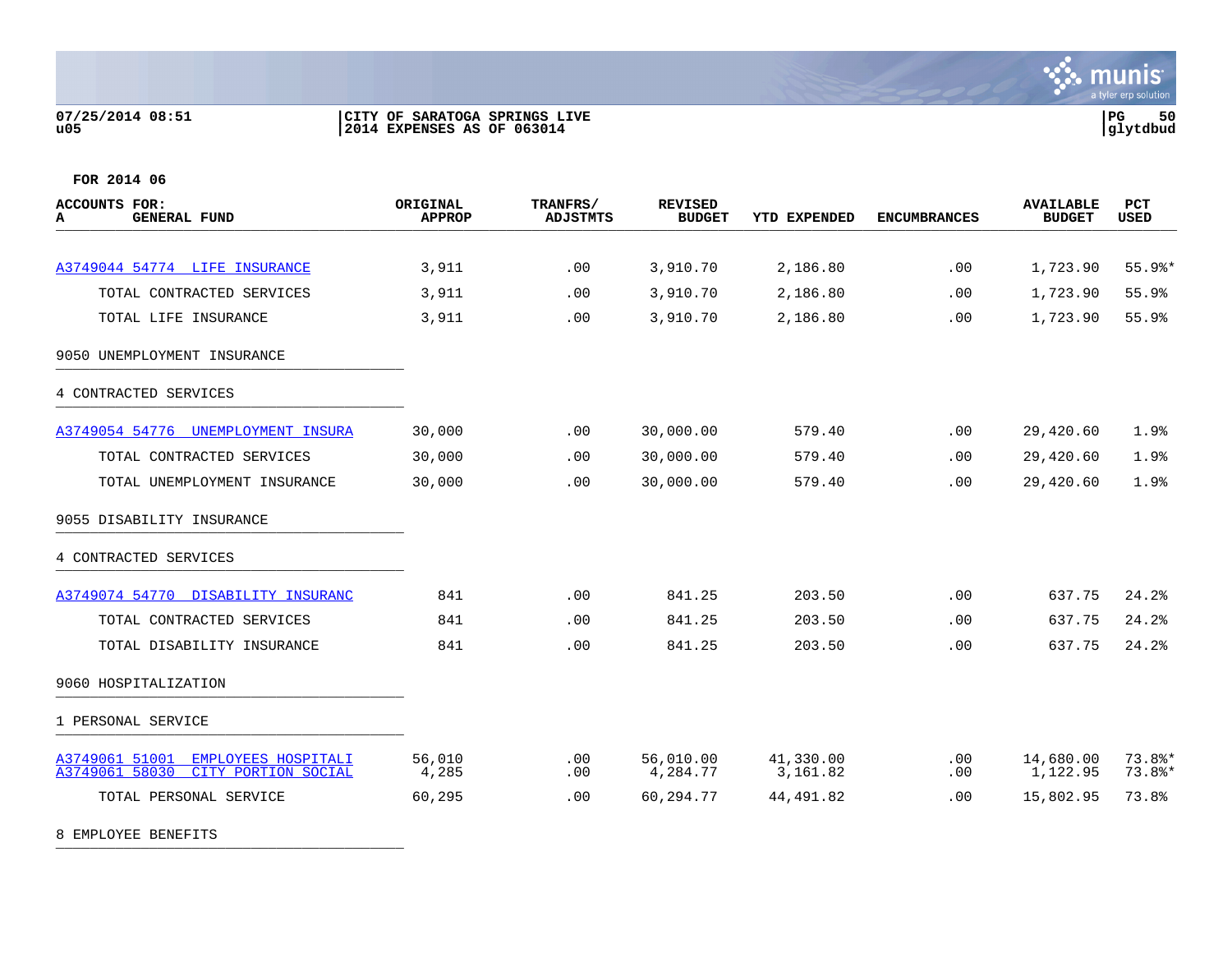**07/25/2014 08:51**
**u05**

**CITY OF SARATOGA SPRINGS LIVE**
**2014 EXPENSES AS OF 063014**

**PG 50**
**glytdbud**

**FOR 2014 06**

| ACCOUNTS FOR: A GENERAL FUND | ORIGINAL APPROP | TRANFRS/ ADJSTMTS | REVISED BUDGET | YTD EXPENDED | ENCUMBRANCES | AVAILABLE BUDGET | PCT USED |
|---|---|---|---|---|---|---|---|
| A3749044 54774 LIFE INSURANCE | 3,911 | .00 | 3,910.70 | 2,186.80 | .00 | 1,723.90 | 55.9%* |
| TOTAL CONTRACTED SERVICES | 3,911 | .00 | 3,910.70 | 2,186.80 | .00 | 1,723.90 | 55.9% |
| TOTAL LIFE INSURANCE | 3,911 | .00 | 3,910.70 | 2,186.80 | .00 | 1,723.90 | 55.9% |
| 9050 UNEMPLOYMENT INSURANCE | | | | | | | |
| 4 CONTRACTED SERVICES | | | | | | | |
| A3749054 54776 UNEMPLOYMENT INSURA | 30,000 | .00 | 30,000.00 | 579.40 | .00 | 29,420.60 | 1.9% |
| TOTAL CONTRACTED SERVICES | 30,000 | .00 | 30,000.00 | 579.40 | .00 | 29,420.60 | 1.9% |
| TOTAL UNEMPLOYMENT INSURANCE | 30,000 | .00 | 30,000.00 | 579.40 | .00 | 29,420.60 | 1.9% |
| 9055 DISABILITY INSURANCE | | | | | | | |
| 4 CONTRACTED SERVICES | | | | | | | |
| A3749074 54770 DISABILITY INSURANC | 841 | .00 | 841.25 | 203.50 | .00 | 637.75 | 24.2% |
| TOTAL CONTRACTED SERVICES | 841 | .00 | 841.25 | 203.50 | .00 | 637.75 | 24.2% |
| TOTAL DISABILITY INSURANCE | 841 | .00 | 841.25 | 203.50 | .00 | 637.75 | 24.2% |
| 9060 HOSPITALIZATION | | | | | | | |
| 1 PERSONAL SERVICE | | | | | | | |
| A3749061 51001 EMPLOYEES HOSPITALI | 56,010 | .00 | 56,010.00 | 41,330.00 | .00 | 14,680.00 | 73.8%* |
| A3749061 58030 CITY PORTION SOCIAL | 4,285 | .00 | 4,284.77 | 3,161.82 | .00 | 1,122.95 | 73.8%* |
| TOTAL PERSONAL SERVICE | 60,295 | .00 | 60,294.77 | 44,491.82 | .00 | 15,802.95 | 73.8% |
| 8 EMPLOYEE BENEFITS | | | | | | | |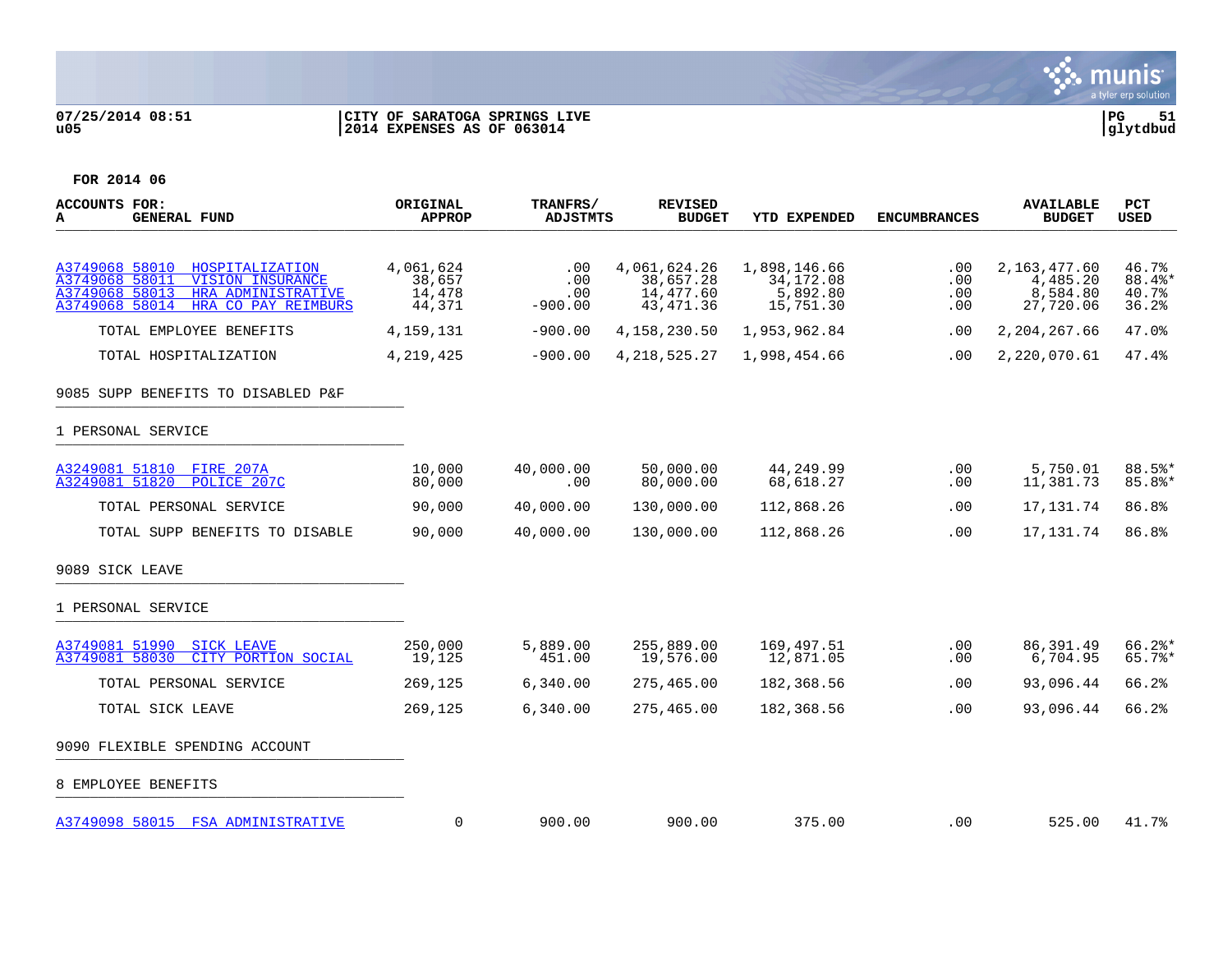FOR 2014 06

| ACCOUNTS FOR: A GENERAL FUND | ORIGINAL APPROP | TRANFRS/ ADJSTMTS | REVISED BUDGET | YTD EXPENDED | ENCUMBRANCES | AVAILABLE BUDGET | PCT USED |
|---|---|---|---|---|---|---|---|
| A3749068 58010 HOSPITALIZATION | 4,061,624 | .00 | 4,061,624.26 | 1,898,146.66 | .00 | 2,163,477.60 | 46.7% |
| A3749068 58011 VISION INSURANCE | 38,657 | .00 | 38,657.28 | 34,172.08 | .00 | 4,485.20 | 88.4%* |
| A3749068 58013 HRA ADMINISTRATIVE | 14,478 | .00 | 14,477.60 | 5,892.80 | .00 | 8,584.80 | 40.7% |
| A3749068 58014 HRA CO PAY REIMBURS | 44,371 | -900.00 | 43,471.36 | 15,751.30 | .00 | 27,720.06 | 36.2% |
| TOTAL EMPLOYEE BENEFITS | 4,159,131 | -900.00 | 4,158,230.50 | 1,953,962.84 | .00 | 2,204,267.66 | 47.0% |
| TOTAL HOSPITALIZATION | 4,219,425 | -900.00 | 4,218,525.27 | 1,998,454.66 | .00 | 2,220,070.61 | 47.4% |
| **9085 SUPP BENEFITS TO DISABLED P&F** | | | | | | | |
| **1 PERSONAL SERVICE** | | | | | | | |
| A3249081 51810 FIRE 207A | 10,000 | 40,000.00 | 50,000.00 | 44,249.99 | .00 | 5,750.01 | 88.5%* |
| A3249081 51820 POLICE 207C | 80,000 | .00 | 80,000.00 | 68,618.27 | .00 | 11,381.73 | 85.8%* |
| TOTAL PERSONAL SERVICE | 90,000 | 40,000.00 | 130,000.00 | 112,868.26 | .00 | 17,131.74 | 86.8% |
| TOTAL SUPP BENEFITS TO DISABLE | 90,000 | 40,000.00 | 130,000.00 | 112,868.26 | .00 | 17,131.74 | 86.8% |
| **9089 SICK LEAVE** | | | | | | | |
| **1 PERSONAL SERVICE** | | | | | | | |
| A3749081 51990 SICK LEAVE | 250,000 | 5,889.00 | 255,889.00 | 169,497.51 | .00 | 86,391.49 | 66.2%* |
| A3749081 58030 CITY PORTION SOCIAL | 19,125 | 451.00 | 19,576.00 | 12,871.05 | .00 | 6,704.95 | 65.7%* |
| TOTAL PERSONAL SERVICE | 269,125 | 6,340.00 | 275,465.00 | 182,368.56 | .00 | 93,096.44 | 66.2% |
| TOTAL SICK LEAVE | 269,125 | 6,340.00 | 275,465.00 | 182,368.56 | .00 | 93,096.44 | 66.2% |
| **9090 FLEXIBLE SPENDING ACCOUNT** | | | | | | | |
| **8 EMPLOYEE BENEFITS** | | | | | | | |
| A3749098 58015 FSA ADMINISTRATIVE | 0 | 900.00 | 900.00 | 375.00 | .00 | 525.00 | 41.7% |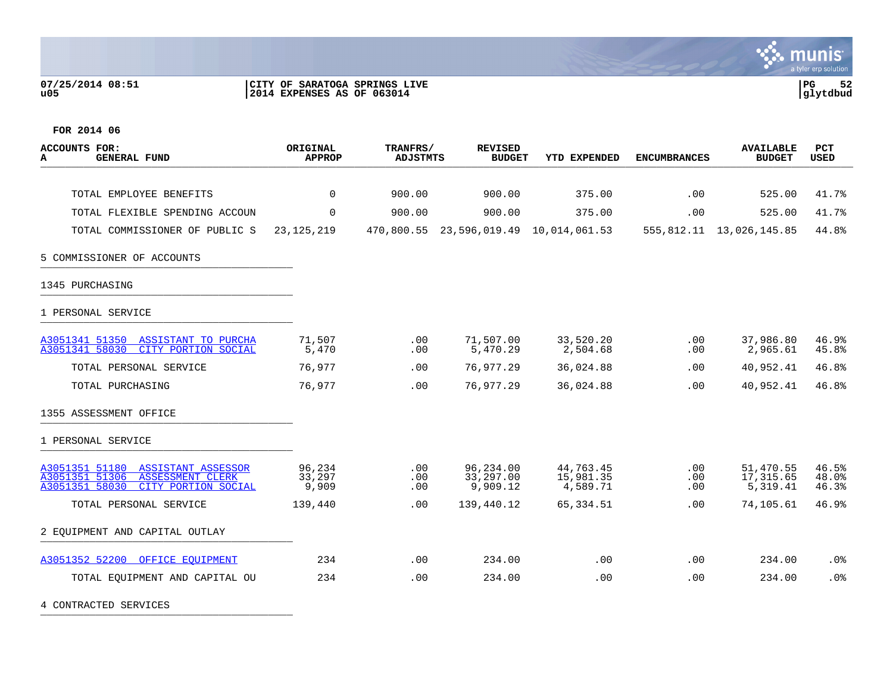07/25/2014 08:51 | CITY OF SARATOGA SPRINGS LIVE | PG 52
u05 | 2014 EXPENSES AS OF 063014 | glytdbud

**FOR 2014 06**

| ACCOUNTS FOR: A GENERAL FUND | ORIGINAL APPROP | TRANFRS/ ADJSTMTS | REVISED BUDGET | YTD EXPENDED | ENCUMBRANCES | AVAILABLE BUDGET | PCT USED |
|---|---|---|---|---|---|---|---|
| TOTAL EMPLOYEE BENEFITS | 0 | 900.00 | 900.00 | 375.00 | .00 | 525.00 | 41.7% |
| TOTAL FLEXIBLE SPENDING ACCOUN | 0 | 900.00 | 900.00 | 375.00 | .00 | 525.00 | 41.7% |
| TOTAL COMMISSIONER OF PUBLIC S | 23,125,219 | 470,800.55 | 23,596,019.49 | 10,014,061.53 | 555,812.11 | 13,026,145.85 | 44.8% |
| 5 COMMISSIONER OF ACCOUNTS | | | | | | | |
| 1345 PURCHASING | | | | | | | |
| 1 PERSONAL SERVICE | | | | | | | |
| A3051341 51350 ASSISTANT TO PURCHA | 71,507 | .00 | 71,507.00 | 33,520.20 | .00 | 37,986.80 | 46.9% |
| A3051341 58030 CITY PORTION SOCIAL | 5,470 | .00 | 5,470.29 | 2,504.68 | .00 | 2,965.61 | 45.8% |
| TOTAL PERSONAL SERVICE | 76,977 | .00 | 76,977.29 | 36,024.88 | .00 | 40,952.41 | 46.8% |
| TOTAL PURCHASING | 76,977 | .00 | 76,977.29 | 36,024.88 | .00 | 40,952.41 | 46.8% |
| 1355 ASSESSMENT OFFICE | | | | | | | |
| 1 PERSONAL SERVICE | | | | | | | |
| A3051351 51180 ASSISTANT ASSESSOR | 96,234 | .00 | 96,234.00 | 44,763.45 | .00 | 51,470.55 | 46.5% |
| A3051351 51306 ASSESSMENT CLERK | 33,297 | .00 | 33,297.00 | 15,981.35 | .00 | 17,315.65 | 48.0% |
| A3051351 58030 CITY PORTION SOCIAL | 9,909 | .00 | 9,909.12 | 4,589.71 | .00 | 5,319.41 | 46.3% |
| TOTAL PERSONAL SERVICE | 139,440 | .00 | 139,440.12 | 65,334.51 | .00 | 74,105.61 | 46.9% |
| 2 EQUIPMENT AND CAPITAL OUTLAY | | | | | | | |
| A3051352 52200 OFFICE EQUIPMENT | 234 | .00 | 234.00 | .00 | .00 | 234.00 | .0% |
| TOTAL EQUIPMENT AND CAPITAL OU | 234 | .00 | 234.00 | .00 | .00 | 234.00 | .0% |
| 4 CONTRACTED SERVICES | | | | | | | |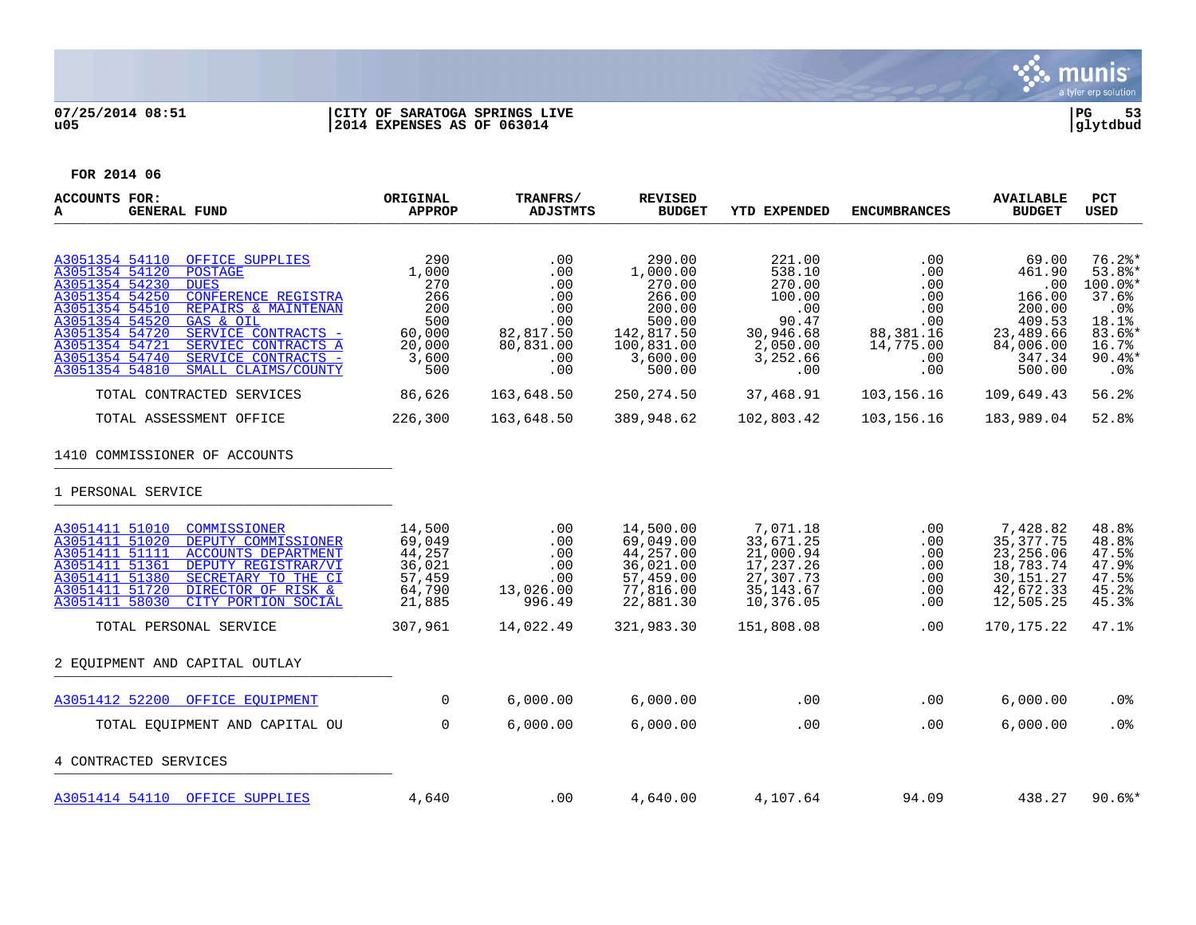07/25/2014 08:51 | CITY OF SARATOGA SPRINGS LIVE
u05 | 2014 EXPENSES AS OF 063014 | glytdbud

**FOR 2014 06**

| ACCOUNTS FOR: A GENERAL FUND | ORIGINAL APPROP | TRANFRS/ ADJSTMTS | REVISED BUDGET | YTD EXPENDED | ENCUMBRANCES | AVAILABLE BUDGET | PCT USED |
|---|---|---|---|---|---|---|---|
| A3051354 54110 OFFICE SUPPLIES | 290 | .00 | 290.00 | 221.00 | .00 | 69.00 | 76.2%* |
| A3051354 54120 POSTAGE | 1,000 | .00 | 1,000.00 | 538.10 | .00 | 461.90 | 53.8%* |
| A3051354 54230 DUES | 270 | .00 | 270.00 | 270.00 | .00 | .00 | 100.0%* |
| A3051354 54250 CONFERENCE REGISTRA | 266 | .00 | 266.00 | 100.00 | .00 | 166.00 | 37.6% |
| A3051354 54510 REPAIRS & MAINTENAN | 200 | .00 | 200.00 | .00 | .00 | 200.00 | .0% |
| A3051354 54520 GAS & OIL | 500 | .00 | 500.00 | 90.47 | .00 | 409.53 | 18.1% |
| A3051354 54720 SERVICE CONTRACTS - | 60,000 | 82,817.50 | 142,817.50 | 30,946.68 | 88,381.16 | 23,489.66 | 83.6%* |
| A3051354 54721 SERVIEC CONTRACTS A | 20,000 | 80,831.00 | 100,831.00 | 2,050.00 | 14,775.00 | 84,006.00 | 16.7% |
| A3051354 54740 SERVICE CONTRACTS - | 3,600 | .00 | 3,600.00 | 3,252.66 | .00 | 347.34 | 90.4%* |
| A3051354 54810 SMALL CLAIMS/COUNTY | 500 | .00 | 500.00 | .00 | .00 | 500.00 | .0% |
| TOTAL CONTRACTED SERVICES | 86,626 | 163,648.50 | 250,274.50 | 37,468.91 | 103,156.16 | 109,649.43 | 56.2% |
| TOTAL ASSESSMENT OFFICE | 226,300 | 163,648.50 | 389,948.62 | 102,803.42 | 103,156.16 | 183,989.04 | 52.8% |
| **1410 COMMISSIONER OF ACCOUNTS** | | | | | | | |
| **1 PERSONAL SERVICE** | | | | | | | |
| A3051411 51010 COMMISSIONER | 14,500 | .00 | 14,500.00 | 7,071.18 | .00 | 7,428.82 | 48.8% |
| A3051411 51020 DEPUTY COMMISSIONER | 69,049 | .00 | 69,049.00 | 33,671.25 | .00 | 35,377.75 | 48.8% |
| A3051411 51111 ACCOUNTS DEPARTMENT | 44,257 | .00 | 44,257.00 | 21,000.94 | .00 | 23,256.06 | 47.5% |
| A3051411 51361 DEPUTY REGISTRAR/VI | 36,021 | .00 | 36,021.00 | 17,237.26 | .00 | 18,783.74 | 47.9% |
| A3051411 51380 SECRETARY TO THE CI | 57,459 | .00 | 57,459.00 | 27,307.73 | .00 | 30,151.27 | 47.5% |
| A3051411 51720 DIRECTOR OF RISK & | 64,790 | 13,026.00 | 77,816.00 | 35,143.67 | .00 | 42,672.33 | 45.2% |
| A3051411 58030 CITY PORTION SOCIAL | 21,885 | 996.49 | 22,881.30 | 10,376.05 | .00 | 12,505.25 | 45.3% |
| TOTAL PERSONAL SERVICE | 307,961 | 14,022.49 | 321,983.30 | 151,808.08 | .00 | 170,175.22 | 47.1% |
| **2 EQUIPMENT AND CAPITAL OUTLAY** | | | | | | | |
| A3051412 52200 OFFICE EQUIPMENT | 0 | 6,000.00 | 6,000.00 | .00 | .00 | 6,000.00 | .0% |
| TOTAL EQUIPMENT AND CAPITAL OU | 0 | 6,000.00 | 6,000.00 | .00 | .00 | 6,000.00 | .0% |
| **4 CONTRACTED SERVICES** | | | | | | | |
| A3051414 54110 OFFICE SUPPLIES | 4,640 | .00 | 4,640.00 | 4,107.64 | 94.09 | 438.27 | 90.6%* |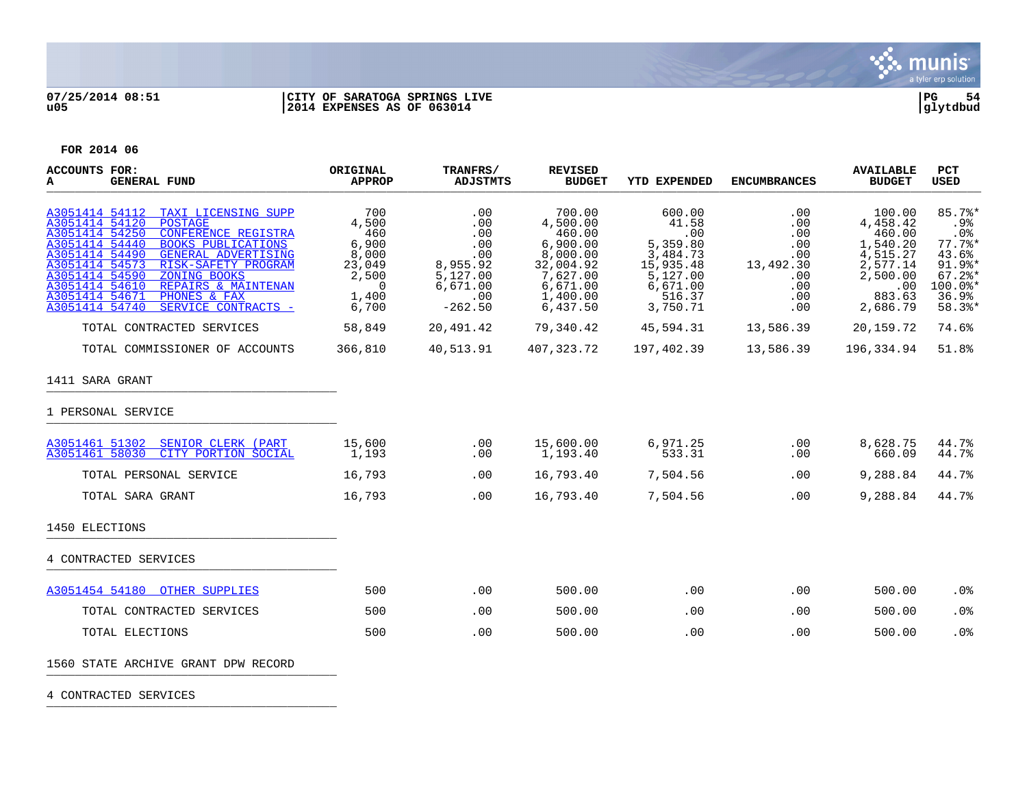07/25/2014 08:51 | CITY OF SARATOGA SPRINGS LIVE | PG 54
u05 | 2014 EXPENSES AS OF 063014 | glytdbud

FOR 2014 06

| ACCOUNTS FOR: A GENERAL FUND | ORIGINAL APPROP | TRANFRS/ ADJSTMTS | REVISED BUDGET | YTD EXPENDED | ENCUMBRANCES | AVAILABLE BUDGET | PCT USED |
|---|---|---|---|---|---|---|---|
| A3051414 54112 TAXI LICENSING SUPP | 700 | .00 | 700.00 | 600.00 | .00 | 100.00 | 85.7%* |
| A3051414 54120 POSTAGE | 4,500 | .00 | 4,500.00 | 41.58 | .00 | 4,458.42 | .9% |
| A3051414 54250 CONFERENCE REGISTRA | 460 | .00 | 460.00 | .00 | .00 | 460.00 | .0% |
| A3051414 54440 BOOKS PUBLICATIONS | 6,900 | .00 | 6,900.00 | 5,359.80 | .00 | 1,540.20 | 77.7%* |
| A3051414 54490 GENERAL ADVERTISING | 8,000 | .00 | 8,000.00 | 3,484.73 | .00 | 4,515.27 | 43.6% |
| A3051414 54573 RISK-SAFETY PROGRAM | 23,049 | 8,955.92 | 32,004.92 | 15,935.48 | 13,492.30 | 2,577.14 | 91.9%* |
| A3051414 54590 ZONING BOOKS | 2,500 | 5,127.00 | 7,627.00 | 5,127.00 | .00 | 2,500.00 | 67.2%* |
| A3051414 54610 REPAIRS & MAINTENAN | 0 | 6,671.00 | 6,671.00 | 6,671.00 | .00 | .00 | 100.0%* |
| A3051414 54671 PHONES & FAX | 1,400 | .00 | 1,400.00 | 516.37 | .00 | 883.63 | 36.9% |
| A3051414 54740 SERVICE CONTRACTS - | 6,700 | -262.50 | 6,437.50 | 3,750.71 | .00 | 2,686.79 | 58.3%* |
| TOTAL CONTRACTED SERVICES | 58,849 | 20,491.42 | 79,340.42 | 45,594.31 | 13,586.39 | 20,159.72 | 74.6% |
| TOTAL COMMISSIONER OF ACCOUNTS | 366,810 | 40,513.91 | 407,323.72 | 197,402.39 | 13,586.39 | 196,334.94 | 51.8% |
| **1411 SARA GRANT** | | | | | | | |
| **1 PERSONAL SERVICE** | | | | | | | |
| A3051461 51302 SENIOR CLERK (PART | 15,600 | .00 | 15,600.00 | 6,971.25 | .00 | 8,628.75 | 44.7% |
| A3051461 58030 CITY PORTION SOCIAL | 1,193 | .00 | 1,193.40 | 533.31 | .00 | 660.09 | 44.7% |
| TOTAL PERSONAL SERVICE | 16,793 | .00 | 16,793.40 | 7,504.56 | .00 | 9,288.84 | 44.7% |
| TOTAL SARA GRANT | 16,793 | .00 | 16,793.40 | 7,504.56 | .00 | 9,288.84 | 44.7% |
| **1450 ELECTIONS** | | | | | | | |
| **4 CONTRACTED SERVICES** | | | | | | | |
| A3051454 54180 OTHER SUPPLIES | 500 | .00 | 500.00 | .00 | .00 | 500.00 | .0% |
| TOTAL CONTRACTED SERVICES | 500 | .00 | 500.00 | .00 | .00 | 500.00 | .0% |
| TOTAL ELECTIONS | 500 | .00 | 500.00 | .00 | .00 | 500.00 | .0% |
| **1560 STATE ARCHIVE GRANT DPW RECORD** | | | | | | | |
| **4 CONTRACTED SERVICES** | | | | | | | |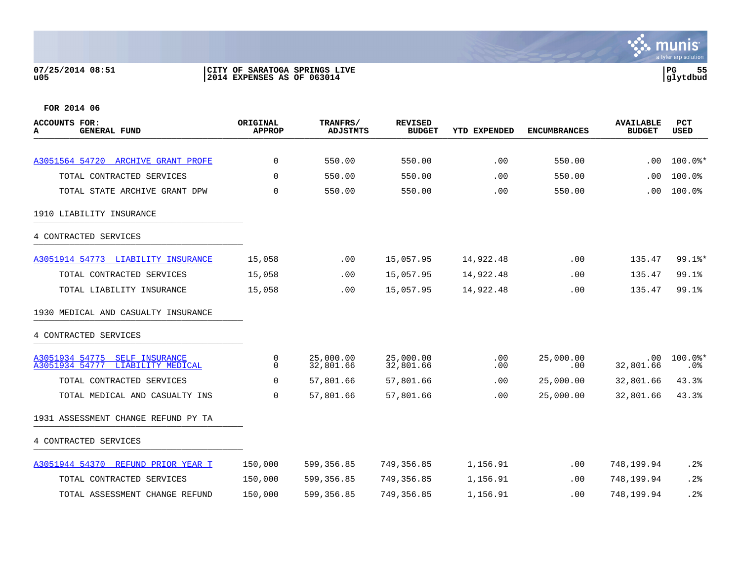**07/25/2014 08:51**
**u05**

**CITY OF SARATOGA SPRINGS LIVE**
**2014 EXPENSES AS OF 063014**

**PG 55**
**glytdbud**

**FOR 2014 06**

| ACCOUNTS FOR: A GENERAL FUND | ORIGINAL APPROP | TRANFRS/ ADJSTMTS | REVISED BUDGET | YTD EXPENDED | ENCUMBRANCES | AVAILABLE BUDGET | PCT USED |
|---|---|---|---|---|---|---|---|
| A3051564 54720 ARCHIVE GRANT PROFE | 0 | 550.00 | 550.00 | .00 | 550.00 | .00 | 100.0%* |
| TOTAL CONTRACTED SERVICES | 0 | 550.00 | 550.00 | .00 | 550.00 | .00 | 100.0% |
| TOTAL STATE ARCHIVE GRANT DPW | 0 | 550.00 | 550.00 | .00 | 550.00 | .00 | 100.0% |
| 1910 LIABILITY INSURANCE | | | | | | | |
| 4 CONTRACTED SERVICES | | | | | | | |
| A3051914 54773 LIABILITY INSURANCE | 15,058 | .00 | 15,057.95 | 14,922.48 | .00 | 135.47 | 99.1%* |
| TOTAL CONTRACTED SERVICES | 15,058 | .00 | 15,057.95 | 14,922.48 | .00 | 135.47 | 99.1% |
| TOTAL LIABILITY INSURANCE | 15,058 | .00 | 15,057.95 | 14,922.48 | .00 | 135.47 | 99.1% |
| 1930 MEDICAL AND CASUALTY INSURANCE | | | | | | | |
| 4 CONTRACTED SERVICES | | | | | | | |
| A3051934 54775 SELF INSURANCE | 0 | 25,000.00 | 25,000.00 | .00 | 25,000.00 | .00 | 100.0%* |
| A3051934 54777 LIABILITY MEDICAL | 0 | 32,801.66 | 32,801.66 | .00 | .00 | 32,801.66 | .0% |
| TOTAL CONTRACTED SERVICES | 0 | 57,801.66 | 57,801.66 | .00 | 25,000.00 | 32,801.66 | 43.3% |
| TOTAL MEDICAL AND CASUALTY INS | 0 | 57,801.66 | 57,801.66 | .00 | 25,000.00 | 32,801.66 | 43.3% |
| 1931 ASSESSMENT CHANGE REFUND PY TA | | | | | | | |
| 4 CONTRACTED SERVICES | | | | | | | |
| A3051944 54370 REFUND PRIOR YEAR T | 150,000 | 599,356.85 | 749,356.85 | 1,156.91 | .00 | 748,199.94 | .2% |
| TOTAL CONTRACTED SERVICES | 150,000 | 599,356.85 | 749,356.85 | 1,156.91 | .00 | 748,199.94 | .2% |
| TOTAL ASSESSMENT CHANGE REFUND | 150,000 | 599,356.85 | 749,356.85 | 1,156.91 | .00 | 748,199.94 | .2% |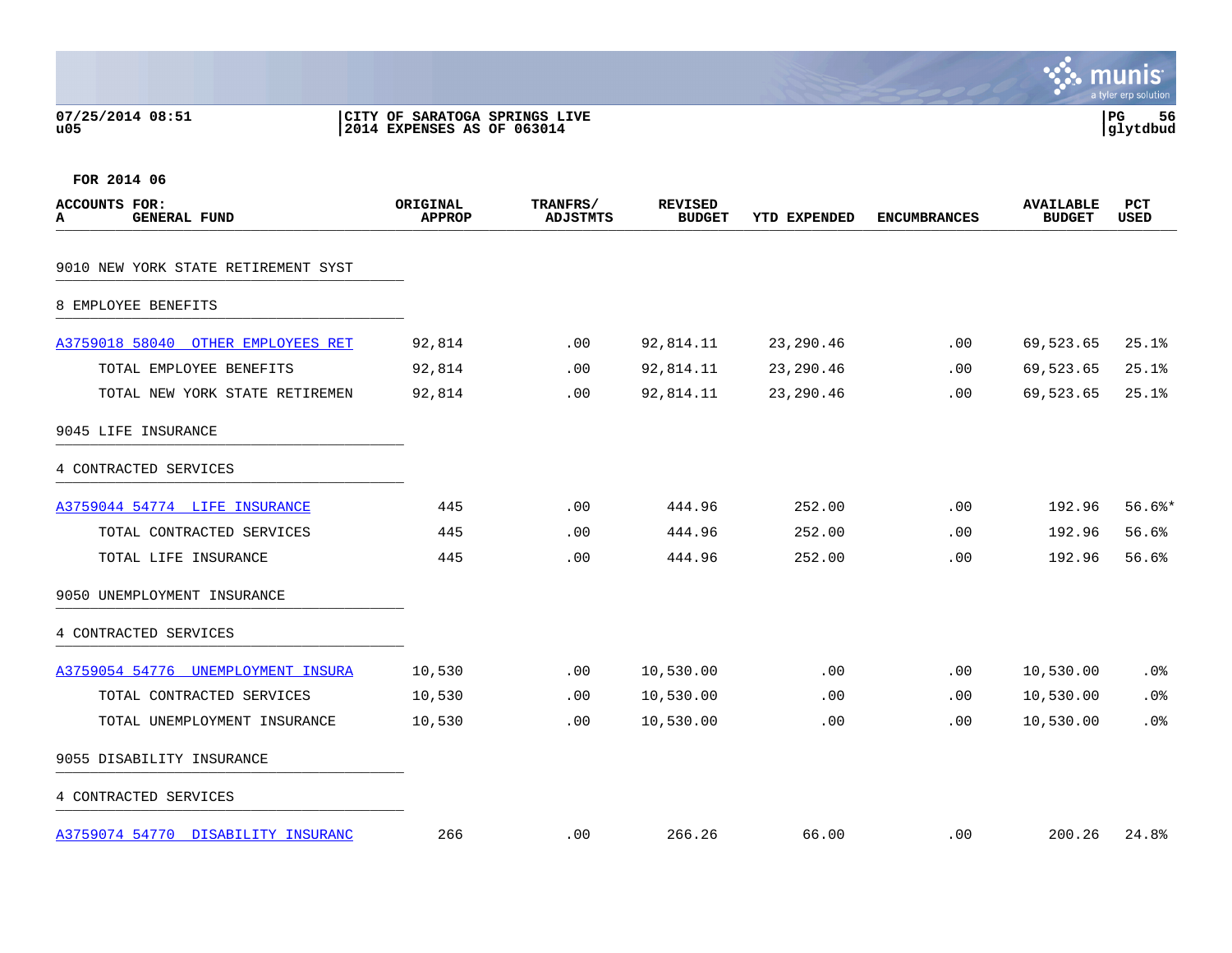FOR 2014 06

| ACCOUNTS FOR: A GENERAL FUND | ORIGINAL APPROP | TRANFRS/ ADJSTMTS | REVISED BUDGET | YTD EXPENDED | ENCUMBRANCES | AVAILABLE BUDGET | PCT USED |
|---|---|---|---|---|---|---|---|
| 9010 NEW YORK STATE RETIREMENT SYST | | | | | | | |
| 8 EMPLOYEE BENEFITS | | | | | | | |
| A3759018 58040 OTHER EMPLOYEES RET | 92,814 | .00 | 92,814.11 | 23,290.46 | .00 | 69,523.65 | 25.1% |
| TOTAL EMPLOYEE BENEFITS | 92,814 | .00 | 92,814.11 | 23,290.46 | .00 | 69,523.65 | 25.1% |
| TOTAL NEW YORK STATE RETIREMEN | 92,814 | .00 | 92,814.11 | 23,290.46 | .00 | 69,523.65 | 25.1% |
| 9045 LIFE INSURANCE | | | | | | | |
| 4 CONTRACTED SERVICES | | | | | | | |
| A3759044 54774 LIFE INSURANCE | 445 | .00 | 444.96 | 252.00 | .00 | 192.96 | 56.6%* |
| TOTAL CONTRACTED SERVICES | 445 | .00 | 444.96 | 252.00 | .00 | 192.96 | 56.6% |
| TOTAL LIFE INSURANCE | 445 | .00 | 444.96 | 252.00 | .00 | 192.96 | 56.6% |
| 9050 UNEMPLOYMENT INSURANCE | | | | | | | |
| 4 CONTRACTED SERVICES | | | | | | | |
| A3759054 54776 UNEMPLOYMENT INSURA | 10,530 | .00 | 10,530.00 | .00 | .00 | 10,530.00 | .0% |
| TOTAL CONTRACTED SERVICES | 10,530 | .00 | 10,530.00 | .00 | .00 | 10,530.00 | .0% |
| TOTAL UNEMPLOYMENT INSURANCE | 10,530 | .00 | 10,530.00 | .00 | .00 | 10,530.00 | .0% |
| 9055 DISABILITY INSURANCE | | | | | | | |
| 4 CONTRACTED SERVICES | | | | | | | |
| A3759074 54770 DISABILITY INSURANC | 266 | .00 | 266.26 | 66.00 | .00 | 200.26 | 24.8% |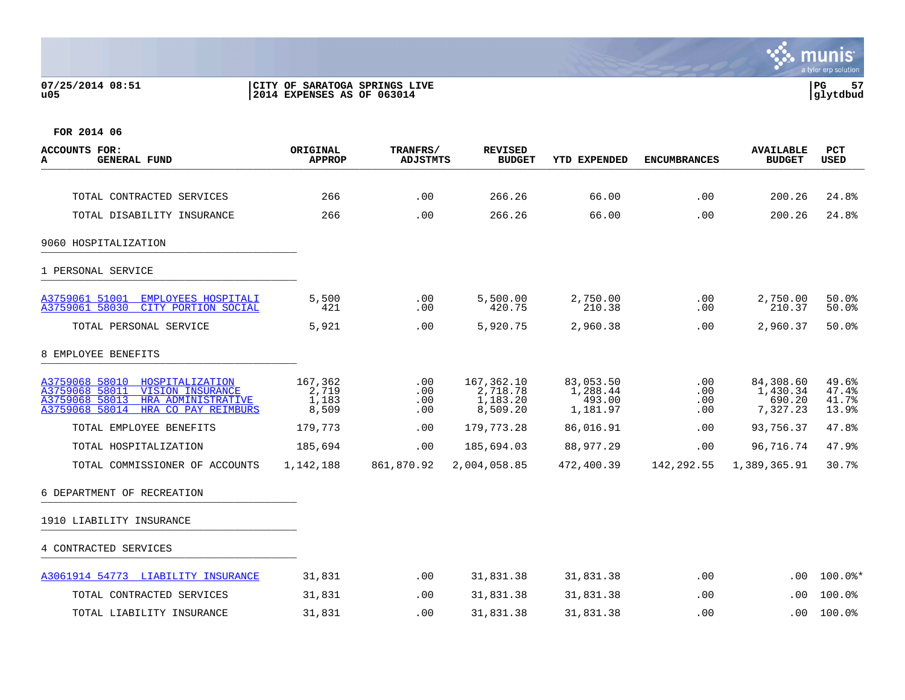FOR 2014 06

| ACCOUNTS FOR: A GENERAL FUND | ORIGINAL APPROP | TRANFRS/ ADJSTMTS | REVISED BUDGET | YTD EXPENDED | ENCUMBRANCES | AVAILABLE BUDGET | PCT USED |
|---|---|---|---|---|---|---|---|
| TOTAL CONTRACTED SERVICES | 266 | .00 | 266.26 | 66.00 | .00 | 200.26 | 24.8% |
| TOTAL DISABILITY INSURANCE | 266 | .00 | 266.26 | 66.00 | .00 | 200.26 | 24.8% |
| 9060 HOSPITALIZATION | | | | | | | |
| 1 PERSONAL SERVICE | | | | | | | |
| A3759061 51001 EMPLOYEES HOSPITALI | 5,500 | .00 | 5,500.00 | 2,750.00 | .00 | 2,750.00 | 50.0% |
| A3759061 58030 CITY PORTION SOCIAL | 421 | .00 | 420.75 | 210.38 | .00 | 210.37 | 50.0% |
| TOTAL PERSONAL SERVICE | 5,921 | .00 | 5,920.75 | 2,960.38 | .00 | 2,960.37 | 50.0% |
| 8 EMPLOYEE BENEFITS | | | | | | | |
| A3759068 58010 HOSPITALIZATION | 167,362 | .00 | 167,362.10 | 83,053.50 | .00 | 84,308.60 | 49.6% |
| A3759068 58011 VISION INSURANCE | 2,719 | .00 | 2,718.78 | 1,288.44 | .00 | 1,430.34 | 47.4% |
| A3759068 58013 HRA ADMINISTRATIVE | 1,183 | .00 | 1,183.20 | 493.00 | .00 | 690.20 | 41.7% |
| A3759068 58014 HRA CO PAY REIMBURS | 8,509 | .00 | 8,509.20 | 1,181.97 | .00 | 7,327.23 | 13.9% |
| TOTAL EMPLOYEE BENEFITS | 179,773 | .00 | 179,773.28 | 86,016.91 | .00 | 93,756.37 | 47.8% |
| TOTAL HOSPITALIZATION | 185,694 | .00 | 185,694.03 | 88,977.29 | .00 | 96,716.74 | 47.9% |
| TOTAL COMMISSIONER OF ACCOUNTS | 1,142,188 | 861,870.92 | 2,004,058.85 | 472,400.39 | 142,292.55 | 1,389,365.91 | 30.7% |
| 6 DEPARTMENT OF RECREATION | | | | | | | |
| 1910 LIABILITY INSURANCE | | | | | | | |
| 4 CONTRACTED SERVICES | | | | | | | |
| A3061914 54773 LIABILITY INSURANCE | 31,831 | .00 | 31,831.38 | 31,831.38 | .00 | .00 | 100.0%* |
| TOTAL CONTRACTED SERVICES | 31,831 | .00 | 31,831.38 | 31,831.38 | .00 | .00 | 100.0% |
| TOTAL LIABILITY INSURANCE | 31,831 | .00 | 31,831.38 | 31,831.38 | .00 | .00 | 100.0% |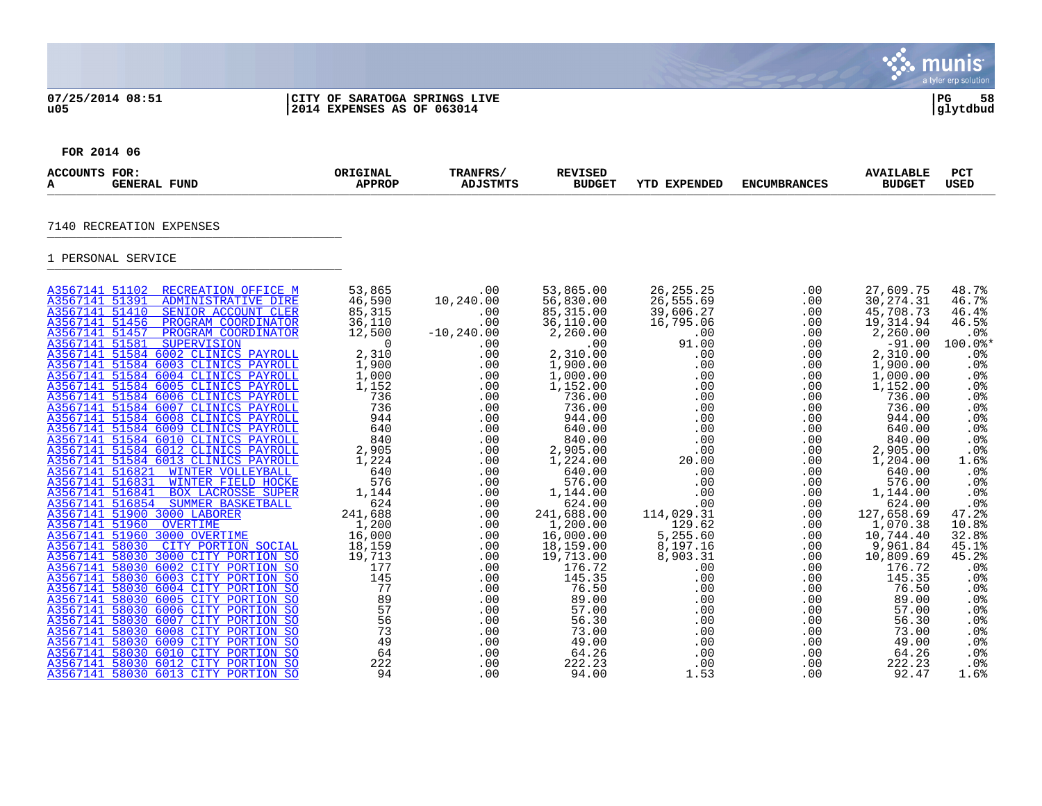FOR 2014 06

| ACCOUNTS FOR: A GENERAL FUND | ORIGINAL APPROP | TRANFRS/ ADJSTMTS | REVISED BUDGET | YTD EXPENDED | ENCUMBRANCES | AVAILABLE BUDGET | PCT USED |
|---|---|---|---|---|---|---|---|

7140 RECREATION EXPENSES

1 PERSONAL SERVICE

| ACCOUNT | ORIGINAL APPROP | TRANFRS/ ADJSTMTS | REVISED BUDGET | YTD EXPENDED | ENCUMBRANCES | AVAILABLE BUDGET | PCT USED |
|---|---|---|---|---|---|---|---|
| A3567141 51102 RECREATION OFFICE M | 53,865 | .00 | 53,865.00 | 26,255.25 | .00 | 27,609.75 | 48.7% |
| A3567141 51391 ADMINISTRATIVE DIRE | 46,590 | 10,240.00 | 56,830.00 | 26,555.69 | .00 | 30,274.31 | 46.7% |
| A3567141 51410 SENIOR ACCOUNT CLER | 85,315 | .00 | 85,315.00 | 39,606.27 | .00 | 45,708.73 | 46.4% |
| A3567141 51456 PROGRAM COORDINATOR | 36,110 | .00 | 36,110.00 | 16,795.06 | .00 | 19,314.94 | 46.5% |
| A3567141 51457 PROGRAM COORDINATOR | 12,500 | -10,240.00 | 2,260.00 | .00 | .00 | 2,260.00 | .0% |
| A3567141 51581 SUPERVISION | 0 | .00 | .00 | 91.00 | .00 | -91.00 | 100.0%* |
| A3567141 51584 6002 CLINICS PAYROLL | 2,310 | .00 | 2,310.00 | .00 | .00 | 2,310.00 | .0% |
| A3567141 51584 6003 CLINICS PAYROLL | 1,900 | .00 | 1,900.00 | .00 | .00 | 1,900.00 | .0% |
| A3567141 51584 6004 CLINICS PAYROLL | 1,000 | .00 | 1,000.00 | .00 | .00 | 1,000.00 | .0% |
| A3567141 51584 6005 CLINICS PAYROLL | 1,152 | .00 | 1,152.00 | .00 | .00 | 1,152.00 | .0% |
| A3567141 51584 6006 CLINICS PAYROLL | 736 | .00 | 736.00 | .00 | .00 | 736.00 | .0% |
| A3567141 51584 6007 CLINICS PAYROLL | 736 | .00 | 736.00 | .00 | .00 | 736.00 | .0% |
| A3567141 51584 6008 CLINICS PAYROLL | 944 | .00 | 944.00 | .00 | .00 | 944.00 | .0% |
| A3567141 51584 6009 CLINICS PAYROLL | 640 | .00 | 640.00 | .00 | .00 | 640.00 | .0% |
| A3567141 51584 6010 CLINICS PAYROLL | 840 | .00 | 840.00 | .00 | .00 | 840.00 | .0% |
| A3567141 51584 6012 CLINICS PAYROLL | 2,905 | .00 | 2,905.00 | .00 | .00 | 2,905.00 | .0% |
| A3567141 51584 6013 CLINICS PAYROLL | 1,224 | .00 | 1,224.00 | 20.00 | .00 | 1,204.00 | 1.6% |
| A3567141 516821 WINTER VOLLEYBALL | 640 | .00 | 640.00 | .00 | .00 | 640.00 | .0% |
| A3567141 516831 WINTER FIELD HOCKE | 576 | .00 | 576.00 | .00 | .00 | 576.00 | .0% |
| A3567141 516841 BOX LACROSSE SUPER | 1,144 | .00 | 1,144.00 | .00 | .00 | 1,144.00 | .0% |
| A3567141 516854 SUMMER BASKETBALL | 624 | .00 | 624.00 | .00 | .00 | 624.00 | .0% |
| A3567141 51900 3000 LABORER | 241,688 | .00 | 241,688.00 | 114,029.31 | .00 | 127,658.69 | 47.2% |
| A3567141 51960 OVERTIME | 1,200 | .00 | 1,200.00 | 129.62 | .00 | 1,070.38 | 10.8% |
| A3567141 51960 3000 OVERTIME | 16,000 | .00 | 16,000.00 | 5,255.60 | .00 | 10,744.40 | 32.8% |
| A3567141 58030 CITY PORTION SOCIAL | 18,159 | .00 | 18,159.00 | 8,197.16 | .00 | 9,961.84 | 45.1% |
| A3567141 58030 3000 CITY PORTION SO | 19,713 | .00 | 19,713.00 | 8,903.31 | .00 | 10,809.69 | 45.2% |
| A3567141 58030 6002 CITY PORTION SO | 177 | .00 | 176.72 | .00 | .00 | 176.72 | .0% |
| A3567141 58030 6003 CITY PORTION SO | 145 | .00 | 145.35 | .00 | .00 | 145.35 | .0% |
| A3567141 58030 6004 CITY PORTION SO | 77 | .00 | 76.50 | .00 | .00 | 76.50 | .0% |
| A3567141 58030 6005 CITY PORTION SO | 89 | .00 | 89.00 | .00 | .00 | 89.00 | .0% |
| A3567141 58030 6006 CITY PORTION SO | 57 | .00 | 57.00 | .00 | .00 | 57.00 | .0% |
| A3567141 58030 6007 CITY PORTION SO | 56 | .00 | 56.30 | .00 | .00 | 56.30 | .0% |
| A3567141 58030 6008 CITY PORTION SO | 73 | .00 | 73.00 | .00 | .00 | 73.00 | .0% |
| A3567141 58030 6009 CITY PORTION SO | 49 | .00 | 49.00 | .00 | .00 | 49.00 | .0% |
| A3567141 58030 6010 CITY PORTION SO | 64 | .00 | 64.26 | .00 | .00 | 64.26 | .0% |
| A3567141 58030 6012 CITY PORTION SO | 222 | .00 | 222.23 | .00 | .00 | 222.23 | .0% |
| A3567141 58030 6013 CITY PORTION SO | 94 | .00 | 94.00 | 1.53 | .00 | 92.47 | 1.6% |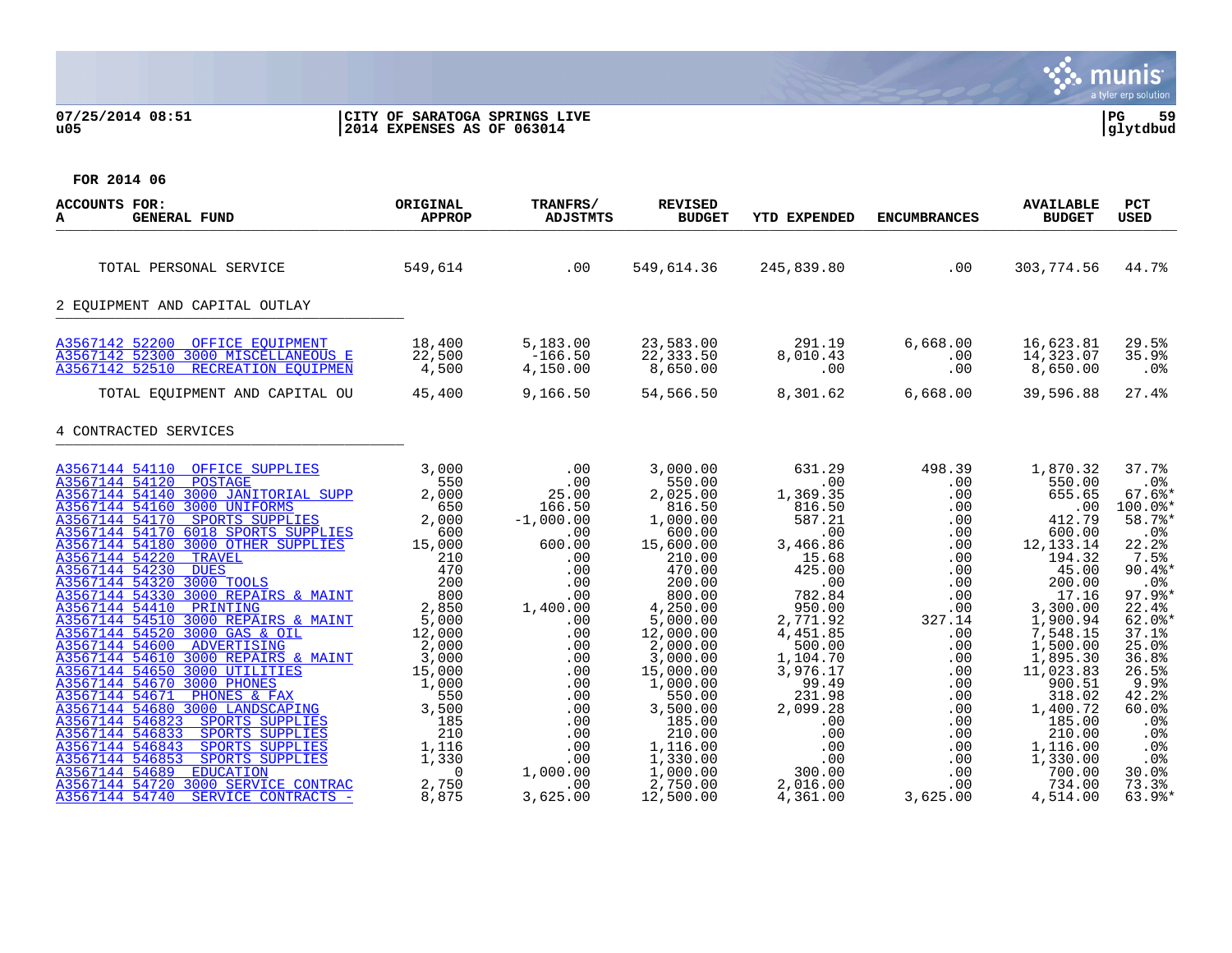07/25/2014 08:51 | CITY OF SARATOGA SPRINGS LIVE | PG 59
u05 | 2014 EXPENSES AS OF 063014 | glytdbud

FOR 2014 06

| ACCOUNTS FOR: A GENERAL FUND | ORIGINAL APPROP | TRANFRS/ ADJSTMTS | REVISED BUDGET | YTD EXPENDED | ENCUMBRANCES | AVAILABLE BUDGET | PCT USED |
|---|---|---|---|---|---|---|---|
| TOTAL PERSONAL SERVICE | 549,614 | .00 | 549,614.36 | 245,839.80 | .00 | 303,774.56 | 44.7% |
| **2 EQUIPMENT AND CAPITAL OUTLAY** | | | | | | | |
| A3567142 52200 OFFICE EQUIPMENT | 18,400 | 5,183.00 | 23,583.00 | 291.19 | 6,668.00 | 16,623.81 | 29.5% |
| A3567142 52300 3000 MISCELLANEOUS E | 22,500 | -166.50 | 22,333.50 | 8,010.43 | .00 | 14,323.07 | 35.9% |
| A3567142 52510 RECREATION EQUIPMEN | 4,500 | 4,150.00 | 8,650.00 | .00 | .00 | 8,650.00 | .0% |
| TOTAL EQUIPMENT AND CAPITAL OU | 45,400 | 9,166.50 | 54,566.50 | 8,301.62 | 6,668.00 | 39,596.88 | 27.4% |
| **4 CONTRACTED SERVICES** | | | | | | | |
| A3567144 54110 OFFICE SUPPLIES | 3,000 | .00 | 3,000.00 | 631.29 | 498.39 | 1,870.32 | 37.7% |
| A3567144 54120 POSTAGE | 550 | .00 | 550.00 | .00 | .00 | 550.00 | .0% |
| A3567144 54140 3000 JANITORIAL SUPP | 2,000 | 25.00 | 2,025.00 | 1,369.35 | .00 | 655.65 | 67.6%* |
| A3567144 54160 3000 UNIFORMS | 650 | 166.50 | 816.50 | 816.50 | .00 | .00 | 100.0%* |
| A3567144 54170 SPORTS SUPPLIES | 2,000 | -1,000.00 | 1,000.00 | 587.21 | .00 | 412.79 | 58.7%* |
| A3567144 54170 6018 SPORTS SUPPLIES | 600 | .00 | 600.00 | .00 | .00 | 600.00 | .0% |
| A3567144 54180 3000 OTHER SUPPLIES | 15,000 | 600.00 | 15,600.00 | 3,466.86 | .00 | 12,133.14 | 22.2% |
| A3567144 54220 TRAVEL | 210 | .00 | 210.00 | 15.68 | .00 | 194.32 | 7.5% |
| A3567144 54230 DUES | 470 | .00 | 470.00 | 425.00 | .00 | 45.00 | 90.4%* |
| A3567144 54320 3000 TOOLS | 200 | .00 | 200.00 | .00 | .00 | 200.00 | .0% |
| A3567144 54330 3000 REPAIRS & MAINT | 800 | .00 | 800.00 | 782.84 | .00 | 17.16 | 97.9%* |
| A3567144 54410 PRINTING | 2,850 | 1,400.00 | 4,250.00 | 950.00 | .00 | 3,300.00 | 22.4% |
| A3567144 54510 3000 REPAIRS & MAINT | 5,000 | .00 | 5,000.00 | 2,771.92 | 327.14 | 1,900.94 | 62.0%* |
| A3567144 54520 3000 GAS & OIL | 12,000 | .00 | 12,000.00 | 4,451.85 | .00 | 7,548.15 | 37.1% |
| A3567144 54600 ADVERTISING | 2,000 | .00 | 2,000.00 | 500.00 | .00 | 1,500.00 | 25.0% |
| A3567144 54610 3000 REPAIRS & MAINT | 3,000 | .00 | 3,000.00 | 1,104.70 | .00 | 1,895.30 | 36.8% |
| A3567144 54650 3000 UTILITIES | 15,000 | .00 | 15,000.00 | 3,976.17 | .00 | 11,023.83 | 26.5% |
| A3567144 54670 3000 PHONES | 1,000 | .00 | 1,000.00 | 99.49 | .00 | 900.51 | 9.9% |
| A3567144 54671 PHONES & FAX | 550 | .00 | 550.00 | 231.98 | .00 | 318.02 | 42.2% |
| A3567144 54680 3000 LANDSCAPING | 3,500 | .00 | 3,500.00 | 2,099.28 | .00 | 1,400.72 | 60.0% |
| A3567144 546823 SPORTS SUPPLIES | 185 | .00 | 185.00 | .00 | .00 | 185.00 | .0% |
| A3567144 546833 SPORTS SUPPLIES | 210 | .00 | 210.00 | .00 | .00 | 210.00 | .0% |
| A3567144 546843 SPORTS SUPPLIES | 1,116 | .00 | 1,116.00 | .00 | .00 | 1,116.00 | .0% |
| A3567144 546853 SPORTS SUPPLIES | 1,330 | .00 | 1,330.00 | .00 | .00 | 1,330.00 | .0% |
| A3567144 54689 EDUCATION | 0 | 1,000.00 | 1,000.00 | 300.00 | .00 | 700.00 | 30.0% |
| A3567144 54720 3000 SERVICE CONTRAC | 2,750 | .00 | 2,750.00 | 2,016.00 | .00 | 734.00 | 73.3% |
| A3567144 54740 SERVICE CONTRACTS - | 8,875 | 3,625.00 | 12,500.00 | 4,361.00 | 3,625.00 | 4,514.00 | 63.9%* |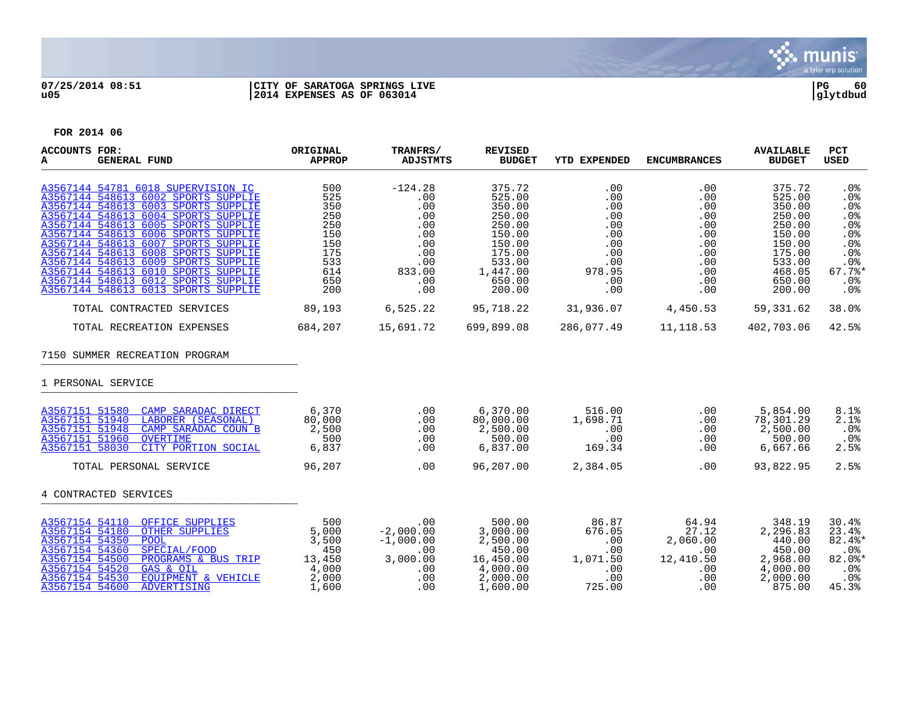07/25/2014 08:51 | CITY OF SARATOGA SPRINGS LIVE
u05 | 2014 EXPENSES AS OF 063014

**FOR 2014 06**

| ACCOUNTS FOR: A GENERAL FUND | ORIGINAL APPROP | TRANFRS/ ADJSTMTS | REVISED BUDGET | YTD EXPENDED | ENCUMBRANCES | AVAILABLE BUDGET | PCT USED |
|---|---|---|---|---|---|---|---|
| A3567144 54781 6018 SUPERVISION IC | 500 | -124.28 | 375.72 | .00 | .00 | 375.72 | .0% |
| A3567144 548613 6002 SPORTS SUPPLIE | 525 | .00 | 525.00 | .00 | .00 | 525.00 | .0% |
| A3567144 548613 6003 SPORTS SUPPLIE | 350 | .00 | 350.00 | .00 | .00 | 350.00 | .0% |
| A3567144 548613 6004 SPORTS SUPPLIE | 250 | .00 | 250.00 | .00 | .00 | 250.00 | .0% |
| A3567144 548613 6005 SPORTS SUPPLIE | 250 | .00 | 250.00 | .00 | .00 | 250.00 | .0% |
| A3567144 548613 6006 SPORTS SUPPLIE | 150 | .00 | 150.00 | .00 | .00 | 150.00 | .0% |
| A3567144 548613 6007 SPORTS SUPPLIE | 150 | .00 | 150.00 | .00 | .00 | 150.00 | .0% |
| A3567144 548613 6008 SPORTS SUPPLIE | 175 | .00 | 175.00 | .00 | .00 | 175.00 | .0% |
| A3567144 548613 6009 SPORTS SUPPLIE | 533 | .00 | 533.00 | .00 | .00 | 533.00 | .0% |
| A3567144 548613 6010 SPORTS SUPPLIE | 614 | 833.00 | 1,447.00 | 978.95 | .00 | 468.05 | 67.7%* |
| A3567144 548613 6012 SPORTS SUPPLIE | 650 | .00 | 650.00 | .00 | .00 | 650.00 | .0% |
| A3567144 548613 6013 SPORTS SUPPLIE | 200 | .00 | 200.00 | .00 | .00 | 200.00 | .0% |
| TOTAL CONTRACTED SERVICES | 89,193 | 6,525.22 | 95,718.22 | 31,936.07 | 4,450.53 | 59,331.62 | 38.0% |
| TOTAL RECREATION EXPENSES | 684,207 | 15,691.72 | 699,899.08 | 286,077.49 | 11,118.53 | 402,703.06 | 42.5% |
| **7150 SUMMER RECREATION PROGRAM** | | | | | | | |
| **1 PERSONAL SERVICE** | | | | | | | |
| A3567151 51580 CAMP SARADAC DIRECT | 6,370 | .00 | 6,370.00 | 516.00 | .00 | 5,854.00 | 8.1% |
| A3567151 51940 LABORER (SEASONAL) | 80,000 | .00 | 80,000.00 | 1,698.71 | .00 | 78,301.29 | 2.1% |
| A3567151 51948 CAMP SARADAC COUN B | 2,500 | .00 | 2,500.00 | .00 | .00 | 2,500.00 | .0% |
| A3567151 51960 OVERTIME | 500 | .00 | 500.00 | .00 | .00 | 500.00 | .0% |
| A3567151 58030 CITY PORTION SOCIAL | 6,837 | .00 | 6,837.00 | 169.34 | .00 | 6,667.66 | 2.5% |
| TOTAL PERSONAL SERVICE | 96,207 | .00 | 96,207.00 | 2,384.05 | .00 | 93,822.95 | 2.5% |
| **4 CONTRACTED SERVICES** | | | | | | | |
| A3567154 54110 OFFICE SUPPLIES | 500 | .00 | 500.00 | 86.87 | 64.94 | 348.19 | 30.4% |
| A3567154 54180 OTHER SUPPLIES | 5,000 | -2,000.00 | 3,000.00 | 676.05 | 27.12 | 2,296.83 | 23.4% |
| A3567154 54350 POOL | 3,500 | -1,000.00 | 2,500.00 | .00 | 2,060.00 | 440.00 | 82.4%* |
| A3567154 54360 SPECIAL/FOOD | 450 | .00 | 450.00 | .00 | .00 | 450.00 | .0% |
| A3567154 54500 PROGRAMS & BUS TRIP | 13,450 | 3,000.00 | 16,450.00 | 1,071.50 | 12,410.50 | 2,968.00 | 82.0%* |
| A3567154 54520 GAS & OIL | 4,000 | .00 | 4,000.00 | .00 | .00 | 4,000.00 | .0% |
| A3567154 54530 EQUIPMENT & VEHICLE | 2,000 | .00 | 2,000.00 | .00 | .00 | 2,000.00 | .0% |
| A3567154 54600 ADVERTISING | 1,600 | .00 | 1,600.00 | 725.00 | .00 | 875.00 | 45.3% |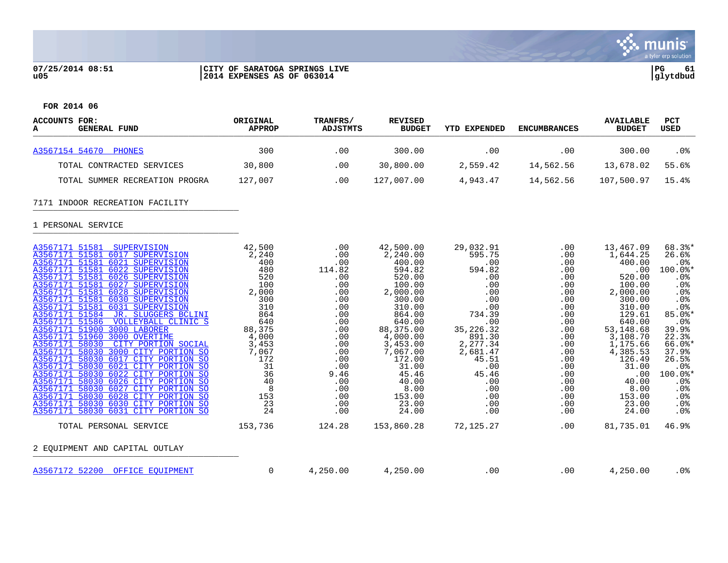FOR 2014 06

| ACCOUNTS FOR: A GENERAL FUND | ORIGINAL APPROP | TRANFRS/ ADJSTMTS | REVISED BUDGET | YTD EXPENDED | ENCUMBRANCES | AVAILABLE BUDGET | PCT USED |
|---|---|---|---|---|---|---|---|
| A3567154 54670 PHONES | 300 | .00 | 300.00 | .00 | .00 | 300.00 | .0% |
| TOTAL CONTRACTED SERVICES | 30,800 | .00 | 30,800.00 | 2,559.42 | 14,562.56 | 13,678.02 | 55.6% |
| TOTAL SUMMER RECREATION PROGRA | 127,007 | .00 | 127,007.00 | 4,943.47 | 14,562.56 | 107,500.97 | 15.4% |
| **7171 INDOOR RECREATION FACILITY** | | | | | | | |
| **1 PERSONAL SERVICE** | | | | | | | |
| A3567171 51581 SUPERVISION | 42,500 | .00 | 42,500.00 | 29,032.91 | .00 | 13,467.09 | 68.3%* |
| A3567171 51581 6017 SUPERVISION | 2,240 | .00 | 2,240.00 | 595.75 | .00 | 1,644.25 | 26.6% |
| A3567171 51581 6021 SUPERVISION | 400 | .00 | 400.00 | .00 | .00 | 400.00 | .0% |
| A3567171 51581 6022 SUPERVISION | 480 | 114.82 | 594.82 | 594.82 | .00 | .00 | 100.0%* |
| A3567171 51581 6026 SUPERVISION | 520 | .00 | 520.00 | .00 | .00 | 520.00 | .0% |
| A3567171 51581 6027 SUPERVISION | 100 | .00 | 100.00 | .00 | .00 | 100.00 | .0% |
| A3567171 51581 6028 SUPERVISION | 2,000 | .00 | 2,000.00 | .00 | .00 | 2,000.00 | .0% |
| A3567171 51581 6030 SUPERVISION | 300 | .00 | 300.00 | .00 | .00 | 300.00 | .0% |
| A3567171 51581 6031 SUPERVISION | 310 | .00 | 310.00 | .00 | .00 | 310.00 | .0% |
| A3567171 51584 JR. SLUGGERS BCLINI | 864 | .00 | 864.00 | 734.39 | .00 | 129.61 | 85.0%* |
| A3567171 51586 VOLLEYBALL CLINIC S | 640 | .00 | 640.00 | .00 | .00 | 640.00 | .0% |
| A3567171 51900 3000 LABORER | 88,375 | .00 | 88,375.00 | 35,226.32 | .00 | 53,148.68 | 39.9% |
| A3567171 51960 3000 OVERTIME | 4,000 | .00 | 4,000.00 | 891.30 | .00 | 3,108.70 | 22.3% |
| A3567171 58030 CITY PORTION SOCIAL | 3,453 | .00 | 3,453.00 | 2,277.34 | .00 | 1,175.66 | 66.0%* |
| A3567171 58030 3000 CITY PORTION SO | 7,067 | .00 | 7,067.00 | 2,681.47 | .00 | 4,385.53 | 37.9% |
| A3567171 58030 6017 CITY PORTION SO | 172 | .00 | 172.00 | 45.51 | .00 | 126.49 | 26.5% |
| A3567171 58030 6021 CITY PORTION SO | 31 | .00 | 31.00 | .00 | .00 | 31.00 | .0% |
| A3567171 58030 6022 CITY PORTION SO | 36 | 9.46 | 45.46 | 45.46 | .00 | .00 | 100.0%* |
| A3567171 58030 6026 CITY PORTION SO | 40 | .00 | 40.00 | .00 | .00 | 40.00 | .0% |
| A3567171 58030 6027 CITY PORTION SO | 8 | .00 | 8.00 | .00 | .00 | 8.00 | .0% |
| A3567171 58030 6028 CITY PORTION SO | 153 | .00 | 153.00 | .00 | .00 | 153.00 | .0% |
| A3567171 58030 6030 CITY PORTION SO | 23 | .00 | 23.00 | .00 | .00 | 23.00 | .0% |
| A3567171 58030 6031 CITY PORTION SO | 24 | .00 | 24.00 | .00 | .00 | 24.00 | .0% |
| TOTAL PERSONAL SERVICE | 153,736 | 124.28 | 153,860.28 | 72,125.27 | .00 | 81,735.01 | 46.9% |
| **2 EQUIPMENT AND CAPITAL OUTLAY** | | | | | | | |
| A3567172 52200 OFFICE EQUIPMENT | 0 | 4,250.00 | 4,250.00 | .00 | .00 | 4,250.00 | .0% |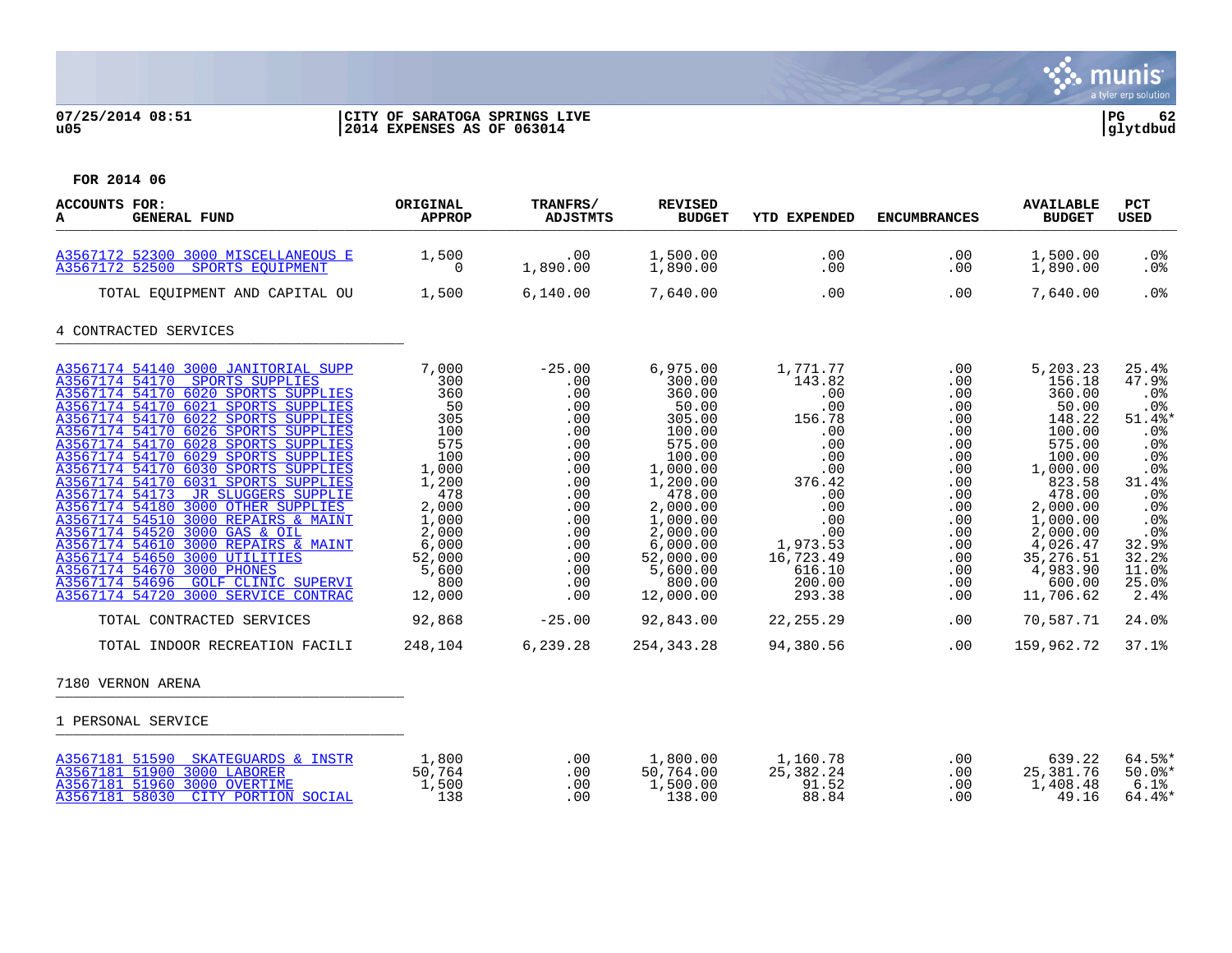07/25/2014 08:51 | CITY OF SARATOGA SPRINGS LIVE
u05 | 2014 EXPENSES AS OF 063014

FOR 2014 06

| ACCOUNTS FOR: A GENERAL FUND | ORIGINAL APPROP | TRANFRS/ ADJSTMTS | REVISED BUDGET | YTD EXPENDED | ENCUMBRANCES | AVAILABLE BUDGET | PCT USED |
|---|---|---|---|---|---|---|---|
| A3567172 52300 3000 MISCELLANEOUS E | 1,500 | .00 | 1,500.00 | .00 | .00 | 1,500.00 | .0% |
| A3567172 52500 SPORTS EQUIPMENT | 0 | 1,890.00 | 1,890.00 | .00 | .00 | 1,890.00 | .0% |
| TOTAL EQUIPMENT AND CAPITAL OU | 1,500 | 6,140.00 | 7,640.00 | .00 | .00 | 7,640.00 | .0% |
| **4 CONTRACTED SERVICES** | | | | | | | |
| A3567174 54140 3000 JANITORIAL SUPP | 7,000 | -25.00 | 6,975.00 | 1,771.77 | .00 | 5,203.23 | 25.4% |
| A3567174 54170 SPORTS SUPPLIES | 300 | .00 | 300.00 | 143.82 | .00 | 156.18 | 47.9% |
| A3567174 54170 6020 SPORTS SUPPLIES | 360 | .00 | 360.00 | .00 | .00 | 360.00 | .0% |
| A3567174 54170 6021 SPORTS SUPPLIES | 50 | .00 | 50.00 | .00 | .00 | 50.00 | .0% |
| A3567174 54170 6022 SPORTS SUPPLIES | 305 | .00 | 305.00 | 156.78 | .00 | 148.22 | 51.4%* |
| A3567174 54170 6026 SPORTS SUPPLIES | 100 | .00 | 100.00 | .00 | .00 | 100.00 | .0% |
| A3567174 54170 6028 SPORTS SUPPLIES | 575 | .00 | 575.00 | .00 | .00 | 575.00 | .0% |
| A3567174 54170 6029 SPORTS SUPPLIES | 100 | .00 | 100.00 | .00 | .00 | 100.00 | .0% |
| A3567174 54170 6030 SPORTS SUPPLIES | 1,000 | .00 | 1,000.00 | .00 | .00 | 1,000.00 | .0% |
| A3567174 54170 6031 SPORTS SUPPLIES | 1,200 | .00 | 1,200.00 | 376.42 | .00 | 823.58 | 31.4% |
| A3567174 54173 JR SLUGGERS SUPPLIE | 478 | .00 | 478.00 | .00 | .00 | 478.00 | .0% |
| A3567174 54180 3000 OTHER SUPPLIES | 2,000 | .00 | 2,000.00 | .00 | .00 | 2,000.00 | .0% |
| A3567174 54510 3000 REPAIRS & MAINT | 1,000 | .00 | 1,000.00 | .00 | .00 | 1,000.00 | .0% |
| A3567174 54520 3000 GAS & OIL | 2,000 | .00 | 2,000.00 | .00 | .00 | 2,000.00 | .0% |
| A3567174 54610 3000 REPAIRS & MAINT | 6,000 | .00 | 6,000.00 | 1,973.53 | .00 | 4,026.47 | 32.9% |
| A3567174 54650 3000 UTILITIES | 52,000 | .00 | 52,000.00 | 16,723.49 | .00 | 35,276.51 | 32.2% |
| A3567174 54670 3000 PHONES | 5,600 | .00 | 5,600.00 | 616.10 | .00 | 4,983.90 | 11.0% |
| A3567174 54696 GOLF CLINIC SUPERVI | 800 | .00 | 800.00 | 200.00 | .00 | 600.00 | 25.0% |
| A3567174 54720 3000 SERVICE CONTRAC | 12,000 | .00 | 12,000.00 | 293.38 | .00 | 11,706.62 | 2.4% |
| TOTAL CONTRACTED SERVICES | 92,868 | -25.00 | 92,843.00 | 22,255.29 | .00 | 70,587.71 | 24.0% |
| TOTAL INDOOR RECREATION FACILI | 248,104 | 6,239.28 | 254,343.28 | 94,380.56 | .00 | 159,962.72 | 37.1% |
| **7180 VERNON ARENA** | | | | | | | |
| **1 PERSONAL SERVICE** | | | | | | | |
| A3567181 51590 SKATEGUARDS & INSTR | 1,800 | .00 | 1,800.00 | 1,160.78 | .00 | 639.22 | 64.5%* |
| A3567181 51900 3000 LABORER | 50,764 | .00 | 50,764.00 | 25,382.24 | .00 | 25,381.76 | 50.0%* |
| A3567181 51960 3000 OVERTIME | 1,500 | .00 | 1,500.00 | 91.52 | .00 | 1,408.48 | 6.1% |
| A3567181 58030 CITY PORTION SOCIAL | 138 | .00 | 138.00 | 88.84 | .00 | 49.16 | 64.4%* |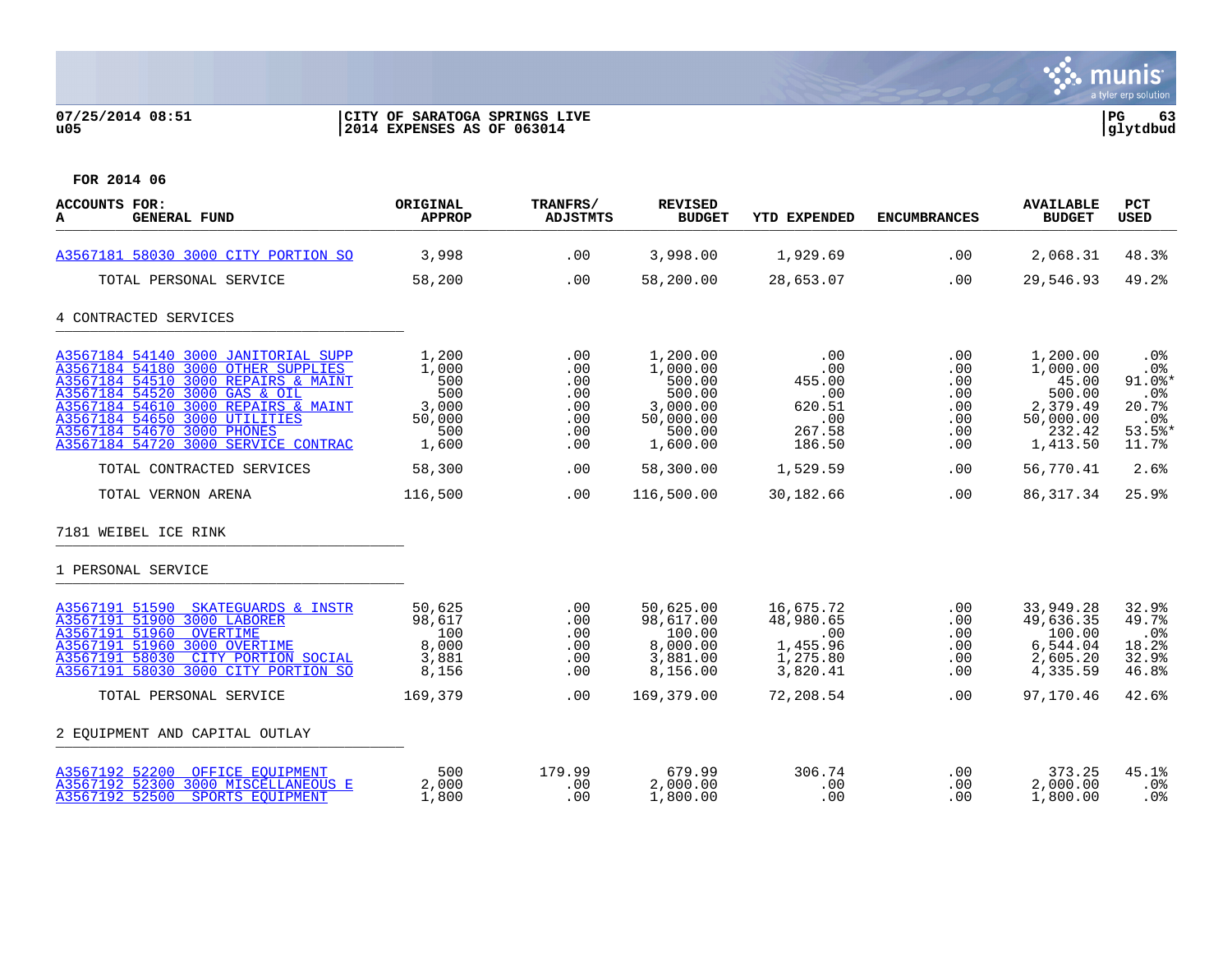07/25/2014 08:51 | CITY OF SARATOGA SPRINGS LIVE
u05 | 2014 EXPENSES AS OF 063014

FOR 2014 06

| ACCOUNTS FOR: A GENERAL FUND | ORIGINAL APPROP | TRANFRS/ ADJSTMTS | REVISED BUDGET | YTD EXPENDED | ENCUMBRANCES | AVAILABLE BUDGET | PCT USED |
|---|---|---|---|---|---|---|---|
| A3567181 58030 3000 CITY PORTION SO | 3,998 | .00 | 3,998.00 | 1,929.69 | .00 | 2,068.31 | 48.3% |
| TOTAL PERSONAL SERVICE | 58,200 | .00 | 58,200.00 | 28,653.07 | .00 | 29,546.93 | 49.2% |
| **4 CONTRACTED SERVICES** | | | | | | | |
| A3567184 54140 3000 JANITORIAL SUPP | 1,200 | .00 | 1,200.00 | .00 | .00 | 1,200.00 | .0% |
| A3567184 54180 3000 OTHER SUPPLIES | 1,000 | .00 | 1,000.00 | .00 | .00 | 1,000.00 | .0% |
| A3567184 54510 3000 REPAIRS & MAINT | 500 | .00 | 500.00 | 455.00 | .00 | 45.00 | 91.0%* |
| A3567184 54520 3000 GAS & OIL | 500 | .00 | 500.00 | .00 | .00 | 500.00 | .0% |
| A3567184 54610 3000 REPAIRS & MAINT | 3,000 | .00 | 3,000.00 | 620.51 | .00 | 2,379.49 | 20.7% |
| A3567184 54650 3000 UTILITIES | 50,000 | .00 | 50,000.00 | .00 | .00 | 50,000.00 | .0% |
| A3567184 54670 3000 PHONES | 500 | .00 | 500.00 | 267.58 | .00 | 232.42 | 53.5%* |
| A3567184 54720 3000 SERVICE CONTRAC | 1,600 | .00 | 1,600.00 | 186.50 | .00 | 1,413.50 | 11.7% |
| TOTAL CONTRACTED SERVICES | 58,300 | .00 | 58,300.00 | 1,529.59 | .00 | 56,770.41 | 2.6% |
| TOTAL VERNON ARENA | 116,500 | .00 | 116,500.00 | 30,182.66 | .00 | 86,317.34 | 25.9% |
| **7181 WEIBEL ICE RINK** | | | | | | | |
| **1 PERSONAL SERVICE** | | | | | | | |
| A3567191 51590 SKATEGUARDS & INSTR | 50,625 | .00 | 50,625.00 | 16,675.72 | .00 | 33,949.28 | 32.9% |
| A3567191 51900 3000 LABORER | 98,617 | .00 | 98,617.00 | 48,980.65 | .00 | 49,636.35 | 49.7% |
| A3567191 51960 OVERTIME | 100 | .00 | 100.00 | .00 | .00 | 100.00 | .0% |
| A3567191 51960 3000 OVERTIME | 8,000 | .00 | 8,000.00 | 1,455.96 | .00 | 6,544.04 | 18.2% |
| A3567191 58030 CITY PORTION SOCIAL | 3,881 | .00 | 3,881.00 | 1,275.80 | .00 | 2,605.20 | 32.9% |
| A3567191 58030 3000 CITY PORTION SO | 8,156 | .00 | 8,156.00 | 3,820.41 | .00 | 4,335.59 | 46.8% |
| TOTAL PERSONAL SERVICE | 169,379 | .00 | 169,379.00 | 72,208.54 | .00 | 97,170.46 | 42.6% |
| **2 EQUIPMENT AND CAPITAL OUTLAY** | | | | | | | |
| A3567192 52200 OFFICE EQUIPMENT | 500 | 179.99 | 679.99 | 306.74 | .00 | 373.25 | 45.1% |
| A3567192 52300 3000 MISCELLANEOUS E | 2,000 | .00 | 2,000.00 | .00 | .00 | 2,000.00 | .0% |
| A3567192 52500 SPORTS EQUIPMENT | 1,800 | .00 | 1,800.00 | .00 | .00 | 1,800.00 | .0% |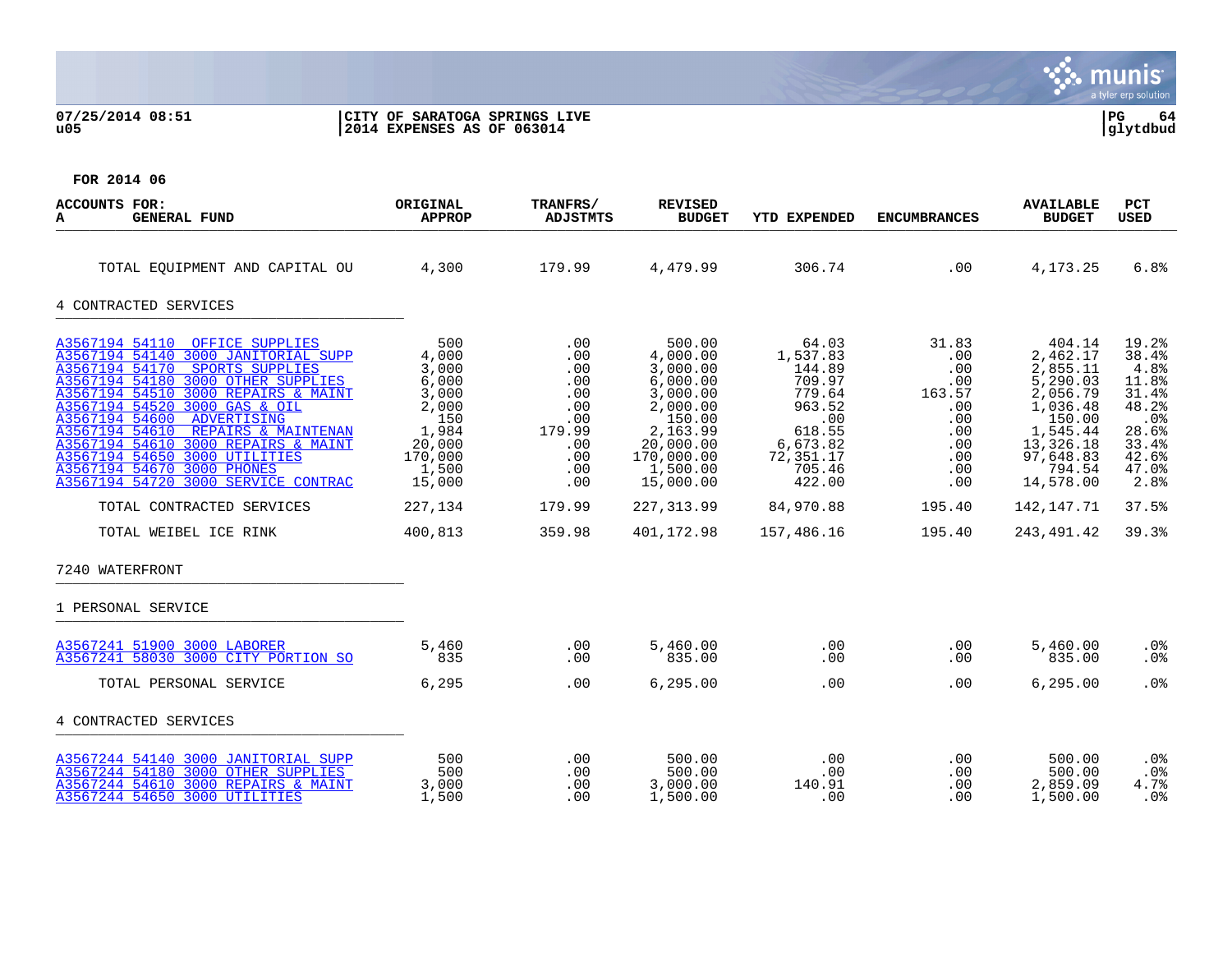**CITY OF SARATOGA SPRINGS LIVE**
**2014 EXPENSES AS OF 063014**

**FOR 2014 06**

| ACCOUNTS FOR: A GENERAL FUND | ORIGINAL APPROP | TRANFRS/ ADJSTMTS | REVISED BUDGET | YTD EXPENDED | ENCUMBRANCES | AVAILABLE BUDGET | PCT USED |
|---|---|---|---|---|---|---|---|
| TOTAL EQUIPMENT AND CAPITAL OU | 4,300 | 179.99 | 4,479.99 | 306.74 | .00 | 4,173.25 | 6.8% |
| **4 CONTRACTED SERVICES** | | | | | | | |
| A3567194 54110 OFFICE SUPPLIES | 500 | .00 | 500.00 | 64.03 | 31.83 | 404.14 | 19.2% |
| A3567194 54140 3000 JANITORIAL SUPP | 4,000 | .00 | 4,000.00 | 1,537.83 | .00 | 2,462.17 | 38.4% |
| A3567194 54170 SPORTS SUPPLIES | 3,000 | .00 | 3,000.00 | 144.89 | .00 | 2,855.11 | 4.8% |
| A3567194 54180 3000 OTHER SUPPLIES | 6,000 | .00 | 6,000.00 | 709.97 | .00 | 5,290.03 | 11.8% |
| A3567194 54510 3000 REPAIRS & MAINT | 3,000 | .00 | 3,000.00 | 779.64 | 163.57 | 2,056.79 | 31.4% |
| A3567194 54520 3000 GAS & OIL | 2,000 | .00 | 2,000.00 | 963.52 | .00 | 1,036.48 | 48.2% |
| A3567194 54600 ADVERTISING | 150 | .00 | 150.00 | .00 | .00 | 150.00 | .0% |
| A3567194 54610 REPAIRS & MAINTENAN | 1,984 | 179.99 | 2,163.99 | 618.55 | .00 | 1,545.44 | 28.6% |
| A3567194 54610 3000 REPAIRS & MAINT | 20,000 | .00 | 20,000.00 | 6,673.82 | .00 | 13,326.18 | 33.4% |
| A3567194 54650 3000 UTILITIES | 170,000 | .00 | 170,000.00 | 72,351.17 | .00 | 97,648.83 | 42.6% |
| A3567194 54670 3000 PHONES | 1,500 | .00 | 1,500.00 | 705.46 | .00 | 794.54 | 47.0% |
| A3567194 54720 3000 SERVICE CONTRAC | 15,000 | .00 | 15,000.00 | 422.00 | .00 | 14,578.00 | 2.8% |
| TOTAL CONTRACTED SERVICES | 227,134 | 179.99 | 227,313.99 | 84,970.88 | 195.40 | 142,147.71 | 37.5% |
| TOTAL WEIBEL ICE RINK | 400,813 | 359.98 | 401,172.98 | 157,486.16 | 195.40 | 243,491.42 | 39.3% |
| **7240 WATERFRONT** | | | | | | | |
| **1 PERSONAL SERVICE** | | | | | | | |
| A3567241 51900 3000 LABORER | 5,460 | .00 | 5,460.00 | .00 | .00 | 5,460.00 | .0% |
| A3567241 58030 3000 CITY PORTION SO | 835 | .00 | 835.00 | .00 | .00 | 835.00 | .0% |
| TOTAL PERSONAL SERVICE | 6,295 | .00 | 6,295.00 | .00 | .00 | 6,295.00 | .0% |
| **4 CONTRACTED SERVICES** | | | | | | | |
| A3567244 54140 3000 JANITORIAL SUPP | 500 | .00 | 500.00 | .00 | .00 | 500.00 | .0% |
| A3567244 54180 3000 OTHER SUPPLIES | 500 | .00 | 500.00 | .00 | .00 | 500.00 | .0% |
| A3567244 54610 3000 REPAIRS & MAINT | 3,000 | .00 | 3,000.00 | 140.91 | .00 | 2,859.09 | 4.7% |
| A3567244 54650 3000 UTILITIES | 1,500 | .00 | 1,500.00 | .00 | .00 | 1,500.00 | .0% |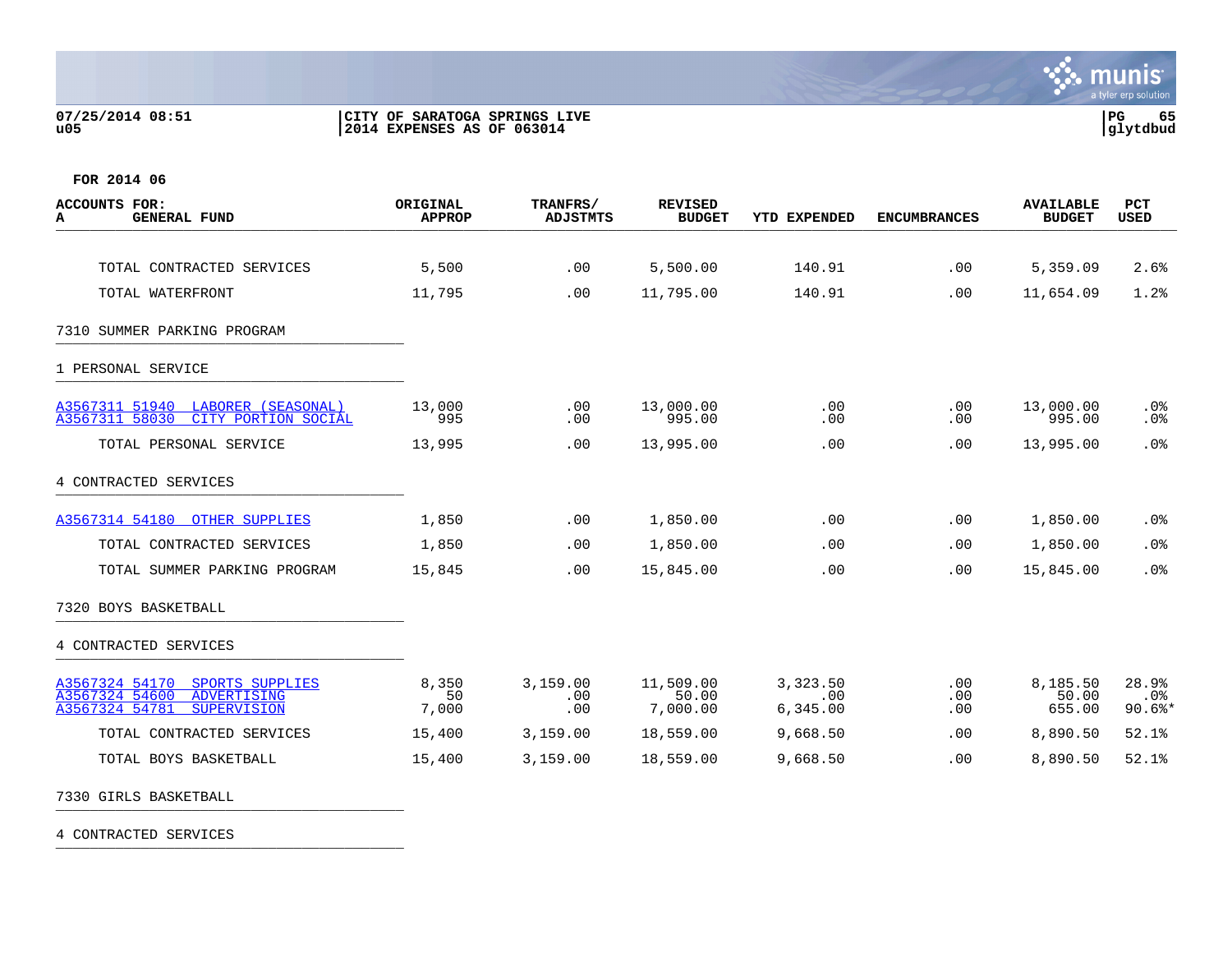07/25/2014 08:51 | CITY OF SARATOGA SPRINGS LIVE | PG 65
u05 | 2014 EXPENSES AS OF 063014 | glytdbud

FOR 2014 06

| ACCOUNTS FOR: A GENERAL FUND | ORIGINAL APPROP | TRANFRS/ ADJSTMTS | REVISED BUDGET | YTD EXPENDED | ENCUMBRANCES | AVAILABLE BUDGET | PCT USED |
|---|---|---|---|---|---|---|---|
| TOTAL CONTRACTED SERVICES | 5,500 | .00 | 5,500.00 | 140.91 | .00 | 5,359.09 | 2.6% |
| TOTAL WATERFRONT | 11,795 | .00 | 11,795.00 | 140.91 | .00 | 11,654.09 | 1.2% |
| **7310 SUMMER PARKING PROGRAM** | | | | | | | |
| **1 PERSONAL SERVICE** | | | | | | | |
| A3567311 51940 LABORER (SEASONAL) | 13,000 | .00 | 13,000.00 | .00 | .00 | 13,000.00 | .0% |
| A3567311 58030 CITY PORTION SOCIAL | 995 | .00 | 995.00 | .00 | .00 | 995.00 | .0% |
| TOTAL PERSONAL SERVICE | 13,995 | .00 | 13,995.00 | .00 | .00 | 13,995.00 | .0% |
| **4 CONTRACTED SERVICES** | | | | | | | |
| A3567314 54180 OTHER SUPPLIES | 1,850 | .00 | 1,850.00 | .00 | .00 | 1,850.00 | .0% |
| TOTAL CONTRACTED SERVICES | 1,850 | .00 | 1,850.00 | .00 | .00 | 1,850.00 | .0% |
| TOTAL SUMMER PARKING PROGRAM | 15,845 | .00 | 15,845.00 | .00 | .00 | 15,845.00 | .0% |
| **7320 BOYS BASKETBALL** | | | | | | | |
| **4 CONTRACTED SERVICES** | | | | | | | |
| A3567324 54170 SPORTS SUPPLIES | 8,350 | 3,159.00 | 11,509.00 | 3,323.50 | .00 | 8,185.50 | 28.9% |
| A3567324 54600 ADVERTISING | 50 | .00 | 50.00 | .00 | .00 | 50.00 | .0% |
| A3567324 54781 SUPERVISION | 7,000 | .00 | 7,000.00 | 6,345.00 | .00 | 655.00 | 90.6%* |
| TOTAL CONTRACTED SERVICES | 15,400 | 3,159.00 | 18,559.00 | 9,668.50 | .00 | 8,890.50 | 52.1% |
| TOTAL BOYS BASKETBALL | 15,400 | 3,159.00 | 18,559.00 | 9,668.50 | .00 | 8,890.50 | 52.1% |
| **7330 GIRLS BASKETBALL** | | | | | | | |
| **4 CONTRACTED SERVICES** | | | | | | | |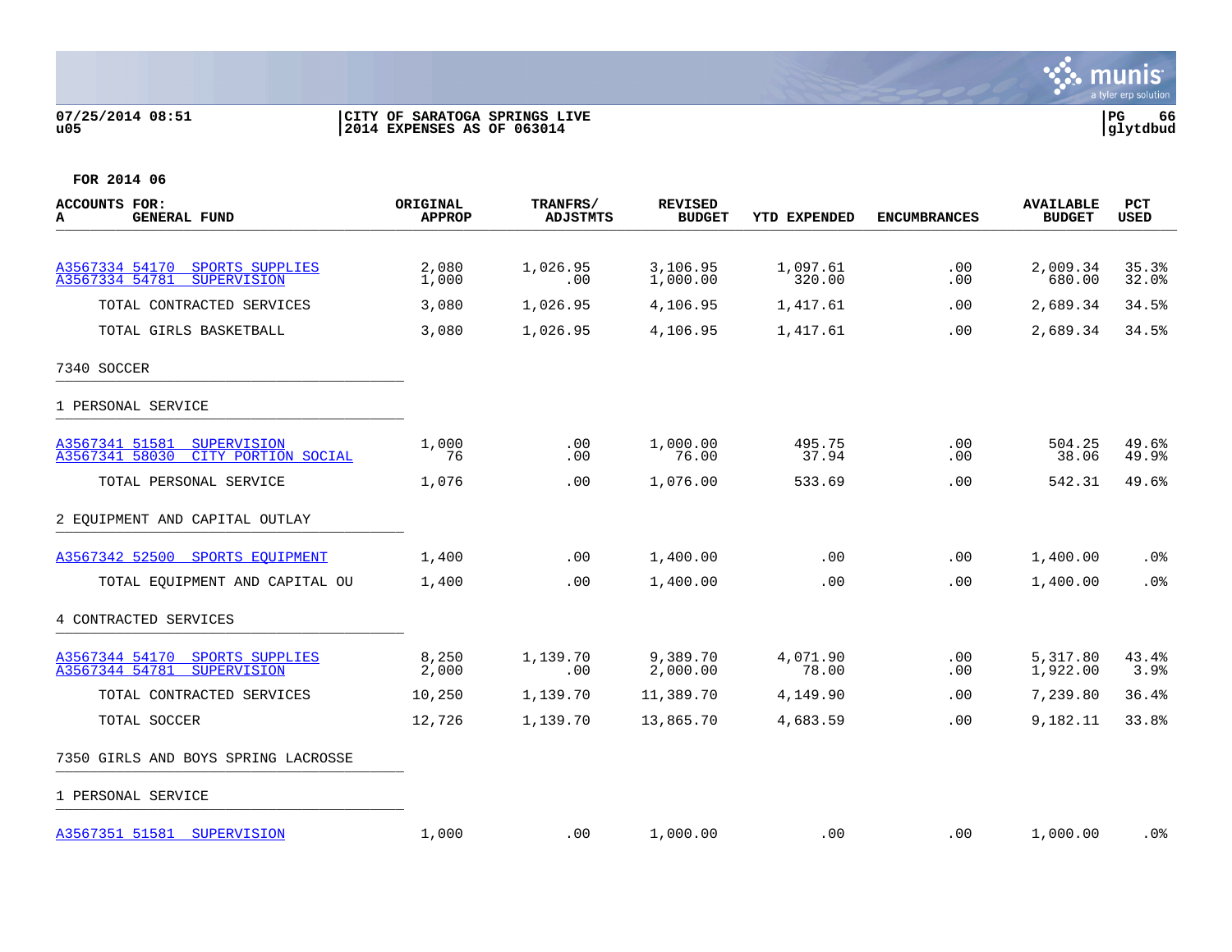07/25/2014 08:51
u05

CITY OF SARATOGA SPRINGS LIVE
2014 EXPENSES AS OF 063014

glytdbud

FOR 2014 06

| ACCOUNTS FOR: A GENERAL FUND | ORIGINAL APPROP | TRANFRS/ ADJSTMTS | REVISED BUDGET | YTD EXPENDED | ENCUMBRANCES | AVAILABLE BUDGET | PCT USED |
|---|---|---|---|---|---|---|---|
| A3567334 54170 SPORTS SUPPLIES | 2,080 | 1,026.95 | 3,106.95 | 1,097.61 | .00 | 2,009.34 | 35.3% |
| A3567334 54781 SUPERVISION | 1,000 | .00 | 1,000.00 | 320.00 | .00 | 680.00 | 32.0% |
| TOTAL CONTRACTED SERVICES | 3,080 | 1,026.95 | 4,106.95 | 1,417.61 | .00 | 2,689.34 | 34.5% |
| TOTAL GIRLS BASKETBALL | 3,080 | 1,026.95 | 4,106.95 | 1,417.61 | .00 | 2,689.34 | 34.5% |
| **7340 SOCCER** | | | | | | | |
| **1 PERSONAL SERVICE** | | | | | | | |
| A3567341 51581 SUPERVISION | 1,000 | .00 | 1,000.00 | 495.75 | .00 | 504.25 | 49.6% |
| A3567341 58030 CITY PORTION SOCIAL | 76 | .00 | 76.00 | 37.94 | .00 | 38.06 | 49.9% |
| TOTAL PERSONAL SERVICE | 1,076 | .00 | 1,076.00 | 533.69 | .00 | 542.31 | 49.6% |
| **2 EQUIPMENT AND CAPITAL OUTLAY** | | | | | | | |
| A3567342 52500 SPORTS EQUIPMENT | 1,400 | .00 | 1,400.00 | .00 | .00 | 1,400.00 | .0% |
| TOTAL EQUIPMENT AND CAPITAL OU | 1,400 | .00 | 1,400.00 | .00 | .00 | 1,400.00 | .0% |
| **4 CONTRACTED SERVICES** | | | | | | | |
| A3567344 54170 SPORTS SUPPLIES | 8,250 | 1,139.70 | 9,389.70 | 4,071.90 | .00 | 5,317.80 | 43.4% |
| A3567344 54781 SUPERVISION | 2,000 | .00 | 2,000.00 | 78.00 | .00 | 1,922.00 | 3.9% |
| TOTAL CONTRACTED SERVICES | 10,250 | 1,139.70 | 11,389.70 | 4,149.90 | .00 | 7,239.80 | 36.4% |
| TOTAL SOCCER | 12,726 | 1,139.70 | 13,865.70 | 4,683.59 | .00 | 9,182.11 | 33.8% |
| **7350 GIRLS AND BOYS SPRING LACROSSE** | | | | | | | |
| **1 PERSONAL SERVICE** | | | | | | | |
| A3567351 51581 SUPERVISION | 1,000 | .00 | 1,000.00 | .00 | .00 | 1,000.00 | .0% |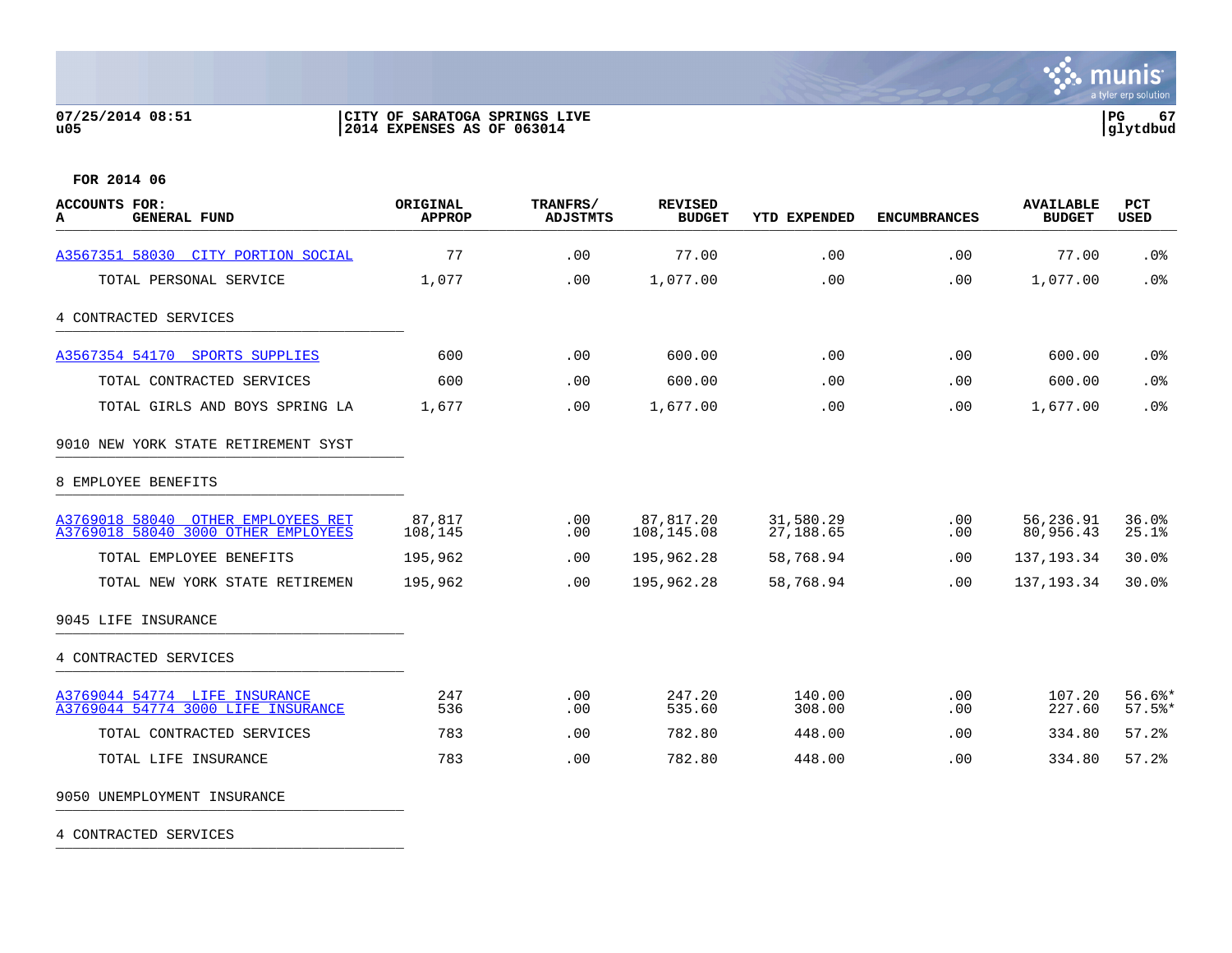07/25/2014 08:51
u05

CITY OF SARATOGA SPRINGS LIVE
2014 EXPENSES AS OF 063014

PG 67
glytdbud

**FOR 2014 06**

| ACCOUNTS FOR: A GENERAL FUND | ORIGINAL APPROP | TRANFRS/ ADJSTMTS | REVISED BUDGET | YTD EXPENDED | ENCUMBRANCES | AVAILABLE BUDGET | PCT USED |
|---|---|---|---|---|---|---|---|
| A3567351 58030 CITY PORTION SOCIAL | 77 | .00 | 77.00 | .00 | .00 | 77.00 | .0% |
| TOTAL PERSONAL SERVICE | 1,077 | .00 | 1,077.00 | .00 | .00 | 1,077.00 | .0% |
| 4 CONTRACTED SERVICES | | | | | | | |
| A3567354 54170 SPORTS SUPPLIES | 600 | .00 | 600.00 | .00 | .00 | 600.00 | .0% |
| TOTAL CONTRACTED SERVICES | 600 | .00 | 600.00 | .00 | .00 | 600.00 | .0% |
| TOTAL GIRLS AND BOYS SPRING LA | 1,677 | .00 | 1,677.00 | .00 | .00 | 1,677.00 | .0% |
| 9010 NEW YORK STATE RETIREMENT SYST | | | | | | | |
| 8 EMPLOYEE BENEFITS | | | | | | | |
| A3769018 58040 OTHER EMPLOYEES RET | 87,817 | .00 | 87,817.20 | 31,580.29 | .00 | 56,236.91 | 36.0% |
| A3769018 58040 3000 OTHER EMPLOYEES | 108,145 | .00 | 108,145.08 | 27,188.65 | .00 | 80,956.43 | 25.1% |
| TOTAL EMPLOYEE BENEFITS | 195,962 | .00 | 195,962.28 | 58,768.94 | .00 | 137,193.34 | 30.0% |
| TOTAL NEW YORK STATE RETIREMEN | 195,962 | .00 | 195,962.28 | 58,768.94 | .00 | 137,193.34 | 30.0% |
| 9045 LIFE INSURANCE | | | | | | | |
| 4 CONTRACTED SERVICES | | | | | | | |
| A3769044 54774 LIFE INSURANCE | 247 | .00 | 247.20 | 140.00 | .00 | 107.20 | 56.6%* |
| A3769044 54774 3000 LIFE INSURANCE | 536 | .00 | 535.60 | 308.00 | .00 | 227.60 | 57.5%* |
| TOTAL CONTRACTED SERVICES | 783 | .00 | 782.80 | 448.00 | .00 | 334.80 | 57.2% |
| TOTAL LIFE INSURANCE | 783 | .00 | 782.80 | 448.00 | .00 | 334.80 | 57.2% |
| 9050 UNEMPLOYMENT INSURANCE | | | | | | | |
| 4 CONTRACTED SERVICES | | | | | | | |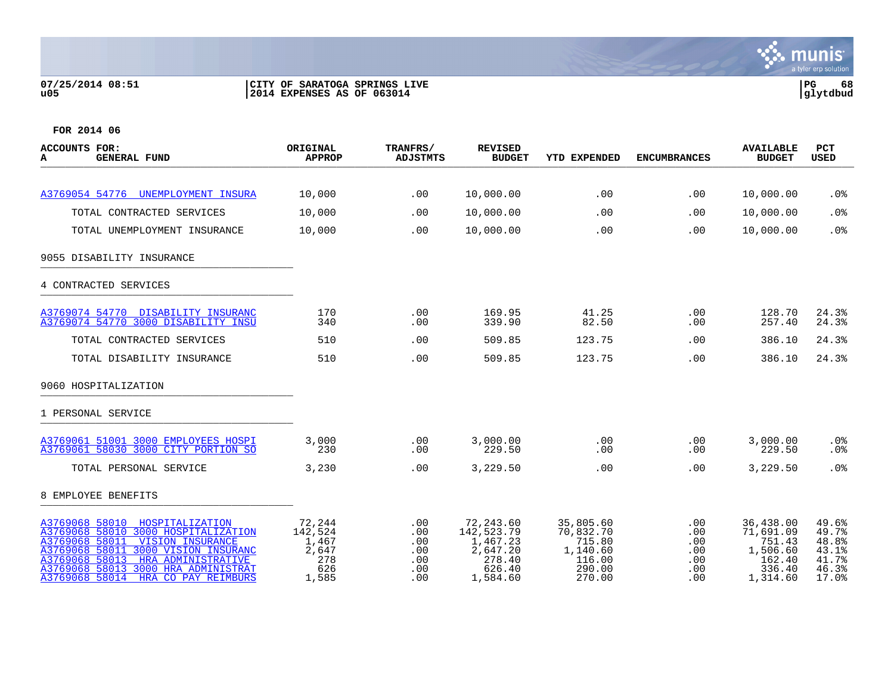07/25/2014 08:51 | CITY OF SARATOGA SPRINGS LIVE
u05 | 2014 EXPENSES AS OF 063014

FOR 2014 06

| ACCOUNTS FOR: A GENERAL FUND | ORIGINAL APPROP | TRANFRS/ ADJSTMTS | REVISED BUDGET | YTD EXPENDED | ENCUMBRANCES | AVAILABLE BUDGET | PCT USED |
|---|---|---|---|---|---|---|---|
| A3769054 54776 UNEMPLOYMENT INSURA | 10,000 | .00 | 10,000.00 | .00 | .00 | 10,000.00 | .0% |
| TOTAL CONTRACTED SERVICES | 10,000 | .00 | 10,000.00 | .00 | .00 | 10,000.00 | .0% |
| TOTAL UNEMPLOYMENT INSURANCE | 10,000 | .00 | 10,000.00 | .00 | .00 | 10,000.00 | .0% |
| 9055 DISABILITY INSURANCE | | | | | | | |
| 4 CONTRACTED SERVICES | | | | | | | |
| A3769074 54770 DISABILITY INSURANC | 170 | .00 | 169.95 | 41.25 | .00 | 128.70 | 24.3% |
| A3769074 54770 3000 DISABILITY INSU | 340 | .00 | 339.90 | 82.50 | .00 | 257.40 | 24.3% |
| TOTAL CONTRACTED SERVICES | 510 | .00 | 509.85 | 123.75 | .00 | 386.10 | 24.3% |
| TOTAL DISABILITY INSURANCE | 510 | .00 | 509.85 | 123.75 | .00 | 386.10 | 24.3% |
| 9060 HOSPITALIZATION | | | | | | | |
| 1 PERSONAL SERVICE | | | | | | | |
| A3769061 51001 3000 EMPLOYEES HOSPI | 3,000 | .00 | 3,000.00 | .00 | .00 | 3,000.00 | .0% |
| A3769061 58030 3000 CITY PORTION SO | 230 | .00 | 229.50 | .00 | .00 | 229.50 | .0% |
| TOTAL PERSONAL SERVICE | 3,230 | .00 | 3,229.50 | .00 | .00 | 3,229.50 | .0% |
| 8 EMPLOYEE BENEFITS | | | | | | | |
| A3769068 58010 HOSPITALIZATION | 72,244 | .00 | 72,243.60 | 35,805.60 | .00 | 36,438.00 | 49.6% |
| A3769068 58010 3000 HOSPITALIZATION | 142,524 | .00 | 142,523.79 | 70,832.70 | .00 | 71,691.09 | 49.7% |
| A3769068 58011 VISION INSURANCE | 1,467 | .00 | 1,467.23 | 715.80 | .00 | 751.43 | 48.8% |
| A3769068 58011 3000 VISION INSURANC | 2,647 | .00 | 2,647.20 | 1,140.60 | .00 | 1,506.60 | 43.1% |
| A3769068 58013 HRA ADMINISTRATIVE | 278 | .00 | 278.40 | 116.00 | .00 | 162.40 | 41.7% |
| A3769068 58013 3000 HRA ADMINISTRAT | 626 | .00 | 626.40 | 290.00 | .00 | 336.40 | 46.3% |
| A3769068 58014 HRA CO PAY REIMBURS | 1,585 | .00 | 1,584.60 | 270.00 | .00 | 1,314.60 | 17.0% |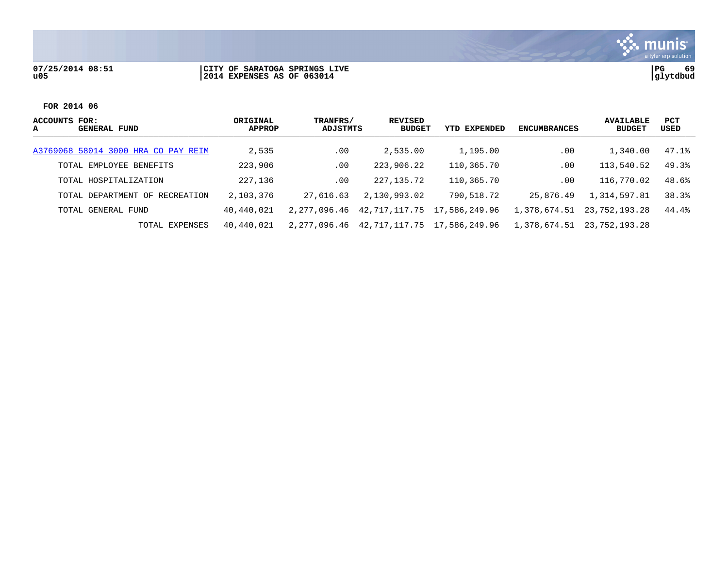**FOR 2014 06**

| ACCOUNTS FOR: A GENERAL FUND | ORIGINAL APPROP | TRANFRS/ ADJSTMTS | REVISED BUDGET | YTD EXPENDED | ENCUMBRANCES | AVAILABLE BUDGET | PCT USED |
|---|---|---|---|---|---|---|---|
| A3769068 58014 3000 HRA CO PAY REIM | 2,535 | .00 | 2,535.00 | 1,195.00 | .00 | 1,340.00 | 47.1% |
| TOTAL EMPLOYEE BENEFITS | 223,906 | .00 | 223,906.22 | 110,365.70 | .00 | 113,540.52 | 49.3% |
| TOTAL HOSPITALIZATION | 227,136 | .00 | 227,135.72 | 110,365.70 | .00 | 116,770.02 | 48.6% |
| TOTAL DEPARTMENT OF RECREATION | 2,103,376 | 27,616.63 | 2,130,993.02 | 790,518.72 | 25,876.49 | 1,314,597.81 | 38.3% |
| TOTAL GENERAL FUND | 40,440,021 | 2,277,096.46 | 42,717,117.75 | 17,586,249.96 | 1,378,674.51 | 23,752,193.28 | 44.4% |
| TOTAL EXPENSES | 40,440,021 | 2,277,096.46 | 42,717,117.75 | 17,586,249.96 | 1,378,674.51 | 23,752,193.28 | |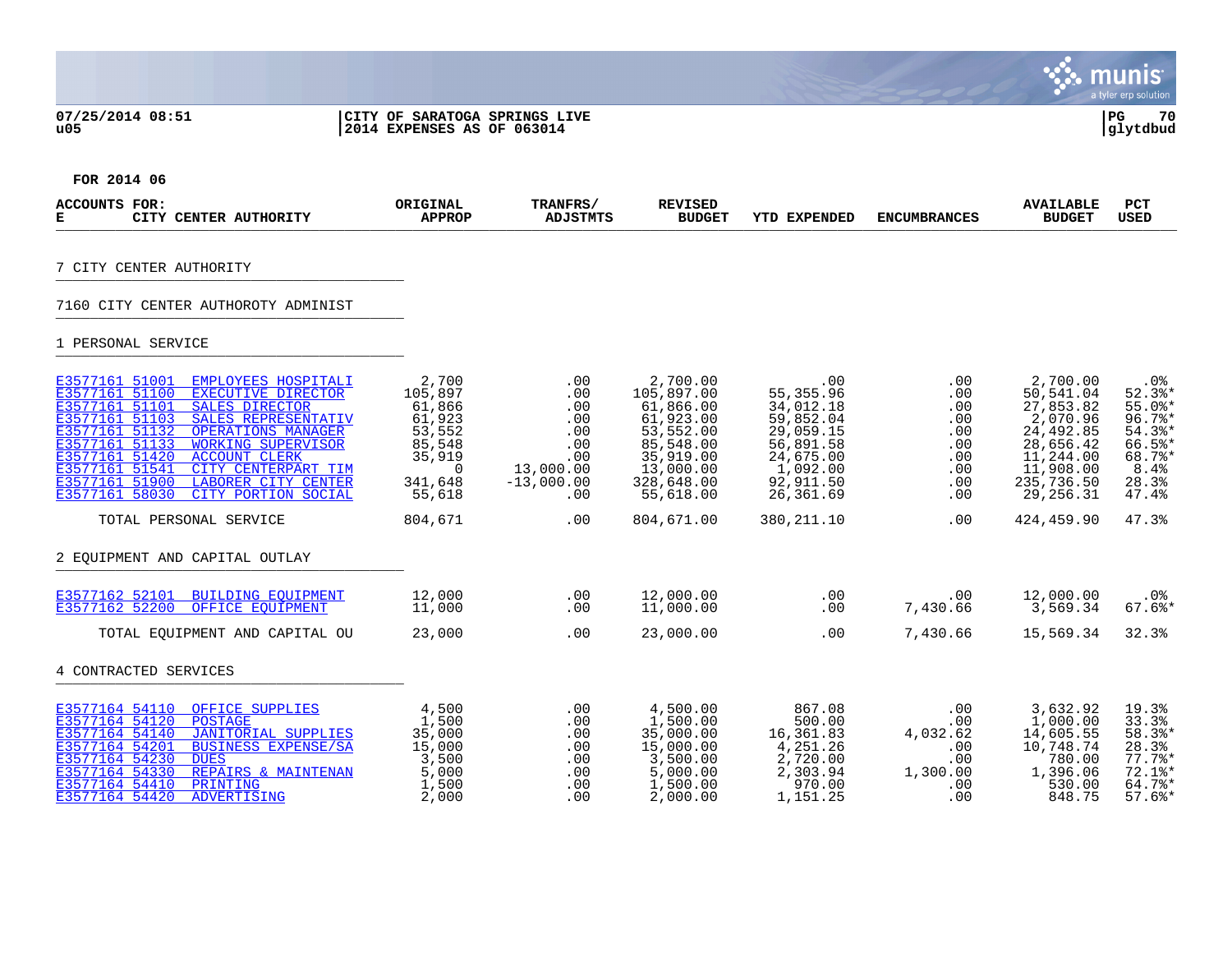**07/25/2014 08:51** | **CITY OF SARATOGA SPRINGS LIVE** | **PG 70**
**u05** | **2014 EXPENSES AS OF 063014** | **glytdbud**

**FOR 2014 06**

| ACCOUNTS FOR: E CITY CENTER AUTHORITY | ORIGINAL APPROP | TRANFRS/ ADJSTMTS | REVISED BUDGET | YTD EXPENDED | ENCUMBRANCES | AVAILABLE BUDGET | PCT USED |
|---|---|---|---|---|---|---|---|
| **7 CITY CENTER AUTHORITY** | | | | | | | |
| **7160 CITY CENTER AUTHOROTY ADMINIST** | | | | | | | |
| **1 PERSONAL SERVICE** | | | | | | | |
| E3577161 51001 EMPLOYEES HOSPITALI | 2,700 | .00 | 2,700.00 | .00 | .00 | 2,700.00 | .0% |
| E3577161 51100 EXECUTIVE DIRECTOR | 105,897 | .00 | 105,897.00 | 55,355.96 | .00 | 50,541.04 | 52.3%* |
| E3577161 51101 SALES DIRECTOR | 61,866 | .00 | 61,866.00 | 34,012.18 | .00 | 27,853.82 | 55.0%* |
| E3577161 51103 SALES REPRESENTATIV | 61,923 | .00 | 61,923.00 | 59,852.04 | .00 | 2,070.96 | 96.7%* |
| E3577161 51132 OPERATIONS MANAGER | 53,552 | .00 | 53,552.00 | 29,059.15 | .00 | 24,492.85 | 54.3%* |
| E3577161 51133 WORKING SUPERVISOR | 85,548 | .00 | 85,548.00 | 56,891.58 | .00 | 28,656.42 | 66.5%* |
| E3577161 51420 ACCOUNT CLERK | 35,919 | .00 | 35,919.00 | 24,675.00 | .00 | 11,244.00 | 68.7%* |
| E3577161 51541 CITY CENTERPART TIM | 0 | 13,000.00 | 13,000.00 | 1,092.00 | .00 | 11,908.00 | 8.4% |
| E3577161 51900 LABORER CITY CENTER | 341,648 | -13,000.00 | 328,648.00 | 92,911.50 | .00 | 235,736.50 | 28.3% |
| E3577161 58030 CITY PORTION SOCIAL | 55,618 | .00 | 55,618.00 | 26,361.69 | .00 | 29,256.31 | 47.4% |
| TOTAL PERSONAL SERVICE | 804,671 | .00 | 804,671.00 | 380,211.10 | .00 | 424,459.90 | 47.3% |
| **2 EQUIPMENT AND CAPITAL OUTLAY** | | | | | | | |
| E3577162 52101 BUILDING EQUIPMENT | 12,000 | .00 | 12,000.00 | .00 | .00 | 12,000.00 | .0% |
| E3577162 52200 OFFICE EQUIPMENT | 11,000 | .00 | 11,000.00 | .00 | 7,430.66 | 3,569.34 | 67.6%* |
| TOTAL EQUIPMENT AND CAPITAL OU | 23,000 | .00 | 23,000.00 | .00 | 7,430.66 | 15,569.34 | 32.3% |
| **4 CONTRACTED SERVICES** | | | | | | | |
| E3577164 54110 OFFICE SUPPLIES | 4,500 | .00 | 4,500.00 | 867.08 | .00 | 3,632.92 | 19.3% |
| E3577164 54120 POSTAGE | 1,500 | .00 | 1,500.00 | 500.00 | .00 | 1,000.00 | 33.3% |
| E3577164 54140 JANITORIAL SUPPLIES | 35,000 | .00 | 35,000.00 | 16,361.83 | 4,032.62 | 14,605.55 | 58.3%* |
| E3577164 54201 BUSINESS EXPENSE/SA | 15,000 | .00 | 15,000.00 | 4,251.26 | .00 | 10,748.74 | 28.3% |
| E3577164 54230 DUES | 3,500 | .00 | 3,500.00 | 2,720.00 | .00 | 780.00 | 77.7%* |
| E3577164 54330 REPAIRS & MAINTENAN | 5,000 | .00 | 5,000.00 | 2,303.94 | 1,300.00 | 1,396.06 | 72.1%* |
| E3577164 54410 PRINTING | 1,500 | .00 | 1,500.00 | 970.00 | .00 | 530.00 | 64.7%* |
| E3577164 54420 ADVERTISING | 2,000 | .00 | 2,000.00 | 1,151.25 | .00 | 848.75 | 57.6%* |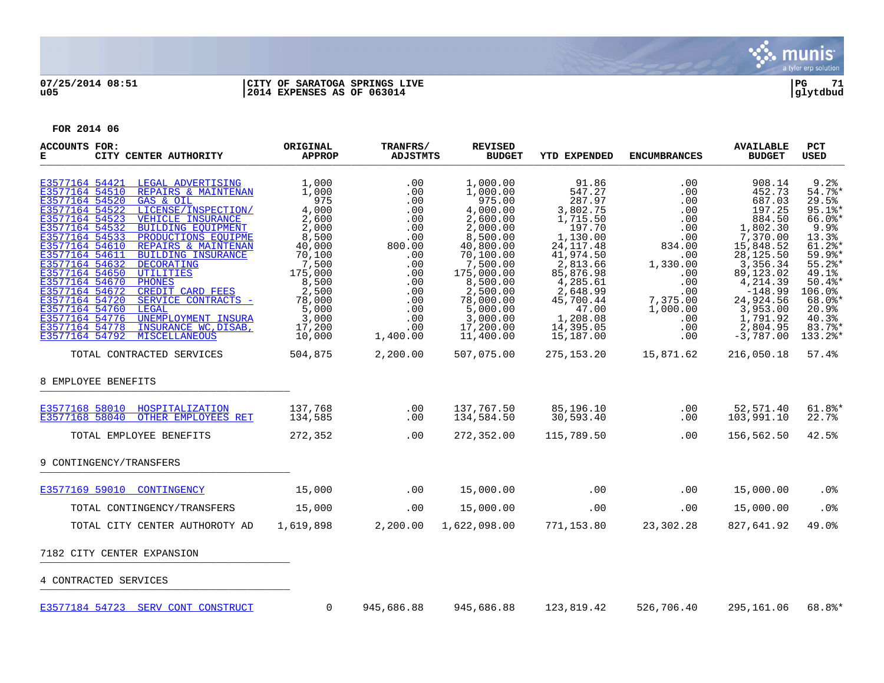FOR 2014 06

| ACCOUNTS FOR: E CITY CENTER AUTHORITY | ORIGINAL APPROP | TRANFRS/ ADJSTMTS | REVISED BUDGET | YTD EXPENDED | ENCUMBRANCES | AVAILABLE BUDGET | PCT USED |
|---|---|---|---|---|---|---|---|
| E3577164 54421 LEGAL ADVERTISING | 1,000 | .00 | 1,000.00 | 91.86 | .00 | 908.14 | 9.2% |
| E3577164 54510 REPAIRS & MAINTENAN | 1,000 | .00 | 1,000.00 | 547.27 | .00 | 452.73 | 54.7%* |
| E3577164 54520 GAS & OIL | 975 | .00 | 975.00 | 287.97 | .00 | 687.03 | 29.5% |
| E3577164 54522 LICENSE/INSPECTION/ | 4,000 | .00 | 4,000.00 | 3,802.75 | .00 | 197.25 | 95.1%* |
| E3577164 54523 VEHICLE INSURANCE | 2,600 | .00 | 2,600.00 | 1,715.50 | .00 | 884.50 | 66.0%* |
| E3577164 54532 BUILDING EQUIPMENT | 2,000 | .00 | 2,000.00 | 197.70 | .00 | 1,802.30 | 9.9% |
| E3577164 54533 PRODUCTIONS EQUIPME | 8,500 | .00 | 8,500.00 | 1,130.00 | .00 | 7,370.00 | 13.3% |
| E3577164 54610 REPAIRS & MAINTENAN | 40,000 | 800.00 | 40,800.00 | 24,117.48 | 834.00 | 15,848.52 | 61.2%* |
| E3577164 54611 BUILDING INSURANCE | 70,100 | .00 | 70,100.00 | 41,974.50 | .00 | 28,125.50 | 59.9%* |
| E3577164 54632 DECORATING | 7,500 | .00 | 7,500.00 | 2,813.66 | 1,330.00 | 3,356.34 | 55.2%* |
| E3577164 54650 UTILITIES | 175,000 | .00 | 175,000.00 | 85,876.98 | .00 | 89,123.02 | 49.1% |
| E3577164 54670 PHONES | 8,500 | .00 | 8,500.00 | 4,285.61 | .00 | 4,214.39 | 50.4%* |
| E3577164 54672 CREDIT CARD FEES | 2,500 | .00 | 2,500.00 | 2,648.99 | .00 | -148.99 | 106.0% |
| E3577164 54720 SERVICE CONTRACTS - | 78,000 | .00 | 78,000.00 | 45,700.44 | 7,375.00 | 24,924.56 | 68.0%* |
| E3577164 54760 LEGAL | 5,000 | .00 | 5,000.00 | 47.00 | 1,000.00 | 3,953.00 | 20.9% |
| E3577164 54776 UNEMPLOYMENT INSURA | 3,000 | .00 | 3,000.00 | 1,208.08 | .00 | 1,791.92 | 40.3% |
| E3577164 54778 INSURANCE WC,DISAB, | 17,200 | .00 | 17,200.00 | 14,395.05 | .00 | 2,804.95 | 83.7%* |
| E3577164 54792 MISCELLANEOUS | 10,000 | 1,400.00 | 11,400.00 | 15,187.00 | .00 | -3,787.00 | 133.2%* |
| TOTAL CONTRACTED SERVICES | 504,875 | 2,200.00 | 507,075.00 | 275,153.20 | 15,871.62 | 216,050.18 | 57.4% |
| **8 EMPLOYEE BENEFITS** | | | | | | | |
| E3577168 58010 HOSPITALIZATION | 137,768 | .00 | 137,767.50 | 85,196.10 | .00 | 52,571.40 | 61.8%* |
| E3577168 58040 OTHER EMPLOYEES RET | 134,585 | .00 | 134,584.50 | 30,593.40 | .00 | 103,991.10 | 22.7% |
| TOTAL EMPLOYEE BENEFITS | 272,352 | .00 | 272,352.00 | 115,789.50 | .00 | 156,562.50 | 42.5% |
| **9 CONTINGENCY/TRANSFERS** | | | | | | | |
| E3577169 59010 CONTINGENCY | 15,000 | .00 | 15,000.00 | .00 | .00 | 15,000.00 | .0% |
| TOTAL CONTINGENCY/TRANSFERS | 15,000 | .00 | 15,000.00 | .00 | .00 | 15,000.00 | .0% |
| TOTAL CITY CENTER AUTHOROTY AD | 1,619,898 | 2,200.00 | 1,622,098.00 | 771,153.80 | 23,302.28 | 827,641.92 | 49.0% |
| **7182 CITY CENTER EXPANSION** | | | | | | | |
| **4 CONTRACTED SERVICES** | | | | | | | |
| E3577184 54723 SERV CONT CONSTRUCT | 0 | 945,686.88 | 945,686.88 | 123,819.42 | 526,706.40 | 295,161.06 | 68.8%* |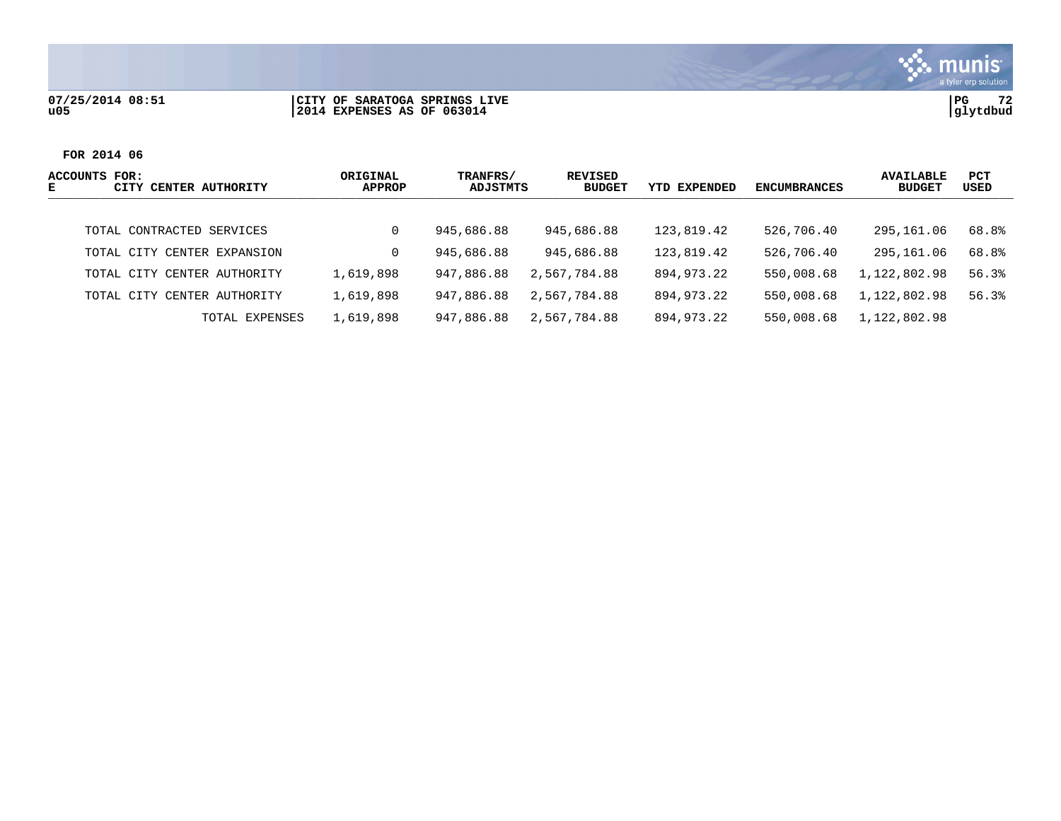CITY OF SARATOGA SPRINGS LIVE
2014 EXPENSES AS OF 063014

FOR 2014 06

| ACCOUNTS FOR: E CITY CENTER AUTHORITY | ORIGINAL APPROP | TRANFRS/ ADJSTMTS | REVISED BUDGET | YTD EXPENDED | ENCUMBRANCES | AVAILABLE BUDGET | PCT USED |
|---|---|---|---|---|---|---|---|
| TOTAL CONTRACTED SERVICES | 0 | 945,686.88 | 945,686.88 | 123,819.42 | 526,706.40 | 295,161.06 | 68.8% |
| TOTAL CITY CENTER EXPANSION | 0 | 945,686.88 | 945,686.88 | 123,819.42 | 526,706.40 | 295,161.06 | 68.8% |
| TOTAL CITY CENTER AUTHORITY | 1,619,898 | 947,886.88 | 2,567,784.88 | 894,973.22 | 550,008.68 | 1,122,802.98 | 56.3% |
| TOTAL CITY CENTER AUTHORITY | 1,619,898 | 947,886.88 | 2,567,784.88 | 894,973.22 | 550,008.68 | 1,122,802.98 | 56.3% |
| TOTAL EXPENSES | 1,619,898 | 947,886.88 | 2,567,784.88 | 894,973.22 | 550,008.68 | 1,122,802.98 | |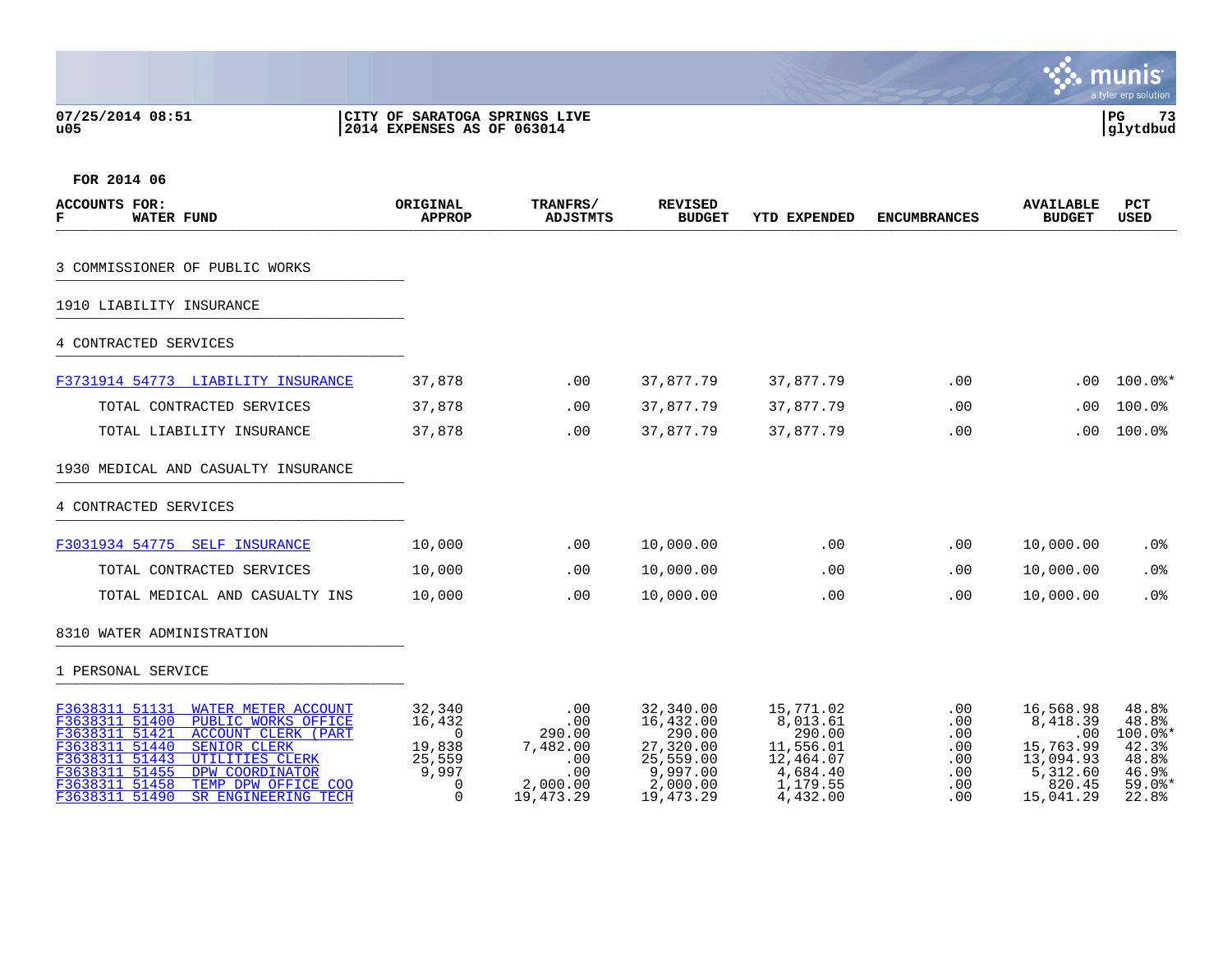07/25/2014 08:51 | CITY OF SARATOGA SPRINGS LIVE
u05 | 2014 EXPENSES AS OF 063014

FOR 2014 06

| ACCOUNTS FOR: F WATER FUND | ORIGINAL APPROP | TRANFRS/ ADJSTMTS | REVISED BUDGET | YTD EXPENDED | ENCUMBRANCES | AVAILABLE BUDGET | PCT USED |
|---|---|---|---|---|---|---|---|
| 3 COMMISSIONER OF PUBLIC WORKS | | | | | | | |
| 1910 LIABILITY INSURANCE | | | | | | | |
| 4 CONTRACTED SERVICES | | | | | | | |
| F3731914 54773 LIABILITY INSURANCE | 37,878 | .00 | 37,877.79 | 37,877.79 | .00 | .00 | 100.0%* |
| TOTAL CONTRACTED SERVICES | 37,878 | .00 | 37,877.79 | 37,877.79 | .00 | .00 | 100.0% |
| TOTAL LIABILITY INSURANCE | 37,878 | .00 | 37,877.79 | 37,877.79 | .00 | .00 | 100.0% |
| 1930 MEDICAL AND CASUALTY INSURANCE | | | | | | | |
| 4 CONTRACTED SERVICES | | | | | | | |
| F3031934 54775 SELF INSURANCE | 10,000 | .00 | 10,000.00 | .00 | .00 | 10,000.00 | .0% |
| TOTAL CONTRACTED SERVICES | 10,000 | .00 | 10,000.00 | .00 | .00 | 10,000.00 | .0% |
| TOTAL MEDICAL AND CASUALTY INS | 10,000 | .00 | 10,000.00 | .00 | .00 | 10,000.00 | .0% |
| 8310 WATER ADMINISTRATION | | | | | | | |
| 1 PERSONAL SERVICE | | | | | | | |
| F3638311 51131 WATER METER ACCOUNT | 32,340 | .00 | 32,340.00 | 15,771.02 | .00 | 16,568.98 | 48.8% |
| F3638311 51400 PUBLIC WORKS OFFICE | 16,432 | .00 | 16,432.00 | 8,013.61 | .00 | 8,418.39 | 48.8% |
| F3638311 51421 ACCOUNT CLERK (PART | 0 | 290.00 | 290.00 | 290.00 | .00 | .00 | 100.0%* |
| F3638311 51440 SENIOR CLERK | 19,838 | 7,482.00 | 27,320.00 | 11,556.01 | .00 | 15,763.99 | 42.3% |
| F3638311 51443 UTILITIES CLERK | 25,559 | .00 | 25,559.00 | 12,464.07 | .00 | 13,094.93 | 48.8% |
| F3638311 51455 DPW COORDINATOR | 9,997 | .00 | 9,997.00 | 4,684.40 | .00 | 5,312.60 | 46.9% |
| F3638311 51458 TEMP DPW OFFICE COO | 0 | 2,000.00 | 2,000.00 | 1,179.55 | .00 | 820.45 | 59.0%* |
| F3638311 51490 SR ENGINEERING TECH | 0 | 19,473.29 | 19,473.29 | 4,432.00 | .00 | 15,041.29 | 22.8% |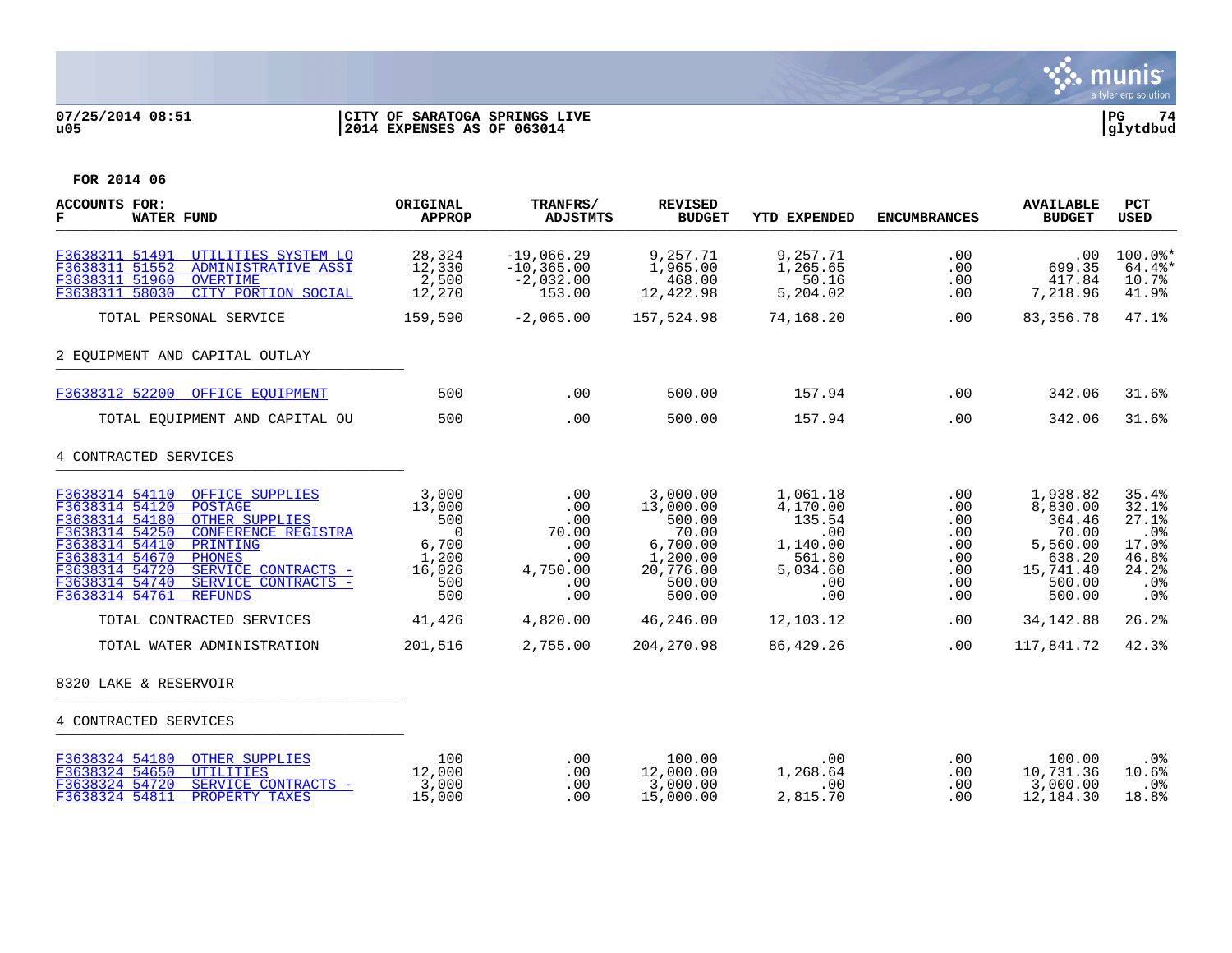FOR 2014 06

| ACCOUNTS FOR: F WATER FUND | ORIGINAL APPROP | TRANFRS/ ADJSTMTS | REVISED BUDGET | YTD EXPENDED | ENCUMBRANCES | AVAILABLE BUDGET | PCT USED |
|---|---|---|---|---|---|---|---|
| F3638311 51491 UTILITIES SYSTEM LO | 28,324 | -19,066.29 | 9,257.71 | 9,257.71 | .00 | .00 | 100.0%* |
| F3638311 51552 ADMINISTRATIVE ASSI | 12,330 | -10,365.00 | 1,965.00 | 1,265.65 | .00 | 699.35 | 64.4%* |
| F3638311 51960 OVERTIME | 2,500 | -2,032.00 | 468.00 | 50.16 | .00 | 417.84 | 10.7% |
| F3638311 58030 CITY PORTION SOCIAL | 12,270 | 153.00 | 12,422.98 | 5,204.02 | .00 | 7,218.96 | 41.9% |
| TOTAL PERSONAL SERVICE | 159,590 | -2,065.00 | 157,524.98 | 74,168.20 | .00 | 83,356.78 | 47.1% |
| **2 EQUIPMENT AND CAPITAL OUTLAY** | | | | | | | |
| F3638312 52200 OFFICE EQUIPMENT | 500 | .00 | 500.00 | 157.94 | .00 | 342.06 | 31.6% |
| TOTAL EQUIPMENT AND CAPITAL OU | 500 | .00 | 500.00 | 157.94 | .00 | 342.06 | 31.6% |
| **4 CONTRACTED SERVICES** | | | | | | | |
| F3638314 54110 OFFICE SUPPLIES | 3,000 | .00 | 3,000.00 | 1,061.18 | .00 | 1,938.82 | 35.4% |
| F3638314 54120 POSTAGE | 13,000 | .00 | 13,000.00 | 4,170.00 | .00 | 8,830.00 | 32.1% |
| F3638314 54180 OTHER SUPPLIES | 500 | .00 | 500.00 | 135.54 | .00 | 364.46 | 27.1% |
| F3638314 54250 CONFERENCE REGISTRA | 0 | 70.00 | 70.00 | .00 | .00 | 70.00 | .0% |
| F3638314 54410 PRINTING | 6,700 | .00 | 6,700.00 | 1,140.00 | .00 | 5,560.00 | 17.0% |
| F3638314 54670 PHONES | 1,200 | .00 | 1,200.00 | 561.80 | .00 | 638.20 | 46.8% |
| F3638314 54720 SERVICE CONTRACTS - | 16,026 | 4,750.00 | 20,776.00 | 5,034.60 | .00 | 15,741.40 | 24.2% |
| F3638314 54740 SERVICE CONTRACTS - | 500 | .00 | 500.00 | .00 | .00 | 500.00 | .0% |
| F3638314 54761 REFUNDS | 500 | .00 | 500.00 | .00 | .00 | 500.00 | .0% |
| TOTAL CONTRACTED SERVICES | 41,426 | 4,820.00 | 46,246.00 | 12,103.12 | .00 | 34,142.88 | 26.2% |
| TOTAL WATER ADMINISTRATION | 201,516 | 2,755.00 | 204,270.98 | 86,429.26 | .00 | 117,841.72 | 42.3% |
| **8320 LAKE & RESERVOIR** | | | | | | | |
| **4 CONTRACTED SERVICES** | | | | | | | |
| F3638324 54180 OTHER SUPPLIES | 100 | .00 | 100.00 | .00 | .00 | 100.00 | .0% |
| F3638324 54650 UTILITIES | 12,000 | .00 | 12,000.00 | 1,268.64 | .00 | 10,731.36 | 10.6% |
| F3638324 54720 SERVICE CONTRACTS - | 3,000 | .00 | 3,000.00 | .00 | .00 | 3,000.00 | .0% |
| F3638324 54811 PROPERTY TAXES | 15,000 | .00 | 15,000.00 | 2,815.70 | .00 | 12,184.30 | 18.8% |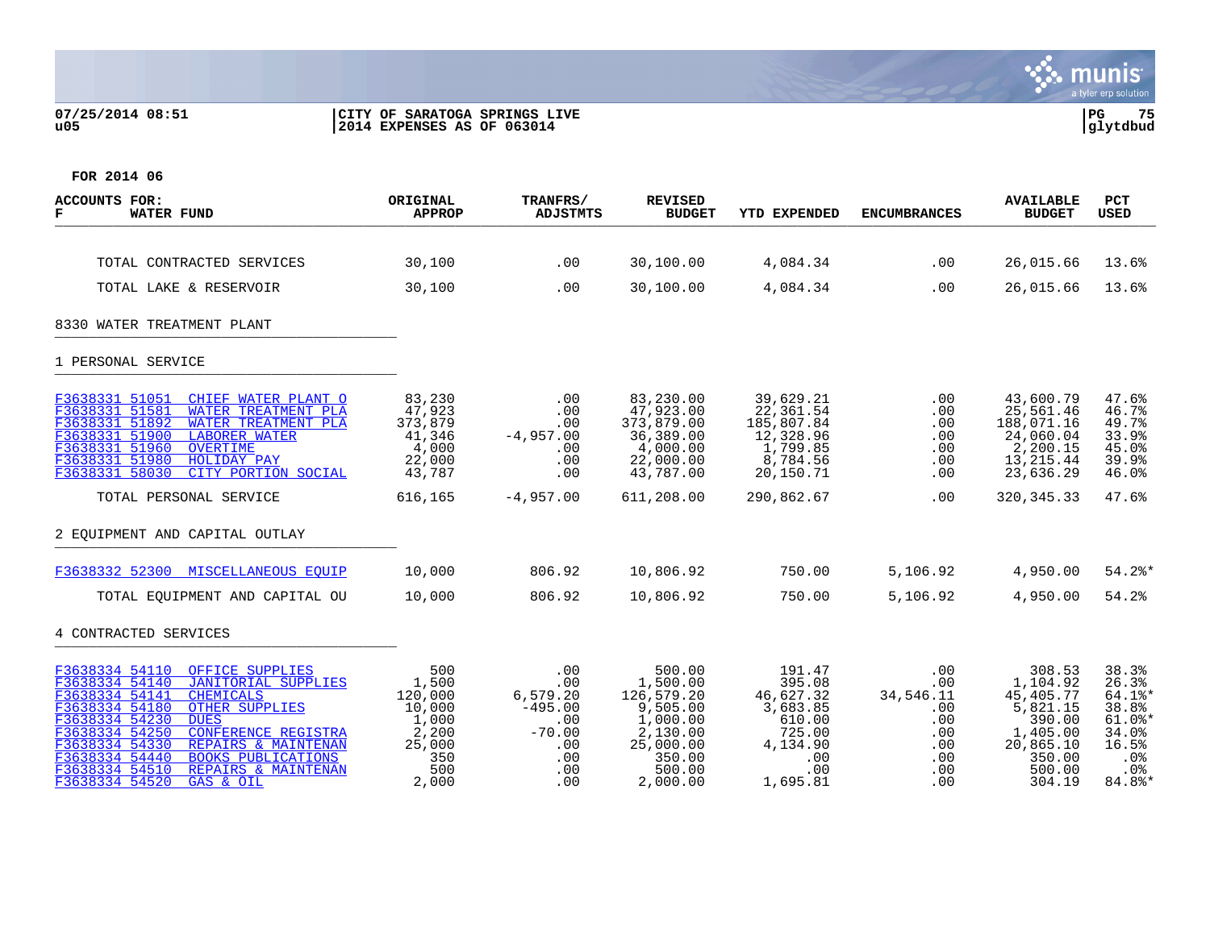07/25/2014 08:51 | CITY OF SARATOGA SPRINGS LIVE | PG 75
u05 | 2014 EXPENSES AS OF 063014 | glytdbud

FOR 2014 06

| ACCOUNTS FOR: F WATER FUND | ORIGINAL APPROP | TRANFRS/ ADJSTMTS | REVISED BUDGET | YTD EXPENDED | ENCUMBRANCES | AVAILABLE BUDGET | PCT USED |
|---|---|---|---|---|---|---|---|
| TOTAL CONTRACTED SERVICES | 30,100 | .00 | 30,100.00 | 4,084.34 | .00 | 26,015.66 | 13.6% |
| TOTAL LAKE & RESERVOIR | 30,100 | .00 | 30,100.00 | 4,084.34 | .00 | 26,015.66 | 13.6% |
| **8330 WATER TREATMENT PLANT** | | | | | | | |
| **1 PERSONAL SERVICE** | | | | | | | |
| F3638331 51051 CHIEF WATER PLANT O | 83,230 | .00 | 83,230.00 | 39,629.21 | .00 | 43,600.79 | 47.6% |
| F3638331 51581 WATER TREATMENT PLA | 47,923 | .00 | 47,923.00 | 22,361.54 | .00 | 25,561.46 | 46.7% |
| F3638331 51892 WATER TREATMENT PLA | 373,879 | .00 | 373,879.00 | 185,807.84 | .00 | 188,071.16 | 49.7% |
| F3638331 51900 LABORER WATER | 41,346 | -4,957.00 | 36,389.00 | 12,328.96 | .00 | 24,060.04 | 33.9% |
| F3638331 51960 OVERTIME | 4,000 | .00 | 4,000.00 | 1,799.85 | .00 | 2,200.15 | 45.0% |
| F3638331 51980 HOLIDAY PAY | 22,000 | .00 | 22,000.00 | 8,784.56 | .00 | 13,215.44 | 39.9% |
| F3638331 58030 CITY PORTION SOCIAL | 43,787 | .00 | 43,787.00 | 20,150.71 | .00 | 23,636.29 | 46.0% |
| TOTAL PERSONAL SERVICE | 616,165 | -4,957.00 | 611,208.00 | 290,862.67 | .00 | 320,345.33 | 47.6% |
| **2 EQUIPMENT AND CAPITAL OUTLAY** | | | | | | | |
| F3638332 52300 MISCELLANEOUS EQUIP | 10,000 | 806.92 | 10,806.92 | 750.00 | 5,106.92 | 4,950.00 | 54.2%* |
| TOTAL EQUIPMENT AND CAPITAL OU | 10,000 | 806.92 | 10,806.92 | 750.00 | 5,106.92 | 4,950.00 | 54.2% |
| **4 CONTRACTED SERVICES** | | | | | | | |
| F3638334 54110 OFFICE SUPPLIES | 500 | .00 | 500.00 | 191.47 | .00 | 308.53 | 38.3% |
| F3638334 54140 JANITORIAL SUPPLIES | 1,500 | .00 | 1,500.00 | 395.08 | .00 | 1,104.92 | 26.3% |
| F3638334 54141 CHEMICALS | 120,000 | 6,579.20 | 126,579.20 | 46,627.32 | 34,546.11 | 45,405.77 | 64.1%* |
| F3638334 54180 OTHER SUPPLIES | 10,000 | -495.00 | 9,505.00 | 3,683.85 | .00 | 5,821.15 | 38.8% |
| F3638334 54230 DUES | 1,000 | .00 | 1,000.00 | 610.00 | .00 | 390.00 | 61.0%* |
| F3638334 54250 CONFERENCE REGISTRA | 2,200 | -70.00 | 2,130.00 | 725.00 | .00 | 1,405.00 | 34.0% |
| F3638334 54330 REPAIRS & MAINTENAN | 25,000 | .00 | 25,000.00 | 4,134.90 | .00 | 20,865.10 | 16.5% |
| F3638334 54440 BOOKS PUBLICATIONS | 350 | .00 | 350.00 | .00 | .00 | 350.00 | .0% |
| F3638334 54510 REPAIRS & MAINTENAN | 500 | .00 | 500.00 | .00 | .00 | 500.00 | .0% |
| F3638334 54520 GAS & OIL | 2,000 | .00 | 2,000.00 | 1,695.81 | .00 | 304.19 | 84.8%* |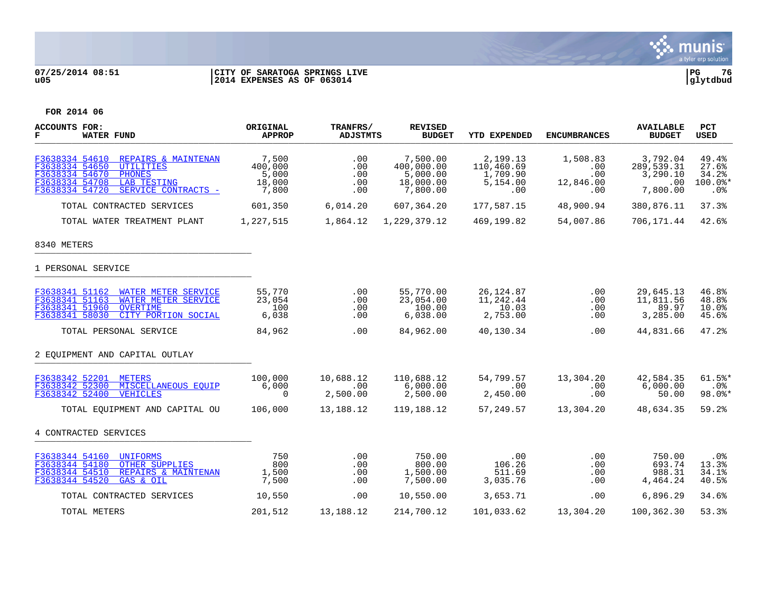07/25/2014 08:51 | CITY OF SARATOGA SPRINGS LIVE
u05 | 2014 EXPENSES AS OF 063014

FOR 2014 06

| ACCOUNTS FOR: F WATER FUND | ORIGINAL APPROP | TRANFRS/ ADJSTMTS | REVISED BUDGET | YTD EXPENDED | ENCUMBRANCES | AVAILABLE BUDGET | PCT USED |
|---|---|---|---|---|---|---|---|
| F3638334 54610 REPAIRS & MAINTENAN | 7,500 | .00 | 7,500.00 | 2,199.13 | 1,508.83 | 3,792.04 | 49.4% |
| F3638334 54650 UTILITIES | 400,000 | .00 | 400,000.00 | 110,460.69 | .00 | 289,539.31 | 27.6% |
| F3638334 54670 PHONES | 5,000 | .00 | 5,000.00 | 1,709.90 | .00 | 3,290.10 | 34.2% |
| F3638334 54708 LAB TESTING | 18,000 | .00 | 18,000.00 | 5,154.00 | 12,846.00 | .00 | 100.0%* |
| F3638334 54720 SERVICE CONTRACTS - | 7,800 | .00 | 7,800.00 | .00 | .00 | 7,800.00 | .0% |
| TOTAL CONTRACTED SERVICES | 601,350 | 6,014.20 | 607,364.20 | 177,587.15 | 48,900.94 | 380,876.11 | 37.3% |
| TOTAL WATER TREATMENT PLANT | 1,227,515 | 1,864.12 | 1,229,379.12 | 469,199.82 | 54,007.86 | 706,171.44 | 42.6% |
| **8340 METERS** | | | | | | | |
| **1 PERSONAL SERVICE** | | | | | | | |
| F3638341 51162 WATER METER SERVICE | 55,770 | .00 | 55,770.00 | 26,124.87 | .00 | 29,645.13 | 46.8% |
| F3638341 51163 WATER METER SERVICE | 23,054 | .00 | 23,054.00 | 11,242.44 | .00 | 11,811.56 | 48.8% |
| F3638341 51960 OVERTIME | 100 | .00 | 100.00 | 10.03 | .00 | 89.97 | 10.0% |
| F3638341 58030 CITY PORTION SOCIAL | 6,038 | .00 | 6,038.00 | 2,753.00 | .00 | 3,285.00 | 45.6% |
| TOTAL PERSONAL SERVICE | 84,962 | .00 | 84,962.00 | 40,130.34 | .00 | 44,831.66 | 47.2% |
| **2 EQUIPMENT AND CAPITAL OUTLAY** | | | | | | | |
| F3638342 52201 METERS | 100,000 | 10,688.12 | 110,688.12 | 54,799.57 | 13,304.20 | 42,584.35 | 61.5%* |
| F3638342 52300 MISCELLANEOUS EQUIP | 6,000 | .00 | 6,000.00 | .00 | .00 | 6,000.00 | .0% |
| F3638342 52400 VEHICLES | 0 | 2,500.00 | 2,500.00 | 2,450.00 | .00 | 50.00 | 98.0%* |
| TOTAL EQUIPMENT AND CAPITAL OU | 106,000 | 13,188.12 | 119,188.12 | 57,249.57 | 13,304.20 | 48,634.35 | 59.2% |
| **4 CONTRACTED SERVICES** | | | | | | | |
| F3638344 54160 UNIFORMS | 750 | .00 | 750.00 | .00 | .00 | 750.00 | .0% |
| F3638344 54180 OTHER SUPPLIES | 800 | .00 | 800.00 | 106.26 | .00 | 693.74 | 13.3% |
| F3638344 54510 REPAIRS & MAINTENAN | 1,500 | .00 | 1,500.00 | 511.69 | .00 | 988.31 | 34.1% |
| F3638344 54520 GAS & OIL | 7,500 | .00 | 7,500.00 | 3,035.76 | .00 | 4,464.24 | 40.5% |
| TOTAL CONTRACTED SERVICES | 10,550 | .00 | 10,550.00 | 3,653.71 | .00 | 6,896.29 | 34.6% |
| TOTAL METERS | 201,512 | 13,188.12 | 214,700.12 | 101,033.62 | 13,304.20 | 100,362.30 | 53.3% |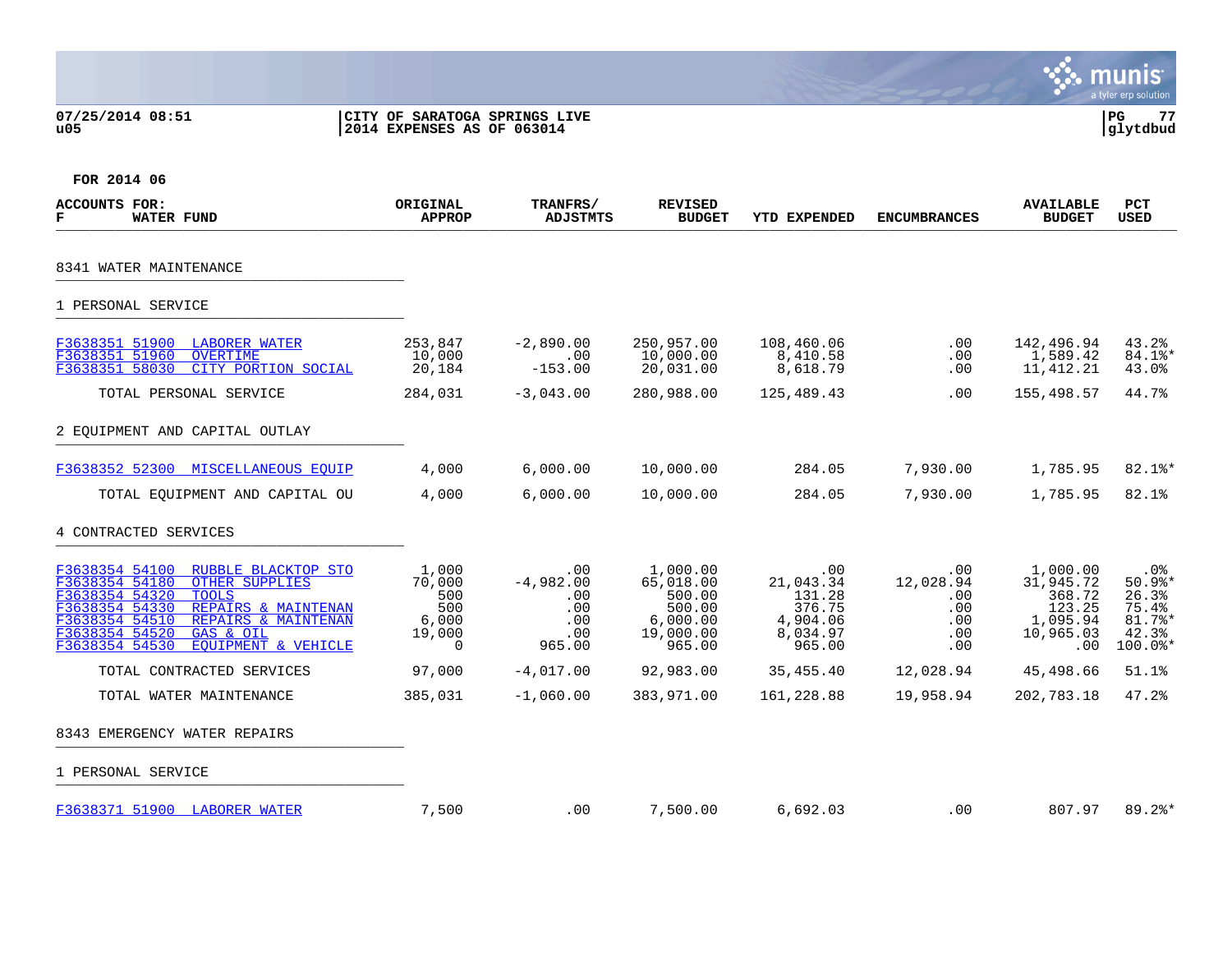07/25/2014 08:51 | CITY OF SARATOGA SPRINGS LIVE
u05 | 2014 EXPENSES AS OF 063014

PG 77 | glytdbud

**FOR 2014 06**

| ACCOUNTS FOR: F WATER FUND | ORIGINAL APPROP | TRANFRS/ ADJSTMTS | REVISED BUDGET | YTD EXPENDED | ENCUMBRANCES | AVAILABLE BUDGET | PCT USED |
|---|---|---|---|---|---|---|---|
| **8341 WATER MAINTENANCE** | | | | | | | |
| **1 PERSONAL SERVICE** | | | | | | | |
| F3638351 51900 LABORER WATER | 253,847 | -2,890.00 | 250,957.00 | 108,460.06 | .00 | 142,496.94 | 43.2% |
| F3638351 51960 OVERTIME | 10,000 | .00 | 10,000.00 | 8,410.58 | .00 | 1,589.42 | 84.1%* |
| F3638351 58030 CITY PORTION SOCIAL | 20,184 | -153.00 | 20,031.00 | 8,618.79 | .00 | 11,412.21 | 43.0% |
| TOTAL PERSONAL SERVICE | 284,031 | -3,043.00 | 280,988.00 | 125,489.43 | .00 | 155,498.57 | 44.7% |
| **2 EQUIPMENT AND CAPITAL OUTLAY** | | | | | | | |
| F3638352 52300 MISCELLANEOUS EQUIP | 4,000 | 6,000.00 | 10,000.00 | 284.05 | 7,930.00 | 1,785.95 | 82.1%* |
| TOTAL EQUIPMENT AND CAPITAL OU | 4,000 | 6,000.00 | 10,000.00 | 284.05 | 7,930.00 | 1,785.95 | 82.1% |
| **4 CONTRACTED SERVICES** | | | | | | | |
| F3638354 54100 RUBBLE BLACKTOP STO | 1,000 | .00 | 1,000.00 | .00 | .00 | 1,000.00 | .0% |
| F3638354 54180 OTHER SUPPLIES | 70,000 | -4,982.00 | 65,018.00 | 21,043.34 | 12,028.94 | 31,945.72 | 50.9%* |
| F3638354 54320 TOOLS | 500 | .00 | 500.00 | 131.28 | .00 | 368.72 | 26.3% |
| F3638354 54330 REPAIRS & MAINTENAN | 500 | .00 | 500.00 | 376.75 | .00 | 123.25 | 75.4% |
| F3638354 54510 REPAIRS & MAINTENAN | 6,000 | .00 | 6,000.00 | 4,904.06 | .00 | 1,095.94 | 81.7%* |
| F3638354 54520 GAS & OIL | 19,000 | .00 | 19,000.00 | 8,034.97 | .00 | 10,965.03 | 42.3% |
| F3638354 54530 EQUIPMENT & VEHICLE | 0 | 965.00 | 965.00 | 965.00 | .00 | .00 | 100.0%* |
| TOTAL CONTRACTED SERVICES | 97,000 | -4,017.00 | 92,983.00 | 35,455.40 | 12,028.94 | 45,498.66 | 51.1% |
| TOTAL WATER MAINTENANCE | 385,031 | -1,060.00 | 383,971.00 | 161,228.88 | 19,958.94 | 202,783.18 | 47.2% |
| **8343 EMERGENCY WATER REPAIRS** | | | | | | | |
| **1 PERSONAL SERVICE** | | | | | | | |
| F3638371 51900 LABORER WATER | 7,500 | .00 | 7,500.00 | 6,692.03 | .00 | 807.97 | 89.2%* |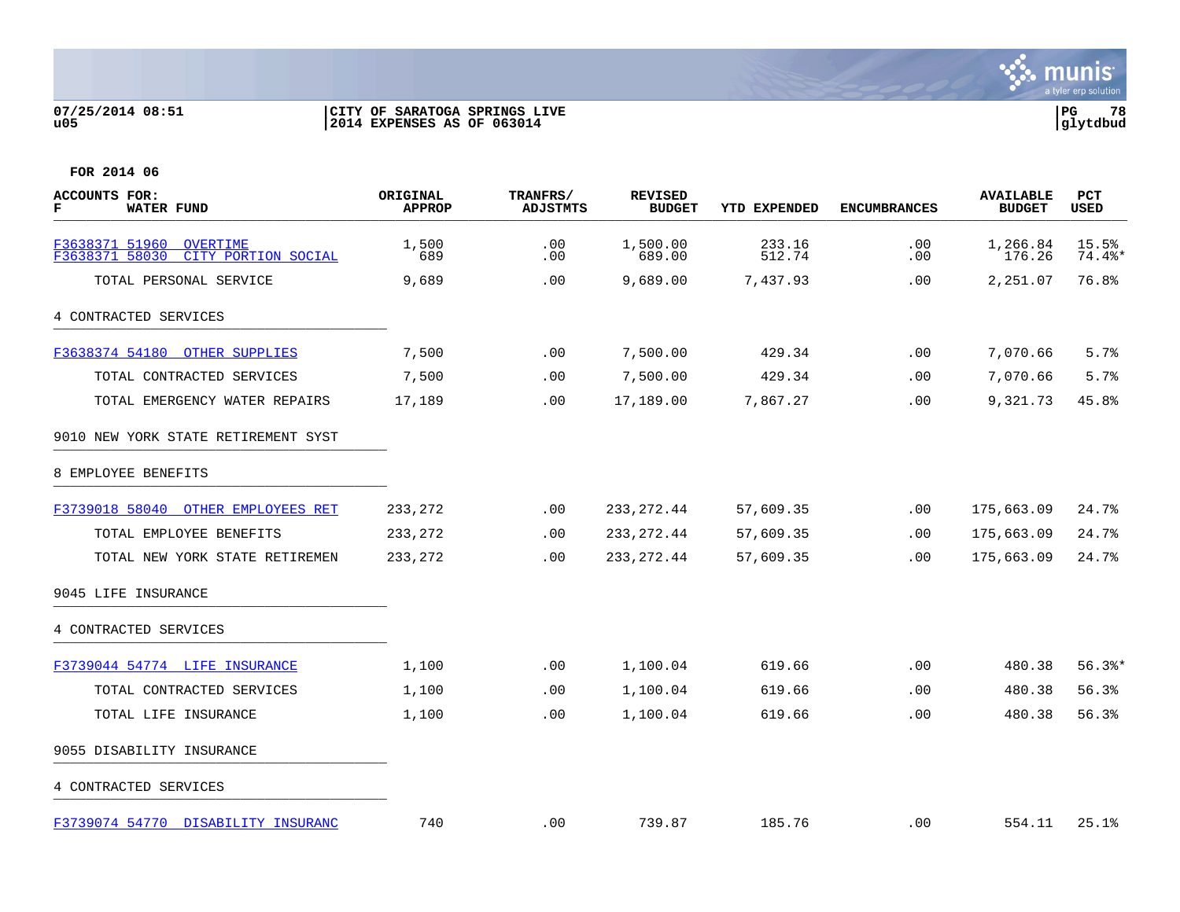07/25/2014 08:51
u05

CITY OF SARATOGA SPRINGS LIVE
2014 EXPENSES AS OF 063014

PG 78
glytdbud

FOR 2014 06

| ACCOUNTS FOR: F WATER FUND | ORIGINAL APPROP | TRANFRS/ ADJSTMTS | REVISED BUDGET | YTD EXPENDED | ENCUMBRANCES | AVAILABLE BUDGET | PCT USED |
|---|---|---|---|---|---|---|---|
| F3638371 51960 OVERTIME | 1,500 | .00 | 1,500.00 | 233.16 | .00 | 1,266.84 | 15.5% |
| F3638371 58030 CITY PORTION SOCIAL | 689 | .00 | 689.00 | 512.74 | .00 | 176.26 | 74.4%* |
| TOTAL PERSONAL SERVICE | 9,689 | .00 | 9,689.00 | 7,437.93 | .00 | 2,251.07 | 76.8% |
| 4 CONTRACTED SERVICES | | | | | | | |
| F3638374 54180 OTHER SUPPLIES | 7,500 | .00 | 7,500.00 | 429.34 | .00 | 7,070.66 | 5.7% |
| TOTAL CONTRACTED SERVICES | 7,500 | .00 | 7,500.00 | 429.34 | .00 | 7,070.66 | 5.7% |
| TOTAL EMERGENCY WATER REPAIRS | 17,189 | .00 | 17,189.00 | 7,867.27 | .00 | 9,321.73 | 45.8% |
| 9010 NEW YORK STATE RETIREMENT SYST | | | | | | | |
| 8 EMPLOYEE BENEFITS | | | | | | | |
| F3739018 58040 OTHER EMPLOYEES RET | 233,272 | .00 | 233,272.44 | 57,609.35 | .00 | 175,663.09 | 24.7% |
| TOTAL EMPLOYEE BENEFITS | 233,272 | .00 | 233,272.44 | 57,609.35 | .00 | 175,663.09 | 24.7% |
| TOTAL NEW YORK STATE RETIREMEN | 233,272 | .00 | 233,272.44 | 57,609.35 | .00 | 175,663.09 | 24.7% |
| 9045 LIFE INSURANCE | | | | | | | |
| 4 CONTRACTED SERVICES | | | | | | | |
| F3739044 54774 LIFE INSURANCE | 1,100 | .00 | 1,100.04 | 619.66 | .00 | 480.38 | 56.3%* |
| TOTAL CONTRACTED SERVICES | 1,100 | .00 | 1,100.04 | 619.66 | .00 | 480.38 | 56.3% |
| TOTAL LIFE INSURANCE | 1,100 | .00 | 1,100.04 | 619.66 | .00 | 480.38 | 56.3% |
| 9055 DISABILITY INSURANCE | | | | | | | |
| 4 CONTRACTED SERVICES | | | | | | | |
| F3739074 54770 DISABILITY INSURANC | 740 | .00 | 739.87 | 185.76 | .00 | 554.11 | 25.1% |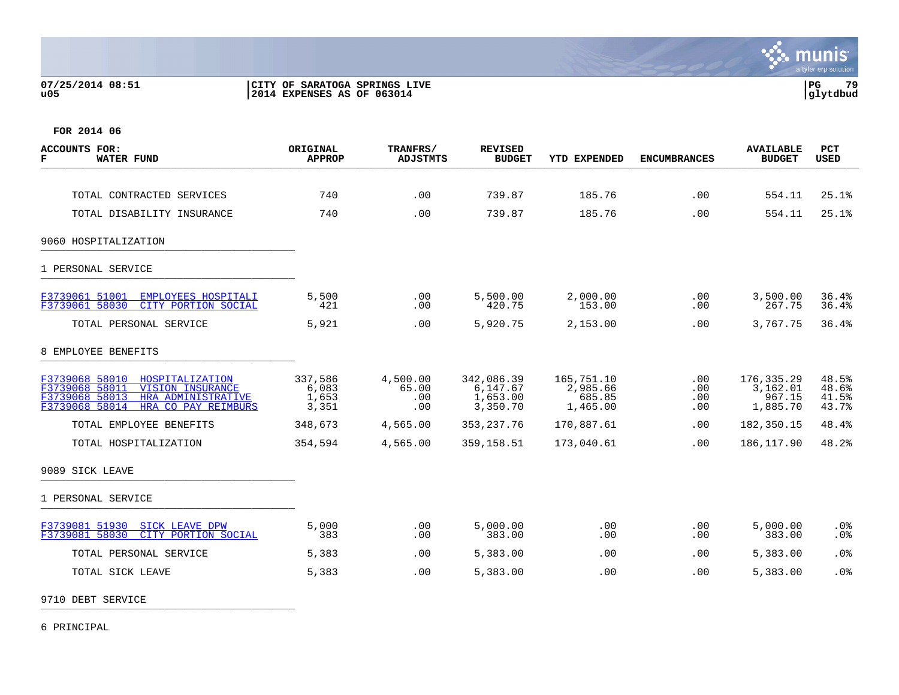**FOR 2014 06**

| ACCOUNTS FOR: F WATER FUND | ORIGINAL APPROP | TRANFRS/ ADJSTMTS | REVISED BUDGET | YTD EXPENDED | ENCUMBRANCES | AVAILABLE BUDGET | PCT USED |
|---|---|---|---|---|---|---|---|
| TOTAL CONTRACTED SERVICES | 740 | .00 | 739.87 | 185.76 | .00 | 554.11 | 25.1% |
| TOTAL DISABILITY INSURANCE | 740 | .00 | 739.87 | 185.76 | .00 | 554.11 | 25.1% |
| **9060 HOSPITALIZATION** | | | | | | | |
| **1 PERSONAL SERVICE** | | | | | | | |
| F3739061 51001 EMPLOYEES HOSPITALI | 5,500 | .00 | 5,500.00 | 2,000.00 | .00 | 3,500.00 | 36.4% |
| F3739061 58030 CITY PORTION SOCIAL | 421 | .00 | 420.75 | 153.00 | .00 | 267.75 | 36.4% |
| TOTAL PERSONAL SERVICE | 5,921 | .00 | 5,920.75 | 2,153.00 | .00 | 3,767.75 | 36.4% |
| **8 EMPLOYEE BENEFITS** | | | | | | | |
| F3739068 58010 HOSPITALIZATION | 337,586 | 4,500.00 | 342,086.39 | 165,751.10 | .00 | 176,335.29 | 48.5% |
| F3739068 58011 VISION INSURANCE | 6,083 | 65.00 | 6,147.67 | 2,985.66 | .00 | 3,162.01 | 48.6% |
| F3739068 58013 HRA ADMINISTRATIVE | 1,653 | .00 | 1,653.00 | 685.85 | .00 | 967.15 | 41.5% |
| F3739068 58014 HRA CO PAY REIMBURS | 3,351 | .00 | 3,350.70 | 1,465.00 | .00 | 1,885.70 | 43.7% |
| TOTAL EMPLOYEE BENEFITS | 348,673 | 4,565.00 | 353,237.76 | 170,887.61 | .00 | 182,350.15 | 48.4% |
| TOTAL HOSPITALIZATION | 354,594 | 4,565.00 | 359,158.51 | 173,040.61 | .00 | 186,117.90 | 48.2% |
| **9089 SICK LEAVE** | | | | | | | |
| **1 PERSONAL SERVICE** | | | | | | | |
| F3739081 51930 SICK LEAVE DPW | 5,000 | .00 | 5,000.00 | .00 | .00 | 5,000.00 | .0% |
| F3739081 58030 CITY PORTION SOCIAL | 383 | .00 | 383.00 | .00 | .00 | 383.00 | .0% |
| TOTAL PERSONAL SERVICE | 5,383 | .00 | 5,383.00 | .00 | .00 | 5,383.00 | .0% |
| TOTAL SICK LEAVE | 5,383 | .00 | 5,383.00 | .00 | .00 | 5,383.00 | .0% |
| **9710 DEBT SERVICE** | | | | | | | |
| **6 PRINCIPAL** | | | | | | | |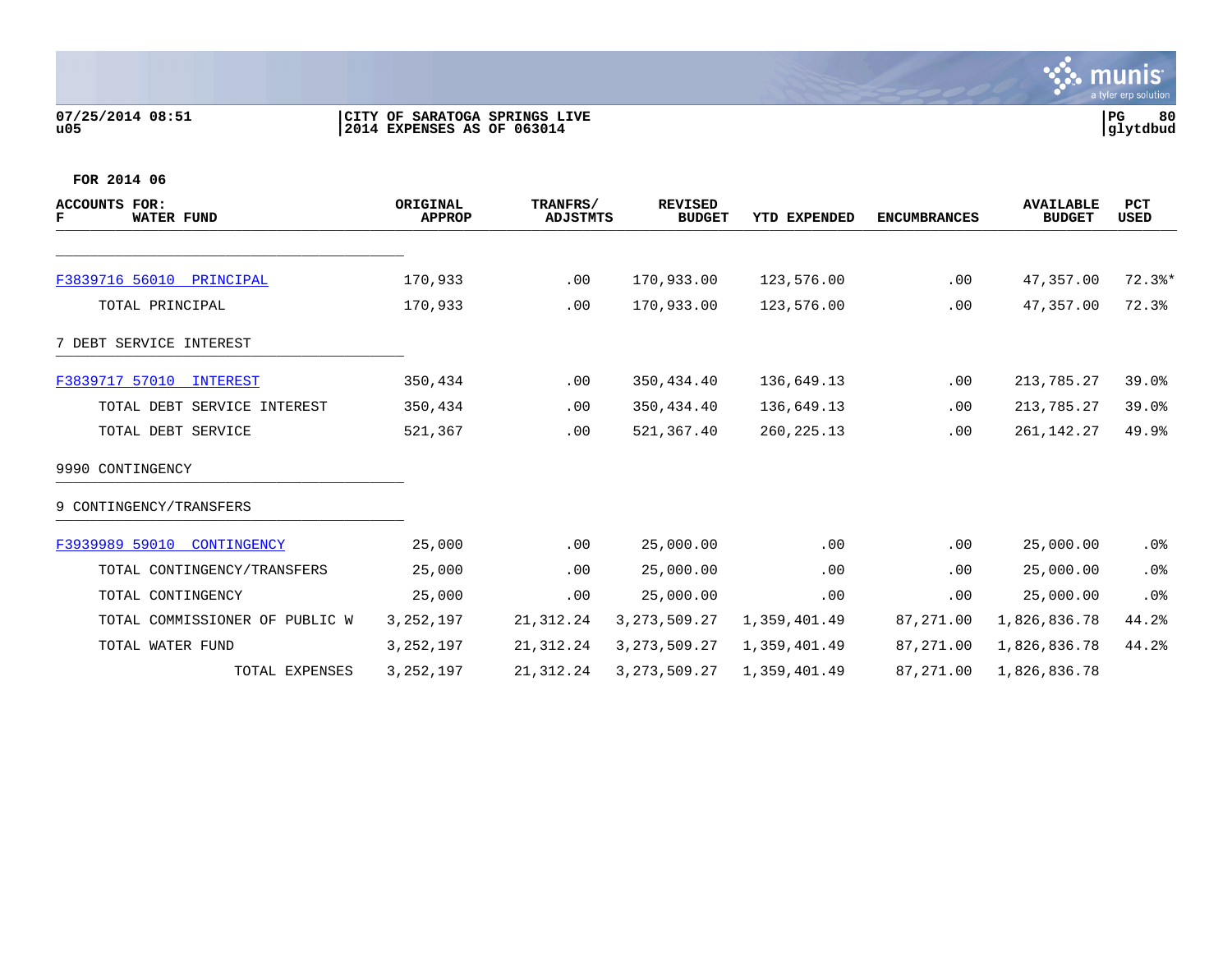07/25/2014 08:51
u05

CITY OF SARATOGA SPRINGS LIVE
2014 EXPENSES AS OF 063014

PG 80
glytdbud

FOR 2014 06

| ACCOUNTS FOR: F WATER FUND | ORIGINAL APPROP | TRANFRS/ ADJSTMTS | REVISED BUDGET | YTD EXPENDED | ENCUMBRANCES | AVAILABLE BUDGET | PCT USED |
|---|---|---|---|---|---|---|---|
| F3839716 56010 PRINCIPAL | 170,933 | .00 | 170,933.00 | 123,576.00 | .00 | 47,357.00 | 72.3%* |
| TOTAL PRINCIPAL | 170,933 | .00 | 170,933.00 | 123,576.00 | .00 | 47,357.00 | 72.3% |
| 7 DEBT SERVICE INTEREST | | | | | | | |
| F3839717 57010 INTEREST | 350,434 | .00 | 350,434.40 | 136,649.13 | .00 | 213,785.27 | 39.0% |
| TOTAL DEBT SERVICE INTEREST | 350,434 | .00 | 350,434.40 | 136,649.13 | .00 | 213,785.27 | 39.0% |
| TOTAL DEBT SERVICE | 521,367 | .00 | 521,367.40 | 260,225.13 | .00 | 261,142.27 | 49.9% |
| 9990 CONTINGENCY | | | | | | | |
| 9 CONTINGENCY/TRANSFERS | | | | | | | |
| F3939989 59010 CONTINGENCY | 25,000 | .00 | 25,000.00 | .00 | .00 | 25,000.00 | .0% |
| TOTAL CONTINGENCY/TRANSFERS | 25,000 | .00 | 25,000.00 | .00 | .00 | 25,000.00 | .0% |
| TOTAL CONTINGENCY | 25,000 | .00 | 25,000.00 | .00 | .00 | 25,000.00 | .0% |
| TOTAL COMMISSIONER OF PUBLIC W | 3,252,197 | 21,312.24 | 3,273,509.27 | 1,359,401.49 | 87,271.00 | 1,826,836.78 | 44.2% |
| TOTAL WATER FUND | 3,252,197 | 21,312.24 | 3,273,509.27 | 1,359,401.49 | 87,271.00 | 1,826,836.78 | 44.2% |
| TOTAL EXPENSES | 3,252,197 | 21,312.24 | 3,273,509.27 | 1,359,401.49 | 87,271.00 | 1,826,836.78 | |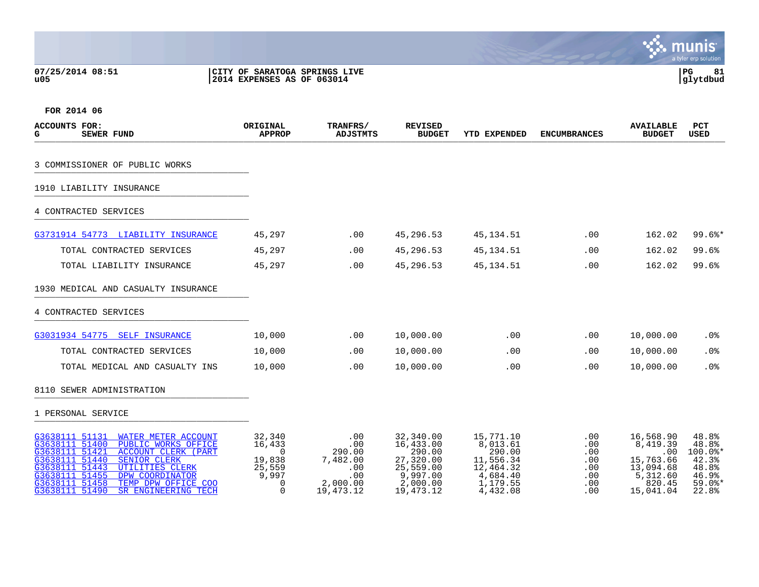07/25/2014 08:51 | CITY OF SARATOGA SPRINGS LIVE | PG 81
u05 | 2014 EXPENSES AS OF 063014 | glytdbud

FOR 2014 06

| ACCOUNTS FOR: G SEWER FUND | ORIGINAL APPROP | TRANFRS/ ADJSTMTS | REVISED BUDGET | YTD EXPENDED | ENCUMBRANCES | AVAILABLE BUDGET | PCT USED |
|---|---|---|---|---|---|---|---|
| 3 COMMISSIONER OF PUBLIC WORKS | | | | | | | |
| 1910 LIABILITY INSURANCE | | | | | | | |
| 4 CONTRACTED SERVICES | | | | | | | |
| G3731914 54773 LIABILITY INSURANCE | 45,297 | .00 | 45,296.53 | 45,134.51 | .00 | 162.02 | 99.6%* |
| TOTAL CONTRACTED SERVICES | 45,297 | .00 | 45,296.53 | 45,134.51 | .00 | 162.02 | 99.6% |
| TOTAL LIABILITY INSURANCE | 45,297 | .00 | 45,296.53 | 45,134.51 | .00 | 162.02 | 99.6% |
| 1930 MEDICAL AND CASUALTY INSURANCE | | | | | | | |
| 4 CONTRACTED SERVICES | | | | | | | |
| G3031934 54775 SELF INSURANCE | 10,000 | .00 | 10,000.00 | .00 | .00 | 10,000.00 | .0% |
| TOTAL CONTRACTED SERVICES | 10,000 | .00 | 10,000.00 | .00 | .00 | 10,000.00 | .0% |
| TOTAL MEDICAL AND CASUALTY INS | 10,000 | .00 | 10,000.00 | .00 | .00 | 10,000.00 | .0% |
| 8110 SEWER ADMINISTRATION | | | | | | | |
| 1 PERSONAL SERVICE | | | | | | | |
| G3638111 51131 WATER METER ACCOUNT | 32,340 | .00 | 32,340.00 | 15,771.10 | .00 | 16,568.90 | 48.8% |
| G3638111 51400 PUBLIC WORKS OFFICE | 16,433 | .00 | 16,433.00 | 8,013.61 | .00 | 8,419.39 | 48.8% |
| G3638111 51421 ACCOUNT CLERK (PART | 0 | 290.00 | 290.00 | 290.00 | .00 | .00 | 100.0%* |
| G3638111 51440 SENIOR CLERK | 19,838 | 7,482.00 | 27,320.00 | 11,556.34 | .00 | 15,763.66 | 42.3% |
| G3638111 51443 UTILITIES CLERK | 25,559 | .00 | 25,559.00 | 12,464.32 | .00 | 13,094.68 | 48.8% |
| G3638111 51455 DPW COORDINATOR | 9,997 | .00 | 9,997.00 | 4,684.40 | .00 | 5,312.60 | 46.9% |
| G3638111 51458 TEMP DPW OFFICE COO | 0 | 2,000.00 | 2,000.00 | 1,179.55 | .00 | 820.45 | 59.0%* |
| G3638111 51490 SR ENGINEERING TECH | 0 | 19,473.12 | 19,473.12 | 4,432.08 | .00 | 15,041.04 | 22.8% |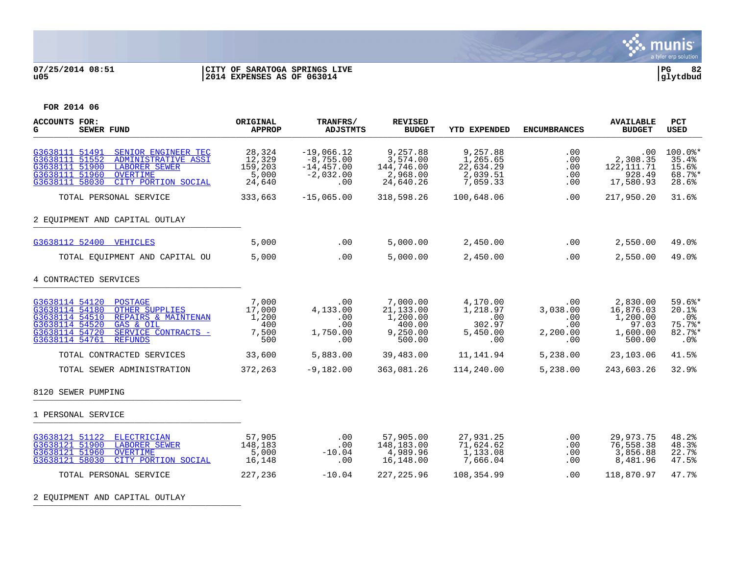07/25/2014 08:51 | CITY OF SARATOGA SPRINGS LIVE | PG 82
u05 | 2014 EXPENSES AS OF 063014 | glytdbud

FOR 2014 06

| ACCOUNTS FOR: G SEWER FUND | ORIGINAL APPROP | TRANFRS/ ADJSTMTS | REVISED BUDGET | YTD EXPENDED | ENCUMBRANCES | AVAILABLE BUDGET | PCT USED |
|---|---|---|---|---|---|---|---|
| G3638111 51491 SENIOR ENGINEER TEC | 28,324 | -19,066.12 | 9,257.88 | 9,257.88 | .00 | .00 | 100.0%* |
| G3638111 51552 ADMINISTRATIVE ASSI | 12,329 | -8,755.00 | 3,574.00 | 1,265.65 | .00 | 2,308.35 | 35.4% |
| G3638111 51900 LABORER SEWER | 159,203 | -14,457.00 | 144,746.00 | 22,634.29 | .00 | 122,111.71 | 15.6% |
| G3638111 51960 OVERTIME | 5,000 | -2,032.00 | 2,968.00 | 2,039.51 | .00 | 928.49 | 68.7%* |
| G3638111 58030 CITY PORTION SOCIAL | 24,640 | .00 | 24,640.26 | 7,059.33 | .00 | 17,580.93 | 28.6% |
| TOTAL PERSONAL SERVICE | 333,663 | -15,065.00 | 318,598.26 | 100,648.06 | .00 | 217,950.20 | 31.6% |
| **2 EQUIPMENT AND CAPITAL OUTLAY** | | | | | | | |
| G3638112 52400 VEHICLES | 5,000 | .00 | 5,000.00 | 2,450.00 | .00 | 2,550.00 | 49.0% |
| TOTAL EQUIPMENT AND CAPITAL OU | 5,000 | .00 | 5,000.00 | 2,450.00 | .00 | 2,550.00 | 49.0% |
| **4 CONTRACTED SERVICES** | | | | | | | |
| G3638114 54120 POSTAGE | 7,000 | .00 | 7,000.00 | 4,170.00 | .00 | 2,830.00 | 59.6%* |
| G3638114 54180 OTHER SUPPLIES | 17,000 | 4,133.00 | 21,133.00 | 1,218.97 | 3,038.00 | 16,876.03 | 20.1% |
| G3638114 54510 REPAIRS & MAINTENAN | 1,200 | .00 | 1,200.00 | .00 | .00 | 1,200.00 | .0% |
| G3638114 54520 GAS & OIL | 400 | .00 | 400.00 | 302.97 | .00 | 97.03 | 75.7%* |
| G3638114 54720 SERVICE CONTRACTS - | 7,500 | 1,750.00 | 9,250.00 | 5,450.00 | 2,200.00 | 1,600.00 | 82.7%* |
| G3638114 54761 REFUNDS | 500 | .00 | 500.00 | .00 | .00 | 500.00 | .0% |
| TOTAL CONTRACTED SERVICES | 33,600 | 5,883.00 | 39,483.00 | 11,141.94 | 5,238.00 | 23,103.06 | 41.5% |
| TOTAL SEWER ADMINISTRATION | 372,263 | -9,182.00 | 363,081.26 | 114,240.00 | 5,238.00 | 243,603.26 | 32.9% |
| **8120 SEWER PUMPING** | | | | | | | |
| **1 PERSONAL SERVICE** | | | | | | | |
| G3638121 51122 ELECTRICIAN | 57,905 | .00 | 57,905.00 | 27,931.25 | .00 | 29,973.75 | 48.2% |
| G3638121 51900 LABORER SEWER | 148,183 | .00 | 148,183.00 | 71,624.62 | .00 | 76,558.38 | 48.3% |
| G3638121 51960 OVERTIME | 5,000 | -10.04 | 4,989.96 | 1,133.08 | .00 | 3,856.88 | 22.7% |
| G3638121 58030 CITY PORTION SOCIAL | 16,148 | .00 | 16,148.00 | 7,666.04 | .00 | 8,481.96 | 47.5% |
| TOTAL PERSONAL SERVICE | 227,236 | -10.04 | 227,225.96 | 108,354.99 | .00 | 118,870.97 | 47.7% |
| **2 EQUIPMENT AND CAPITAL OUTLAY** | | | | | | | |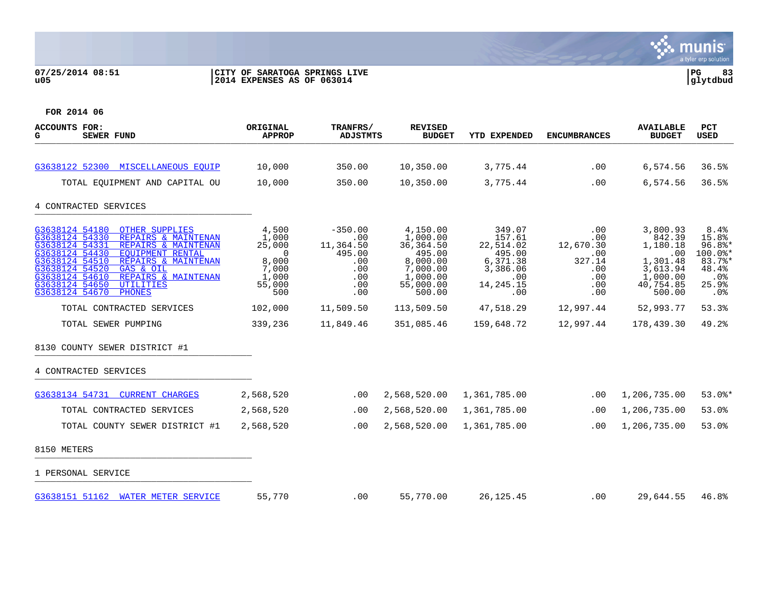CITY OF SARATOGA SPRINGS LIVE
2014 EXPENSES AS OF 063014

FOR 2014 06

| ACCOUNTS FOR: G SEWER FUND | ORIGINAL APPROP | TRANFRS/ ADJSTMTS | REVISED BUDGET | YTD EXPENDED | ENCUMBRANCES | AVAILABLE BUDGET | PCT USED |
|---|---|---|---|---|---|---|---|
| G3638122 52300 MISCELLANEOUS EQUIP | 10,000 | 350.00 | 10,350.00 | 3,775.44 | .00 | 6,574.56 | 36.5% |
| TOTAL EQUIPMENT AND CAPITAL OU | 10,000 | 350.00 | 10,350.00 | 3,775.44 | .00 | 6,574.56 | 36.5% |
| **4 CONTRACTED SERVICES** | | | | | | | |
| G3638124 54180 OTHER SUPPLIES | 4,500 | -350.00 | 4,150.00 | 349.07 | .00 | 3,800.93 | 8.4% |
| G3638124 54330 REPAIRS & MAINTENAN | 1,000 | .00 | 1,000.00 | 157.61 | .00 | 842.39 | 15.8% |
| G3638124 54331 REPAIRS & MAINTENAN | 25,000 | 11,364.50 | 36,364.50 | 22,514.02 | 12,670.30 | 1,180.18 | 96.8%* |
| G3638124 54430 EQUIPMENT RENTAL | 0 | 495.00 | 495.00 | 495.00 | .00 | .00 | 100.0%* |
| G3638124 54510 REPAIRS & MAINTENAN | 8,000 | .00 | 8,000.00 | 6,371.38 | 327.14 | 1,301.48 | 83.7%* |
| G3638124 54520 GAS & OIL | 7,000 | .00 | 7,000.00 | 3,386.06 | .00 | 3,613.94 | 48.4% |
| G3638124 54610 REPAIRS & MAINTENAN | 1,000 | .00 | 1,000.00 | .00 | .00 | 1,000.00 | .0% |
| G3638124 54650 UTILITIES | 55,000 | .00 | 55,000.00 | 14,245.15 | .00 | 40,754.85 | 25.9% |
| G3638124 54670 PHONES | 500 | .00 | 500.00 | .00 | .00 | 500.00 | .0% |
| TOTAL CONTRACTED SERVICES | 102,000 | 11,509.50 | 113,509.50 | 47,518.29 | 12,997.44 | 52,993.77 | 53.3% |
| TOTAL SEWER PUMPING | 339,236 | 11,849.46 | 351,085.46 | 159,648.72 | 12,997.44 | 178,439.30 | 49.2% |
| **8130 COUNTY SEWER DISTRICT #1** | | | | | | | |
| **4 CONTRACTED SERVICES** | | | | | | | |
| G3638134 54731 CURRENT CHARGES | 2,568,520 | .00 | 2,568,520.00 | 1,361,785.00 | .00 | 1,206,735.00 | 53.0%* |
| TOTAL CONTRACTED SERVICES | 2,568,520 | .00 | 2,568,520.00 | 1,361,785.00 | .00 | 1,206,735.00 | 53.0% |
| TOTAL COUNTY SEWER DISTRICT #1 | 2,568,520 | .00 | 2,568,520.00 | 1,361,785.00 | .00 | 1,206,735.00 | 53.0% |
| **8150 METERS** | | | | | | | |
| **1 PERSONAL SERVICE** | | | | | | | |
| G3638151 51162 WATER METER SERVICE | 55,770 | .00 | 55,770.00 | 26,125.45 | .00 | 29,644.55 | 46.8% |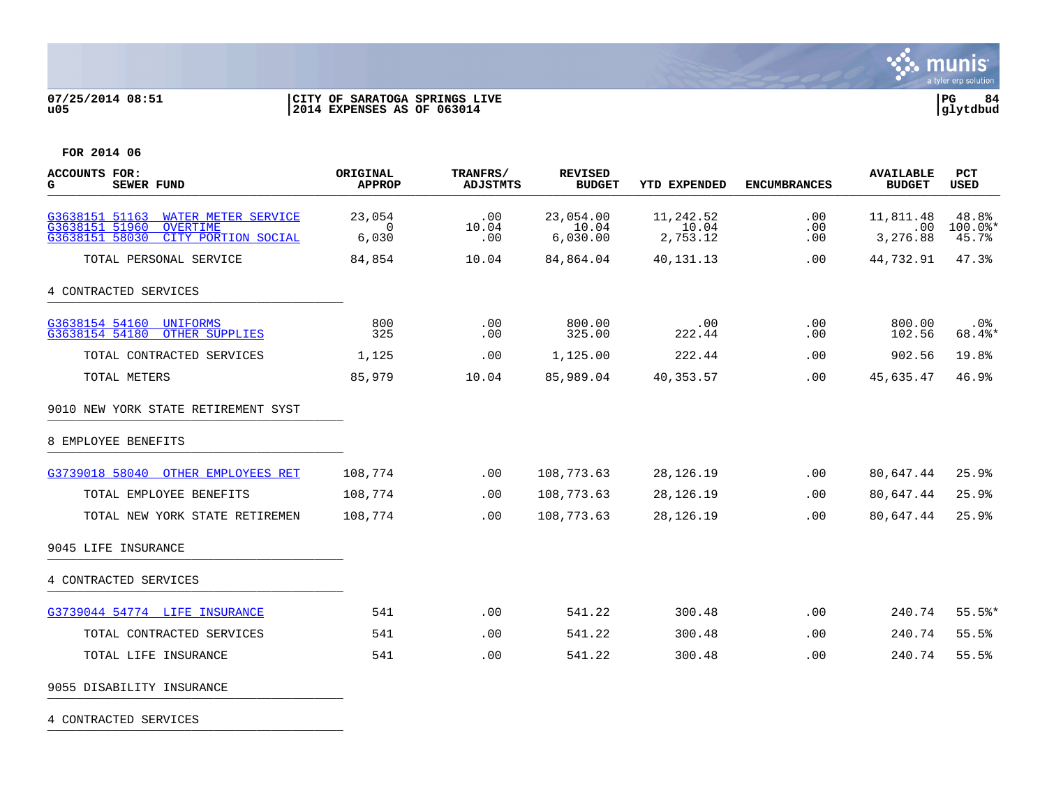07/25/2014 08:51
u05

CITY OF SARATOGA SPRINGS LIVE
2014 EXPENSES AS OF 063014

PG 84
glytdbud

FOR 2014 06

| ACCOUNTS FOR: G SEWER FUND | ORIGINAL APPROP | TRANFRS/ ADJSTMTS | REVISED BUDGET | YTD EXPENDED | ENCUMBRANCES | AVAILABLE BUDGET | PCT USED |
|---|---|---|---|---|---|---|---|
| G3638151 51163 WATER METER SERVICE | 23,054 | .00 | 23,054.00 | 11,242.52 | .00 | 11,811.48 | 48.8% |
| G3638151 51960 OVERTIME | 0 | 10.04 | 10.04 | 10.04 | .00 | .00 | 100.0%* |
| G3638151 58030 CITY PORTION SOCIAL | 6,030 | .00 | 6,030.00 | 2,753.12 | .00 | 3,276.88 | 45.7% |
| TOTAL PERSONAL SERVICE | 84,854 | 10.04 | 84,864.04 | 40,131.13 | .00 | 44,732.91 | 47.3% |
| **4 CONTRACTED SERVICES** | | | | | | | |
| G3638154 54160 UNIFORMS | 800 | .00 | 800.00 | .00 | .00 | 800.00 | .0% |
| G3638154 54180 OTHER SUPPLIES | 325 | .00 | 325.00 | 222.44 | .00 | 102.56 | 68.4%* |
| TOTAL CONTRACTED SERVICES | 1,125 | .00 | 1,125.00 | 222.44 | .00 | 902.56 | 19.8% |
| TOTAL METERS | 85,979 | 10.04 | 85,989.04 | 40,353.57 | .00 | 45,635.47 | 46.9% |
| **9010 NEW YORK STATE RETIREMENT SYST** | | | | | | | |
| **8 EMPLOYEE BENEFITS** | | | | | | | |
| G3739018 58040 OTHER EMPLOYEES RET | 108,774 | .00 | 108,773.63 | 28,126.19 | .00 | 80,647.44 | 25.9% |
| TOTAL EMPLOYEE BENEFITS | 108,774 | .00 | 108,773.63 | 28,126.19 | .00 | 80,647.44 | 25.9% |
| TOTAL NEW YORK STATE RETIREMEN | 108,774 | .00 | 108,773.63 | 28,126.19 | .00 | 80,647.44 | 25.9% |
| **9045 LIFE INSURANCE** | | | | | | | |
| **4 CONTRACTED SERVICES** | | | | | | | |
| G3739044 54774 LIFE INSURANCE | 541 | .00 | 541.22 | 300.48 | .00 | 240.74 | 55.5%* |
| TOTAL CONTRACTED SERVICES | 541 | .00 | 541.22 | 300.48 | .00 | 240.74 | 55.5% |
| TOTAL LIFE INSURANCE | 541 | .00 | 541.22 | 300.48 | .00 | 240.74 | 55.5% |
| **9055 DISABILITY INSURANCE** | | | | | | | |
| **4 CONTRACTED SERVICES** | | | | | | | |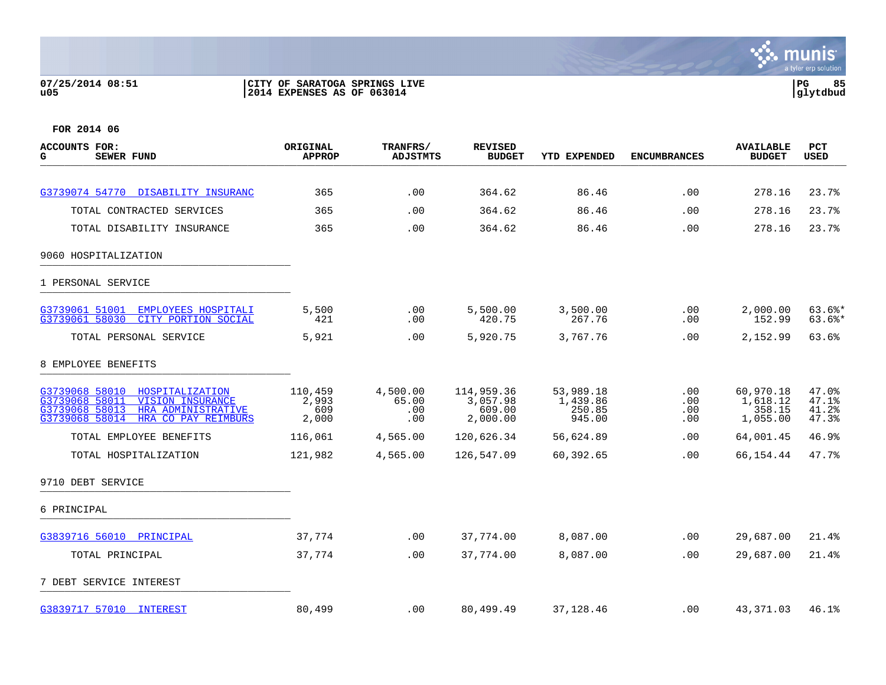07/25/2014 08:51 | CITY OF SARATOGA SPRINGS LIVE | PG 85
u05 | 2014 EXPENSES AS OF 063014 | glytdbud

**FOR 2014 06**

| ACCOUNTS FOR: G SEWER FUND | ORIGINAL APPROP | TRANFRS/ ADJSTMTS | REVISED BUDGET | YTD EXPENDED | ENCUMBRANCES | AVAILABLE BUDGET | PCT USED |
|---|---|---|---|---|---|---|---|
| G3739074 54770 DISABILITY INSURANC | 365 | .00 | 364.62 | 86.46 | .00 | 278.16 | 23.7% |
| TOTAL CONTRACTED SERVICES | 365 | .00 | 364.62 | 86.46 | .00 | 278.16 | 23.7% |
| TOTAL DISABILITY INSURANCE | 365 | .00 | 364.62 | 86.46 | .00 | 278.16 | 23.7% |
| **9060 HOSPITALIZATION** | | | | | | | |
| **1 PERSONAL SERVICE** | | | | | | | |
| G3739061 51001 EMPLOYEES HOSPITALI | 5,500 | .00 | 5,500.00 | 3,500.00 | .00 | 2,000.00 | 63.6%* |
| G3739061 58030 CITY PORTION SOCIAL | 421 | .00 | 420.75 | 267.76 | .00 | 152.99 | 63.6%* |
| TOTAL PERSONAL SERVICE | 5,921 | .00 | 5,920.75 | 3,767.76 | .00 | 2,152.99 | 63.6% |
| **8 EMPLOYEE BENEFITS** | | | | | | | |
| G3739068 58010 HOSPITALIZATION | 110,459 | 4,500.00 | 114,959.36 | 53,989.18 | .00 | 60,970.18 | 47.0% |
| G3739068 58011 VISION INSURANCE | 2,993 | 65.00 | 3,057.98 | 1,439.86 | .00 | 1,618.12 | 47.1% |
| G3739068 58013 HRA ADMINISTRATIVE | 609 | .00 | 609.00 | 250.85 | .00 | 358.15 | 41.2% |
| G3739068 58014 HRA CO PAY REIMBURS | 2,000 | .00 | 2,000.00 | 945.00 | .00 | 1,055.00 | 47.3% |
| TOTAL EMPLOYEE BENEFITS | 116,061 | 4,565.00 | 120,626.34 | 56,624.89 | .00 | 64,001.45 | 46.9% |
| TOTAL HOSPITALIZATION | 121,982 | 4,565.00 | 126,547.09 | 60,392.65 | .00 | 66,154.44 | 47.7% |
| **9710 DEBT SERVICE** | | | | | | | |
| **6 PRINCIPAL** | | | | | | | |
| G3839716 56010 PRINCIPAL | 37,774 | .00 | 37,774.00 | 8,087.00 | .00 | 29,687.00 | 21.4% |
| TOTAL PRINCIPAL | 37,774 | .00 | 37,774.00 | 8,087.00 | .00 | 29,687.00 | 21.4% |
| **7 DEBT SERVICE INTEREST** | | | | | | | |
| G3839717 57010 INTEREST | 80,499 | .00 | 80,499.49 | 37,128.46 | .00 | 43,371.03 | 46.1% |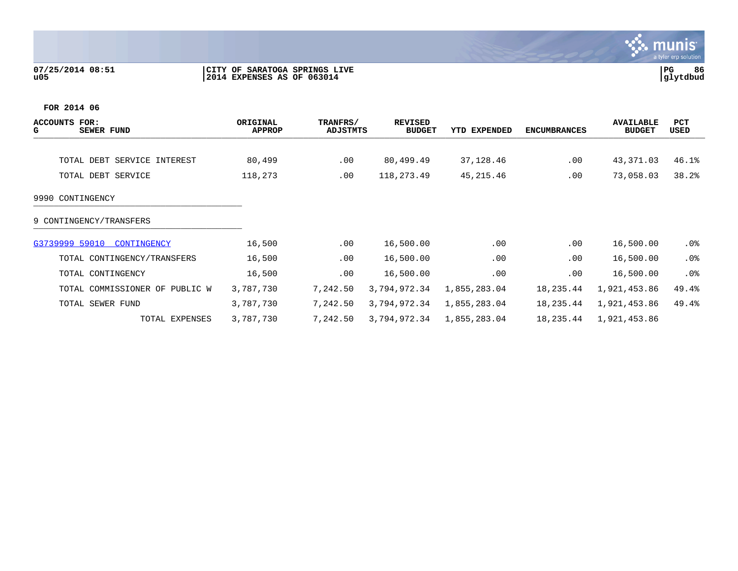FOR 2014 06

| ACCOUNTS FOR: G SEWER FUND | ORIGINAL APPROP | TRANFRS/ ADJSTMTS | REVISED BUDGET | YTD EXPENDED | ENCUMBRANCES | AVAILABLE BUDGET | PCT USED |
|---|---|---|---|---|---|---|---|
| TOTAL DEBT SERVICE INTEREST | 80,499 | .00 | 80,499.49 | 37,128.46 | .00 | 43,371.03 | 46.1% |
| TOTAL DEBT SERVICE | 118,273 | .00 | 118,273.49 | 45,215.46 | .00 | 73,058.03 | 38.2% |
| 9990 CONTINGENCY | | | | | | | |
| 9 CONTINGENCY/TRANSFERS | | | | | | | |
| G3739999 59010 CONTINGENCY | 16,500 | .00 | 16,500.00 | .00 | .00 | 16,500.00 | .0% |
| TOTAL CONTINGENCY/TRANSFERS | 16,500 | .00 | 16,500.00 | .00 | .00 | 16,500.00 | .0% |
| TOTAL CONTINGENCY | 16,500 | .00 | 16,500.00 | .00 | .00 | 16,500.00 | .0% |
| TOTAL COMMISSIONER OF PUBLIC W | 3,787,730 | 7,242.50 | 3,794,972.34 | 1,855,283.04 | 18,235.44 | 1,921,453.86 | 49.4% |
| TOTAL SEWER FUND | 3,787,730 | 7,242.50 | 3,794,972.34 | 1,855,283.04 | 18,235.44 | 1,921,453.86 | 49.4% |
| TOTAL EXPENSES | 3,787,730 | 7,242.50 | 3,794,972.34 | 1,855,283.04 | 18,235.44 | 1,921,453.86 | |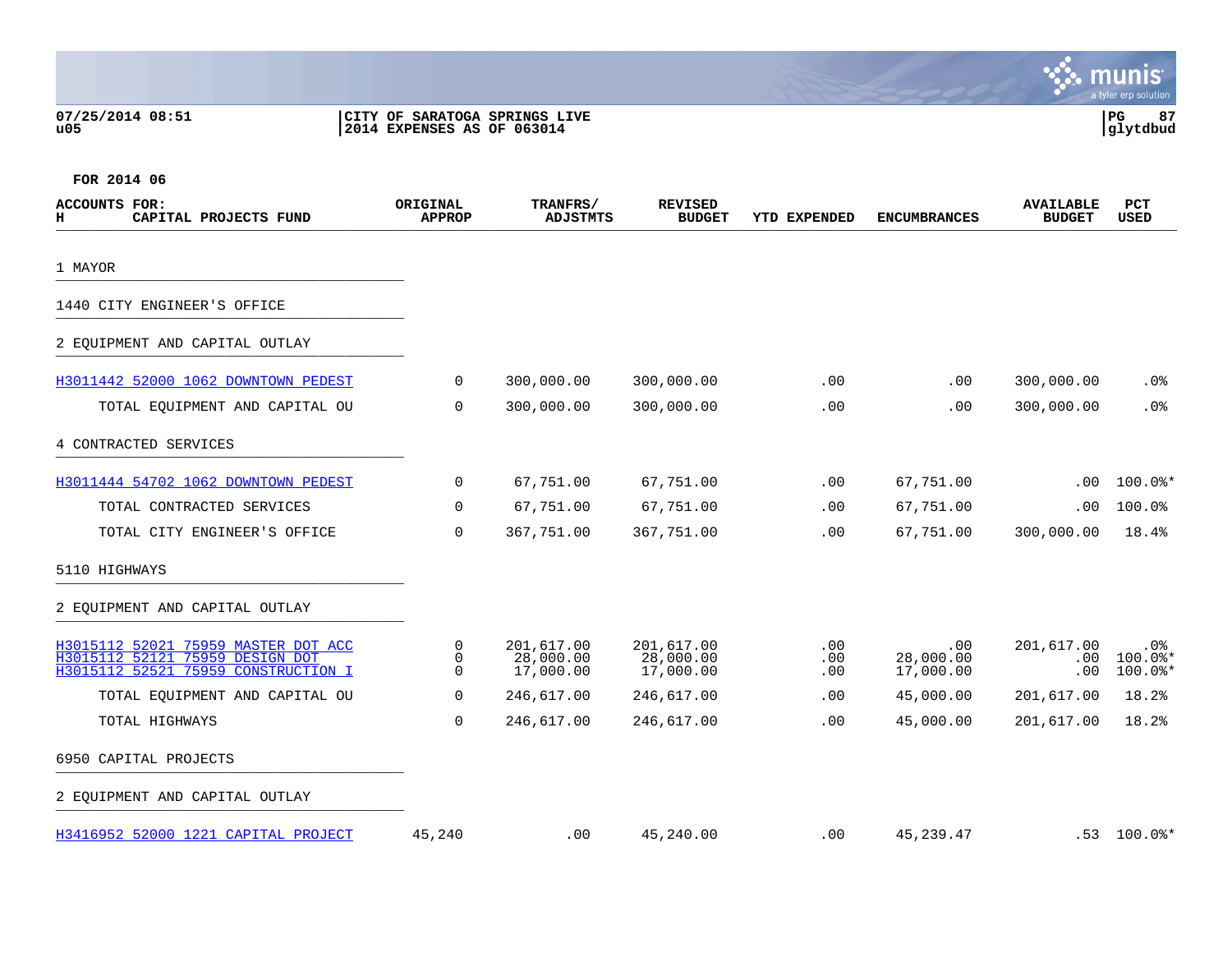07/25/2014 08:51 | CITY OF SARATOGA SPRINGS LIVE
u05 | 2014 EXPENSES AS OF 063014

**FOR 2014 06**

| ACCOUNTS FOR: H CAPITAL PROJECTS FUND | ORIGINAL APPROP | TRANFRS/ ADJSTMTS | REVISED BUDGET | YTD EXPENDED | ENCUMBRANCES | AVAILABLE BUDGET | PCT USED |
|---|---|---|---|---|---|---|---|
| 1 MAYOR | | | | | | | |
| 1440 CITY ENGINEER'S OFFICE | | | | | | | |
| 2 EQUIPMENT AND CAPITAL OUTLAY | | | | | | | |
| H3011442 52000 1062 DOWNTOWN PEDEST | 0 | 300,000.00 | 300,000.00 | .00 | .00 | 300,000.00 | .0% |
| TOTAL EQUIPMENT AND CAPITAL OU | 0 | 300,000.00 | 300,000.00 | .00 | .00 | 300,000.00 | .0% |
| 4 CONTRACTED SERVICES | | | | | | | |
| H3011444 54702 1062 DOWNTOWN PEDEST | 0 | 67,751.00 | 67,751.00 | .00 | 67,751.00 | .00 | 100.0%* |
| TOTAL CONTRACTED SERVICES | 0 | 67,751.00 | 67,751.00 | .00 | 67,751.00 | .00 | 100.0% |
| TOTAL CITY ENGINEER'S OFFICE | 0 | 367,751.00 | 367,751.00 | .00 | 67,751.00 | 300,000.00 | 18.4% |
| 5110 HIGHWAYS | | | | | | | |
| 2 EQUIPMENT AND CAPITAL OUTLAY | | | | | | | |
| H3015112 52021 75959 MASTER DOT ACC | 0 | 201,617.00 | 201,617.00 | .00 | .00 | 201,617.00 | .0% |
| H3015112 52121 75959 DESIGN DOT | 0 | 28,000.00 | 28,000.00 | .00 | 28,000.00 | .00 | 100.0%* |
| H3015112 52521 75959 CONSTRUCTION I | 0 | 17,000.00 | 17,000.00 | .00 | 17,000.00 | .00 | 100.0%* |
| TOTAL EQUIPMENT AND CAPITAL OU | 0 | 246,617.00 | 246,617.00 | .00 | 45,000.00 | 201,617.00 | 18.2% |
| TOTAL HIGHWAYS | 0 | 246,617.00 | 246,617.00 | .00 | 45,000.00 | 201,617.00 | 18.2% |
| 6950 CAPITAL PROJECTS | | | | | | | |
| 2 EQUIPMENT AND CAPITAL OUTLAY | | | | | | | |
| H3416952 52000 1221 CAPITAL PROJECT | 45,240 | .00 | 45,240.00 | .00 | 45,239.47 | .53 | 100.0%* |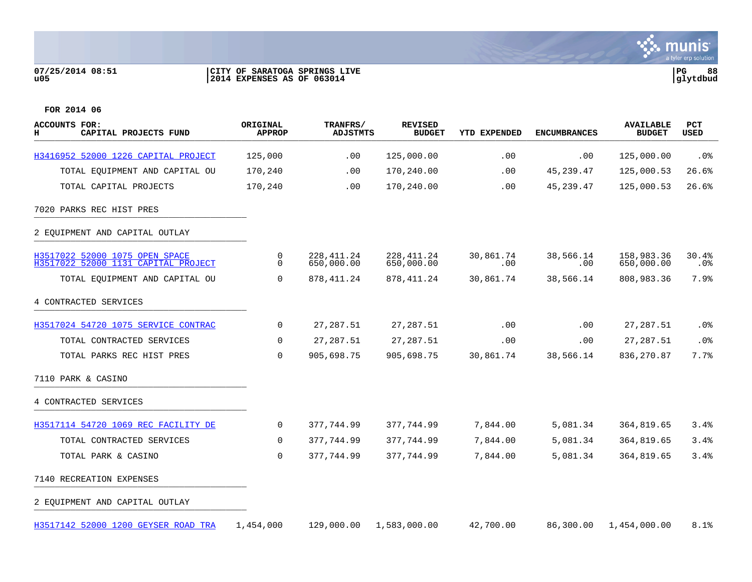07/25/2014 08:51 u05 | CITY OF SARATOGA SPRINGS LIVE
2014 EXPENSES AS OF 063014 | PG 88 glytdbud

FOR 2014 06

| ACCOUNTS FOR: H CAPITAL PROJECTS FUND | ORIGINAL APPROP | TRANFRS/ ADJSTMTS | REVISED BUDGET | YTD EXPENDED | ENCUMBRANCES | AVAILABLE BUDGET | PCT USED |
|---|---|---|---|---|---|---|---|
| H3416952 52000 1226 CAPITAL PROJECT | 125,000 | .00 | 125,000.00 | .00 | .00 | 125,000.00 | .0% |
| TOTAL EQUIPMENT AND CAPITAL OU | 170,240 | .00 | 170,240.00 | .00 | 45,239.47 | 125,000.53 | 26.6% |
| TOTAL CAPITAL PROJECTS | 170,240 | .00 | 170,240.00 | .00 | 45,239.47 | 125,000.53 | 26.6% |
| 7020 PARKS REC HIST PRES | | | | | | | |
| 2 EQUIPMENT AND CAPITAL OUTLAY | | | | | | | |
| H3517022 52000 1075 OPEN SPACE | 0 | 228,411.24 | 228,411.24 | 30,861.74 | 38,566.14 | 158,983.36 | 30.4% |
| H3517022 52000 1131 CAPITAL PROJECT | 0 | 650,000.00 | 650,000.00 | .00 | .00 | 650,000.00 | .0% |
| TOTAL EQUIPMENT AND CAPITAL OU | 0 | 878,411.24 | 878,411.24 | 30,861.74 | 38,566.14 | 808,983.36 | 7.9% |
| 4 CONTRACTED SERVICES | | | | | | | |
| H3517024 54720 1075 SERVICE CONTRAC | 0 | 27,287.51 | 27,287.51 | .00 | .00 | 27,287.51 | .0% |
| TOTAL CONTRACTED SERVICES | 0 | 27,287.51 | 27,287.51 | .00 | .00 | 27,287.51 | .0% |
| TOTAL PARKS REC HIST PRES | 0 | 905,698.75 | 905,698.75 | 30,861.74 | 38,566.14 | 836,270.87 | 7.7% |
| 7110 PARK & CASINO | | | | | | | |
| 4 CONTRACTED SERVICES | | | | | | | |
| H3517114 54720 1069 REC FACILITY DE | 0 | 377,744.99 | 377,744.99 | 7,844.00 | 5,081.34 | 364,819.65 | 3.4% |
| TOTAL CONTRACTED SERVICES | 0 | 377,744.99 | 377,744.99 | 7,844.00 | 5,081.34 | 364,819.65 | 3.4% |
| TOTAL PARK & CASINO | 0 | 377,744.99 | 377,744.99 | 7,844.00 | 5,081.34 | 364,819.65 | 3.4% |
| 7140 RECREATION EXPENSES | | | | | | | |
| 2 EQUIPMENT AND CAPITAL OUTLAY | | | | | | | |
| H3517142 52000 1200 GEYSER ROAD TRA | 1,454,000 | 129,000.00 | 1,583,000.00 | 42,700.00 | 86,300.00 | 1,454,000.00 | 8.1% |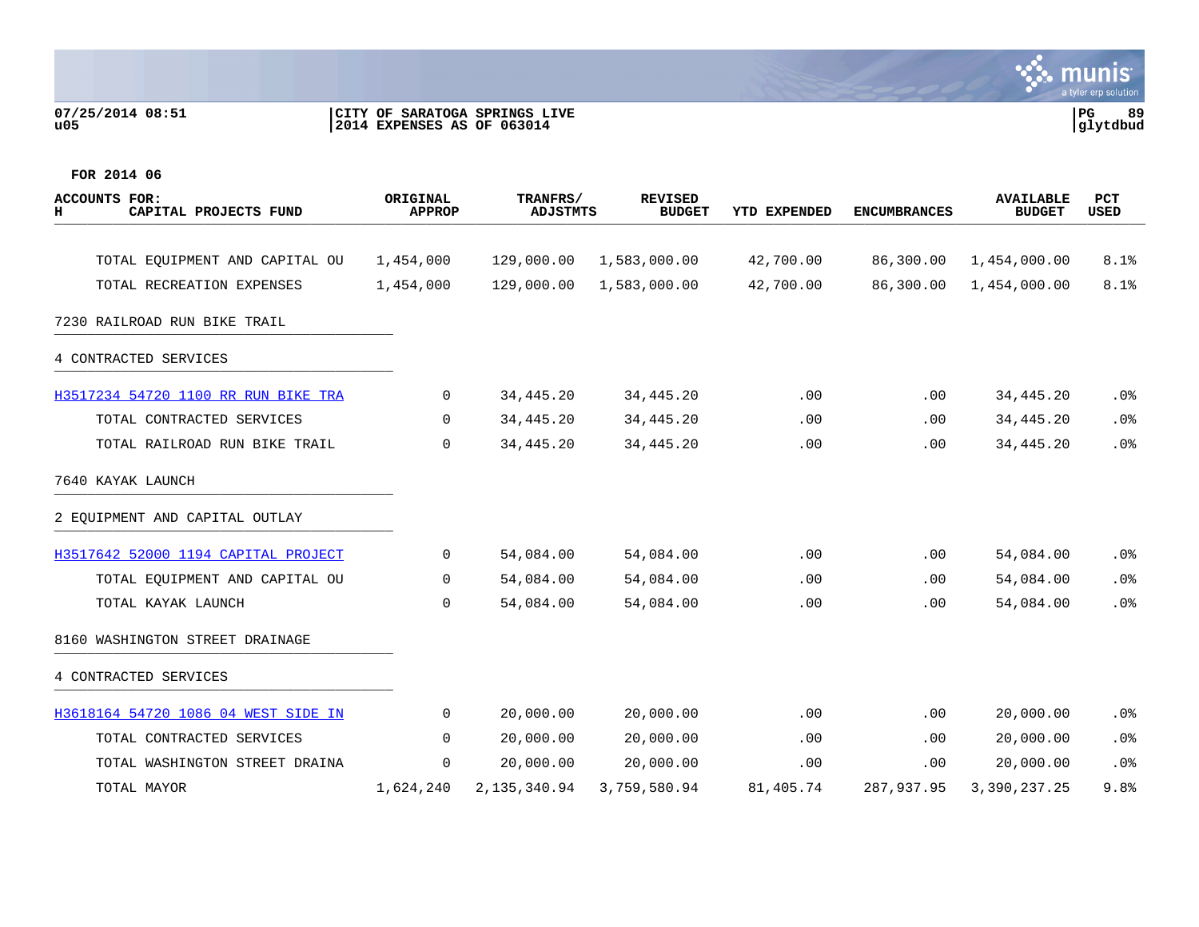07/25/2014 08:51 | CITY OF SARATOGA SPRINGS LIVE | PG 89
u05 | 2014 EXPENSES AS OF 063014 | glytdbud

FOR 2014 06

| ACCOUNTS FOR: H CAPITAL PROJECTS FUND | ORIGINAL APPROP | TRANFRS/ ADJSTMTS | REVISED BUDGET | YTD EXPENDED | ENCUMBRANCES | AVAILABLE BUDGET | PCT USED |
|---|---|---|---|---|---|---|---|
| TOTAL EQUIPMENT AND CAPITAL OU | 1,454,000 | 129,000.00 | 1,583,000.00 | 42,700.00 | 86,300.00 | 1,454,000.00 | 8.1% |
| TOTAL RECREATION EXPENSES | 1,454,000 | 129,000.00 | 1,583,000.00 | 42,700.00 | 86,300.00 | 1,454,000.00 | 8.1% |
| 7230 RAILROAD RUN BIKE TRAIL | | | | | | | |
| 4 CONTRACTED SERVICES | | | | | | | |
| H3517234 54720 1100 RR RUN BIKE TRA | 0 | 34,445.20 | 34,445.20 | .00 | .00 | 34,445.20 | .0% |
| TOTAL CONTRACTED SERVICES | 0 | 34,445.20 | 34,445.20 | .00 | .00 | 34,445.20 | .0% |
| TOTAL RAILROAD RUN BIKE TRAIL | 0 | 34,445.20 | 34,445.20 | .00 | .00 | 34,445.20 | .0% |
| 7640 KAYAK LAUNCH | | | | | | | |
| 2 EQUIPMENT AND CAPITAL OUTLAY | | | | | | | |
| H3517642 52000 1194 CAPITAL PROJECT | 0 | 54,084.00 | 54,084.00 | .00 | .00 | 54,084.00 | .0% |
| TOTAL EQUIPMENT AND CAPITAL OU | 0 | 54,084.00 | 54,084.00 | .00 | .00 | 54,084.00 | .0% |
| TOTAL KAYAK LAUNCH | 0 | 54,084.00 | 54,084.00 | .00 | .00 | 54,084.00 | .0% |
| 8160 WASHINGTON STREET DRAINAGE | | | | | | | |
| 4 CONTRACTED SERVICES | | | | | | | |
| H3618164 54720 1086 04 WEST SIDE IN | 0 | 20,000.00 | 20,000.00 | .00 | .00 | 20,000.00 | .0% |
| TOTAL CONTRACTED SERVICES | 0 | 20,000.00 | 20,000.00 | .00 | .00 | 20,000.00 | .0% |
| TOTAL WASHINGTON STREET DRAINA | 0 | 20,000.00 | 20,000.00 | .00 | .00 | 20,000.00 | .0% |
| TOTAL MAYOR | 1,624,240 | 2,135,340.94 | 3,759,580.94 | 81,405.74 | 287,937.95 | 3,390,237.25 | 9.8% |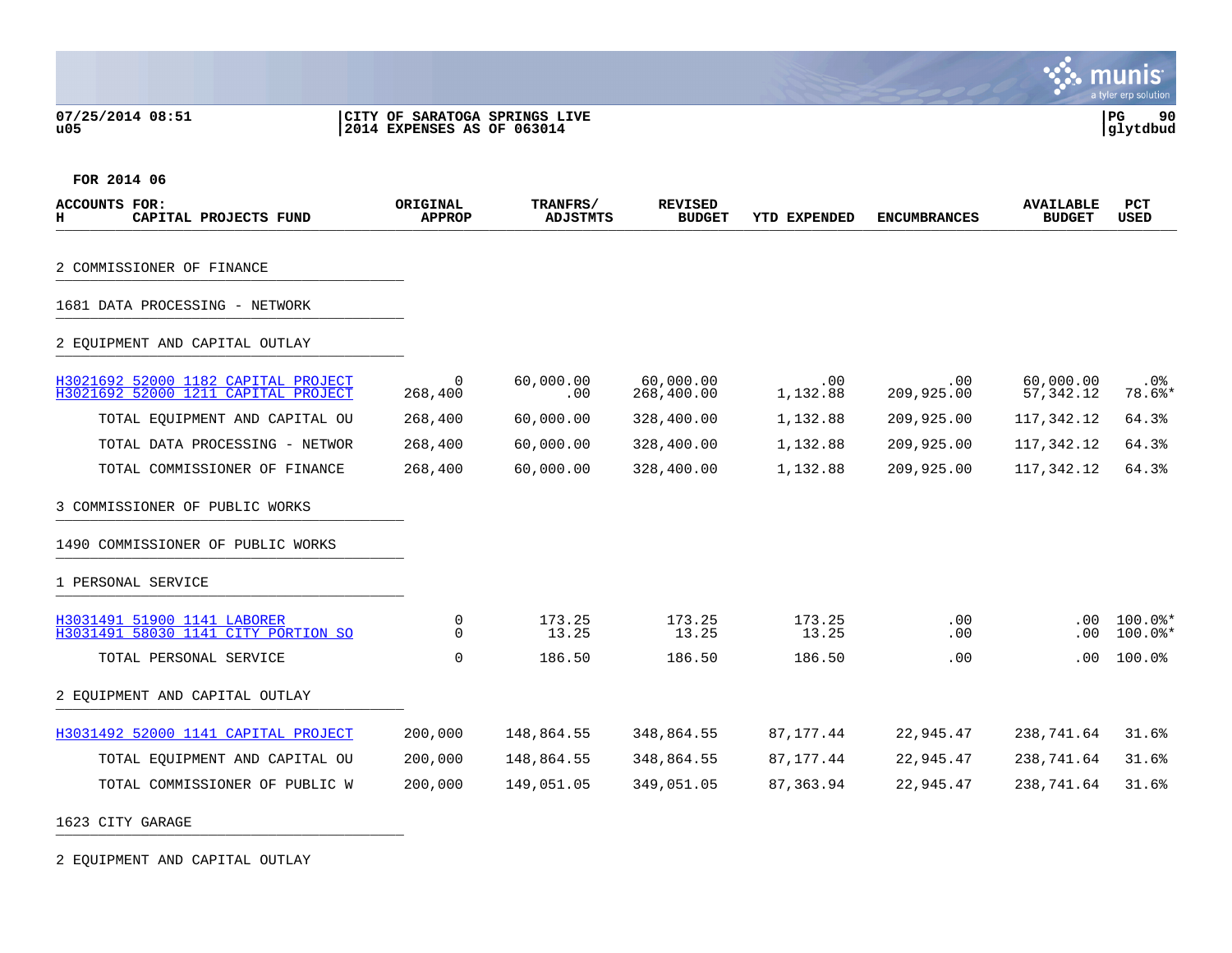07/25/2014 08:51 | CITY OF SARATOGA SPRINGS LIVE
u05 | 2014 EXPENSES AS OF 063014
glytdbud

FOR 2014 06

| ACCOUNTS FOR: H CAPITAL PROJECTS FUND | ORIGINAL APPROP | TRANFRS/ ADJSTMTS | REVISED BUDGET | YTD EXPENDED | ENCUMBRANCES | AVAILABLE BUDGET | PCT USED |
|---|---|---|---|---|---|---|---|
| 2 COMMISSIONER OF FINANCE | | | | | | | |
| 1681 DATA PROCESSING - NETWORK | | | | | | | |
| 2 EQUIPMENT AND CAPITAL OUTLAY | | | | | | | |
| H3021692 52000 1182 CAPITAL PROJECT | 0 | 60,000.00 | 60,000.00 | .00 | .00 | 60,000.00 | .0% |
| H3021692 52000 1211 CAPITAL PROJECT | 268,400 | .00 | 268,400.00 | 1,132.88 | 209,925.00 | 57,342.12 | 78.6%* |
| TOTAL EQUIPMENT AND CAPITAL OU | 268,400 | 60,000.00 | 328,400.00 | 1,132.88 | 209,925.00 | 117,342.12 | 64.3% |
| TOTAL DATA PROCESSING - NETWOR | 268,400 | 60,000.00 | 328,400.00 | 1,132.88 | 209,925.00 | 117,342.12 | 64.3% |
| TOTAL COMMISSIONER OF FINANCE | 268,400 | 60,000.00 | 328,400.00 | 1,132.88 | 209,925.00 | 117,342.12 | 64.3% |
| 3 COMMISSIONER OF PUBLIC WORKS | | | | | | | |
| 1490 COMMISSIONER OF PUBLIC WORKS | | | | | | | |
| 1 PERSONAL SERVICE | | | | | | | |
| H3031491 51900 1141 LABORER | 0 | 173.25 | 173.25 | 173.25 | .00 | .00 | 100.0%* |
| H3031491 58030 1141 CITY PORTION SO | 0 | 13.25 | 13.25 | 13.25 | .00 | .00 | 100.0%* |
| TOTAL PERSONAL SERVICE | 0 | 186.50 | 186.50 | 186.50 | .00 | .00 | 100.0% |
| 2 EQUIPMENT AND CAPITAL OUTLAY | | | | | | | |
| H3031492 52000 1141 CAPITAL PROJECT | 200,000 | 148,864.55 | 348,864.55 | 87,177.44 | 22,945.47 | 238,741.64 | 31.6% |
| TOTAL EQUIPMENT AND CAPITAL OU | 200,000 | 148,864.55 | 348,864.55 | 87,177.44 | 22,945.47 | 238,741.64 | 31.6% |
| TOTAL COMMISSIONER OF PUBLIC W | 200,000 | 149,051.05 | 349,051.05 | 87,363.94 | 22,945.47 | 238,741.64 | 31.6% |
| 1623 CITY GARAGE | | | | | | | |
| 2 EQUIPMENT AND CAPITAL OUTLAY | | | | | | | |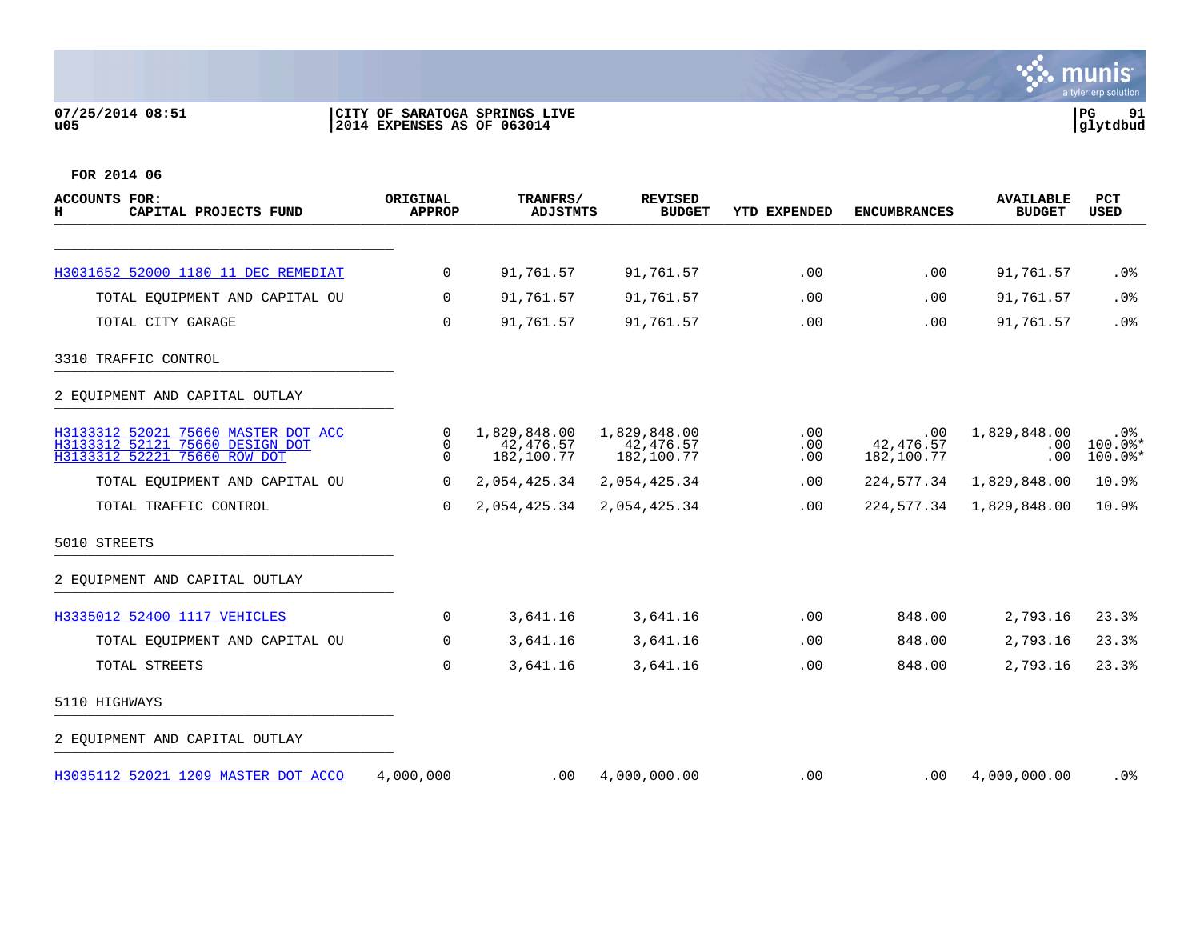07/25/2014 08:51
u05

CITY OF SARATOGA SPRINGS LIVE
2014 EXPENSES AS OF 063014

glytdbud

FOR 2014 06

| ACCOUNTS FOR: H CAPITAL PROJECTS FUND | ORIGINAL APPROP | TRANFRS/ ADJSTMTS | REVISED BUDGET | YTD EXPENDED | ENCUMBRANCES | AVAILABLE BUDGET | PCT USED |
|---|---|---|---|---|---|---|---|
| H3031652 52000 1180 11 DEC REMEDIAT | 0 | 91,761.57 | 91,761.57 | .00 | .00 | 91,761.57 | .0% |
| TOTAL EQUIPMENT AND CAPITAL OU | 0 | 91,761.57 | 91,761.57 | .00 | .00 | 91,761.57 | .0% |
| TOTAL CITY GARAGE | 0 | 91,761.57 | 91,761.57 | .00 | .00 | 91,761.57 | .0% |
| 3310 TRAFFIC CONTROL | | | | | | | |
| 2 EQUIPMENT AND CAPITAL OUTLAY | | | | | | | |
| H3133312 52021 75660 MASTER DOT ACC | 0 | 1,829,848.00 | 1,829,848.00 | .00 | .00 | 1,829,848.00 | .0% |
| H3133312 52121 75660 DESIGN DOT | 0 | 42,476.57 | 42,476.57 | .00 | 42,476.57 | .00 | 100.0%* |
| H3133312 52221 75660 ROW DOT | 0 | 182,100.77 | 182,100.77 | .00 | 182,100.77 | .00 | 100.0%* |
| TOTAL EQUIPMENT AND CAPITAL OU | 0 | 2,054,425.34 | 2,054,425.34 | .00 | 224,577.34 | 1,829,848.00 | 10.9% |
| TOTAL TRAFFIC CONTROL | 0 | 2,054,425.34 | 2,054,425.34 | .00 | 224,577.34 | 1,829,848.00 | 10.9% |
| 5010 STREETS | | | | | | | |
| 2 EQUIPMENT AND CAPITAL OUTLAY | | | | | | | |
| H3335012 52400 1117 VEHICLES | 0 | 3,641.16 | 3,641.16 | .00 | 848.00 | 2,793.16 | 23.3% |
| TOTAL EQUIPMENT AND CAPITAL OU | 0 | 3,641.16 | 3,641.16 | .00 | 848.00 | 2,793.16 | 23.3% |
| TOTAL STREETS | 0 | 3,641.16 | 3,641.16 | .00 | 848.00 | 2,793.16 | 23.3% |
| 5110 HIGHWAYS | | | | | | | |
| 2 EQUIPMENT AND CAPITAL OUTLAY | | | | | | | |
| H3035112 52021 1209 MASTER DOT ACCO | 4,000,000 | .00 | 4,000,000.00 | .00 | .00 | 4,000,000.00 | .0% |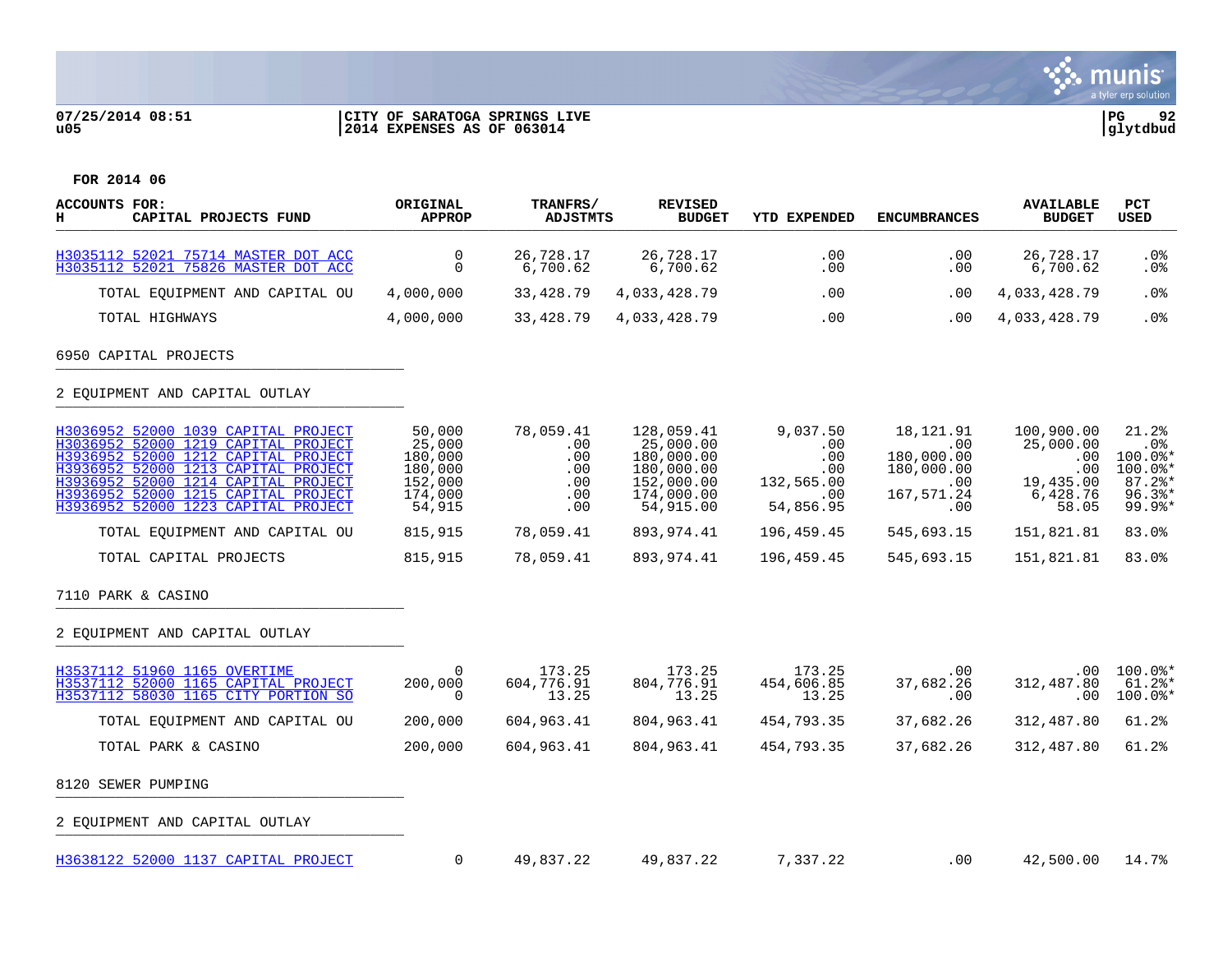07/25/2014 08:51
u05

CITY OF SARATOGA SPRINGS LIVE
2014 EXPENSES AS OF 063014

**FOR 2014 06**

| ACCOUNTS FOR: H CAPITAL PROJECTS FUND | ORIGINAL APPROP | TRANFRS/ ADJSTMTS | REVISED BUDGET | YTD EXPENDED | ENCUMBRANCES | AVAILABLE BUDGET | PCT USED |
|---|---|---|---|---|---|---|---|
| H3035112 52021 75714 MASTER DOT ACC | 0 | 26,728.17 | 26,728.17 | .00 | .00 | 26,728.17 | .0% |
| H3035112 52021 75826 MASTER DOT ACC | 0 | 6,700.62 | 6,700.62 | .00 | .00 | 6,700.62 | .0% |
| TOTAL EQUIPMENT AND CAPITAL OU | 4,000,000 | 33,428.79 | 4,033,428.79 | .00 | .00 | 4,033,428.79 | .0% |
| TOTAL HIGHWAYS | 4,000,000 | 33,428.79 | 4,033,428.79 | .00 | .00 | 4,033,428.79 | .0% |
| **6950 CAPITAL PROJECTS** | | | | | | | |
| **2 EQUIPMENT AND CAPITAL OUTLAY** | | | | | | | |
| H3036952 52000 1039 CAPITAL PROJECT | 50,000 | 78,059.41 | 128,059.41 | 9,037.50 | 18,121.91 | 100,900.00 | 21.2% |
| H3036952 52000 1219 CAPITAL PROJECT | 25,000 | .00 | 25,000.00 | .00 | .00 | 25,000.00 | .0% |
| H3936952 52000 1212 CAPITAL PROJECT | 180,000 | .00 | 180,000.00 | .00 | 180,000.00 | .00 | 100.0%* |
| H3936952 52000 1213 CAPITAL PROJECT | 180,000 | .00 | 180,000.00 | .00 | 180,000.00 | .00 | 100.0%* |
| H3936952 52000 1214 CAPITAL PROJECT | 152,000 | .00 | 152,000.00 | 132,565.00 | .00 | 19,435.00 | 87.2%* |
| H3936952 52000 1215 CAPITAL PROJECT | 174,000 | .00 | 174,000.00 | .00 | 167,571.24 | 6,428.76 | 96.3%* |
| H3936952 52000 1223 CAPITAL PROJECT | 54,915 | .00 | 54,915.00 | 54,856.95 | .00 | 58.05 | 99.9%* |
| TOTAL EQUIPMENT AND CAPITAL OU | 815,915 | 78,059.41 | 893,974.41 | 196,459.45 | 545,693.15 | 151,821.81 | 83.0% |
| TOTAL CAPITAL PROJECTS | 815,915 | 78,059.41 | 893,974.41 | 196,459.45 | 545,693.15 | 151,821.81 | 83.0% |
| **7110 PARK & CASINO** | | | | | | | |
| **2 EQUIPMENT AND CAPITAL OUTLAY** | | | | | | | |
| H3537112 51960 1165 OVERTIME | 0 | 173.25 | 173.25 | 173.25 | .00 | .00 | 100.0%* |
| H3537112 52000 1165 CAPITAL PROJECT | 200,000 | 604,776.91 | 804,776.91 | 454,606.85 | 37,682.26 | 312,487.80 | 61.2%* |
| H3537112 58030 1165 CITY PORTION SO | 0 | 13.25 | 13.25 | 13.25 | .00 | .00 | 100.0%* |
| TOTAL EQUIPMENT AND CAPITAL OU | 200,000 | 604,963.41 | 804,963.41 | 454,793.35 | 37,682.26 | 312,487.80 | 61.2% |
| TOTAL PARK & CASINO | 200,000 | 604,963.41 | 804,963.41 | 454,793.35 | 37,682.26 | 312,487.80 | 61.2% |
| **8120 SEWER PUMPING** | | | | | | | |
| **2 EQUIPMENT AND CAPITAL OUTLAY** | | | | | | | |
| H3638122 52000 1137 CAPITAL PROJECT | 0 | 49,837.22 | 49,837.22 | 7,337.22 | .00 | 42,500.00 | 14.7% |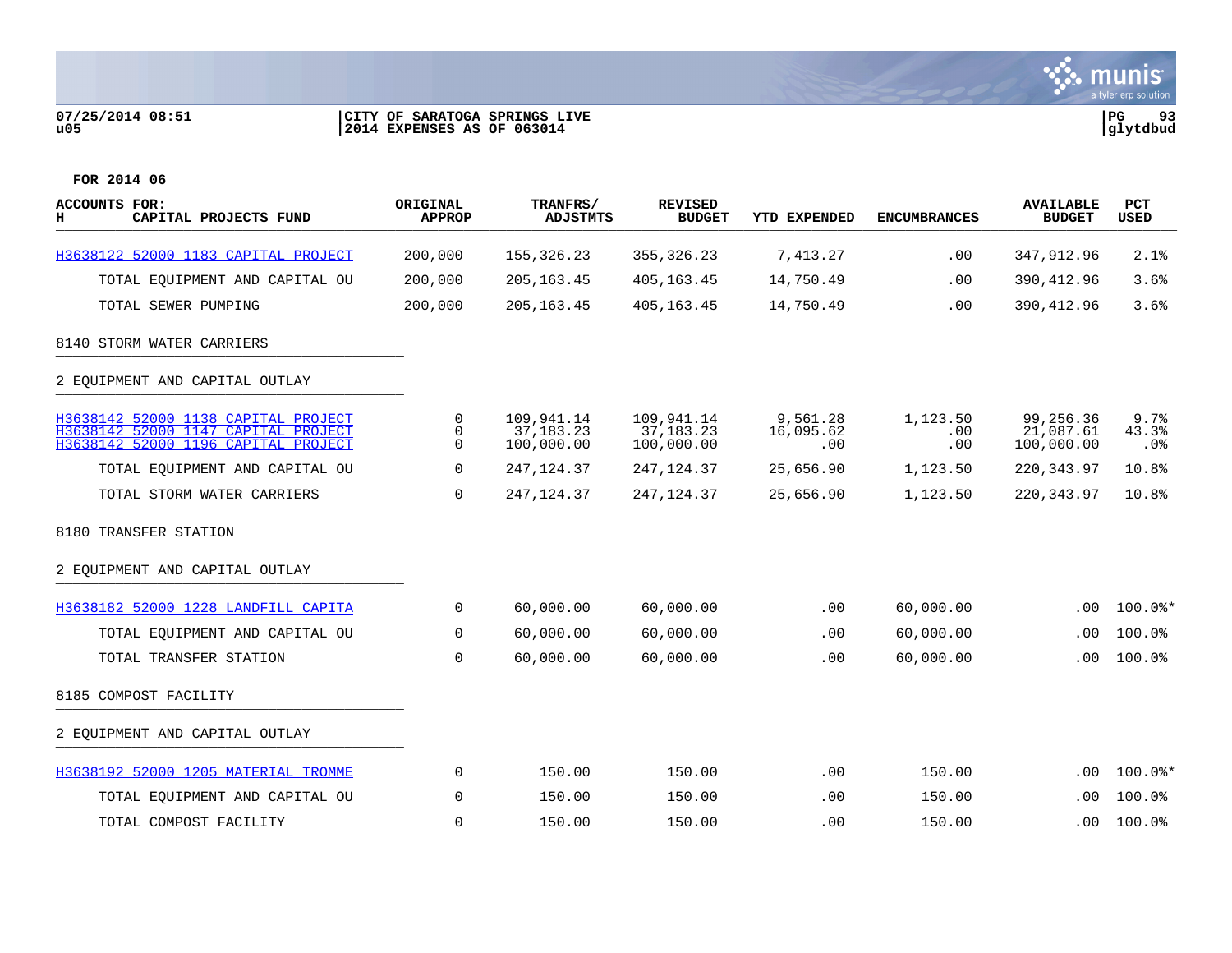07/25/2014 08:51 | CITY OF SARATOGA SPRINGS LIVE
u05 | 2014 EXPENSES AS OF 063014

**FOR 2014 06**

| ACCOUNTS FOR: H CAPITAL PROJECTS FUND | ORIGINAL APPROP | TRANFRS/ ADJSTMTS | REVISED BUDGET | YTD EXPENDED | ENCUMBRANCES | AVAILABLE BUDGET | PCT USED |
|---|---|---|---|---|---|---|---|
| H3638122 52000 1183 CAPITAL PROJECT | 200,000 | 155,326.23 | 355,326.23 | 7,413.27 | .00 | 347,912.96 | 2.1% |
| TOTAL EQUIPMENT AND CAPITAL OU | 200,000 | 205,163.45 | 405,163.45 | 14,750.49 | .00 | 390,412.96 | 3.6% |
| TOTAL SEWER PUMPING | 200,000 | 205,163.45 | 405,163.45 | 14,750.49 | .00 | 390,412.96 | 3.6% |
| 8140 STORM WATER CARRIERS | | | | | | | |
| 2 EQUIPMENT AND CAPITAL OUTLAY | | | | | | | |
| H3638142 52000 1138 CAPITAL PROJECT | 0 | 109,941.14 | 109,941.14 | 9,561.28 | 1,123.50 | 99,256.36 | 9.7% |
| H3638142 52000 1147 CAPITAL PROJECT | 0 | 37,183.23 | 37,183.23 | 16,095.62 | .00 | 21,087.61 | 43.3% |
| H3638142 52000 1196 CAPITAL PROJECT | 0 | 100,000.00 | 100,000.00 | .00 | .00 | 100,000.00 | .0% |
| TOTAL EQUIPMENT AND CAPITAL OU | 0 | 247,124.37 | 247,124.37 | 25,656.90 | 1,123.50 | 220,343.97 | 10.8% |
| TOTAL STORM WATER CARRIERS | 0 | 247,124.37 | 247,124.37 | 25,656.90 | 1,123.50 | 220,343.97 | 10.8% |
| 8180 TRANSFER STATION | | | | | | | |
| 2 EQUIPMENT AND CAPITAL OUTLAY | | | | | | | |
| H3638182 52000 1228 LANDFILL CAPITA | 0 | 60,000.00 | 60,000.00 | .00 | 60,000.00 | .00 | 100.0%* |
| TOTAL EQUIPMENT AND CAPITAL OU | 0 | 60,000.00 | 60,000.00 | .00 | 60,000.00 | .00 | 100.0% |
| TOTAL TRANSFER STATION | 0 | 60,000.00 | 60,000.00 | .00 | 60,000.00 | .00 | 100.0% |
| 8185 COMPOST FACILITY | | | | | | | |
| 2 EQUIPMENT AND CAPITAL OUTLAY | | | | | | | |
| H3638192 52000 1205 MATERIAL TROMME | 0 | 150.00 | 150.00 | .00 | 150.00 | .00 | 100.0%* |
| TOTAL EQUIPMENT AND CAPITAL OU | 0 | 150.00 | 150.00 | .00 | 150.00 | .00 | 100.0% |
| TOTAL COMPOST FACILITY | 0 | 150.00 | 150.00 | .00 | 150.00 | .00 | 100.0% |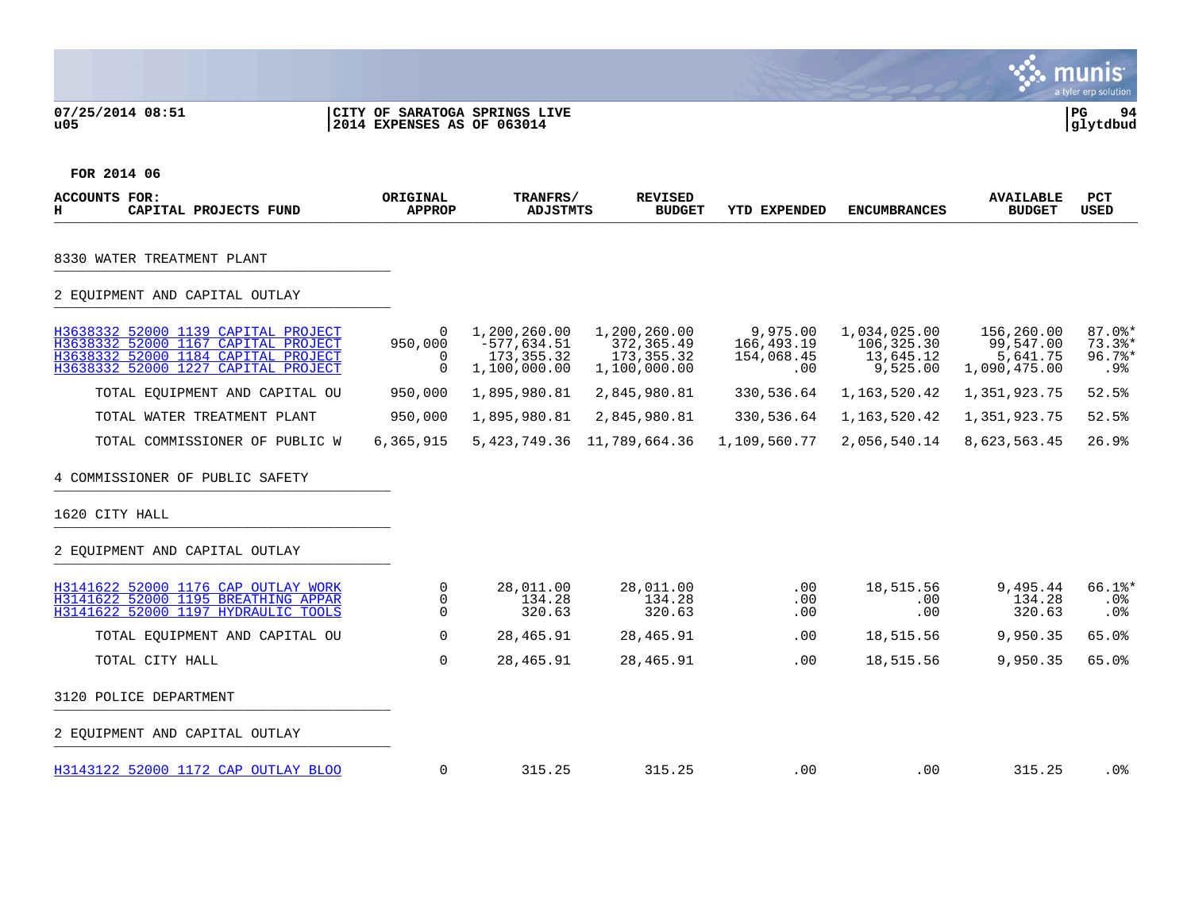07/25/2014 08:51
u05

CITY OF SARATOGA SPRINGS LIVE
2014 EXPENSES AS OF 063014

PG 94
glytdbud

FOR 2014 06

| ACCOUNTS FOR: H CAPITAL PROJECTS FUND | ORIGINAL APPROP | TRANFRS/ ADJSTMTS | REVISED BUDGET | YTD EXPENDED | ENCUMBRANCES | AVAILABLE BUDGET | PCT USED |
|---|---|---|---|---|---|---|---|
| 8330 WATER TREATMENT PLANT | | | | | | | |
| 2 EQUIPMENT AND CAPITAL OUTLAY | | | | | | | |
| H3638332 52000 1139 CAPITAL PROJECT | 0 | 1,200,260.00 | 1,200,260.00 | 9,975.00 | 1,034,025.00 | 156,260.00 | 87.0%* |
| H3638332 52000 1167 CAPITAL PROJECT | 950,000 | -577,634.51 | 372,365.49 | 166,493.19 | 106,325.30 | 99,547.00 | 73.3%* |
| H3638332 52000 1184 CAPITAL PROJECT | 0 | 173,355.32 | 173,355.32 | 154,068.45 | 13,645.12 | 5,641.75 | 96.7%* |
| H3638332 52000 1227 CAPITAL PROJECT | 0 | 1,100,000.00 | 1,100,000.00 | .00 | 9,525.00 | 1,090,475.00 | .9% |
| TOTAL EQUIPMENT AND CAPITAL OU | 950,000 | 1,895,980.81 | 2,845,980.81 | 330,536.64 | 1,163,520.42 | 1,351,923.75 | 52.5% |
| TOTAL WATER TREATMENT PLANT | 950,000 | 1,895,980.81 | 2,845,980.81 | 330,536.64 | 1,163,520.42 | 1,351,923.75 | 52.5% |
| TOTAL COMMISSIONER OF PUBLIC W | 6,365,915 | 5,423,749.36 | 11,789,664.36 | 1,109,560.77 | 2,056,540.14 | 8,623,563.45 | 26.9% |
| 4 COMMISSIONER OF PUBLIC SAFETY | | | | | | | |
| 1620 CITY HALL | | | | | | | |
| 2 EQUIPMENT AND CAPITAL OUTLAY | | | | | | | |
| H3141622 52000 1176 CAP OUTLAY WORK | 0 | 28,011.00 | 28,011.00 | .00 | 18,515.56 | 9,495.44 | 66.1%* |
| H3141622 52000 1195 BREATHING APPAR | 0 | 134.28 | 134.28 | .00 | .00 | 134.28 | .0% |
| H3141622 52000 1197 HYDRAULIC TOOLS | 0 | 320.63 | 320.63 | .00 | .00 | 320.63 | .0% |
| TOTAL EQUIPMENT AND CAPITAL OU | 0 | 28,465.91 | 28,465.91 | .00 | 18,515.56 | 9,950.35 | 65.0% |
| TOTAL CITY HALL | 0 | 28,465.91 | 28,465.91 | .00 | 18,515.56 | 9,950.35 | 65.0% |
| 3120 POLICE DEPARTMENT | | | | | | | |
| 2 EQUIPMENT AND CAPITAL OUTLAY | | | | | | | |
| H3143122 52000 1172 CAP OUTLAY BLOO | 0 | 315.25 | 315.25 | .00 | .00 | 315.25 | .0% |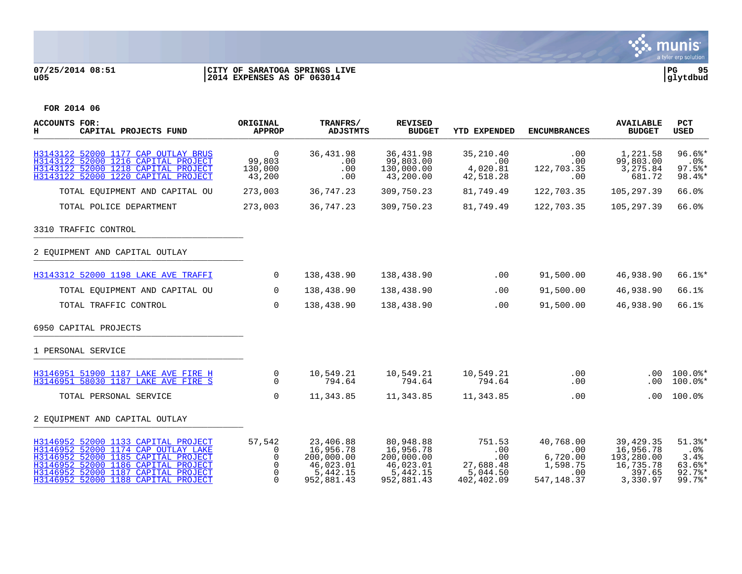07/25/2014 08:51 | CITY OF SARATOGA SPRINGS LIVE | PG 95
u05 | 2014 EXPENSES AS OF 063014 | glytdbud

**FOR 2014 06**

| ACCOUNTS FOR: H CAPITAL PROJECTS FUND | ORIGINAL APPROP | TRANFRS/ ADJSTMTS | REVISED BUDGET | YTD EXPENDED | ENCUMBRANCES | AVAILABLE BUDGET | PCT USED |
|---|---|---|---|---|---|---|---|
| H3143122 52000 1177 CAP OUTLAY BRUS | 0 | 36,431.98 | 36,431.98 | 35,210.40 | .00 | 1,221.58 | 96.6%* |
| H3143122 52000 1216 CAPITAL PROJECT | 99,803 | .00 | 99,803.00 | .00 | .00 | 99,803.00 | .0% |
| H3143122 52000 1218 CAPITAL PROJECT | 130,000 | .00 | 130,000.00 | 4,020.81 | 122,703.35 | 3,275.84 | 97.5%* |
| H3143122 52000 1220 CAPITAL PROJECT | 43,200 | .00 | 43,200.00 | 42,518.28 | .00 | 681.72 | 98.4%* |
| TOTAL EQUIPMENT AND CAPITAL OU | 273,003 | 36,747.23 | 309,750.23 | 81,749.49 | 122,703.35 | 105,297.39 | 66.0% |
| TOTAL POLICE DEPARTMENT | 273,003 | 36,747.23 | 309,750.23 | 81,749.49 | 122,703.35 | 105,297.39 | 66.0% |
| **3310 TRAFFIC CONTROL** | | | | | | | |
| **2 EQUIPMENT AND CAPITAL OUTLAY** | | | | | | | |
| H3143312 52000 1198 LAKE AVE TRAFFI | 0 | 138,438.90 | 138,438.90 | .00 | 91,500.00 | 46,938.90 | 66.1%* |
| TOTAL EQUIPMENT AND CAPITAL OU | 0 | 138,438.90 | 138,438.90 | .00 | 91,500.00 | 46,938.90 | 66.1% |
| TOTAL TRAFFIC CONTROL | 0 | 138,438.90 | 138,438.90 | .00 | 91,500.00 | 46,938.90 | 66.1% |
| **6950 CAPITAL PROJECTS** | | | | | | | |
| **1 PERSONAL SERVICE** | | | | | | | |
| H3146951 51900 1187 LAKE AVE FIRE H | 0 | 10,549.21 | 10,549.21 | 10,549.21 | .00 | .00 | 100.0%* |
| H3146951 58030 1187 LAKE AVE FIRE S | 0 | 794.64 | 794.64 | 794.64 | .00 | .00 | 100.0%* |
| TOTAL PERSONAL SERVICE | 0 | 11,343.85 | 11,343.85 | 11,343.85 | .00 | .00 | 100.0% |
| **2 EQUIPMENT AND CAPITAL OUTLAY** | | | | | | | |
| H3146952 52000 1133 CAPITAL PROJECT | 57,542 | 23,406.88 | 80,948.88 | 751.53 | 40,768.00 | 39,429.35 | 51.3%* |
| H3146952 52000 1174 CAP OUTLAY LAKE | 0 | 16,956.78 | 16,956.78 | .00 | .00 | 16,956.78 | .0% |
| H3146952 52000 1185 CAPITAL PROJECT | 0 | 200,000.00 | 200,000.00 | .00 | 6,720.00 | 193,280.00 | 3.4% |
| H3146952 52000 1186 CAPITAL PROJECT | 0 | 46,023.01 | 46,023.01 | 27,688.48 | 1,598.75 | 16,735.78 | 63.6%* |
| H3146952 52000 1187 CAPITAL PROJECT | 0 | 5,442.15 | 5,442.15 | 5,044.50 | .00 | 397.65 | 92.7%* |
| H3146952 52000 1188 CAPITAL PROJECT | 0 | 952,881.43 | 952,881.43 | 402,402.09 | 547,148.37 | 3,330.97 | 99.7%* |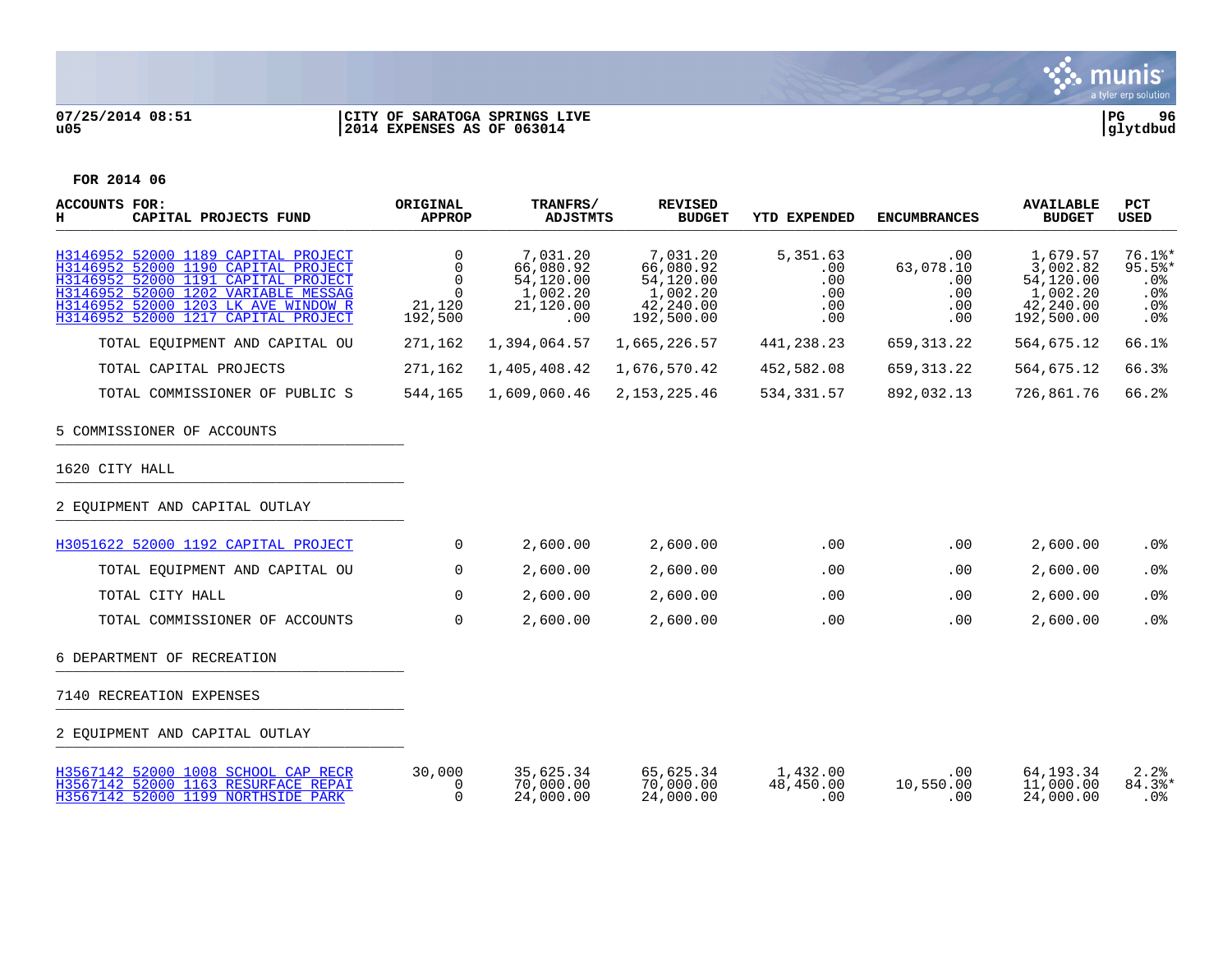**07/25/2014 08:51** | **CITY OF SARATOGA SPRINGS LIVE** | **PG 96**
**u05** | **2014 EXPENSES AS OF 063014** | **glytdbud**

**FOR 2014 06**

| ACCOUNTS FOR: H CAPITAL PROJECTS FUND | ORIGINAL APPROP | TRANFRS/ ADJSTMTS | REVISED BUDGET | YTD EXPENDED | ENCUMBRANCES | AVAILABLE BUDGET | PCT USED |
|---|---|---|---|---|---|---|---|
| H3146952 52000 1189 CAPITAL PROJECT | 0 | 7,031.20 | 7,031.20 | 5,351.63 | .00 | 1,679.57 | 76.1%* |
| H3146952 52000 1190 CAPITAL PROJECT | 0 | 66,080.92 | 66,080.92 | .00 | 63,078.10 | 3,002.82 | 95.5%* |
| H3146952 52000 1191 CAPITAL PROJECT | 0 | 54,120.00 | 54,120.00 | .00 | .00 | 54,120.00 | .0% |
| H3146952 52000 1202 VARIABLE MESSAG | 0 | 1,002.20 | 1,002.20 | .00 | .00 | 1,002.20 | .0% |
| H3146952 52000 1203 LK AVE WINDOW R | 21,120 | 21,120.00 | 42,240.00 | .00 | .00 | 42,240.00 | .0% |
| H3146952 52000 1217 CAPITAL PROJECT | 192,500 | .00 | 192,500.00 | .00 | .00 | 192,500.00 | .0% |
| TOTAL EQUIPMENT AND CAPITAL OU | 271,162 | 1,394,064.57 | 1,665,226.57 | 441,238.23 | 659,313.22 | 564,675.12 | 66.1% |
| TOTAL CAPITAL PROJECTS | 271,162 | 1,405,408.42 | 1,676,570.42 | 452,582.08 | 659,313.22 | 564,675.12 | 66.3% |
| TOTAL COMMISSIONER OF PUBLIC S | 544,165 | 1,609,060.46 | 2,153,225.46 | 534,331.57 | 892,032.13 | 726,861.76 | 66.2% |
| **5 COMMISSIONER OF ACCOUNTS** | | | | | | | |
| **1620 CITY HALL** | | | | | | | |
| **2 EQUIPMENT AND CAPITAL OUTLAY** | | | | | | | |
| H3051622 52000 1192 CAPITAL PROJECT | 0 | 2,600.00 | 2,600.00 | .00 | .00 | 2,600.00 | .0% |
| TOTAL EQUIPMENT AND CAPITAL OU | 0 | 2,600.00 | 2,600.00 | .00 | .00 | 2,600.00 | .0% |
| TOTAL CITY HALL | 0 | 2,600.00 | 2,600.00 | .00 | .00 | 2,600.00 | .0% |
| TOTAL COMMISSIONER OF ACCOUNTS | 0 | 2,600.00 | 2,600.00 | .00 | .00 | 2,600.00 | .0% |
| **6 DEPARTMENT OF RECREATION** | | | | | | | |
| **7140 RECREATION EXPENSES** | | | | | | | |
| **2 EQUIPMENT AND CAPITAL OUTLAY** | | | | | | | |
| H3567142 52000 1008 SCHOOL CAP RECR | 30,000 | 35,625.34 | 65,625.34 | 1,432.00 | .00 | 64,193.34 | 2.2% |
| H3567142 52000 1163 RESURFACE REPAI | 0 | 70,000.00 | 70,000.00 | 48,450.00 | 10,550.00 | 11,000.00 | 84.3%* |
| H3567142 52000 1199 NORTHSIDE PARK | 0 | 24,000.00 | 24,000.00 | .00 | .00 | 24,000.00 | .0% |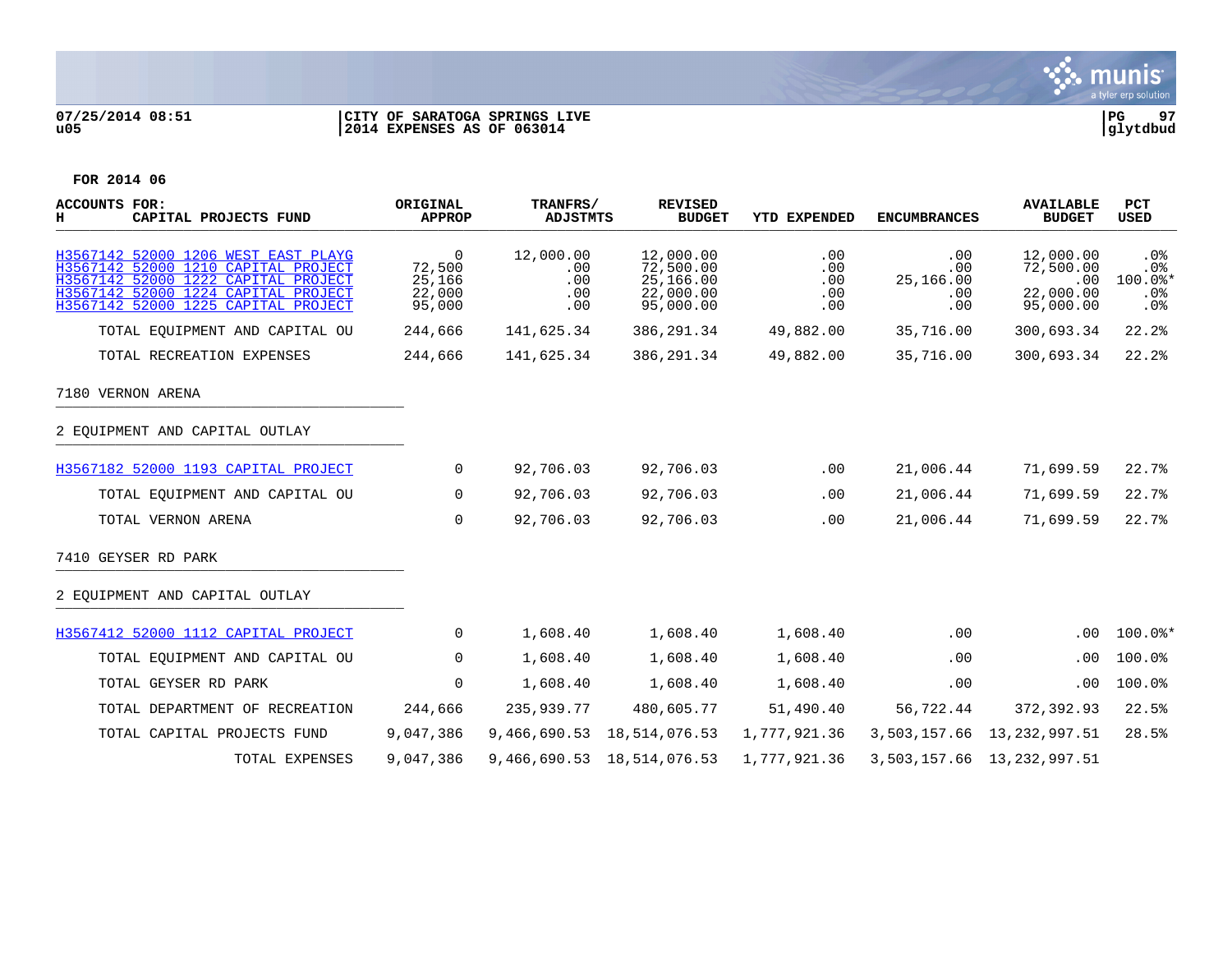07/25/2014 08:51 | CITY OF SARATOGA SPRINGS LIVE | PG 97
u05 | 2014 EXPENSES AS OF 063014 | glytdbud

FOR 2014 06

| ACCOUNTS FOR: H CAPITAL PROJECTS FUND | ORIGINAL APPROP | TRANFRS/ ADJSTMTS | REVISED BUDGET | YTD EXPENDED | ENCUMBRANCES | AVAILABLE BUDGET | PCT USED |
|---|---|---|---|---|---|---|---|
| H3567142 52000 1206 WEST EAST PLAYG | 0 | 12,000.00 | 12,000.00 | .00 | .00 | 12,000.00 | .0% |
| H3567142 52000 1210 CAPITAL PROJECT | 72,500 | .00 | 72,500.00 | .00 | .00 | 72,500.00 | .0% |
| H3567142 52000 1222 CAPITAL PROJECT | 25,166 | .00 | 25,166.00 | .00 | 25,166.00 | .00 | 100.0%* |
| H3567142 52000 1224 CAPITAL PROJECT | 22,000 | .00 | 22,000.00 | .00 | .00 | 22,000.00 | .0% |
| H3567142 52000 1225 CAPITAL PROJECT | 95,000 | .00 | 95,000.00 | .00 | .00 | 95,000.00 | .0% |
| TOTAL EQUIPMENT AND CAPITAL OU | 244,666 | 141,625.34 | 386,291.34 | 49,882.00 | 35,716.00 | 300,693.34 | 22.2% |
| TOTAL RECREATION EXPENSES | 244,666 | 141,625.34 | 386,291.34 | 49,882.00 | 35,716.00 | 300,693.34 | 22.2% |
| 7180 VERNON ARENA | | | | | | | |
| 2 EQUIPMENT AND CAPITAL OUTLAY | | | | | | | |
| H3567182 52000 1193 CAPITAL PROJECT | 0 | 92,706.03 | 92,706.03 | .00 | 21,006.44 | 71,699.59 | 22.7% |
| TOTAL EQUIPMENT AND CAPITAL OU | 0 | 92,706.03 | 92,706.03 | .00 | 21,006.44 | 71,699.59 | 22.7% |
| TOTAL VERNON ARENA | 0 | 92,706.03 | 92,706.03 | .00 | 21,006.44 | 71,699.59 | 22.7% |
| 7410 GEYSER RD PARK | | | | | | | |
| 2 EQUIPMENT AND CAPITAL OUTLAY | | | | | | | |
| H3567412 52000 1112 CAPITAL PROJECT | 0 | 1,608.40 | 1,608.40 | 1,608.40 | .00 | .00 | 100.0%* |
| TOTAL EQUIPMENT AND CAPITAL OU | 0 | 1,608.40 | 1,608.40 | 1,608.40 | .00 | .00 | 100.0% |
| TOTAL GEYSER RD PARK | 0 | 1,608.40 | 1,608.40 | 1,608.40 | .00 | .00 | 100.0% |
| TOTAL DEPARTMENT OF RECREATION | 244,666 | 235,939.77 | 480,605.77 | 51,490.40 | 56,722.44 | 372,392.93 | 22.5% |
| TOTAL CAPITAL PROJECTS FUND | 9,047,386 | 9,466,690.53 | 18,514,076.53 | 1,777,921.36 | 3,503,157.66 | 13,232,997.51 | 28.5% |
| TOTAL EXPENSES | 9,047,386 | 9,466,690.53 | 18,514,076.53 | 1,777,921.36 | 3,503,157.66 | 13,232,997.51 | |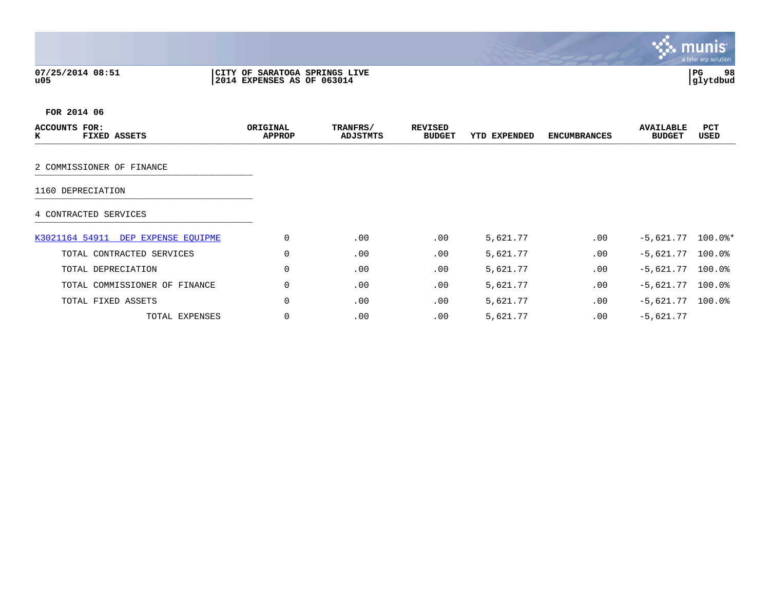07/25/2014 08:51
u05

CITY OF SARATOGA SPRINGS LIVE
2014 EXPENSES AS OF 063014

PG 98
glytdbud

FOR 2014 06

| ACCOUNTS FOR: K FIXED ASSETS | ORIGINAL APPROP | TRANFRS/ ADJSTMTS | REVISED BUDGET | YTD EXPENDED | ENCUMBRANCES | AVAILABLE BUDGET | PCT USED |
|---|---|---|---|---|---|---|---|
| 2 COMMISSIONER OF FINANCE | | | | | | | |
| 1160 DEPRECIATION | | | | | | | |
| 4 CONTRACTED SERVICES | | | | | | | |
| K3021164 54911 DEP EXPENSE EQUIPME | 0 | .00 | .00 | 5,621.77 | .00 | -5,621.77 | 100.0%* |
| TOTAL CONTRACTED SERVICES | 0 | .00 | .00 | 5,621.77 | .00 | -5,621.77 | 100.0% |
| TOTAL DEPRECIATION | 0 | .00 | .00 | 5,621.77 | .00 | -5,621.77 | 100.0% |
| TOTAL COMMISSIONER OF FINANCE | 0 | .00 | .00 | 5,621.77 | .00 | -5,621.77 | 100.0% |
| TOTAL FIXED ASSETS | 0 | .00 | .00 | 5,621.77 | .00 | -5,621.77 | 100.0% |
| TOTAL EXPENSES | 0 | .00 | .00 | 5,621.77 | .00 | -5,621.77 | |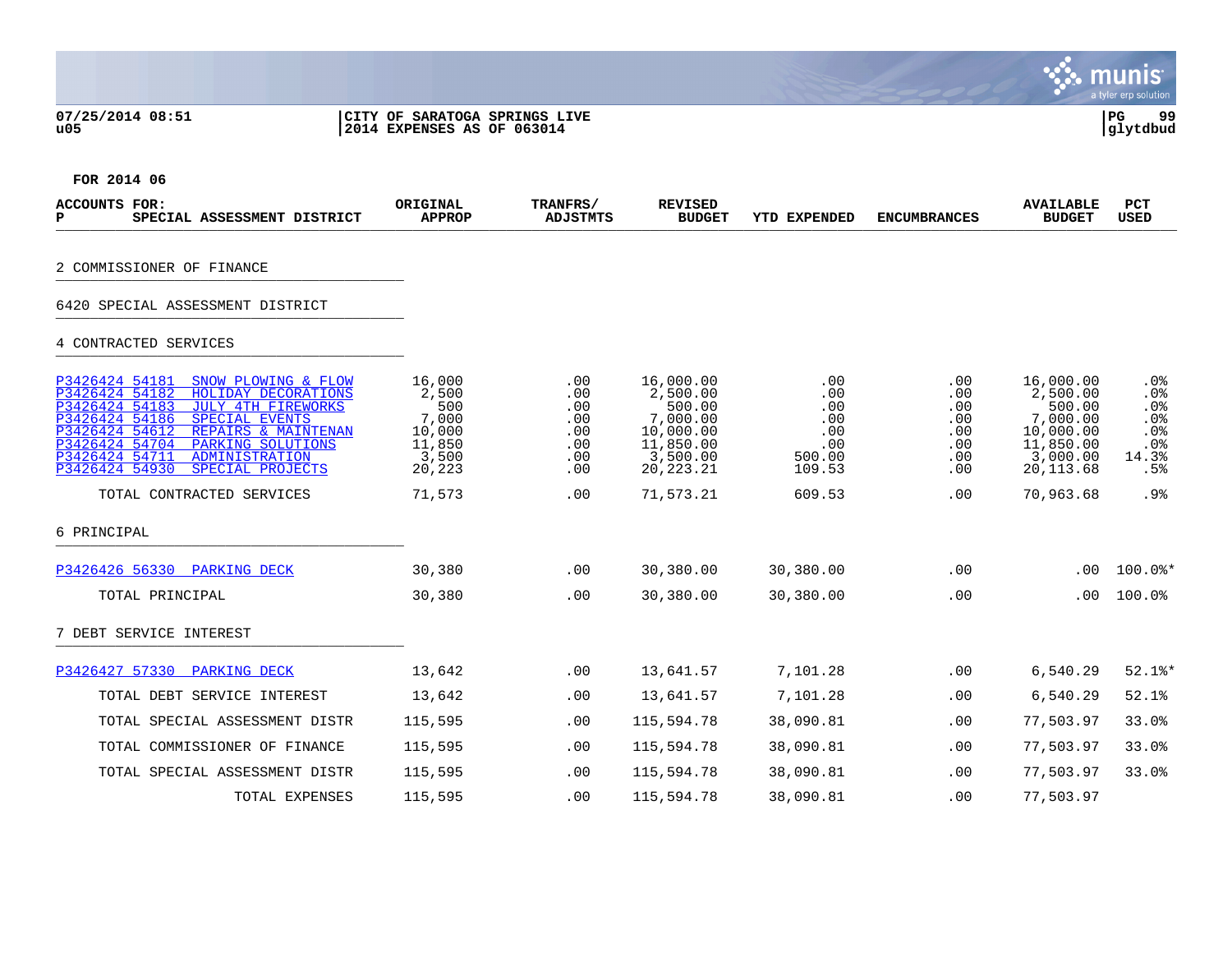**CITY OF SARATOGA SPRINGS LIVE**
**2014 EXPENSES AS OF 063014**

07/25/2014 08:51
u05

PG 99
glytdbud

**FOR 2014 06**

| ACCOUNTS FOR: P SPECIAL ASSESSMENT DISTRICT | ORIGINAL APPROP | TRANFRS/ ADJSTMTS | REVISED BUDGET | YTD EXPENDED | ENCUMBRANCES | AVAILABLE BUDGET | PCT USED |
|---|---|---|---|---|---|---|---|
| **2 COMMISSIONER OF FINANCE** | | | | | | | |
| **6420 SPECIAL ASSESSMENT DISTRICT** | | | | | | | |
| **4 CONTRACTED SERVICES** | | | | | | | |
| P3426424 54181 SNOW PLOWING & FLOW | 16,000 | .00 | 16,000.00 | .00 | .00 | 16,000.00 | .0% |
| P3426424 54182 HOLIDAY DECORATIONS | 2,500 | .00 | 2,500.00 | .00 | .00 | 2,500.00 | .0% |
| P3426424 54183 JULY 4TH FIREWORKS | 500 | .00 | 500.00 | .00 | .00 | 500.00 | .0% |
| P3426424 54186 SPECIAL EVENTS | 7,000 | .00 | 7,000.00 | .00 | .00 | 7,000.00 | .0% |
| P3426424 54612 REPAIRS & MAINTENAN | 10,000 | .00 | 10,000.00 | .00 | .00 | 10,000.00 | .0% |
| P3426424 54704 PARKING SOLUTIONS | 11,850 | .00 | 11,850.00 | .00 | .00 | 11,850.00 | .0% |
| P3426424 54711 ADMINISTRATION | 3,500 | .00 | 3,500.00 | 500.00 | .00 | 3,000.00 | 14.3% |
| P3426424 54930 SPECIAL PROJECTS | 20,223 | .00 | 20,223.21 | 109.53 | .00 | 20,113.68 | .5% |
| TOTAL CONTRACTED SERVICES | 71,573 | .00 | 71,573.21 | 609.53 | .00 | 70,963.68 | .9% |
| **6 PRINCIPAL** | | | | | | | |
| P3426426 56330 PARKING DECK | 30,380 | .00 | 30,380.00 | 30,380.00 | .00 | .00 | 100.0%* |
| TOTAL PRINCIPAL | 30,380 | .00 | 30,380.00 | 30,380.00 | .00 | .00 | 100.0% |
| **7 DEBT SERVICE INTEREST** | | | | | | | |
| P3426427 57330 PARKING DECK | 13,642 | .00 | 13,641.57 | 7,101.28 | .00 | 6,540.29 | 52.1%* |
| TOTAL DEBT SERVICE INTEREST | 13,642 | .00 | 13,641.57 | 7,101.28 | .00 | 6,540.29 | 52.1% |
| TOTAL SPECIAL ASSESSMENT DISTR | 115,595 | .00 | 115,594.78 | 38,090.81 | .00 | 77,503.97 | 33.0% |
| TOTAL COMMISSIONER OF FINANCE | 115,595 | .00 | 115,594.78 | 38,090.81 | .00 | 77,503.97 | 33.0% |
| TOTAL SPECIAL ASSESSMENT DISTR | 115,595 | .00 | 115,594.78 | 38,090.81 | .00 | 77,503.97 | 33.0% |
| TOTAL EXPENSES | 115,595 | .00 | 115,594.78 | 38,090.81 | .00 | 77,503.97 | |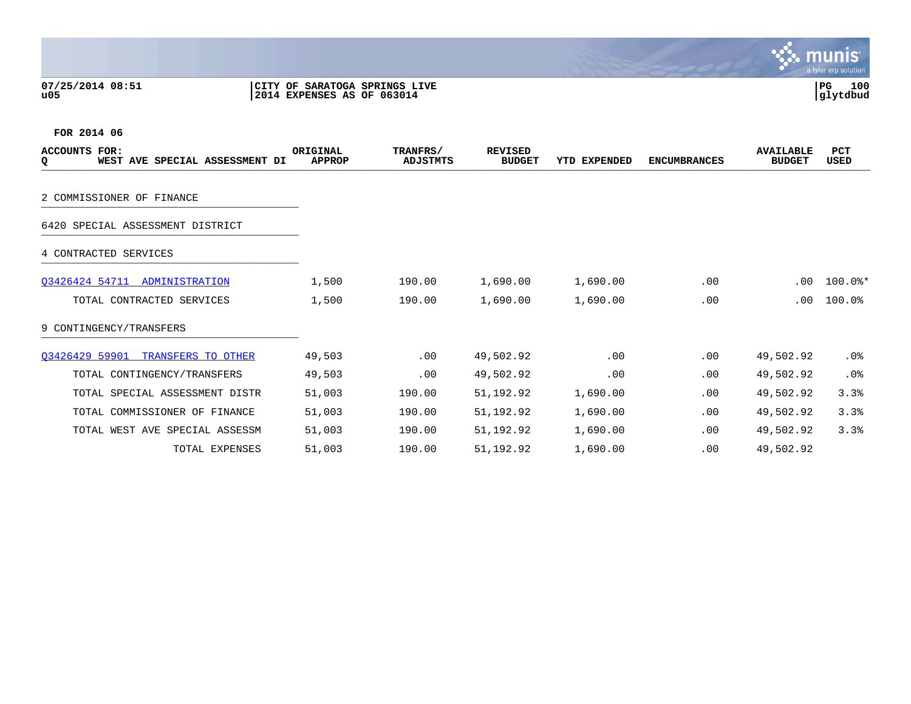07/25/2014 08:51 | CITY OF SARATOGA SPRINGS LIVE
u05 | 2014 EXPENSES AS OF 063014

**FOR 2014 06**

| ACCOUNTS FOR: Q WEST AVE SPECIAL ASSESSMENT DI | ORIGINAL APPROP | TRANFRS/ ADJSTMTS | REVISED BUDGET | YTD EXPENDED | ENCUMBRANCES | AVAILABLE BUDGET | PCT USED |
|---|---|---|---|---|---|---|---|
| 2 COMMISSIONER OF FINANCE | | | | | | | |
| 6420 SPECIAL ASSESSMENT DISTRICT | | | | | | | |
| 4 CONTRACTED SERVICES | | | | | | | |
| Q3426424 54711 ADMINISTRATION | 1,500 | 190.00 | 1,690.00 | 1,690.00 | .00 | .00 | 100.0%* |
| TOTAL CONTRACTED SERVICES | 1,500 | 190.00 | 1,690.00 | 1,690.00 | .00 | .00 | 100.0% |
| 9 CONTINGENCY/TRANSFERS | | | | | | | |
| Q3426429 59901 TRANSFERS TO OTHER | 49,503 | .00 | 49,502.92 | .00 | .00 | 49,502.92 | .0% |
| TOTAL CONTINGENCY/TRANSFERS | 49,503 | .00 | 49,502.92 | .00 | .00 | 49,502.92 | .0% |
| TOTAL SPECIAL ASSESSMENT DISTR | 51,003 | 190.00 | 51,192.92 | 1,690.00 | .00 | 49,502.92 | 3.3% |
| TOTAL COMMISSIONER OF FINANCE | 51,003 | 190.00 | 51,192.92 | 1,690.00 | .00 | 49,502.92 | 3.3% |
| TOTAL WEST AVE SPECIAL ASSESSM | 51,003 | 190.00 | 51,192.92 | 1,690.00 | .00 | 49,502.92 | 3.3% |
| TOTAL EXPENSES | 51,003 | 190.00 | 51,192.92 | 1,690.00 | .00 | 49,502.92 | |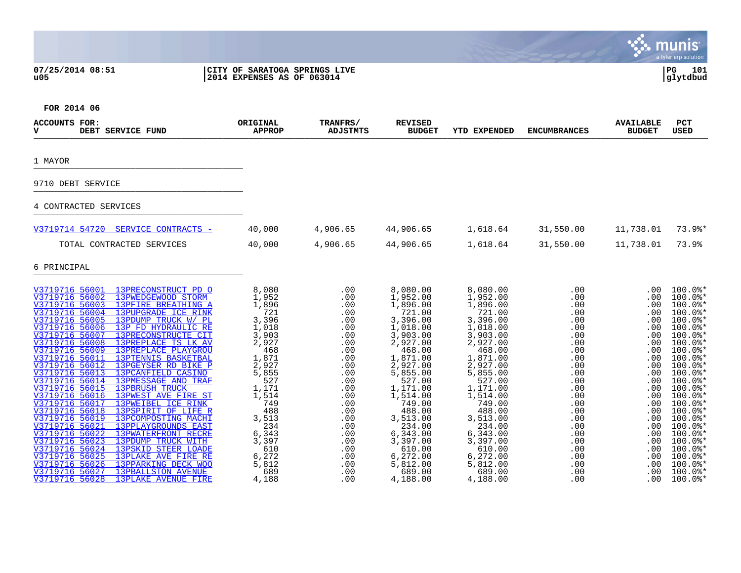07/25/2014 08:51 | CITY OF SARATOGA SPRINGS LIVE | PG 101
u05 | 2014 EXPENSES AS OF 063014 | glytdbud

FOR 2014 06

| ACCOUNTS FOR: V DEBT SERVICE FUND | ORIGINAL APPROP | TRANFRS/ ADJSTMTS | REVISED BUDGET | YTD EXPENDED | ENCUMBRANCES | AVAILABLE BUDGET | PCT USED |
|---|---|---|---|---|---|---|---|
| 1 MAYOR | | | | | | | |
| 9710 DEBT SERVICE | | | | | | | |
| 4 CONTRACTED SERVICES | | | | | | | |
| V3719714 54720 SERVICE CONTRACTS - | 40,000 | 4,906.65 | 44,906.65 | 1,618.64 | 31,550.00 | 11,738.01 | 73.9%* |
| TOTAL CONTRACTED SERVICES | 40,000 | 4,906.65 | 44,906.65 | 1,618.64 | 31,550.00 | 11,738.01 | 73.9% |
| 6 PRINCIPAL | | | | | | | |
| V3719716 56001 13PRECONSTRUCT PD O | 8,080 | .00 | 8,080.00 | 8,080.00 | .00 | .00 | 100.0%* |
| V3719716 56002 13PWEDGEWOOD STORM | 1,952 | .00 | 1,952.00 | 1,952.00 | .00 | .00 | 100.0%* |
| V3719716 56003 13PFIRE BREATHING A | 1,896 | .00 | 1,896.00 | 1,896.00 | .00 | .00 | 100.0%* |
| V3719716 56004 13PUPGRADE ICE RINK | 721 | .00 | 721.00 | 721.00 | .00 | .00 | 100.0%* |
| V3719716 56005 13PDUMP TRUCK W/ PL | 3,396 | .00 | 3,396.00 | 3,396.00 | .00 | .00 | 100.0%* |
| V3719716 56006 13P FD HYDRAULIC RE | 1,018 | .00 | 1,018.00 | 1,018.00 | .00 | .00 | 100.0%* |
| V3719716 56007 13PRECONSTRUCTE CIT | 3,903 | .00 | 3,903.00 | 3,903.00 | .00 | .00 | 100.0%* |
| V3719716 56008 13PREPLACE TS LK AV | 2,927 | .00 | 2,927.00 | 2,927.00 | .00 | .00 | 100.0%* |
| V3719716 56009 13PREPLACE PLAYGROU | 468 | .00 | 468.00 | 468.00 | .00 | .00 | 100.0%* |
| V3719716 56011 13PTENNIS BASKETBAL | 1,871 | .00 | 1,871.00 | 1,871.00 | .00 | .00 | 100.0%* |
| V3719716 56012 13PGEYSER RD BIKE P | 2,927 | .00 | 2,927.00 | 2,927.00 | .00 | .00 | 100.0%* |
| V3719716 56013 13PCANFIELD CASINO | 5,855 | .00 | 5,855.00 | 5,855.00 | .00 | .00 | 100.0%* |
| V3719716 56014 13PMESSAGE AND TRAF | 527 | .00 | 527.00 | 527.00 | .00 | .00 | 100.0%* |
| V3719716 56015 13PBRUSH TRUCK | 1,171 | .00 | 1,171.00 | 1,171.00 | .00 | .00 | 100.0%* |
| V3719716 56016 13PWEST AVE FIRE ST | 1,514 | .00 | 1,514.00 | 1,514.00 | .00 | .00 | 100.0%* |
| V3719716 56017 13PWEIBEL ICE RINK | 749 | .00 | 749.00 | 749.00 | .00 | .00 | 100.0%* |
| V3719716 56018 13PSPIRIT OF LIFE R | 488 | .00 | 488.00 | 488.00 | .00 | .00 | 100.0%* |
| V3719716 56019 13PCOMPOSTING MACHI | 3,513 | .00 | 3,513.00 | 3,513.00 | .00 | .00 | 100.0%* |
| V3719716 56021 13PPLAYGROUNDS EAST | 234 | .00 | 234.00 | 234.00 | .00 | .00 | 100.0%* |
| V3719716 56022 13PWATERFRONT RECRE | 6,343 | .00 | 6,343.00 | 6,343.00 | .00 | .00 | 100.0%* |
| V3719716 56023 13PDUMP TRUCK WITH | 3,397 | .00 | 3,397.00 | 3,397.00 | .00 | .00 | 100.0%* |
| V3719716 56024 13PSKID STEER LOADE | 610 | .00 | 610.00 | 610.00 | .00 | .00 | 100.0%* |
| V3719716 56025 13PLAKE AVE FIRE RE | 6,272 | .00 | 6,272.00 | 6,272.00 | .00 | .00 | 100.0%* |
| V3719716 56026 13PPARKING DECK WOO | 5,812 | .00 | 5,812.00 | 5,812.00 | .00 | .00 | 100.0%* |
| V3719716 56027 13PBALLSTON AVENUE | 689 | .00 | 689.00 | 689.00 | .00 | .00 | 100.0%* |
| V3719716 56028 13PLAKE AVENUE FIRE | 4,188 | .00 | 4,188.00 | 4,188.00 | .00 | .00 | 100.0%* |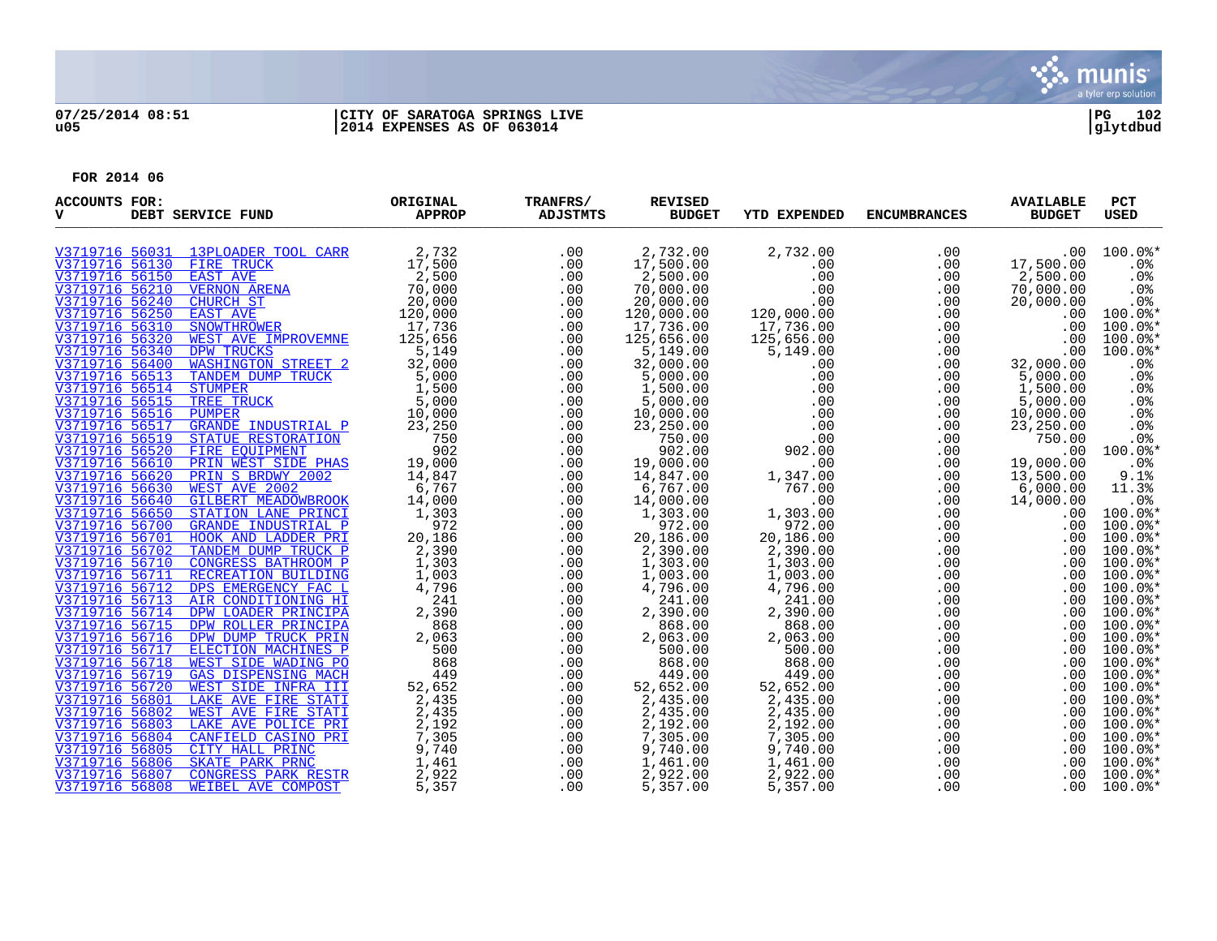07/25/2014 08:51 | CITY OF SARATOGA SPRINGS LIVE | PG 102
u05 | 2014 EXPENSES AS OF 063014 | glytdbud

FOR 2014 06

| ACCOUNTS FOR: V | DEBT SERVICE FUND | ORIGINAL APPROP | TRANFRS/ ADJSTMTS | REVISED BUDGET | YTD EXPENDED | ENCUMBRANCES | AVAILABLE BUDGET | PCT USED |
|---|---|---|---|---|---|---|---|---|
| V3719716 56031 | 13PLOADER TOOL CARR | 2,732 | .00 | 2,732.00 | 2,732.00 | .00 | .00 | 100.0%* |
| V3719716 56130 | FIRE TRUCK | 17,500 | .00 | 17,500.00 | .00 | .00 | 17,500.00 | .0% |
| V3719716 56150 | EAST AVE | 2,500 | .00 | 2,500.00 | .00 | .00 | 2,500.00 | .0% |
| V3719716 56210 | VERNON ARENA | 70,000 | .00 | 70,000.00 | .00 | .00 | 70,000.00 | .0% |
| V3719716 56240 | CHURCH ST | 20,000 | .00 | 20,000.00 | .00 | .00 | 20,000.00 | .0% |
| V3719716 56250 | EAST AVE | 120,000 | .00 | 120,000.00 | 120,000.00 | .00 | .00 | 100.0%* |
| V3719716 56310 | SNOWTHROWER | 17,736 | .00 | 17,736.00 | 17,736.00 | .00 | .00 | 100.0%* |
| V3719716 56320 | WEST AVE IMPROVEMNE | 125,656 | .00 | 125,656.00 | 125,656.00 | .00 | .00 | 100.0%* |
| V3719716 56340 | DPW TRUCKS | 5,149 | .00 | 5,149.00 | 5,149.00 | .00 | .00 | 100.0%* |
| V3719716 56400 | WASHINGTON STREET 2 | 32,000 | .00 | 32,000.00 | .00 | .00 | 32,000.00 | .0% |
| V3719716 56513 | TANDEM DUMP TRUCK | 5,000 | .00 | 5,000.00 | .00 | .00 | 5,000.00 | .0% |
| V3719716 56514 | STUMPER | 1,500 | .00 | 1,500.00 | .00 | .00 | 1,500.00 | .0% |
| V3719716 56515 | TREE TRUCK | 5,000 | .00 | 5,000.00 | .00 | .00 | 5,000.00 | .0% |
| V3719716 56516 | PUMPER | 10,000 | .00 | 10,000.00 | .00 | .00 | 10,000.00 | .0% |
| V3719716 56517 | GRANDE INDUSTRIAL P | 23,250 | .00 | 23,250.00 | .00 | .00 | 23,250.00 | .0% |
| V3719716 56519 | STATUE RESTORATION | 750 | .00 | 750.00 | .00 | .00 | 750.00 | .0% |
| V3719716 56520 | FIRE EQUIPMENT | 902 | .00 | 902.00 | 902.00 | .00 | .00 | 100.0%* |
| V3719716 56610 | PRIN WEST SIDE PHAS | 19,000 | .00 | 19,000.00 | .00 | .00 | 19,000.00 | .0% |
| V3719716 56620 | PRIN S BRDWY 2002 | 14,847 | .00 | 14,847.00 | 1,347.00 | .00 | 13,500.00 | 9.1% |
| V3719716 56630 | WEST AVE 2002 | 6,767 | .00 | 6,767.00 | 767.00 | .00 | 6,000.00 | 11.3% |
| V3719716 56640 | GILBERT MEADOWBROOK | 14,000 | .00 | 14,000.00 | .00 | .00 | 14,000.00 | .0% |
| V3719716 56650 | STATION LANE PRINCI | 1,303 | .00 | 1,303.00 | 1,303.00 | .00 | .00 | 100.0%* |
| V3719716 56700 | GRANDE INDUSTRIAL P | 972 | .00 | 972.00 | 972.00 | .00 | .00 | 100.0%* |
| V3719716 56701 | HOOK AND LADDER PRI | 20,186 | .00 | 20,186.00 | 20,186.00 | .00 | .00 | 100.0%* |
| V3719716 56702 | TANDEM DUMP TRUCK P | 2,390 | .00 | 2,390.00 | 2,390.00 | .00 | .00 | 100.0%* |
| V3719716 56710 | CONGRESS BATHROOM P | 1,303 | .00 | 1,303.00 | 1,303.00 | .00 | .00 | 100.0%* |
| V3719716 56711 | RECREATION BUILDING | 1,003 | .00 | 1,003.00 | 1,003.00 | .00 | .00 | 100.0%* |
| V3719716 56712 | DPS EMERGENCY FAC L | 4,796 | .00 | 4,796.00 | 4,796.00 | .00 | .00 | 100.0%* |
| V3719716 56713 | AIR CONDITIONING HI | 241 | .00 | 241.00 | 241.00 | .00 | .00 | 100.0%* |
| V3719716 56714 | DPW LOADER PRINCIPA | 2,390 | .00 | 2,390.00 | 2,390.00 | .00 | .00 | 100.0%* |
| V3719716 56715 | DPW ROLLER PRINCIPA | 868 | .00 | 868.00 | 868.00 | .00 | .00 | 100.0%* |
| V3719716 56716 | DPW DUMP TRUCK PRIN | 2,063 | .00 | 2,063.00 | 2,063.00 | .00 | .00 | 100.0%* |
| V3719716 56717 | ELECTION MACHINES P | 500 | .00 | 500.00 | 500.00 | .00 | .00 | 100.0%* |
| V3719716 56718 | WEST SIDE WADING PO | 868 | .00 | 868.00 | 868.00 | .00 | .00 | 100.0%* |
| V3719716 56719 | GAS DISPENSING MACH | 449 | .00 | 449.00 | 449.00 | .00 | .00 | 100.0%* |
| V3719716 56720 | WEST SIDE INFRA III | 52,652 | .00 | 52,652.00 | 52,652.00 | .00 | .00 | 100.0%* |
| V3719716 56801 | LAKE AVE FIRE STATI | 2,435 | .00 | 2,435.00 | 2,435.00 | .00 | .00 | 100.0%* |
| V3719716 56802 | WEST AVE FIRE STATI | 2,435 | .00 | 2,435.00 | 2,435.00 | .00 | .00 | 100.0%* |
| V3719716 56803 | LAKE AVE POLICE PRI | 2,192 | .00 | 2,192.00 | 2,192.00 | .00 | .00 | 100.0%* |
| V3719716 56804 | CANFIELD CASINO PRI | 7,305 | .00 | 7,305.00 | 7,305.00 | .00 | .00 | 100.0%* |
| V3719716 56805 | CITY HALL PRINC | 9,740 | .00 | 9,740.00 | 9,740.00 | .00 | .00 | 100.0%* |
| V3719716 56806 | SKATE PARK PRNC | 1,461 | .00 | 1,461.00 | 1,461.00 | .00 | .00 | 100.0%* |
| V3719716 56807 | CONGRESS PARK RESTR | 2,922 | .00 | 2,922.00 | 2,922.00 | .00 | .00 | 100.0%* |
| V3719716 56808 | WEIBEL AVE COMPOST | 5,357 | .00 | 5,357.00 | 5,357.00 | .00 | .00 | 100.0%* |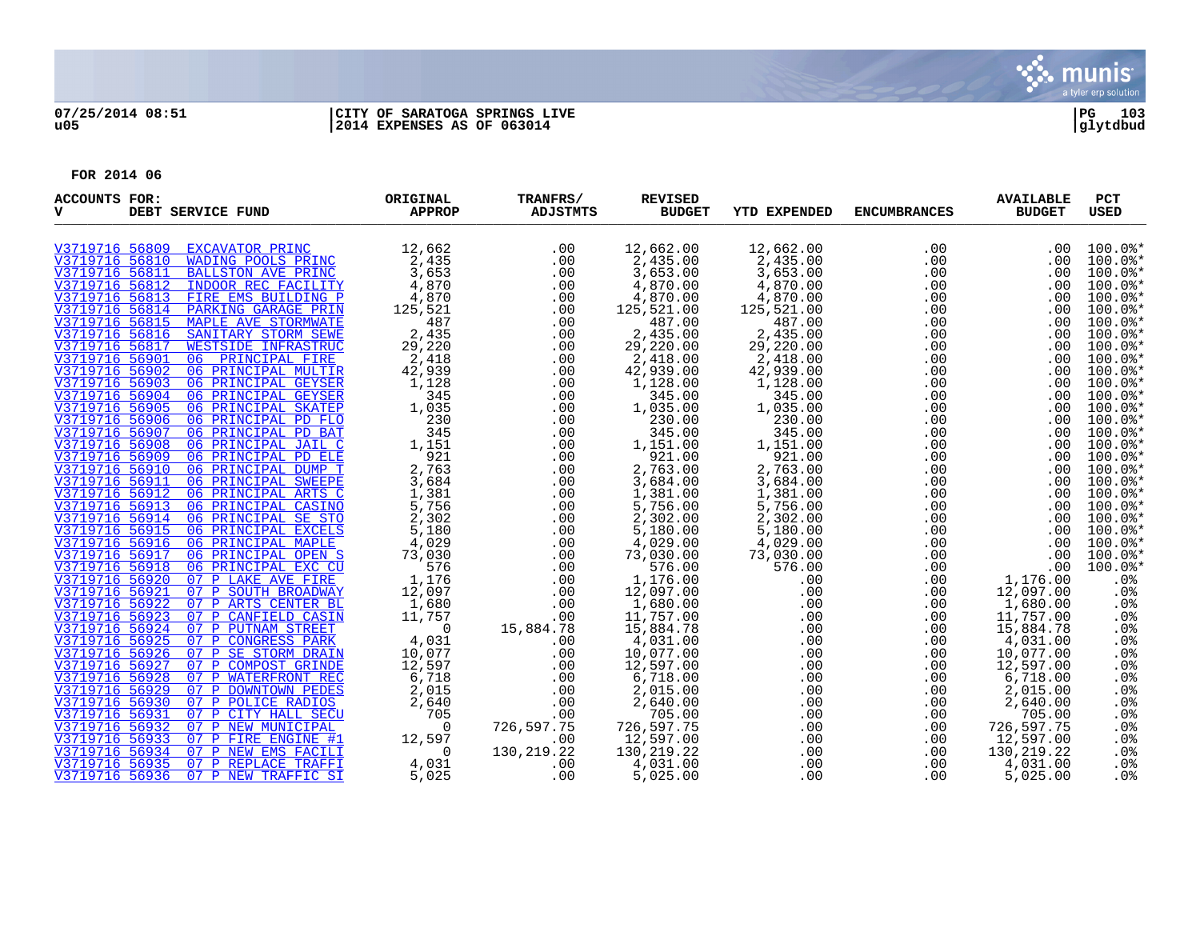**07/25/2014 08:51** | **CITY OF SARATOGA SPRINGS LIVE** | **PG 103**
**u05** | **2014 EXPENSES AS OF 063014** | **glytdbud**

**FOR 2014 06**

| ACCOUNTS FOR: V | DEBT SERVICE FUND | ORIGINAL APPROP | TRANFRS/ ADJSTMTS | REVISED BUDGET | YTD EXPENDED | ENCUMBRANCES | AVAILABLE BUDGET | PCT USED |
|---|---|---|---|---|---|---|---|---|
| V3719716 56809 | EXCAVATOR PRINC | 12,662 | .00 | 12,662.00 | 12,662.00 | .00 | .00 | 100.0%* |
| V3719716 56810 | WADING POOLS PRINC | 2,435 | .00 | 2,435.00 | 2,435.00 | .00 | .00 | 100.0%* |
| V3719716 56811 | BALLSTON AVE PRINC | 3,653 | .00 | 3,653.00 | 3,653.00 | .00 | .00 | 100.0%* |
| V3719716 56812 | INDOOR REC FACILITY | 4,870 | .00 | 4,870.00 | 4,870.00 | .00 | .00 | 100.0%* |
| V3719716 56813 | FIRE EMS BUILDING P | 4,870 | .00 | 4,870.00 | 4,870.00 | .00 | .00 | 100.0%* |
| V3719716 56814 | PARKING GARAGE PRIN | 125,521 | .00 | 125,521.00 | 125,521.00 | .00 | .00 | 100.0%* |
| V3719716 56815 | MAPLE AVE STORMWATE | 487 | .00 | 487.00 | 487.00 | .00 | .00 | 100.0%* |
| V3719716 56816 | SANITARY STORM SEWE | 2,435 | .00 | 2,435.00 | 2,435.00 | .00 | .00 | 100.0%* |
| V3719716 56817 | WESTSIDE INFRASTRUC | 29,220 | .00 | 29,220.00 | 29,220.00 | .00 | .00 | 100.0%* |
| V3719716 56901 | 06 PRINCIPAL FIRE | 2,418 | .00 | 2,418.00 | 2,418.00 | .00 | .00 | 100.0%* |
| V3719716 56902 | 06 PRINCIPAL MULTIR | 42,939 | .00 | 42,939.00 | 42,939.00 | .00 | .00 | 100.0%* |
| V3719716 56903 | 06 PRINCIPAL GEYSER | 1,128 | .00 | 1,128.00 | 1,128.00 | .00 | .00 | 100.0%* |
| V3719716 56904 | 06 PRINCIPAL GEYSER | 345 | .00 | 345.00 | 345.00 | .00 | .00 | 100.0%* |
| V3719716 56905 | 06 PRINCIPAL SKATEP | 1,035 | .00 | 1,035.00 | 1,035.00 | .00 | .00 | 100.0%* |
| V3719716 56906 | 06 PRINCIPAL PD FLO | 230 | .00 | 230.00 | 230.00 | .00 | .00 | 100.0%* |
| V3719716 56907 | 06 PRINCIPAL PD BAT | 345 | .00 | 345.00 | 345.00 | .00 | .00 | 100.0%* |
| V3719716 56908 | 06 PRINCIPAL JAIL C | 1,151 | .00 | 1,151.00 | 1,151.00 | .00 | .00 | 100.0%* |
| V3719716 56909 | 06 PRINCIPAL PD ELE | 921 | .00 | 921.00 | 921.00 | .00 | .00 | 100.0%* |
| V3719716 56910 | 06 PRINCIPAL DUMP T | 2,763 | .00 | 2,763.00 | 2,763.00 | .00 | .00 | 100.0%* |
| V3719716 56911 | 06 PRINCIPAL SWEEPE | 3,684 | .00 | 3,684.00 | 3,684.00 | .00 | .00 | 100.0%* |
| V3719716 56912 | 06 PRINCIPAL ARTS C | 1,381 | .00 | 1,381.00 | 1,381.00 | .00 | .00 | 100.0%* |
| V3719716 56913 | 06 PRINCIPAL CASINO | 5,756 | .00 | 5,756.00 | 5,756.00 | .00 | .00 | 100.0%* |
| V3719716 56914 | 06 PRINCIPAL SE STO | 2,302 | .00 | 2,302.00 | 2,302.00 | .00 | .00 | 100.0%* |
| V3719716 56915 | 06 PRINCIPAL EXCELS | 5,180 | .00 | 5,180.00 | 5,180.00 | .00 | .00 | 100.0%* |
| V3719716 56916 | 06 PRINCIPAL MAPLE | 4,029 | .00 | 4,029.00 | 4,029.00 | .00 | .00 | 100.0%* |
| V3719716 56917 | 06 PRINCIPAL OPEN S | 73,030 | .00 | 73,030.00 | 73,030.00 | .00 | .00 | 100.0%* |
| V3719716 56918 | 06 PRINCIPAL EXC CU | 576 | .00 | 576.00 | 576.00 | .00 | .00 | 100.0%* |
| V3719716 56920 | 07 P LAKE AVE FIRE | 1,176 | .00 | 1,176.00 | .00 | .00 | 1,176.00 | .0% |
| V3719716 56921 | 07 P SOUTH BROADWAY | 12,097 | .00 | 12,097.00 | .00 | .00 | 12,097.00 | .0% |
| V3719716 56922 | 07 P ARTS CENTER BL | 1,680 | .00 | 1,680.00 | .00 | .00 | 1,680.00 | .0% |
| V3719716 56923 | 07 P CANFIELD CASIN | 11,757 | .00 | 11,757.00 | .00 | .00 | 11,757.00 | .0% |
| V3719716 56924 | 07 P PUTNAM STREET | 0 | 15,884.78 | 15,884.78 | .00 | .00 | 15,884.78 | .0% |
| V3719716 56925 | 07 P CONGRESS PARK | 4,031 | .00 | 4,031.00 | .00 | .00 | 4,031.00 | .0% |
| V3719716 56926 | 07 P SE STORM DRAIN | 10,077 | .00 | 10,077.00 | .00 | .00 | 10,077.00 | .0% |
| V3719716 56927 | 07 P COMPOST GRINDE | 12,597 | .00 | 12,597.00 | .00 | .00 | 12,597.00 | .0% |
| V3719716 56928 | 07 P WATERFRONT REC | 6,718 | .00 | 6,718.00 | .00 | .00 | 6,718.00 | .0% |
| V3719716 56929 | 07 P DOWNTOWN PEDES | 2,015 | .00 | 2,015.00 | .00 | .00 | 2,015.00 | .0% |
| V3719716 56930 | 07 P POLICE RADIOS | 2,640 | .00 | 2,640.00 | .00 | .00 | 2,640.00 | .0% |
| V3719716 56931 | 07 P CITY HALL SECU | 705 | .00 | 705.00 | .00 | .00 | 705.00 | .0% |
| V3719716 56932 | 07 P NEW MUNICIPAL | 0 | 726,597.75 | 726,597.75 | .00 | .00 | 726,597.75 | .0% |
| V3719716 56933 | 07 P FIRE ENGINE #1 | 12,597 | .00 | 12,597.00 | .00 | .00 | 12,597.00 | .0% |
| V3719716 56934 | 07 P NEW EMS FACILI | 0 | 130,219.22 | 130,219.22 | .00 | .00 | 130,219.22 | .0% |
| V3719716 56935 | 07 P REPLACE TRAFFI | 4,031 | .00 | 4,031.00 | .00 | .00 | 4,031.00 | .0% |
| V3719716 56936 | 07 P NEW TRAFFIC SI | 5,025 | .00 | 5,025.00 | .00 | .00 | 5,025.00 | .0% |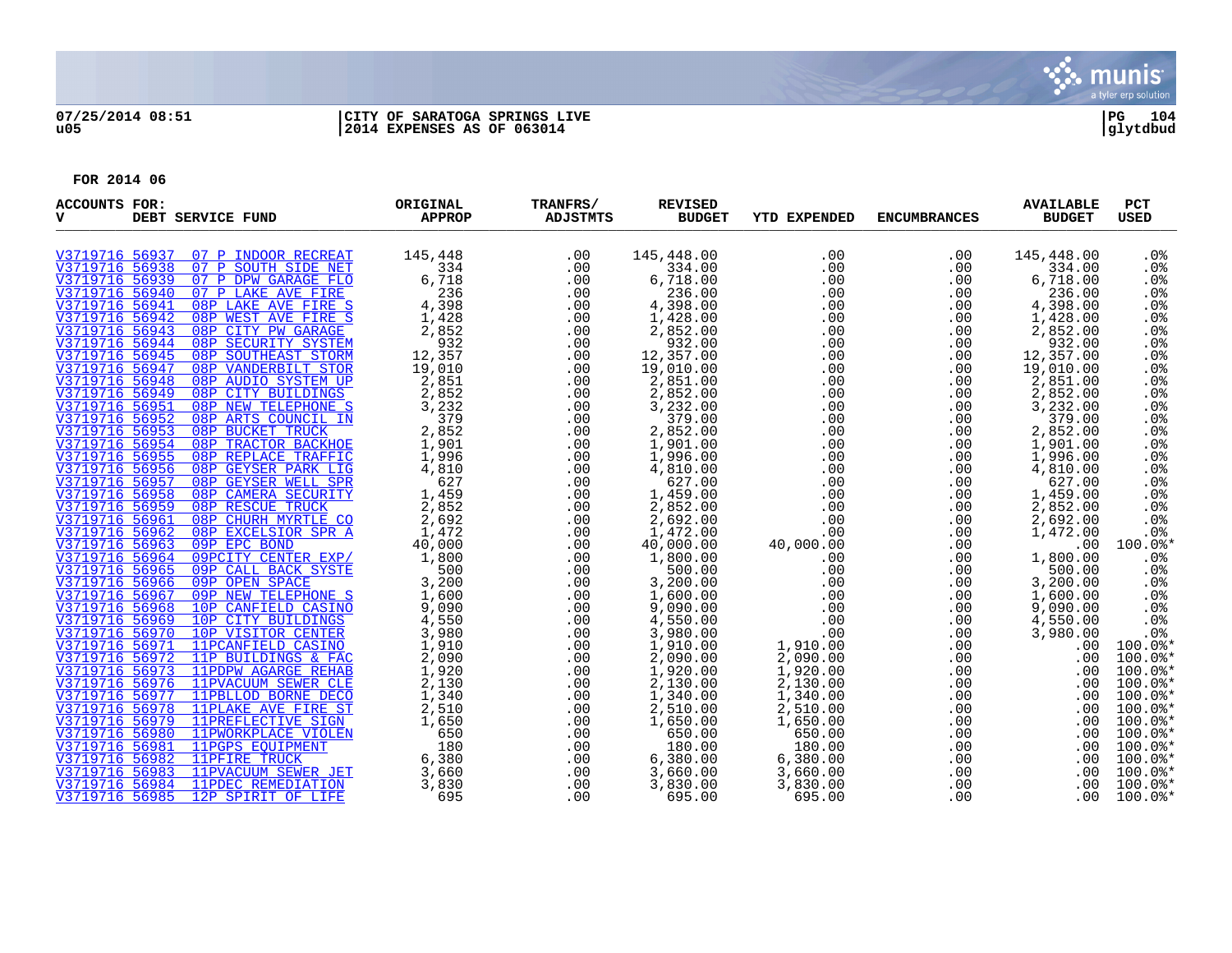07/25/2014 08:51 | CITY OF SARATOGA SPRINGS LIVE | PG 104
u05 | 2014 EXPENSES AS OF 063014 | glytdbud

**FOR 2014 06**

| ACCOUNTS FOR: V | DEBT SERVICE FUND | ORIGINAL APPROP | TRANFRS/ ADJSTMTS | REVISED BUDGET | YTD EXPENDED | ENCUMBRANCES | AVAILABLE BUDGET | PCT USED |
|---|---|---|---|---|---|---|---|---|
| V3719716 56937 | 07 P INDOOR RECREAT | 145,448 | .00 | 145,448.00 | .00 | .00 | 145,448.00 | .0% |
| V3719716 56938 | 07 P SOUTH SIDE NET | 334 | .00 | 334.00 | .00 | .00 | 334.00 | .0% |
| V3719716 56939 | 07 P DPW GARAGE FLO | 6,718 | .00 | 6,718.00 | .00 | .00 | 6,718.00 | .0% |
| V3719716 56940 | 07 P LAKE AVE FIRE | 236 | .00 | 236.00 | .00 | .00 | 236.00 | .0% |
| V3719716 56941 | 08P LAKE AVE FIRE S | 4,398 | .00 | 4,398.00 | .00 | .00 | 4,398.00 | .0% |
| V3719716 56942 | 08P WEST AVE FIRE S | 1,428 | .00 | 1,428.00 | .00 | .00 | 1,428.00 | .0% |
| V3719716 56943 | 08P CITY PW GARAGE | 2,852 | .00 | 2,852.00 | .00 | .00 | 2,852.00 | .0% |
| V3719716 56944 | 08P SECURITY SYSTEM | 932 | .00 | 932.00 | .00 | .00 | 932.00 | .0% |
| V3719716 56945 | 08P SOUTHEAST STORM | 12,357 | .00 | 12,357.00 | .00 | .00 | 12,357.00 | .0% |
| V3719716 56947 | 08P VANDERBILT STOR | 19,010 | .00 | 19,010.00 | .00 | .00 | 19,010.00 | .0% |
| V3719716 56948 | 08P AUDIO SYSTEM UP | 2,851 | .00 | 2,851.00 | .00 | .00 | 2,851.00 | .0% |
| V3719716 56949 | 08P CITY BUILDINGS | 2,852 | .00 | 2,852.00 | .00 | .00 | 2,852.00 | .0% |
| V3719716 56951 | 08P NEW TELEPHONE S | 3,232 | .00 | 3,232.00 | .00 | .00 | 3,232.00 | .0% |
| V3719716 56952 | 08P ARTS COUNCIL IN | 379 | .00 | 379.00 | .00 | .00 | 379.00 | .0% |
| V3719716 56953 | 08P BUCKET TRUCK | 2,852 | .00 | 2,852.00 | .00 | .00 | 2,852.00 | .0% |
| V3719716 56954 | 08P TRACTOR BACKHOE | 1,901 | .00 | 1,901.00 | .00 | .00 | 1,901.00 | .0% |
| V3719716 56955 | 08P REPLACE TRAFFIC | 1,996 | .00 | 1,996.00 | .00 | .00 | 1,996.00 | .0% |
| V3719716 56956 | 08P GEYSER PARK LIG | 4,810 | .00 | 4,810.00 | .00 | .00 | 4,810.00 | .0% |
| V3719716 56957 | 08P GEYSER WELL SPR | 627 | .00 | 627.00 | .00 | .00 | 627.00 | .0% |
| V3719716 56958 | 08P CAMERA SECURITY | 1,459 | .00 | 1,459.00 | .00 | .00 | 1,459.00 | .0% |
| V3719716 56959 | 08P RESCUE TRUCK | 2,852 | .00 | 2,852.00 | .00 | .00 | 2,852.00 | .0% |
| V3719716 56961 | 08P CHURH MYRTLE CO | 2,692 | .00 | 2,692.00 | .00 | .00 | 2,692.00 | .0% |
| V3719716 56962 | 08P EXCELSIOR SPR A | 1,472 | .00 | 1,472.00 | .00 | .00 | 1,472.00 | .0% |
| V3719716 56963 | 09P EPC BOND | 40,000 | .00 | 40,000.00 | 40,000.00 | .00 | .00 | 100.0%* |
| V3719716 56964 | 09PCITY CENTER EXP/ | 1,800 | .00 | 1,800.00 | .00 | .00 | 1,800.00 | .0% |
| V3719716 56965 | 09P CALL BACK SYSTE | 500 | .00 | 500.00 | .00 | .00 | 500.00 | .0% |
| V3719716 56966 | 09P OPEN SPACE | 3,200 | .00 | 3,200.00 | .00 | .00 | 3,200.00 | .0% |
| V3719716 56967 | 09P NEW TELEPHONE S | 1,600 | .00 | 1,600.00 | .00 | .00 | 1,600.00 | .0% |
| V3719716 56968 | 10P CANFIELD CASINO | 9,090 | .00 | 9,090.00 | .00 | .00 | 9,090.00 | .0% |
| V3719716 56969 | 10P CITY BUILDINGS | 4,550 | .00 | 4,550.00 | .00 | .00 | 4,550.00 | .0% |
| V3719716 56970 | 10P VISITOR CENTER | 3,980 | .00 | 3,980.00 | .00 | .00 | 3,980.00 | .0% |
| V3719716 56971 | 11PCANFIELD CASINO | 1,910 | .00 | 1,910.00 | 1,910.00 | .00 | .00 | 100.0%* |
| V3719716 56972 | 11P BUILDINGS & FAC | 2,090 | .00 | 2,090.00 | 2,090.00 | .00 | .00 | 100.0%* |
| V3719716 56973 | 11PDPW AGARGE REHAB | 1,920 | .00 | 1,920.00 | 1,920.00 | .00 | .00 | 100.0%* |
| V3719716 56976 | 11PVACUUM SEWER CLE | 2,130 | .00 | 2,130.00 | 2,130.00 | .00 | .00 | 100.0%* |
| V3719716 56977 | 11PBLLOD BORNE DECO | 1,340 | .00 | 1,340.00 | 1,340.00 | .00 | .00 | 100.0%* |
| V3719716 56978 | 11PLAKE AVE FIRE ST | 2,510 | .00 | 2,510.00 | 2,510.00 | .00 | .00 | 100.0%* |
| V3719716 56979 | 11PREFLECTIVE SIGN | 1,650 | .00 | 1,650.00 | 1,650.00 | .00 | .00 | 100.0%* |
| V3719716 56980 | 11PWORKPLACE VIOLEN | 650 | .00 | 650.00 | 650.00 | .00 | .00 | 100.0%* |
| V3719716 56981 | 11PGPS EQUIPMENT | 180 | .00 | 180.00 | 180.00 | .00 | .00 | 100.0%* |
| V3719716 56982 | 11PFIRE TRUCK | 6,380 | .00 | 6,380.00 | 6,380.00 | .00 | .00 | 100.0%* |
| V3719716 56983 | 11PVACUUM SEWER JET | 3,660 | .00 | 3,660.00 | 3,660.00 | .00 | .00 | 100.0%* |
| V3719716 56984 | 11PDEC REMEDIATION | 3,830 | .00 | 3,830.00 | 3,830.00 | .00 | .00 | 100.0%* |
| V3719716 56985 | 12P SPIRIT OF LIFE | 695 | .00 | 695.00 | 695.00 | .00 | .00 | 100.0%* |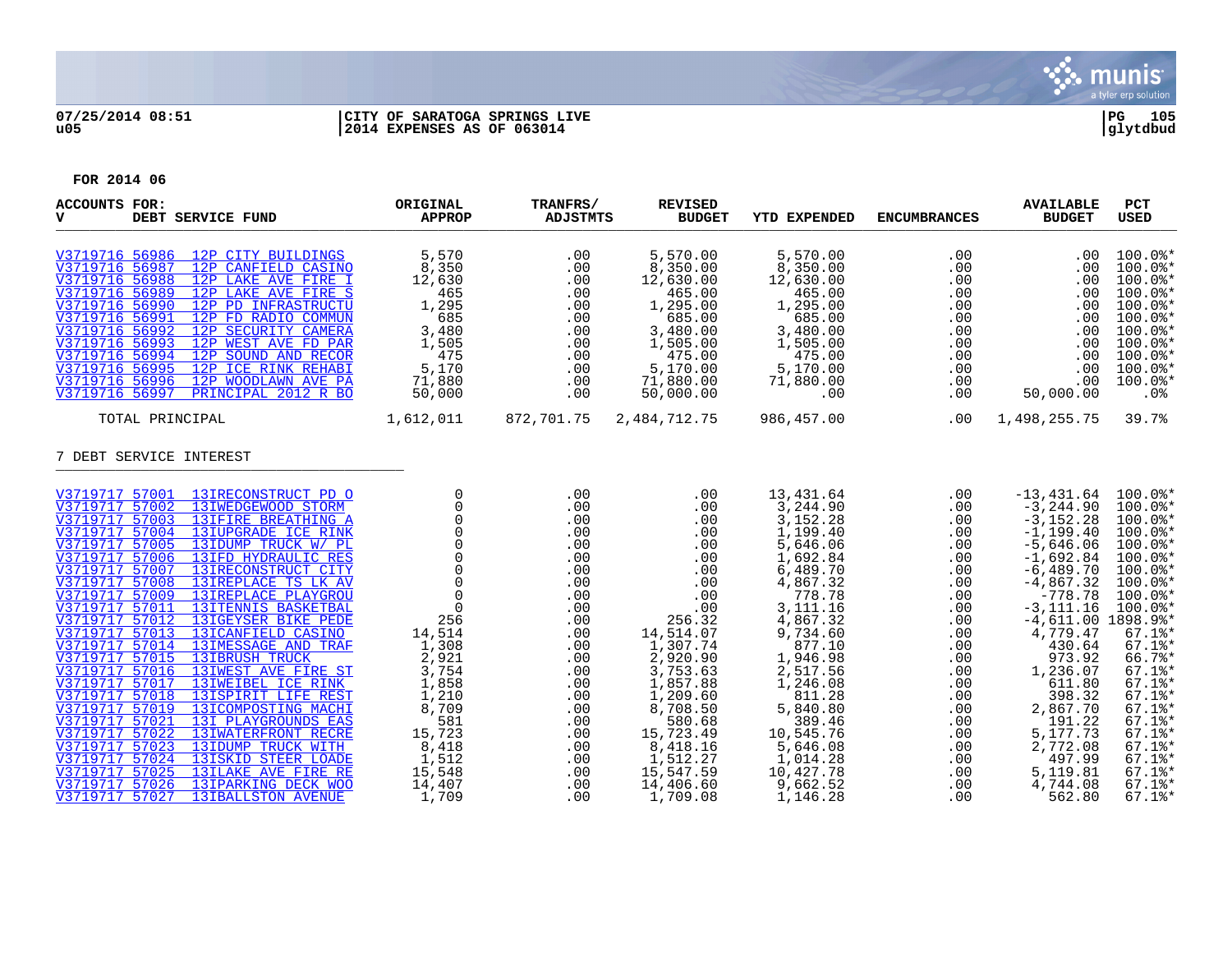**07/25/2014 08:51** | **CITY OF SARATOGA SPRINGS LIVE**
**u05** | **2014 EXPENSES AS OF 063014**

**PG 105**
**glytdbud**

**FOR 2014 06**

| ACCOUNTS FOR: V | DEBT SERVICE FUND | ORIGINAL APPROP | TRANFRS/ ADJSTMTS | REVISED BUDGET | YTD EXPENDED | ENCUMBRANCES | AVAILABLE BUDGET | PCT USED |
|---|---|---|---|---|---|---|---|---|
| V3719716 56986 | 12P CITY BUILDINGS | 5,570 | .00 | 5,570.00 | 5,570.00 | .00 | .00 | 100.0%* |
| V3719716 56987 | 12P CANFIELD CASINO | 8,350 | .00 | 8,350.00 | 8,350.00 | .00 | .00 | 100.0%* |
| V3719716 56988 | 12P LAKE AVE FIRE I | 12,630 | .00 | 12,630.00 | 12,630.00 | .00 | .00 | 100.0%* |
| V3719716 56989 | 12P LAKE AVE FIRE S | 465 | .00 | 465.00 | 465.00 | .00 | .00 | 100.0%* |
| V3719716 56990 | 12P PD INFRASTRUCTU | 1,295 | .00 | 1,295.00 | 1,295.00 | .00 | .00 | 100.0%* |
| V3719716 56991 | 12P FD RADIO COMMUN | 685 | .00 | 685.00 | 685.00 | .00 | .00 | 100.0%* |
| V3719716 56992 | 12P SECURITY CAMERA | 3,480 | .00 | 3,480.00 | 3,480.00 | .00 | .00 | 100.0%* |
| V3719716 56993 | 12P WEST AVE FD PAR | 1,505 | .00 | 1,505.00 | 1,505.00 | .00 | .00 | 100.0%* |
| V3719716 56994 | 12P SOUND AND RECOR | 475 | .00 | 475.00 | 475.00 | .00 | .00 | 100.0%* |
| V3719716 56995 | 12P ICE RINK REHABI | 5,170 | .00 | 5,170.00 | 5,170.00 | .00 | .00 | 100.0%* |
| V3719716 56996 | 12P WOODLAWN AVE PA | 71,880 | .00 | 71,880.00 | 71,880.00 | .00 | .00 | 100.0%* |
| V3719716 56997 | PRINCIPAL 2012 R BO | 50,000 | .00 | 50,000.00 | .00 | .00 | 50,000.00 | .0% |
| | TOTAL PRINCIPAL | 1,612,011 | 872,701.75 | 2,484,712.75 | 986,457.00 | .00 | 1,498,255.75 | 39.7% |

7 DEBT SERVICE INTEREST

| ACCOUNTS FOR: V | DEBT SERVICE FUND | ORIGINAL APPROP | TRANFRS/ ADJSTMTS | REVISED BUDGET | YTD EXPENDED | ENCUMBRANCES | AVAILABLE BUDGET | PCT USED |
|---|---|---|---|---|---|---|---|---|
| V3719717 57001 | 13IRECONSTRUCT PD O | 0 | .00 | .00 | 13,431.64 | .00 | -13,431.64 | 100.0%* |
| V3719717 57002 | 13IWEDGEWOOD STORM | 0 | .00 | .00 | 3,244.90 | .00 | -3,244.90 | 100.0%* |
| V3719717 57003 | 13IFIRE BREATHING A | 0 | .00 | .00 | 3,152.28 | .00 | -3,152.28 | 100.0%* |
| V3719717 57004 | 13IUPGRADE ICE RINK | 0 | .00 | .00 | 1,199.40 | .00 | -1,199.40 | 100.0%* |
| V3719717 57005 | 13IDUMP TRUCK W/ PL | 0 | .00 | .00 | 5,646.06 | .00 | -5,646.06 | 100.0%* |
| V3719717 57006 | 13IFD HYDRAULIC RES | 0 | .00 | .00 | 1,692.84 | .00 | -1,692.84 | 100.0%* |
| V3719717 57007 | 13IRECONSTRUCT CITY | 0 | .00 | .00 | 6,489.70 | .00 | -6,489.70 | 100.0%* |
| V3719717 57008 | 13IREPLACE TS LK AV | 0 | .00 | .00 | 4,867.32 | .00 | -4,867.32 | 100.0%* |
| V3719717 57009 | 13IREPLACE PLAYGROU | 0 | .00 | .00 | 778.78 | .00 | -778.78 | 100.0%* |
| V3719717 57011 | 13ITENNIS BASKETBAL | 0 | .00 | .00 | 3,111.16 | .00 | -3,111.16 | 100.0%* |
| V3719717 57012 | 13IGEYSER BIKE PEDE | 256 | .00 | 256.32 | 4,867.32 | .00 | -4,611.00 | 1898.9%* |
| V3719717 57013 | 13ICANFIELD CASINO | 14,514 | .00 | 14,514.07 | 9,734.60 | .00 | 4,779.47 | 67.1%* |
| V3719717 57014 | 13IMESSAGE AND TRAF | 1,308 | .00 | 1,307.74 | 877.10 | .00 | 430.64 | 67.1%* |
| V3719717 57015 | 13IBRUSH TRUCK | 2,921 | .00 | 2,920.90 | 1,946.98 | .00 | 973.92 | 66.7%* |
| V3719717 57016 | 13IWEST AVE FIRE ST | 3,754 | .00 | 3,753.63 | 2,517.56 | .00 | 1,236.07 | 67.1%* |
| V3719717 57017 | 13IWEIBEL ICE RINK | 1,858 | .00 | 1,857.88 | 1,246.08 | .00 | 611.80 | 67.1%* |
| V3719717 57018 | 13ISPIRIT LIFE REST | 1,210 | .00 | 1,209.60 | 811.28 | .00 | 398.32 | 67.1%* |
| V3719717 57019 | 13ICOMPOSTING MACHI | 8,709 | .00 | 8,708.50 | 5,840.80 | .00 | 2,867.70 | 67.1%* |
| V3719717 57021 | 13I PLAYGROUNDS EAS | 581 | .00 | 580.68 | 389.46 | .00 | 191.22 | 67.1%* |
| V3719717 57022 | 13IWATERFRONT RECRE | 15,723 | .00 | 15,723.49 | 10,545.76 | .00 | 5,177.73 | 67.1%* |
| V3719717 57023 | 13IDUMP TRUCK WITH | 8,418 | .00 | 8,418.16 | 5,646.08 | .00 | 2,772.08 | 67.1%* |
| V3719717 57024 | 13ISKID STEER LOADE | 1,512 | .00 | 1,512.27 | 1,014.28 | .00 | 497.99 | 67.1%* |
| V3719717 57025 | 13ILAKE AVE FIRE RE | 15,548 | .00 | 15,547.59 | 10,427.78 | .00 | 5,119.81 | 67.1%* |
| V3719717 57026 | 13IPARKING DECK WOO | 14,407 | .00 | 14,406.60 | 9,662.52 | .00 | 4,744.08 | 67.1%* |
| V3719717 57027 | 13IBALLSTON AVENUE | 1,709 | .00 | 1,709.08 | 1,146.28 | .00 | 562.80 | 67.1%* |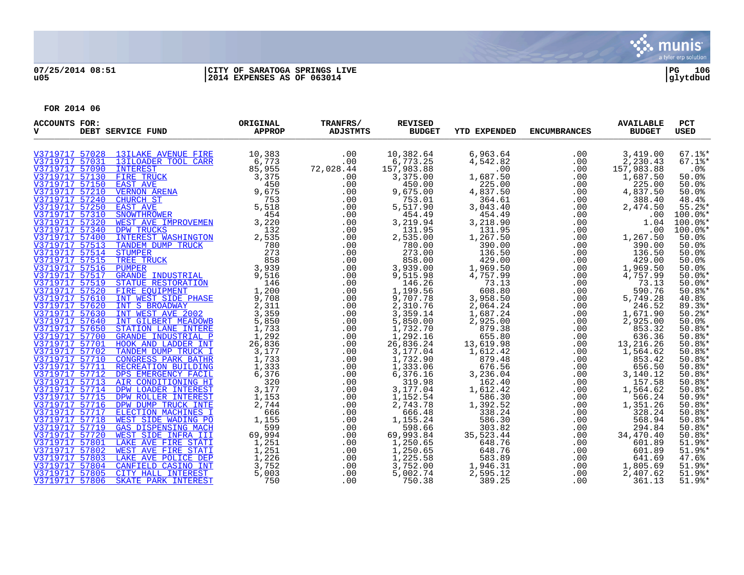07/25/2014 08:51 | CITY OF SARATOGA SPRINGS LIVE | PG 106
u05 | 2014 EXPENSES AS OF 063014 | glytdbud

**FOR 2014 06**

| ACCOUNTS FOR: V | DEBT SERVICE FUND | ORIGINAL APPROP | TRANFRS/ ADJSTMTS | REVISED BUDGET | YTD EXPENDED | ENCUMBRANCES | AVAILABLE BUDGET | PCT USED |
|---|---|---|---|---|---|---|---|---|
| V3719717 57028 | 13ILAKE AVENUE FIRE | 10,383 | .00 | 10,382.64 | 6,963.64 | .00 | 3,419.00 | 67.1%* |
| V3719717 57031 | 13ILOADER TOOL CARR | 6,773 | .00 | 6,773.25 | 4,542.82 | .00 | 2,230.43 | 67.1%* |
| V3719717 57090 | INTEREST | 85,955 | 72,028.44 | 157,983.88 | .00 | .00 | 157,983.88 | .0% |
| V3719717 57130 | FIRE TRUCK | 3,375 | .00 | 3,375.00 | 1,687.50 | .00 | 1,687.50 | 50.0% |
| V3719717 57150 | EAST AVE | 450 | .00 | 450.00 | 225.00 | .00 | 225.00 | 50.0% |
| V3719717 57210 | VERNON ARENA | 9,675 | .00 | 9,675.00 | 4,837.50 | .00 | 4,837.50 | 50.0% |
| V3719717 57240 | CHURCH ST | 753 | .00 | 753.01 | 364.61 | .00 | 388.40 | 48.4% |
| V3719717 57250 | EAST AVE | 5,518 | .00 | 5,517.90 | 3,043.40 | .00 | 2,474.50 | 55.2%* |
| V3719717 57310 | SNOWTHROWER | 454 | .00 | 454.49 | 454.49 | .00 | .00 | 100.0%* |
| V3719717 57320 | WEST AVE IMPROVEMEN | 3,220 | .00 | 3,219.94 | 3,218.90 | .00 | 1.04 | 100.0%* |
| V3719717 57340 | DPW TRUCKS | 132 | .00 | 131.95 | 131.95 | .00 | .00 | 100.0%* |
| V3719717 57400 | INTEREST WASHINGTON | 2,535 | .00 | 2,535.00 | 1,267.50 | .00 | 1,267.50 | 50.0% |
| V3719717 57513 | TANDEM DUMP TRUCK | 780 | .00 | 780.00 | 390.00 | .00 | 390.00 | 50.0% |
| V3719717 57514 | STUMPER | 273 | .00 | 273.00 | 136.50 | .00 | 136.50 | 50.0% |
| V3719717 57515 | TREE TRUCK | 858 | .00 | 858.00 | 429.00 | .00 | 429.00 | 50.0% |
| V3719717 57516 | PUMPER | 3,939 | .00 | 3,939.00 | 1,969.50 | .00 | 1,969.50 | 50.0% |
| V3719717 57517 | GRANDE INDUSTRIAL | 9,516 | .00 | 9,515.98 | 4,757.99 | .00 | 4,757.99 | 50.0%* |
| V3719717 57519 | STATUE RESTORATION | 146 | .00 | 146.26 | 73.13 | .00 | 73.13 | 50.0%* |
| V3719717 57520 | FIRE EQUIPMENT | 1,200 | .00 | 1,199.56 | 608.80 | .00 | 590.76 | 50.8%* |
| V3719717 57610 | INT WEST SIDE PHASE | 9,708 | .00 | 9,707.78 | 3,958.50 | .00 | 5,749.28 | 40.8% |
| V3719717 57620 | INT S BROADWAY | 2,311 | .00 | 2,310.76 | 2,064.24 | .00 | 246.52 | 89.3%* |
| V3719717 57630 | INT WEST AVE 2002 | 3,359 | .00 | 3,359.14 | 1,687.24 | .00 | 1,671.90 | 50.2%* |
| V3719717 57640 | INT GILBERT MEADOWB | 5,850 | .00 | 5,850.00 | 2,925.00 | .00 | 2,925.00 | 50.0% |
| V3719717 57650 | STATION LANE INTERE | 1,733 | .00 | 1,732.70 | 879.38 | .00 | 853.32 | 50.8%* |
| V3719717 57700 | GRANDE INDUSTRIAL P | 1,292 | .00 | 1,292.16 | 655.80 | .00 | 636.36 | 50.8%* |
| V3719717 57701 | HOOK AND LADDER INT | 26,836 | .00 | 26,836.24 | 13,619.98 | .00 | 13,216.26 | 50.8%* |
| V3719717 57702 | TANDEM DUMP TRUCK I | 3,177 | .00 | 3,177.04 | 1,612.42 | .00 | 1,564.62 | 50.8%* |
| V3719717 57710 | CONGRESS PARK BATHR | 1,733 | .00 | 1,732.90 | 879.48 | .00 | 853.42 | 50.8%* |
| V3719717 57711 | RECREATION BUILDING | 1,333 | .00 | 1,333.06 | 676.56 | .00 | 656.50 | 50.8%* |
| V3719717 57712 | DPS EMERGENCY FACIL | 6,376 | .00 | 6,376.16 | 3,236.04 | .00 | 3,140.12 | 50.8%* |
| V3719717 57713 | AIR CONDITIONING HI | 320 | .00 | 319.98 | 162.40 | .00 | 157.58 | 50.8%* |
| V3719717 57714 | DPW LOADER INTEREST | 3,177 | .00 | 3,177.04 | 1,612.42 | .00 | 1,564.62 | 50.8%* |
| V3719717 57715 | DPW ROLLER INTEREST | 1,153 | .00 | 1,152.54 | 586.30 | .00 | 566.24 | 50.9%* |
| V3719717 57716 | DPW DUMP TRUCK INTE | 2,744 | .00 | 2,743.78 | 1,392.52 | .00 | 1,351.26 | 50.8%* |
| V3719717 57717 | ELECTION MACHINES I | 666 | .00 | 666.48 | 338.24 | .00 | 328.24 | 50.8%* |
| V3719717 57718 | WEST SIDE WADING PO | 1,155 | .00 | 1,155.24 | 586.30 | .00 | 568.94 | 50.8%* |
| V3719717 57719 | GAS DISPENSING MACH | 599 | .00 | 598.66 | 303.82 | .00 | 294.84 | 50.8%* |
| V3719717 57720 | WEST SIDE INFRA III | 69,994 | .00 | 69,993.84 | 35,523.44 | .00 | 34,470.40 | 50.8%* |
| V3719717 57801 | LAKE AVE FIRE STATI | 1,251 | .00 | 1,250.65 | 648.76 | .00 | 601.89 | 51.9%* |
| V3719717 57802 | WEST AVE FIRE STATI | 1,251 | .00 | 1,250.65 | 648.76 | .00 | 601.89 | 51.9%* |
| V3719717 57803 | LAKE AVE POLICE DEP | 1,226 | .00 | 1,225.58 | 583.89 | .00 | 641.69 | 47.6% |
| V3719717 57804 | CANFIELD CASINO INT | 3,752 | .00 | 3,752.00 | 1,946.31 | .00 | 1,805.69 | 51.9%* |
| V3719717 57805 | CITY HALL INTEREST | 5,003 | .00 | 5,002.74 | 2,595.12 | .00 | 2,407.62 | 51.9%* |
| V3719717 57806 | SKATE PARK INTEREST | 750 | .00 | 750.38 | 389.25 | .00 | 361.13 | 51.9%* |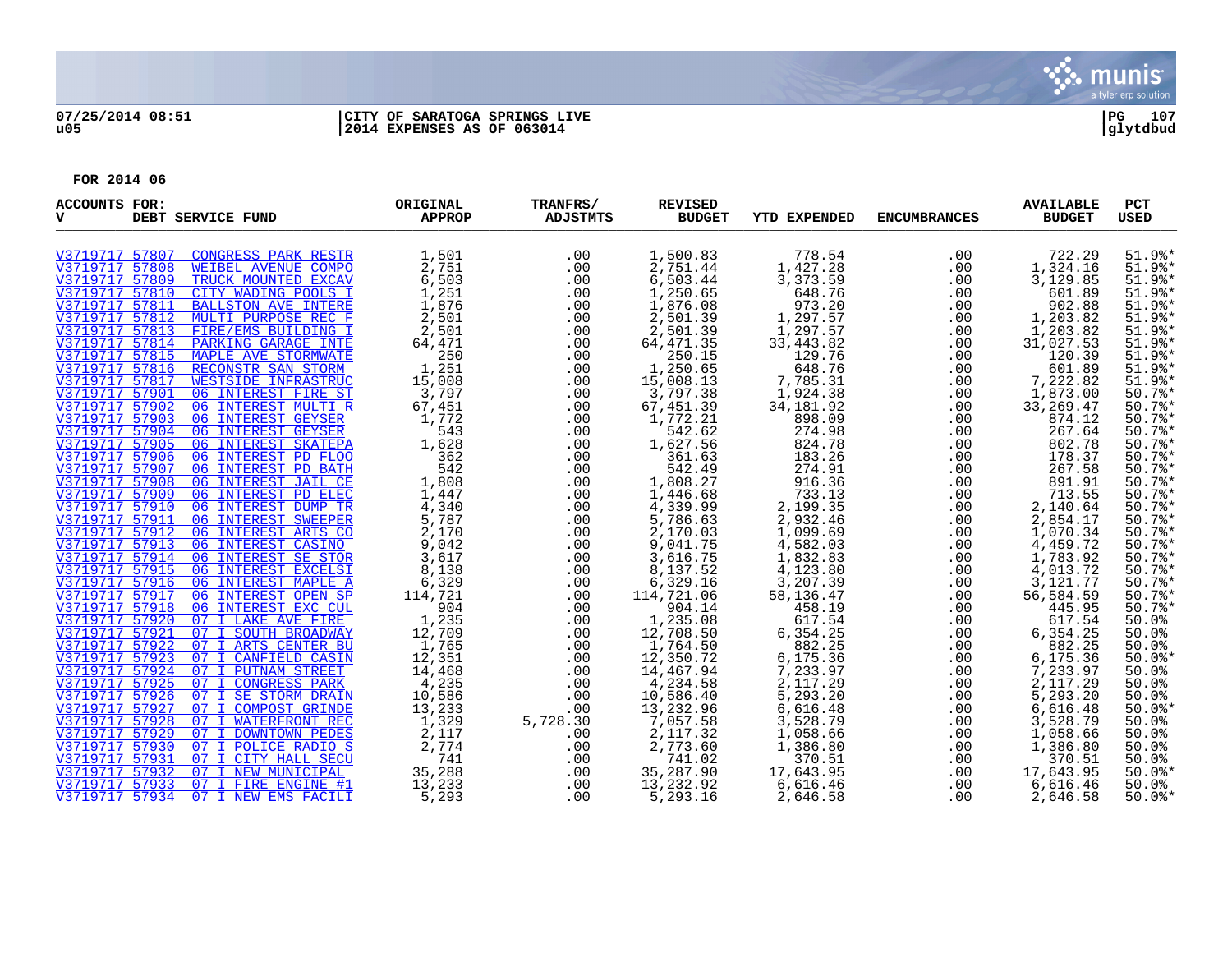07/25/2014 08:51 | CITY OF SARATOGA SPRINGS LIVE | PG 107
u05 | 2014 EXPENSES AS OF 063014 | glytdbud

FOR 2014 06

| ACCOUNTS FOR: V | DEBT SERVICE FUND | ORIGINAL APPROP | TRANFRS/ ADJSTMTS | REVISED BUDGET | YTD EXPENDED | ENCUMBRANCES | AVAILABLE BUDGET | PCT USED |
|---|---|---|---|---|---|---|---|---|
| V3719717 57807 | CONGRESS PARK RESTR | 1,501 | .00 | 1,500.83 | 778.54 | .00 | 722.29 | 51.9%* |
| V3719717 57808 | WEIBEL AVENUE COMPO | 2,751 | .00 | 2,751.44 | 1,427.28 | .00 | 1,324.16 | 51.9%* |
| V3719717 57809 | TRUCK MOUNTED EXCAV | 6,503 | .00 | 6,503.44 | 3,373.59 | .00 | 3,129.85 | 51.9%* |
| V3719717 57810 | CITY WADING POOLS I | 1,251 | .00 | 1,250.65 | 648.76 | .00 | 601.89 | 51.9%* |
| V3719717 57811 | BALLSTON AVE INTERE | 1,876 | .00 | 1,876.08 | 973.20 | .00 | 902.88 | 51.9%* |
| V3719717 57812 | MULTI PURPOSE REC F | 2,501 | .00 | 2,501.39 | 1,297.57 | .00 | 1,203.82 | 51.9%* |
| V3719717 57813 | FIRE/EMS BUILDING I | 2,501 | .00 | 2,501.39 | 1,297.57 | .00 | 1,203.82 | 51.9%* |
| V3719717 57814 | PARKING GARAGE INTE | 64,471 | .00 | 64,471.35 | 33,443.82 | .00 | 31,027.53 | 51.9%* |
| V3719717 57815 | MAPLE AVE STORMWATE | 250 | .00 | 250.15 | 129.76 | .00 | 120.39 | 51.9%* |
| V3719717 57816 | RECONSTR SAN STORM | 1,251 | .00 | 1,250.65 | 648.76 | .00 | 601.89 | 51.9%* |
| V3719717 57817 | WESTSIDE INFRASTRUC | 15,008 | .00 | 15,008.13 | 7,785.31 | .00 | 7,222.82 | 51.9%* |
| V3719717 57901 | 06 INTEREST FIRE ST | 3,797 | .00 | 3,797.38 | 1,924.38 | .00 | 1,873.00 | 50.7%* |
| V3719717 57902 | 06 INTEREST MULTI R | 67,451 | .00 | 67,451.39 | 34,181.92 | .00 | 33,269.47 | 50.7%* |
| V3719717 57903 | 06 INTEREST GEYSER | 1,772 | .00 | 1,772.21 | 898.09 | .00 | 874.12 | 50.7%* |
| V3719717 57904 | 06 INTEREST GEYSER | 543 | .00 | 542.62 | 274.98 | .00 | 267.64 | 50.7%* |
| V3719717 57905 | 06 INTEREST SKATEPA | 1,628 | .00 | 1,627.56 | 824.78 | .00 | 802.78 | 50.7%* |
| V3719717 57906 | 06 INTEREST PD FLOO | 362 | .00 | 361.63 | 183.26 | .00 | 178.37 | 50.7%* |
| V3719717 57907 | 06 INTEREST PD BATH | 542 | .00 | 542.49 | 274.91 | .00 | 267.58 | 50.7%* |
| V3719717 57908 | 06 INTEREST JAIL CE | 1,808 | .00 | 1,808.27 | 916.36 | .00 | 891.91 | 50.7%* |
| V3719717 57909 | 06 INTEREST PD ELEC | 1,447 | .00 | 1,446.68 | 733.13 | .00 | 713.55 | 50.7%* |
| V3719717 57910 | 06 INTEREST DUMP TR | 4,340 | .00 | 4,339.99 | 2,199.35 | .00 | 2,140.64 | 50.7%* |
| V3719717 57911 | 06 INTEREST SWEEPER | 5,787 | .00 | 5,786.63 | 2,932.46 | .00 | 2,854.17 | 50.7%* |
| V3719717 57912 | 06 INTEREST ARTS CO | 2,170 | .00 | 2,170.03 | 1,099.69 | .00 | 1,070.34 | 50.7%* |
| V3719717 57913 | 06 INTEREST CASINO | 9,042 | .00 | 9,041.75 | 4,582.03 | .00 | 4,459.72 | 50.7%* |
| V3719717 57914 | 06 INTEREST SE STOR | 3,617 | .00 | 3,616.75 | 1,832.83 | .00 | 1,783.92 | 50.7%* |
| V3719717 57915 | 06 INTEREST EXCELSI | 8,138 | .00 | 8,137.52 | 4,123.80 | .00 | 4,013.72 | 50.7%* |
| V3719717 57916 | 06 INTEREST MAPLE A | 6,329 | .00 | 6,329.16 | 3,207.39 | .00 | 3,121.77 | 50.7%* |
| V3719717 57917 | 06 INTEREST OPEN SP | 114,721 | .00 | 114,721.06 | 58,136.47 | .00 | 56,584.59 | 50.7%* |
| V3719717 57918 | 06 INTEREST EXC CUL | 904 | .00 | 904.14 | 458.19 | .00 | 445.95 | 50.7%* |
| V3719717 57920 | 07 I LAKE AVE FIRE | 1,235 | .00 | 1,235.08 | 617.54 | .00 | 617.54 | 50.0% |
| V3719717 57921 | 07 I SOUTH BROADWAY | 12,709 | .00 | 12,708.50 | 6,354.25 | .00 | 6,354.25 | 50.0% |
| V3719717 57922 | 07 I ARTS CENTER BU | 1,765 | .00 | 1,764.50 | 882.25 | .00 | 882.25 | 50.0% |
| V3719717 57923 | 07 I CANFIELD CASIN | 12,351 | .00 | 12,350.72 | 6,175.36 | .00 | 6,175.36 | 50.0%* |
| V3719717 57924 | 07 I PUTNAM STREET | 14,468 | .00 | 14,467.94 | 7,233.97 | .00 | 7,233.97 | 50.0% |
| V3719717 57925 | 07 I CONGRESS PARK | 4,235 | .00 | 4,234.58 | 2,117.29 | .00 | 2,117.29 | 50.0% |
| V3719717 57926 | 07 I SE STORM DRAIN | 10,586 | .00 | 10,586.40 | 5,293.20 | .00 | 5,293.20 | 50.0% |
| V3719717 57927 | 07 I COMPOST GRINDE | 13,233 | .00 | 13,232.96 | 6,616.48 | .00 | 6,616.48 | 50.0%* |
| V3719717 57928 | 07 I WATERFRONT REC | 1,329 | 5,728.30 | 7,057.58 | 3,528.79 | .00 | 3,528.79 | 50.0% |
| V3719717 57929 | 07 I DOWNTOWN PEDES | 2,117 | .00 | 2,117.32 | 1,058.66 | .00 | 1,058.66 | 50.0% |
| V3719717 57930 | 07 I POLICE RADIO S | 2,774 | .00 | 2,773.60 | 1,386.80 | .00 | 1,386.80 | 50.0% |
| V3719717 57931 | 07 I CITY HALL SECU | 741 | .00 | 741.02 | 370.51 | .00 | 370.51 | 50.0% |
| V3719717 57932 | 07 I NEW MUNICIPAL | 35,288 | .00 | 35,287.90 | 17,643.95 | .00 | 17,643.95 | 50.0%* |
| V3719717 57933 | 07 I FIRE ENGINE #1 | 13,233 | .00 | 13,232.92 | 6,616.46 | .00 | 6,616.46 | 50.0% |
| V3719717 57934 | 07 I NEW EMS FACILI | 5,293 | .00 | 5,293.16 | 2,646.58 | .00 | 2,646.58 | 50.0%* |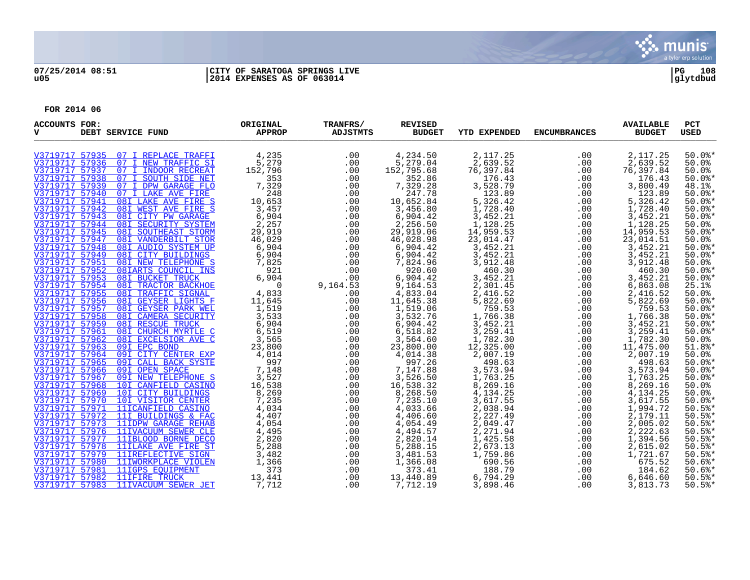07/25/2014 08:51 | CITY OF SARATOGA SPRINGS LIVE | PG 108
u05 | 2014 EXPENSES AS OF 063014 | glytdbud

**FOR 2014 06**

| ACCOUNTS FOR: V | DEBT SERVICE FUND | ORIGINAL APPROP | TRANFRS/ ADJSTMTS | REVISED BUDGET | YTD EXPENDED | ENCUMBRANCES | AVAILABLE BUDGET | PCT USED |
|---|---|---|---|---|---|---|---|---|
| V3719717 57935 | 07 I REPLACE TRAFFI | 4,235 | .00 | 4,234.50 | 2,117.25 | .00 | 2,117.25 | 50.0%* |
| V3719717 57936 | 07 I NEW TRAFFIC SI | 5,279 | .00 | 5,279.04 | 2,639.52 | .00 | 2,639.52 | 50.0% |
| V3719717 57937 | 07 I INDOOR RECREAT | 152,796 | .00 | 152,795.68 | 76,397.84 | .00 | 76,397.84 | 50.0% |
| V3719717 57938 | 07 I SOUTH SIDE NET | 353 | .00 | 352.86 | 176.43 | .00 | 176.43 | 50.0%* |
| V3719717 57939 | 07 I DPW GARAGE FLO | 7,329 | .00 | 7,329.28 | 3,528.79 | .00 | 3,800.49 | 48.1% |
| V3719717 57940 | 07 I LAKE AVE FIRE | 248 | .00 | 247.78 | 123.89 | .00 | 123.89 | 50.0%* |
| V3719717 57941 | 08I LAKE AVE FIRE S | 10,653 | .00 | 10,652.84 | 5,326.42 | .00 | 5,326.42 | 50.0%* |
| V3719717 57942 | 08I WEST AVE FIRE S | 3,457 | .00 | 3,456.80 | 1,728.40 | .00 | 1,728.40 | 50.0%* |
| V3719717 57943 | 08I CITY PW GARAGE | 6,904 | .00 | 6,904.42 | 3,452.21 | .00 | 3,452.21 | 50.0%* |
| V3719717 57944 | 08I SECURITY SYSTEM | 2,257 | .00 | 2,256.50 | 1,128.25 | .00 | 1,128.25 | 50.0% |
| V3719717 57945 | 08I SOUTHEAST STORM | 29,919 | .00 | 29,919.06 | 14,959.53 | .00 | 14,959.53 | 50.0%* |
| V3719717 57947 | 08I VANDERBILT STOR | 46,029 | .00 | 46,028.98 | 23,014.47 | .00 | 23,014.51 | 50.0% |
| V3719717 57948 | 08I AUDIO SYSTEM UP | 6,904 | .00 | 6,904.42 | 3,452.21 | .00 | 3,452.21 | 50.0%* |
| V3719717 57949 | 08I CITY BUILDINGS | 6,904 | .00 | 6,904.42 | 3,452.21 | .00 | 3,452.21 | 50.0%* |
| V3719717 57951 | 08I NEW TELEPHONE S | 7,825 | .00 | 7,824.96 | 3,912.48 | .00 | 3,912.48 | 50.0% |
| V3719717 57952 | 08IARTS COUNCIL INS | 921 | .00 | 920.60 | 460.30 | .00 | 460.30 | 50.0%* |
| V3719717 57953 | 08I BUCKET TRUCK | 6,904 | .00 | 6,904.42 | 3,452.21 | .00 | 3,452.21 | 50.0%* |
| V3719717 57954 | 08I TRACTOR BACKHOE | 0 | 9,164.53 | 9,164.53 | 2,301.45 | .00 | 6,863.08 | 25.1% |
| V3719717 57955 | 08I TRAFFIC SIGNAL | 4,833 | .00 | 4,833.04 | 2,416.52 | .00 | 2,416.52 | 50.0% |
| V3719717 57956 | 08I GEYSER LIGHTS F | 11,645 | .00 | 11,645.38 | 5,822.69 | .00 | 5,822.69 | 50.0%* |
| V3719717 57957 | 08I GEYSER PARK WEL | 1,519 | .00 | 1,519.06 | 759.53 | .00 | 759.53 | 50.0%* |
| V3719717 57958 | 08I CAMERA SECURITY | 3,533 | .00 | 3,532.76 | 1,766.38 | .00 | 1,766.38 | 50.0%* |
| V3719717 57959 | 08I RESCUE TRUCK | 6,904 | .00 | 6,904.42 | 3,452.21 | .00 | 3,452.21 | 50.0%* |
| V3719717 57961 | 08I CHURCH MYRTLE C | 6,519 | .00 | 6,518.82 | 3,259.41 | .00 | 3,259.41 | 50.0%* |
| V3719717 57962 | 08I EXCELSIOR AVE C | 3,565 | .00 | 3,564.60 | 1,782.30 | .00 | 1,782.30 | 50.0% |
| V3719717 57963 | 09I EPC BOND | 23,800 | .00 | 23,800.00 | 12,325.00 | .00 | 11,475.00 | 51.8%* |
| V3719717 57964 | 09I CITY CENTER EXP | 4,014 | .00 | 4,014.38 | 2,007.19 | .00 | 2,007.19 | 50.0% |
| V3719717 57965 | 09I CALL BACK SYSTE | 997 | .00 | 997.26 | 498.63 | .00 | 498.63 | 50.0%* |
| V3719717 57966 | 09I OPEN SPACE | 7,148 | .00 | 7,147.88 | 3,573.94 | .00 | 3,573.94 | 50.0%* |
| V3719717 57967 | 09I NEW TELEPHONE S | 3,527 | .00 | 3,526.50 | 1,763.25 | .00 | 1,763.25 | 50.0%* |
| V3719717 57968 | 10I CANFIELD CASINO | 16,538 | .00 | 16,538.32 | 8,269.16 | .00 | 8,269.16 | 50.0% |
| V3719717 57969 | 10I CITY BUILDINGS | 8,269 | .00 | 8,268.50 | 4,134.25 | .00 | 4,134.25 | 50.0% |
| V3719717 57970 | 10I VISITOR CENTER | 7,235 | .00 | 7,235.10 | 3,617.55 | .00 | 3,617.55 | 50.0%* |
| V3719717 57971 | 11ICANFIELD CASINO | 4,034 | .00 | 4,033.66 | 2,038.94 | .00 | 1,994.72 | 50.5%* |
| V3719717 57972 | 11I BUILDINGS & FAC | 4,407 | .00 | 4,406.60 | 2,227.49 | .00 | 2,179.11 | 50.5%* |
| V3719717 57973 | 11IDPW GARAGE REHAB | 4,054 | .00 | 4,054.49 | 2,049.47 | .00 | 2,005.02 | 50.5%* |
| V3719717 57976 | 11IVACUUM SEWER CLE | 4,495 | .00 | 4,494.57 | 2,271.94 | .00 | 2,222.63 | 50.5%* |
| V3719717 57977 | 11IBLOOD BORNE DECO | 2,820 | .00 | 2,820.14 | 1,425.58 | .00 | 1,394.56 | 50.5%* |
| V3719717 57978 | 11ILAKE AVE FIRE ST | 5,288 | .00 | 5,288.15 | 2,673.13 | .00 | 2,615.02 | 50.5%* |
| V3719717 57979 | 11IREFLECTIVE SIGN | 3,482 | .00 | 3,481.53 | 1,759.86 | .00 | 1,721.67 | 50.5%* |
| V3719717 57980 | 11IWORKPLACE VIOLEN | 1,366 | .00 | 1,366.08 | 690.56 | .00 | 675.52 | 50.6%* |
| V3719717 57981 | 11IGPS EQUIPMENT | 373 | .00 | 373.41 | 188.79 | .00 | 184.62 | 50.6%* |
| V3719717 57982 | 11IFIRE TRUCK | 13,441 | .00 | 13,440.89 | 6,794.29 | .00 | 6,646.60 | 50.5%* |
| V3719717 57983 | 11IVACUUM SEWER JET | 7,712 | .00 | 7,712.19 | 3,898.46 | .00 | 3,813.73 | 50.5%* |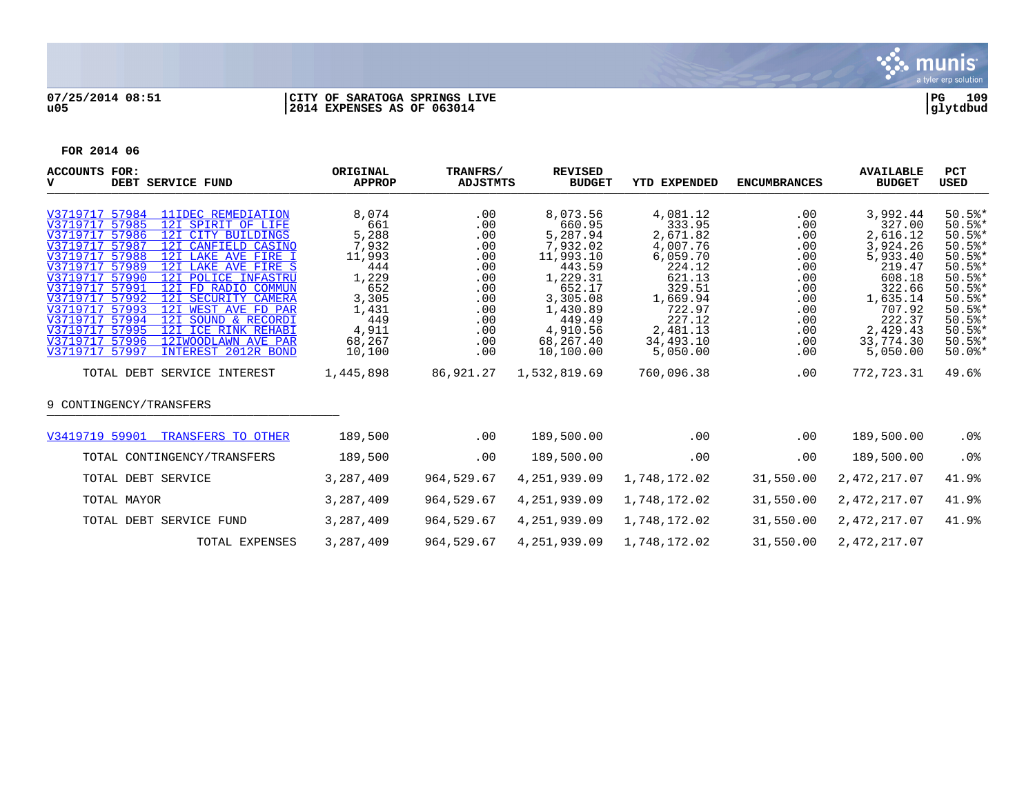07/25/2014 08:51 | CITY OF SARATOGA SPRINGS LIVE
u05 | 2014 EXPENSES AS OF 063014

**FOR 2014 06**

| ACCOUNTS FOR: V DEBT SERVICE FUND | ORIGINAL APPROP | TRANFRS/ ADJSTMTS | REVISED BUDGET | YTD EXPENDED | ENCUMBRANCES | AVAILABLE BUDGET | PCT USED |
|---|---|---|---|---|---|---|---|
| V3719717 57984 11IDEC REMEDIATION | 8,074 | .00 | 8,073.56 | 4,081.12 | .00 | 3,992.44 | 50.5%* |
| V3719717 57985 12I SPIRIT OF LIFE | 661 | .00 | 660.95 | 333.95 | .00 | 327.00 | 50.5%* |
| V3719717 57986 12I CITY BUILDINGS | 5,288 | .00 | 5,287.94 | 2,671.82 | .00 | 2,616.12 | 50.5%* |
| V3719717 57987 12I CANFIELD CASINO | 7,932 | .00 | 7,932.02 | 4,007.76 | .00 | 3,924.26 | 50.5%* |
| V3719717 57988 12I LAKE AVE FIRE I | 11,993 | .00 | 11,993.10 | 6,059.70 | .00 | 5,933.40 | 50.5%* |
| V3719717 57989 12I LAKE AVE FIRE S | 444 | .00 | 443.59 | 224.12 | .00 | 219.47 | 50.5%* |
| V3719717 57990 12I POLICE INFASTRU | 1,229 | .00 | 1,229.31 | 621.13 | .00 | 608.18 | 50.5%* |
| V3719717 57991 12I FD RADIO COMMUN | 652 | .00 | 652.17 | 329.51 | .00 | 322.66 | 50.5%* |
| V3719717 57992 12I SECURITY CAMERA | 3,305 | .00 | 3,305.08 | 1,669.94 | .00 | 1,635.14 | 50.5%* |
| V3719717 57993 12I WEST AVE FD PAR | 1,431 | .00 | 1,430.89 | 722.97 | .00 | 707.92 | 50.5%* |
| V3719717 57994 12I SOUND & RECORDI | 449 | .00 | 449.49 | 227.12 | .00 | 222.37 | 50.5%* |
| V3719717 57995 12I ICE RINK REHABI | 4,911 | .00 | 4,910.56 | 2,481.13 | .00 | 2,429.43 | 50.5%* |
| V3719717 57996 12IWOODLAWN AVE PAR | 68,267 | .00 | 68,267.40 | 34,493.10 | .00 | 33,774.30 | 50.5%* |
| V3719717 57997 INTEREST 2012R BOND | 10,100 | .00 | 10,100.00 | 5,050.00 | .00 | 5,050.00 | 50.0%* |
| TOTAL DEBT SERVICE INTEREST | 1,445,898 | 86,921.27 | 1,532,819.69 | 760,096.38 | .00 | 772,723.31 | 49.6% |
| **9 CONTINGENCY/TRANSFERS** | | | | | | | |
| V3419719 59901 TRANSFERS TO OTHER | 189,500 | .00 | 189,500.00 | .00 | .00 | 189,500.00 | .0% |
| TOTAL CONTINGENCY/TRANSFERS | 189,500 | .00 | 189,500.00 | .00 | .00 | 189,500.00 | .0% |
| TOTAL DEBT SERVICE | 3,287,409 | 964,529.67 | 4,251,939.09 | 1,748,172.02 | 31,550.00 | 2,472,217.07 | 41.9% |
| TOTAL MAYOR | 3,287,409 | 964,529.67 | 4,251,939.09 | 1,748,172.02 | 31,550.00 | 2,472,217.07 | 41.9% |
| TOTAL DEBT SERVICE FUND | 3,287,409 | 964,529.67 | 4,251,939.09 | 1,748,172.02 | 31,550.00 | 2,472,217.07 | 41.9% |
| TOTAL EXPENSES | 3,287,409 | 964,529.67 | 4,251,939.09 | 1,748,172.02 | 31,550.00 | 2,472,217.07 | |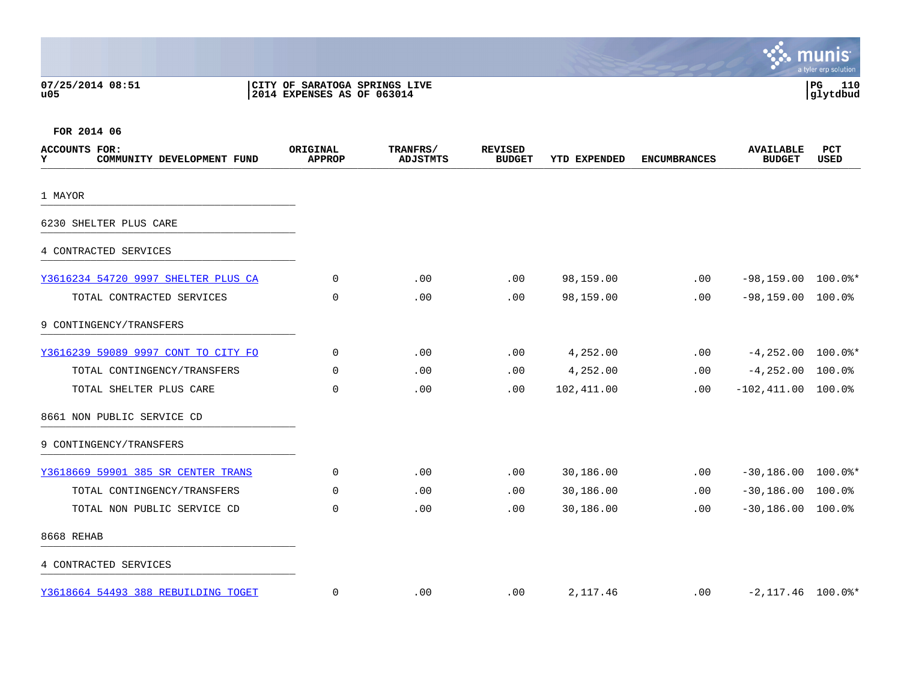07/25/2014 08:51
u05

CITY OF SARATOGA SPRINGS LIVE
2014 EXPENSES AS OF 063014

PG 110
glytdbud

FOR 2014 06

| ACCOUNTS FOR: Y COMMUNITY DEVELOPMENT FUND | ORIGINAL APPROP | TRANFRS/ ADJSTMTS | REVISED BUDGET | YTD EXPENDED | ENCUMBRANCES | AVAILABLE BUDGET | PCT USED |
|---|---|---|---|---|---|---|---|
| 1 MAYOR | | | | | | | |
| 6230 SHELTER PLUS CARE | | | | | | | |
| 4 CONTRACTED SERVICES | | | | | | | |
| Y3616234 54720 9997 SHELTER PLUS CA | 0 | .00 | .00 | 98,159.00 | .00 | -98,159.00 | 100.0%* |
| TOTAL CONTRACTED SERVICES | 0 | .00 | .00 | 98,159.00 | .00 | -98,159.00 | 100.0% |
| 9 CONTINGENCY/TRANSFERS | | | | | | | |
| Y3616239 59089 9997 CONT TO CITY FO | 0 | .00 | .00 | 4,252.00 | .00 | -4,252.00 | 100.0%* |
| TOTAL CONTINGENCY/TRANSFERS | 0 | .00 | .00 | 4,252.00 | .00 | -4,252.00 | 100.0% |
| TOTAL SHELTER PLUS CARE | 0 | .00 | .00 | 102,411.00 | .00 | -102,411.00 | 100.0% |
| 8661 NON PUBLIC SERVICE CD | | | | | | | |
| 9 CONTINGENCY/TRANSFERS | | | | | | | |
| Y3618669 59901 385 SR CENTER TRANS | 0 | .00 | .00 | 30,186.00 | .00 | -30,186.00 | 100.0%* |
| TOTAL CONTINGENCY/TRANSFERS | 0 | .00 | .00 | 30,186.00 | .00 | -30,186.00 | 100.0% |
| TOTAL NON PUBLIC SERVICE CD | 0 | .00 | .00 | 30,186.00 | .00 | -30,186.00 | 100.0% |
| 8668 REHAB | | | | | | | |
| 4 CONTRACTED SERVICES | | | | | | | |
| Y3618664 54493 388 REBUILDING TOGET | 0 | .00 | .00 | 2,117.46 | .00 | -2,117.46 | 100.0%* |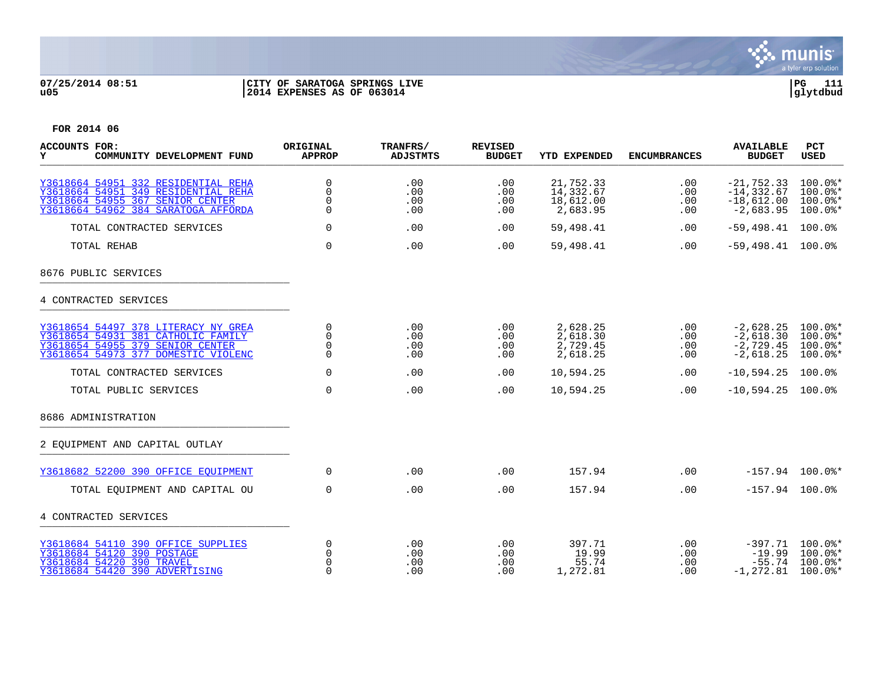07/25/2014 08:51 | CITY OF SARATOGA SPRINGS LIVE | PG 111
u05 | 2014 EXPENSES AS OF 063014 | glytdbud

FOR 2014 06

| ACCOUNTS FOR: Y COMMUNITY DEVELOPMENT FUND | ORIGINAL APPROP | TRANFRS/ ADJSTMTS | REVISED BUDGET | YTD EXPENDED | ENCUMBRANCES | AVAILABLE BUDGET | PCT USED |
|---|---|---|---|---|---|---|---|
| Y3618664 54951 332 RESIDENTIAL REHA | 0 | .00 | .00 | 21,752.33 | .00 | -21,752.33 | 100.0%* |
| Y3618664 54951 349 RESIDENTIAL REHA | 0 | .00 | .00 | 14,332.67 | .00 | -14,332.67 | 100.0%* |
| Y3618664 54955 367 SENIOR CENTER | 0 | .00 | .00 | 18,612.00 | .00 | -18,612.00 | 100.0%* |
| Y3618664 54962 384 SARATOGA AFFORDA | 0 | .00 | .00 | 2,683.95 | .00 | -2,683.95 | 100.0%* |
| TOTAL CONTRACTED SERVICES | 0 | .00 | .00 | 59,498.41 | .00 | -59,498.41 | 100.0% |
| TOTAL REHAB | 0 | .00 | .00 | 59,498.41 | .00 | -59,498.41 | 100.0% |
| 8676 PUBLIC SERVICES | | | | | | | |
| 4 CONTRACTED SERVICES | | | | | | | |
| Y3618654 54497 378 LITERACY NY GREA | 0 | .00 | .00 | 2,628.25 | .00 | -2,628.25 | 100.0%* |
| Y3618654 54931 381 CATHOLIC FAMILY | 0 | .00 | .00 | 2,618.30 | .00 | -2,618.30 | 100.0%* |
| Y3618654 54955 379 SENIOR CENTER | 0 | .00 | .00 | 2,729.45 | .00 | -2,729.45 | 100.0%* |
| Y3618654 54973 377 DOMESTIC VIOLENC | 0 | .00 | .00 | 2,618.25 | .00 | -2,618.25 | 100.0%* |
| TOTAL CONTRACTED SERVICES | 0 | .00 | .00 | 10,594.25 | .00 | -10,594.25 | 100.0% |
| TOTAL PUBLIC SERVICES | 0 | .00 | .00 | 10,594.25 | .00 | -10,594.25 | 100.0% |
| 8686 ADMINISTRATION | | | | | | | |
| 2 EQUIPMENT AND CAPITAL OUTLAY | | | | | | | |
| Y3618682 52200 390 OFFICE EQUIPMENT | 0 | .00 | .00 | 157.94 | .00 | -157.94 | 100.0%* |
| TOTAL EQUIPMENT AND CAPITAL OU | 0 | .00 | .00 | 157.94 | .00 | -157.94 | 100.0% |
| 4 CONTRACTED SERVICES | | | | | | | |
| Y3618684 54110 390 OFFICE SUPPLIES | 0 | .00 | .00 | 397.71 | .00 | -397.71 | 100.0%* |
| Y3618684 54120 390 POSTAGE | 0 | .00 | .00 | 19.99 | .00 | -19.99 | 100.0%* |
| Y3618684 54220 390 TRAVEL | 0 | .00 | .00 | 55.74 | .00 | -55.74 | 100.0%* |
| Y3618684 54420 390 ADVERTISING | 0 | .00 | .00 | 1,272.81 | .00 | -1,272.81 | 100.0%* |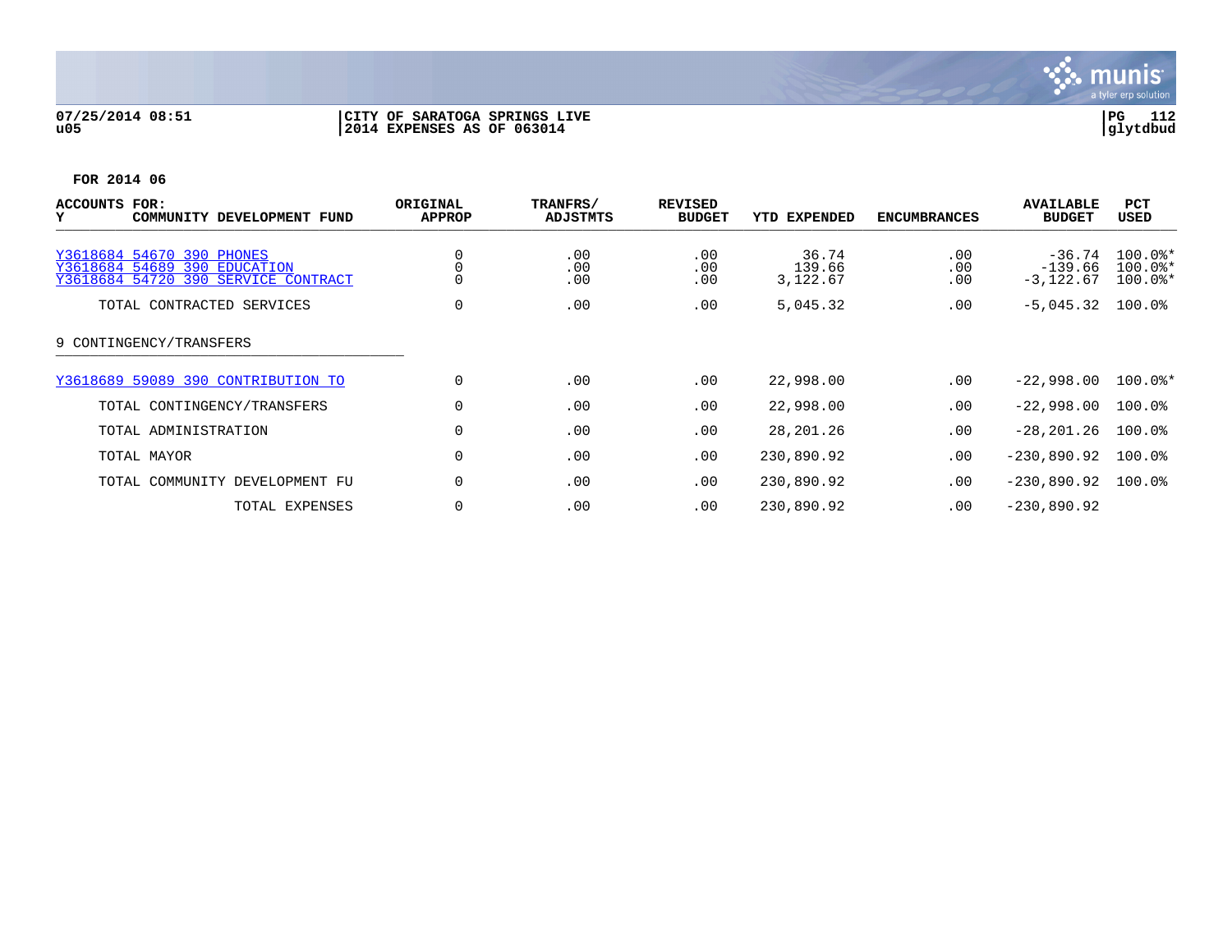07/25/2014 08:51 | CITY OF SARATOGA SPRINGS LIVE
u05 | 2014 EXPENSES AS OF 063014

**FOR 2014 06**

| ACCOUNTS FOR: Y COMMUNITY DEVELOPMENT FUND | ORIGINAL APPROP | TRANFRS/ ADJSTMTS | REVISED BUDGET | YTD EXPENDED | ENCUMBRANCES | AVAILABLE BUDGET | PCT USED |
|---|---|---|---|---|---|---|---|
| Y3618684 54670 390 PHONES | 0 | .00 | .00 | 36.74 | .00 | -36.74 | 100.0%* |
| Y3618684 54689 390 EDUCATION | 0 | .00 | .00 | 139.66 | .00 | -139.66 | 100.0%* |
| Y3618684 54720 390 SERVICE CONTRACT | 0 | .00 | .00 | 3,122.67 | .00 | -3,122.67 | 100.0%* |
| TOTAL CONTRACTED SERVICES | 0 | .00 | .00 | 5,045.32 | .00 | -5,045.32 | 100.0% |
| 9 CONTINGENCY/TRANSFERS | | | | | | | |
| Y3618689 59089 390 CONTRIBUTION TO | 0 | .00 | .00 | 22,998.00 | .00 | -22,998.00 | 100.0%* |
| TOTAL CONTINGENCY/TRANSFERS | 0 | .00 | .00 | 22,998.00 | .00 | -22,998.00 | 100.0% |
| TOTAL ADMINISTRATION | 0 | .00 | .00 | 28,201.26 | .00 | -28,201.26 | 100.0% |
| TOTAL MAYOR | 0 | .00 | .00 | 230,890.92 | .00 | -230,890.92 | 100.0% |
| TOTAL COMMUNITY DEVELOPMENT FU | 0 | .00 | .00 | 230,890.92 | .00 | -230,890.92 | 100.0% |
| TOTAL EXPENSES | 0 | .00 | .00 | 230,890.92 | .00 | -230,890.92 | |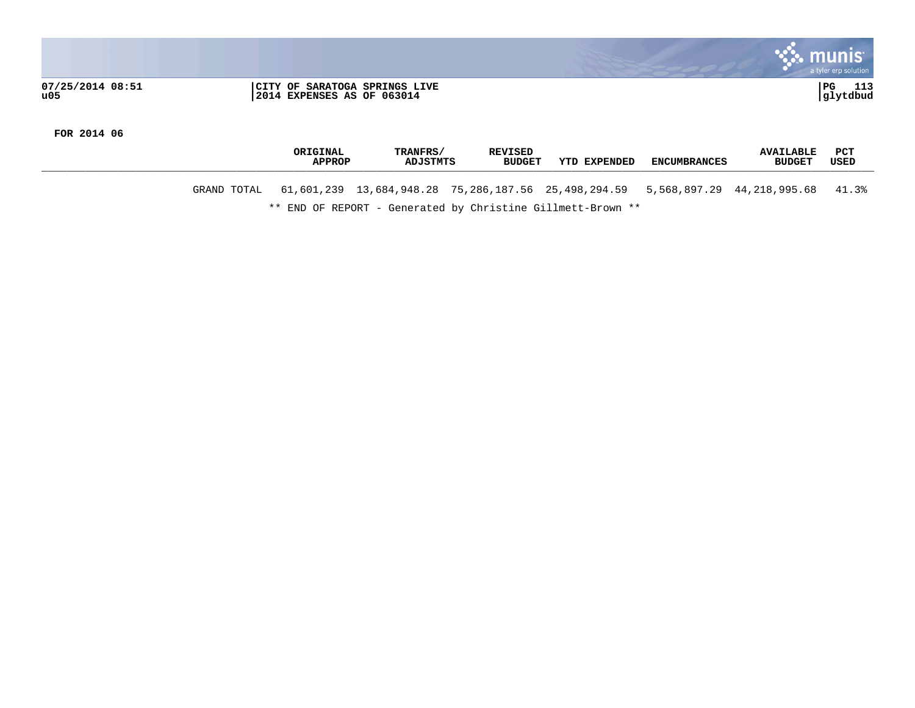07/25/2014 08:51
u05

CITY OF SARATOGA SPRINGS LIVE
2014 EXPENSES AS OF 063014

PG 113
glytdbud

FOR 2014 06

| | ORIGINAL APPROP | TRANFRS/ ADJSTMTS | REVISED BUDGET | YTD EXPENDED | ENCUMBRANCES | AVAILABLE BUDGET | PCT USED |
|---|---|---|---|---|---|---|---|
| GRAND TOTAL | 61,601,239 | 13,684,948.28 | 75,286,187.56 | 25,498,294.59 | 5,568,897.29 | 44,218,995.68 | 41.3% |

** END OF REPORT - Generated by Christine Gillmett-Brown **